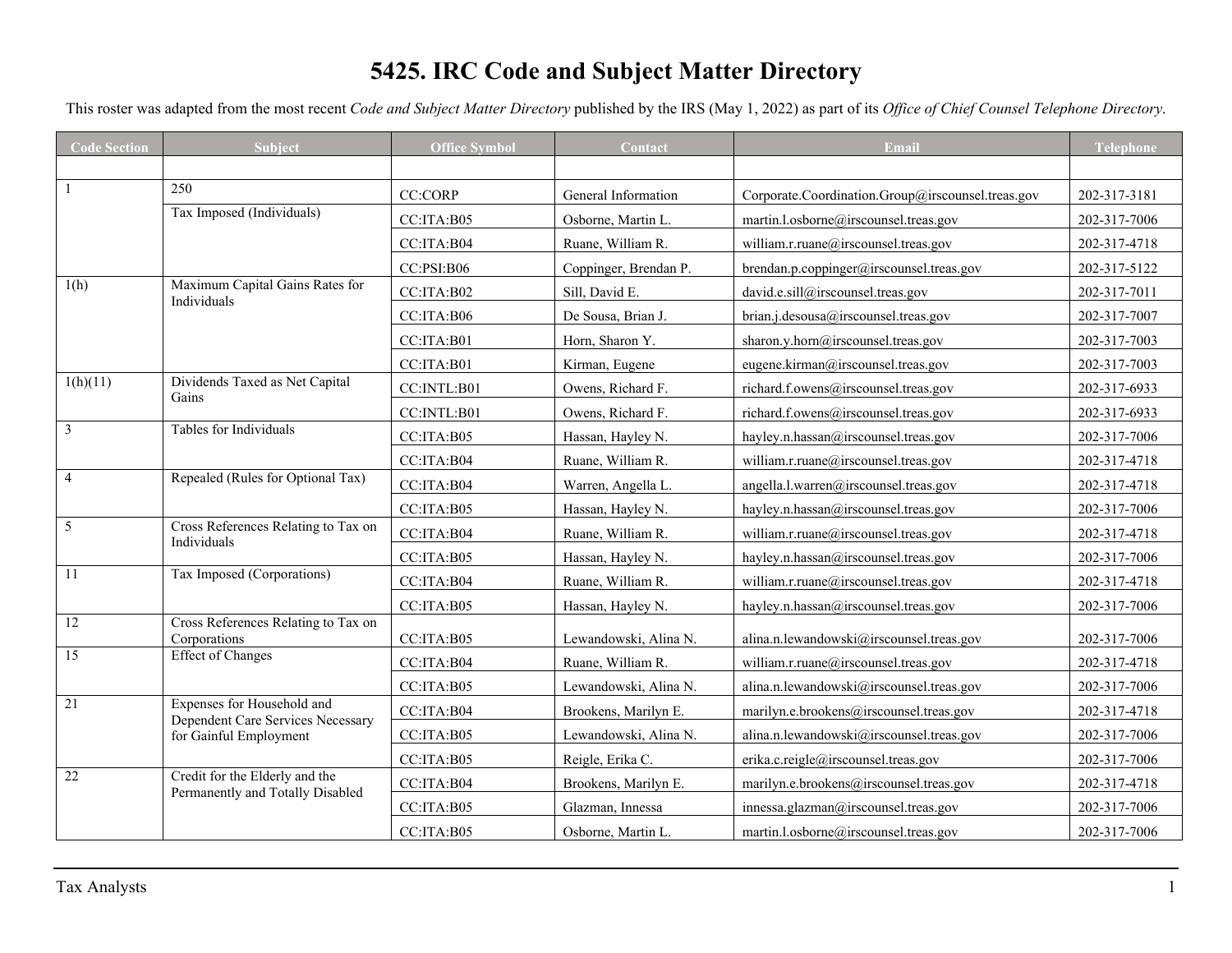# 5425. IRC Code and Subject Matter Directory

This roster was adapted from the most recent *Code and Subject Matter Directory* published by the IRS (May 1, 2022) as part of its *Office of Chief Counsel Telephone Directory*.

| Code Section | Subject | Office Symbol | Contact | Email | Telephone |
|---|---|---|---|---|---|
| | | | | | |
| 1 | 250 | CC:CORP | General Information | Corporate.Coordination.Group@irscounsel.treas.gov | 202-317-3181 |
| | Tax Imposed (Individuals) | CC:ITA:B05 | Osborne, Martin L. | martin.l.osborne@irscounsel.treas.gov | 202-317-7006 |
| | | CC:ITA:B04 | Ruane, William R. | william.r.ruane@irscounsel.treas.gov | 202-317-4718 |
| | | CC:PSI:B06 | Coppinger, Brendan P. | brendan.p.coppinger@irscounsel.treas.gov | 202-317-5122 |
| 1(h) | Maximum Capital Gains Rates for Individuals | CC:ITA:B02 | Sill, David E. | david.e.sill@irscounsel.treas.gov | 202-317-7011 |
| | | CC:ITA:B06 | De Sousa, Brian J. | brian.j.desousa@irscounsel.treas.gov | 202-317-7007 |
| | | CC:ITA:B01 | Horn, Sharon Y. | sharon.y.horn@irscounsel.treas.gov | 202-317-7003 |
| | | CC:ITA:B01 | Kirman, Eugene | eugene.kirman@irscounsel.treas.gov | 202-317-7003 |
| 1(h)(11) | Dividends Taxed as Net Capital Gains | CC:INTL:B01 | Owens, Richard F. | richard.f.owens@irscounsel.treas.gov | 202-317-6933 |
| | | CC:INTL:B01 | Owens, Richard F. | richard.f.owens@irscounsel.treas.gov | 202-317-6933 |
| 3 | Tables for Individuals | CC:ITA:B05 | Hassan, Hayley N. | hayley.n.hassan@irscounsel.treas.gov | 202-317-7006 |
| | | CC:ITA:B04 | Ruane, William R. | william.r.ruane@irscounsel.treas.gov | 202-317-4718 |
| 4 | Repealed (Rules for Optional Tax) | CC:ITA:B04 | Warren, Angella L. | angella.l.warren@irscounsel.treas.gov | 202-317-4718 |
| | | CC:ITA:B05 | Hassan, Hayley N. | hayley.n.hassan@irscounsel.treas.gov | 202-317-7006 |
| 5 | Cross References Relating to Tax on Individuals | CC:ITA:B04 | Ruane, William R. | william.r.ruane@irscounsel.treas.gov | 202-317-4718 |
| | | CC:ITA:B05 | Hassan, Hayley N. | hayley.n.hassan@irscounsel.treas.gov | 202-317-7006 |
| 11 | Tax Imposed (Corporations) | CC:ITA:B04 | Ruane, William R. | william.r.ruane@irscounsel.treas.gov | 202-317-4718 |
| | | CC:ITA:B05 | Hassan, Hayley N. | hayley.n.hassan@irscounsel.treas.gov | 202-317-7006 |
| 12 | Cross References Relating to Tax on Corporations | CC:ITA:B05 | Lewandowski, Alina N. | alina.n.lewandowski@irscounsel.treas.gov | 202-317-7006 |
| 15 | Effect of Changes | CC:ITA:B04 | Ruane, William R. | william.r.ruane@irscounsel.treas.gov | 202-317-4718 |
| | | CC:ITA:B05 | Lewandowski, Alina N. | alina.n.lewandowski@irscounsel.treas.gov | 202-317-7006 |
| 21 | Expenses for Household and Dependent Care Services Necessary for Gainful Employment | CC:ITA:B04 | Brookens, Marilyn E. | marilyn.e.brookens@irscounsel.treas.gov | 202-317-4718 |
| | | CC:ITA:B05 | Lewandowski, Alina N. | alina.n.lewandowski@irscounsel.treas.gov | 202-317-7006 |
| | | CC:ITA:B05 | Reigle, Erika C. | erika.c.reigle@irscounsel.treas.gov | 202-317-7006 |
| 22 | Credit for the Elderly and the Permanently and Totally Disabled | CC:ITA:B04 | Brookens, Marilyn E. | marilyn.e.brookens@irscounsel.treas.gov | 202-317-4718 |
| | | CC:ITA:B05 | Glazman, Innessa | innessa.glazman@irscounsel.treas.gov | 202-317-7006 |
| | | CC:ITA:B05 | Osborne, Martin L. | martin.l.osborne@irscounsel.treas.gov | 202-317-7006 |

Tax Analysts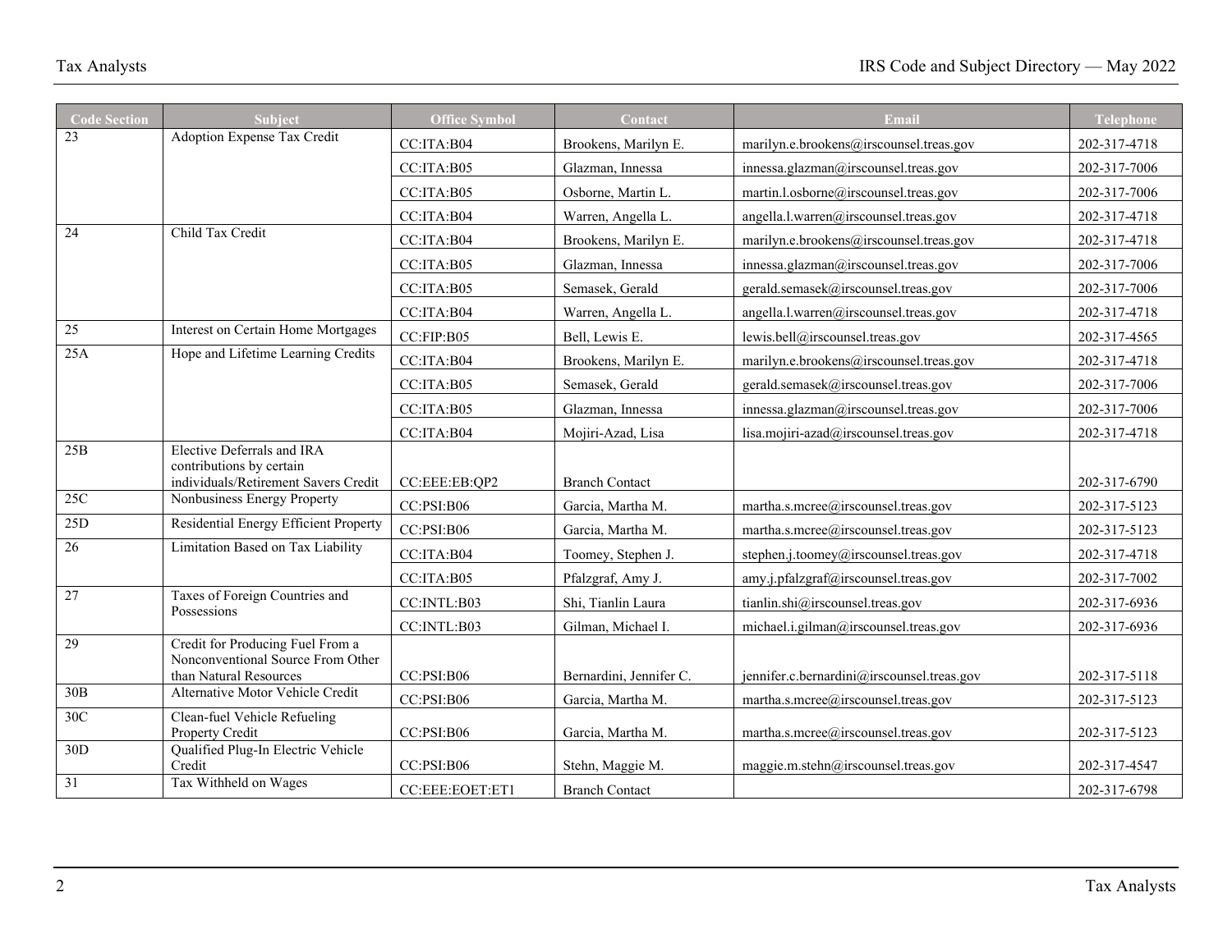| Code Section | Subject | Office Symbol | Contact | Email | Telephone |
|---|---|---|---|---|---|
| 23 | Adoption Expense Tax Credit | CC:ITA:B04 | Brookens, Marilyn E. | marilyn.e.brookens@irscounsel.treas.gov | 202-317-4718 |
| | | CC:ITA:B05 | Glazman, Innessa | innessa.glazman@irscounsel.treas.gov | 202-317-7006 |
| | | CC:ITA:B05 | Osborne, Martin L. | martin.l.osborne@irscounsel.treas.gov | 202-317-7006 |
| | | CC:ITA:B04 | Warren, Angella L. | angella.l.warren@irscounsel.treas.gov | 202-317-4718 |
| 24 | Child Tax Credit | CC:ITA:B04 | Brookens, Marilyn E. | marilyn.e.brookens@irscounsel.treas.gov | 202-317-4718 |
| | | CC:ITA:B05 | Glazman, Innessa | innessa.glazman@irscounsel.treas.gov | 202-317-7006 |
| | | CC:ITA:B05 | Semasek, Gerald | gerald.semasek@irscounsel.treas.gov | 202-317-7006 |
| | | CC:ITA:B04 | Warren, Angella L. | angella.l.warren@irscounsel.treas.gov | 202-317-4718 |
| 25 | Interest on Certain Home Mortgages | CC:FIP:B05 | Bell, Lewis E. | lewis.bell@irscounsel.treas.gov | 202-317-4565 |
| 25A | Hope and Lifetime Learning Credits | CC:ITA:B04 | Brookens, Marilyn E. | marilyn.e.brookens@irscounsel.treas.gov | 202-317-4718 |
| | | CC:ITA:B05 | Semasek, Gerald | gerald.semasek@irscounsel.treas.gov | 202-317-7006 |
| | | CC:ITA:B05 | Glazman, Innessa | innessa.glazman@irscounsel.treas.gov | 202-317-7006 |
| | | CC:ITA:B04 | Mojiri-Azad, Lisa | lisa.mojiri-azad@irscounsel.treas.gov | 202-317-4718 |
| 25B | Elective Deferrals and IRA contributions by certain individuals/Retirement Savers Credit | CC:EEE:EB:QP2 | Branch Contact | | 202-317-6790 |
| 25C | Nonbusiness Energy Property | CC:PSI:B06 | Garcia, Martha M. | martha.s.mcree@irscounsel.treas.gov | 202-317-5123 |
| 25D | Residential Energy Efficient Property | CC:PSI:B06 | Garcia, Martha M. | martha.s.mcree@irscounsel.treas.gov | 202-317-5123 |
| 26 | Limitation Based on Tax Liability | CC:ITA:B04 | Toomey, Stephen J. | stephen.j.toomey@irscounsel.treas.gov | 202-317-4718 |
| | | CC:ITA:B05 | Pfalzgraf, Amy J. | amy.j.pfalzgraf@irscounsel.treas.gov | 202-317-7002 |
| 27 | Taxes of Foreign Countries and Possessions | CC:INTL:B03 | Shi, Tianlin Laura | tianlin.shi@irscounsel.treas.gov | 202-317-6936 |
| | | CC:INTL:B03 | Gilman, Michael I. | michael.i.gilman@irscounsel.treas.gov | 202-317-6936 |
| 29 | Credit for Producing Fuel From a Nonconventional Source From Other than Natural Resources | CC:PSI:B06 | Bernardini, Jennifer C. | jennifer.c.bernardini@irscounsel.treas.gov | 202-317-5118 |
| 30B | Alternative Motor Vehicle Credit | CC:PSI:B06 | Garcia, Martha M. | martha.s.mcree@irscounsel.treas.gov | 202-317-5123 |
| 30C | Clean-fuel Vehicle Refueling Property Credit | CC:PSI:B06 | Garcia, Martha M. | martha.s.mcree@irscounsel.treas.gov | 202-317-5123 |
| 30D | Qualified Plug-In Electric Vehicle Credit | CC:PSI:B06 | Stehn, Maggie M. | maggie.m.stehn@irscounsel.treas.gov | 202-317-4547 |
| 31 | Tax Withheld on Wages | CC:EEE:EOET:ET1 | Branch Contact | | 202-317-6798 |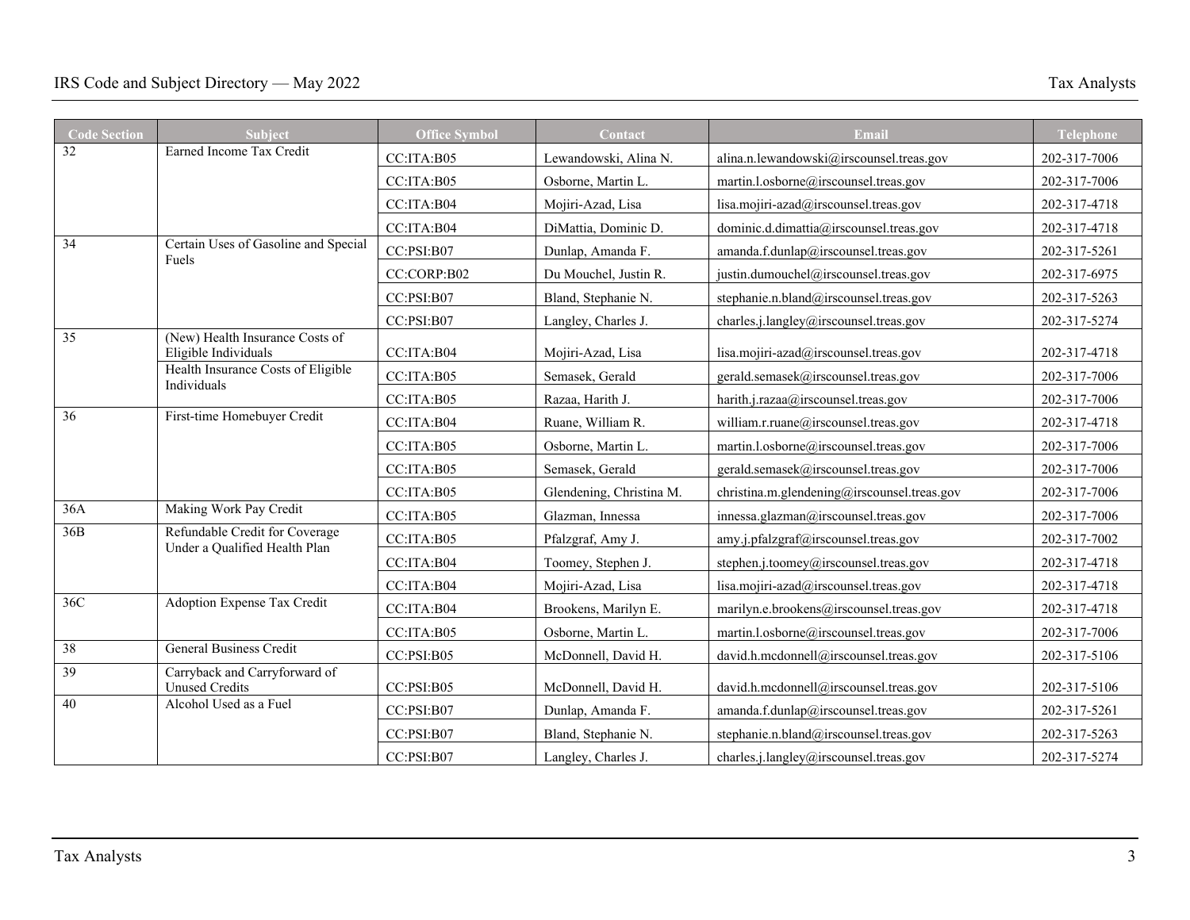| Code Section | Subject | Office Symbol | Contact | Email | Telephone |
|---|---|---|---|---|---|
| 32 | Earned Income Tax Credit | CC:ITA:B05 | Lewandowski, Alina N. | alina.n.lewandowski@irscounsel.treas.gov | 202-317-7006 |
| | | CC:ITA:B05 | Osborne, Martin L. | martin.l.osborne@irscounsel.treas.gov | 202-317-7006 |
| | | CC:ITA:B04 | Mojiri-Azad, Lisa | lisa.mojiri-azad@irscounsel.treas.gov | 202-317-4718 |
| | | CC:ITA:B04 | DiMattia, Dominic D. | dominic.d.dimattia@irscounsel.treas.gov | 202-317-4718 |
| 34 | Certain Uses of Gasoline and Special Fuels | CC:PSI:B07 | Dunlap, Amanda F. | amanda.f.dunlap@irscounsel.treas.gov | 202-317-5261 |
| | | CC:CORP:B02 | Du Mouchel, Justin R. | justin.dumouchel@irscounsel.treas.gov | 202-317-6975 |
| | | CC:PSI:B07 | Bland, Stephanie N. | stephanie.n.bland@irscounsel.treas.gov | 202-317-5263 |
| | | CC:PSI:B07 | Langley, Charles J. | charles.j.langley@irscounsel.treas.gov | 202-317-5274 |
| 35 | (New) Health Insurance Costs of Eligible Individuals | CC:ITA:B04 | Mojiri-Azad, Lisa | lisa.mojiri-azad@irscounsel.treas.gov | 202-317-4718 |
| | Health Insurance Costs of Eligible Individuals | CC:ITA:B05 | Semasek, Gerald | gerald.semasek@irscounsel.treas.gov | 202-317-7006 |
| | | CC:ITA:B05 | Razaa, Harith J. | harith.j.razaa@irscounsel.treas.gov | 202-317-7006 |
| 36 | First-time Homebuyer Credit | CC:ITA:B04 | Ruane, William R. | william.r.ruane@irscounsel.treas.gov | 202-317-4718 |
| | | CC:ITA:B05 | Osborne, Martin L. | martin.l.osborne@irscounsel.treas.gov | 202-317-7006 |
| | | CC:ITA:B05 | Semasek, Gerald | gerald.semasek@irscounsel.treas.gov | 202-317-7006 |
| | | CC:ITA:B05 | Glendening, Christina M. | christina.m.glendening@irscounsel.treas.gov | 202-317-7006 |
| 36A | Making Work Pay Credit | CC:ITA:B05 | Glazman, Innessa | innessa.glazman@irscounsel.treas.gov | 202-317-7006 |
| 36B | Refundable Credit for Coverage Under a Qualified Health Plan | CC:ITA:B05 | Pfalzgraf, Amy J. | amy.j.pfalzgraf@irscounsel.treas.gov | 202-317-7002 |
| | | CC:ITA:B04 | Toomey, Stephen J. | stephen.j.toomey@irscounsel.treas.gov | 202-317-4718 |
| | | CC:ITA:B04 | Mojiri-Azad, Lisa | lisa.mojiri-azad@irscounsel.treas.gov | 202-317-4718 |
| 36C | Adoption Expense Tax Credit | CC:ITA:B04 | Brookens, Marilyn E. | marilyn.e.brookens@irscounsel.treas.gov | 202-317-4718 |
| | | CC:ITA:B05 | Osborne, Martin L. | martin.l.osborne@irscounsel.treas.gov | 202-317-7006 |
| 38 | General Business Credit | CC:PSI:B05 | McDonnell, David H. | david.h.mcdonnell@irscounsel.treas.gov | 202-317-5106 |
| 39 | Carryback and Carryforward of Unused Credits | CC:PSI:B05 | McDonnell, David H. | david.h.mcdonnell@irscounsel.treas.gov | 202-317-5106 |
| 40 | Alcohol Used as a Fuel | CC:PSI:B07 | Dunlap, Amanda F. | amanda.f.dunlap@irscounsel.treas.gov | 202-317-5261 |
| | | CC:PSI:B07 | Bland, Stephanie N. | stephanie.n.bland@irscounsel.treas.gov | 202-317-5263 |
| | | CC:PSI:B07 | Langley, Charles J. | charles.j.langley@irscounsel.treas.gov | 202-317-5274 |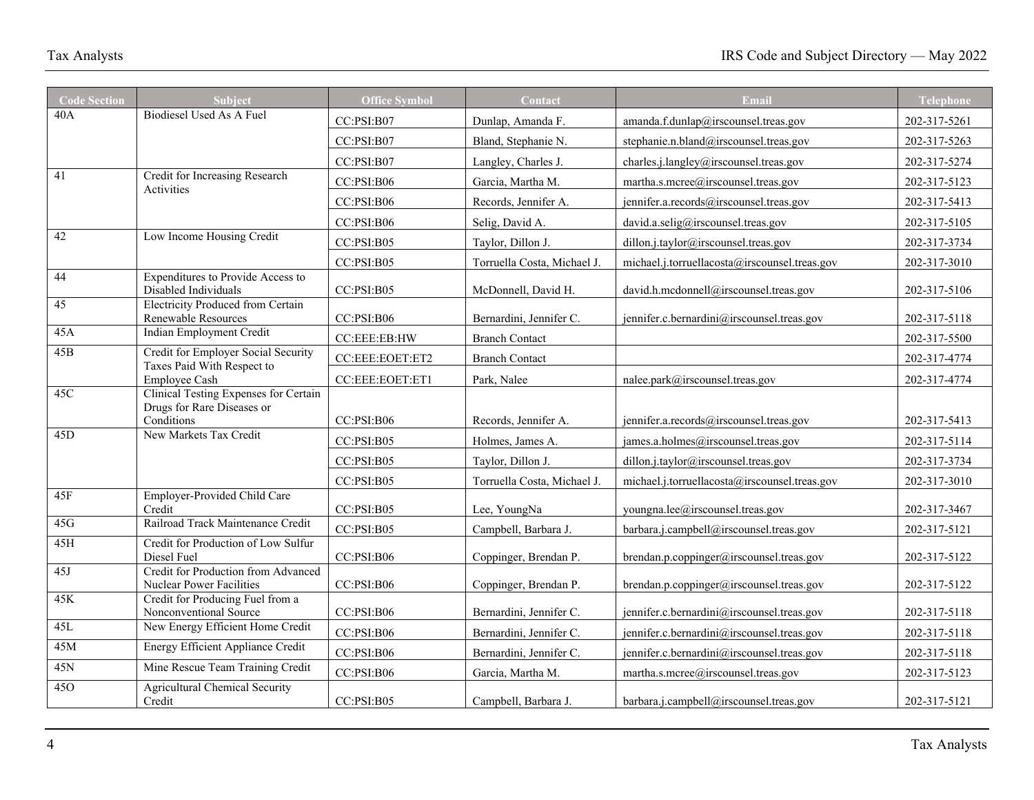| Code Section | Subject | Office Symbol | Contact | Email | Telephone |
|---|---|---|---|---|---|
| 40A | Biodiesel Used As A Fuel | CC:PSI:B07 | Dunlap, Amanda F. | amanda.f.dunlap@irscounsel.treas.gov | 202-317-5261 |
| | | CC:PSI:B07 | Bland, Stephanie N. | stephanie.n.bland@irscounsel.treas.gov | 202-317-5263 |
| | | CC:PSI:B07 | Langley, Charles J. | charles.j.langley@irscounsel.treas.gov | 202-317-5274 |
| 41 | Credit for Increasing Research Activities | CC:PSI:B06 | Garcia, Martha M. | martha.s.mcree@irscounsel.treas.gov | 202-317-5123 |
| | | CC:PSI:B06 | Records, Jennifer A. | jennifer.a.records@irscounsel.treas.gov | 202-317-5413 |
| | | CC:PSI:B06 | Selig, David A. | david.a.selig@irscounsel.treas.gov | 202-317-5105 |
| 42 | Low Income Housing Credit | CC:PSI:B05 | Taylor, Dillon J. | dillon.j.taylor@irscounsel.treas.gov | 202-317-3734 |
| | | CC:PSI:B05 | Torruella Costa, Michael J. | michael.j.torruellacosta@irscounsel.treas.gov | 202-317-3010 |
| 44 | Expenditures to Provide Access to Disabled Individuals | CC:PSI:B05 | McDonnell, David H. | david.h.mcdonnell@irscounsel.treas.gov | 202-317-5106 |
| 45 | Electricity Produced from Certain Renewable Resources | CC:PSI:B06 | Bernardini, Jennifer C. | jennifer.c.bernardini@irscounsel.treas.gov | 202-317-5118 |
| 45A | Indian Employment Credit | CC:EEE:EB:HW | Branch Contact | | 202-317-5500 |
| 45B | Credit for Employer Social Security Taxes Paid With Respect to Employee Cash | CC:EEE:EOET:ET2 | Branch Contact | | 202-317-4774 |
| | | CC:EEE:EOET:ET1 | Park, Nalee | nalee.park@irscounsel.treas.gov | 202-317-4774 |
| 45C | Clinical Testing Expenses for Certain Drugs for Rare Diseases or Conditions | CC:PSI:B06 | Records, Jennifer A. | jennifer.a.records@irscounsel.treas.gov | 202-317-5413 |
| 45D | New Markets Tax Credit | CC:PSI:B05 | Holmes, James A. | james.a.holmes@irscounsel.treas.gov | 202-317-5114 |
| | | CC:PSI:B05 | Taylor, Dillon J. | dillon.j.taylor@irscounsel.treas.gov | 202-317-3734 |
| | | CC:PSI:B05 | Torruella Costa, Michael J. | michael.j.torruellacosta@irscounsel.treas.gov | 202-317-3010 |
| 45F | Employer-Provided Child Care Credit | CC:PSI:B05 | Lee, YoungNa | youngna.lee@irscounsel.treas.gov | 202-317-3467 |
| 45G | Railroad Track Maintenance Credit | CC:PSI:B05 | Campbell, Barbara J. | barbara.j.campbell@irscounsel.treas.gov | 202-317-5121 |
| 45H | Credit for Production of Low Sulfur Diesel Fuel | CC:PSI:B06 | Coppinger, Brendan P. | brendan.p.coppinger@irscounsel.treas.gov | 202-317-5122 |
| 45J | Credit for Production from Advanced Nuclear Power Facilities | CC:PSI:B06 | Coppinger, Brendan P. | brendan.p.coppinger@irscounsel.treas.gov | 202-317-5122 |
| 45K | Credit for Producing Fuel from a Nonconventional Source | CC:PSI:B06 | Bernardini, Jennifer C. | jennifer.c.bernardini@irscounsel.treas.gov | 202-317-5118 |
| 45L | New Energy Efficient Home Credit | CC:PSI:B06 | Bernardini, Jennifer C. | jennifer.c.bernardini@irscounsel.treas.gov | 202-317-5118 |
| 45M | Energy Efficient Appliance Credit | CC:PSI:B06 | Bernardini, Jennifer C. | jennifer.c.bernardini@irscounsel.treas.gov | 202-317-5118 |
| 45N | Mine Rescue Team Training Credit | CC:PSI:B06 | Garcia, Martha M. | martha.s.mcree@irscounsel.treas.gov | 202-317-5123 |
| 45O | Agricultural Chemical Security Credit | CC:PSI:B05 | Campbell, Barbara J. | barbara.j.campbell@irscounsel.treas.gov | 202-317-5121 |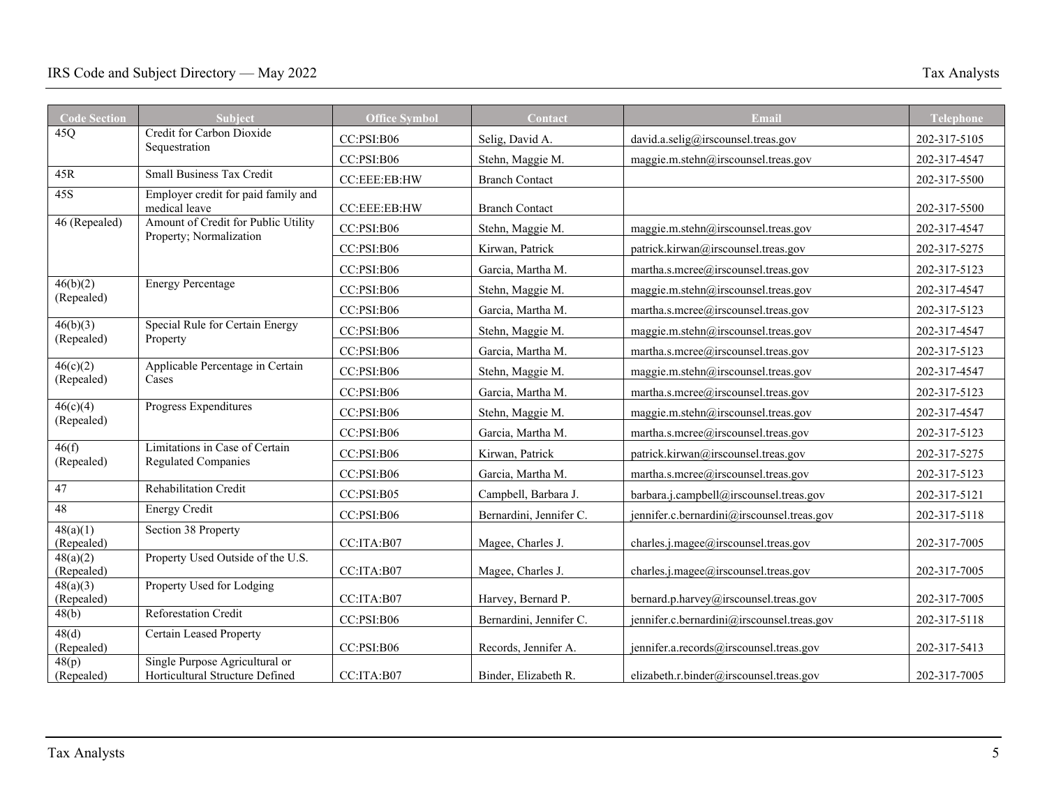| Code Section | Subject | Office Symbol | Contact | Email | Telephone |
|---|---|---|---|---|---|
| 45Q | Credit for Carbon Dioxide Sequestration | CC:PSI:B06 | Selig, David A. | david.a.selig@irscounsel.treas.gov | 202-317-5105 |
| | | CC:PSI:B06 | Stehn, Maggie M. | maggie.m.stehn@irscounsel.treas.gov | 202-317-4547 |
| 45R | Small Business Tax Credit | CC:EEE:EB:HW | Branch Contact | | 202-317-5500 |
| 45S | Employer credit for paid family and medical leave | CC:EEE:EB:HW | Branch Contact | | 202-317-5500 |
| 46 (Repealed) | Amount of Credit for Public Utility Property; Normalization | CC:PSI:B06 | Stehn, Maggie M. | maggie.m.stehn@irscounsel.treas.gov | 202-317-4547 |
| | | CC:PSI:B06 | Kirwan, Patrick | patrick.kirwan@irscounsel.treas.gov | 202-317-5275 |
| | | CC:PSI:B06 | Garcia, Martha M. | martha.s.mcree@irscounsel.treas.gov | 202-317-5123 |
| 46(b)(2) (Repealed) | Energy Percentage | CC:PSI:B06 | Stehn, Maggie M. | maggie.m.stehn@irscounsel.treas.gov | 202-317-4547 |
| | | CC:PSI:B06 | Garcia, Martha M. | martha.s.mcree@irscounsel.treas.gov | 202-317-5123 |
| 46(b)(3) (Repealed) | Special Rule for Certain Energy Property | CC:PSI:B06 | Stehn, Maggie M. | maggie.m.stehn@irscounsel.treas.gov | 202-317-4547 |
| | | CC:PSI:B06 | Garcia, Martha M. | martha.s.mcree@irscounsel.treas.gov | 202-317-5123 |
| 46(c)(2) (Repealed) | Applicable Percentage in Certain Cases | CC:PSI:B06 | Stehn, Maggie M. | maggie.m.stehn@irscounsel.treas.gov | 202-317-4547 |
| | | CC:PSI:B06 | Garcia, Martha M. | martha.s.mcree@irscounsel.treas.gov | 202-317-5123 |
| 46(c)(4) (Repealed) | Progress Expenditures | CC:PSI:B06 | Stehn, Maggie M. | maggie.m.stehn@irscounsel.treas.gov | 202-317-4547 |
| | | CC:PSI:B06 | Garcia, Martha M. | martha.s.mcree@irscounsel.treas.gov | 202-317-5123 |
| 46(f) (Repealed) | Limitations in Case of Certain Regulated Companies | CC:PSI:B06 | Kirwan, Patrick | patrick.kirwan@irscounsel.treas.gov | 202-317-5275 |
| | | CC:PSI:B06 | Garcia, Martha M. | martha.s.mcree@irscounsel.treas.gov | 202-317-5123 |
| 47 | Rehabilitation Credit | CC:PSI:B05 | Campbell, Barbara J. | barbara.j.campbell@irscounsel.treas.gov | 202-317-5121 |
| 48 | Energy Credit | CC:PSI:B06 | Bernardini, Jennifer C. | jennifer.c.bernardini@irscounsel.treas.gov | 202-317-5118 |
| 48(a)(1) (Repealed) | Section 38 Property | CC:ITA:B07 | Magee, Charles J. | charles.j.magee@irscounsel.treas.gov | 202-317-7005 |
| 48(a)(2) (Repealed) | Property Used Outside of the U.S. | CC:ITA:B07 | Magee, Charles J. | charles.j.magee@irscounsel.treas.gov | 202-317-7005 |
| 48(a)(3) (Repealed) | Property Used for Lodging | CC:ITA:B07 | Harvey, Bernard P. | bernard.p.harvey@irscounsel.treas.gov | 202-317-7005 |
| 48(b) | Reforestation Credit | CC:PSI:B06 | Bernardini, Jennifer C. | jennifer.c.bernardini@irscounsel.treas.gov | 202-317-5118 |
| 48(d) (Repealed) | Certain Leased Property | CC:PSI:B06 | Records, Jennifer A. | jennifer.a.records@irscounsel.treas.gov | 202-317-5413 |
| 48(p) (Repealed) | Single Purpose Agricultural or Horticultural Structure Defined | CC:ITA:B07 | Binder, Elizabeth R. | elizabeth.r.binder@irscounsel.treas.gov | 202-317-7005 |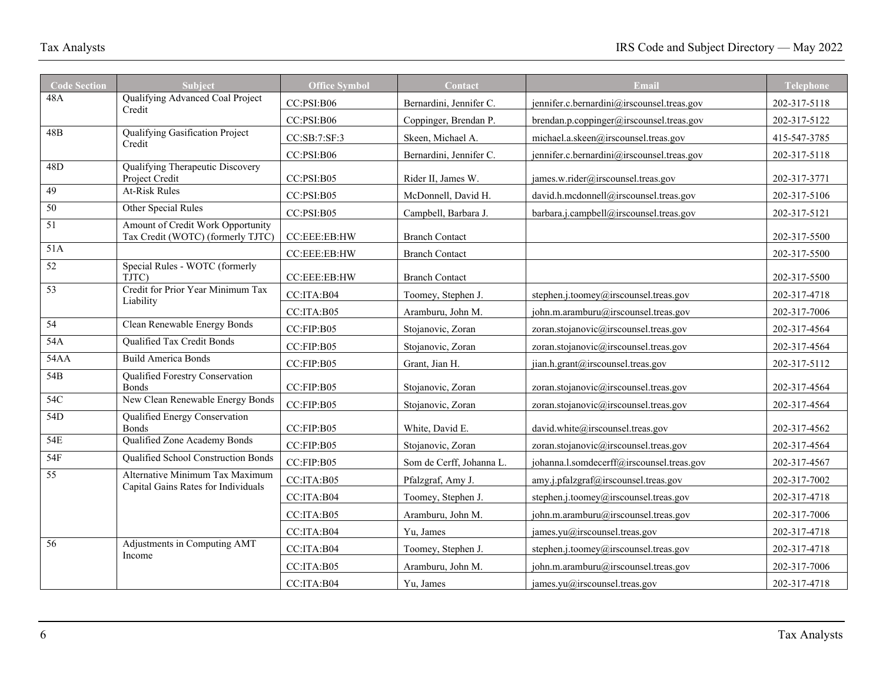| Code Section | Subject | Office Symbol | Contact | Email | Telephone |
|---|---|---|---|---|---|
| 48A | Qualifying Advanced Coal Project Credit | CC:PSI:B06 | Bernardini, Jennifer C. | jennifer.c.bernardini@irscounsel.treas.gov | 202-317-5118 |
| | | CC:PSI:B06 | Coppinger, Brendan P. | brendan.p.coppinger@irscounsel.treas.gov | 202-317-5122 |
| 48B | Qualifying Gasification Project Credit | CC:SB:7:SF:3 | Skeen, Michael A. | michael.a.skeen@irscounsel.treas.gov | 415-547-3785 |
| | | CC:PSI:B06 | Bernardini, Jennifer C. | jennifer.c.bernardini@irscounsel.treas.gov | 202-317-5118 |
| 48D | Qualifying Therapeutic Discovery Project Credit | CC:PSI:B05 | Rider II, James W. | james.w.rider@irscounsel.treas.gov | 202-317-3771 |
| 49 | At-Risk Rules | CC:PSI:B05 | McDonnell, David H. | david.h.mcdonnell@irscounsel.treas.gov | 202-317-5106 |
| 50 | Other Special Rules | CC:PSI:B05 | Campbell, Barbara J. | barbara.j.campbell@irscounsel.treas.gov | 202-317-5121 |
| 51 | Amount of Credit Work Opportunity Tax Credit (WOTC) (formerly TJTC) | CC:EEE:EB:HW | Branch Contact | | 202-317-5500 |
| 51A | | CC:EEE:EB:HW | Branch Contact | | 202-317-5500 |
| 52 | Special Rules - WOTC (formerly TJTC) | CC:EEE:EB:HW | Branch Contact | | 202-317-5500 |
| 53 | Credit for Prior Year Minimum Tax Liability | CC:ITA:B04 | Toomey, Stephen J. | stephen.j.toomey@irscounsel.treas.gov | 202-317-4718 |
| | | CC:ITA:B05 | Aramburu, John M. | john.m.aramburu@irscounsel.treas.gov | 202-317-7006 |
| 54 | Clean Renewable Energy Bonds | CC:FIP:B05 | Stojanovic, Zoran | zoran.stojanovic@irscounsel.treas.gov | 202-317-4564 |
| 54A | Qualified Tax Credit Bonds | CC:FIP:B05 | Stojanovic, Zoran | zoran.stojanovic@irscounsel.treas.gov | 202-317-4564 |
| 54AA | Build America Bonds | CC:FIP:B05 | Grant, Jian H. | jian.h.grant@irscounsel.treas.gov | 202-317-5112 |
| 54B | Qualified Forestry Conservation Bonds | CC:FIP:B05 | Stojanovic, Zoran | zoran.stojanovic@irscounsel.treas.gov | 202-317-4564 |
| 54C | New Clean Renewable Energy Bonds | CC:FIP:B05 | Stojanovic, Zoran | zoran.stojanovic@irscounsel.treas.gov | 202-317-4564 |
| 54D | Qualified Energy Conservation Bonds | CC:FIP:B05 | White, David E. | david.white@irscounsel.treas.gov | 202-317-4562 |
| 54E | Qualified Zone Academy Bonds | CC:FIP:B05 | Stojanovic, Zoran | zoran.stojanovic@irscounsel.treas.gov | 202-317-4564 |
| 54F | Qualified School Construction Bonds | CC:FIP:B05 | Som de Cerff, Johanna L. | johanna.l.somdecerff@irscounsel.treas.gov | 202-317-4567 |
| 55 | Alternative Minimum Tax Maximum Capital Gains Rates for Individuals | CC:ITA:B05 | Pfalzgraf, Amy J. | amy.j.pfalzgraf@irscounsel.treas.gov | 202-317-7002 |
| | | CC:ITA:B04 | Toomey, Stephen J. | stephen.j.toomey@irscounsel.treas.gov | 202-317-4718 |
| | | CC:ITA:B05 | Aramburu, John M. | john.m.aramburu@irscounsel.treas.gov | 202-317-7006 |
| | | CC:ITA:B04 | Yu, James | james.yu@irscounsel.treas.gov | 202-317-4718 |
| 56 | Adjustments in Computing AMT Income | CC:ITA:B04 | Toomey, Stephen J. | stephen.j.toomey@irscounsel.treas.gov | 202-317-4718 |
| | | CC:ITA:B05 | Aramburu, John M. | john.m.aramburu@irscounsel.treas.gov | 202-317-7006 |
| | | CC:ITA:B04 | Yu, James | james.yu@irscounsel.treas.gov | 202-317-4718 |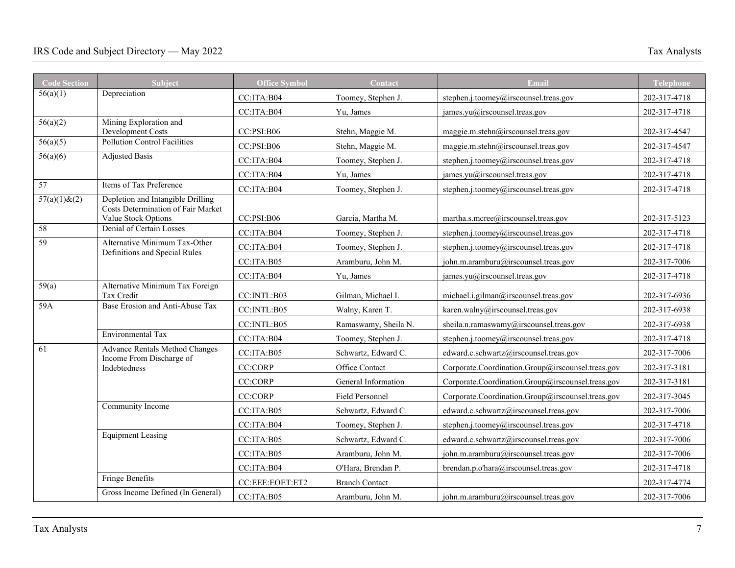| Code Section | Subject | Office Symbol | Contact | Email | Telephone |
|---|---|---|---|---|---|
| 56(a)(1) | Depreciation | CC:ITA:B04 | Toomey, Stephen J. | stephen.j.toomey@irscounsel.treas.gov | 202-317-4718 |
| | | CC:ITA:B04 | Yu, James | james.yu@irscounsel.treas.gov | 202-317-4718 |
| 56(a)(2) | Mining Exploration and Development Costs | CC:PSI:B06 | Stehn, Maggie M. | maggie.m.stehn@irscounsel.treas.gov | 202-317-4547 |
| 56(a)(5) | Pollution Control Facilities | CC:PSI:B06 | Stehn, Maggie M. | maggie.m.stehn@irscounsel.treas.gov | 202-317-4547 |
| 56(a)(6) | Adjusted Basis | CC:ITA:B04 | Toomey, Stephen J. | stephen.j.toomey@irscounsel.treas.gov | 202-317-4718 |
| | | CC:ITA:B04 | Yu, James | james.yu@irscounsel.treas.gov | 202-317-4718 |
| 57 | Items of Tax Preference | CC:ITA:B04 | Toomey, Stephen J. | stephen.j.toomey@irscounsel.treas.gov | 202-317-4718 |
| 57(a)(1)&(2) | Depletion and Intangible Drilling Costs Determination of Fair Market Value Stock Options | CC:PSI:B06 | Garcia, Martha M. | martha.s.mcree@irscounsel.treas.gov | 202-317-5123 |
| 58 | Denial of Certain Losses | CC:ITA:B04 | Toomey, Stephen J. | stephen.j.toomey@irscounsel.treas.gov | 202-317-4718 |
| 59 | Alternative Minimum Tax-Other Definitions and Special Rules | CC:ITA:B04 | Toomey, Stephen J. | stephen.j.toomey@irscounsel.treas.gov | 202-317-4718 |
| | | CC:ITA:B05 | Aramburu, John M. | john.m.aramburu@irscounsel.treas.gov | 202-317-7006 |
| | | CC:ITA:B04 | Yu, James | james.yu@irscounsel.treas.gov | 202-317-4718 |
| 59(a) | Alternative Minimum Tax Foreign Tax Credit | CC:INTL:B03 | Gilman, Michael I. | michael.i.gilman@irscounsel.treas.gov | 202-317-6936 |
| 59A | Base Erosion and Anti-Abuse Tax | CC:INTL:B05 | Walny, Karen T. | karen.walny@irscounsel.treas.gov | 202-317-6938 |
| | | CC:INTL:B05 | Ramaswamy, Sheila N. | sheila.n.ramaswamy@irscounsel.treas.gov | 202-317-6938 |
| | Environmental Tax | CC:ITA:B04 | Toomey, Stephen J. | stephen.j.toomey@irscounsel.treas.gov | 202-317-4718 |
| 61 | Advance Rentals Method Changes Income From Discharge of Indebtedness | CC:ITA:B05 | Schwartz, Edward C. | edward.c.schwartz@irscounsel.treas.gov | 202-317-7006 |
| | | CC:CORP | Office Contact | Corporate.Coordination.Group@irscounsel.treas.gov | 202-317-3181 |
| | | CC:CORP | General Information | Corporate.Coordination.Group@irscounsel.treas.gov | 202-317-3181 |
| | | CC:CORP | Field Personnel | Corporate.Coordination.Group@irscounsel.treas.gov | 202-317-3045 |
| | Community Income | CC:ITA:B05 | Schwartz, Edward C. | edward.c.schwartz@irscounsel.treas.gov | 202-317-7006 |
| | | CC:ITA:B04 | Toomey, Stephen J. | stephen.j.toomey@irscounsel.treas.gov | 202-317-4718 |
| | Equipment Leasing | CC:ITA:B05 | Schwartz, Edward C. | edward.c.schwartz@irscounsel.treas.gov | 202-317-7006 |
| | | CC:ITA:B05 | Aramburu, John M. | john.m.aramburu@irscounsel.treas.gov | 202-317-7006 |
| | | CC:ITA:B04 | O'Hara, Brendan P. | brendan.p.o'hara@irscounsel.treas.gov | 202-317-4718 |
| | Fringe Benefits | CC:EEE:EOET:ET2 | Branch Contact | | 202-317-4774 |
| | Gross Income Defined (In General) | CC:ITA:B05 | Aramburu, John M. | john.m.aramburu@irscounsel.treas.gov | 202-317-7006 |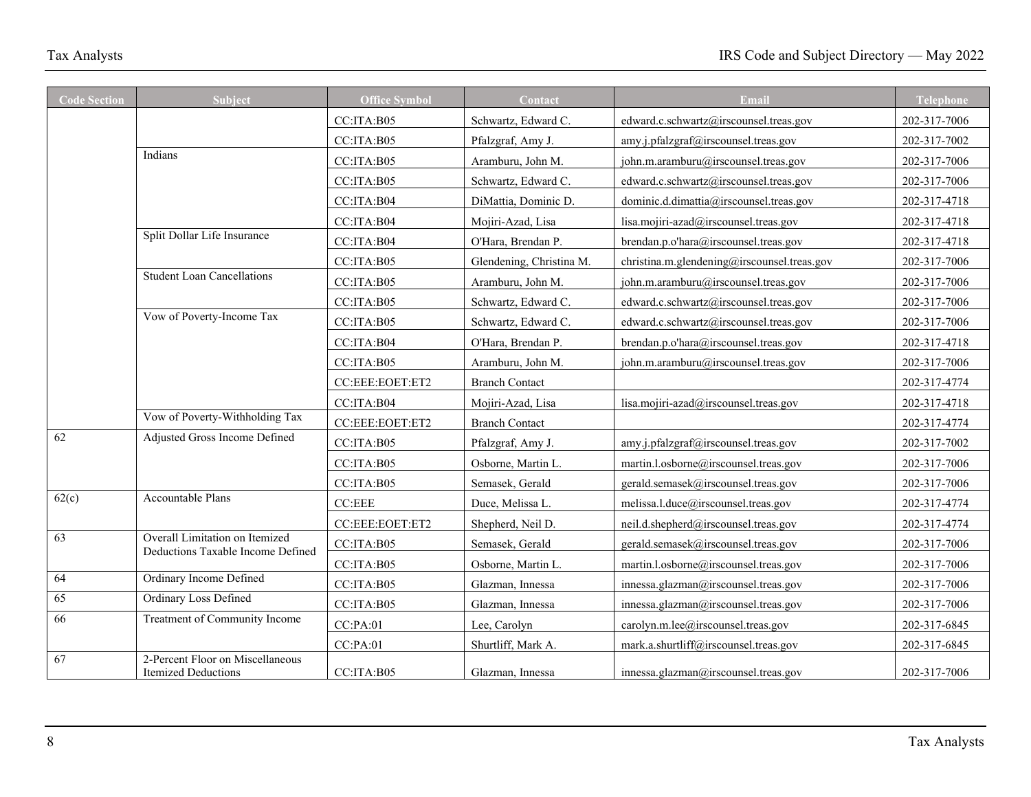| Code Section | Subject | Office Symbol | Contact | Email | Telephone |
|---|---|---|---|---|---|
| | | CC:ITA:B05 | Schwartz, Edward C. | edward.c.schwartz@irscounsel.treas.gov | 202-317-7006 |
| | | CC:ITA:B05 | Pfalzgraf, Amy J. | amy.j.pfalzgraf@irscounsel.treas.gov | 202-317-7002 |
| | Indians | CC:ITA:B05 | Aramburu, John M. | john.m.aramburu@irscounsel.treas.gov | 202-317-7006 |
| | | CC:ITA:B05 | Schwartz, Edward C. | edward.c.schwartz@irscounsel.treas.gov | 202-317-7006 |
| | | CC:ITA:B04 | DiMattia, Dominic D. | dominic.d.dimattia@irscounsel.treas.gov | 202-317-4718 |
| | | CC:ITA:B04 | Mojiri-Azad, Lisa | lisa.mojiri-azad@irscounsel.treas.gov | 202-317-4718 |
| | Split Dollar Life Insurance | CC:ITA:B04 | O'Hara, Brendan P. | brendan.p.o'hara@irscounsel.treas.gov | 202-317-4718 |
| | | CC:ITA:B05 | Glendening, Christina M. | christina.m.glendening@irscounsel.treas.gov | 202-317-7006 |
| | Student Loan Cancellations | CC:ITA:B05 | Aramburu, John M. | john.m.aramburu@irscounsel.treas.gov | 202-317-7006 |
| | | CC:ITA:B05 | Schwartz, Edward C. | edward.c.schwartz@irscounsel.treas.gov | 202-317-7006 |
| | Vow of Poverty-Income Tax | CC:ITA:B05 | Schwartz, Edward C. | edward.c.schwartz@irscounsel.treas.gov | 202-317-7006 |
| | | CC:ITA:B04 | O'Hara, Brendan P. | brendan.p.o'hara@irscounsel.treas.gov | 202-317-4718 |
| | | CC:ITA:B05 | Aramburu, John M. | john.m.aramburu@irscounsel.treas.gov | 202-317-7006 |
| | | CC:EEE:EOET:ET2 | Branch Contact | | 202-317-4774 |
| | | CC:ITA:B04 | Mojiri-Azad, Lisa | lisa.mojiri-azad@irscounsel.treas.gov | 202-317-4718 |
| | Vow of Poverty-Withholding Tax | CC:EEE:EOET:ET2 | Branch Contact | | 202-317-4774 |
| 62 | Adjusted Gross Income Defined | CC:ITA:B05 | Pfalzgraf, Amy J. | amy.j.pfalzgraf@irscounsel.treas.gov | 202-317-7002 |
| | | CC:ITA:B05 | Osborne, Martin L. | martin.l.osborne@irscounsel.treas.gov | 202-317-7006 |
| | | CC:ITA:B05 | Semasek, Gerald | gerald.semasek@irscounsel.treas.gov | 202-317-7006 |
| 62(c) | Accountable Plans | CC:EEE | Duce, Melissa L. | melissa.l.duce@irscounsel.treas.gov | 202-317-4774 |
| | | CC:EEE:EOET:ET2 | Shepherd, Neil D. | neil.d.shepherd@irscounsel.treas.gov | 202-317-4774 |
| 63 | Overall Limitation on Itemized Deductions Taxable Income Defined | CC:ITA:B05 | Semasek, Gerald | gerald.semasek@irscounsel.treas.gov | 202-317-7006 |
| | | CC:ITA:B05 | Osborne, Martin L. | martin.l.osborne@irscounsel.treas.gov | 202-317-7006 |
| 64 | Ordinary Income Defined | CC:ITA:B05 | Glazman, Innessa | innessa.glazman@irscounsel.treas.gov | 202-317-7006 |
| 65 | Ordinary Loss Defined | CC:ITA:B05 | Glazman, Innessa | innessa.glazman@irscounsel.treas.gov | 202-317-7006 |
| 66 | Treatment of Community Income | CC:PA:01 | Lee, Carolyn | carolyn.m.lee@irscounsel.treas.gov | 202-317-6845 |
| | | CC:PA:01 | Shurtliff, Mark A. | mark.a.shurtliff@irscounsel.treas.gov | 202-317-6845 |
| 67 | 2-Percent Floor on Miscellaneous Itemized Deductions | CC:ITA:B05 | Glazman, Innessa | innessa.glazman@irscounsel.treas.gov | 202-317-7006 |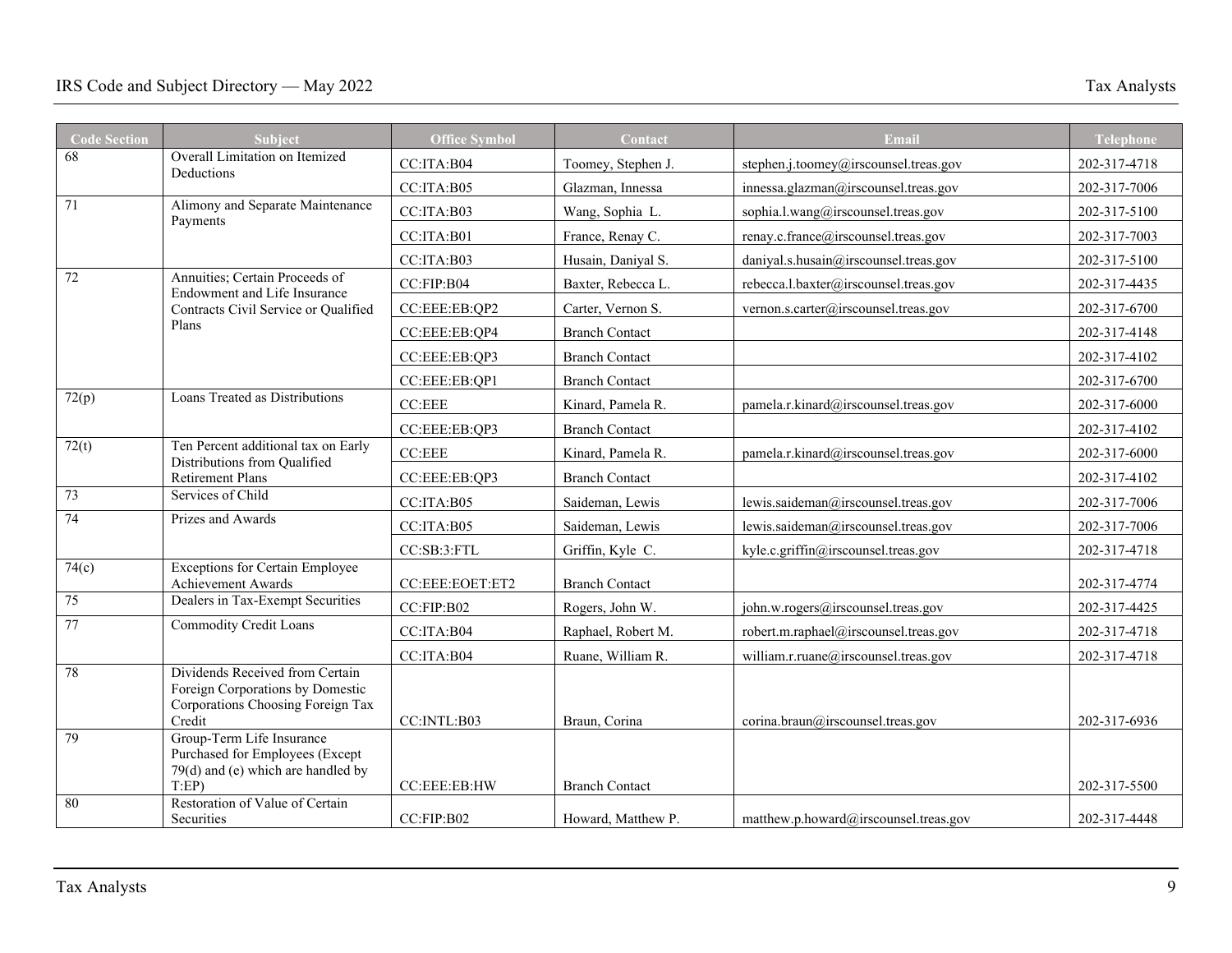| Code Section | Subject | Office Symbol | Contact | Email | Telephone |
|---|---|---|---|---|---|
| 68 | Overall Limitation on Itemized Deductions | CC:ITA:B04 | Toomey, Stephen J. | stephen.j.toomey@irscounsel.treas.gov | 202-317-4718 |
| | | CC:ITA:B05 | Glazman, Innessa | innessa.glazman@irscounsel.treas.gov | 202-317-7006 |
| 71 | Alimony and Separate Maintenance Payments | CC:ITA:B03 | Wang, Sophia L. | sophia.l.wang@irscounsel.treas.gov | 202-317-5100 |
| | | CC:ITA:B01 | France, Renay C. | renay.c.france@irscounsel.treas.gov | 202-317-7003 |
| | | CC:ITA:B03 | Husain, Daniyal S. | daniyal.s.husain@irscounsel.treas.gov | 202-317-5100 |
| 72 | Annuities; Certain Proceeds of Endowment and Life Insurance Contracts Civil Service or Qualified Plans | CC:FIP:B04 | Baxter, Rebecca L. | rebecca.l.baxter@irscounsel.treas.gov | 202-317-4435 |
| | | CC:EEE:EB:QP2 | Carter, Vernon S. | vernon.s.carter@irscounsel.treas.gov | 202-317-6700 |
| | | CC:EEE:EB:QP4 | Branch Contact | | 202-317-4148 |
| | | CC:EEE:EB:QP3 | Branch Contact | | 202-317-4102 |
| | | CC:EEE:EB:QP1 | Branch Contact | | 202-317-6700 |
| 72(p) | Loans Treated as Distributions | CC:EEE | Kinard, Pamela R. | pamela.r.kinard@irscounsel.treas.gov | 202-317-6000 |
| | | CC:EEE:EB:QP3 | Branch Contact | | 202-317-4102 |
| 72(t) | Ten Percent additional tax on Early Distributions from Qualified Retirement Plans | CC:EEE | Kinard, Pamela R. | pamela.r.kinard@irscounsel.treas.gov | 202-317-6000 |
| | | CC:EEE:EB:QP3 | Branch Contact | | 202-317-4102 |
| 73 | Services of Child | CC:ITA:B05 | Saideman, Lewis | lewis.saideman@irscounsel.treas.gov | 202-317-7006 |
| 74 | Prizes and Awards | CC:ITA:B05 | Saideman, Lewis | lewis.saideman@irscounsel.treas.gov | 202-317-7006 |
| | | CC:SB:3:FTL | Griffin, Kyle C. | kyle.c.griffin@irscounsel.treas.gov | 202-317-4718 |
| 74(c) | Exceptions for Certain Employee Achievement Awards | CC:EEE:EOET:ET2 | Branch Contact | | 202-317-4774 |
| 75 | Dealers in Tax-Exempt Securities | CC:FIP:B02 | Rogers, John W. | john.w.rogers@irscounsel.treas.gov | 202-317-4425 |
| 77 | Commodity Credit Loans | CC:ITA:B04 | Raphael, Robert M. | robert.m.raphael@irscounsel.treas.gov | 202-317-4718 |
| | | CC:ITA:B04 | Ruane, William R. | william.r.ruane@irscounsel.treas.gov | 202-317-4718 |
| 78 | Dividends Received from Certain Foreign Corporations by Domestic Corporations Choosing Foreign Tax Credit | CC:INTL:B03 | Braun, Corina | corina.braun@irscounsel.treas.gov | 202-317-6936 |
| 79 | Group-Term Life Insurance Purchased for Employees (Except 79(d) and (e) which are handled by T:EP) | CC:EEE:EB:HW | Branch Contact | | 202-317-5500 |
| 80 | Restoration of Value of Certain Securities | CC:FIP:B02 | Howard, Matthew P. | matthew.p.howard@irscounsel.treas.gov | 202-317-4448 |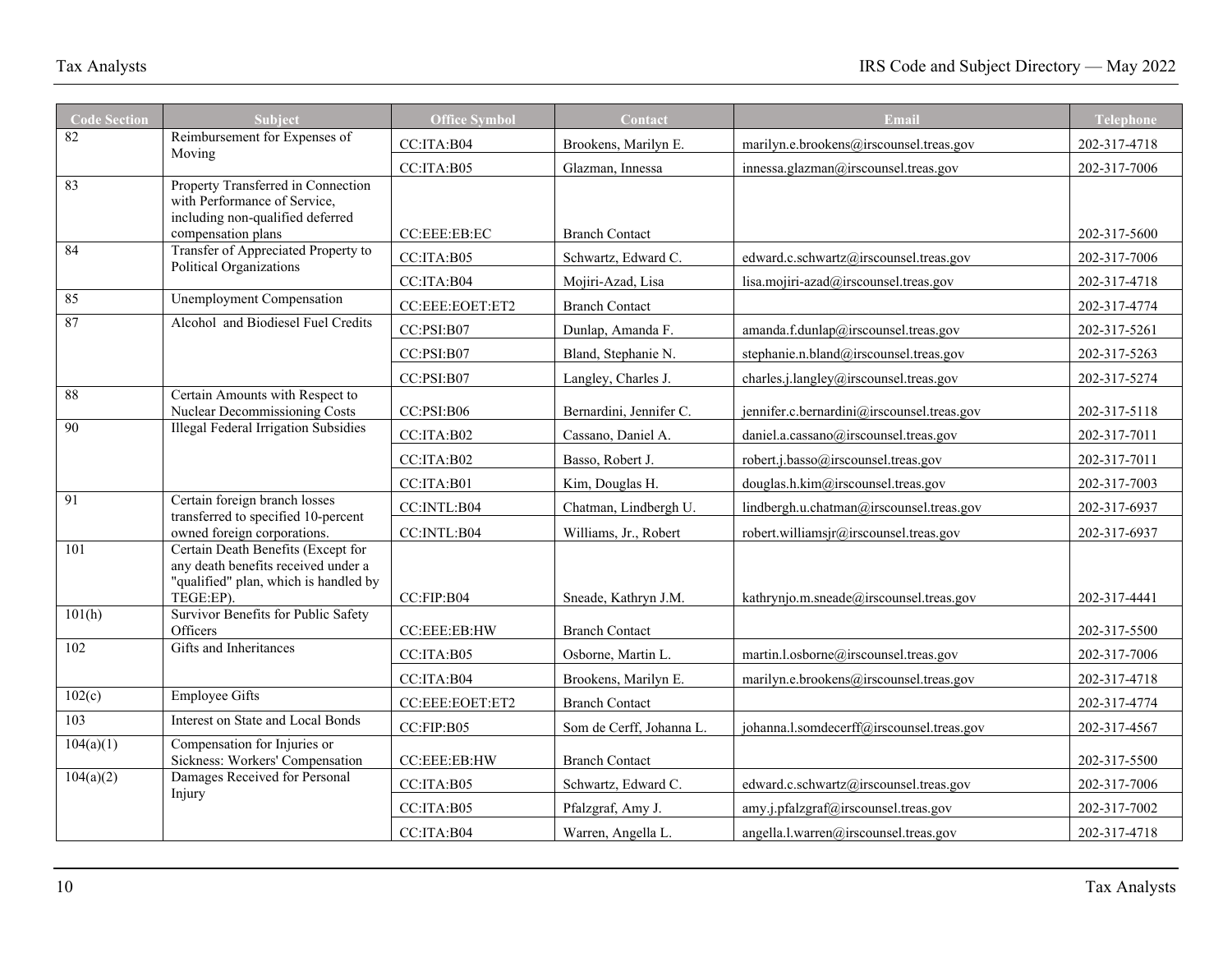| Code Section | Subject | Office Symbol | Contact | Email | Telephone |
|---|---|---|---|---|---|
| 82 | Reimbursement for Expenses of Moving | CC:ITA:B04 | Brookens, Marilyn E. | marilyn.e.brookens@irscounsel.treas.gov | 202-317-4718 |
| | | CC:ITA:B05 | Glazman, Innessa | innessa.glazman@irscounsel.treas.gov | 202-317-7006 |
| 83 | Property Transferred in Connection with Performance of Service, including non-qualified deferred compensation plans | CC:EEE:EB:EC | Branch Contact | | 202-317-5600 |
| 84 | Transfer of Appreciated Property to Political Organizations | CC:ITA:B05 | Schwartz, Edward C. | edward.c.schwartz@irscounsel.treas.gov | 202-317-7006 |
| | | CC:ITA:B04 | Mojiri-Azad, Lisa | lisa.mojiri-azad@irscounsel.treas.gov | 202-317-4718 |
| 85 | Unemployment Compensation | CC:EEE:EOET:ET2 | Branch Contact | | 202-317-4774 |
| 87 | Alcohol and Biodiesel Fuel Credits | CC:PSI:B07 | Dunlap, Amanda F. | amanda.f.dunlap@irscounsel.treas.gov | 202-317-5261 |
| | | CC:PSI:B07 | Bland, Stephanie N. | stephanie.n.bland@irscounsel.treas.gov | 202-317-5263 |
| | | CC:PSI:B07 | Langley, Charles J. | charles.j.langley@irscounsel.treas.gov | 202-317-5274 |
| 88 | Certain Amounts with Respect to Nuclear Decommissioning Costs | CC:PSI:B06 | Bernardini, Jennifer C. | jennifer.c.bernardini@irscounsel.treas.gov | 202-317-5118 |
| 90 | Illegal Federal Irrigation Subsidies | CC:ITA:B02 | Cassano, Daniel A. | daniel.a.cassano@irscounsel.treas.gov | 202-317-7011 |
| | | CC:ITA:B02 | Basso, Robert J. | robert.j.basso@irscounsel.treas.gov | 202-317-7011 |
| | | CC:ITA:B01 | Kim, Douglas H. | douglas.h.kim@irscounsel.treas.gov | 202-317-7003 |
| 91 | Certain foreign branch losses transferred to specified 10-percent owned foreign corporations. | CC:INTL:B04 | Chatman, Lindbergh U. | lindbergh.u.chatman@irscounsel.treas.gov | 202-317-6937 |
| | | CC:INTL:B04 | Williams, Jr., Robert | robert.williamsjr@irscounsel.treas.gov | 202-317-6937 |
| 101 | Certain Death Benefits (Except for any death benefits received under a "qualified" plan, which is handled by TEGE:EP). | CC:FIP:B04 | Sneade, Kathryn J.M. | kathrynjo.m.sneade@irscounsel.treas.gov | 202-317-4441 |
| 101(h) | Survivor Benefits for Public Safety Officers | CC:EEE:EB:HW | Branch Contact | | 202-317-5500 |
| 102 | Gifts and Inheritances | CC:ITA:B05 | Osborne, Martin L. | martin.l.osborne@irscounsel.treas.gov | 202-317-7006 |
| | | CC:ITA:B04 | Brookens, Marilyn E. | marilyn.e.brookens@irscounsel.treas.gov | 202-317-4718 |
| 102(c) | Employee Gifts | CC:EEE:EOET:ET2 | Branch Contact | | 202-317-4774 |
| 103 | Interest on State and Local Bonds | CC:FIP:B05 | Som de Cerff, Johanna L. | johanna.l.somdecerff@irscounsel.treas.gov | 202-317-4567 |
| 104(a)(1) | Compensation for Injuries or Sickness: Workers' Compensation | CC:EEE:EB:HW | Branch Contact | | 202-317-5500 |
| 104(a)(2) | Damages Received for Personal Injury | CC:ITA:B05 | Schwartz, Edward C. | edward.c.schwartz@irscounsel.treas.gov | 202-317-7006 |
| | | CC:ITA:B05 | Pfalzgraf, Amy J. | amy.j.pfalzgraf@irscounsel.treas.gov | 202-317-7002 |
| | | CC:ITA:B04 | Warren, Angella L. | angella.l.warren@irscounsel.treas.gov | 202-317-4718 |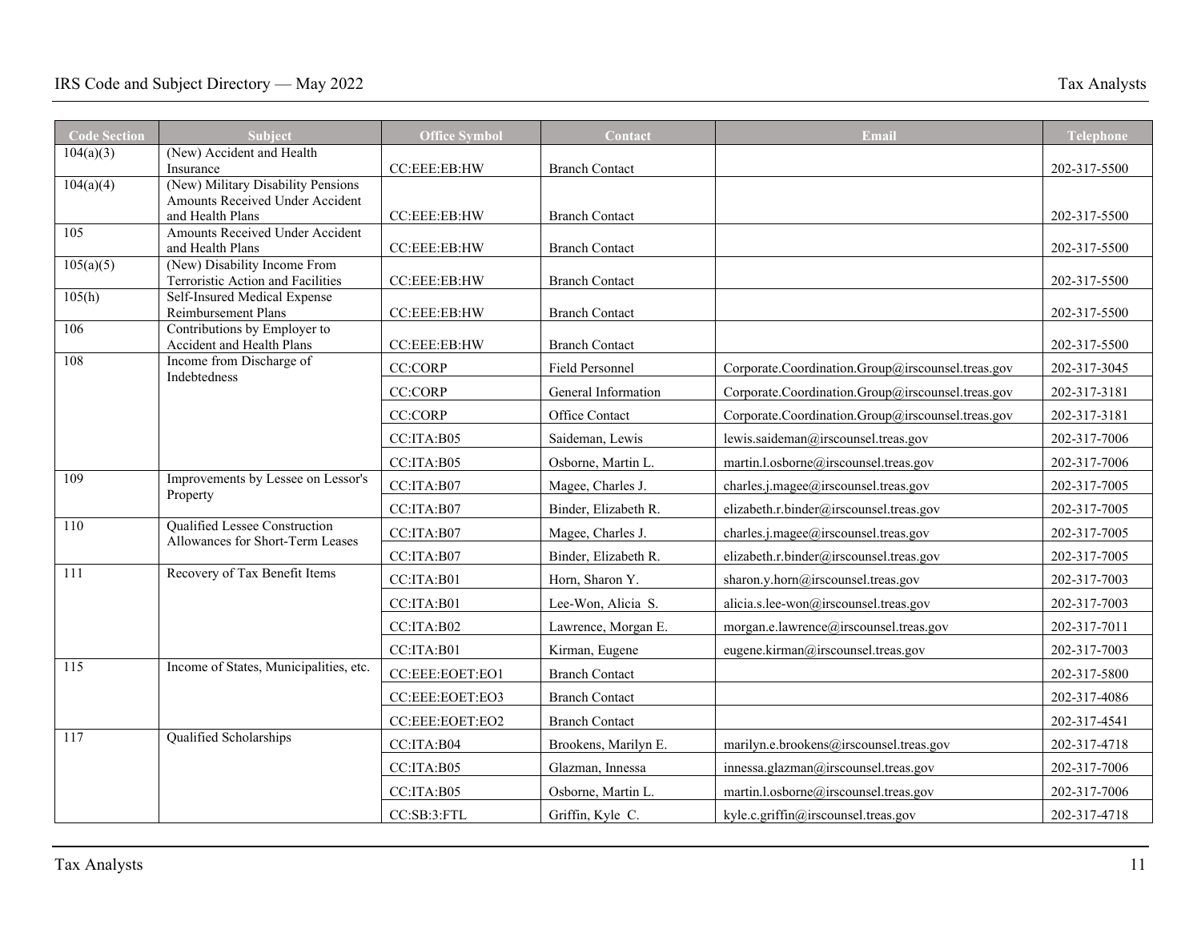| Code Section | Subject | Office Symbol | Contact | Email | Telephone |
|---|---|---|---|---|---|
| 104(a)(3) | (New) Accident and Health Insurance | CC:EEE:EB:HW | Branch Contact | | 202-317-5500 |
| 104(a)(4) | (New) Military Disability Pensions Amounts Received Under Accident and Health Plans | CC:EEE:EB:HW | Branch Contact | | 202-317-5500 |
| 105 | Amounts Received Under Accident and Health Plans | CC:EEE:EB:HW | Branch Contact | | 202-317-5500 |
| 105(a)(5) | (New) Disability Income From Terroristic Action and Facilities | CC:EEE:EB:HW | Branch Contact | | 202-317-5500 |
| 105(h) | Self-Insured Medical Expense Reimbursement Plans | CC:EEE:EB:HW | Branch Contact | | 202-317-5500 |
| 106 | Contributions by Employer to Accident and Health Plans | CC:EEE:EB:HW | Branch Contact | | 202-317-5500 |
| 108 | Income from Discharge of Indebtedness | CC:CORP | Field Personnel | Corporate.Coordination.Group@irscounsel.treas.gov | 202-317-3045 |
| | | CC:CORP | General Information | Corporate.Coordination.Group@irscounsel.treas.gov | 202-317-3181 |
| | | CC:CORP | Office Contact | Corporate.Coordination.Group@irscounsel.treas.gov | 202-317-3181 |
| | | CC:ITA:B05 | Saideman, Lewis | lewis.saideman@irscounsel.treas.gov | 202-317-7006 |
| | | CC:ITA:B05 | Osborne, Martin L. | martin.l.osborne@irscounsel.treas.gov | 202-317-7006 |
| 109 | Improvements by Lessee on Lessor's Property | CC:ITA:B07 | Magee, Charles J. | charles.j.magee@irscounsel.treas.gov | 202-317-7005 |
| | | CC:ITA:B07 | Binder, Elizabeth R. | elizabeth.r.binder@irscounsel.treas.gov | 202-317-7005 |
| 110 | Qualified Lessee Construction Allowances for Short-Term Leases | CC:ITA:B07 | Magee, Charles J. | charles.j.magee@irscounsel.treas.gov | 202-317-7005 |
| | | CC:ITA:B07 | Binder, Elizabeth R. | elizabeth.r.binder@irscounsel.treas.gov | 202-317-7005 |
| 111 | Recovery of Tax Benefit Items | CC:ITA:B01 | Horn, Sharon Y. | sharon.y.horn@irscounsel.treas.gov | 202-317-7003 |
| | | CC:ITA:B01 | Lee-Won, Alicia S. | alicia.s.lee-won@irscounsel.treas.gov | 202-317-7003 |
| | | CC:ITA:B02 | Lawrence, Morgan E. | morgan.e.lawrence@irscounsel.treas.gov | 202-317-7011 |
| | | CC:ITA:B01 | Kirman, Eugene | eugene.kirman@irscounsel.treas.gov | 202-317-7003 |
| 115 | Income of States, Municipalities, etc. | CC:EEE:EOET:EO1 | Branch Contact | | 202-317-5800 |
| | | CC:EEE:EOET:EO3 | Branch Contact | | 202-317-4086 |
| | | CC:EEE:EOET:EO2 | Branch Contact | | 202-317-4541 |
| 117 | Qualified Scholarships | CC:ITA:B04 | Brookens, Marilyn E. | marilyn.e.brookens@irscounsel.treas.gov | 202-317-4718 |
| | | CC:ITA:B05 | Glazman, Innessa | innessa.glazman@irscounsel.treas.gov | 202-317-7006 |
| | | CC:ITA:B05 | Osborne, Martin L. | martin.l.osborne@irscounsel.treas.gov | 202-317-7006 |
| | | CC:SB:3:FTL | Griffin, Kyle C. | kyle.c.griffin@irscounsel.treas.gov | 202-317-4718 |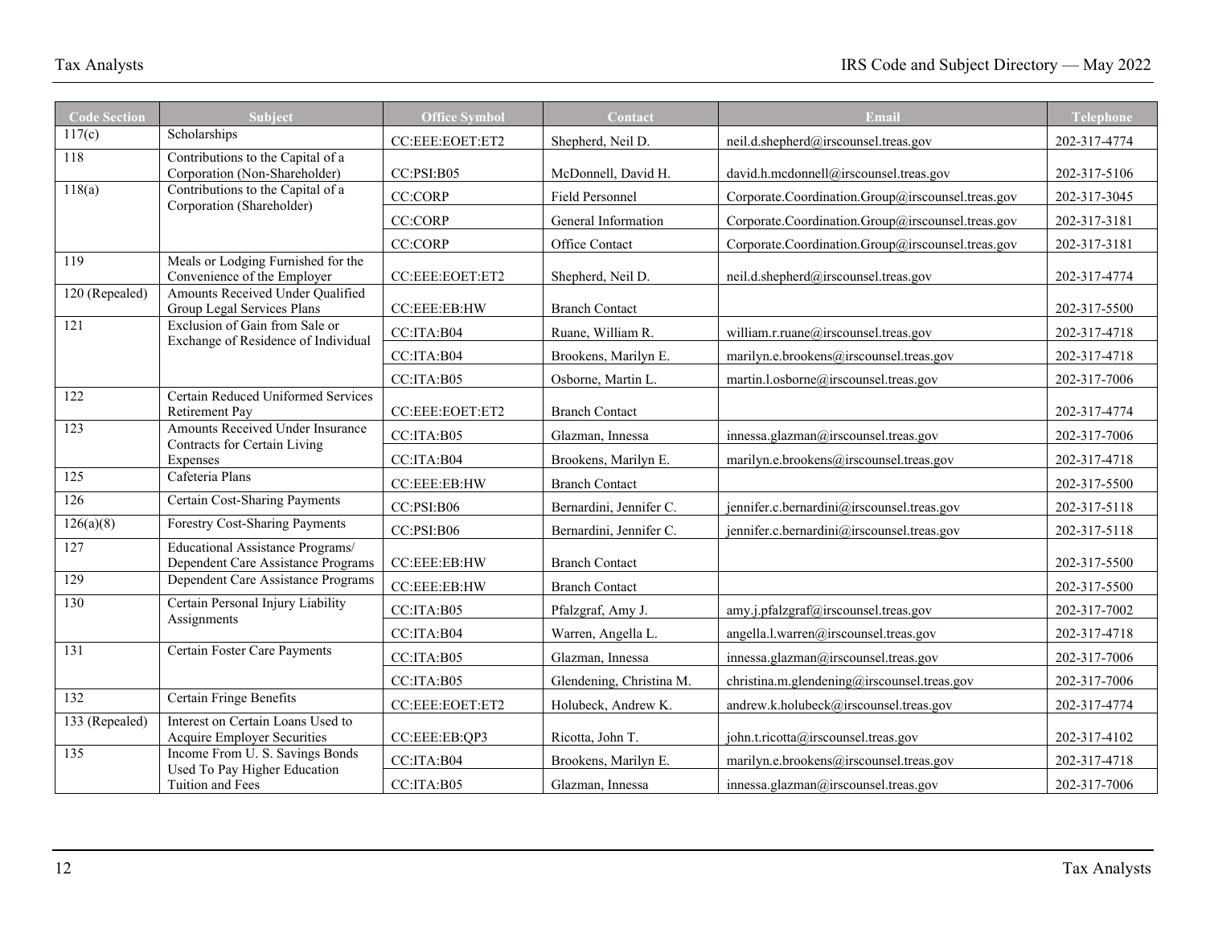| Code Section | Subject | Office Symbol | Contact | Email | Telephone |
|---|---|---|---|---|---|
| 117(c) | Scholarships | CC:EEE:EOET:ET2 | Shepherd, Neil D. | neil.d.shepherd@irscounsel.treas.gov | 202-317-4774 |
| 118 | Contributions to the Capital of a Corporation (Non-Shareholder) | CC:PSI:B05 | McDonnell, David H. | david.h.mcdonnell@irscounsel.treas.gov | 202-317-5106 |
| 118(a) | Contributions to the Capital of a Corporation (Shareholder) | CC:CORP | Field Personnel | Corporate.Coordination.Group@irscounsel.treas.gov | 202-317-3045 |
| | | CC:CORP | General Information | Corporate.Coordination.Group@irscounsel.treas.gov | 202-317-3181 |
| | | CC:CORP | Office Contact | Corporate.Coordination.Group@irscounsel.treas.gov | 202-317-3181 |
| 119 | Meals or Lodging Furnished for the Convenience of the Employer | CC:EEE:EOET:ET2 | Shepherd, Neil D. | neil.d.shepherd@irscounsel.treas.gov | 202-317-4774 |
| 120 (Repealed) | Amounts Received Under Qualified Group Legal Services Plans | CC:EEE:EB:HW | Branch Contact | | 202-317-5500 |
| 121 | Exclusion of Gain from Sale or Exchange of Residence of Individual | CC:ITA:B04 | Ruane, William R. | william.r.ruane@irscounsel.treas.gov | 202-317-4718 |
| | | CC:ITA:B04 | Brookens, Marilyn E. | marilyn.e.brookens@irscounsel.treas.gov | 202-317-4718 |
| | | CC:ITA:B05 | Osborne, Martin L. | martin.l.osborne@irscounsel.treas.gov | 202-317-7006 |
| 122 | Certain Reduced Uniformed Services Retirement Pay | CC:EEE:EOET:ET2 | Branch Contact | | 202-317-4774 |
| 123 | Amounts Received Under Insurance Contracts for Certain Living Expenses | CC:ITA:B05 | Glazman, Innessa | innessa.glazman@irscounsel.treas.gov | 202-317-7006 |
| | | CC:ITA:B04 | Brookens, Marilyn E. | marilyn.e.brookens@irscounsel.treas.gov | 202-317-4718 |
| 125 | Cafeteria Plans | CC:EEE:EB:HW | Branch Contact | | 202-317-5500 |
| 126 | Certain Cost-Sharing Payments | CC:PSI:B06 | Bernardini, Jennifer C. | jennifer.c.bernardini@irscounsel.treas.gov | 202-317-5118 |
| 126(a)(8) | Forestry Cost-Sharing Payments | CC:PSI:B06 | Bernardini, Jennifer C. | jennifer.c.bernardini@irscounsel.treas.gov | 202-317-5118 |
| 127 | Educational Assistance Programs/ Dependent Care Assistance Programs | CC:EEE:EB:HW | Branch Contact | | 202-317-5500 |
| 129 | Dependent Care Assistance Programs | CC:EEE:EB:HW | Branch Contact | | 202-317-5500 |
| 130 | Certain Personal Injury Liability Assignments | CC:ITA:B05 | Pfalzgraf, Amy J. | amy.j.pfalzgraf@irscounsel.treas.gov | 202-317-7002 |
| | | CC:ITA:B04 | Warren, Angella L. | angella.l.warren@irscounsel.treas.gov | 202-317-4718 |
| 131 | Certain Foster Care Payments | CC:ITA:B05 | Glazman, Innessa | innessa.glazman@irscounsel.treas.gov | 202-317-7006 |
| | | CC:ITA:B05 | Glendening, Christina M. | christina.m.glendening@irscounsel.treas.gov | 202-317-7006 |
| 132 | Certain Fringe Benefits | CC:EEE:EOET:ET2 | Holubeck, Andrew K. | andrew.k.holubeck@irscounsel.treas.gov | 202-317-4774 |
| 133 (Repealed) | Interest on Certain Loans Used to Acquire Employer Securities | CC:EEE:EB:QP3 | Ricotta, John T. | john.t.ricotta@irscounsel.treas.gov | 202-317-4102 |
| 135 | Income From U. S. Savings Bonds Used To Pay Higher Education Tuition and Fees | CC:ITA:B04 | Brookens, Marilyn E. | marilyn.e.brookens@irscounsel.treas.gov | 202-317-4718 |
| | | CC:ITA:B05 | Glazman, Innessa | innessa.glazman@irscounsel.treas.gov | 202-317-7006 |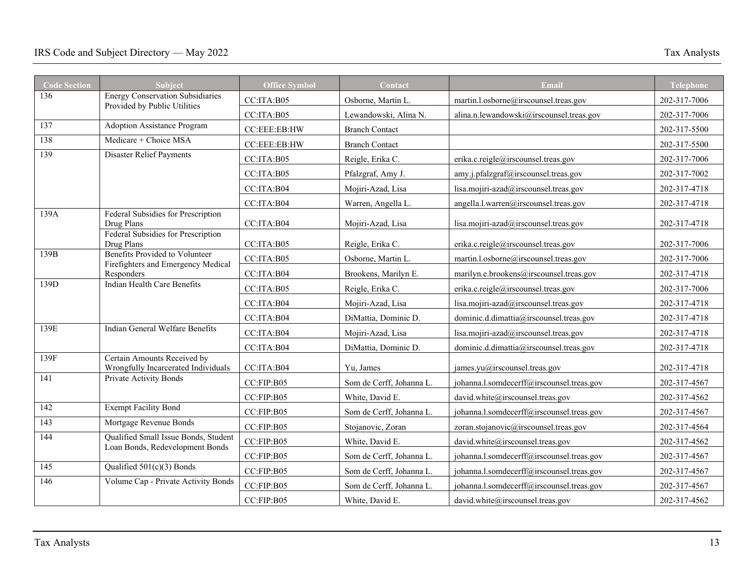| Code Section | Subject | Office Symbol | Contact | Email | Telephone |
|---|---|---|---|---|---|
| 136 | Energy Conservation Subsidiaries Provided by Public Utilities | CC:ITA:B05 | Osborne, Martin L. | martin.l.osborne@irscounsel.treas.gov | 202-317-7006 |
| | | CC:ITA:B05 | Lewandowski, Alina N. | alina.n.lewandowski@irscounsel.treas.gov | 202-317-7006 |
| 137 | Adoption Assistance Program | CC:EEE:EB:HW | Branch Contact | | 202-317-5500 |
| 138 | Medicare + Choice MSA | CC:EEE:EB:HW | Branch Contact | | 202-317-5500 |
| 139 | Disaster Relief Payments | CC:ITA:B05 | Reigle, Erika C. | erika.c.reigle@irscounsel.treas.gov | 202-317-7006 |
| | | CC:ITA:B05 | Pfalzgraf, Amy J. | amy.j.pfalzgraf@irscounsel.treas.gov | 202-317-7002 |
| | | CC:ITA:B04 | Mojiri-Azad, Lisa | lisa.mojiri-azad@irscounsel.treas.gov | 202-317-4718 |
| | | CC:ITA:B04 | Warren, Angella L. | angella.l.warren@irscounsel.treas.gov | 202-317-4718 |
| 139A | Federal Subsidies for Prescription Drug Plans | CC:ITA:B04 | Mojiri-Azad, Lisa | lisa.mojiri-azad@irscounsel.treas.gov | 202-317-4718 |
| | Federal Subsidies for Prescription Drug Plans | CC:ITA:B05 | Reigle, Erika C. | erika.c.reigle@irscounsel.treas.gov | 202-317-7006 |
| 139B | Benefits Provided to Volunteer Firefighters and Emergency Medical Responders | CC:ITA:B05 | Osborne, Martin L. | martin.l.osborne@irscounsel.treas.gov | 202-317-7006 |
| | | CC:ITA:B04 | Brookens, Marilyn E. | marilyn.e.brookens@irscounsel.treas.gov | 202-317-4718 |
| 139D | Indian Health Care Benefits | CC:ITA:B05 | Reigle, Erika C. | erika.c.reigle@irscounsel.treas.gov | 202-317-7006 |
| | | CC:ITA:B04 | Mojiri-Azad, Lisa | lisa.mojiri-azad@irscounsel.treas.gov | 202-317-4718 |
| | | CC:ITA:B04 | DiMattia, Dominic D. | dominic.d.dimattia@irscounsel.treas.gov | 202-317-4718 |
| 139E | Indian General Welfare Benefits | CC:ITA:B04 | Mojiri-Azad, Lisa | lisa.mojiri-azad@irscounsel.treas.gov | 202-317-4718 |
| | | CC:ITA:B04 | DiMattia, Dominic D. | dominic.d.dimattia@irscounsel.treas.gov | 202-317-4718 |
| 139F | Certain Amounts Received by Wrongfully Incarcerated Individuals | CC:ITA:B04 | Yu, James | james.yu@irscounsel.treas.gov | 202-317-4718 |
| 141 | Private Activity Bonds | CC:FIP:B05 | Som de Cerff, Johanna L. | johanna.l.somdecerff@irscounsel.treas.gov | 202-317-4567 |
| | | CC:FIP:B05 | White, David E. | david.white@irscounsel.treas.gov | 202-317-4562 |
| 142 | Exempt Facility Bond | CC:FIP:B05 | Som de Cerff, Johanna L. | johanna.l.somdecerff@irscounsel.treas.gov | 202-317-4567 |
| 143 | Mortgage Revenue Bonds | CC:FIP:B05 | Stojanovic, Zoran | zoran.stojanovic@irscounsel.treas.gov | 202-317-4564 |
| 144 | Qualified Small Issue Bonds, Student Loan Bonds, Redevelopment Bonds | CC:FIP:B05 | White, David E. | david.white@irscounsel.treas.gov | 202-317-4562 |
| | | CC:FIP:B05 | Som de Cerff, Johanna L. | johanna.l.somdecerff@irscounsel.treas.gov | 202-317-4567 |
| 145 | Qualified 501(c)(3) Bonds | CC:FIP:B05 | Som de Cerff, Johanna L. | johanna.l.somdecerff@irscounsel.treas.gov | 202-317-4567 |
| 146 | Volume Cap - Private Activity Bonds | CC:FIP:B05 | Som de Cerff, Johanna L. | johanna.l.somdecerff@irscounsel.treas.gov | 202-317-4567 |
| | | CC:FIP:B05 | White, David E. | david.white@irscounsel.treas.gov | 202-317-4562 |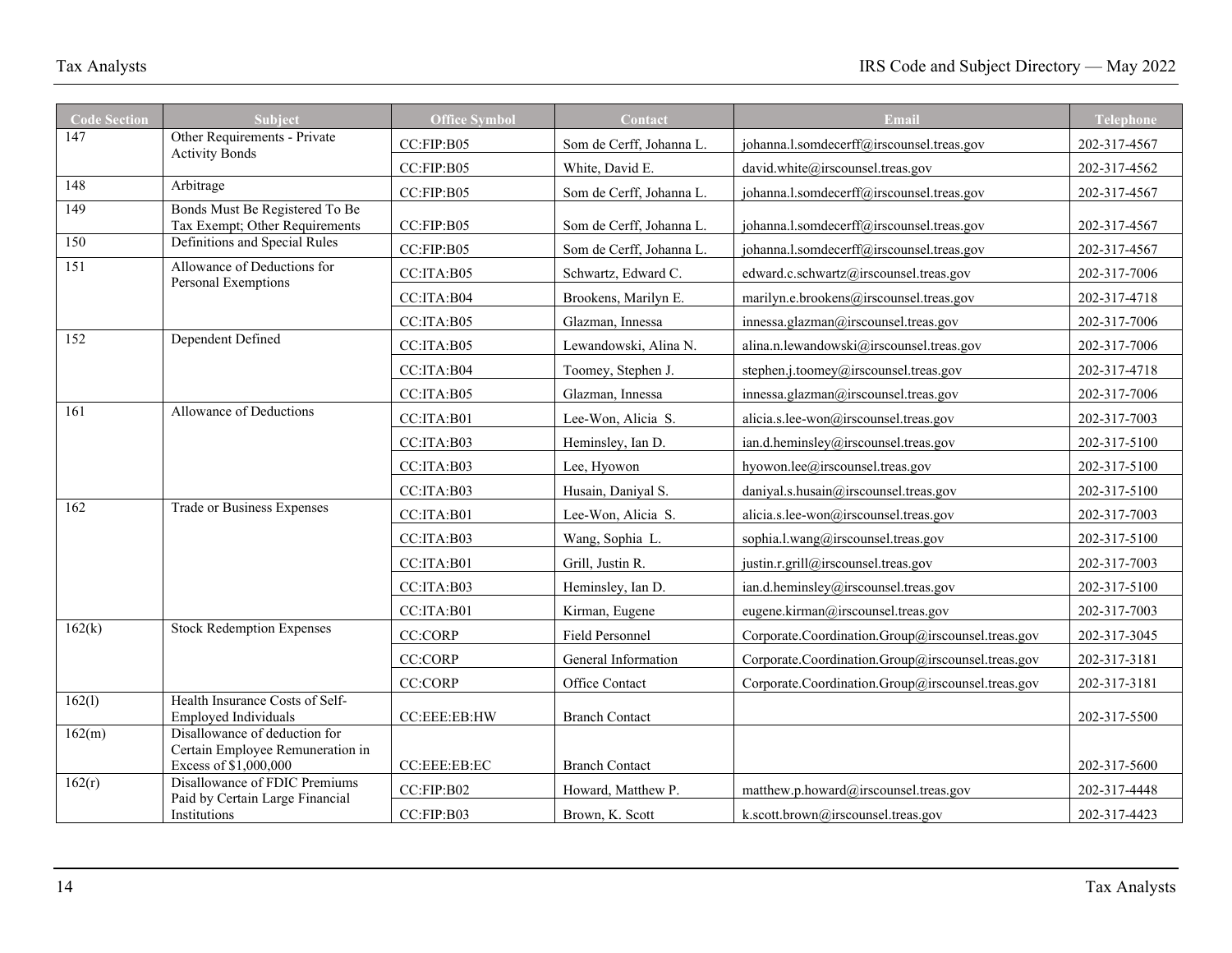| Code Section | Subject | Office Symbol | Contact | Email | Telephone |
|---|---|---|---|---|---|
| 147 | Other Requirements - Private Activity Bonds | CC:FIP:B05 | Som de Cerff, Johanna L. | johanna.l.somdecerff@irscounsel.treas.gov | 202-317-4567 |
| | | CC:FIP:B05 | White, David E. | david.white@irscounsel.treas.gov | 202-317-4562 |
| 148 | Arbitrage | CC:FIP:B05 | Som de Cerff, Johanna L. | johanna.l.somdecerff@irscounsel.treas.gov | 202-317-4567 |
| 149 | Bonds Must Be Registered To Be Tax Exempt; Other Requirements | CC:FIP:B05 | Som de Cerff, Johanna L. | johanna.l.somdecerff@irscounsel.treas.gov | 202-317-4567 |
| 150 | Definitions and Special Rules | CC:FIP:B05 | Som de Cerff, Johanna L. | johanna.l.somdecerff@irscounsel.treas.gov | 202-317-4567 |
| 151 | Allowance of Deductions for Personal Exemptions | CC:ITA:B05 | Schwartz, Edward C. | edward.c.schwartz@irscounsel.treas.gov | 202-317-7006 |
| | | CC:ITA:B04 | Brookens, Marilyn E. | marilyn.e.brookens@irscounsel.treas.gov | 202-317-4718 |
| | | CC:ITA:B05 | Glazman, Innessa | innessa.glazman@irscounsel.treas.gov | 202-317-7006 |
| 152 | Dependent Defined | CC:ITA:B05 | Lewandowski, Alina N. | alina.n.lewandowski@irscounsel.treas.gov | 202-317-7006 |
| | | CC:ITA:B04 | Toomey, Stephen J. | stephen.j.toomey@irscounsel.treas.gov | 202-317-4718 |
| | | CC:ITA:B05 | Glazman, Innessa | innessa.glazman@irscounsel.treas.gov | 202-317-7006 |
| 161 | Allowance of Deductions | CC:ITA:B01 | Lee-Won, Alicia S. | alicia.s.lee-won@irscounsel.treas.gov | 202-317-7003 |
| | | CC:ITA:B03 | Heminsley, Ian D. | ian.d.heminsley@irscounsel.treas.gov | 202-317-5100 |
| | | CC:ITA:B03 | Lee, Hyowon | hyowon.lee@irscounsel.treas.gov | 202-317-5100 |
| | | CC:ITA:B03 | Husain, Daniyal S. | daniyal.s.husain@irscounsel.treas.gov | 202-317-5100 |
| 162 | Trade or Business Expenses | CC:ITA:B01 | Lee-Won, Alicia S. | alicia.s.lee-won@irscounsel.treas.gov | 202-317-7003 |
| | | CC:ITA:B03 | Wang, Sophia L. | sophia.l.wang@irscounsel.treas.gov | 202-317-5100 |
| | | CC:ITA:B01 | Grill, Justin R. | justin.r.grill@irscounsel.treas.gov | 202-317-7003 |
| | | CC:ITA:B03 | Heminsley, Ian D. | ian.d.heminsley@irscounsel.treas.gov | 202-317-5100 |
| | | CC:ITA:B01 | Kirman, Eugene | eugene.kirman@irscounsel.treas.gov | 202-317-7003 |
| 162(k) | Stock Redemption Expenses | CC:CORP | Field Personnel | Corporate.Coordination.Group@irscounsel.treas.gov | 202-317-3045 |
| | | CC:CORP | General Information | Corporate.Coordination.Group@irscounsel.treas.gov | 202-317-3181 |
| | | CC:CORP | Office Contact | Corporate.Coordination.Group@irscounsel.treas.gov | 202-317-3181 |
| 162(l) | Health Insurance Costs of Self-Employed Individuals | CC:EEE:EB:HW | Branch Contact | | 202-317-5500 |
| 162(m) | Disallowance of deduction for Certain Employee Remuneration in Excess of $1,000,000 | CC:EEE:EB:EC | Branch Contact | | 202-317-5600 |
| 162(r) | Disallowance of FDIC Premiums Paid by Certain Large Financial Institutions | CC:FIP:B02 | Howard, Matthew P. | matthew.p.howard@irscounsel.treas.gov | 202-317-4448 |
| | | CC:FIP:B03 | Brown, K. Scott | k.scott.brown@irscounsel.treas.gov | 202-317-4423 |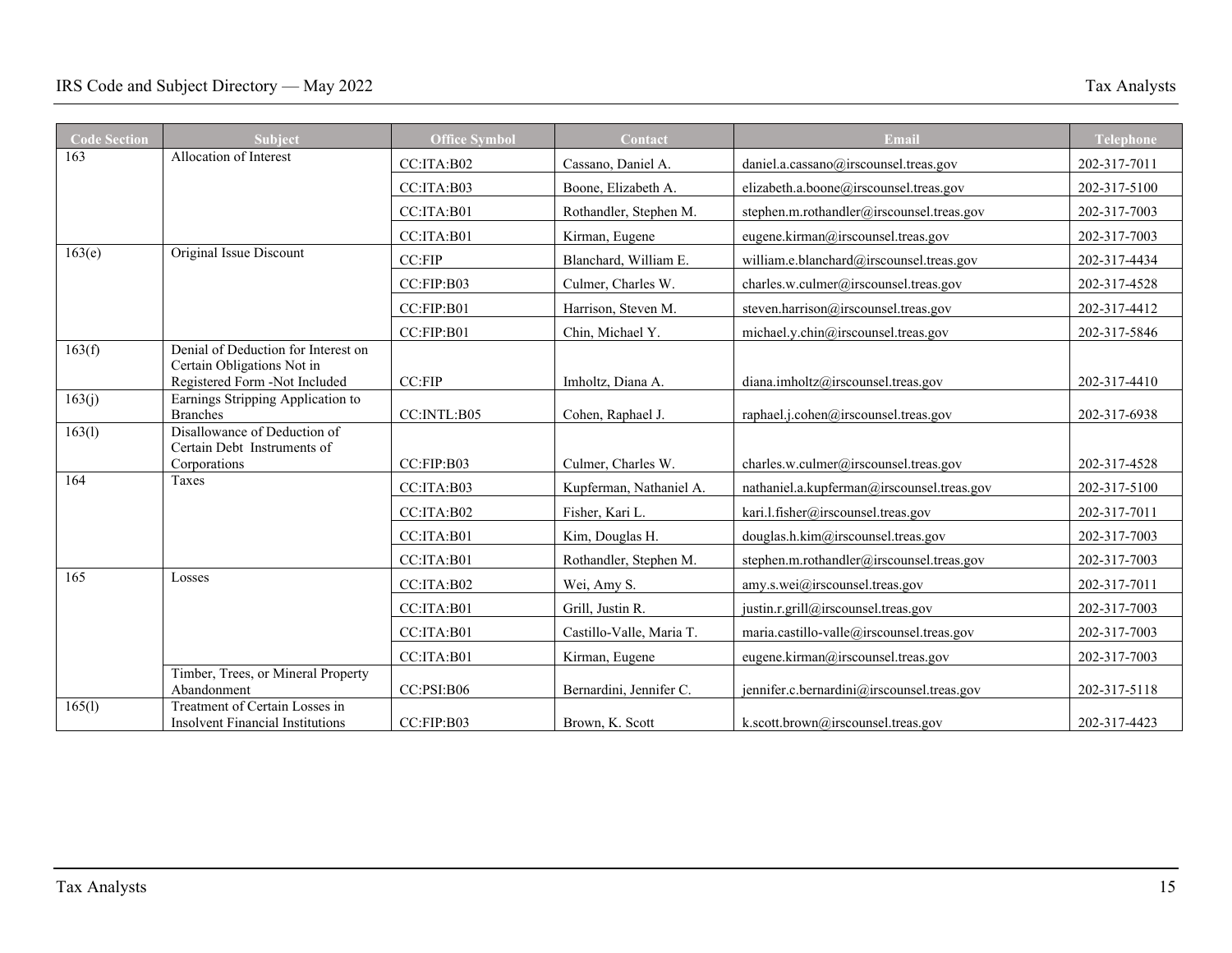| Code Section | Subject | Office Symbol | Contact | Email | Telephone |
|---|---|---|---|---|---|
| 163 | Allocation of Interest | CC:ITA:B02 | Cassano, Daniel A. | daniel.a.cassano@irscounsel.treas.gov | 202-317-7011 |
| | | CC:ITA:B03 | Boone, Elizabeth A. | elizabeth.a.boone@irscounsel.treas.gov | 202-317-5100 |
| | | CC:ITA:B01 | Rothandler, Stephen M. | stephen.m.rothandler@irscounsel.treas.gov | 202-317-7003 |
| | | CC:ITA:B01 | Kirman, Eugene | eugene.kirman@irscounsel.treas.gov | 202-317-7003 |
| 163(e) | Original Issue Discount | CC:FIP | Blanchard, William E. | william.e.blanchard@irscounsel.treas.gov | 202-317-4434 |
| | | CC:FIP:B03 | Culmer, Charles W. | charles.w.culmer@irscounsel.treas.gov | 202-317-4528 |
| | | CC:FIP:B01 | Harrison, Steven M. | steven.harrison@irscounsel.treas.gov | 202-317-4412 |
| | | CC:FIP:B01 | Chin, Michael Y. | michael.y.chin@irscounsel.treas.gov | 202-317-5846 |
| 163(f) | Denial of Deduction for Interest on Certain Obligations Not in Registered Form -Not Included | CC:FIP | Imholtz, Diana A. | diana.imholtz@irscounsel.treas.gov | 202-317-4410 |
| 163(j) | Earnings Stripping Application to Branches | CC:INTL:B05 | Cohen, Raphael J. | raphael.j.cohen@irscounsel.treas.gov | 202-317-6938 |
| 163(l) | Disallowance of Deduction of Certain Debt Instruments of Corporations | CC:FIP:B03 | Culmer, Charles W. | charles.w.culmer@irscounsel.treas.gov | 202-317-4528 |
| 164 | Taxes | CC:ITA:B03 | Kupferman, Nathaniel A. | nathaniel.a.kupferman@irscounsel.treas.gov | 202-317-5100 |
| | | CC:ITA:B02 | Fisher, Kari L. | kari.l.fisher@irscounsel.treas.gov | 202-317-7011 |
| | | CC:ITA:B01 | Kim, Douglas H. | douglas.h.kim@irscounsel.treas.gov | 202-317-7003 |
| | | CC:ITA:B01 | Rothandler, Stephen M. | stephen.m.rothandler@irscounsel.treas.gov | 202-317-7003 |
| 165 | Losses | CC:ITA:B02 | Wei, Amy S. | amy.s.wei@irscounsel.treas.gov | 202-317-7011 |
| | | CC:ITA:B01 | Grill, Justin R. | justin.r.grill@irscounsel.treas.gov | 202-317-7003 |
| | | CC:ITA:B01 | Castillo-Valle, Maria T. | maria.castillo-valle@irscounsel.treas.gov | 202-317-7003 |
| | | CC:ITA:B01 | Kirman, Eugene | eugene.kirman@irscounsel.treas.gov | 202-317-7003 |
| | Timber, Trees, or Mineral Property Abandonment | CC:PSI:B06 | Bernardini, Jennifer C. | jennifer.c.bernardini@irscounsel.treas.gov | 202-317-5118 |
| 165(l) | Treatment of Certain Losses in Insolvent Financial Institutions | CC:FIP:B03 | Brown, K. Scott | k.scott.brown@irscounsel.treas.gov | 202-317-4423 |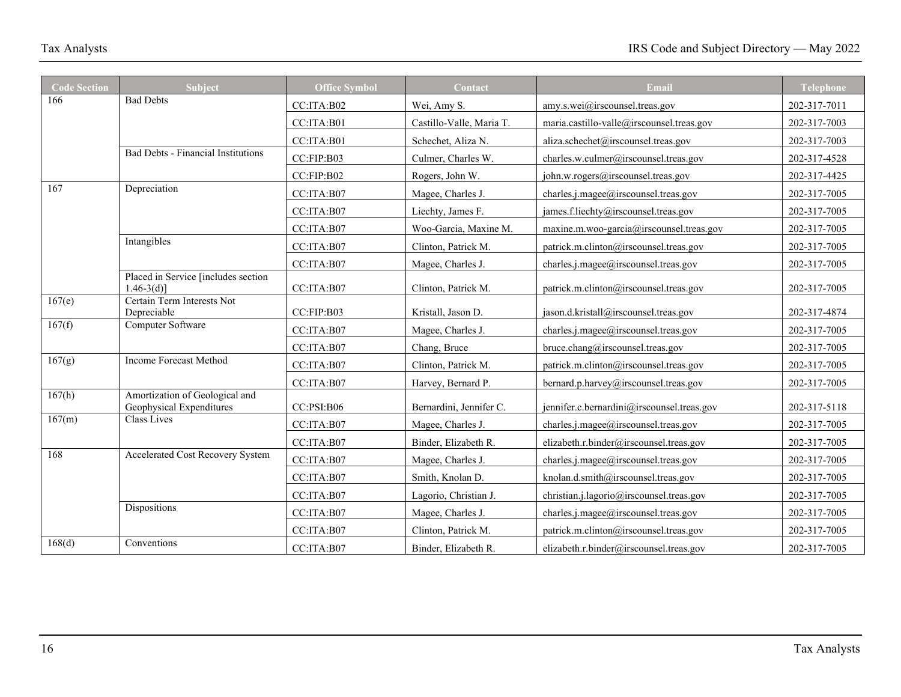| Code Section | Subject | Office Symbol | Contact | Email | Telephone |
|---|---|---|---|---|---|
| 166 | Bad Debts | CC:ITA:B02 | Wei, Amy S. | amy.s.wei@irscounsel.treas.gov | 202-317-7011 |
| | | CC:ITA:B01 | Castillo-Valle, Maria T. | maria.castillo-valle@irscounsel.treas.gov | 202-317-7003 |
| | | CC:ITA:B01 | Schechet, Aliza N. | aliza.schechet@irscounsel.treas.gov | 202-317-7003 |
| | Bad Debts - Financial Institutions | CC:FIP:B03 | Culmer, Charles W. | charles.w.culmer@irscounsel.treas.gov | 202-317-4528 |
| | | CC:FIP:B02 | Rogers, John W. | john.w.rogers@irscounsel.treas.gov | 202-317-4425 |
| 167 | Depreciation | CC:ITA:B07 | Magee, Charles J. | charles.j.magee@irscounsel.treas.gov | 202-317-7005 |
| | | CC:ITA:B07 | Liechty, James F. | james.f.liechty@irscounsel.treas.gov | 202-317-7005 |
| | | CC:ITA:B07 | Woo-Garcia, Maxine M. | maxine.m.woo-garcia@irscounsel.treas.gov | 202-317-7005 |
| | Intangibles | CC:ITA:B07 | Clinton, Patrick M. | patrick.m.clinton@irscounsel.treas.gov | 202-317-7005 |
| | | CC:ITA:B07 | Magee, Charles J. | charles.j.magee@irscounsel.treas.gov | 202-317-7005 |
| | Placed in Service [includes section 1.46-3(d)] | CC:ITA:B07 | Clinton, Patrick M. | patrick.m.clinton@irscounsel.treas.gov | 202-317-7005 |
| 167(e) | Certain Term Interests Not Depreciable | CC:FIP:B03 | Kristall, Jason D. | jason.d.kristall@irscounsel.treas.gov | 202-317-4874 |
| 167(f) | Computer Software | CC:ITA:B07 | Magee, Charles J. | charles.j.magee@irscounsel.treas.gov | 202-317-7005 |
| | | CC:ITA:B07 | Chang, Bruce | bruce.chang@irscounsel.treas.gov | 202-317-7005 |
| 167(g) | Income Forecast Method | CC:ITA:B07 | Clinton, Patrick M. | patrick.m.clinton@irscounsel.treas.gov | 202-317-7005 |
| | | CC:ITA:B07 | Harvey, Bernard P. | bernard.p.harvey@irscounsel.treas.gov | 202-317-7005 |
| 167(h) | Amortization of Geological and Geophysical Expenditures | CC:PSI:B06 | Bernardini, Jennifer C. | jennifer.c.bernardini@irscounsel.treas.gov | 202-317-5118 |
| 167(m) | Class Lives | CC:ITA:B07 | Magee, Charles J. | charles.j.magee@irscounsel.treas.gov | 202-317-7005 |
| | | CC:ITA:B07 | Binder, Elizabeth R. | elizabeth.r.binder@irscounsel.treas.gov | 202-317-7005 |
| 168 | Accelerated Cost Recovery System | CC:ITA:B07 | Magee, Charles J. | charles.j.magee@irscounsel.treas.gov | 202-317-7005 |
| | | CC:ITA:B07 | Smith, Knolan D. | knolan.d.smith@irscounsel.treas.gov | 202-317-7005 |
| | | CC:ITA:B07 | Lagorio, Christian J. | christian.j.lagorio@irscounsel.treas.gov | 202-317-7005 |
| | Dispositions | CC:ITA:B07 | Magee, Charles J. | charles.j.magee@irscounsel.treas.gov | 202-317-7005 |
| | | CC:ITA:B07 | Clinton, Patrick M. | patrick.m.clinton@irscounsel.treas.gov | 202-317-7005 |
| 168(d) | Conventions | CC:ITA:B07 | Binder, Elizabeth R. | elizabeth.r.binder@irscounsel.treas.gov | 202-317-7005 |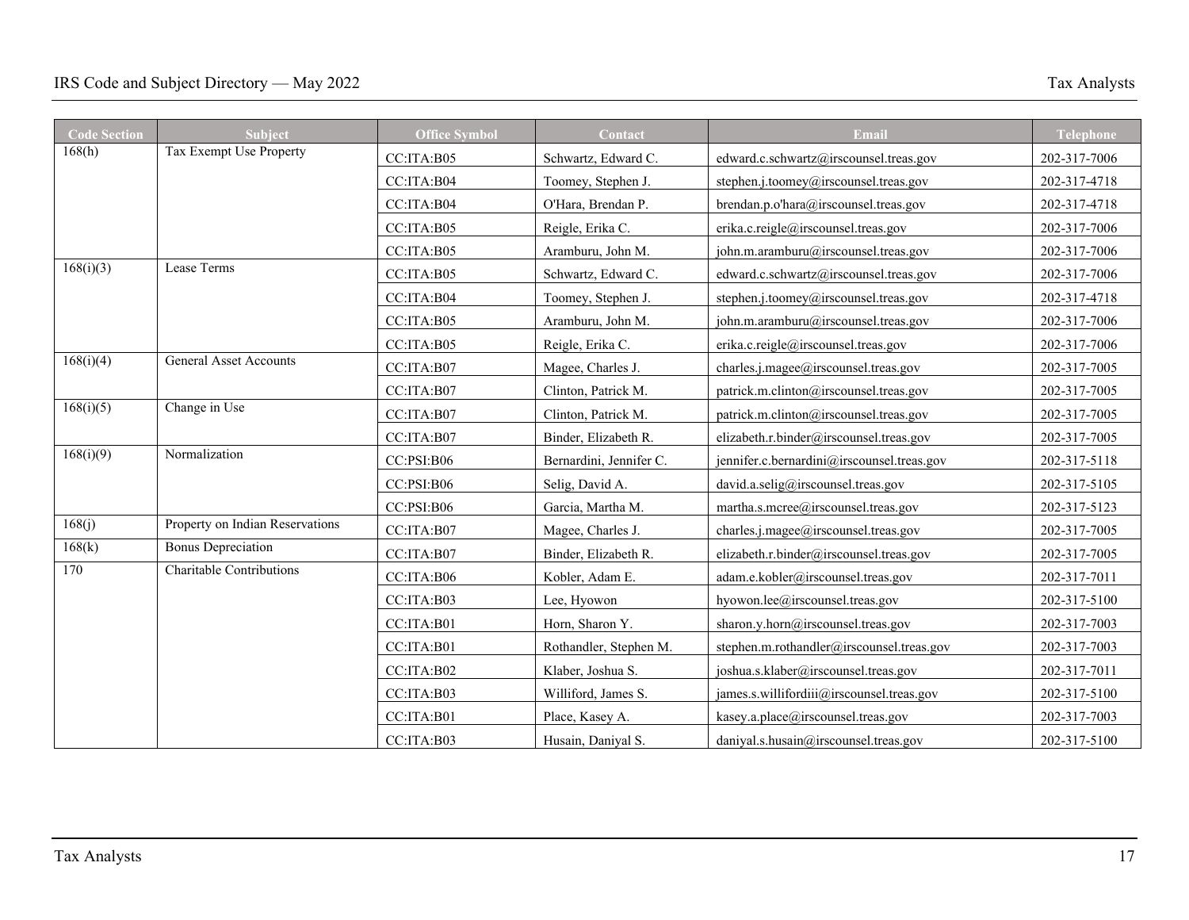| Code Section | Subject | Office Symbol | Contact | Email | Telephone |
|---|---|---|---|---|---|
| 168(h) | Tax Exempt Use Property | CC:ITA:B05 | Schwartz, Edward C. | edward.c.schwartz@irscounsel.treas.gov | 202-317-7006 |
| | | CC:ITA:B04 | Toomey, Stephen J. | stephen.j.toomey@irscounsel.treas.gov | 202-317-4718 |
| | | CC:ITA:B04 | O'Hara, Brendan P. | brendan.p.o'hara@irscounsel.treas.gov | 202-317-4718 |
| | | CC:ITA:B05 | Reigle, Erika C. | erika.c.reigle@irscounsel.treas.gov | 202-317-7006 |
| | | CC:ITA:B05 | Aramburu, John M. | john.m.aramburu@irscounsel.treas.gov | 202-317-7006 |
| 168(i)(3) | Lease Terms | CC:ITA:B05 | Schwartz, Edward C. | edward.c.schwartz@irscounsel.treas.gov | 202-317-7006 |
| | | CC:ITA:B04 | Toomey, Stephen J. | stephen.j.toomey@irscounsel.treas.gov | 202-317-4718 |
| | | CC:ITA:B05 | Aramburu, John M. | john.m.aramburu@irscounsel.treas.gov | 202-317-7006 |
| | | CC:ITA:B05 | Reigle, Erika C. | erika.c.reigle@irscounsel.treas.gov | 202-317-7006 |
| 168(i)(4) | General Asset Accounts | CC:ITA:B07 | Magee, Charles J. | charles.j.magee@irscounsel.treas.gov | 202-317-7005 |
| | | CC:ITA:B07 | Clinton, Patrick M. | patrick.m.clinton@irscounsel.treas.gov | 202-317-7005 |
| 168(i)(5) | Change in Use | CC:ITA:B07 | Clinton, Patrick M. | patrick.m.clinton@irscounsel.treas.gov | 202-317-7005 |
| | | CC:ITA:B07 | Binder, Elizabeth R. | elizabeth.r.binder@irscounsel.treas.gov | 202-317-7005 |
| 168(i)(9) | Normalization | CC:PSI:B06 | Bernardini, Jennifer C. | jennifer.c.bernardini@irscounsel.treas.gov | 202-317-5118 |
| | | CC:PSI:B06 | Selig, David A. | david.a.selig@irscounsel.treas.gov | 202-317-5105 |
| | | CC:PSI:B06 | Garcia, Martha M. | martha.s.mcree@irscounsel.treas.gov | 202-317-5123 |
| 168(j) | Property on Indian Reservations | CC:ITA:B07 | Magee, Charles J. | charles.j.magee@irscounsel.treas.gov | 202-317-7005 |
| 168(k) | Bonus Depreciation | CC:ITA:B07 | Binder, Elizabeth R. | elizabeth.r.binder@irscounsel.treas.gov | 202-317-7005 |
| 170 | Charitable Contributions | CC:ITA:B06 | Kobler, Adam E. | adam.e.kobler@irscounsel.treas.gov | 202-317-7011 |
| | | CC:ITA:B03 | Lee, Hyowon | hyowon.lee@irscounsel.treas.gov | 202-317-5100 |
| | | CC:ITA:B01 | Horn, Sharon Y. | sharon.y.horn@irscounsel.treas.gov | 202-317-7003 |
| | | CC:ITA:B01 | Rothandler, Stephen M. | stephen.m.rothandler@irscounsel.treas.gov | 202-317-7003 |
| | | CC:ITA:B02 | Klaber, Joshua S. | joshua.s.klaber@irscounsel.treas.gov | 202-317-7011 |
| | | CC:ITA:B03 | Williford, James S. | james.s.willifordiii@irscounsel.treas.gov | 202-317-5100 |
| | | CC:ITA:B01 | Place, Kasey A. | kasey.a.place@irscounsel.treas.gov | 202-317-7003 |
| | | CC:ITA:B03 | Husain, Daniyal S. | daniyal.s.husain@irscounsel.treas.gov | 202-317-5100 |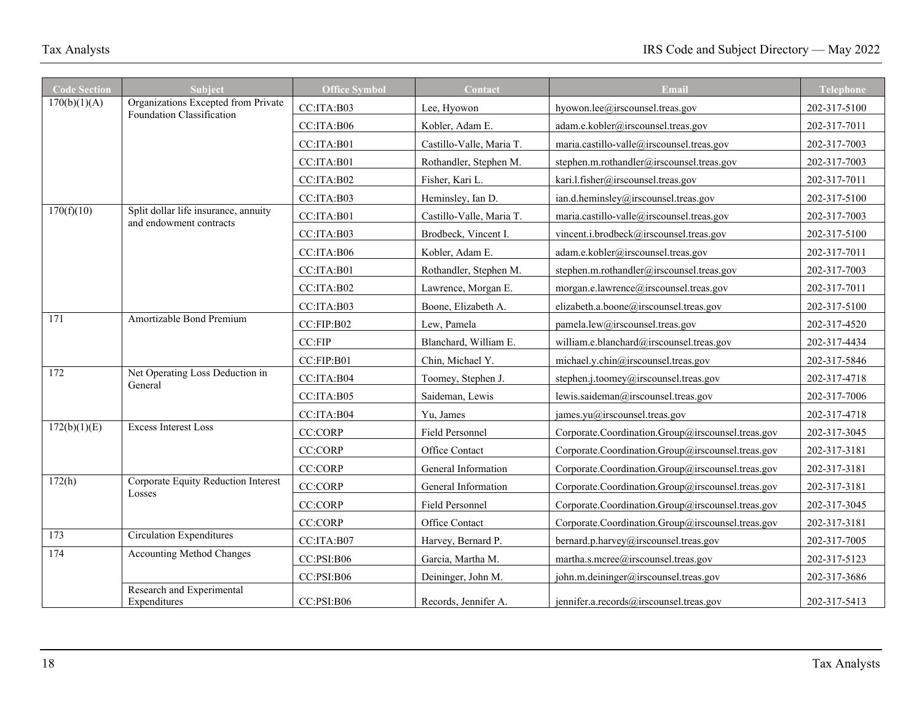| Code Section | Subject | Office Symbol | Contact | Email | Telephone |
|---|---|---|---|---|---|
| 170(b)(1)(A) | Organizations Excepted from Private Foundation Classification | CC:ITA:B03 | Lee, Hyowon | hyowon.lee@irscounsel.treas.gov | 202-317-5100 |
| | | CC:ITA:B06 | Kobler, Adam E. | adam.e.kobler@irscounsel.treas.gov | 202-317-7011 |
| | | CC:ITA:B01 | Castillo-Valle, Maria T. | maria.castillo-valle@irscounsel.treas.gov | 202-317-7003 |
| | | CC:ITA:B01 | Rothandler, Stephen M. | stephen.m.rothandler@irscounsel.treas.gov | 202-317-7003 |
| | | CC:ITA:B02 | Fisher, Kari L. | kari.l.fisher@irscounsel.treas.gov | 202-317-7011 |
| | | CC:ITA:B03 | Heminsley, Ian D. | ian.d.heminsley@irscounsel.treas.gov | 202-317-5100 |
| 170(f)(10) | Split dollar life insurance, annuity and endowment contracts | CC:ITA:B01 | Castillo-Valle, Maria T. | maria.castillo-valle@irscounsel.treas.gov | 202-317-7003 |
| | | CC:ITA:B03 | Brodbeck, Vincent I. | vincent.i.brodbeck@irscounsel.treas.gov | 202-317-5100 |
| | | CC:ITA:B06 | Kobler, Adam E. | adam.e.kobler@irscounsel.treas.gov | 202-317-7011 |
| | | CC:ITA:B01 | Rothandler, Stephen M. | stephen.m.rothandler@irscounsel.treas.gov | 202-317-7003 |
| | | CC:ITA:B02 | Lawrence, Morgan E. | morgan.e.lawrence@irscounsel.treas.gov | 202-317-7011 |
| | | CC:ITA:B03 | Boone, Elizabeth A. | elizabeth.a.boone@irscounsel.treas.gov | 202-317-5100 |
| 171 | Amortizable Bond Premium | CC:FIP:B02 | Lew, Pamela | pamela.lew@irscounsel.treas.gov | 202-317-4520 |
| | | CC:FIP | Blanchard, William E. | william.e.blanchard@irscounsel.treas.gov | 202-317-4434 |
| | | CC:FIP:B01 | Chin, Michael Y. | michael.y.chin@irscounsel.treas.gov | 202-317-5846 |
| 172 | Net Operating Loss Deduction in General | CC:ITA:B04 | Toomey, Stephen J. | stephen.j.toomey@irscounsel.treas.gov | 202-317-4718 |
| | | CC:ITA:B05 | Saideman, Lewis | lewis.saideman@irscounsel.treas.gov | 202-317-7006 |
| | | CC:ITA:B04 | Yu, James | james.yu@irscounsel.treas.gov | 202-317-4718 |
| 172(b)(1)(E) | Excess Interest Loss | CC:CORP | Field Personnel | Corporate.Coordination.Group@irscounsel.treas.gov | 202-317-3045 |
| | | CC:CORP | Office Contact | Corporate.Coordination.Group@irscounsel.treas.gov | 202-317-3181 |
| | | CC:CORP | General Information | Corporate.Coordination.Group@irscounsel.treas.gov | 202-317-3181 |
| 172(h) | Corporate Equity Reduction Interest Losses | CC:CORP | General Information | Corporate.Coordination.Group@irscounsel.treas.gov | 202-317-3181 |
| | | CC:CORP | Field Personnel | Corporate.Coordination.Group@irscounsel.treas.gov | 202-317-3045 |
| | | CC:CORP | Office Contact | Corporate.Coordination.Group@irscounsel.treas.gov | 202-317-3181 |
| 173 | Circulation Expenditures | CC:ITA:B07 | Harvey, Bernard P. | bernard.p.harvey@irscounsel.treas.gov | 202-317-7005 |
| 174 | Accounting Method Changes | CC:PSI:B06 | Garcia, Martha M. | martha.s.mcree@irscounsel.treas.gov | 202-317-5123 |
| | | CC:PSI:B06 | Deininger, John M. | john.m.deininger@irscounsel.treas.gov | 202-317-3686 |
| | Research and Experimental Expenditures | CC:PSI:B06 | Records, Jennifer A. | jennifer.a.records@irscounsel.treas.gov | 202-317-5413 |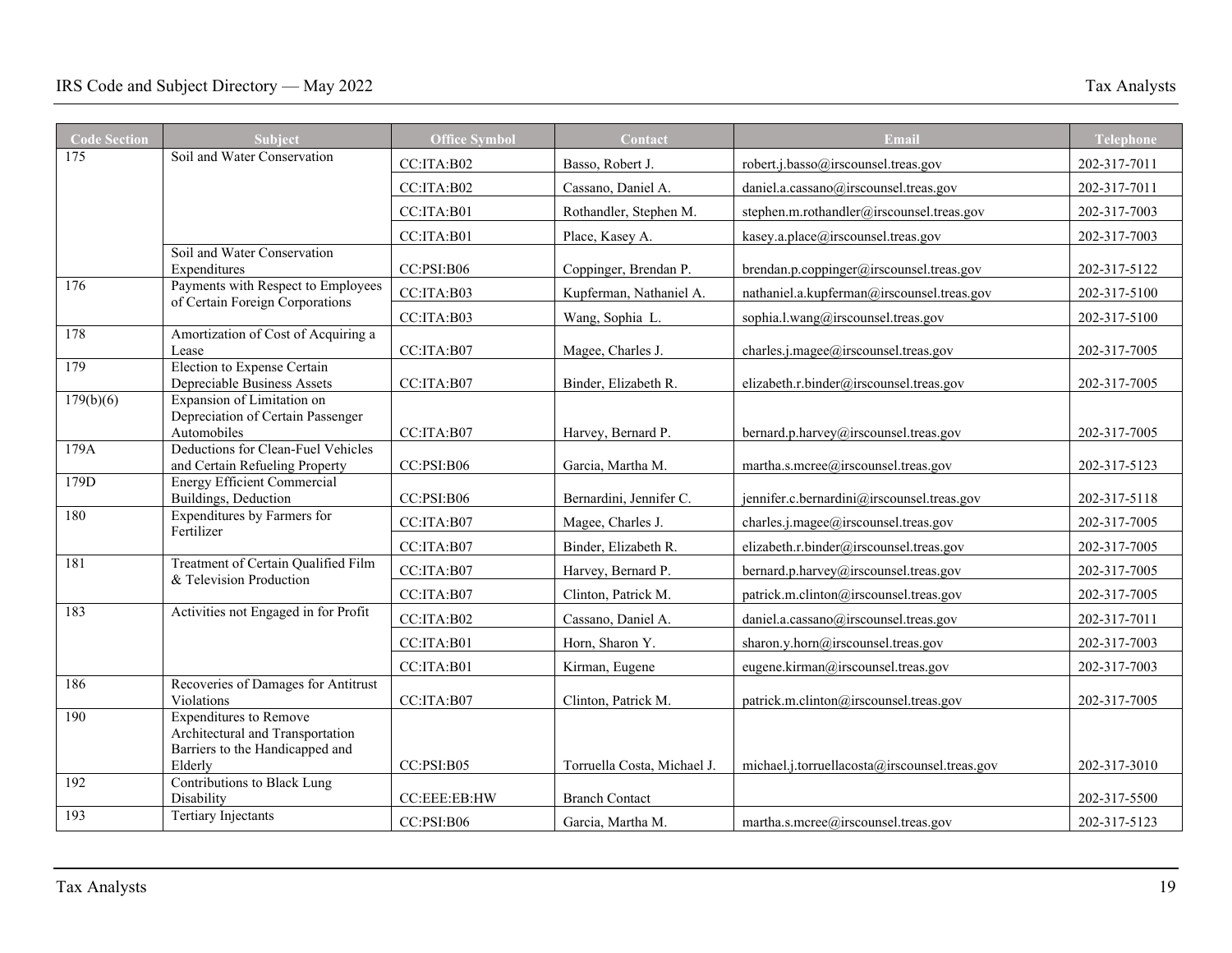| Code Section | Subject | Office Symbol | Contact | Email | Telephone |
|---|---|---|---|---|---|
| 175 | Soil and Water Conservation | CC:ITA:B02 | Basso, Robert J. | robert.j.basso@irscounsel.treas.gov | 202-317-7011 |
| | | CC:ITA:B02 | Cassano, Daniel A. | daniel.a.cassano@irscounsel.treas.gov | 202-317-7011 |
| | | CC:ITA:B01 | Rothandler, Stephen M. | stephen.m.rothandler@irscounsel.treas.gov | 202-317-7003 |
| | | CC:ITA:B01 | Place, Kasey A. | kasey.a.place@irscounsel.treas.gov | 202-317-7003 |
| | Soil and Water Conservation Expenditures | CC:PSI:B06 | Coppinger, Brendan P. | brendan.p.coppinger@irscounsel.treas.gov | 202-317-5122 |
| 176 | Payments with Respect to Employees of Certain Foreign Corporations | CC:ITA:B03 | Kupferman, Nathaniel A. | nathaniel.a.kupferman@irscounsel.treas.gov | 202-317-5100 |
| | | CC:ITA:B03 | Wang, Sophia L. | sophia.l.wang@irscounsel.treas.gov | 202-317-5100 |
| 178 | Amortization of Cost of Acquiring a Lease | CC:ITA:B07 | Magee, Charles J. | charles.j.magee@irscounsel.treas.gov | 202-317-7005 |
| 179 | Election to Expense Certain Depreciable Business Assets | CC:ITA:B07 | Binder, Elizabeth R. | elizabeth.r.binder@irscounsel.treas.gov | 202-317-7005 |
| 179(b)(6) | Expansion of Limitation on Depreciation of Certain Passenger Automobiles | CC:ITA:B07 | Harvey, Bernard P. | bernard.p.harvey@irscounsel.treas.gov | 202-317-7005 |
| 179A | Deductions for Clean-Fuel Vehicles and Certain Refueling Property | CC:PSI:B06 | Garcia, Martha M. | martha.s.mcree@irscounsel.treas.gov | 202-317-5123 |
| 179D | Energy Efficient Commercial Buildings, Deduction | CC:PSI:B06 | Bernardini, Jennifer C. | jennifer.c.bernardini@irscounsel.treas.gov | 202-317-5118 |
| 180 | Expenditures by Farmers for Fertilizer | CC:ITA:B07 | Magee, Charles J. | charles.j.magee@irscounsel.treas.gov | 202-317-7005 |
| | | CC:ITA:B07 | Binder, Elizabeth R. | elizabeth.r.binder@irscounsel.treas.gov | 202-317-7005 |
| 181 | Treatment of Certain Qualified Film & Television Production | CC:ITA:B07 | Harvey, Bernard P. | bernard.p.harvey@irscounsel.treas.gov | 202-317-7005 |
| | | CC:ITA:B07 | Clinton, Patrick M. | patrick.m.clinton@irscounsel.treas.gov | 202-317-7005 |
| 183 | Activities not Engaged in for Profit | CC:ITA:B02 | Cassano, Daniel A. | daniel.a.cassano@irscounsel.treas.gov | 202-317-7011 |
| | | CC:ITA:B01 | Horn, Sharon Y. | sharon.y.horn@irscounsel.treas.gov | 202-317-7003 |
| | | CC:ITA:B01 | Kirman, Eugene | eugene.kirman@irscounsel.treas.gov | 202-317-7003 |
| 186 | Recoveries of Damages for Antitrust Violations | CC:ITA:B07 | Clinton, Patrick M. | patrick.m.clinton@irscounsel.treas.gov | 202-317-7005 |
| 190 | Expenditures to Remove Architectural and Transportation Barriers to the Handicapped and Elderly | CC:PSI:B05 | Torruella Costa, Michael J. | michael.j.torruellacosta@irscounsel.treas.gov | 202-317-3010 |
| 192 | Contributions to Black Lung Disability | CC:EEE:EB:HW | Branch Contact | | 202-317-5500 |
| 193 | Tertiary Injectants | CC:PSI:B06 | Garcia, Martha M. | martha.s.mcree@irscounsel.treas.gov | 202-317-5123 |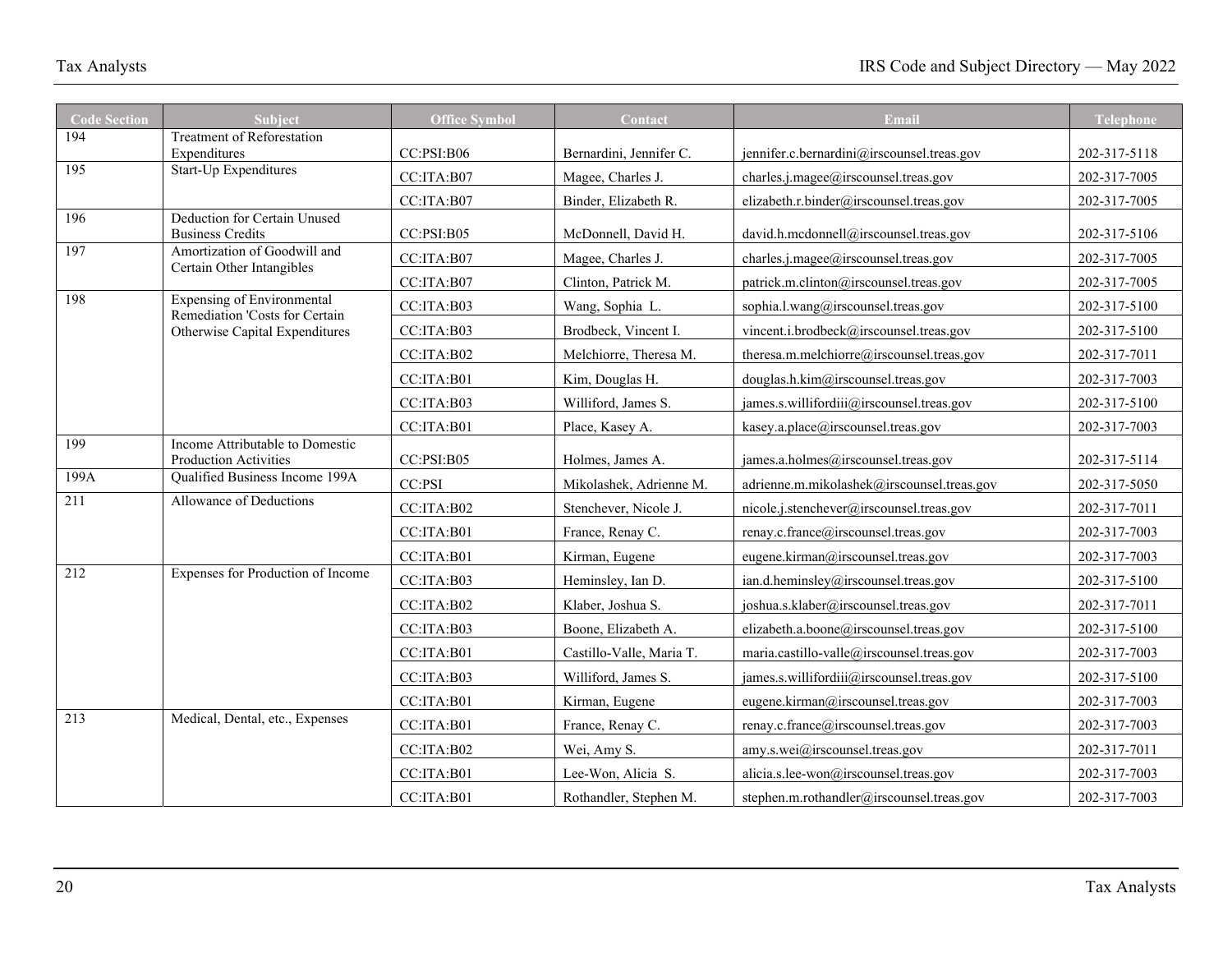| Code Section | Subject | Office Symbol | Contact | Email | Telephone |
|---|---|---|---|---|---|
| 194 | Treatment of Reforestation Expenditures | CC:PSI:B06 | Bernardini, Jennifer C. | jennifer.c.bernardini@irscounsel.treas.gov | 202-317-5118 |
| 195 | Start-Up Expenditures | CC:ITA:B07 | Magee, Charles J. | charles.j.magee@irscounsel.treas.gov | 202-317-7005 |
| | | CC:ITA:B07 | Binder, Elizabeth R. | elizabeth.r.binder@irscounsel.treas.gov | 202-317-7005 |
| 196 | Deduction for Certain Unused Business Credits | CC:PSI:B05 | McDonnell, David H. | david.h.mcdonnell@irscounsel.treas.gov | 202-317-5106 |
| 197 | Amortization of Goodwill and Certain Other Intangibles | CC:ITA:B07 | Magee, Charles J. | charles.j.magee@irscounsel.treas.gov | 202-317-7005 |
| | | CC:ITA:B07 | Clinton, Patrick M. | patrick.m.clinton@irscounsel.treas.gov | 202-317-7005 |
| 198 | Expensing of Environmental Remediation 'Costs for Certain Otherwise Capital Expenditures | CC:ITA:B03 | Wang, Sophia L. | sophia.l.wang@irscounsel.treas.gov | 202-317-5100 |
| | | CC:ITA:B03 | Brodbeck, Vincent I. | vincent.i.brodbeck@irscounsel.treas.gov | 202-317-5100 |
| | | CC:ITA:B02 | Melchiorre, Theresa M. | theresa.m.melchiorre@irscounsel.treas.gov | 202-317-7011 |
| | | CC:ITA:B01 | Kim, Douglas H. | douglas.h.kim@irscounsel.treas.gov | 202-317-7003 |
| | | CC:ITA:B03 | Williford, James S. | james.s.willifordiii@irscounsel.treas.gov | 202-317-5100 |
| | | CC:ITA:B01 | Place, Kasey A. | kasey.a.place@irscounsel.treas.gov | 202-317-7003 |
| 199 | Income Attributable to Domestic Production Activities | CC:PSI:B05 | Holmes, James A. | james.a.holmes@irscounsel.treas.gov | 202-317-5114 |
| 199A | Qualified Business Income 199A | CC:PSI | Mikolashek, Adrienne M. | adrienne.m.mikolashek@irscounsel.treas.gov | 202-317-5050 |
| 211 | Allowance of Deductions | CC:ITA:B02 | Stenchever, Nicole J. | nicole.j.stenchever@irscounsel.treas.gov | 202-317-7011 |
| | | CC:ITA:B01 | France, Renay C. | renay.c.france@irscounsel.treas.gov | 202-317-7003 |
| | | CC:ITA:B01 | Kirman, Eugene | eugene.kirman@irscounsel.treas.gov | 202-317-7003 |
| 212 | Expenses for Production of Income | CC:ITA:B03 | Heminsley, Ian D. | ian.d.heminsley@irscounsel.treas.gov | 202-317-5100 |
| | | CC:ITA:B02 | Klaber, Joshua S. | joshua.s.klaber@irscounsel.treas.gov | 202-317-7011 |
| | | CC:ITA:B03 | Boone, Elizabeth A. | elizabeth.a.boone@irscounsel.treas.gov | 202-317-5100 |
| | | CC:ITA:B01 | Castillo-Valle, Maria T. | maria.castillo-valle@irscounsel.treas.gov | 202-317-7003 |
| | | CC:ITA:B03 | Williford, James S. | james.s.willifordiii@irscounsel.treas.gov | 202-317-5100 |
| | | CC:ITA:B01 | Kirman, Eugene | eugene.kirman@irscounsel.treas.gov | 202-317-7003 |
| 213 | Medical, Dental, etc., Expenses | CC:ITA:B01 | France, Renay C. | renay.c.france@irscounsel.treas.gov | 202-317-7003 |
| | | CC:ITA:B02 | Wei, Amy S. | amy.s.wei@irscounsel.treas.gov | 202-317-7011 |
| | | CC:ITA:B01 | Lee-Won, Alicia S. | alicia.s.lee-won@irscounsel.treas.gov | 202-317-7003 |
| | | CC:ITA:B01 | Rothandler, Stephen M. | stephen.m.rothandler@irscounsel.treas.gov | 202-317-7003 |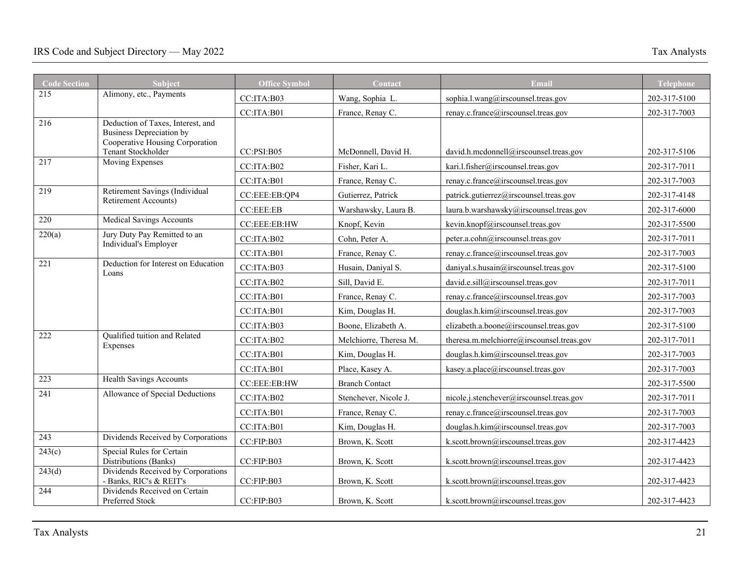| Code Section | Subject | Office Symbol | Contact | Email | Telephone |
|---|---|---|---|---|---|
| 215 | Alimony, etc., Payments | CC:ITA:B03 | Wang, Sophia L. | sophia.l.wang@irscounsel.treas.gov | 202-317-5100 |
| | | CC:ITA:B01 | France, Renay C. | renay.c.france@irscounsel.treas.gov | 202-317-7003 |
| 216 | Deduction of Taxes, Interest, and Business Depreciation by Cooperative Housing Corporation Tenant Stockholder | CC:PSI:B05 | McDonnell, David H. | david.h.mcdonnell@irscounsel.treas.gov | 202-317-5106 |
| 217 | Moving Expenses | CC:ITA:B02 | Fisher, Kari L. | kari.l.fisher@irscounsel.treas.gov | 202-317-7011 |
| | | CC:ITA:B01 | France, Renay C. | renay.c.france@irscounsel.treas.gov | 202-317-7003 |
| 219 | Retirement Savings (Individual Retirement Accounts) | CC:EEE:EB:QP4 | Gutierrez, Patrick | patrick.gutierrez@irscounsel.treas.gov | 202-317-4148 |
| | | CC:EEE:EB | Warshawsky, Laura B. | laura.b.warshawsky@irscounsel.treas.gov | 202-317-6000 |
| 220 | Medical Savings Accounts | CC:EEE:EB:HW | Knopf, Kevin | kevin.knopf@irscounsel.treas.gov | 202-317-5500 |
| 220(a) | Jury Duty Pay Remitted to an Individual's Employer | CC:ITA:B02 | Cohn, Peter A. | peter.a.cohn@irscounsel.treas.gov | 202-317-7011 |
| | | CC:ITA:B01 | France, Renay C. | renay.c.france@irscounsel.treas.gov | 202-317-7003 |
| 221 | Deduction for Interest on Education Loans | CC:ITA:B03 | Husain, Daniyal S. | daniyal.s.husain@irscounsel.treas.gov | 202-317-5100 |
| | | CC:ITA:B02 | Sill, David E. | david.e.sill@irscounsel.treas.gov | 202-317-7011 |
| | | CC:ITA:B01 | France, Renay C. | renay.c.france@irscounsel.treas.gov | 202-317-7003 |
| | | CC:ITA:B01 | Kim, Douglas H. | douglas.h.kim@irscounsel.treas.gov | 202-317-7003 |
| | | CC:ITA:B03 | Boone, Elizabeth A. | elizabeth.a.boone@irscounsel.treas.gov | 202-317-5100 |
| 222 | Qualified tuition and Related Expenses | CC:ITA:B02 | Melchiorre, Theresa M. | theresa.m.melchiorre@irscounsel.treas.gov | 202-317-7011 |
| | | CC:ITA:B01 | Kim, Douglas H. | douglas.h.kim@irscounsel.treas.gov | 202-317-7003 |
| | | CC:ITA:B01 | Place, Kasey A. | kasey.a.place@irscounsel.treas.gov | 202-317-7003 |
| 223 | Health Savings Accounts | CC:EEE:EB:HW | Branch Contact | | 202-317-5500 |
| 241 | Allowance of Special Deductions | CC:ITA:B02 | Stenchever, Nicole J. | nicole.j.stenchever@irscounsel.treas.gov | 202-317-7011 |
| | | CC:ITA:B01 | France, Renay C. | renay.c.france@irscounsel.treas.gov | 202-317-7003 |
| | | CC:ITA:B01 | Kim, Douglas H. | douglas.h.kim@irscounsel.treas.gov | 202-317-7003 |
| 243 | Dividends Received by Corporations | CC:FIP:B03 | Brown, K. Scott | k.scott.brown@irscounsel.treas.gov | 202-317-4423 |
| 243(c) | Special Rules for Certain Distributions (Banks) | CC:FIP:B03 | Brown, K. Scott | k.scott.brown@irscounsel.treas.gov | 202-317-4423 |
| 243(d) | Dividends Received by Corporations - Banks, RIC's & REIT's | CC:FIP:B03 | Brown, K. Scott | k.scott.brown@irscounsel.treas.gov | 202-317-4423 |
| 244 | Dividends Received on Certain Preferred Stock | CC:FIP:B03 | Brown, K. Scott | k.scott.brown@irscounsel.treas.gov | 202-317-4423 |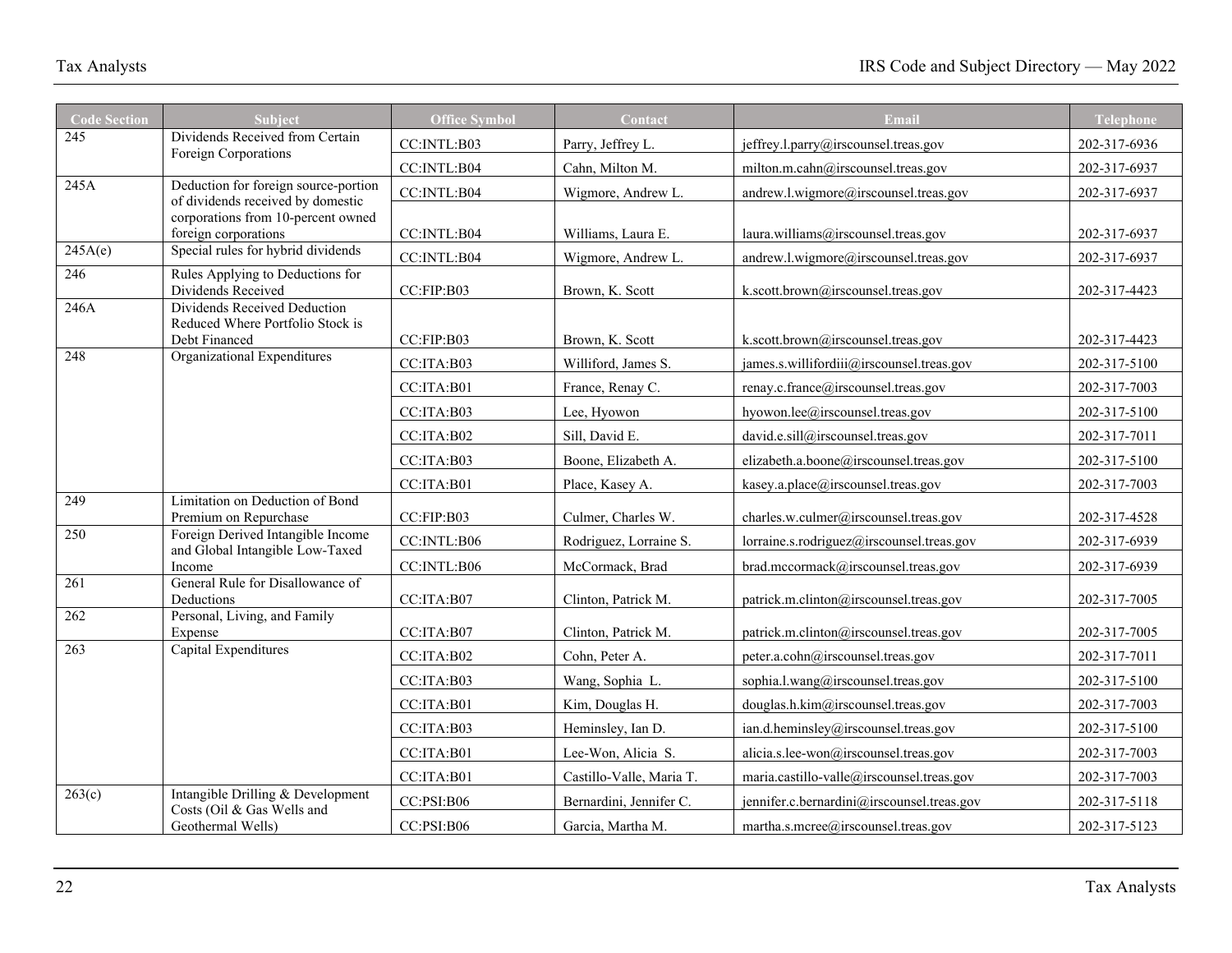| Code Section | Subject | Office Symbol | Contact | Email | Telephone |
|---|---|---|---|---|---|
| 245 | Dividends Received from Certain Foreign Corporations | CC:INTL:B03 | Parry, Jeffrey L. | jeffrey.l.parry@irscounsel.treas.gov | 202-317-6936 |
| | | CC:INTL:B04 | Cahn, Milton M. | milton.m.cahn@irscounsel.treas.gov | 202-317-6937 |
| 245A | Deduction for foreign source-portion of dividends received by domestic corporations from 10-percent owned foreign corporations | CC:INTL:B04 | Wigmore, Andrew L. | andrew.l.wigmore@irscounsel.treas.gov | 202-317-6937 |
| | | CC:INTL:B04 | Williams, Laura E. | laura.williams@irscounsel.treas.gov | 202-317-6937 |
| 245A(e) | Special rules for hybrid dividends | CC:INTL:B04 | Wigmore, Andrew L. | andrew.l.wigmore@irscounsel.treas.gov | 202-317-6937 |
| 246 | Rules Applying to Deductions for Dividends Received | CC:FIP:B03 | Brown, K. Scott | k.scott.brown@irscounsel.treas.gov | 202-317-4423 |
| 246A | Dividends Received Deduction Reduced Where Portfolio Stock is Debt Financed | CC:FIP:B03 | Brown, K. Scott | k.scott.brown@irscounsel.treas.gov | 202-317-4423 |
| 248 | Organizational Expenditures | CC:ITA:B03 | Williford, James S. | james.s.willifordiii@irscounsel.treas.gov | 202-317-5100 |
| | | CC:ITA:B01 | France, Renay C. | renay.c.france@irscounsel.treas.gov | 202-317-7003 |
| | | CC:ITA:B03 | Lee, Hyowon | hyowon.lee@irscounsel.treas.gov | 202-317-5100 |
| | | CC:ITA:B02 | Sill, David E. | david.e.sill@irscounsel.treas.gov | 202-317-7011 |
| | | CC:ITA:B03 | Boone, Elizabeth A. | elizabeth.a.boone@irscounsel.treas.gov | 202-317-5100 |
| | | CC:ITA:B01 | Place, Kasey A. | kasey.a.place@irscounsel.treas.gov | 202-317-7003 |
| 249 | Limitation on Deduction of Bond Premium on Repurchase | CC:FIP:B03 | Culmer, Charles W. | charles.w.culmer@irscounsel.treas.gov | 202-317-4528 |
| 250 | Foreign Derived Intangible Income and Global Intangible Low-Taxed Income | CC:INTL:B06 | Rodriguez, Lorraine S. | lorraine.s.rodriguez@irscounsel.treas.gov | 202-317-6939 |
| | | CC:INTL:B06 | McCormack, Brad | brad.mccormack@irscounsel.treas.gov | 202-317-6939 |
| 261 | General Rule for Disallowance of Deductions | CC:ITA:B07 | Clinton, Patrick M. | patrick.m.clinton@irscounsel.treas.gov | 202-317-7005 |
| 262 | Personal, Living, and Family Expense | CC:ITA:B07 | Clinton, Patrick M. | patrick.m.clinton@irscounsel.treas.gov | 202-317-7005 |
| 263 | Capital Expenditures | CC:ITA:B02 | Cohn, Peter A. | peter.a.cohn@irscounsel.treas.gov | 202-317-7011 |
| | | CC:ITA:B03 | Wang, Sophia L. | sophia.l.wang@irscounsel.treas.gov | 202-317-5100 |
| | | CC:ITA:B01 | Kim, Douglas H. | douglas.h.kim@irscounsel.treas.gov | 202-317-7003 |
| | | CC:ITA:B03 | Heminsley, Ian D. | ian.d.heminsley@irscounsel.treas.gov | 202-317-5100 |
| | | CC:ITA:B01 | Lee-Won, Alicia S. | alicia.s.lee-won@irscounsel.treas.gov | 202-317-7003 |
| | | CC:ITA:B01 | Castillo-Valle, Maria T. | maria.castillo-valle@irscounsel.treas.gov | 202-317-7003 |
| 263(c) | Intangible Drilling & Development Costs (Oil & Gas Wells and Geothermal Wells) | CC:PSI:B06 | Bernardini, Jennifer C. | jennifer.c.bernardini@irscounsel.treas.gov | 202-317-5118 |
| | | CC:PSI:B06 | Garcia, Martha M. | martha.s.mcree@irscounsel.treas.gov | 202-317-5123 |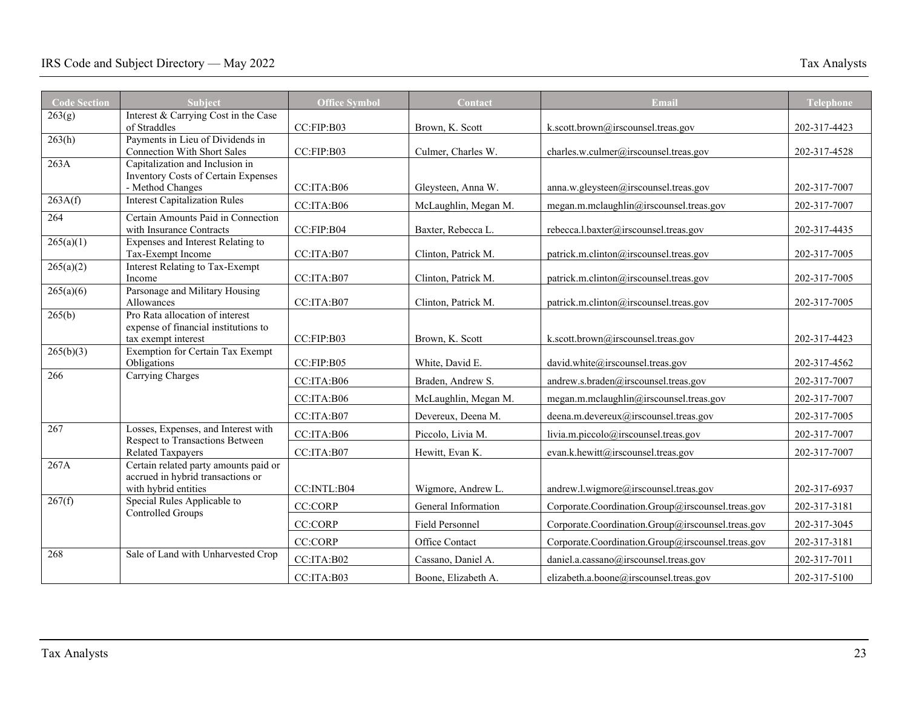| Code Section | Subject | Office Symbol | Contact | Email | Telephone |
|---|---|---|---|---|---|
| 263(g) | Interest & Carrying Cost in the Case of Straddles | CC:FIP:B03 | Brown, K. Scott | k.scott.brown@irscounsel.treas.gov | 202-317-4423 |
| 263(h) | Payments in Lieu of Dividends in Connection With Short Sales | CC:FIP:B03 | Culmer, Charles W. | charles.w.culmer@irscounsel.treas.gov | 202-317-4528 |
| 263A | Capitalization and Inclusion in Inventory Costs of Certain Expenses - Method Changes | CC:ITA:B06 | Gleysteen, Anna W. | anna.w.gleysteen@irscounsel.treas.gov | 202-317-7007 |
| 263A(f) | Interest Capitalization Rules | CC:ITA:B06 | McLaughlin, Megan M. | megan.m.mclaughlin@irscounsel.treas.gov | 202-317-7007 |
| 264 | Certain Amounts Paid in Connection with Insurance Contracts | CC:FIP:B04 | Baxter, Rebecca L. | rebecca.l.baxter@irscounsel.treas.gov | 202-317-4435 |
| 265(a)(1) | Expenses and Interest Relating to Tax-Exempt Income | CC:ITA:B07 | Clinton, Patrick M. | patrick.m.clinton@irscounsel.treas.gov | 202-317-7005 |
| 265(a)(2) | Interest Relating to Tax-Exempt Income | CC:ITA:B07 | Clinton, Patrick M. | patrick.m.clinton@irscounsel.treas.gov | 202-317-7005 |
| 265(a)(6) | Parsonage and Military Housing Allowances | CC:ITA:B07 | Clinton, Patrick M. | patrick.m.clinton@irscounsel.treas.gov | 202-317-7005 |
| 265(b) | Pro Rata allocation of interest expense of financial institutions to tax exempt interest | CC:FIP:B03 | Brown, K. Scott | k.scott.brown@irscounsel.treas.gov | 202-317-4423 |
| 265(b)(3) | Exemption for Certain Tax Exempt Obligations | CC:FIP:B05 | White, David E. | david.white@irscounsel.treas.gov | 202-317-4562 |
| 266 | Carrying Charges | CC:ITA:B06 | Braden, Andrew S. | andrew.s.braden@irscounsel.treas.gov | 202-317-7007 |
| | | CC:ITA:B06 | McLaughlin, Megan M. | megan.m.mclaughlin@irscounsel.treas.gov | 202-317-7007 |
| | | CC:ITA:B07 | Devereux, Deena M. | deena.m.devereux@irscounsel.treas.gov | 202-317-7005 |
| 267 | Losses, Expenses, and Interest with Respect to Transactions Between Related Taxpayers | CC:ITA:B06 | Piccolo, Livia M. | livia.m.piccolo@irscounsel.treas.gov | 202-317-7007 |
| | | CC:ITA:B07 | Hewitt, Evan K. | evan.k.hewitt@irscounsel.treas.gov | 202-317-7007 |
| 267A | Certain related party amounts paid or accrued in hybrid transactions or with hybrid entities | CC:INTL:B04 | Wigmore, Andrew L. | andrew.l.wigmore@irscounsel.treas.gov | 202-317-6937 |
| 267(f) | Special Rules Applicable to Controlled Groups | CC:CORP | General Information | Corporate.Coordination.Group@irscounsel.treas.gov | 202-317-3181 |
| | | CC:CORP | Field Personnel | Corporate.Coordination.Group@irscounsel.treas.gov | 202-317-3045 |
| | | CC:CORP | Office Contact | Corporate.Coordination.Group@irscounsel.treas.gov | 202-317-3181 |
| 268 | Sale of Land with Unharvested Crop | CC:ITA:B02 | Cassano, Daniel A. | daniel.a.cassano@irscounsel.treas.gov | 202-317-7011 |
| | | CC:ITA:B03 | Boone, Elizabeth A. | elizabeth.a.boone@irscounsel.treas.gov | 202-317-5100 |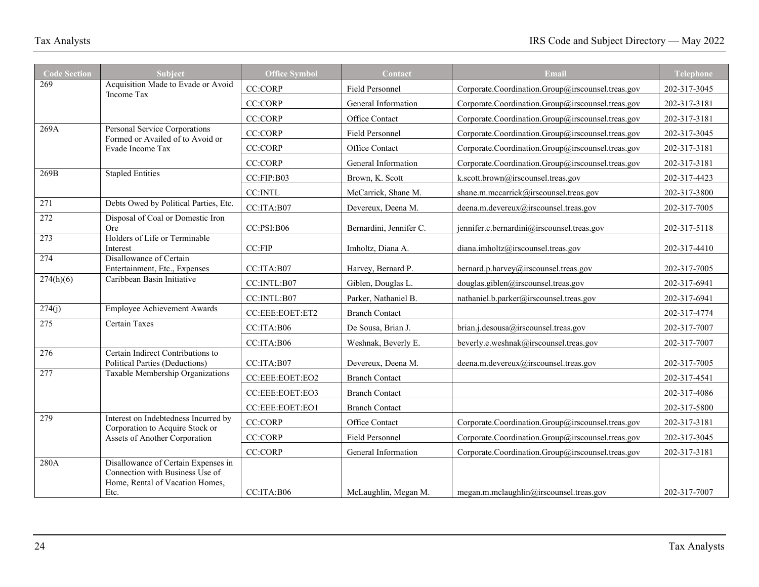| Code Section | Subject | Office Symbol | Contact | Email | Telephone |
|---|---|---|---|---|---|
| 269 | Acquisition Made to Evade or Avoid 'Income Tax | CC:CORP | Field Personnel | Corporate.Coordination.Group@irscounsel.treas.gov | 202-317-3045 |
| | | CC:CORP | General Information | Corporate.Coordination.Group@irscounsel.treas.gov | 202-317-3181 |
| | | CC:CORP | Office Contact | Corporate.Coordination.Group@irscounsel.treas.gov | 202-317-3181 |
| 269A | Personal Service Corporations Formed or Availed of to Avoid or Evade Income Tax | CC:CORP | Field Personnel | Corporate.Coordination.Group@irscounsel.treas.gov | 202-317-3045 |
| | | CC:CORP | Office Contact | Corporate.Coordination.Group@irscounsel.treas.gov | 202-317-3181 |
| | | CC:CORP | General Information | Corporate.Coordination.Group@irscounsel.treas.gov | 202-317-3181 |
| 269B | Stapled Entities | CC:FIP:B03 | Brown, K. Scott | k.scott.brown@irscounsel.treas.gov | 202-317-4423 |
| | | CC:INTL | McCarrick, Shane M. | shane.m.mccarrick@irscounsel.treas.gov | 202-317-3800 |
| 271 | Debts Owed by Political Parties, Etc. | CC:ITA:B07 | Devereux, Deena M. | deena.m.devereux@irscounsel.treas.gov | 202-317-7005 |
| 272 | Disposal of Coal or Domestic Iron Ore | CC:PSI:B06 | Bernardini, Jennifer C. | jennifer.c.bernardini@irscounsel.treas.gov | 202-317-5118 |
| 273 | Holders of Life or Terminable Interest | CC:FIP | Imholtz, Diana A. | diana.imholtz@irscounsel.treas.gov | 202-317-4410 |
| 274 | Disallowance of Certain Entertainment, Etc., Expenses | CC:ITA:B07 | Harvey, Bernard P. | bernard.p.harvey@irscounsel.treas.gov | 202-317-7005 |
| 274(h)(6) | Caribbean Basin Initiative | CC:INTL:B07 | Giblen, Douglas L. | douglas.giblen@irscounsel.treas.gov | 202-317-6941 |
| | | CC:INTL:B07 | Parker, Nathaniel B. | nathaniel.b.parker@irscounsel.treas.gov | 202-317-6941 |
| 274(j) | Employee Achievement Awards | CC:EEE:EOET:ET2 | Branch Contact | | 202-317-4774 |
| 275 | Certain Taxes | CC:ITA:B06 | De Sousa, Brian J. | brian.j.desousa@irscounsel.treas.gov | 202-317-7007 |
| | | CC:ITA:B06 | Weshnak, Beverly E. | beverly.e.weshnak@irscounsel.treas.gov | 202-317-7007 |
| 276 | Certain Indirect Contributions to Political Parties (Deductions) | CC:ITA:B07 | Devereux, Deena M. | deena.m.devereux@irscounsel.treas.gov | 202-317-7005 |
| 277 | Taxable Membership Organizations | CC:EEE:EOET:EO2 | Branch Contact | | 202-317-4541 |
| | | CC:EEE:EOET:EO3 | Branch Contact | | 202-317-4086 |
| | | CC:EEE:EOET:EO1 | Branch Contact | | 202-317-5800 |
| 279 | Interest on Indebtedness Incurred by Corporation to Acquire Stock or Assets of Another Corporation | CC:CORP | Office Contact | Corporate.Coordination.Group@irscounsel.treas.gov | 202-317-3181 |
| | | CC:CORP | Field Personnel | Corporate.Coordination.Group@irscounsel.treas.gov | 202-317-3045 |
| | | CC:CORP | General Information | Corporate.Coordination.Group@irscounsel.treas.gov | 202-317-3181 |
| 280A | Disallowance of Certain Expenses in Connection with Business Use of Home, Rental of Vacation Homes, Etc. | CC:ITA:B06 | McLaughlin, Megan M. | megan.m.mclaughlin@irscounsel.treas.gov | 202-317-7007 |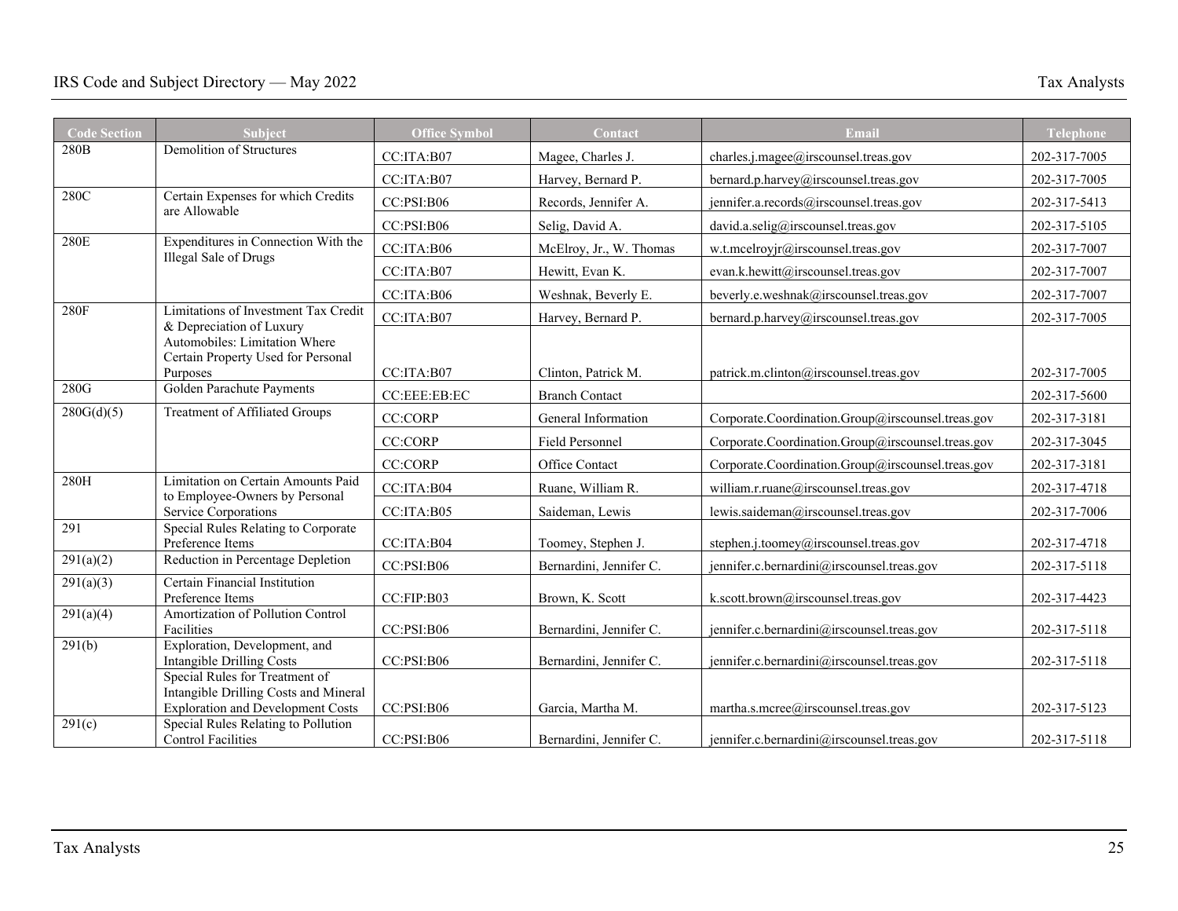| Code Section | Subject | Office Symbol | Contact | Email | Telephone |
|---|---|---|---|---|---|
| 280B | Demolition of Structures | CC:ITA:B07 | Magee, Charles J. | charles.j.magee@irscounsel.treas.gov | 202-317-7005 |
| | | CC:ITA:B07 | Harvey, Bernard P. | bernard.p.harvey@irscounsel.treas.gov | 202-317-7005 |
| 280C | Certain Expenses for which Credits are Allowable | CC:PSI:B06 | Records, Jennifer A. | jennifer.a.records@irscounsel.treas.gov | 202-317-5413 |
| | | CC:PSI:B06 | Selig, David A. | david.a.selig@irscounsel.treas.gov | 202-317-5105 |
| 280E | Expenditures in Connection With the Illegal Sale of Drugs | CC:ITA:B06 | McElroy, Jr., W. Thomas | w.t.mcelroyjr@irscounsel.treas.gov | 202-317-7007 |
| | | CC:ITA:B07 | Hewitt, Evan K. | evan.k.hewitt@irscounsel.treas.gov | 202-317-7007 |
| | | CC:ITA:B06 | Weshnak, Beverly E. | beverly.e.weshnak@irscounsel.treas.gov | 202-317-7007 |
| 280F | Limitations of Investment Tax Credit & Depreciation of Luxury Automobiles: Limitation Where Certain Property Used for Personal Purposes | CC:ITA:B07 | Harvey, Bernard P. | bernard.p.harvey@irscounsel.treas.gov | 202-317-7005 |
| | | CC:ITA:B07 | Clinton, Patrick M. | patrick.m.clinton@irscounsel.treas.gov | 202-317-7005 |
| 280G | Golden Parachute Payments | CC:EEE:EB:EC | Branch Contact | | 202-317-5600 |
| 280G(d)(5) | Treatment of Affiliated Groups | CC:CORP | General Information | Corporate.Coordination.Group@irscounsel.treas.gov | 202-317-3181 |
| | | CC:CORP | Field Personnel | Corporate.Coordination.Group@irscounsel.treas.gov | 202-317-3045 |
| | | CC:CORP | Office Contact | Corporate.Coordination.Group@irscounsel.treas.gov | 202-317-3181 |
| 280H | Limitation on Certain Amounts Paid to Employee-Owners by Personal Service Corporations | CC:ITA:B04 | Ruane, William R. | william.r.ruane@irscounsel.treas.gov | 202-317-4718 |
| | | CC:ITA:B05 | Saideman, Lewis | lewis.saideman@irscounsel.treas.gov | 202-317-7006 |
| 291 | Special Rules Relating to Corporate Preference Items | CC:ITA:B04 | Toomey, Stephen J. | stephen.j.toomey@irscounsel.treas.gov | 202-317-4718 |
| 291(a)(2) | Reduction in Percentage Depletion | CC:PSI:B06 | Bernardini, Jennifer C. | jennifer.c.bernardini@irscounsel.treas.gov | 202-317-5118 |
| 291(a)(3) | Certain Financial Institution Preference Items | CC:FIP:B03 | Brown, K. Scott | k.scott.brown@irscounsel.treas.gov | 202-317-4423 |
| 291(a)(4) | Amortization of Pollution Control Facilities | CC:PSI:B06 | Bernardini, Jennifer C. | jennifer.c.bernardini@irscounsel.treas.gov | 202-317-5118 |
| 291(b) | Exploration, Development, and Intangible Drilling Costs | CC:PSI:B06 | Bernardini, Jennifer C. | jennifer.c.bernardini@irscounsel.treas.gov | 202-317-5118 |
| | Special Rules for Treatment of Intangible Drilling Costs and Mineral Exploration and Development Costs | CC:PSI:B06 | Garcia, Martha M. | martha.s.mcree@irscounsel.treas.gov | 202-317-5123 |
| 291(c) | Special Rules Relating to Pollution Control Facilities | CC:PSI:B06 | Bernardini, Jennifer C. | jennifer.c.bernardini@irscounsel.treas.gov | 202-317-5118 |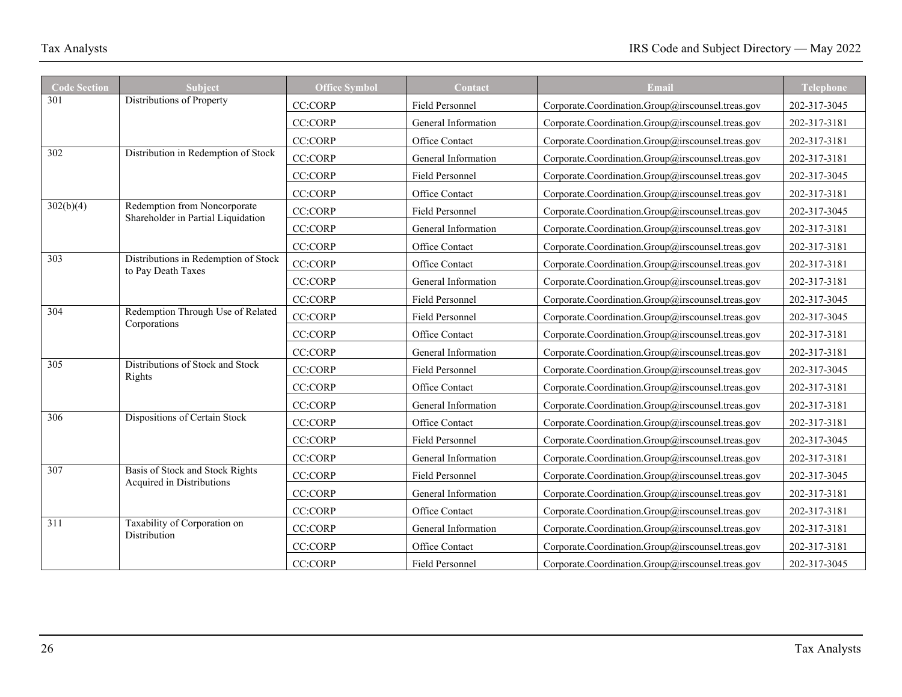| Code Section | Subject | Office Symbol | Contact | Email | Telephone |
|---|---|---|---|---|---|
| 301 | Distributions of Property | CC:CORP | Field Personnel | Corporate.Coordination.Group@irscounsel.treas.gov | 202-317-3045 |
| | | CC:CORP | General Information | Corporate.Coordination.Group@irscounsel.treas.gov | 202-317-3181 |
| | | CC:CORP | Office Contact | Corporate.Coordination.Group@irscounsel.treas.gov | 202-317-3181 |
| 302 | Distribution in Redemption of Stock | CC:CORP | General Information | Corporate.Coordination.Group@irscounsel.treas.gov | 202-317-3181 |
| | | CC:CORP | Field Personnel | Corporate.Coordination.Group@irscounsel.treas.gov | 202-317-3045 |
| | | CC:CORP | Office Contact | Corporate.Coordination.Group@irscounsel.treas.gov | 202-317-3181 |
| 302(b)(4) | Redemption from Noncorporate Shareholder in Partial Liquidation | CC:CORP | Field Personnel | Corporate.Coordination.Group@irscounsel.treas.gov | 202-317-3045 |
| | | CC:CORP | General Information | Corporate.Coordination.Group@irscounsel.treas.gov | 202-317-3181 |
| | | CC:CORP | Office Contact | Corporate.Coordination.Group@irscounsel.treas.gov | 202-317-3181 |
| 303 | Distributions in Redemption of Stock to Pay Death Taxes | CC:CORP | Office Contact | Corporate.Coordination.Group@irscounsel.treas.gov | 202-317-3181 |
| | | CC:CORP | General Information | Corporate.Coordination.Group@irscounsel.treas.gov | 202-317-3181 |
| | | CC:CORP | Field Personnel | Corporate.Coordination.Group@irscounsel.treas.gov | 202-317-3045 |
| 304 | Redemption Through Use of Related Corporations | CC:CORP | Field Personnel | Corporate.Coordination.Group@irscounsel.treas.gov | 202-317-3045 |
| | | CC:CORP | Office Contact | Corporate.Coordination.Group@irscounsel.treas.gov | 202-317-3181 |
| | | CC:CORP | General Information | Corporate.Coordination.Group@irscounsel.treas.gov | 202-317-3181 |
| 305 | Distributions of Stock and Stock Rights | CC:CORP | Field Personnel | Corporate.Coordination.Group@irscounsel.treas.gov | 202-317-3045 |
| | | CC:CORP | Office Contact | Corporate.Coordination.Group@irscounsel.treas.gov | 202-317-3181 |
| | | CC:CORP | General Information | Corporate.Coordination.Group@irscounsel.treas.gov | 202-317-3181 |
| 306 | Dispositions of Certain Stock | CC:CORP | Office Contact | Corporate.Coordination.Group@irscounsel.treas.gov | 202-317-3181 |
| | | CC:CORP | Field Personnel | Corporate.Coordination.Group@irscounsel.treas.gov | 202-317-3045 |
| | | CC:CORP | General Information | Corporate.Coordination.Group@irscounsel.treas.gov | 202-317-3181 |
| 307 | Basis of Stock and Stock Rights Acquired in Distributions | CC:CORP | Field Personnel | Corporate.Coordination.Group@irscounsel.treas.gov | 202-317-3045 |
| | | CC:CORP | General Information | Corporate.Coordination.Group@irscounsel.treas.gov | 202-317-3181 |
| | | CC:CORP | Office Contact | Corporate.Coordination.Group@irscounsel.treas.gov | 202-317-3181 |
| 311 | Taxability of Corporation on Distribution | CC:CORP | General Information | Corporate.Coordination.Group@irscounsel.treas.gov | 202-317-3181 |
| | | CC:CORP | Office Contact | Corporate.Coordination.Group@irscounsel.treas.gov | 202-317-3181 |
| | | CC:CORP | Field Personnel | Corporate.Coordination.Group@irscounsel.treas.gov | 202-317-3045 |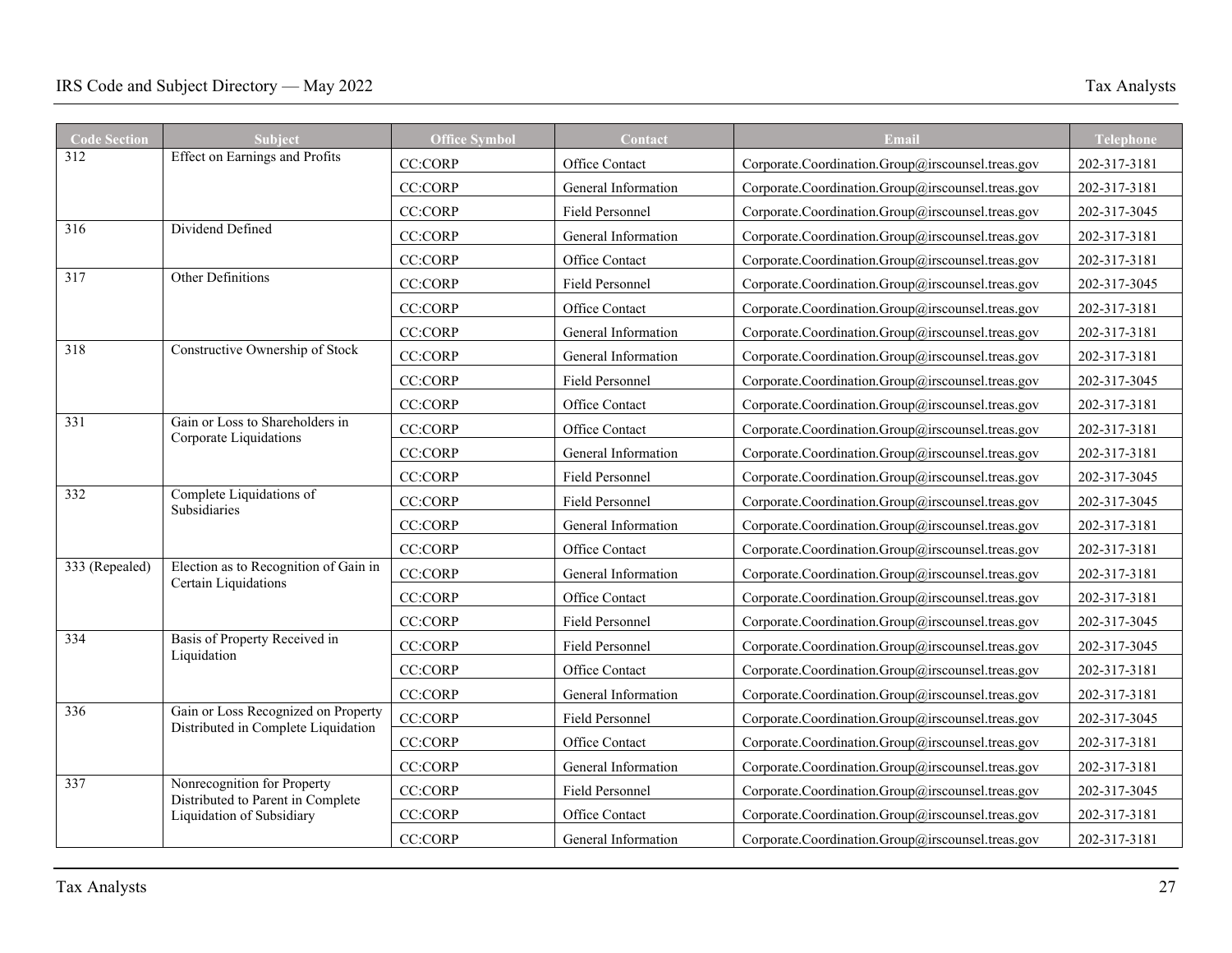| Code Section | Subject | Office Symbol | Contact | Email | Telephone |
|---|---|---|---|---|---|
| 312 | Effect on Earnings and Profits | CC:CORP | Office Contact | Corporate.Coordination.Group@irscounsel.treas.gov | 202-317-3181 |
| | | CC:CORP | General Information | Corporate.Coordination.Group@irscounsel.treas.gov | 202-317-3181 |
| | | CC:CORP | Field Personnel | Corporate.Coordination.Group@irscounsel.treas.gov | 202-317-3045 |
| 316 | Dividend Defined | CC:CORP | General Information | Corporate.Coordination.Group@irscounsel.treas.gov | 202-317-3181 |
| | | CC:CORP | Office Contact | Corporate.Coordination.Group@irscounsel.treas.gov | 202-317-3181 |
| 317 | Other Definitions | CC:CORP | Field Personnel | Corporate.Coordination.Group@irscounsel.treas.gov | 202-317-3045 |
| | | CC:CORP | Office Contact | Corporate.Coordination.Group@irscounsel.treas.gov | 202-317-3181 |
| | | CC:CORP | General Information | Corporate.Coordination.Group@irscounsel.treas.gov | 202-317-3181 |
| 318 | Constructive Ownership of Stock | CC:CORP | General Information | Corporate.Coordination.Group@irscounsel.treas.gov | 202-317-3181 |
| | | CC:CORP | Field Personnel | Corporate.Coordination.Group@irscounsel.treas.gov | 202-317-3045 |
| | | CC:CORP | Office Contact | Corporate.Coordination.Group@irscounsel.treas.gov | 202-317-3181 |
| 331 | Gain or Loss to Shareholders in Corporate Liquidations | CC:CORP | Office Contact | Corporate.Coordination.Group@irscounsel.treas.gov | 202-317-3181 |
| | | CC:CORP | General Information | Corporate.Coordination.Group@irscounsel.treas.gov | 202-317-3181 |
| | | CC:CORP | Field Personnel | Corporate.Coordination.Group@irscounsel.treas.gov | 202-317-3045 |
| 332 | Complete Liquidations of Subsidiaries | CC:CORP | Field Personnel | Corporate.Coordination.Group@irscounsel.treas.gov | 202-317-3045 |
| | | CC:CORP | General Information | Corporate.Coordination.Group@irscounsel.treas.gov | 202-317-3181 |
| | | CC:CORP | Office Contact | Corporate.Coordination.Group@irscounsel.treas.gov | 202-317-3181 |
| 333 (Repealed) | Election as to Recognition of Gain in Certain Liquidations | CC:CORP | General Information | Corporate.Coordination.Group@irscounsel.treas.gov | 202-317-3181 |
| | | CC:CORP | Office Contact | Corporate.Coordination.Group@irscounsel.treas.gov | 202-317-3181 |
| | | CC:CORP | Field Personnel | Corporate.Coordination.Group@irscounsel.treas.gov | 202-317-3045 |
| 334 | Basis of Property Received in Liquidation | CC:CORP | Field Personnel | Corporate.Coordination.Group@irscounsel.treas.gov | 202-317-3045 |
| | | CC:CORP | Office Contact | Corporate.Coordination.Group@irscounsel.treas.gov | 202-317-3181 |
| | | CC:CORP | General Information | Corporate.Coordination.Group@irscounsel.treas.gov | 202-317-3181 |
| 336 | Gain or Loss Recognized on Property Distributed in Complete Liquidation | CC:CORP | Field Personnel | Corporate.Coordination.Group@irscounsel.treas.gov | 202-317-3045 |
| | | CC:CORP | Office Contact | Corporate.Coordination.Group@irscounsel.treas.gov | 202-317-3181 |
| | | CC:CORP | General Information | Corporate.Coordination.Group@irscounsel.treas.gov | 202-317-3181 |
| 337 | Nonrecognition for Property Distributed to Parent in Complete Liquidation of Subsidiary | CC:CORP | Field Personnel | Corporate.Coordination.Group@irscounsel.treas.gov | 202-317-3045 |
| | | CC:CORP | Office Contact | Corporate.Coordination.Group@irscounsel.treas.gov | 202-317-3181 |
| | | CC:CORP | General Information | Corporate.Coordination.Group@irscounsel.treas.gov | 202-317-3181 |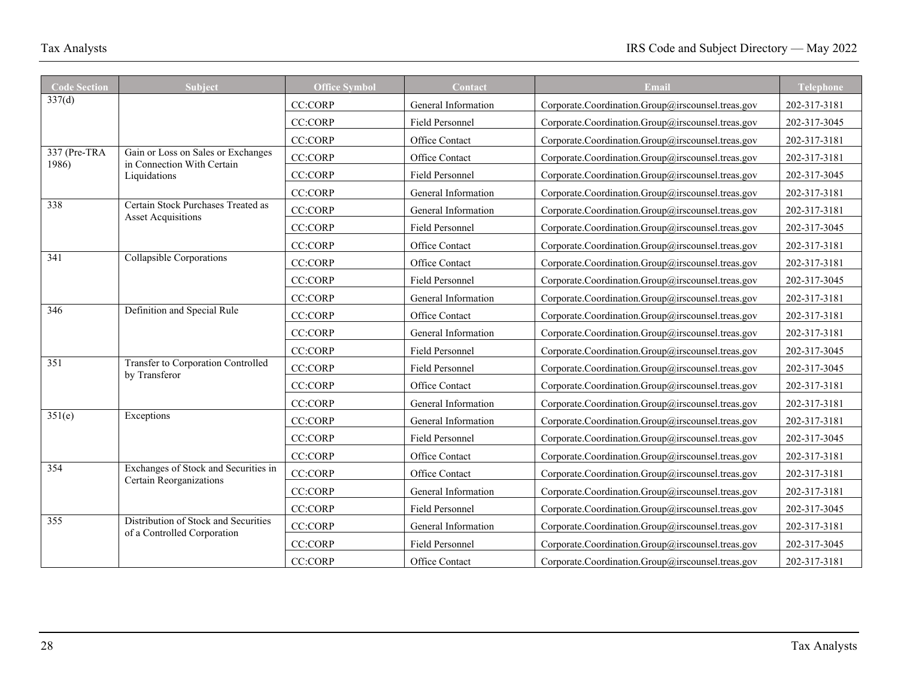| Code Section | Subject | Office Symbol | Contact | Email | Telephone |
|---|---|---|---|---|---|
| 337(d) | | CC:CORP | General Information | Corporate.Coordination.Group@irscounsel.treas.gov | 202-317-3181 |
| | | CC:CORP | Field Personnel | Corporate.Coordination.Group@irscounsel.treas.gov | 202-317-3045 |
| | | CC:CORP | Office Contact | Corporate.Coordination.Group@irscounsel.treas.gov | 202-317-3181 |
| 337 (Pre-TRA 1986) | Gain or Loss on Sales or Exchanges in Connection With Certain Liquidations | CC:CORP | Office Contact | Corporate.Coordination.Group@irscounsel.treas.gov | 202-317-3181 |
| | | CC:CORP | Field Personnel | Corporate.Coordination.Group@irscounsel.treas.gov | 202-317-3045 |
| | | CC:CORP | General Information | Corporate.Coordination.Group@irscounsel.treas.gov | 202-317-3181 |
| 338 | Certain Stock Purchases Treated as Asset Acquisitions | CC:CORP | General Information | Corporate.Coordination.Group@irscounsel.treas.gov | 202-317-3181 |
| | | CC:CORP | Field Personnel | Corporate.Coordination.Group@irscounsel.treas.gov | 202-317-3045 |
| | | CC:CORP | Office Contact | Corporate.Coordination.Group@irscounsel.treas.gov | 202-317-3181 |
| 341 | Collapsible Corporations | CC:CORP | Office Contact | Corporate.Coordination.Group@irscounsel.treas.gov | 202-317-3181 |
| | | CC:CORP | Field Personnel | Corporate.Coordination.Group@irscounsel.treas.gov | 202-317-3045 |
| | | CC:CORP | General Information | Corporate.Coordination.Group@irscounsel.treas.gov | 202-317-3181 |
| 346 | Definition and Special Rule | CC:CORP | Office Contact | Corporate.Coordination.Group@irscounsel.treas.gov | 202-317-3181 |
| | | CC:CORP | General Information | Corporate.Coordination.Group@irscounsel.treas.gov | 202-317-3181 |
| | | CC:CORP | Field Personnel | Corporate.Coordination.Group@irscounsel.treas.gov | 202-317-3045 |
| 351 | Transfer to Corporation Controlled by Transferor | CC:CORP | Field Personnel | Corporate.Coordination.Group@irscounsel.treas.gov | 202-317-3045 |
| | | CC:CORP | Office Contact | Corporate.Coordination.Group@irscounsel.treas.gov | 202-317-3181 |
| | | CC:CORP | General Information | Corporate.Coordination.Group@irscounsel.treas.gov | 202-317-3181 |
| 351(e) | Exceptions | CC:CORP | General Information | Corporate.Coordination.Group@irscounsel.treas.gov | 202-317-3181 |
| | | CC:CORP | Field Personnel | Corporate.Coordination.Group@irscounsel.treas.gov | 202-317-3045 |
| | | CC:CORP | Office Contact | Corporate.Coordination.Group@irscounsel.treas.gov | 202-317-3181 |
| 354 | Exchanges of Stock and Securities in Certain Reorganizations | CC:CORP | Office Contact | Corporate.Coordination.Group@irscounsel.treas.gov | 202-317-3181 |
| | | CC:CORP | General Information | Corporate.Coordination.Group@irscounsel.treas.gov | 202-317-3181 |
| | | CC:CORP | Field Personnel | Corporate.Coordination.Group@irscounsel.treas.gov | 202-317-3045 |
| 355 | Distribution of Stock and Securities of a Controlled Corporation | CC:CORP | General Information | Corporate.Coordination.Group@irscounsel.treas.gov | 202-317-3181 |
| | | CC:CORP | Field Personnel | Corporate.Coordination.Group@irscounsel.treas.gov | 202-317-3045 |
| | | CC:CORP | Office Contact | Corporate.Coordination.Group@irscounsel.treas.gov | 202-317-3181 |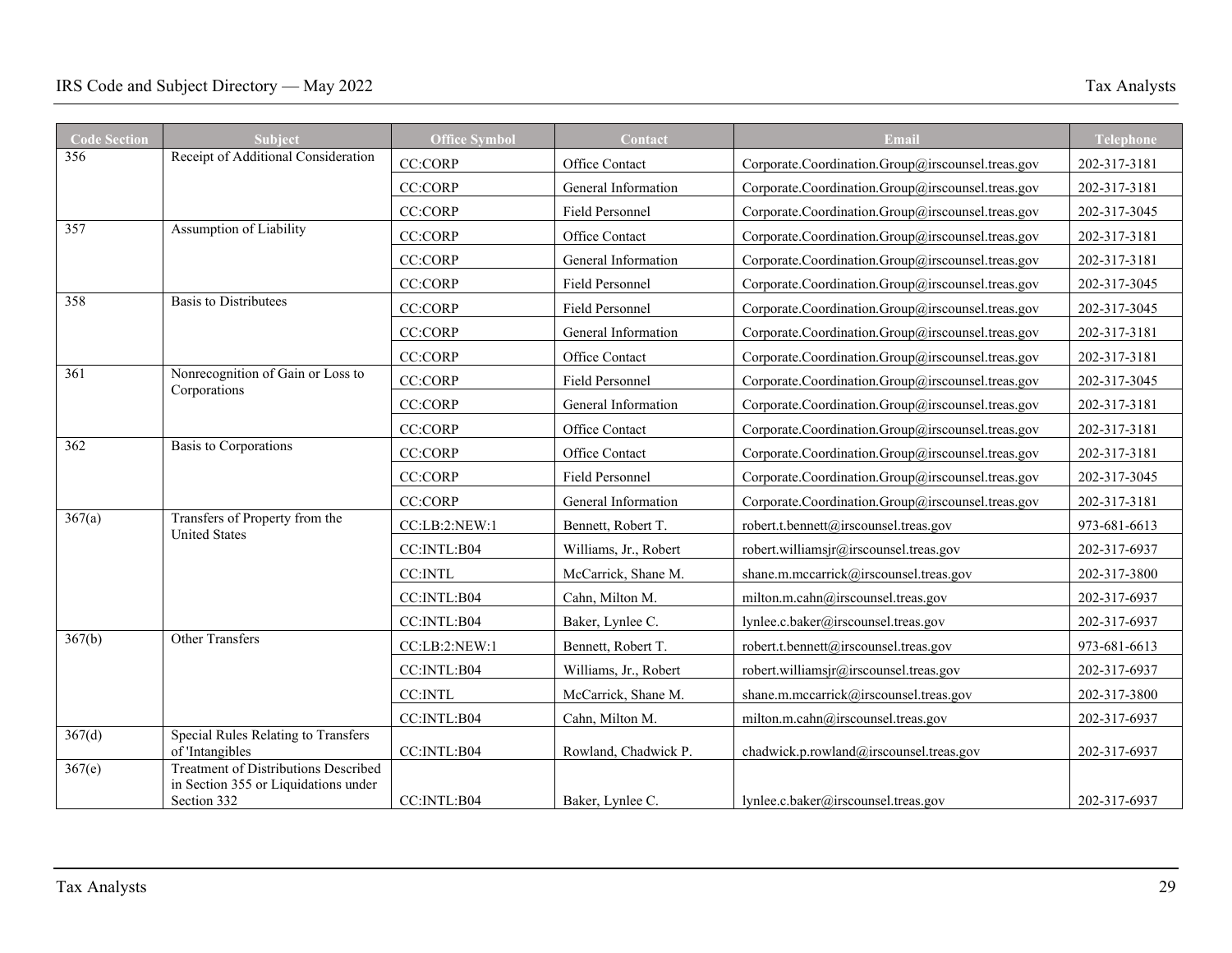| Code Section | Subject | Office Symbol | Contact | Email | Telephone |
|---|---|---|---|---|---|
| 356 | Receipt of Additional Consideration | CC:CORP | Office Contact | Corporate.Coordination.Group@irscounsel.treas.gov | 202-317-3181 |
| | | CC:CORP | General Information | Corporate.Coordination.Group@irscounsel.treas.gov | 202-317-3181 |
| | | CC:CORP | Field Personnel | Corporate.Coordination.Group@irscounsel.treas.gov | 202-317-3045 |
| 357 | Assumption of Liability | CC:CORP | Office Contact | Corporate.Coordination.Group@irscounsel.treas.gov | 202-317-3181 |
| | | CC:CORP | General Information | Corporate.Coordination.Group@irscounsel.treas.gov | 202-317-3181 |
| | | CC:CORP | Field Personnel | Corporate.Coordination.Group@irscounsel.treas.gov | 202-317-3045 |
| 358 | Basis to Distributees | CC:CORP | Field Personnel | Corporate.Coordination.Group@irscounsel.treas.gov | 202-317-3045 |
| | | CC:CORP | General Information | Corporate.Coordination.Group@irscounsel.treas.gov | 202-317-3181 |
| | | CC:CORP | Office Contact | Corporate.Coordination.Group@irscounsel.treas.gov | 202-317-3181 |
| 361 | Nonrecognition of Gain or Loss to Corporations | CC:CORP | Field Personnel | Corporate.Coordination.Group@irscounsel.treas.gov | 202-317-3045 |
| | | CC:CORP | General Information | Corporate.Coordination.Group@irscounsel.treas.gov | 202-317-3181 |
| | | CC:CORP | Office Contact | Corporate.Coordination.Group@irscounsel.treas.gov | 202-317-3181 |
| 362 | Basis to Corporations | CC:CORP | Office Contact | Corporate.Coordination.Group@irscounsel.treas.gov | 202-317-3181 |
| | | CC:CORP | Field Personnel | Corporate.Coordination.Group@irscounsel.treas.gov | 202-317-3045 |
| | | CC:CORP | General Information | Corporate.Coordination.Group@irscounsel.treas.gov | 202-317-3181 |
| 367(a) | Transfers of Property from the United States | CC:LB:2:NEW:1 | Bennett, Robert T. | robert.t.bennett@irscounsel.treas.gov | 973-681-6613 |
| | | CC:INTL:B04 | Williams, Jr., Robert | robert.williamsjr@irscounsel.treas.gov | 202-317-6937 |
| | | CC:INTL | McCarrick, Shane M. | shane.m.mccarrick@irscounsel.treas.gov | 202-317-3800 |
| | | CC:INTL:B04 | Cahn, Milton M. | milton.m.cahn@irscounsel.treas.gov | 202-317-6937 |
| | | CC:INTL:B04 | Baker, Lynlee C. | lynlee.c.baker@irscounsel.treas.gov | 202-317-6937 |
| 367(b) | Other Transfers | CC:LB:2:NEW:1 | Bennett, Robert T. | robert.t.bennett@irscounsel.treas.gov | 973-681-6613 |
| | | CC:INTL:B04 | Williams, Jr., Robert | robert.williamsjr@irscounsel.treas.gov | 202-317-6937 |
| | | CC:INTL | McCarrick, Shane M. | shane.m.mccarrick@irscounsel.treas.gov | 202-317-3800 |
| | | CC:INTL:B04 | Cahn, Milton M. | milton.m.cahn@irscounsel.treas.gov | 202-317-6937 |
| 367(d) | Special Rules Relating to Transfers of 'Intangibles | CC:INTL:B04 | Rowland, Chadwick P. | chadwick.p.rowland@irscounsel.treas.gov | 202-317-6937 |
| 367(e) | Treatment of Distributions Described in Section 355 or Liquidations under Section 332 | CC:INTL:B04 | Baker, Lynlee C. | lynlee.c.baker@irscounsel.treas.gov | 202-317-6937 |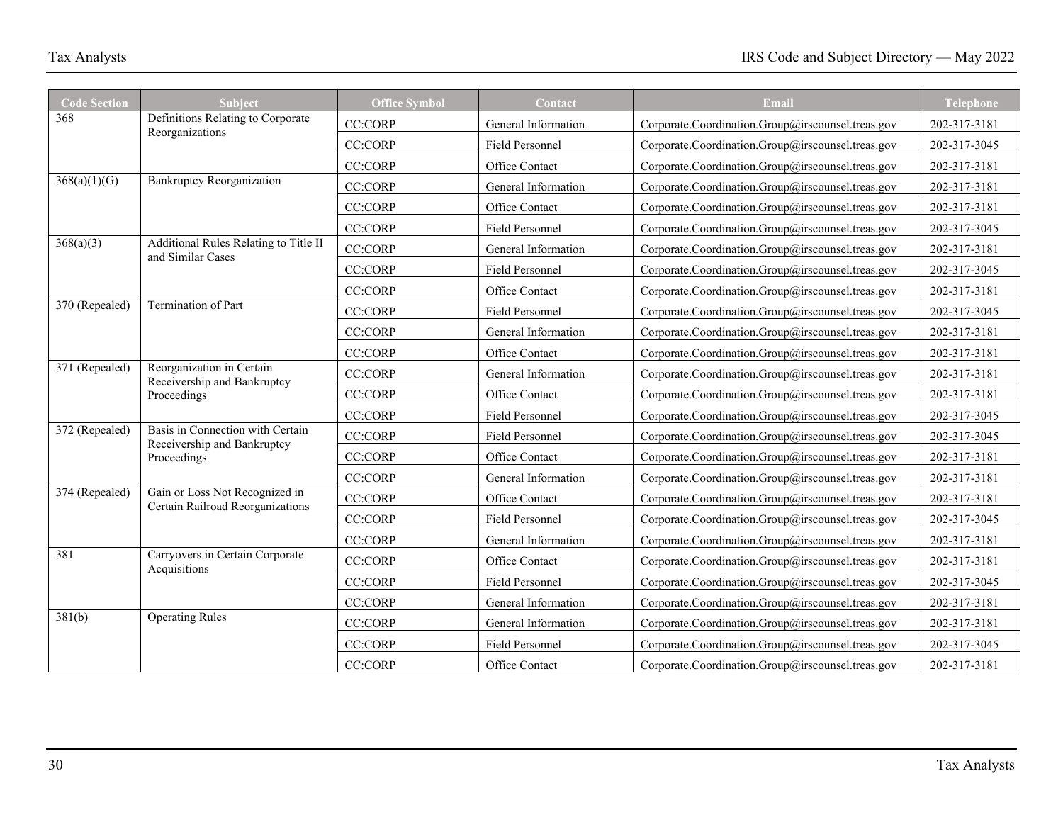| Code Section | Subject | Office Symbol | Contact | Email | Telephone |
|---|---|---|---|---|---|
| 368 | Definitions Relating to Corporate Reorganizations | CC:CORP | General Information | Corporate.Coordination.Group@irscounsel.treas.gov | 202-317-3181 |
| | | CC:CORP | Field Personnel | Corporate.Coordination.Group@irscounsel.treas.gov | 202-317-3045 |
| | | CC:CORP | Office Contact | Corporate.Coordination.Group@irscounsel.treas.gov | 202-317-3181 |
| 368(a)(1)(G) | Bankruptcy Reorganization | CC:CORP | General Information | Corporate.Coordination.Group@irscounsel.treas.gov | 202-317-3181 |
| | | CC:CORP | Office Contact | Corporate.Coordination.Group@irscounsel.treas.gov | 202-317-3181 |
| | | CC:CORP | Field Personnel | Corporate.Coordination.Group@irscounsel.treas.gov | 202-317-3045 |
| 368(a)(3) | Additional Rules Relating to Title II and Similar Cases | CC:CORP | General Information | Corporate.Coordination.Group@irscounsel.treas.gov | 202-317-3181 |
| | | CC:CORP | Field Personnel | Corporate.Coordination.Group@irscounsel.treas.gov | 202-317-3045 |
| | | CC:CORP | Office Contact | Corporate.Coordination.Group@irscounsel.treas.gov | 202-317-3181 |
| 370 (Repealed) | Termination of Part | CC:CORP | Field Personnel | Corporate.Coordination.Group@irscounsel.treas.gov | 202-317-3045 |
| | | CC:CORP | General Information | Corporate.Coordination.Group@irscounsel.treas.gov | 202-317-3181 |
| | | CC:CORP | Office Contact | Corporate.Coordination.Group@irscounsel.treas.gov | 202-317-3181 |
| 371 (Repealed) | Reorganization in Certain Receivership and Bankruptcy Proceedings | CC:CORP | General Information | Corporate.Coordination.Group@irscounsel.treas.gov | 202-317-3181 |
| | | CC:CORP | Office Contact | Corporate.Coordination.Group@irscounsel.treas.gov | 202-317-3181 |
| | | CC:CORP | Field Personnel | Corporate.Coordination.Group@irscounsel.treas.gov | 202-317-3045 |
| 372 (Repealed) | Basis in Connection with Certain Receivership and Bankruptcy Proceedings | CC:CORP | Field Personnel | Corporate.Coordination.Group@irscounsel.treas.gov | 202-317-3045 |
| | | CC:CORP | Office Contact | Corporate.Coordination.Group@irscounsel.treas.gov | 202-317-3181 |
| | | CC:CORP | General Information | Corporate.Coordination.Group@irscounsel.treas.gov | 202-317-3181 |
| 374 (Repealed) | Gain or Loss Not Recognized in Certain Railroad Reorganizations | CC:CORP | Office Contact | Corporate.Coordination.Group@irscounsel.treas.gov | 202-317-3181 |
| | | CC:CORP | Field Personnel | Corporate.Coordination.Group@irscounsel.treas.gov | 202-317-3045 |
| | | CC:CORP | General Information | Corporate.Coordination.Group@irscounsel.treas.gov | 202-317-3181 |
| 381 | Carryovers in Certain Corporate Acquisitions | CC:CORP | Office Contact | Corporate.Coordination.Group@irscounsel.treas.gov | 202-317-3181 |
| | | CC:CORP | Field Personnel | Corporate.Coordination.Group@irscounsel.treas.gov | 202-317-3045 |
| | | CC:CORP | General Information | Corporate.Coordination.Group@irscounsel.treas.gov | 202-317-3181 |
| 381(b) | Operating Rules | CC:CORP | General Information | Corporate.Coordination.Group@irscounsel.treas.gov | 202-317-3181 |
| | | CC:CORP | Field Personnel | Corporate.Coordination.Group@irscounsel.treas.gov | 202-317-3045 |
| | | CC:CORP | Office Contact | Corporate.Coordination.Group@irscounsel.treas.gov | 202-317-3181 |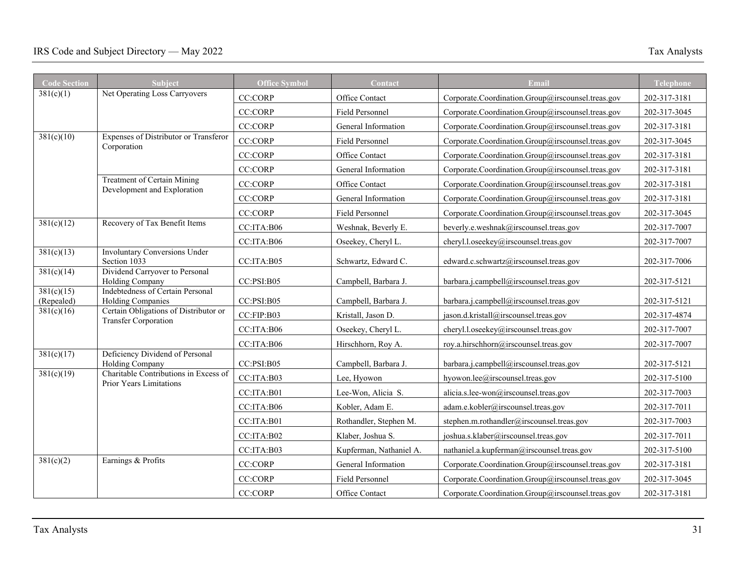| Code Section | Subject | Office Symbol | Contact | Email | Telephone |
|---|---|---|---|---|---|
| 381(c)(1) | Net Operating Loss Carryovers | CC:CORP | Office Contact | Corporate.Coordination.Group@irscounsel.treas.gov | 202-317-3181 |
| | | CC:CORP | Field Personnel | Corporate.Coordination.Group@irscounsel.treas.gov | 202-317-3045 |
| | | CC:CORP | General Information | Corporate.Coordination.Group@irscounsel.treas.gov | 202-317-3181 |
| 381(c)(10) | Expenses of Distributor or Transferor Corporation | CC:CORP | Field Personnel | Corporate.Coordination.Group@irscounsel.treas.gov | 202-317-3045 |
| | | CC:CORP | Office Contact | Corporate.Coordination.Group@irscounsel.treas.gov | 202-317-3181 |
| | | CC:CORP | General Information | Corporate.Coordination.Group@irscounsel.treas.gov | 202-317-3181 |
| | Treatment of Certain Mining Development and Exploration | CC:CORP | Office Contact | Corporate.Coordination.Group@irscounsel.treas.gov | 202-317-3181 |
| | | CC:CORP | General Information | Corporate.Coordination.Group@irscounsel.treas.gov | 202-317-3181 |
| | | CC:CORP | Field Personnel | Corporate.Coordination.Group@irscounsel.treas.gov | 202-317-3045 |
| 381(c)(12) | Recovery of Tax Benefit Items | CC:ITA:B06 | Weshnak, Beverly E. | beverly.e.weshnak@irscounsel.treas.gov | 202-317-7007 |
| | | CC:ITA:B06 | Oseekey, Cheryl L. | cheryl.l.oseekey@irscounsel.treas.gov | 202-317-7007 |
| 381(c)(13) | Involuntary Conversions Under Section 1033 | CC:ITA:B05 | Schwartz, Edward C. | edward.c.schwartz@irscounsel.treas.gov | 202-317-7006 |
| 381(c)(14) | Dividend Carryover to Personal Holding Company | CC:PSI:B05 | Campbell, Barbara J. | barbara.j.campbell@irscounsel.treas.gov | 202-317-5121 |
| 381(c)(15) (Repealed) | Indebtedness of Certain Personal Holding Companies | CC:PSI:B05 | Campbell, Barbara J. | barbara.j.campbell@irscounsel.treas.gov | 202-317-5121 |
| 381(c)(16) | Certain Obligations of Distributor or Transfer Corporation | CC:FIP:B03 | Kristall, Jason D. | jason.d.kristall@irscounsel.treas.gov | 202-317-4874 |
| | | CC:ITA:B06 | Oseekey, Cheryl L. | cheryl.l.oseekey@irscounsel.treas.gov | 202-317-7007 |
| | | CC:ITA:B06 | Hirschhorn, Roy A. | roy.a.hirschhorn@irscounsel.treas.gov | 202-317-7007 |
| 381(c)(17) | Deficiency Dividend of Personal Holding Company | CC:PSI:B05 | Campbell, Barbara J. | barbara.j.campbell@irscounsel.treas.gov | 202-317-5121 |
| 381(c)(19) | Charitable Contributions in Excess of Prior Years Limitations | CC:ITA:B03 | Lee, Hyowon | hyowon.lee@irscounsel.treas.gov | 202-317-5100 |
| | | CC:ITA:B01 | Lee-Won, Alicia S. | alicia.s.lee-won@irscounsel.treas.gov | 202-317-7003 |
| | | CC:ITA:B06 | Kobler, Adam E. | adam.e.kobler@irscounsel.treas.gov | 202-317-7011 |
| | | CC:ITA:B01 | Rothandler, Stephen M. | stephen.m.rothandler@irscounsel.treas.gov | 202-317-7003 |
| | | CC:ITA:B02 | Klaber, Joshua S. | joshua.s.klaber@irscounsel.treas.gov | 202-317-7011 |
| | | CC:ITA:B03 | Kupferman, Nathaniel A. | nathaniel.a.kupferman@irscounsel.treas.gov | 202-317-5100 |
| 381(c)(2) | Earnings & Profits | CC:CORP | General Information | Corporate.Coordination.Group@irscounsel.treas.gov | 202-317-3181 |
| | | CC:CORP | Field Personnel | Corporate.Coordination.Group@irscounsel.treas.gov | 202-317-3045 |
| | | CC:CORP | Office Contact | Corporate.Coordination.Group@irscounsel.treas.gov | 202-317-3181 |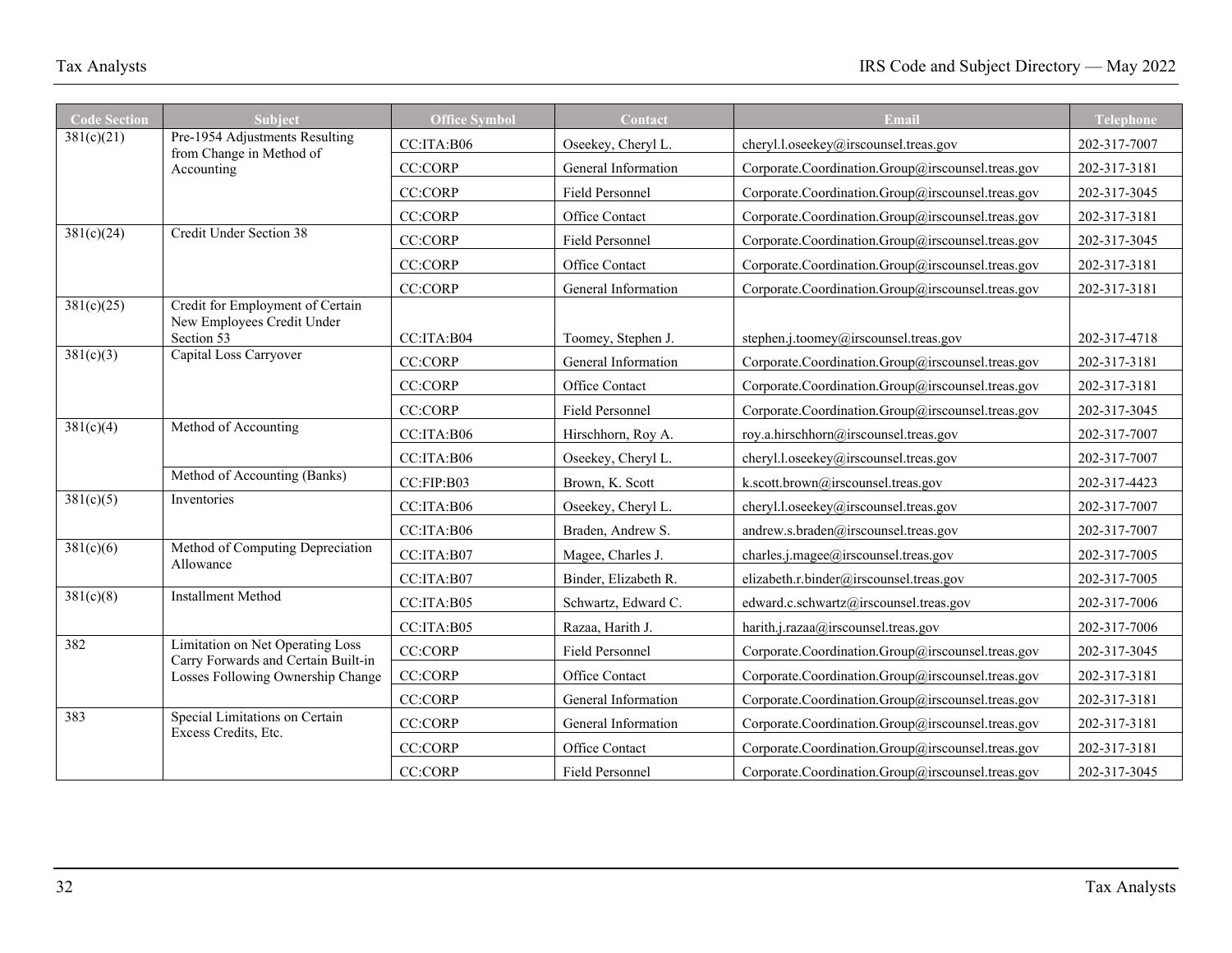| Code Section | Subject | Office Symbol | Contact | Email | Telephone |
| --- | --- | --- | --- | --- | --- |
| 381(c)(21) | Pre-1954 Adjustments Resulting from Change in Method of Accounting | CC:ITA:B06 | Oseekey, Cheryl L. | cheryl.l.oseekey@irscounsel.treas.gov | 202-317-7007 |
| | | CC:CORP | General Information | Corporate.Coordination.Group@irscounsel.treas.gov | 202-317-3181 |
| | | CC:CORP | Field Personnel | Corporate.Coordination.Group@irscounsel.treas.gov | 202-317-3045 |
| | | CC:CORP | Office Contact | Corporate.Coordination.Group@irscounsel.treas.gov | 202-317-3181 |
| 381(c)(24) | Credit Under Section 38 | CC:CORP | Field Personnel | Corporate.Coordination.Group@irscounsel.treas.gov | 202-317-3045 |
| | | CC:CORP | Office Contact | Corporate.Coordination.Group@irscounsel.treas.gov | 202-317-3181 |
| | | CC:CORP | General Information | Corporate.Coordination.Group@irscounsel.treas.gov | 202-317-3181 |
| 381(c)(25) | Credit for Employment of Certain New Employees Credit Under Section 53 | CC:ITA:B04 | Toomey, Stephen J. | stephen.j.toomey@irscounsel.treas.gov | 202-317-4718 |
| 381(c)(3) | Capital Loss Carryover | CC:CORP | General Information | Corporate.Coordination.Group@irscounsel.treas.gov | 202-317-3181 |
| | | CC:CORP | Office Contact | Corporate.Coordination.Group@irscounsel.treas.gov | 202-317-3181 |
| | | CC:CORP | Field Personnel | Corporate.Coordination.Group@irscounsel.treas.gov | 202-317-3045 |
| 381(c)(4) | Method of Accounting | CC:ITA:B06 | Hirschhorn, Roy A. | roy.a.hirschhorn@irscounsel.treas.gov | 202-317-7007 |
| | | CC:ITA:B06 | Oseekey, Cheryl L. | cheryl.l.oseekey@irscounsel.treas.gov | 202-317-7007 |
| | Method of Accounting (Banks) | CC:FIP:B03 | Brown, K. Scott | k.scott.brown@irscounsel.treas.gov | 202-317-4423 |
| 381(c)(5) | Inventories | CC:ITA:B06 | Oseekey, Cheryl L. | cheryl.l.oseekey@irscounsel.treas.gov | 202-317-7007 |
| | | CC:ITA:B06 | Braden, Andrew S. | andrew.s.braden@irscounsel.treas.gov | 202-317-7007 |
| 381(c)(6) | Method of Computing Depreciation Allowance | CC:ITA:B07 | Magee, Charles J. | charles.j.magee@irscounsel.treas.gov | 202-317-7005 |
| | | CC:ITA:B07 | Binder, Elizabeth R. | elizabeth.r.binder@irscounsel.treas.gov | 202-317-7005 |
| 381(c)(8) | Installment Method | CC:ITA:B05 | Schwartz, Edward C. | edward.c.schwartz@irscounsel.treas.gov | 202-317-7006 |
| | | CC:ITA:B05 | Razaa, Harith J. | harith.j.razaa@irscounsel.treas.gov | 202-317-7006 |
| 382 | Limitation on Net Operating Loss Carry Forwards and Certain Built-in Losses Following Ownership Change | CC:CORP | Field Personnel | Corporate.Coordination.Group@irscounsel.treas.gov | 202-317-3045 |
| | | CC:CORP | Office Contact | Corporate.Coordination.Group@irscounsel.treas.gov | 202-317-3181 |
| | | CC:CORP | General Information | Corporate.Coordination.Group@irscounsel.treas.gov | 202-317-3181 |
| 383 | Special Limitations on Certain Excess Credits, Etc. | CC:CORP | General Information | Corporate.Coordination.Group@irscounsel.treas.gov | 202-317-3181 |
| | | CC:CORP | Office Contact | Corporate.Coordination.Group@irscounsel.treas.gov | 202-317-3181 |
| | | CC:CORP | Field Personnel | Corporate.Coordination.Group@irscounsel.treas.gov | 202-317-3045 |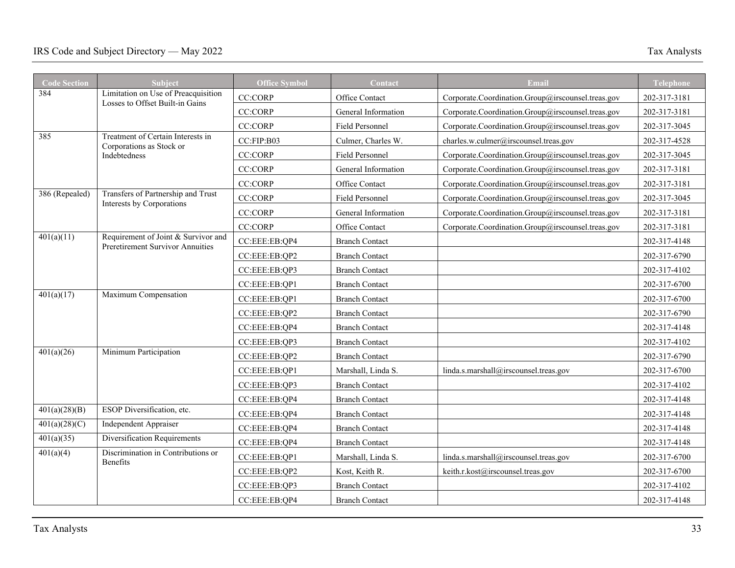| Code Section | Subject | Office Symbol | Contact | Email | Telephone |
|---|---|---|---|---|---|
| 384 | Limitation on Use of Preacquisition Losses to Offset Built-in Gains | CC:CORP | Office Contact | Corporate.Coordination.Group@irscounsel.treas.gov | 202-317-3181 |
| | | CC:CORP | General Information | Corporate.Coordination.Group@irscounsel.treas.gov | 202-317-3181 |
| | | CC:CORP | Field Personnel | Corporate.Coordination.Group@irscounsel.treas.gov | 202-317-3045 |
| 385 | Treatment of Certain Interests in Corporations as Stock or Indebtedness | CC:FIP:B03 | Culmer, Charles W. | charles.w.culmer@irscounsel.treas.gov | 202-317-4528 |
| | | CC:CORP | Field Personnel | Corporate.Coordination.Group@irscounsel.treas.gov | 202-317-3045 |
| | | CC:CORP | General Information | Corporate.Coordination.Group@irscounsel.treas.gov | 202-317-3181 |
| | | CC:CORP | Office Contact | Corporate.Coordination.Group@irscounsel.treas.gov | 202-317-3181 |
| 386 (Repealed) | Transfers of Partnership and Trust Interests by Corporations | CC:CORP | Field Personnel | Corporate.Coordination.Group@irscounsel.treas.gov | 202-317-3045 |
| | | CC:CORP | General Information | Corporate.Coordination.Group@irscounsel.treas.gov | 202-317-3181 |
| | | CC:CORP | Office Contact | Corporate.Coordination.Group@irscounsel.treas.gov | 202-317-3181 |
| 401(a)(11) | Requirement of Joint & Survivor and Preretirement Survivor Annuities | CC:EEE:EB:QP4 | Branch Contact | | 202-317-4148 |
| | | CC:EEE:EB:QP2 | Branch Contact | | 202-317-6790 |
| | | CC:EEE:EB:QP3 | Branch Contact | | 202-317-4102 |
| | | CC:EEE:EB:QP1 | Branch Contact | | 202-317-6700 |
| 401(a)(17) | Maximum Compensation | CC:EEE:EB:QP1 | Branch Contact | | 202-317-6700 |
| | | CC:EEE:EB:QP2 | Branch Contact | | 202-317-6790 |
| | | CC:EEE:EB:QP4 | Branch Contact | | 202-317-4148 |
| | | CC:EEE:EB:QP3 | Branch Contact | | 202-317-4102 |
| 401(a)(26) | Minimum Participation | CC:EEE:EB:QP2 | Branch Contact | | 202-317-6790 |
| | | CC:EEE:EB:QP1 | Marshall, Linda S. | linda.s.marshall@irscounsel.treas.gov | 202-317-6700 |
| | | CC:EEE:EB:QP3 | Branch Contact | | 202-317-4102 |
| | | CC:EEE:EB:QP4 | Branch Contact | | 202-317-4148 |
| 401(a)(28)(B) | ESOP Diversification, etc. | CC:EEE:EB:QP4 | Branch Contact | | 202-317-4148 |
| 401(a)(28)(C) | Independent Appraiser | CC:EEE:EB:QP4 | Branch Contact | | 202-317-4148 |
| 401(a)(35) | Diversification Requirements | CC:EEE:EB:QP4 | Branch Contact | | 202-317-4148 |
| 401(a)(4) | Discrimination in Contributions or Benefits | CC:EEE:EB:QP1 | Marshall, Linda S. | linda.s.marshall@irscounsel.treas.gov | 202-317-6700 |
| | | CC:EEE:EB:QP2 | Kost, Keith R. | keith.r.kost@irscounsel.treas.gov | 202-317-6700 |
| | | CC:EEE:EB:QP3 | Branch Contact | | 202-317-4102 |
| | | CC:EEE:EB:QP4 | Branch Contact | | 202-317-4148 |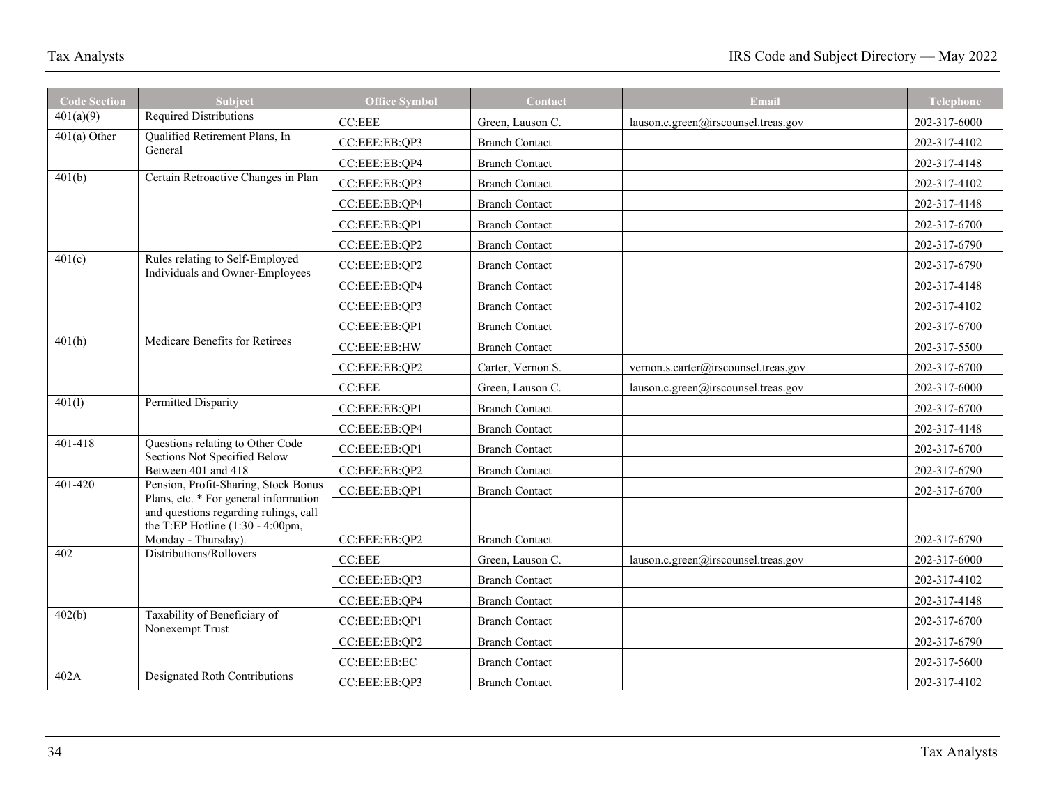| Code Section | Subject | Office Symbol | Contact | Email | Telephone |
|---|---|---|---|---|---|
| 401(a)(9) | Required Distributions | CC:EEE | Green, Lauson C. | lauson.c.green@irscounsel.treas.gov | 202-317-6000 |
| 401(a) Other | Qualified Retirement Plans, In General | CC:EEE:EB:QP3 | Branch Contact | | 202-317-4102 |
| | | CC:EEE:EB:QP4 | Branch Contact | | 202-317-4148 |
| 401(b) | Certain Retroactive Changes in Plan | CC:EEE:EB:QP3 | Branch Contact | | 202-317-4102 |
| | | CC:EEE:EB:QP4 | Branch Contact | | 202-317-4148 |
| | | CC:EEE:EB:QP1 | Branch Contact | | 202-317-6700 |
| | | CC:EEE:EB:QP2 | Branch Contact | | 202-317-6790 |
| 401(c) | Rules relating to Self-Employed Individuals and Owner-Employees | CC:EEE:EB:QP2 | Branch Contact | | 202-317-6790 |
| | | CC:EEE:EB:QP4 | Branch Contact | | 202-317-4148 |
| | | CC:EEE:EB:QP3 | Branch Contact | | 202-317-4102 |
| | | CC:EEE:EB:QP1 | Branch Contact | | 202-317-6700 |
| 401(h) | Medicare Benefits for Retirees | CC:EEE:EB:HW | Branch Contact | | 202-317-5500 |
| | | CC:EEE:EB:QP2 | Carter, Vernon S. | vernon.s.carter@irscounsel.treas.gov | 202-317-6700 |
| | | CC:EEE | Green, Lauson C. | lauson.c.green@irscounsel.treas.gov | 202-317-6000 |
| 401(l) | Permitted Disparity | CC:EEE:EB:QP1 | Branch Contact | | 202-317-6700 |
| | | CC:EEE:EB:QP4 | Branch Contact | | 202-317-4148 |
| 401-418 | Questions relating to Other Code Sections Not Specified Below Between 401 and 418 | CC:EEE:EB:QP1 | Branch Contact | | 202-317-6700 |
| | | CC:EEE:EB:QP2 | Branch Contact | | 202-317-6790 |
| 401-420 | Pension, Profit-Sharing, Stock Bonus Plans, etc. * For general information and questions regarding rulings, call the T:EP Hotline (1:30 - 4:00pm, Monday - Thursday). | CC:EEE:EB:QP1 | Branch Contact | | 202-317-6700 |
| | | CC:EEE:EB:QP2 | Branch Contact | | 202-317-6790 |
| 402 | Distributions/Rollovers | CC:EEE | Green, Lauson C. | lauson.c.green@irscounsel.treas.gov | 202-317-6000 |
| | | CC:EEE:EB:QP3 | Branch Contact | | 202-317-4102 |
| | | CC:EEE:EB:QP4 | Branch Contact | | 202-317-4148 |
| 402(b) | Taxability of Beneficiary of Nonexempt Trust | CC:EEE:EB:QP1 | Branch Contact | | 202-317-6700 |
| | | CC:EEE:EB:QP2 | Branch Contact | | 202-317-6790 |
| | | CC:EEE:EB:EC | Branch Contact | | 202-317-5600 |
| 402A | Designated Roth Contributions | CC:EEE:EB:QP3 | Branch Contact | | 202-317-4102 |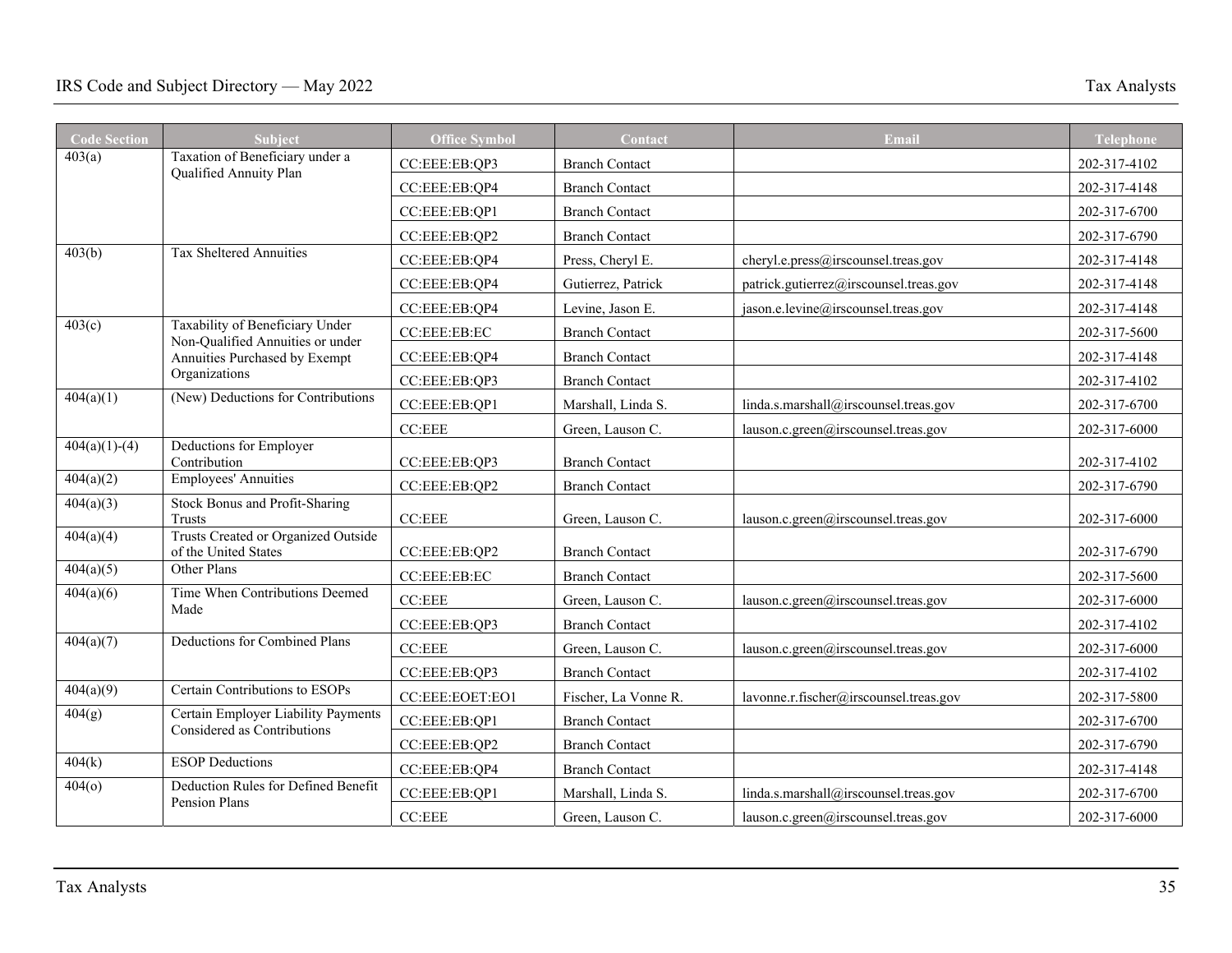| Code Section | Subject | Office Symbol | Contact | Email | Telephone |
|---|---|---|---|---|---|
| 403(a) | Taxation of Beneficiary under a Qualified Annuity Plan | CC:EEE:EB:QP3 | Branch Contact | | 202-317-4102 |
| | | CC:EEE:EB:QP4 | Branch Contact | | 202-317-4148 |
| | | CC:EEE:EB:QP1 | Branch Contact | | 202-317-6700 |
| | | CC:EEE:EB:QP2 | Branch Contact | | 202-317-6790 |
| 403(b) | Tax Sheltered Annuities | CC:EEE:EB:QP4 | Press, Cheryl E. | cheryl.e.press@irscounsel.treas.gov | 202-317-4148 |
| | | CC:EEE:EB:QP4 | Gutierrez, Patrick | patrick.gutierrez@irscounsel.treas.gov | 202-317-4148 |
| | | CC:EEE:EB:QP4 | Levine, Jason E. | jason.e.levine@irscounsel.treas.gov | 202-317-4148 |
| 403(c) | Taxability of Beneficiary Under Non-Qualified Annuities or under Annuities Purchased by Exempt Organizations | CC:EEE:EB:EC | Branch Contact | | 202-317-5600 |
| | | CC:EEE:EB:QP4 | Branch Contact | | 202-317-4148 |
| | | CC:EEE:EB:QP3 | Branch Contact | | 202-317-4102 |
| 404(a)(1) | (New) Deductions for Contributions | CC:EEE:EB:QP1 | Marshall, Linda S. | linda.s.marshall@irscounsel.treas.gov | 202-317-6700 |
| | | CC:EEE | Green, Lauson C. | lauson.c.green@irscounsel.treas.gov | 202-317-6000 |
| 404(a)(1)-(4) | Deductions for Employer Contribution | CC:EEE:EB:QP3 | Branch Contact | | 202-317-4102 |
| 404(a)(2) | Employees' Annuities | CC:EEE:EB:QP2 | Branch Contact | | 202-317-6790 |
| 404(a)(3) | Stock Bonus and Profit-Sharing Trusts | CC:EEE | Green, Lauson C. | lauson.c.green@irscounsel.treas.gov | 202-317-6000 |
| 404(a)(4) | Trusts Created or Organized Outside of the United States | CC:EEE:EB:QP2 | Branch Contact | | 202-317-6790 |
| 404(a)(5) | Other Plans | CC:EEE:EB:EC | Branch Contact | | 202-317-5600 |
| 404(a)(6) | Time When Contributions Deemed Made | CC:EEE | Green, Lauson C. | lauson.c.green@irscounsel.treas.gov | 202-317-6000 |
| | | CC:EEE:EB:QP3 | Branch Contact | | 202-317-4102 |
| 404(a)(7) | Deductions for Combined Plans | CC:EEE | Green, Lauson C. | lauson.c.green@irscounsel.treas.gov | 202-317-6000 |
| | | CC:EEE:EB:QP3 | Branch Contact | | 202-317-4102 |
| 404(a)(9) | Certain Contributions to ESOPs | CC:EEE:EOET:EO1 | Fischer, La Vonne R. | lavonne.r.fischer@irscounsel.treas.gov | 202-317-5800 |
| 404(g) | Certain Employer Liability Payments Considered as Contributions | CC:EEE:EB:QP1 | Branch Contact | | 202-317-6700 |
| | | CC:EEE:EB:QP2 | Branch Contact | | 202-317-6790 |
| 404(k) | ESOP Deductions | CC:EEE:EB:QP4 | Branch Contact | | 202-317-4148 |
| 404(o) | Deduction Rules for Defined Benefit Pension Plans | CC:EEE:EB:QP1 | Marshall, Linda S. | linda.s.marshall@irscounsel.treas.gov | 202-317-6700 |
| | | CC:EEE | Green, Lauson C. | lauson.c.green@irscounsel.treas.gov | 202-317-6000 |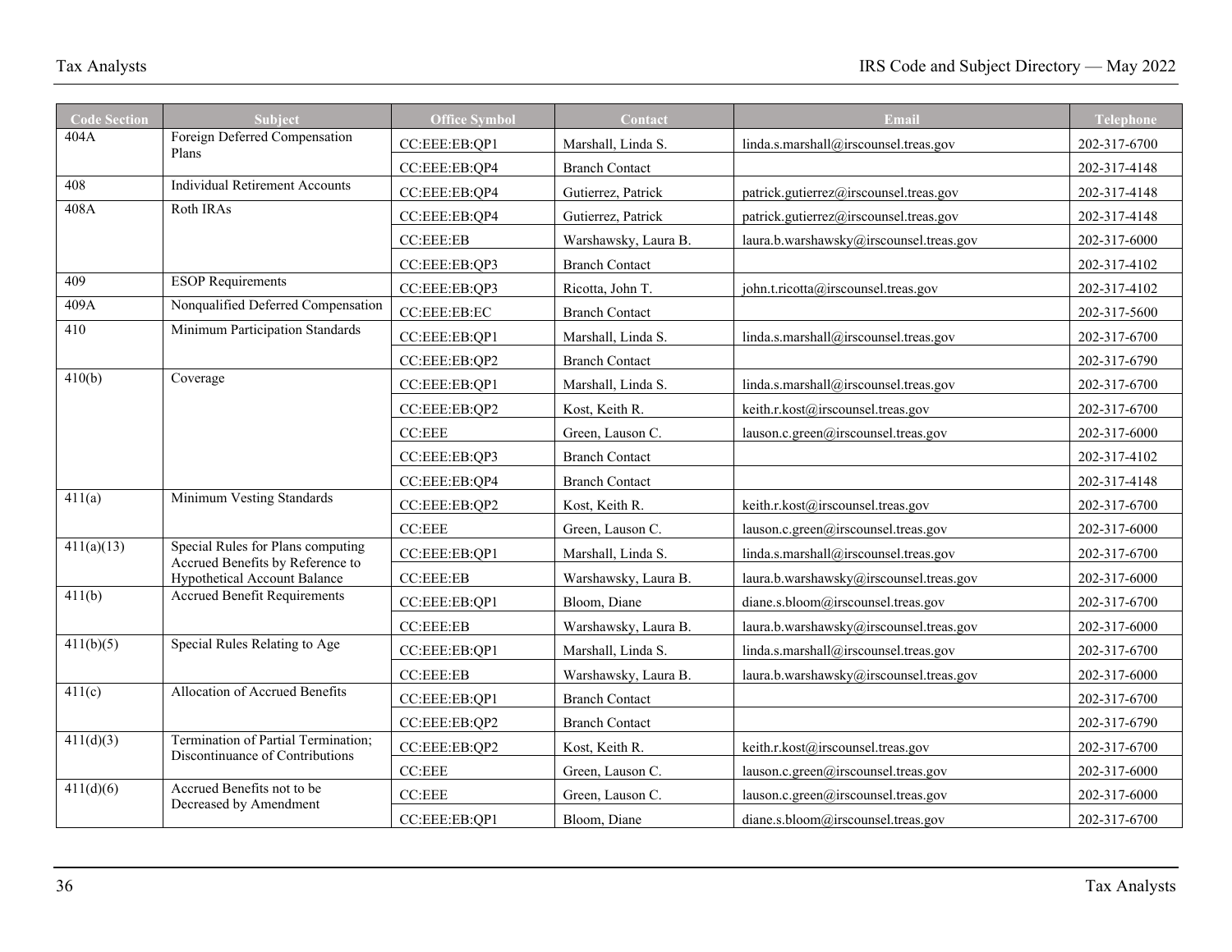| Code Section | Subject | Office Symbol | Contact | Email | Telephone |
|---|---|---|---|---|---|
| 404A | Foreign Deferred Compensation Plans | CC:EEE:EB:QP1 | Marshall, Linda S. | linda.s.marshall@irscounsel.treas.gov | 202-317-6700 |
| | | CC:EEE:EB:QP4 | Branch Contact | | 202-317-4148 |
| 408 | Individual Retirement Accounts | CC:EEE:EB:QP4 | Gutierrez, Patrick | patrick.gutierrez@irscounsel.treas.gov | 202-317-4148 |
| 408A | Roth IRAs | CC:EEE:EB:QP4 | Gutierrez, Patrick | patrick.gutierrez@irscounsel.treas.gov | 202-317-4148 |
| | | CC:EEE:EB | Warshawsky, Laura B. | laura.b.warshawsky@irscounsel.treas.gov | 202-317-6000 |
| | | CC:EEE:EB:QP3 | Branch Contact | | 202-317-4102 |
| 409 | ESOP Requirements | CC:EEE:EB:QP3 | Ricotta, John T. | john.t.ricotta@irscounsel.treas.gov | 202-317-4102 |
| 409A | Nonqualified Deferred Compensation | CC:EEE:EB:EC | Branch Contact | | 202-317-5600 |
| 410 | Minimum Participation Standards | CC:EEE:EB:QP1 | Marshall, Linda S. | linda.s.marshall@irscounsel.treas.gov | 202-317-6700 |
| | | CC:EEE:EB:QP2 | Branch Contact | | 202-317-6790 |
| 410(b) | Coverage | CC:EEE:EB:QP1 | Marshall, Linda S. | linda.s.marshall@irscounsel.treas.gov | 202-317-6700 |
| | | CC:EEE:EB:QP2 | Kost, Keith R. | keith.r.kost@irscounsel.treas.gov | 202-317-6700 |
| | | CC:EEE | Green, Lauson C. | lauson.c.green@irscounsel.treas.gov | 202-317-6000 |
| | | CC:EEE:EB:QP3 | Branch Contact | | 202-317-4102 |
| | | CC:EEE:EB:QP4 | Branch Contact | | 202-317-4148 |
| 411(a) | Minimum Vesting Standards | CC:EEE:EB:QP2 | Kost, Keith R. | keith.r.kost@irscounsel.treas.gov | 202-317-6700 |
| | | CC:EEE | Green, Lauson C. | lauson.c.green@irscounsel.treas.gov | 202-317-6000 |
| 411(a)(13) | Special Rules for Plans computing Accrued Benefits by Reference to Hypothetical Account Balance | CC:EEE:EB:QP1 | Marshall, Linda S. | linda.s.marshall@irscounsel.treas.gov | 202-317-6700 |
| | | CC:EEE:EB | Warshawsky, Laura B. | laura.b.warshawsky@irscounsel.treas.gov | 202-317-6000 |
| 411(b) | Accrued Benefit Requirements | CC:EEE:EB:QP1 | Bloom, Diane | diane.s.bloom@irscounsel.treas.gov | 202-317-6700 |
| | | CC:EEE:EB | Warshawsky, Laura B. | laura.b.warshawsky@irscounsel.treas.gov | 202-317-6000 |
| 411(b)(5) | Special Rules Relating to Age | CC:EEE:EB:QP1 | Marshall, Linda S. | linda.s.marshall@irscounsel.treas.gov | 202-317-6700 |
| | | CC:EEE:EB | Warshawsky, Laura B. | laura.b.warshawsky@irscounsel.treas.gov | 202-317-6000 |
| 411(c) | Allocation of Accrued Benefits | CC:EEE:EB:QP1 | Branch Contact | | 202-317-6700 |
| | | CC:EEE:EB:QP2 | Branch Contact | | 202-317-6790 |
| 411(d)(3) | Termination of Partial Termination; Discontinuance of Contributions | CC:EEE:EB:QP2 | Kost, Keith R. | keith.r.kost@irscounsel.treas.gov | 202-317-6700 |
| | | CC:EEE | Green, Lauson C. | lauson.c.green@irscounsel.treas.gov | 202-317-6000 |
| 411(d)(6) | Accrued Benefits not to be Decreased by Amendment | CC:EEE | Green, Lauson C. | lauson.c.green@irscounsel.treas.gov | 202-317-6000 |
| | | CC:EEE:EB:QP1 | Bloom, Diane | diane.s.bloom@irscounsel.treas.gov | 202-317-6700 |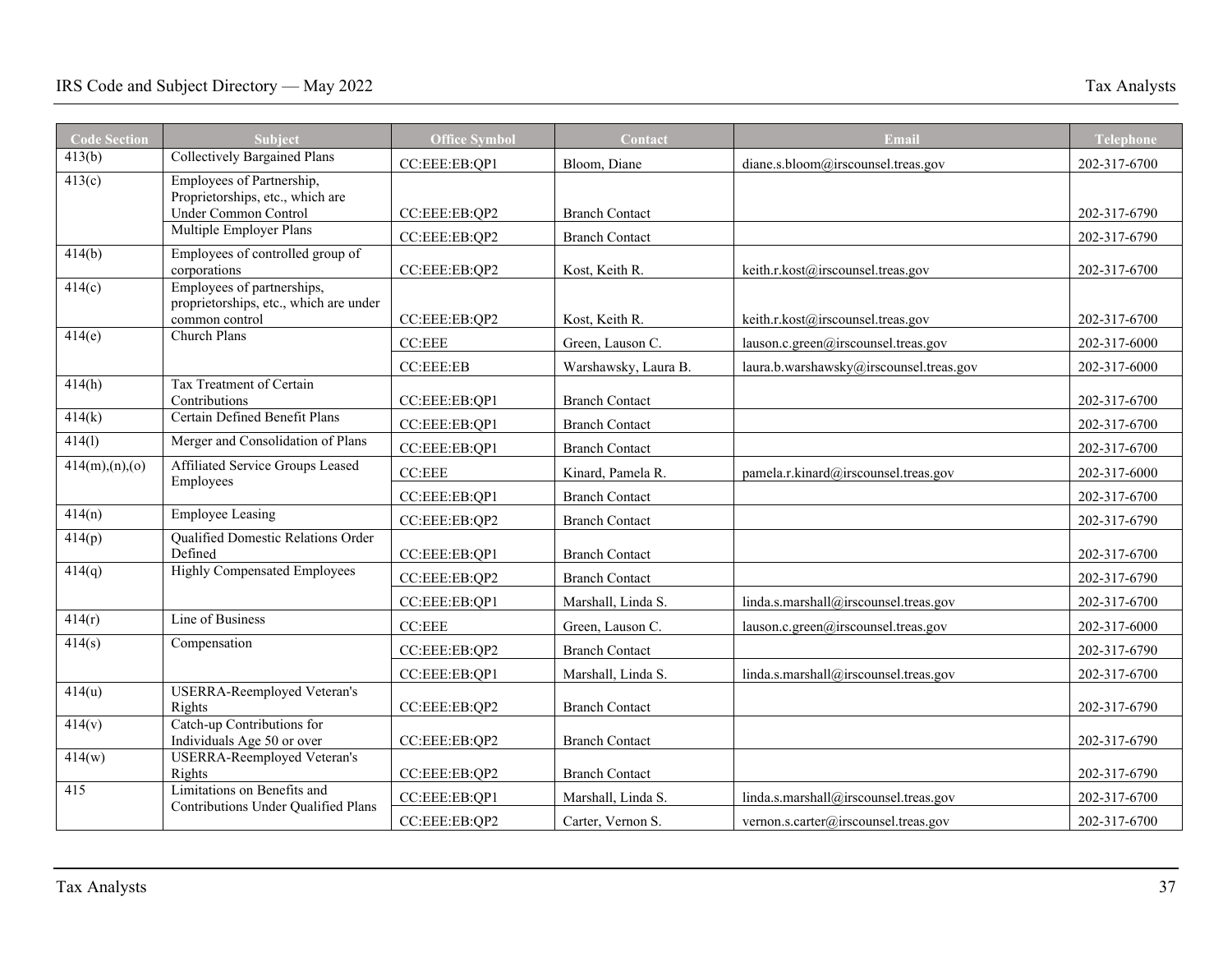| Code Section | Subject | Office Symbol | Contact | Email | Telephone |
|---|---|---|---|---|---|
| 413(b) | Collectively Bargained Plans | CC:EEE:EB:QP1 | Bloom, Diane | diane.s.bloom@irscounsel.treas.gov | 202-317-6700 |
| 413(c) | Employees of Partnership, Proprietorships, etc., which are Under Common Control | CC:EEE:EB:QP2 | Branch Contact | | 202-317-6790 |
| | Multiple Employer Plans | CC:EEE:EB:QP2 | Branch Contact | | 202-317-6790 |
| 414(b) | Employees of controlled group of corporations | CC:EEE:EB:QP2 | Kost, Keith R. | keith.r.kost@irscounsel.treas.gov | 202-317-6700 |
| 414(c) | Employees of partnerships, proprietorships, etc., which are under common control | CC:EEE:EB:QP2 | Kost, Keith R. | keith.r.kost@irscounsel.treas.gov | 202-317-6700 |
| 414(e) | Church Plans | CC:EEE | Green, Lauson C. | lauson.c.green@irscounsel.treas.gov | 202-317-6000 |
| | | CC:EEE:EB | Warshawsky, Laura B. | laura.b.warshawsky@irscounsel.treas.gov | 202-317-6000 |
| 414(h) | Tax Treatment of Certain Contributions | CC:EEE:EB:QP1 | Branch Contact | | 202-317-6700 |
| 414(k) | Certain Defined Benefit Plans | CC:EEE:EB:QP1 | Branch Contact | | 202-317-6700 |
| 414(l) | Merger and Consolidation of Plans | CC:EEE:EB:QP1 | Branch Contact | | 202-317-6700 |
| 414(m),(n),(o) | Affiliated Service Groups Leased Employees | CC:EEE | Kinard, Pamela R. | pamela.r.kinard@irscounsel.treas.gov | 202-317-6000 |
| | | CC:EEE:EB:QP1 | Branch Contact | | 202-317-6700 |
| 414(n) | Employee Leasing | CC:EEE:EB:QP2 | Branch Contact | | 202-317-6790 |
| 414(p) | Qualified Domestic Relations Order Defined | CC:EEE:EB:QP1 | Branch Contact | | 202-317-6700 |
| 414(q) | Highly Compensated Employees | CC:EEE:EB:QP2 | Branch Contact | | 202-317-6790 |
| | | CC:EEE:EB:QP1 | Marshall, Linda S. | linda.s.marshall@irscounsel.treas.gov | 202-317-6700 |
| 414(r) | Line of Business | CC:EEE | Green, Lauson C. | lauson.c.green@irscounsel.treas.gov | 202-317-6000 |
| 414(s) | Compensation | CC:EEE:EB:QP2 | Branch Contact | | 202-317-6790 |
| | | CC:EEE:EB:QP1 | Marshall, Linda S. | linda.s.marshall@irscounsel.treas.gov | 202-317-6700 |
| 414(u) | USERRA-Reemployed Veteran's Rights | CC:EEE:EB:QP2 | Branch Contact | | 202-317-6790 |
| 414(v) | Catch-up Contributions for Individuals Age 50 or over | CC:EEE:EB:QP2 | Branch Contact | | 202-317-6790 |
| 414(w) | USERRA-Reemployed Veteran's Rights | CC:EEE:EB:QP2 | Branch Contact | | 202-317-6790 |
| 415 | Limitations on Benefits and Contributions Under Qualified Plans | CC:EEE:EB:QP1 | Marshall, Linda S. | linda.s.marshall@irscounsel.treas.gov | 202-317-6700 |
| | | CC:EEE:EB:QP2 | Carter, Vernon S. | vernon.s.carter@irscounsel.treas.gov | 202-317-6700 |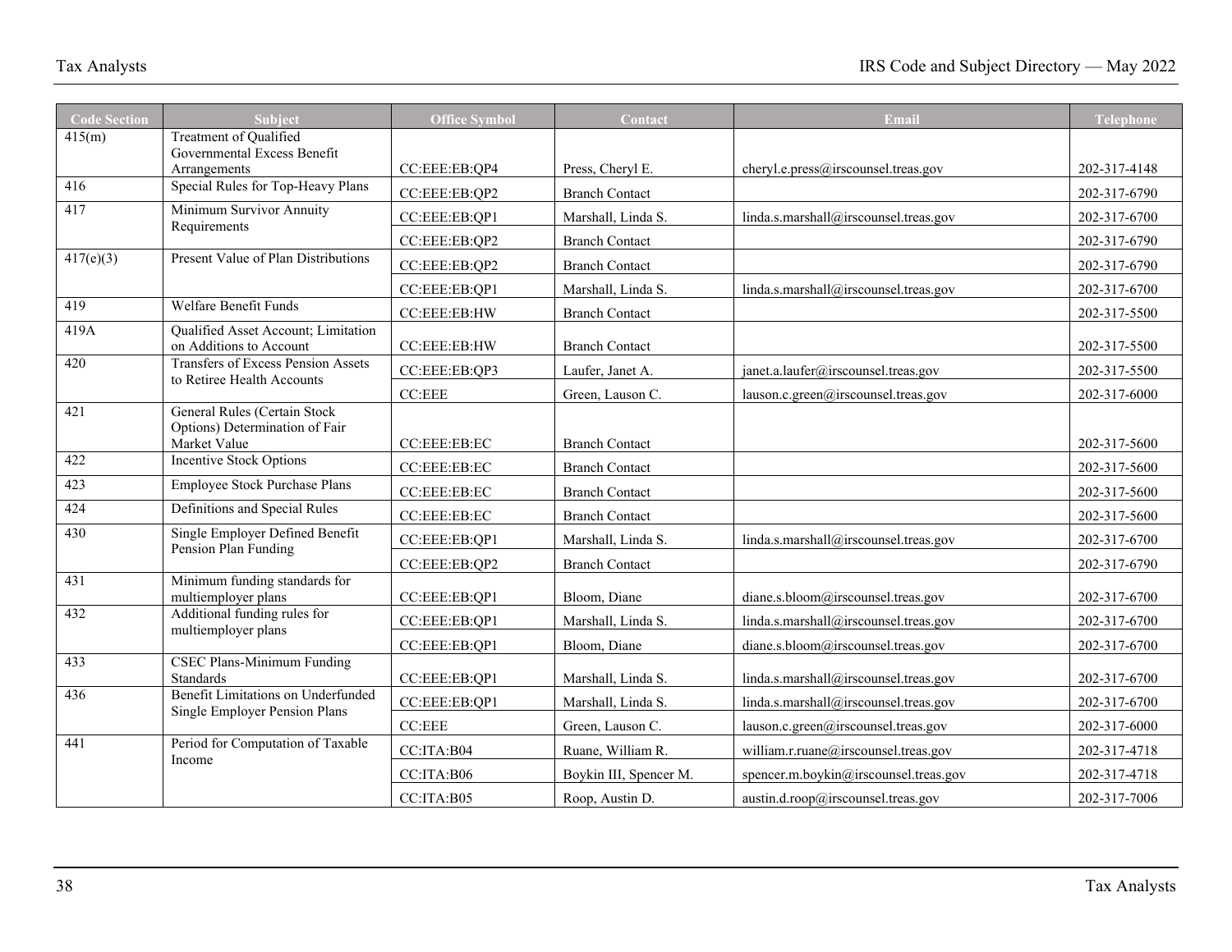| Code Section | Subject | Office Symbol | Contact | Email | Telephone |
|---|---|---|---|---|---|
| 415(m) | Treatment of Qualified Governmental Excess Benefit Arrangements | CC:EEE:EB:QP4 | Press, Cheryl E. | cheryl.e.press@irscounsel.treas.gov | 202-317-4148 |
| 416 | Special Rules for Top-Heavy Plans | CC:EEE:EB:QP2 | Branch Contact | | 202-317-6790 |
| 417 | Minimum Survivor Annuity Requirements | CC:EEE:EB:QP1 | Marshall, Linda S. | linda.s.marshall@irscounsel.treas.gov | 202-317-6700 |
| | | CC:EEE:EB:QP2 | Branch Contact | | 202-317-6790 |
| 417(e)(3) | Present Value of Plan Distributions | CC:EEE:EB:QP2 | Branch Contact | | 202-317-6790 |
| | | CC:EEE:EB:QP1 | Marshall, Linda S. | linda.s.marshall@irscounsel.treas.gov | 202-317-6700 |
| 419 | Welfare Benefit Funds | CC:EEE:EB:HW | Branch Contact | | 202-317-5500 |
| 419A | Qualified Asset Account; Limitation on Additions to Account | CC:EEE:EB:HW | Branch Contact | | 202-317-5500 |
| 420 | Transfers of Excess Pension Assets to Retiree Health Accounts | CC:EEE:EB:QP3 | Laufer, Janet A. | janet.a.laufer@irscounsel.treas.gov | 202-317-5500 |
| | | CC:EEE | Green, Lauson C. | lauson.c.green@irscounsel.treas.gov | 202-317-6000 |
| 421 | General Rules (Certain Stock Options) Determination of Fair Market Value | CC:EEE:EB:EC | Branch Contact | | 202-317-5600 |
| 422 | Incentive Stock Options | CC:EEE:EB:EC | Branch Contact | | 202-317-5600 |
| 423 | Employee Stock Purchase Plans | CC:EEE:EB:EC | Branch Contact | | 202-317-5600 |
| 424 | Definitions and Special Rules | CC:EEE:EB:EC | Branch Contact | | 202-317-5600 |
| 430 | Single Employer Defined Benefit Pension Plan Funding | CC:EEE:EB:QP1 | Marshall, Linda S. | linda.s.marshall@irscounsel.treas.gov | 202-317-6700 |
| | | CC:EEE:EB:QP2 | Branch Contact | | 202-317-6790 |
| 431 | Minimum funding standards for multiemployer plans | CC:EEE:EB:QP1 | Bloom, Diane | diane.s.bloom@irscounsel.treas.gov | 202-317-6700 |
| 432 | Additional funding rules for multiemployer plans | CC:EEE:EB:QP1 | Marshall, Linda S. | linda.s.marshall@irscounsel.treas.gov | 202-317-6700 |
| | | CC:EEE:EB:QP1 | Bloom, Diane | diane.s.bloom@irscounsel.treas.gov | 202-317-6700 |
| 433 | CSEC Plans-Minimum Funding Standards | CC:EEE:EB:QP1 | Marshall, Linda S. | linda.s.marshall@irscounsel.treas.gov | 202-317-6700 |
| 436 | Benefit Limitations on Underfunded Single Employer Pension Plans | CC:EEE:EB:QP1 | Marshall, Linda S. | linda.s.marshall@irscounsel.treas.gov | 202-317-6700 |
| | | CC:EEE | Green, Lauson C. | lauson.c.green@irscounsel.treas.gov | 202-317-6000 |
| 441 | Period for Computation of Taxable Income | CC:ITA:B04 | Ruane, William R. | william.r.ruane@irscounsel.treas.gov | 202-317-4718 |
| | | CC:ITA:B06 | Boykin III, Spencer M. | spencer.m.boykin@irscounsel.treas.gov | 202-317-4718 |
| | | CC:ITA:B05 | Roop, Austin D. | austin.d.roop@irscounsel.treas.gov | 202-317-7006 |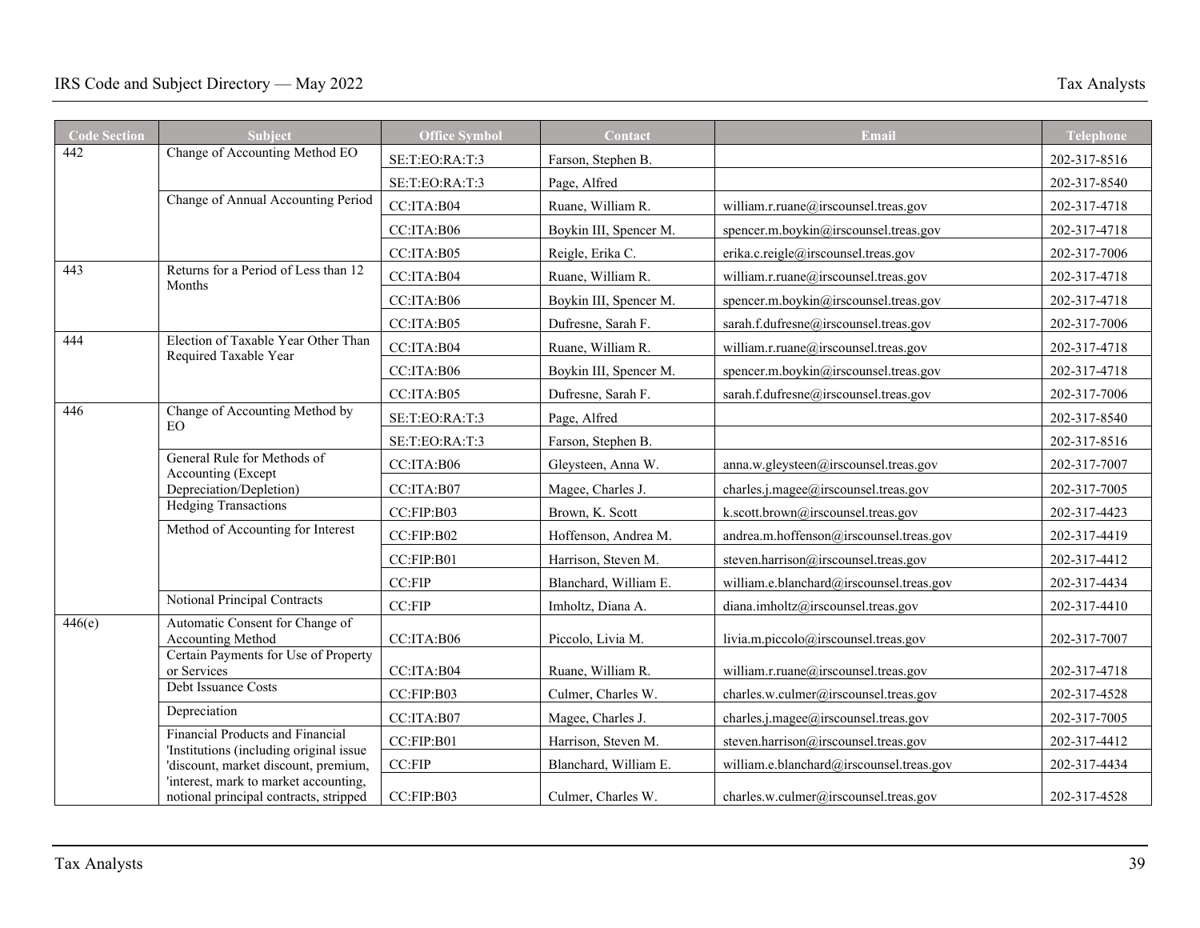| Code Section | Subject | Office Symbol | Contact | Email | Telephone |
|---|---|---|---|---|---|
| 442 | Change of Accounting Method EO | SE:T:EO:RA:T:3 | Farson, Stephen B. | | 202-317-8516 |
| | | SE:T:EO:RA:T:3 | Page, Alfred | | 202-317-8540 |
| | Change of Annual Accounting Period | CC:ITA:B04 | Ruane, William R. | william.r.ruane@irscounsel.treas.gov | 202-317-4718 |
| | | CC:ITA:B06 | Boykin III, Spencer M. | spencer.m.boykin@irscounsel.treas.gov | 202-317-4718 |
| | | CC:ITA:B05 | Reigle, Erika C. | erika.c.reigle@irscounsel.treas.gov | 202-317-7006 |
| 443 | Returns for a Period of Less than 12 Months | CC:ITA:B04 | Ruane, William R. | william.r.ruane@irscounsel.treas.gov | 202-317-4718 |
| | | CC:ITA:B06 | Boykin III, Spencer M. | spencer.m.boykin@irscounsel.treas.gov | 202-317-4718 |
| | | CC:ITA:B05 | Dufresne, Sarah F. | sarah.f.dufresne@irscounsel.treas.gov | 202-317-7006 |
| 444 | Election of Taxable Year Other Than Required Taxable Year | CC:ITA:B04 | Ruane, William R. | william.r.ruane@irscounsel.treas.gov | 202-317-4718 |
| | | CC:ITA:B06 | Boykin III, Spencer M. | spencer.m.boykin@irscounsel.treas.gov | 202-317-4718 |
| | | CC:ITA:B05 | Dufresne, Sarah F. | sarah.f.dufresne@irscounsel.treas.gov | 202-317-7006 |
| 446 | Change of Accounting Method by EO | SE:T:EO:RA:T:3 | Page, Alfred | | 202-317-8540 |
| | | SE:T:EO:RA:T:3 | Farson, Stephen B. | | 202-317-8516 |
| | General Rule for Methods of Accounting (Except Depreciation/Depletion) | CC:ITA:B06 | Gleysteen, Anna W. | anna.w.gleysteen@irscounsel.treas.gov | 202-317-7007 |
| | | CC:ITA:B07 | Magee, Charles J. | charles.j.magee@irscounsel.treas.gov | 202-317-7005 |
| | Hedging Transactions | CC:FIP:B03 | Brown, K. Scott | k.scott.brown@irscounsel.treas.gov | 202-317-4423 |
| | Method of Accounting for Interest | CC:FIP:B02 | Hoffenson, Andrea M. | andrea.m.hoffenson@irscounsel.treas.gov | 202-317-4419 |
| | | CC:FIP:B01 | Harrison, Steven M. | steven.harrison@irscounsel.treas.gov | 202-317-4412 |
| | | CC:FIP | Blanchard, William E. | william.e.blanchard@irscounsel.treas.gov | 202-317-4434 |
| | Notional Principal Contracts | CC:FIP | Imholtz, Diana A. | diana.imholtz@irscounsel.treas.gov | 202-317-4410 |
| 446(e) | Automatic Consent for Change of Accounting Method | CC:ITA:B06 | Piccolo, Livia M. | livia.m.piccolo@irscounsel.treas.gov | 202-317-7007 |
| | Certain Payments for Use of Property or Services | CC:ITA:B04 | Ruane, William R. | william.r.ruane@irscounsel.treas.gov | 202-317-4718 |
| | Debt Issuance Costs | CC:FIP:B03 | Culmer, Charles W. | charles.w.culmer@irscounsel.treas.gov | 202-317-4528 |
| | Depreciation | CC:ITA:B07 | Magee, Charles J. | charles.j.magee@irscounsel.treas.gov | 202-317-7005 |
| | Financial Products and Financial 'Institutions (including original issue 'discount, market discount, premium, 'interest, mark to market accounting, notional principal contracts, stripped | CC:FIP:B01 | Harrison, Steven M. | steven.harrison@irscounsel.treas.gov | 202-317-4412 |
| | | CC:FIP | Blanchard, William E. | william.e.blanchard@irscounsel.treas.gov | 202-317-4434 |
| | | CC:FIP:B03 | Culmer, Charles W. | charles.w.culmer@irscounsel.treas.gov | 202-317-4528 |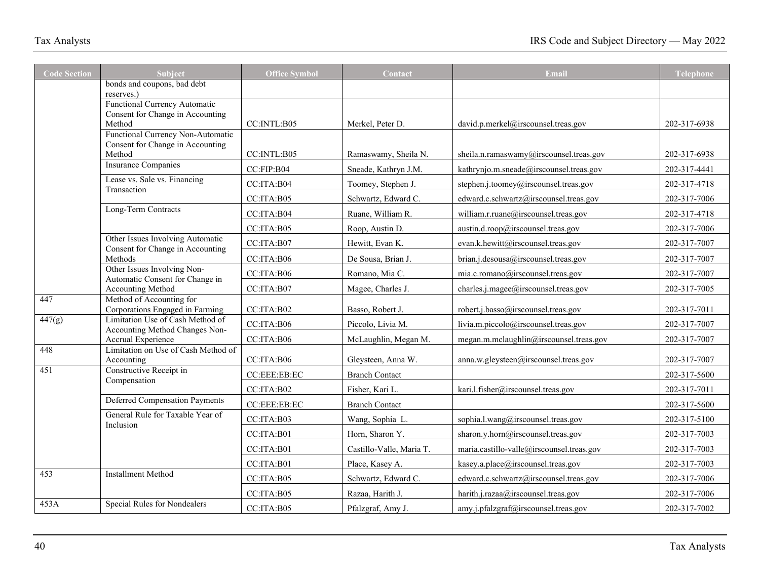| Code Section | Subject | Office Symbol | Contact | Email | Telephone |
|---|---|---|---|---|---|
| | bonds and coupons, bad debt reserves.) | | | | |
| | Functional Currency Automatic Consent for Change in Accounting Method | CC:INTL:B05 | Merkel, Peter D. | david.p.merkel@irscounsel.treas.gov | 202-317-6938 |
| | Functional Currency Non-Automatic Consent for Change in Accounting Method | CC:INTL:B05 | Ramaswamy, Sheila N. | sheila.n.ramaswamy@irscounsel.treas.gov | 202-317-6938 |
| | Insurance Companies | CC:FIP:B04 | Sneade, Kathryn J.M. | kathrynjo.m.sneade@irscounsel.treas.gov | 202-317-4441 |
| | Lease vs. Sale vs. Financing Transaction | CC:ITA:B04 | Toomey, Stephen J. | stephen.j.toomey@irscounsel.treas.gov | 202-317-4718 |
| | | CC:ITA:B05 | Schwartz, Edward C. | edward.c.schwartz@irscounsel.treas.gov | 202-317-7006 |
| | Long-Term Contracts | CC:ITA:B04 | Ruane, William R. | william.r.ruane@irscounsel.treas.gov | 202-317-4718 |
| | | CC:ITA:B05 | Roop, Austin D. | austin.d.roop@irscounsel.treas.gov | 202-317-7006 |
| | Other Issues Involving Automatic Consent for Change in Accounting Methods | CC:ITA:B07 | Hewitt, Evan K. | evan.k.hewitt@irscounsel.treas.gov | 202-317-7007 |
| | | CC:ITA:B06 | De Sousa, Brian J. | brian.j.desousa@irscounsel.treas.gov | 202-317-7007 |
| | Other Issues Involving Non-Automatic Consent for Change in Accounting Method | CC:ITA:B06 | Romano, Mia C. | mia.c.romano@irscounsel.treas.gov | 202-317-7007 |
| | | CC:ITA:B07 | Magee, Charles J. | charles.j.magee@irscounsel.treas.gov | 202-317-7005 |
| 447 | Method of Accounting for Corporations Engaged in Farming | CC:ITA:B02 | Basso, Robert J. | robert.j.basso@irscounsel.treas.gov | 202-317-7011 |
| 447(g) | Limitation Use of Cash Method of Accounting Method Changes Non-Accrual Experience | CC:ITA:B06 | Piccolo, Livia M. | livia.m.piccolo@irscounsel.treas.gov | 202-317-7007 |
| | | CC:ITA:B06 | McLaughlin, Megan M. | megan.m.mclaughlin@irscounsel.treas.gov | 202-317-7007 |
| 448 | Limitation on Use of Cash Method of Accounting | CC:ITA:B06 | Gleysteen, Anna W. | anna.w.gleysteen@irscounsel.treas.gov | 202-317-7007 |
| 451 | Constructive Receipt in Compensation | CC:EEE:EB:EC | Branch Contact | | 202-317-5600 |
| | | CC:ITA:B02 | Fisher, Kari L. | kari.l.fisher@irscounsel.treas.gov | 202-317-7011 |
| | Deferred Compensation Payments | CC:EEE:EB:EC | Branch Contact | | 202-317-5600 |
| | General Rule for Taxable Year of Inclusion | CC:ITA:B03 | Wang, Sophia L. | sophia.l.wang@irscounsel.treas.gov | 202-317-5100 |
| | | CC:ITA:B01 | Horn, Sharon Y. | sharon.y.horn@irscounsel.treas.gov | 202-317-7003 |
| | | CC:ITA:B01 | Castillo-Valle, Maria T. | maria.castillo-valle@irscounsel.treas.gov | 202-317-7003 |
| | | CC:ITA:B01 | Place, Kasey A. | kasey.a.place@irscounsel.treas.gov | 202-317-7003 |
| 453 | Installment Method | CC:ITA:B05 | Schwartz, Edward C. | edward.c.schwartz@irscounsel.treas.gov | 202-317-7006 |
| | | CC:ITA:B05 | Razaa, Harith J. | harith.j.razaa@irscounsel.treas.gov | 202-317-7006 |
| 453A | Special Rules for Nondealers | CC:ITA:B05 | Pfalzgraf, Amy J. | amy.j.pfalzgraf@irscounsel.treas.gov | 202-317-7002 |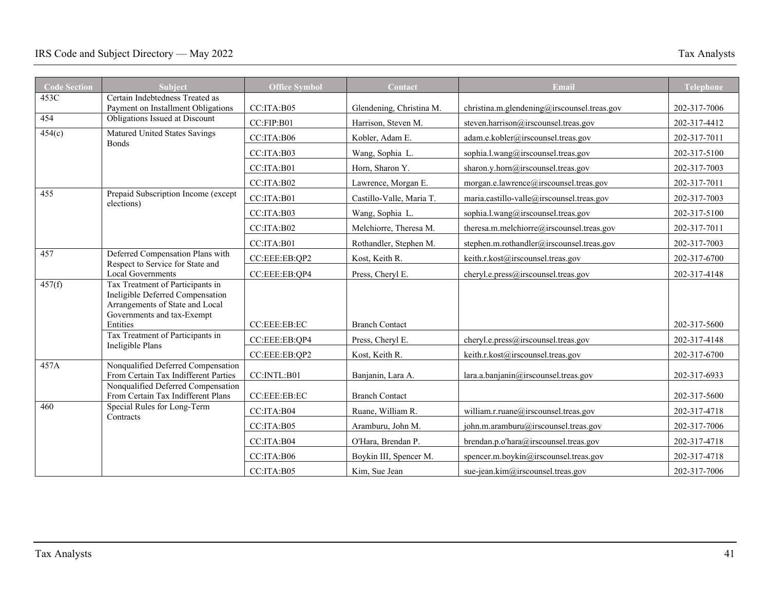| Code Section | Subject | Office Symbol | Contact | Email | Telephone |
|---|---|---|---|---|---|
| 453C | Certain Indebtedness Treated as Payment on Installment Obligations | CC:ITA:B05 | Glendening, Christina M. | christina.m.glendening@irscounsel.treas.gov | 202-317-7006 |
| 454 | Obligations Issued at Discount | CC:FIP:B01 | Harrison, Steven M. | steven.harrison@irscounsel.treas.gov | 202-317-4412 |
| 454(c) | Matured United States Savings Bonds | CC:ITA:B06 | Kobler, Adam E. | adam.e.kobler@irscounsel.treas.gov | 202-317-7011 |
| | | CC:ITA:B03 | Wang, Sophia L. | sophia.l.wang@irscounsel.treas.gov | 202-317-5100 |
| | | CC:ITA:B01 | Horn, Sharon Y. | sharon.y.horn@irscounsel.treas.gov | 202-317-7003 |
| | | CC:ITA:B02 | Lawrence, Morgan E. | morgan.e.lawrence@irscounsel.treas.gov | 202-317-7011 |
| 455 | Prepaid Subscription Income (except elections) | CC:ITA:B01 | Castillo-Valle, Maria T. | maria.castillo-valle@irscounsel.treas.gov | 202-317-7003 |
| | | CC:ITA:B03 | Wang, Sophia L. | sophia.l.wang@irscounsel.treas.gov | 202-317-5100 |
| | | CC:ITA:B02 | Melchiorre, Theresa M. | theresa.m.melchiorre@irscounsel.treas.gov | 202-317-7011 |
| | | CC:ITA:B01 | Rothandler, Stephen M. | stephen.m.rothandler@irscounsel.treas.gov | 202-317-7003 |
| 457 | Deferred Compensation Plans with Respect to Service for State and Local Governments | CC:EEE:EB:QP2 | Kost, Keith R. | keith.r.kost@irscounsel.treas.gov | 202-317-6700 |
| | | CC:EEE:EB:QP4 | Press, Cheryl E. | cheryl.e.press@irscounsel.treas.gov | 202-317-4148 |
| 457(f) | Tax Treatment of Participants in Ineligible Deferred Compensation Arrangements of State and Local Governments and tax-Exempt Entities | CC:EEE:EB:EC | Branch Contact | | 202-317-5600 |
| | Tax Treatment of Participants in Ineligible Plans | CC:EEE:EB:QP4 | Press, Cheryl E. | cheryl.e.press@irscounsel.treas.gov | 202-317-4148 |
| | | CC:EEE:EB:QP2 | Kost, Keith R. | keith.r.kost@irscounsel.treas.gov | 202-317-6700 |
| 457A | Nonqualified Deferred Compensation From Certain Tax Indifferent Parties | CC:INTL:B01 | Banjanin, Lara A. | lara.a.banjanin@irscounsel.treas.gov | 202-317-6933 |
| | Nonqualified Deferred Compensation From Certain Tax Indifferent Plans | CC:EEE:EB:EC | Branch Contact | | 202-317-5600 |
| 460 | Special Rules for Long-Term Contracts | CC:ITA:B04 | Ruane, William R. | william.r.ruane@irscounsel.treas.gov | 202-317-4718 |
| | | CC:ITA:B05 | Aramburu, John M. | john.m.aramburu@irscounsel.treas.gov | 202-317-7006 |
| | | CC:ITA:B04 | O'Hara, Brendan P. | brendan.p.o'hara@irscounsel.treas.gov | 202-317-4718 |
| | | CC:ITA:B06 | Boykin III, Spencer M. | spencer.m.boykin@irscounsel.treas.gov | 202-317-4718 |
| | | CC:ITA:B05 | Kim, Sue Jean | sue-jean.kim@irscounsel.treas.gov | 202-317-7006 |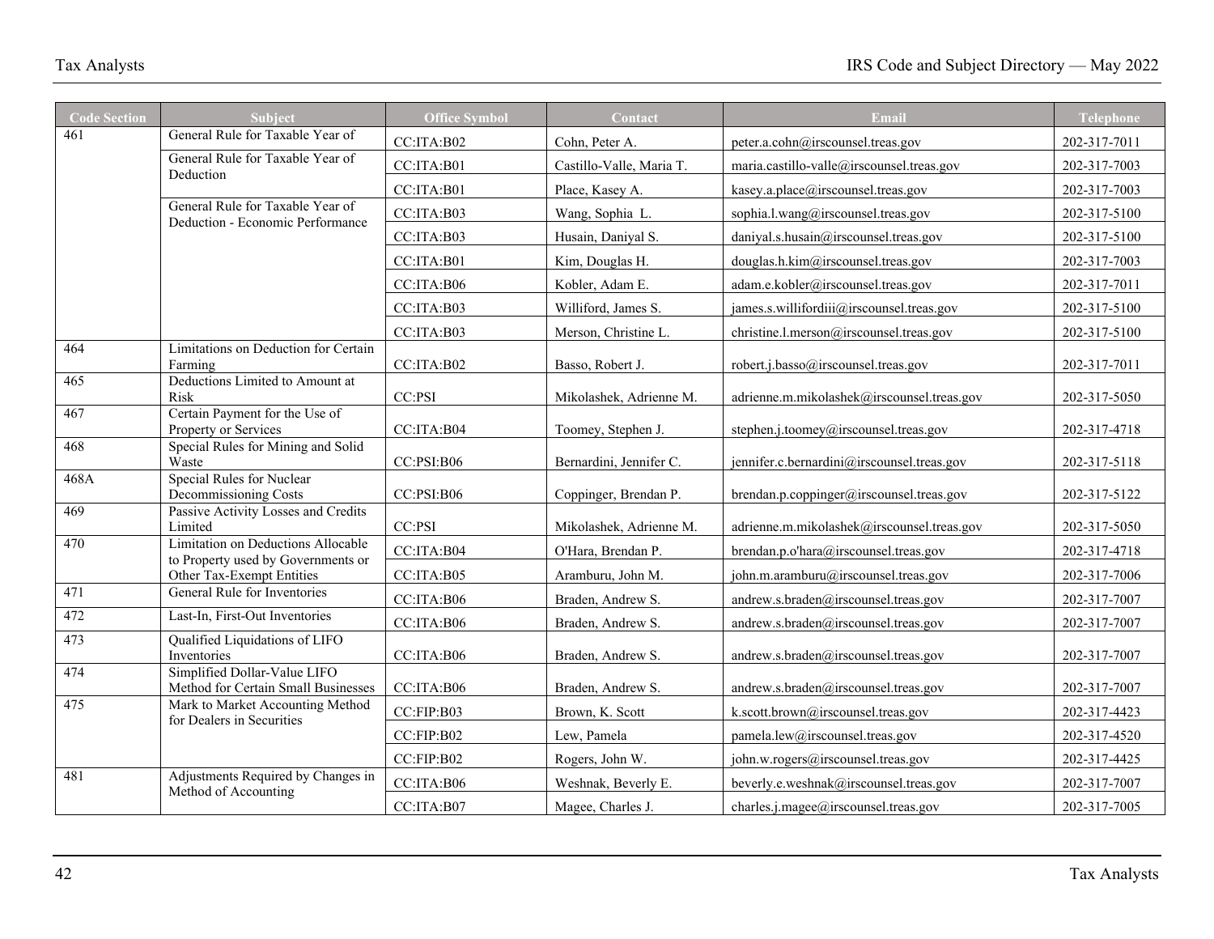| Code Section | Subject | Office Symbol | Contact | Email | Telephone |
|---|---|---|---|---|---|
| 461 | General Rule for Taxable Year of | CC:ITA:B02 | Cohn, Peter A. | peter.a.cohn@irscounsel.treas.gov | 202-317-7011 |
| | General Rule for Taxable Year of Deduction | CC:ITA:B01 | Castillo-Valle, Maria T. | maria.castillo-valle@irscounsel.treas.gov | 202-317-7003 |
| | | CC:ITA:B01 | Place, Kasey A. | kasey.a.place@irscounsel.treas.gov | 202-317-7003 |
| | General Rule for Taxable Year of Deduction - Economic Performance | CC:ITA:B03 | Wang, Sophia L. | sophia.l.wang@irscounsel.treas.gov | 202-317-5100 |
| | | CC:ITA:B03 | Husain, Daniyal S. | daniyal.s.husain@irscounsel.treas.gov | 202-317-5100 |
| | | CC:ITA:B01 | Kim, Douglas H. | douglas.h.kim@irscounsel.treas.gov | 202-317-7003 |
| | | CC:ITA:B06 | Kobler, Adam E. | adam.e.kobler@irscounsel.treas.gov | 202-317-7011 |
| | | CC:ITA:B03 | Williford, James S. | james.s.willifordiii@irscounsel.treas.gov | 202-317-5100 |
| | | CC:ITA:B03 | Merson, Christine L. | christine.l.merson@irscounsel.treas.gov | 202-317-5100 |
| 464 | Limitations on Deduction for Certain Farming | CC:ITA:B02 | Basso, Robert J. | robert.j.basso@irscounsel.treas.gov | 202-317-7011 |
| 465 | Deductions Limited to Amount at Risk | CC:PSI | Mikolashek, Adrienne M. | adrienne.m.mikolashek@irscounsel.treas.gov | 202-317-5050 |
| 467 | Certain Payment for the Use of Property or Services | CC:ITA:B04 | Toomey, Stephen J. | stephen.j.toomey@irscounsel.treas.gov | 202-317-4718 |
| 468 | Special Rules for Mining and Solid Waste | CC:PSI:B06 | Bernardini, Jennifer C. | jennifer.c.bernardini@irscounsel.treas.gov | 202-317-5118 |
| 468A | Special Rules for Nuclear Decommissioning Costs | CC:PSI:B06 | Coppinger, Brendan P. | brendan.p.coppinger@irscounsel.treas.gov | 202-317-5122 |
| 469 | Passive Activity Losses and Credits Limited | CC:PSI | Mikolashek, Adrienne M. | adrienne.m.mikolashek@irscounsel.treas.gov | 202-317-5050 |
| 470 | Limitation on Deductions Allocable to Property used by Governments or Other Tax-Exempt Entities | CC:ITA:B04 | O'Hara, Brendan P. | brendan.p.o'hara@irscounsel.treas.gov | 202-317-4718 |
| | | CC:ITA:B05 | Aramburu, John M. | john.m.aramburu@irscounsel.treas.gov | 202-317-7006 |
| 471 | General Rule for Inventories | CC:ITA:B06 | Braden, Andrew S. | andrew.s.braden@irscounsel.treas.gov | 202-317-7007 |
| 472 | Last-In, First-Out Inventories | CC:ITA:B06 | Braden, Andrew S. | andrew.s.braden@irscounsel.treas.gov | 202-317-7007 |
| 473 | Qualified Liquidations of LIFO Inventories | CC:ITA:B06 | Braden, Andrew S. | andrew.s.braden@irscounsel.treas.gov | 202-317-7007 |
| 474 | Simplified Dollar-Value LIFO Method for Certain Small Businesses | CC:ITA:B06 | Braden, Andrew S. | andrew.s.braden@irscounsel.treas.gov | 202-317-7007 |
| 475 | Mark to Market Accounting Method for Dealers in Securities | CC:FIP:B03 | Brown, K. Scott | k.scott.brown@irscounsel.treas.gov | 202-317-4423 |
| | | CC:FIP:B02 | Lew, Pamela | pamela.lew@irscounsel.treas.gov | 202-317-4520 |
| | | CC:FIP:B02 | Rogers, John W. | john.w.rogers@irscounsel.treas.gov | 202-317-4425 |
| 481 | Adjustments Required by Changes in Method of Accounting | CC:ITA:B06 | Weshnak, Beverly E. | beverly.e.weshnak@irscounsel.treas.gov | 202-317-7007 |
| | | CC:ITA:B07 | Magee, Charles J. | charles.j.magee@irscounsel.treas.gov | 202-317-7005 |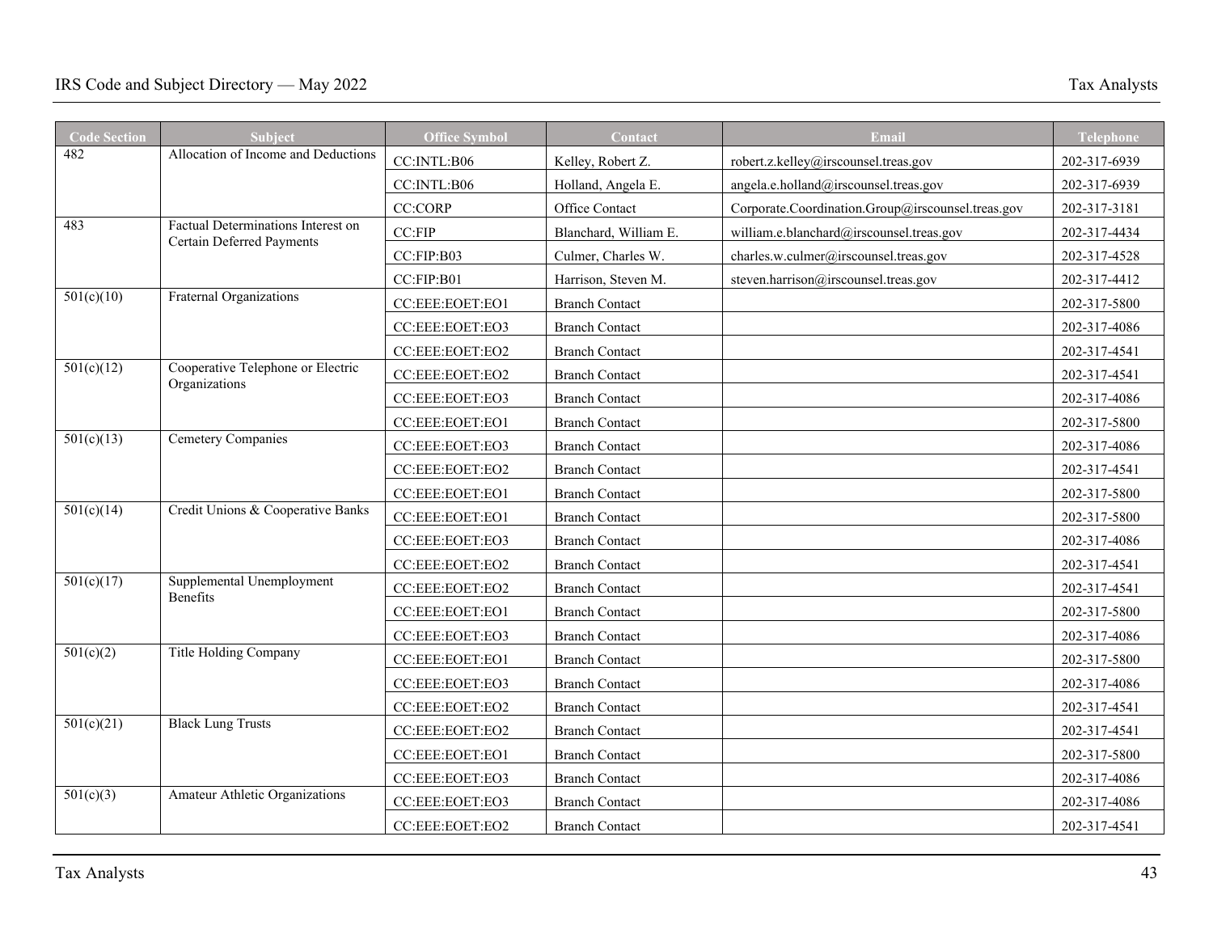| Code Section | Subject | Office Symbol | Contact | Email | Telephone |
|---|---|---|---|---|---|
| 482 | Allocation of Income and Deductions | CC:INTL:B06 | Kelley, Robert Z. | robert.z.kelley@irscounsel.treas.gov | 202-317-6939 |
| | | CC:INTL:B06 | Holland, Angela E. | angela.e.holland@irscounsel.treas.gov | 202-317-6939 |
| | | CC:CORP | Office Contact | Corporate.Coordination.Group@irscounsel.treas.gov | 202-317-3181 |
| 483 | Factual Determinations Interest on Certain Deferred Payments | CC:FIP | Blanchard, William E. | william.e.blanchard@irscounsel.treas.gov | 202-317-4434 |
| | | CC:FIP:B03 | Culmer, Charles W. | charles.w.culmer@irscounsel.treas.gov | 202-317-4528 |
| | | CC:FIP:B01 | Harrison, Steven M. | steven.harrison@irscounsel.treas.gov | 202-317-4412 |
| 501(c)(10) | Fraternal Organizations | CC:EEE:EOET:EO1 | Branch Contact | | 202-317-5800 |
| | | CC:EEE:EOET:EO3 | Branch Contact | | 202-317-4086 |
| | | CC:EEE:EOET:EO2 | Branch Contact | | 202-317-4541 |
| 501(c)(12) | Cooperative Telephone or Electric Organizations | CC:EEE:EOET:EO2 | Branch Contact | | 202-317-4541 |
| | | CC:EEE:EOET:EO3 | Branch Contact | | 202-317-4086 |
| | | CC:EEE:EOET:EO1 | Branch Contact | | 202-317-5800 |
| 501(c)(13) | Cemetery Companies | CC:EEE:EOET:EO3 | Branch Contact | | 202-317-4086 |
| | | CC:EEE:EOET:EO2 | Branch Contact | | 202-317-4541 |
| | | CC:EEE:EOET:EO1 | Branch Contact | | 202-317-5800 |
| 501(c)(14) | Credit Unions & Cooperative Banks | CC:EEE:EOET:EO1 | Branch Contact | | 202-317-5800 |
| | | CC:EEE:EOET:EO3 | Branch Contact | | 202-317-4086 |
| | | CC:EEE:EOET:EO2 | Branch Contact | | 202-317-4541 |
| 501(c)(17) | Supplemental Unemployment Benefits | CC:EEE:EOET:EO2 | Branch Contact | | 202-317-4541 |
| | | CC:EEE:EOET:EO1 | Branch Contact | | 202-317-5800 |
| | | CC:EEE:EOET:EO3 | Branch Contact | | 202-317-4086 |
| 501(c)(2) | Title Holding Company | CC:EEE:EOET:EO1 | Branch Contact | | 202-317-5800 |
| | | CC:EEE:EOET:EO3 | Branch Contact | | 202-317-4086 |
| | | CC:EEE:EOET:EO2 | Branch Contact | | 202-317-4541 |
| 501(c)(21) | Black Lung Trusts | CC:EEE:EOET:EO2 | Branch Contact | | 202-317-4541 |
| | | CC:EEE:EOET:EO1 | Branch Contact | | 202-317-5800 |
| | | CC:EEE:EOET:EO3 | Branch Contact | | 202-317-4086 |
| 501(c)(3) | Amateur Athletic Organizations | CC:EEE:EOET:EO3 | Branch Contact | | 202-317-4086 |
| | | CC:EEE:EOET:EO2 | Branch Contact | | 202-317-4541 |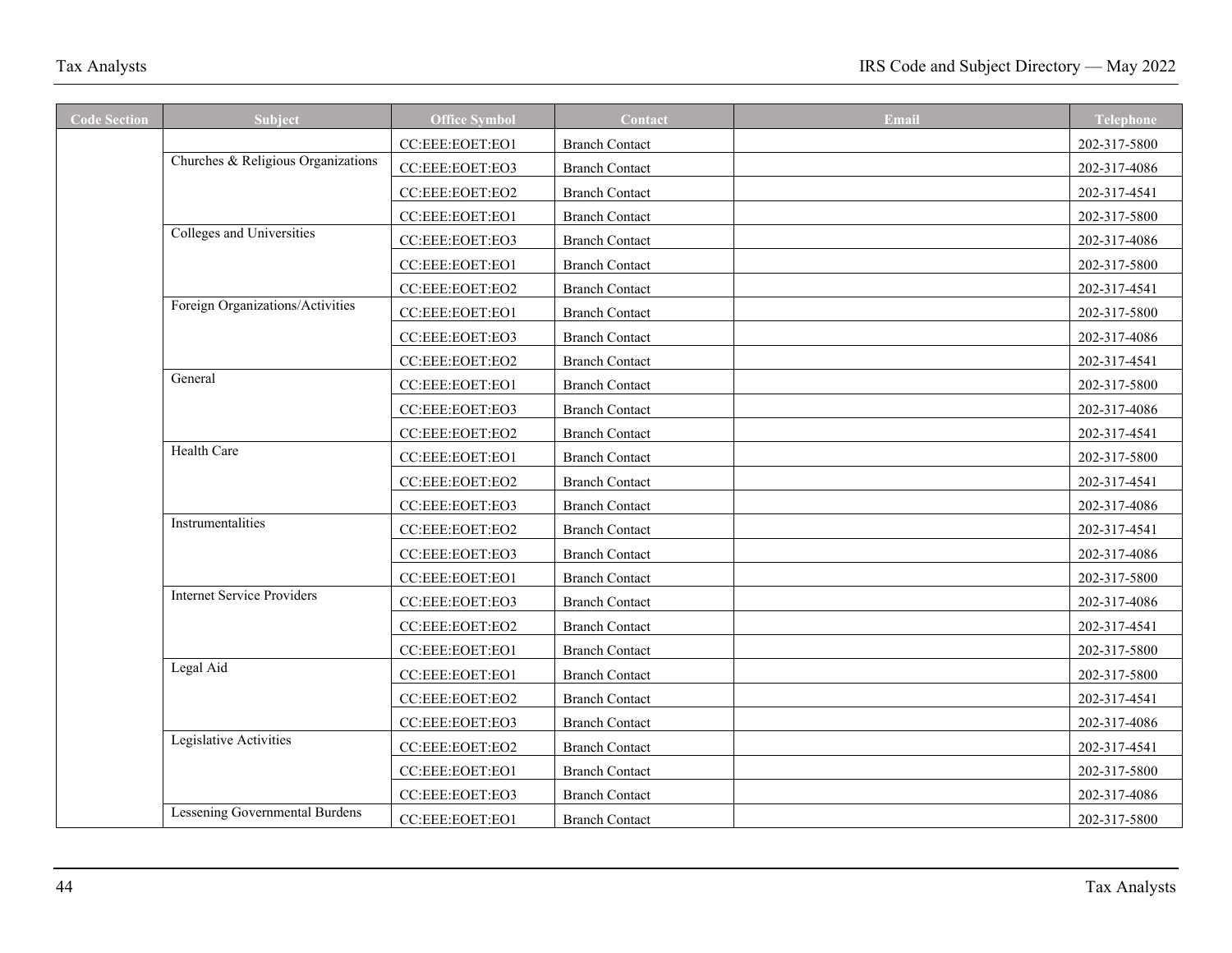| Code Section | Subject | Office Symbol | Contact | Email | Telephone |
|---|---|---|---|---|---|
| | | CC:EEE:EOET:EO1 | Branch Contact | | 202-317-5800 |
| | Churches & Religious Organizations | CC:EEE:EOET:EO3 | Branch Contact | | 202-317-4086 |
| | | CC:EEE:EOET:EO2 | Branch Contact | | 202-317-4541 |
| | | CC:EEE:EOET:EO1 | Branch Contact | | 202-317-5800 |
| | Colleges and Universities | CC:EEE:EOET:EO3 | Branch Contact | | 202-317-4086 |
| | | CC:EEE:EOET:EO1 | Branch Contact | | 202-317-5800 |
| | | CC:EEE:EOET:EO2 | Branch Contact | | 202-317-4541 |
| | Foreign Organizations/Activities | CC:EEE:EOET:EO1 | Branch Contact | | 202-317-5800 |
| | | CC:EEE:EOET:EO3 | Branch Contact | | 202-317-4086 |
| | | CC:EEE:EOET:EO2 | Branch Contact | | 202-317-4541 |
| | General | CC:EEE:EOET:EO1 | Branch Contact | | 202-317-5800 |
| | | CC:EEE:EOET:EO3 | Branch Contact | | 202-317-4086 |
| | | CC:EEE:EOET:EO2 | Branch Contact | | 202-317-4541 |
| | Health Care | CC:EEE:EOET:EO1 | Branch Contact | | 202-317-5800 |
| | | CC:EEE:EOET:EO2 | Branch Contact | | 202-317-4541 |
| | | CC:EEE:EOET:EO3 | Branch Contact | | 202-317-4086 |
| | Instrumentalities | CC:EEE:EOET:EO2 | Branch Contact | | 202-317-4541 |
| | | CC:EEE:EOET:EO3 | Branch Contact | | 202-317-4086 |
| | | CC:EEE:EOET:EO1 | Branch Contact | | 202-317-5800 |
| | Internet Service Providers | CC:EEE:EOET:EO3 | Branch Contact | | 202-317-4086 |
| | | CC:EEE:EOET:EO2 | Branch Contact | | 202-317-4541 |
| | | CC:EEE:EOET:EO1 | Branch Contact | | 202-317-5800 |
| | Legal Aid | CC:EEE:EOET:EO1 | Branch Contact | | 202-317-5800 |
| | | CC:EEE:EOET:EO2 | Branch Contact | | 202-317-4541 |
| | | CC:EEE:EOET:EO3 | Branch Contact | | 202-317-4086 |
| | Legislative Activities | CC:EEE:EOET:EO2 | Branch Contact | | 202-317-4541 |
| | | CC:EEE:EOET:EO1 | Branch Contact | | 202-317-5800 |
| | | CC:EEE:EOET:EO3 | Branch Contact | | 202-317-4086 |
| | Lessening Governmental Burdens | CC:EEE:EOET:EO1 | Branch Contact | | 202-317-5800 |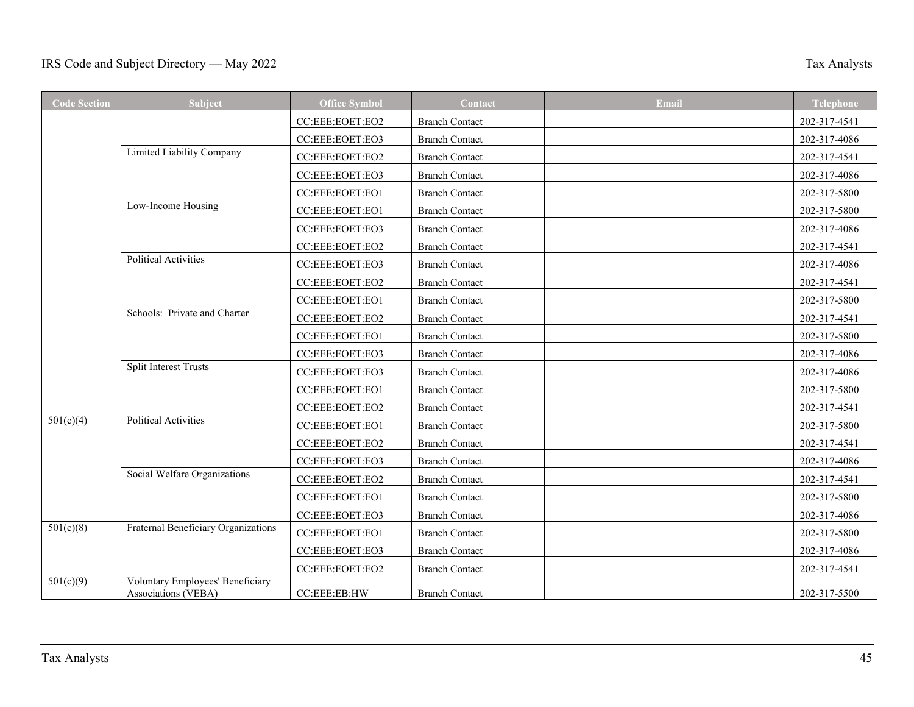| Code Section | Subject | Office Symbol | Contact | Email | Telephone |
|---|---|---|---|---|---|
| | | CC:EEE:EOET:EO2 | Branch Contact | | 202-317-4541 |
| | | CC:EEE:EOET:EO3 | Branch Contact | | 202-317-4086 |
| | Limited Liability Company | CC:EEE:EOET:EO2 | Branch Contact | | 202-317-4541 |
| | | CC:EEE:EOET:EO3 | Branch Contact | | 202-317-4086 |
| | | CC:EEE:EOET:EO1 | Branch Contact | | 202-317-5800 |
| | Low-Income Housing | CC:EEE:EOET:EO1 | Branch Contact | | 202-317-5800 |
| | | CC:EEE:EOET:EO3 | Branch Contact | | 202-317-4086 |
| | | CC:EEE:EOET:EO2 | Branch Contact | | 202-317-4541 |
| | Political Activities | CC:EEE:EOET:EO3 | Branch Contact | | 202-317-4086 |
| | | CC:EEE:EOET:EO2 | Branch Contact | | 202-317-4541 |
| | | CC:EEE:EOET:EO1 | Branch Contact | | 202-317-5800 |
| | Schools: Private and Charter | CC:EEE:EOET:EO2 | Branch Contact | | 202-317-4541 |
| | | CC:EEE:EOET:EO1 | Branch Contact | | 202-317-5800 |
| | | CC:EEE:EOET:EO3 | Branch Contact | | 202-317-4086 |
| | Split Interest Trusts | CC:EEE:EOET:EO3 | Branch Contact | | 202-317-4086 |
| | | CC:EEE:EOET:EO1 | Branch Contact | | 202-317-5800 |
| | | CC:EEE:EOET:EO2 | Branch Contact | | 202-317-4541 |
| 501(c)(4) | Political Activities | CC:EEE:EOET:EO1 | Branch Contact | | 202-317-5800 |
| | | CC:EEE:EOET:EO2 | Branch Contact | | 202-317-4541 |
| | | CC:EEE:EOET:EO3 | Branch Contact | | 202-317-4086 |
| | Social Welfare Organizations | CC:EEE:EOET:EO2 | Branch Contact | | 202-317-4541 |
| | | CC:EEE:EOET:EO1 | Branch Contact | | 202-317-5800 |
| | | CC:EEE:EOET:EO3 | Branch Contact | | 202-317-4086 |
| 501(c)(8) | Fraternal Beneficiary Organizations | CC:EEE:EOET:EO1 | Branch Contact | | 202-317-5800 |
| | | CC:EEE:EOET:EO3 | Branch Contact | | 202-317-4086 |
| | | CC:EEE:EOET:EO2 | Branch Contact | | 202-317-4541 |
| 501(c)(9) | Voluntary Employees' Beneficiary Associations (VEBA) | CC:EEE:EB:HW | Branch Contact | | 202-317-5500 |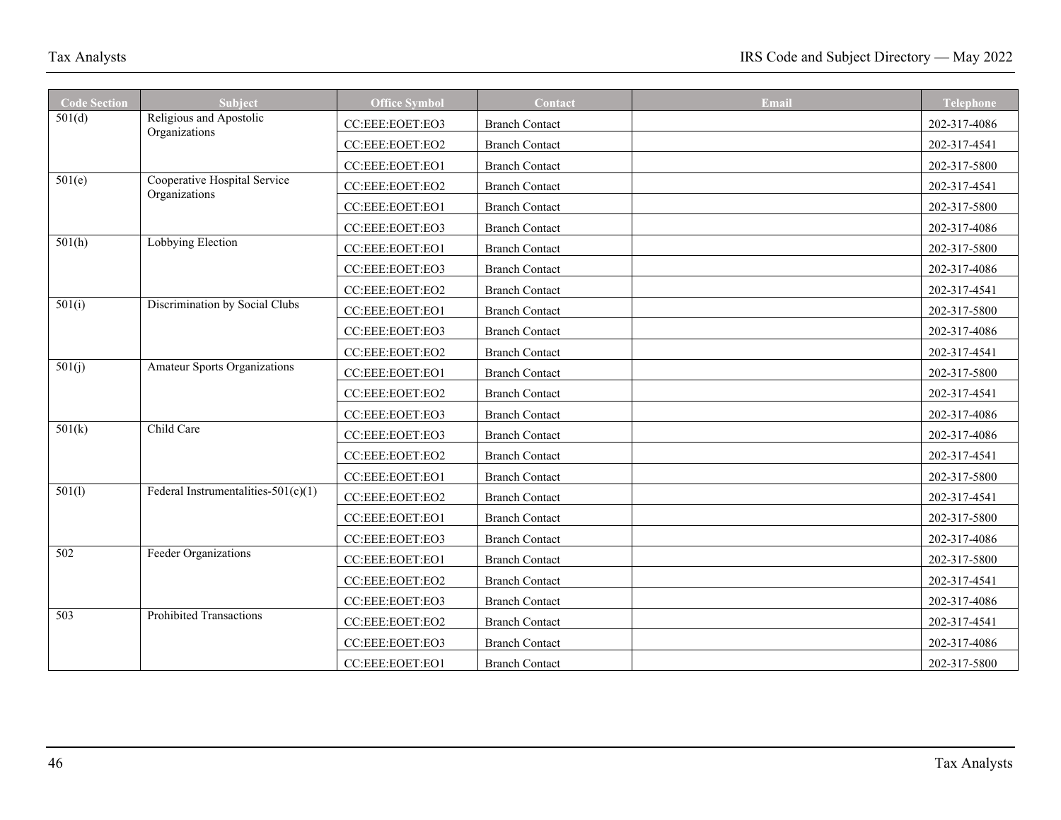| Code Section | Subject | Office Symbol | Contact | Email | Telephone |
|---|---|---|---|---|---|
| 501(d) | Religious and Apostolic Organizations | CC:EEE:EOET:EO3 | Branch Contact | | 202-317-4086 |
| | | CC:EEE:EOET:EO2 | Branch Contact | | 202-317-4541 |
| | | CC:EEE:EOET:EO1 | Branch Contact | | 202-317-5800 |
| 501(e) | Cooperative Hospital Service Organizations | CC:EEE:EOET:EO2 | Branch Contact | | 202-317-4541 |
| | | CC:EEE:EOET:EO1 | Branch Contact | | 202-317-5800 |
| | | CC:EEE:EOET:EO3 | Branch Contact | | 202-317-4086 |
| 501(h) | Lobbying Election | CC:EEE:EOET:EO1 | Branch Contact | | 202-317-5800 |
| | | CC:EEE:EOET:EO3 | Branch Contact | | 202-317-4086 |
| | | CC:EEE:EOET:EO2 | Branch Contact | | 202-317-4541 |
| 501(i) | Discrimination by Social Clubs | CC:EEE:EOET:EO1 | Branch Contact | | 202-317-5800 |
| | | CC:EEE:EOET:EO3 | Branch Contact | | 202-317-4086 |
| | | CC:EEE:EOET:EO2 | Branch Contact | | 202-317-4541 |
| 501(j) | Amateur Sports Organizations | CC:EEE:EOET:EO1 | Branch Contact | | 202-317-5800 |
| | | CC:EEE:EOET:EO2 | Branch Contact | | 202-317-4541 |
| | | CC:EEE:EOET:EO3 | Branch Contact | | 202-317-4086 |
| 501(k) | Child Care | CC:EEE:EOET:EO3 | Branch Contact | | 202-317-4086 |
| | | CC:EEE:EOET:EO2 | Branch Contact | | 202-317-4541 |
| | | CC:EEE:EOET:EO1 | Branch Contact | | 202-317-5800 |
| 501(l) | Federal Instrumentalities-501(c)(1) | CC:EEE:EOET:EO2 | Branch Contact | | 202-317-4541 |
| | | CC:EEE:EOET:EO1 | Branch Contact | | 202-317-5800 |
| | | CC:EEE:EOET:EO3 | Branch Contact | | 202-317-4086 |
| 502 | Feeder Organizations | CC:EEE:EOET:EO1 | Branch Contact | | 202-317-5800 |
| | | CC:EEE:EOET:EO2 | Branch Contact | | 202-317-4541 |
| | | CC:EEE:EOET:EO3 | Branch Contact | | 202-317-4086 |
| 503 | Prohibited Transactions | CC:EEE:EOET:EO2 | Branch Contact | | 202-317-4541 |
| | | CC:EEE:EOET:EO3 | Branch Contact | | 202-317-4086 |
| | | CC:EEE:EOET:EO1 | Branch Contact | | 202-317-5800 |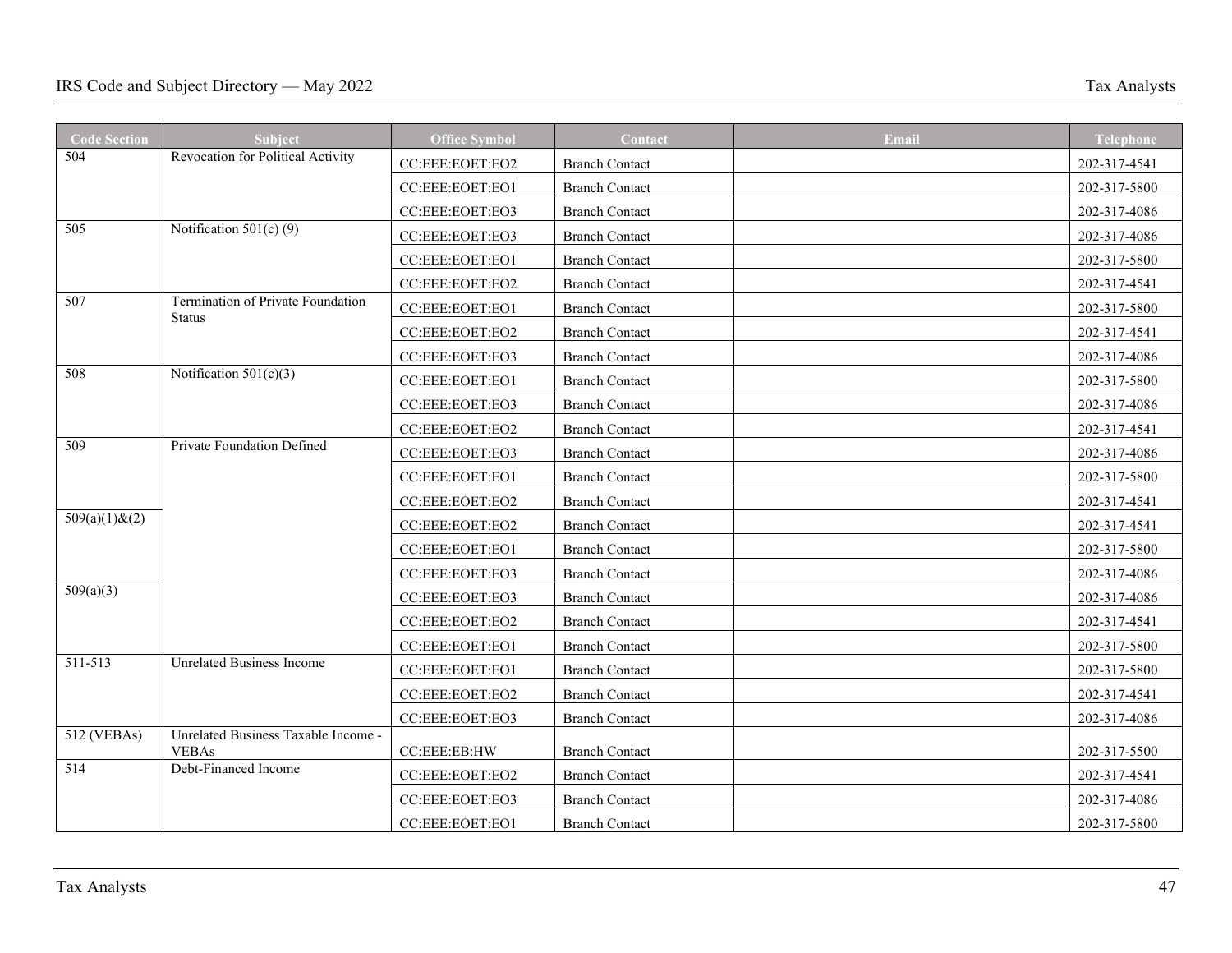| Code Section | Subject | Office Symbol | Contact | Email | Telephone |
|---|---|---|---|---|---|
| 504 | Revocation for Political Activity | CC:EEE:EOET:EO2 | Branch Contact | | 202-317-4541 |
| | | CC:EEE:EOET:EO1 | Branch Contact | | 202-317-5800 |
| | | CC:EEE:EOET:EO3 | Branch Contact | | 202-317-4086 |
| 505 | Notification 501(c) (9) | CC:EEE:EOET:EO3 | Branch Contact | | 202-317-4086 |
| | | CC:EEE:EOET:EO1 | Branch Contact | | 202-317-5800 |
| | | CC:EEE:EOET:EO2 | Branch Contact | | 202-317-4541 |
| 507 | Termination of Private Foundation Status | CC:EEE:EOET:EO1 | Branch Contact | | 202-317-5800 |
| | | CC:EEE:EOET:EO2 | Branch Contact | | 202-317-4541 |
| | | CC:EEE:EOET:EO3 | Branch Contact | | 202-317-4086 |
| 508 | Notification 501(c)(3) | CC:EEE:EOET:EO1 | Branch Contact | | 202-317-5800 |
| | | CC:EEE:EOET:EO3 | Branch Contact | | 202-317-4086 |
| | | CC:EEE:EOET:EO2 | Branch Contact | | 202-317-4541 |
| 509 | Private Foundation Defined | CC:EEE:EOET:EO3 | Branch Contact | | 202-317-4086 |
| | | CC:EEE:EOET:EO1 | Branch Contact | | 202-317-5800 |
| | | CC:EEE:EOET:EO2 | Branch Contact | | 202-317-4541 |
| 509(a)(1)&(2) | | CC:EEE:EOET:EO2 | Branch Contact | | 202-317-4541 |
| | | CC:EEE:EOET:EO1 | Branch Contact | | 202-317-5800 |
| | | CC:EEE:EOET:EO3 | Branch Contact | | 202-317-4086 |
| 509(a)(3) | | CC:EEE:EOET:EO3 | Branch Contact | | 202-317-4086 |
| | | CC:EEE:EOET:EO2 | Branch Contact | | 202-317-4541 |
| | | CC:EEE:EOET:EO1 | Branch Contact | | 202-317-5800 |
| 511-513 | Unrelated Business Income | CC:EEE:EOET:EO1 | Branch Contact | | 202-317-5800 |
| | | CC:EEE:EOET:EO2 | Branch Contact | | 202-317-4541 |
| | | CC:EEE:EOET:EO3 | Branch Contact | | 202-317-4086 |
| 512 (VEBAs) | Unrelated Business Taxable Income - VEBAs | CC:EEE:EB:HW | Branch Contact | | 202-317-5500 |
| 514 | Debt-Financed Income | CC:EEE:EOET:EO2 | Branch Contact | | 202-317-4541 |
| | | CC:EEE:EOET:EO3 | Branch Contact | | 202-317-4086 |
| | | CC:EEE:EOET:EO1 | Branch Contact | | 202-317-5800 |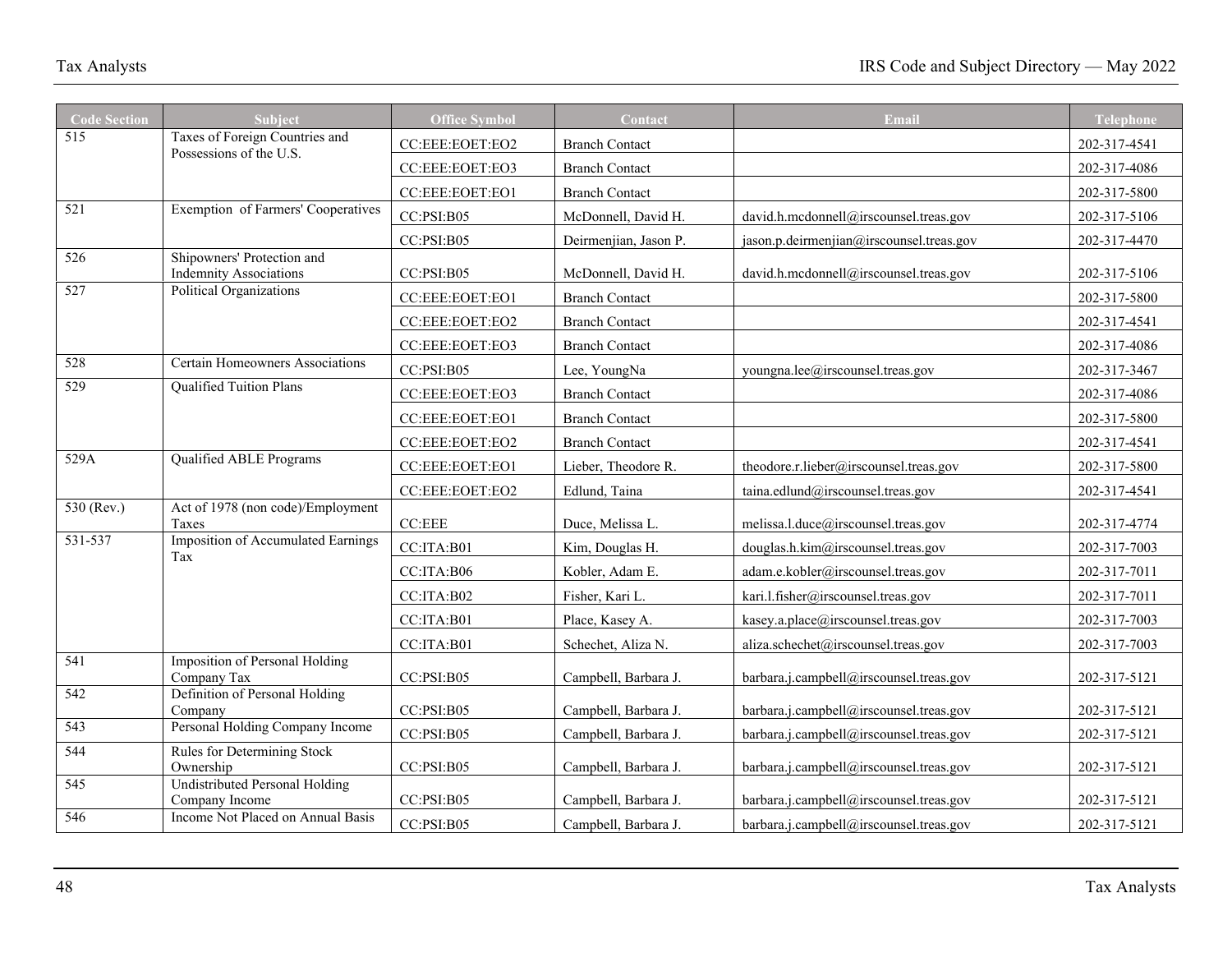| Code Section | Subject | Office Symbol | Contact | Email | Telephone |
|---|---|---|---|---|---|
| 515 | Taxes of Foreign Countries and Possessions of the U.S. | CC:EEE:EOET:EO2 | Branch Contact | | 202-317-4541 |
| | | CC:EEE:EOET:EO3 | Branch Contact | | 202-317-4086 |
| | | CC:EEE:EOET:EO1 | Branch Contact | | 202-317-5800 |
| 521 | Exemption of Farmers' Cooperatives | CC:PSI:B05 | McDonnell, David H. | david.h.mcdonnell@irscounsel.treas.gov | 202-317-5106 |
| | | CC:PSI:B05 | Deirmenjian, Jason P. | jason.p.deirmenjian@irscounsel.treas.gov | 202-317-4470 |
| 526 | Shipowners' Protection and Indemnity Associations | CC:PSI:B05 | McDonnell, David H. | david.h.mcdonnell@irscounsel.treas.gov | 202-317-5106 |
| 527 | Political Organizations | CC:EEE:EOET:EO1 | Branch Contact | | 202-317-5800 |
| | | CC:EEE:EOET:EO2 | Branch Contact | | 202-317-4541 |
| | | CC:EEE:EOET:EO3 | Branch Contact | | 202-317-4086 |
| 528 | Certain Homeowners Associations | CC:PSI:B05 | Lee, YoungNa | youngna.lee@irscounsel.treas.gov | 202-317-3467 |
| 529 | Qualified Tuition Plans | CC:EEE:EOET:EO3 | Branch Contact | | 202-317-4086 |
| | | CC:EEE:EOET:EO1 | Branch Contact | | 202-317-5800 |
| | | CC:EEE:EOET:EO2 | Branch Contact | | 202-317-4541 |
| 529A | Qualified ABLE Programs | CC:EEE:EOET:EO1 | Lieber, Theodore R. | theodore.r.lieber@irscounsel.treas.gov | 202-317-5800 |
| | | CC:EEE:EOET:EO2 | Edlund, Taina | taina.edlund@irscounsel.treas.gov | 202-317-4541 |
| 530 (Rev.) | Act of 1978 (non code)/Employment Taxes | CC:EEE | Duce, Melissa L. | melissa.l.duce@irscounsel.treas.gov | 202-317-4774 |
| 531-537 | Imposition of Accumulated Earnings Tax | CC:ITA:B01 | Kim, Douglas H. | douglas.h.kim@irscounsel.treas.gov | 202-317-7003 |
| | | CC:ITA:B06 | Kobler, Adam E. | adam.e.kobler@irscounsel.treas.gov | 202-317-7011 |
| | | CC:ITA:B02 | Fisher, Kari L. | kari.l.fisher@irscounsel.treas.gov | 202-317-7011 |
| | | CC:ITA:B01 | Place, Kasey A. | kasey.a.place@irscounsel.treas.gov | 202-317-7003 |
| | | CC:ITA:B01 | Schechet, Aliza N. | aliza.schechet@irscounsel.treas.gov | 202-317-7003 |
| 541 | Imposition of Personal Holding Company Tax | CC:PSI:B05 | Campbell, Barbara J. | barbara.j.campbell@irscounsel.treas.gov | 202-317-5121 |
| 542 | Definition of Personal Holding Company | CC:PSI:B05 | Campbell, Barbara J. | barbara.j.campbell@irscounsel.treas.gov | 202-317-5121 |
| 543 | Personal Holding Company Income | CC:PSI:B05 | Campbell, Barbara J. | barbara.j.campbell@irscounsel.treas.gov | 202-317-5121 |
| 544 | Rules for Determining Stock Ownership | CC:PSI:B05 | Campbell, Barbara J. | barbara.j.campbell@irscounsel.treas.gov | 202-317-5121 |
| 545 | Undistributed Personal Holding Company Income | CC:PSI:B05 | Campbell, Barbara J. | barbara.j.campbell@irscounsel.treas.gov | 202-317-5121 |
| 546 | Income Not Placed on Annual Basis | CC:PSI:B05 | Campbell, Barbara J. | barbara.j.campbell@irscounsel.treas.gov | 202-317-5121 |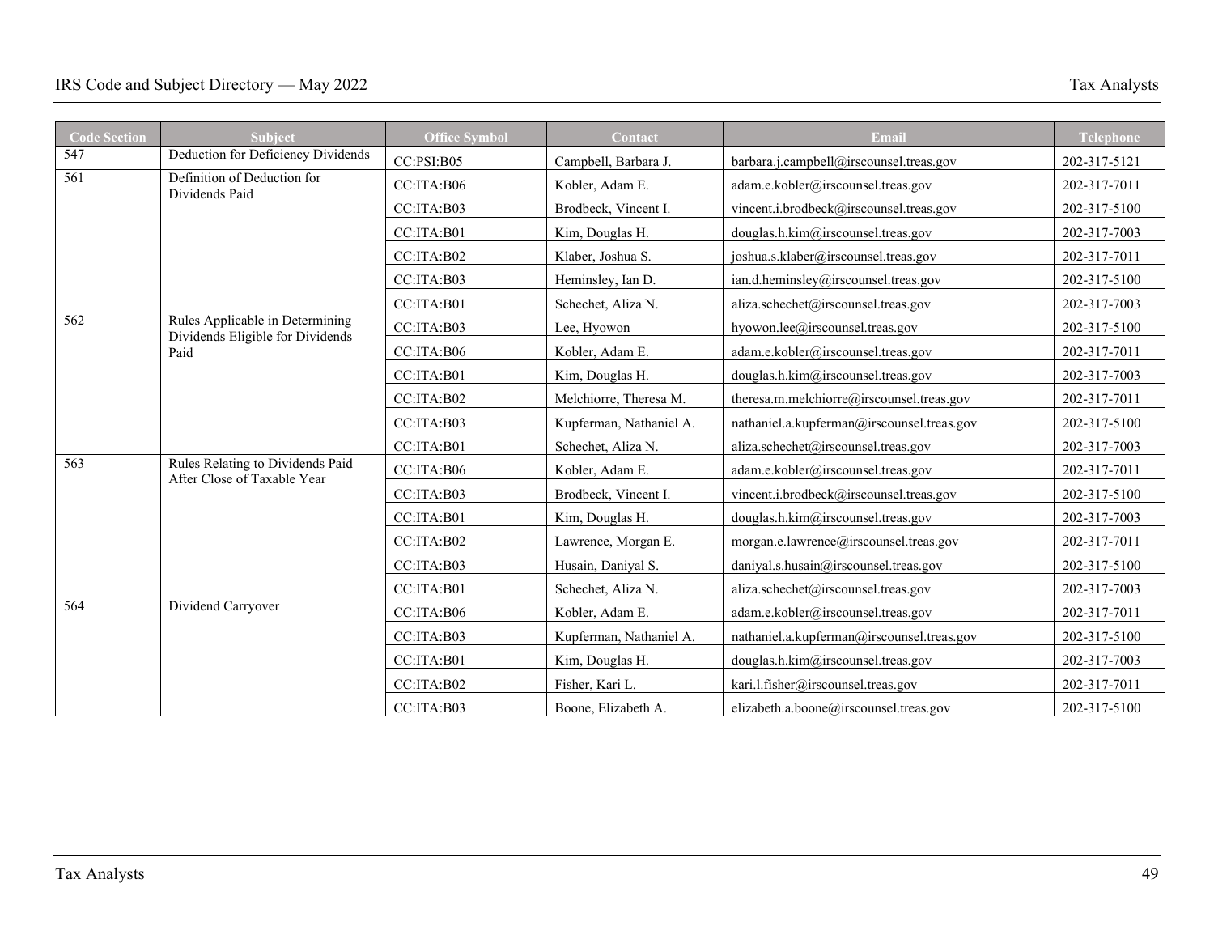| Code Section | Subject | Office Symbol | Contact | Email | Telephone |
|---|---|---|---|---|---|
| 547 | Deduction for Deficiency Dividends | CC:PSI:B05 | Campbell, Barbara J. | barbara.j.campbell@irscounsel.treas.gov | 202-317-5121 |
| 561 | Definition of Deduction for Dividends Paid | CC:ITA:B06 | Kobler, Adam E. | adam.e.kobler@irscounsel.treas.gov | 202-317-7011 |
| | | CC:ITA:B03 | Brodbeck, Vincent I. | vincent.i.brodbeck@irscounsel.treas.gov | 202-317-5100 |
| | | CC:ITA:B01 | Kim, Douglas H. | douglas.h.kim@irscounsel.treas.gov | 202-317-7003 |
| | | CC:ITA:B02 | Klaber, Joshua S. | joshua.s.klaber@irscounsel.treas.gov | 202-317-7011 |
| | | CC:ITA:B03 | Heminsley, Ian D. | ian.d.heminsley@irscounsel.treas.gov | 202-317-5100 |
| | | CC:ITA:B01 | Schechet, Aliza N. | aliza.schechet@irscounsel.treas.gov | 202-317-7003 |
| 562 | Rules Applicable in Determining Dividends Eligible for Dividends Paid | CC:ITA:B03 | Lee, Hyowon | hyowon.lee@irscounsel.treas.gov | 202-317-5100 |
| | | CC:ITA:B06 | Kobler, Adam E. | adam.e.kobler@irscounsel.treas.gov | 202-317-7011 |
| | | CC:ITA:B01 | Kim, Douglas H. | douglas.h.kim@irscounsel.treas.gov | 202-317-7003 |
| | | CC:ITA:B02 | Melchiorre, Theresa M. | theresa.m.melchiorre@irscounsel.treas.gov | 202-317-7011 |
| | | CC:ITA:B03 | Kupferman, Nathaniel A. | nathaniel.a.kupferman@irscounsel.treas.gov | 202-317-5100 |
| | | CC:ITA:B01 | Schechet, Aliza N. | aliza.schechet@irscounsel.treas.gov | 202-317-7003 |
| 563 | Rules Relating to Dividends Paid After Close of Taxable Year | CC:ITA:B06 | Kobler, Adam E. | adam.e.kobler@irscounsel.treas.gov | 202-317-7011 |
| | | CC:ITA:B03 | Brodbeck, Vincent I. | vincent.i.brodbeck@irscounsel.treas.gov | 202-317-5100 |
| | | CC:ITA:B01 | Kim, Douglas H. | douglas.h.kim@irscounsel.treas.gov | 202-317-7003 |
| | | CC:ITA:B02 | Lawrence, Morgan E. | morgan.e.lawrence@irscounsel.treas.gov | 202-317-7011 |
| | | CC:ITA:B03 | Husain, Daniyal S. | daniyal.s.husain@irscounsel.treas.gov | 202-317-5100 |
| | | CC:ITA:B01 | Schechet, Aliza N. | aliza.schechet@irscounsel.treas.gov | 202-317-7003 |
| 564 | Dividend Carryover | CC:ITA:B06 | Kobler, Adam E. | adam.e.kobler@irscounsel.treas.gov | 202-317-7011 |
| | | CC:ITA:B03 | Kupferman, Nathaniel A. | nathaniel.a.kupferman@irscounsel.treas.gov | 202-317-5100 |
| | | CC:ITA:B01 | Kim, Douglas H. | douglas.h.kim@irscounsel.treas.gov | 202-317-7003 |
| | | CC:ITA:B02 | Fisher, Kari L. | kari.l.fisher@irscounsel.treas.gov | 202-317-7011 |
| | | CC:ITA:B03 | Boone, Elizabeth A. | elizabeth.a.boone@irscounsel.treas.gov | 202-317-5100 |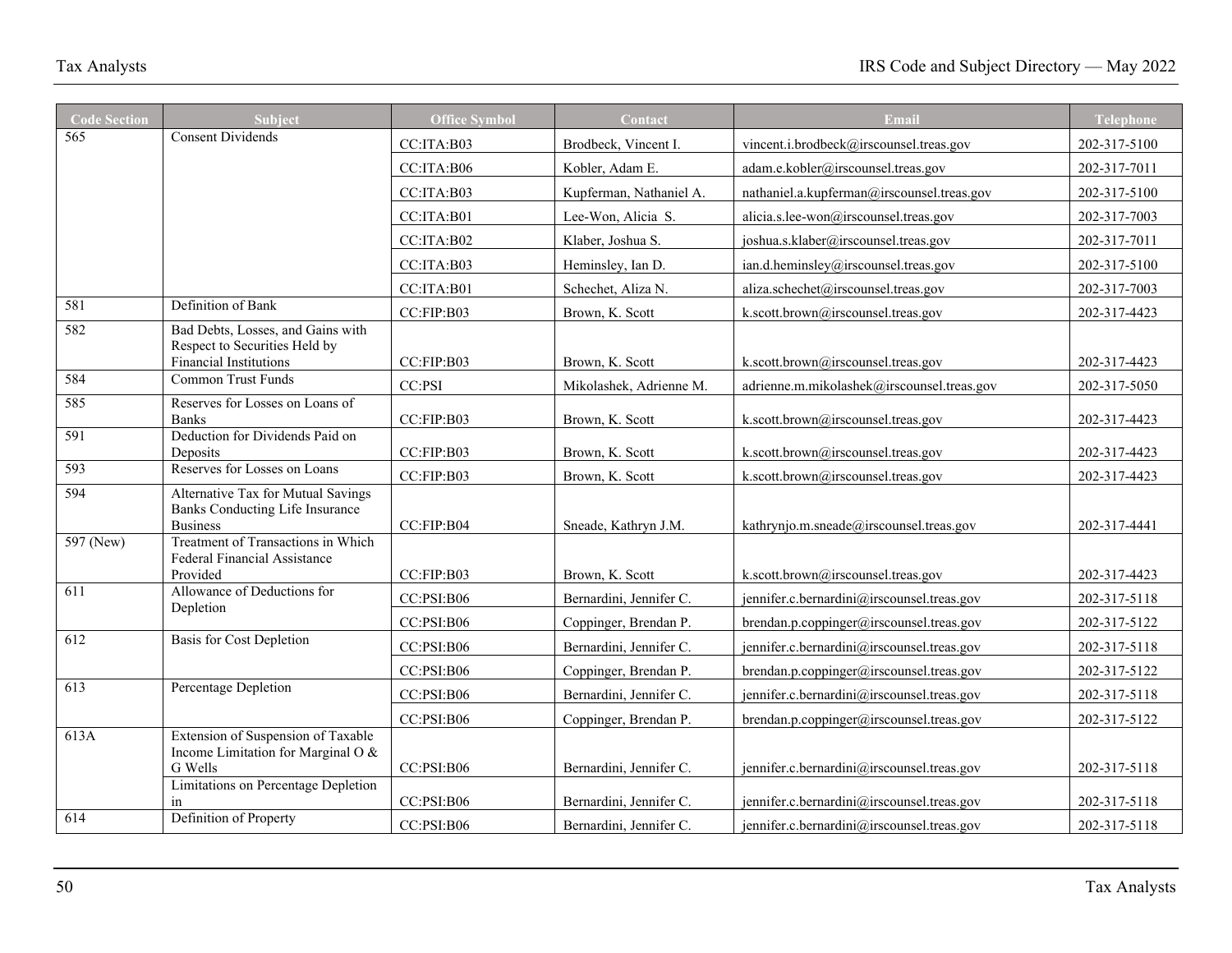| Code Section | Subject | Office Symbol | Contact | Email | Telephone |
|---|---|---|---|---|---|
| 565 | Consent Dividends | CC:ITA:B03 | Brodbeck, Vincent I. | vincent.i.brodbeck@irscounsel.treas.gov | 202-317-5100 |
| | | CC:ITA:B06 | Kobler, Adam E. | adam.e.kobler@irscounsel.treas.gov | 202-317-7011 |
| | | CC:ITA:B03 | Kupferman, Nathaniel A. | nathaniel.a.kupferman@irscounsel.treas.gov | 202-317-5100 |
| | | CC:ITA:B01 | Lee-Won, Alicia S. | alicia.s.lee-won@irscounsel.treas.gov | 202-317-7003 |
| | | CC:ITA:B02 | Klaber, Joshua S. | joshua.s.klaber@irscounsel.treas.gov | 202-317-7011 |
| | | CC:ITA:B03 | Heminsley, Ian D. | ian.d.heminsley@irscounsel.treas.gov | 202-317-5100 |
| | | CC:ITA:B01 | Schechet, Aliza N. | aliza.schechet@irscounsel.treas.gov | 202-317-7003 |
| 581 | Definition of Bank | CC:FIP:B03 | Brown, K. Scott | k.scott.brown@irscounsel.treas.gov | 202-317-4423 |
| 582 | Bad Debts, Losses, and Gains with Respect to Securities Held by Financial Institutions | CC:FIP:B03 | Brown, K. Scott | k.scott.brown@irscounsel.treas.gov | 202-317-4423 |
| 584 | Common Trust Funds | CC:PSI | Mikolashek, Adrienne M. | adrienne.m.mikolashek@irscounsel.treas.gov | 202-317-5050 |
| 585 | Reserves for Losses on Loans of Banks | CC:FIP:B03 | Brown, K. Scott | k.scott.brown@irscounsel.treas.gov | 202-317-4423 |
| 591 | Deduction for Dividends Paid on Deposits | CC:FIP:B03 | Brown, K. Scott | k.scott.brown@irscounsel.treas.gov | 202-317-4423 |
| 593 | Reserves for Losses on Loans | CC:FIP:B03 | Brown, K. Scott | k.scott.brown@irscounsel.treas.gov | 202-317-4423 |
| 594 | Alternative Tax for Mutual Savings Banks Conducting Life Insurance Business | CC:FIP:B04 | Sneade, Kathryn J.M. | kathrynjo.m.sneade@irscounsel.treas.gov | 202-317-4441 |
| 597 (New) | Treatment of Transactions in Which Federal Financial Assistance Provided | CC:FIP:B03 | Brown, K. Scott | k.scott.brown@irscounsel.treas.gov | 202-317-4423 |
| 611 | Allowance of Deductions for Depletion | CC:PSI:B06 | Bernardini, Jennifer C. | jennifer.c.bernardini@irscounsel.treas.gov | 202-317-5118 |
| | | CC:PSI:B06 | Coppinger, Brendan P. | brendan.p.coppinger@irscounsel.treas.gov | 202-317-5122 |
| 612 | Basis for Cost Depletion | CC:PSI:B06 | Bernardini, Jennifer C. | jennifer.c.bernardini@irscounsel.treas.gov | 202-317-5118 |
| | | CC:PSI:B06 | Coppinger, Brendan P. | brendan.p.coppinger@irscounsel.treas.gov | 202-317-5122 |
| 613 | Percentage Depletion | CC:PSI:B06 | Bernardini, Jennifer C. | jennifer.c.bernardini@irscounsel.treas.gov | 202-317-5118 |
| | | CC:PSI:B06 | Coppinger, Brendan P. | brendan.p.coppinger@irscounsel.treas.gov | 202-317-5122 |
| 613A | Extension of Suspension of Taxable Income Limitation for Marginal O & G Wells | CC:PSI:B06 | Bernardini, Jennifer C. | jennifer.c.bernardini@irscounsel.treas.gov | 202-317-5118 |
| | Limitations on Percentage Depletion in | CC:PSI:B06 | Bernardini, Jennifer C. | jennifer.c.bernardini@irscounsel.treas.gov | 202-317-5118 |
| 614 | Definition of Property | CC:PSI:B06 | Bernardini, Jennifer C. | jennifer.c.bernardini@irscounsel.treas.gov | 202-317-5118 |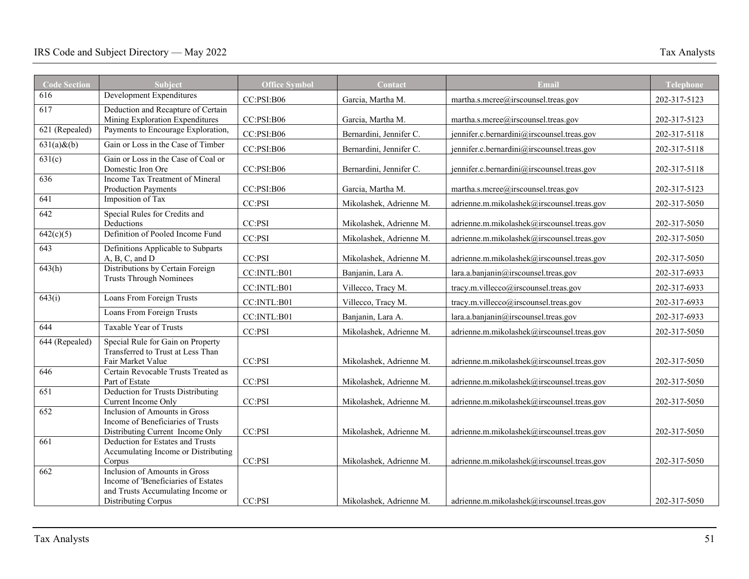| Code Section | Subject | Office Symbol | Contact | Email | Telephone |
|---|---|---|---|---|---|
| 616 | Development Expenditures | CC:PSI:B06 | Garcia, Martha M. | martha.s.mcree@irscounsel.treas.gov | 202-317-5123 |
| 617 | Deduction and Recapture of Certain Mining Exploration Expenditures | CC:PSI:B06 | Garcia, Martha M. | martha.s.mcree@irscounsel.treas.gov | 202-317-5123 |
| 621 (Repealed) | Payments to Encourage Exploration, | CC:PSI:B06 | Bernardini, Jennifer C. | jennifer.c.bernardini@irscounsel.treas.gov | 202-317-5118 |
| 631(a)&(b) | Gain or Loss in the Case of Timber | CC:PSI:B06 | Bernardini, Jennifer C. | jennifer.c.bernardini@irscounsel.treas.gov | 202-317-5118 |
| 631(c) | Gain or Loss in the Case of Coal or Domestic Iron Ore | CC:PSI:B06 | Bernardini, Jennifer C. | jennifer.c.bernardini@irscounsel.treas.gov | 202-317-5118 |
| 636 | Income Tax Treatment of Mineral Production Payments | CC:PSI:B06 | Garcia, Martha M. | martha.s.mcree@irscounsel.treas.gov | 202-317-5123 |
| 641 | Imposition of Tax | CC:PSI | Mikolashek, Adrienne M. | adrienne.m.mikolashek@irscounsel.treas.gov | 202-317-5050 |
| 642 | Special Rules for Credits and Deductions | CC:PSI | Mikolashek, Adrienne M. | adrienne.m.mikolashek@irscounsel.treas.gov | 202-317-5050 |
| 642(c)(5) | Definition of Pooled Income Fund | CC:PSI | Mikolashek, Adrienne M. | adrienne.m.mikolashek@irscounsel.treas.gov | 202-317-5050 |
| 643 | Definitions Applicable to Subparts A, B, C, and D | CC:PSI | Mikolashek, Adrienne M. | adrienne.m.mikolashek@irscounsel.treas.gov | 202-317-5050 |
| 643(h) | Distributions by Certain Foreign Trusts Through Nominees | CC:INTL:B01 | Banjanin, Lara A. | lara.a.banjanin@irscounsel.treas.gov | 202-317-6933 |
| | | CC:INTL:B01 | Villecco, Tracy M. | tracy.m.villecco@irscounsel.treas.gov | 202-317-6933 |
| 643(i) | Loans From Foreign Trusts | CC:INTL:B01 | Villecco, Tracy M. | tracy.m.villecco@irscounsel.treas.gov | 202-317-6933 |
| | Loans From Foreign Trusts | CC:INTL:B01 | Banjanin, Lara A. | lara.a.banjanin@irscounsel.treas.gov | 202-317-6933 |
| 644 | Taxable Year of Trusts | CC:PSI | Mikolashek, Adrienne M. | adrienne.m.mikolashek@irscounsel.treas.gov | 202-317-5050 |
| 644 (Repealed) | Special Rule for Gain on Property Transferred to Trust at Less Than Fair Market Value | CC:PSI | Mikolashek, Adrienne M. | adrienne.m.mikolashek@irscounsel.treas.gov | 202-317-5050 |
| 646 | Certain Revocable Trusts Treated as Part of Estate | CC:PSI | Mikolashek, Adrienne M. | adrienne.m.mikolashek@irscounsel.treas.gov | 202-317-5050 |
| 651 | Deduction for Trusts Distributing Current Income Only | CC:PSI | Mikolashek, Adrienne M. | adrienne.m.mikolashek@irscounsel.treas.gov | 202-317-5050 |
| 652 | Inclusion of Amounts in Gross Income of Beneficiaries of Trusts Distributing Current Income Only | CC:PSI | Mikolashek, Adrienne M. | adrienne.m.mikolashek@irscounsel.treas.gov | 202-317-5050 |
| 661 | Deduction for Estates and Trusts Accumulating Income or Distributing Corpus | CC:PSI | Mikolashek, Adrienne M. | adrienne.m.mikolashek@irscounsel.treas.gov | 202-317-5050 |
| 662 | Inclusion of Amounts in Gross Income of 'Beneficiaries of Estates and Trusts Accumulating Income or Distributing Corpus | CC:PSI | Mikolashek, Adrienne M. | adrienne.m.mikolashek@irscounsel.treas.gov | 202-317-5050 |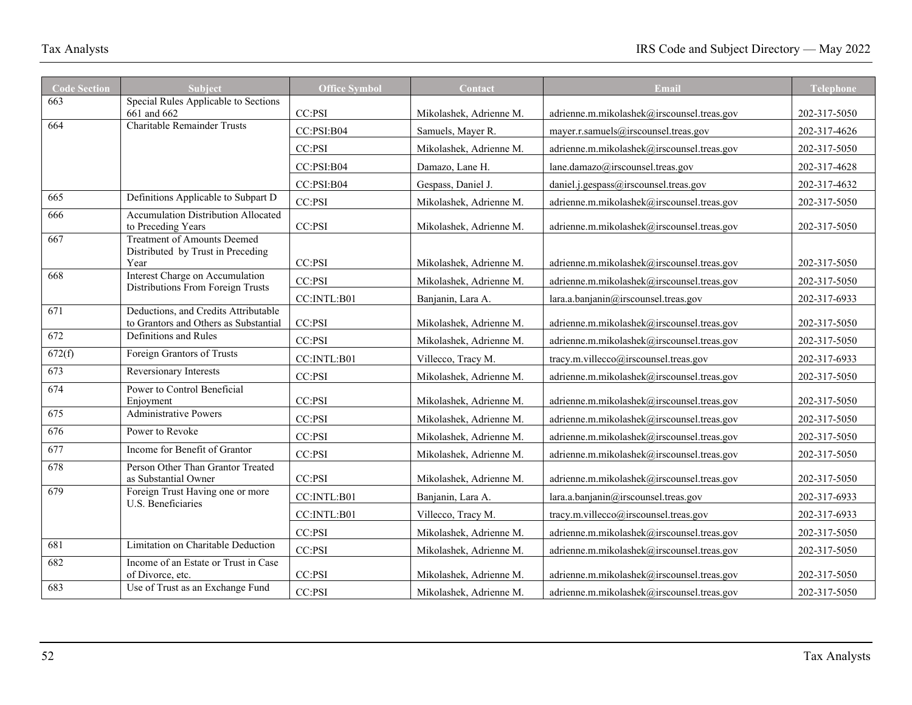| Code Section | Subject | Office Symbol | Contact | Email | Telephone |
|---|---|---|---|---|---|
| 663 | Special Rules Applicable to Sections 661 and 662 | CC:PSI | Mikolashek, Adrienne M. | adrienne.m.mikolashek@irscounsel.treas.gov | 202-317-5050 |
| 664 | Charitable Remainder Trusts | CC:PSI:B04 | Samuels, Mayer R. | mayer.r.samuels@irscounsel.treas.gov | 202-317-4626 |
| | | CC:PSI | Mikolashek, Adrienne M. | adrienne.m.mikolashek@irscounsel.treas.gov | 202-317-5050 |
| | | CC:PSI:B04 | Damazo, Lane H. | lane.damazo@irscounsel.treas.gov | 202-317-4628 |
| | | CC:PSI:B04 | Gespass, Daniel J. | daniel.j.gespass@irscounsel.treas.gov | 202-317-4632 |
| 665 | Definitions Applicable to Subpart D | CC:PSI | Mikolashek, Adrienne M. | adrienne.m.mikolashek@irscounsel.treas.gov | 202-317-5050 |
| 666 | Accumulation Distribution Allocated to Preceding Years | CC:PSI | Mikolashek, Adrienne M. | adrienne.m.mikolashek@irscounsel.treas.gov | 202-317-5050 |
| 667 | Treatment of Amounts Deemed Distributed by Trust in Preceding Year | CC:PSI | Mikolashek, Adrienne M. | adrienne.m.mikolashek@irscounsel.treas.gov | 202-317-5050 |
| 668 | Interest Charge on Accumulation Distributions From Foreign Trusts | CC:PSI | Mikolashek, Adrienne M. | adrienne.m.mikolashek@irscounsel.treas.gov | 202-317-5050 |
| | | CC:INTL:B01 | Banjanin, Lara A. | lara.a.banjanin@irscounsel.treas.gov | 202-317-6933 |
| 671 | Deductions, and Credits Attributable to Grantors and Others as Substantial | CC:PSI | Mikolashek, Adrienne M. | adrienne.m.mikolashek@irscounsel.treas.gov | 202-317-5050 |
| 672 | Definitions and Rules | CC:PSI | Mikolashek, Adrienne M. | adrienne.m.mikolashek@irscounsel.treas.gov | 202-317-5050 |
| 672(f) | Foreign Grantors of Trusts | CC:INTL:B01 | Villecco, Tracy M. | tracy.m.villecco@irscounsel.treas.gov | 202-317-6933 |
| 673 | Reversionary Interests | CC:PSI | Mikolashek, Adrienne M. | adrienne.m.mikolashek@irscounsel.treas.gov | 202-317-5050 |
| 674 | Power to Control Beneficial Enjoyment | CC:PSI | Mikolashek, Adrienne M. | adrienne.m.mikolashek@irscounsel.treas.gov | 202-317-5050 |
| 675 | Administrative Powers | CC:PSI | Mikolashek, Adrienne M. | adrienne.m.mikolashek@irscounsel.treas.gov | 202-317-5050 |
| 676 | Power to Revoke | CC:PSI | Mikolashek, Adrienne M. | adrienne.m.mikolashek@irscounsel.treas.gov | 202-317-5050 |
| 677 | Income for Benefit of Grantor | CC:PSI | Mikolashek, Adrienne M. | adrienne.m.mikolashek@irscounsel.treas.gov | 202-317-5050 |
| 678 | Person Other Than Grantor Treated as Substantial Owner | CC:PSI | Mikolashek, Adrienne M. | adrienne.m.mikolashek@irscounsel.treas.gov | 202-317-5050 |
| 679 | Foreign Trust Having one or more U.S. Beneficiaries | CC:INTL:B01 | Banjanin, Lara A. | lara.a.banjanin@irscounsel.treas.gov | 202-317-6933 |
| | | CC:INTL:B01 | Villecco, Tracy M. | tracy.m.villecco@irscounsel.treas.gov | 202-317-6933 |
| | | CC:PSI | Mikolashek, Adrienne M. | adrienne.m.mikolashek@irscounsel.treas.gov | 202-317-5050 |
| 681 | Limitation on Charitable Deduction | CC:PSI | Mikolashek, Adrienne M. | adrienne.m.mikolashek@irscounsel.treas.gov | 202-317-5050 |
| 682 | Income of an Estate or Trust in Case of Divorce, etc. | CC:PSI | Mikolashek, Adrienne M. | adrienne.m.mikolashek@irscounsel.treas.gov | 202-317-5050 |
| 683 | Use of Trust as an Exchange Fund | CC:PSI | Mikolashek, Adrienne M. | adrienne.m.mikolashek@irscounsel.treas.gov | 202-317-5050 |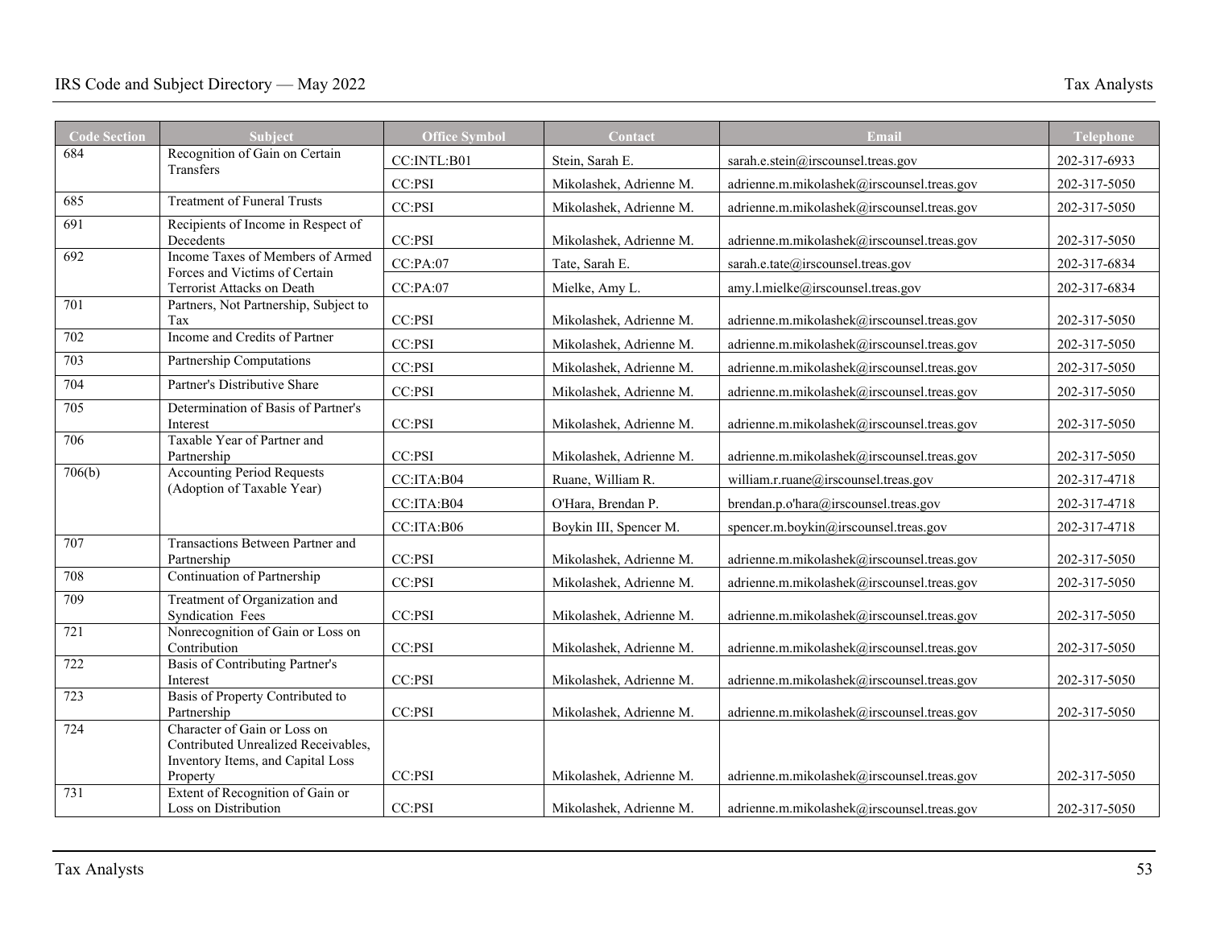| Code Section | Subject | Office Symbol | Contact | Email | Telephone |
|---|---|---|---|---|---|
| 684 | Recognition of Gain on Certain Transfers | CC:INTL:B01 | Stein, Sarah E. | sarah.e.stein@irscounsel.treas.gov | 202-317-6933 |
| | | CC:PSI | Mikolashek, Adrienne M. | adrienne.m.mikolashek@irscounsel.treas.gov | 202-317-5050 |
| 685 | Treatment of Funeral Trusts | CC:PSI | Mikolashek, Adrienne M. | adrienne.m.mikolashek@irscounsel.treas.gov | 202-317-5050 |
| 691 | Recipients of Income in Respect of Decedents | CC:PSI | Mikolashek, Adrienne M. | adrienne.m.mikolashek@irscounsel.treas.gov | 202-317-5050 |
| 692 | Income Taxes of Members of Armed Forces and Victims of Certain Terrorist Attacks on Death | CC:PA:07 | Tate, Sarah E. | sarah.e.tate@irscounsel.treas.gov | 202-317-6834 |
| | | CC:PA:07 | Mielke, Amy L. | amy.l.mielke@irscounsel.treas.gov | 202-317-6834 |
| 701 | Partners, Not Partnership, Subject to Tax | CC:PSI | Mikolashek, Adrienne M. | adrienne.m.mikolashek@irscounsel.treas.gov | 202-317-5050 |
| 702 | Income and Credits of Partner | CC:PSI | Mikolashek, Adrienne M. | adrienne.m.mikolashek@irscounsel.treas.gov | 202-317-5050 |
| 703 | Partnership Computations | CC:PSI | Mikolashek, Adrienne M. | adrienne.m.mikolashek@irscounsel.treas.gov | 202-317-5050 |
| 704 | Partner's Distributive Share | CC:PSI | Mikolashek, Adrienne M. | adrienne.m.mikolashek@irscounsel.treas.gov | 202-317-5050 |
| 705 | Determination of Basis of Partner's Interest | CC:PSI | Mikolashek, Adrienne M. | adrienne.m.mikolashek@irscounsel.treas.gov | 202-317-5050 |
| 706 | Taxable Year of Partner and Partnership | CC:PSI | Mikolashek, Adrienne M. | adrienne.m.mikolashek@irscounsel.treas.gov | 202-317-5050 |
| 706(b) | Accounting Period Requests (Adoption of Taxable Year) | CC:ITA:B04 | Ruane, William R. | william.r.ruane@irscounsel.treas.gov | 202-317-4718 |
| | | CC:ITA:B04 | O'Hara, Brendan P. | brendan.p.o'hara@irscounsel.treas.gov | 202-317-4718 |
| | | CC:ITA:B06 | Boykin III, Spencer M. | spencer.m.boykin@irscounsel.treas.gov | 202-317-4718 |
| 707 | Transactions Between Partner and Partnership | CC:PSI | Mikolashek, Adrienne M. | adrienne.m.mikolashek@irscounsel.treas.gov | 202-317-5050 |
| 708 | Continuation of Partnership | CC:PSI | Mikolashek, Adrienne M. | adrienne.m.mikolashek@irscounsel.treas.gov | 202-317-5050 |
| 709 | Treatment of Organization and Syndication Fees | CC:PSI | Mikolashek, Adrienne M. | adrienne.m.mikolashek@irscounsel.treas.gov | 202-317-5050 |
| 721 | Nonrecognition of Gain or Loss on Contribution | CC:PSI | Mikolashek, Adrienne M. | adrienne.m.mikolashek@irscounsel.treas.gov | 202-317-5050 |
| 722 | Basis of Contributing Partner's Interest | CC:PSI | Mikolashek, Adrienne M. | adrienne.m.mikolashek@irscounsel.treas.gov | 202-317-5050 |
| 723 | Basis of Property Contributed to Partnership | CC:PSI | Mikolashek, Adrienne M. | adrienne.m.mikolashek@irscounsel.treas.gov | 202-317-5050 |
| 724 | Character of Gain or Loss on Contributed Unrealized Receivables, Inventory Items, and Capital Loss Property | CC:PSI | Mikolashek, Adrienne M. | adrienne.m.mikolashek@irscounsel.treas.gov | 202-317-5050 |
| 731 | Extent of Recognition of Gain or Loss on Distribution | CC:PSI | Mikolashek, Adrienne M. | adrienne.m.mikolashek@irscounsel.treas.gov | 202-317-5050 |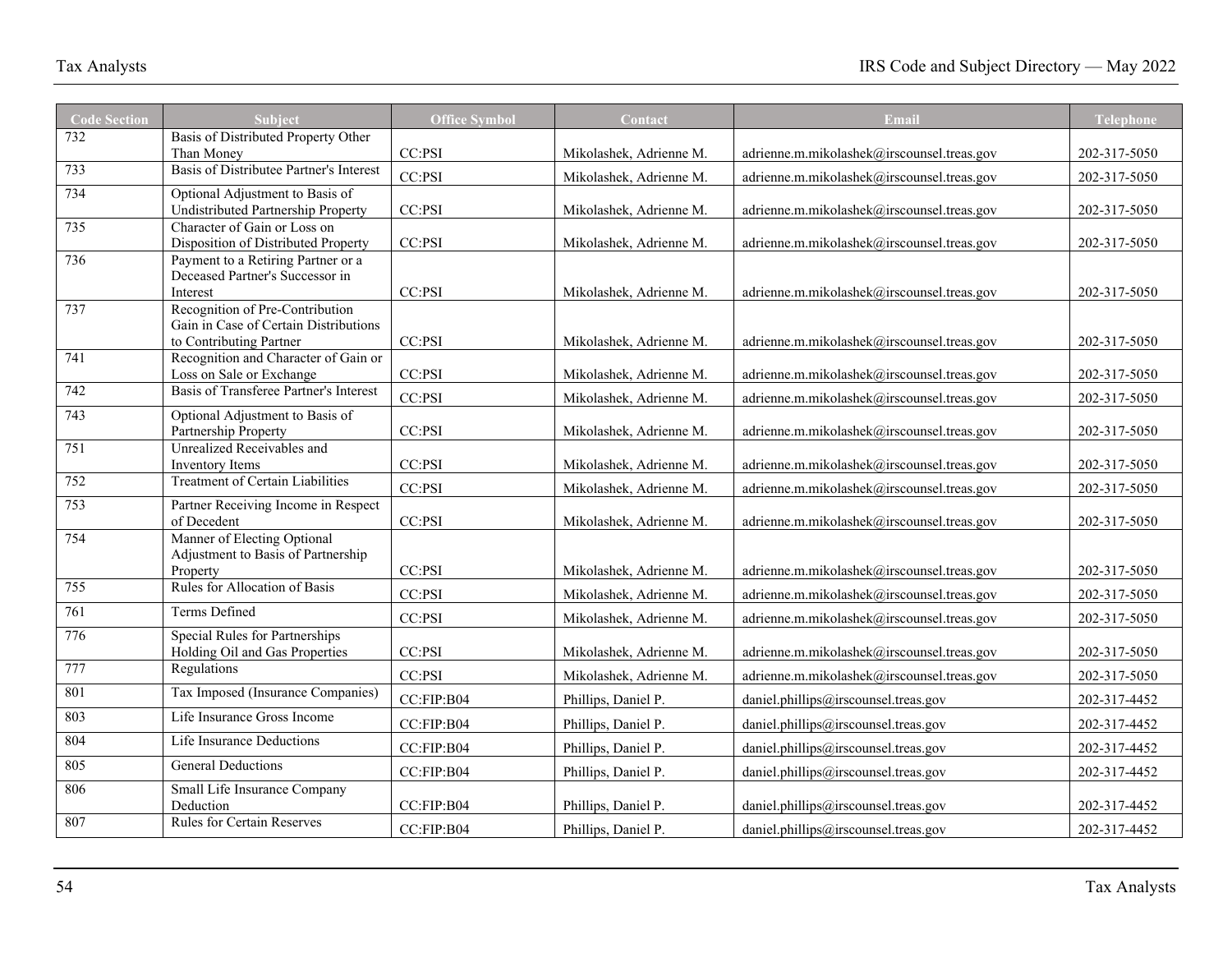| Code Section | Subject | Office Symbol | Contact | Email | Telephone |
|---|---|---|---|---|---|
| 732 | Basis of Distributed Property Other Than Money | CC:PSI | Mikolashek, Adrienne M. | adrienne.m.mikolashek@irscounsel.treas.gov | 202-317-5050 |
| 733 | Basis of Distributee Partner's Interest | CC:PSI | Mikolashek, Adrienne M. | adrienne.m.mikolashek@irscounsel.treas.gov | 202-317-5050 |
| 734 | Optional Adjustment to Basis of Undistributed Partnership Property | CC:PSI | Mikolashek, Adrienne M. | adrienne.m.mikolashek@irscounsel.treas.gov | 202-317-5050 |
| 735 | Character of Gain or Loss on Disposition of Distributed Property | CC:PSI | Mikolashek, Adrienne M. | adrienne.m.mikolashek@irscounsel.treas.gov | 202-317-5050 |
| 736 | Payment to a Retiring Partner or a Deceased Partner's Successor in Interest | CC:PSI | Mikolashek, Adrienne M. | adrienne.m.mikolashek@irscounsel.treas.gov | 202-317-5050 |
| 737 | Recognition of Pre-Contribution Gain in Case of Certain Distributions to Contributing Partner | CC:PSI | Mikolashek, Adrienne M. | adrienne.m.mikolashek@irscounsel.treas.gov | 202-317-5050 |
| 741 | Recognition and Character of Gain or Loss on Sale or Exchange | CC:PSI | Mikolashek, Adrienne M. | adrienne.m.mikolashek@irscounsel.treas.gov | 202-317-5050 |
| 742 | Basis of Transferee Partner's Interest | CC:PSI | Mikolashek, Adrienne M. | adrienne.m.mikolashek@irscounsel.treas.gov | 202-317-5050 |
| 743 | Optional Adjustment to Basis of Partnership Property | CC:PSI | Mikolashek, Adrienne M. | adrienne.m.mikolashek@irscounsel.treas.gov | 202-317-5050 |
| 751 | Unrealized Receivables and Inventory Items | CC:PSI | Mikolashek, Adrienne M. | adrienne.m.mikolashek@irscounsel.treas.gov | 202-317-5050 |
| 752 | Treatment of Certain Liabilities | CC:PSI | Mikolashek, Adrienne M. | adrienne.m.mikolashek@irscounsel.treas.gov | 202-317-5050 |
| 753 | Partner Receiving Income in Respect of Decedent | CC:PSI | Mikolashek, Adrienne M. | adrienne.m.mikolashek@irscounsel.treas.gov | 202-317-5050 |
| 754 | Manner of Electing Optional Adjustment to Basis of Partnership Property | CC:PSI | Mikolashek, Adrienne M. | adrienne.m.mikolashek@irscounsel.treas.gov | 202-317-5050 |
| 755 | Rules for Allocation of Basis | CC:PSI | Mikolashek, Adrienne M. | adrienne.m.mikolashek@irscounsel.treas.gov | 202-317-5050 |
| 761 | Terms Defined | CC:PSI | Mikolashek, Adrienne M. | adrienne.m.mikolashek@irscounsel.treas.gov | 202-317-5050 |
| 776 | Special Rules for Partnerships Holding Oil and Gas Properties | CC:PSI | Mikolashek, Adrienne M. | adrienne.m.mikolashek@irscounsel.treas.gov | 202-317-5050 |
| 777 | Regulations | CC:PSI | Mikolashek, Adrienne M. | adrienne.m.mikolashek@irscounsel.treas.gov | 202-317-5050 |
| 801 | Tax Imposed (Insurance Companies) | CC:FIP:B04 | Phillips, Daniel P. | daniel.phillips@irscounsel.treas.gov | 202-317-4452 |
| 803 | Life Insurance Gross Income | CC:FIP:B04 | Phillips, Daniel P. | daniel.phillips@irscounsel.treas.gov | 202-317-4452 |
| 804 | Life Insurance Deductions | CC:FIP:B04 | Phillips, Daniel P. | daniel.phillips@irscounsel.treas.gov | 202-317-4452 |
| 805 | General Deductions | CC:FIP:B04 | Phillips, Daniel P. | daniel.phillips@irscounsel.treas.gov | 202-317-4452 |
| 806 | Small Life Insurance Company Deduction | CC:FIP:B04 | Phillips, Daniel P. | daniel.phillips@irscounsel.treas.gov | 202-317-4452 |
| 807 | Rules for Certain Reserves | CC:FIP:B04 | Phillips, Daniel P. | daniel.phillips@irscounsel.treas.gov | 202-317-4452 |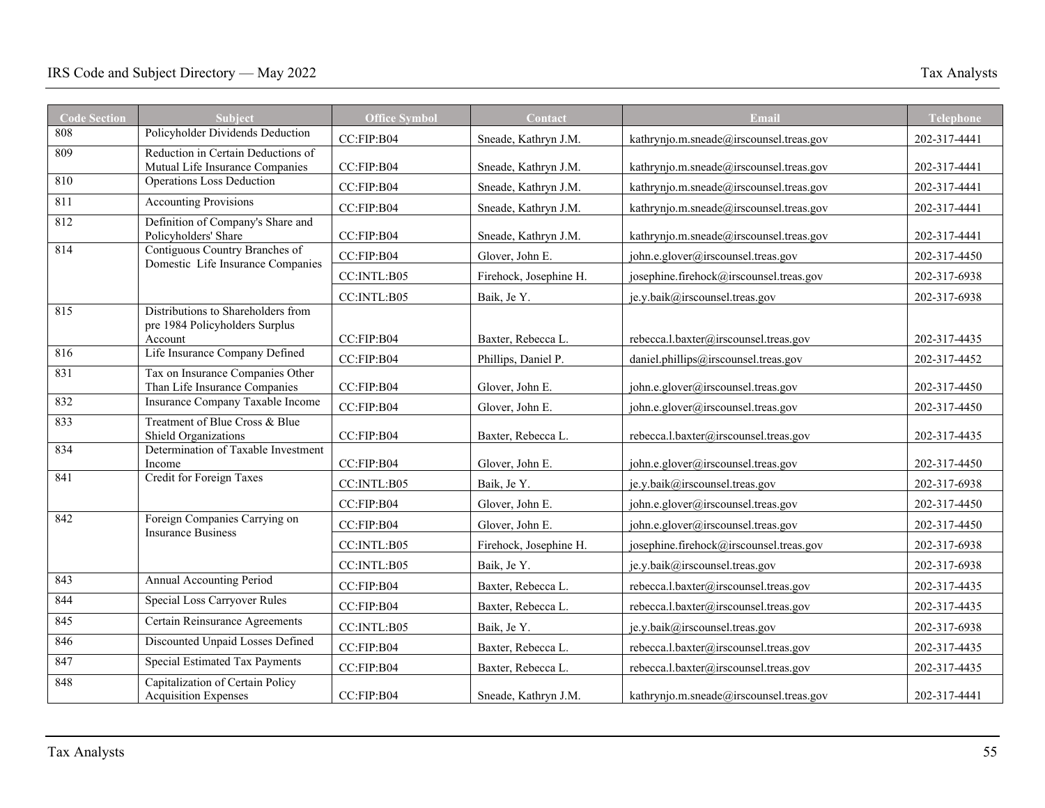| Code Section | Subject | Office Symbol | Contact | Email | Telephone |
|---|---|---|---|---|---|
| 808 | Policyholder Dividends Deduction | CC:FIP:B04 | Sneade, Kathryn J.M. | kathrynjo.m.sneade@irscounsel.treas.gov | 202-317-4441 |
| 809 | Reduction in Certain Deductions of Mutual Life Insurance Companies | CC:FIP:B04 | Sneade, Kathryn J.M. | kathrynjo.m.sneade@irscounsel.treas.gov | 202-317-4441 |
| 810 | Operations Loss Deduction | CC:FIP:B04 | Sneade, Kathryn J.M. | kathrynjo.m.sneade@irscounsel.treas.gov | 202-317-4441 |
| 811 | Accounting Provisions | CC:FIP:B04 | Sneade, Kathryn J.M. | kathrynjo.m.sneade@irscounsel.treas.gov | 202-317-4441 |
| 812 | Definition of Company's Share and Policyholders' Share | CC:FIP:B04 | Sneade, Kathryn J.M. | kathrynjo.m.sneade@irscounsel.treas.gov | 202-317-4441 |
| 814 | Contiguous Country Branches of Domestic Life Insurance Companies | CC:FIP:B04 | Glover, John E. | john.e.glover@irscounsel.treas.gov | 202-317-4450 |
| | | CC:INTL:B05 | Firehock, Josephine H. | josephine.firehock@irscounsel.treas.gov | 202-317-6938 |
| | | CC:INTL:B05 | Baik, Je Y. | je.y.baik@irscounsel.treas.gov | 202-317-6938 |
| 815 | Distributions to Shareholders from pre 1984 Policyholders Surplus Account | CC:FIP:B04 | Baxter, Rebecca L. | rebecca.l.baxter@irscounsel.treas.gov | 202-317-4435 |
| 816 | Life Insurance Company Defined | CC:FIP:B04 | Phillips, Daniel P. | daniel.phillips@irscounsel.treas.gov | 202-317-4452 |
| 831 | Tax on Insurance Companies Other Than Life Insurance Companies | CC:FIP:B04 | Glover, John E. | john.e.glover@irscounsel.treas.gov | 202-317-4450 |
| 832 | Insurance Company Taxable Income | CC:FIP:B04 | Glover, John E. | john.e.glover@irscounsel.treas.gov | 202-317-4450 |
| 833 | Treatment of Blue Cross & Blue Shield Organizations | CC:FIP:B04 | Baxter, Rebecca L. | rebecca.l.baxter@irscounsel.treas.gov | 202-317-4435 |
| 834 | Determination of Taxable Investment Income | CC:FIP:B04 | Glover, John E. | john.e.glover@irscounsel.treas.gov | 202-317-4450 |
| 841 | Credit for Foreign Taxes | CC:INTL:B05 | Baik, Je Y. | je.y.baik@irscounsel.treas.gov | 202-317-6938 |
| | | CC:FIP:B04 | Glover, John E. | john.e.glover@irscounsel.treas.gov | 202-317-4450 |
| 842 | Foreign Companies Carrying on Insurance Business | CC:FIP:B04 | Glover, John E. | john.e.glover@irscounsel.treas.gov | 202-317-4450 |
| | | CC:INTL:B05 | Firehock, Josephine H. | josephine.firehock@irscounsel.treas.gov | 202-317-6938 |
| | | CC:INTL:B05 | Baik, Je Y. | je.y.baik@irscounsel.treas.gov | 202-317-6938 |
| 843 | Annual Accounting Period | CC:FIP:B04 | Baxter, Rebecca L. | rebecca.l.baxter@irscounsel.treas.gov | 202-317-4435 |
| 844 | Special Loss Carryover Rules | CC:FIP:B04 | Baxter, Rebecca L. | rebecca.l.baxter@irscounsel.treas.gov | 202-317-4435 |
| 845 | Certain Reinsurance Agreements | CC:INTL:B05 | Baik, Je Y. | je.y.baik@irscounsel.treas.gov | 202-317-6938 |
| 846 | Discounted Unpaid Losses Defined | CC:FIP:B04 | Baxter, Rebecca L. | rebecca.l.baxter@irscounsel.treas.gov | 202-317-4435 |
| 847 | Special Estimated Tax Payments | CC:FIP:B04 | Baxter, Rebecca L. | rebecca.l.baxter@irscounsel.treas.gov | 202-317-4435 |
| 848 | Capitalization of Certain Policy Acquisition Expenses | CC:FIP:B04 | Sneade, Kathryn J.M. | kathrynjo.m.sneade@irscounsel.treas.gov | 202-317-4441 |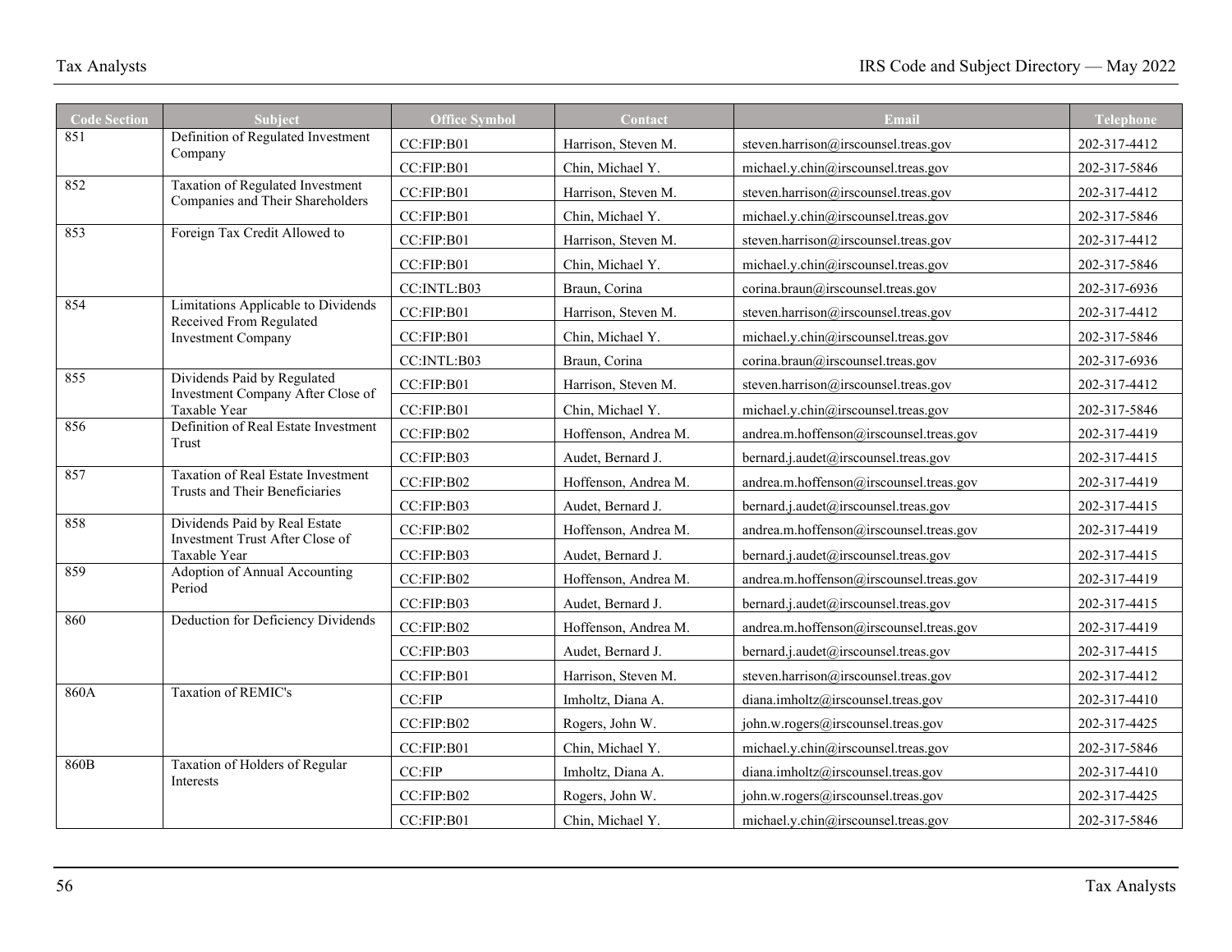| Code Section | Subject | Office Symbol | Contact | Email | Telephone |
|---|---|---|---|---|---|
| 851 | Definition of Regulated Investment Company | CC:FIP:B01 | Harrison, Steven M. | steven.harrison@irscounsel.treas.gov | 202-317-4412 |
| | | CC:FIP:B01 | Chin, Michael Y. | michael.y.chin@irscounsel.treas.gov | 202-317-5846 |
| 852 | Taxation of Regulated Investment Companies and Their Shareholders | CC:FIP:B01 | Harrison, Steven M. | steven.harrison@irscounsel.treas.gov | 202-317-4412 |
| | | CC:FIP:B01 | Chin, Michael Y. | michael.y.chin@irscounsel.treas.gov | 202-317-5846 |
| 853 | Foreign Tax Credit Allowed to | CC:FIP:B01 | Harrison, Steven M. | steven.harrison@irscounsel.treas.gov | 202-317-4412 |
| | | CC:FIP:B01 | Chin, Michael Y. | michael.y.chin@irscounsel.treas.gov | 202-317-5846 |
| | | CC:INTL:B03 | Braun, Corina | corina.braun@irscounsel.treas.gov | 202-317-6936 |
| 854 | Limitations Applicable to Dividends Received From Regulated Investment Company | CC:FIP:B01 | Harrison, Steven M. | steven.harrison@irscounsel.treas.gov | 202-317-4412 |
| | | CC:FIP:B01 | Chin, Michael Y. | michael.y.chin@irscounsel.treas.gov | 202-317-5846 |
| | | CC:INTL:B03 | Braun, Corina | corina.braun@irscounsel.treas.gov | 202-317-6936 |
| 855 | Dividends Paid by Regulated Investment Company After Close of Taxable Year | CC:FIP:B01 | Harrison, Steven M. | steven.harrison@irscounsel.treas.gov | 202-317-4412 |
| | | CC:FIP:B01 | Chin, Michael Y. | michael.y.chin@irscounsel.treas.gov | 202-317-5846 |
| 856 | Definition of Real Estate Investment Trust | CC:FIP:B02 | Hoffenson, Andrea M. | andrea.m.hoffenson@irscounsel.treas.gov | 202-317-4419 |
| | | CC:FIP:B03 | Audet, Bernard J. | bernard.j.audet@irscounsel.treas.gov | 202-317-4415 |
| 857 | Taxation of Real Estate Investment Trusts and Their Beneficiaries | CC:FIP:B02 | Hoffenson, Andrea M. | andrea.m.hoffenson@irscounsel.treas.gov | 202-317-4419 |
| | | CC:FIP:B03 | Audet, Bernard J. | bernard.j.audet@irscounsel.treas.gov | 202-317-4415 |
| 858 | Dividends Paid by Real Estate Investment Trust After Close of Taxable Year | CC:FIP:B02 | Hoffenson, Andrea M. | andrea.m.hoffenson@irscounsel.treas.gov | 202-317-4419 |
| | | CC:FIP:B03 | Audet, Bernard J. | bernard.j.audet@irscounsel.treas.gov | 202-317-4415 |
| 859 | Adoption of Annual Accounting Period | CC:FIP:B02 | Hoffenson, Andrea M. | andrea.m.hoffenson@irscounsel.treas.gov | 202-317-4419 |
| | | CC:FIP:B03 | Audet, Bernard J. | bernard.j.audet@irscounsel.treas.gov | 202-317-4415 |
| 860 | Deduction for Deficiency Dividends | CC:FIP:B02 | Hoffenson, Andrea M. | andrea.m.hoffenson@irscounsel.treas.gov | 202-317-4419 |
| | | CC:FIP:B03 | Audet, Bernard J. | bernard.j.audet@irscounsel.treas.gov | 202-317-4415 |
| | | CC:FIP:B01 | Harrison, Steven M. | steven.harrison@irscounsel.treas.gov | 202-317-4412 |
| 860A | Taxation of REMIC's | CC:FIP | Imholtz, Diana A. | diana.imholtz@irscounsel.treas.gov | 202-317-4410 |
| | | CC:FIP:B02 | Rogers, John W. | john.w.rogers@irscounsel.treas.gov | 202-317-4425 |
| | | CC:FIP:B01 | Chin, Michael Y. | michael.y.chin@irscounsel.treas.gov | 202-317-5846 |
| 860B | Taxation of Holders of Regular Interests | CC:FIP | Imholtz, Diana A. | diana.imholtz@irscounsel.treas.gov | 202-317-4410 |
| | | CC:FIP:B02 | Rogers, John W. | john.w.rogers@irscounsel.treas.gov | 202-317-4425 |
| | | CC:FIP:B01 | Chin, Michael Y. | michael.y.chin@irscounsel.treas.gov | 202-317-5846 |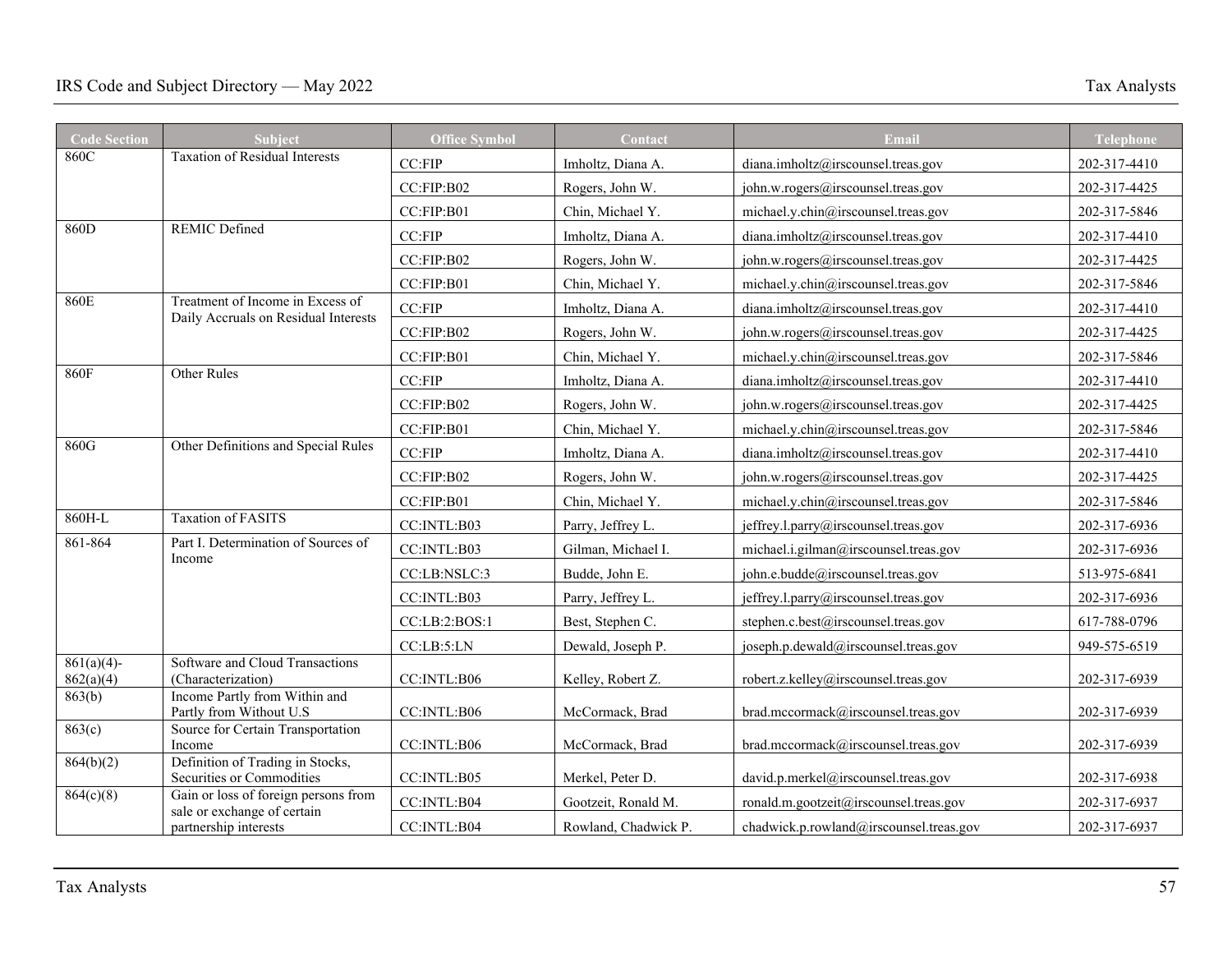| Code Section | Subject | Office Symbol | Contact | Email | Telephone |
|---|---|---|---|---|---|
| 860C | Taxation of Residual Interests | CC:FIP | Imholtz, Diana A. | diana.imholtz@irscounsel.treas.gov | 202-317-4410 |
| | | CC:FIP:B02 | Rogers, John W. | john.w.rogers@irscounsel.treas.gov | 202-317-4425 |
| | | CC:FIP:B01 | Chin, Michael Y. | michael.y.chin@irscounsel.treas.gov | 202-317-5846 |
| 860D | REMIC Defined | CC:FIP | Imholtz, Diana A. | diana.imholtz@irscounsel.treas.gov | 202-317-4410 |
| | | CC:FIP:B02 | Rogers, John W. | john.w.rogers@irscounsel.treas.gov | 202-317-4425 |
| | | CC:FIP:B01 | Chin, Michael Y. | michael.y.chin@irscounsel.treas.gov | 202-317-5846 |
| 860E | Treatment of Income in Excess of Daily Accruals on Residual Interests | CC:FIP | Imholtz, Diana A. | diana.imholtz@irscounsel.treas.gov | 202-317-4410 |
| | | CC:FIP:B02 | Rogers, John W. | john.w.rogers@irscounsel.treas.gov | 202-317-4425 |
| | | CC:FIP:B01 | Chin, Michael Y. | michael.y.chin@irscounsel.treas.gov | 202-317-5846 |
| 860F | Other Rules | CC:FIP | Imholtz, Diana A. | diana.imholtz@irscounsel.treas.gov | 202-317-4410 |
| | | CC:FIP:B02 | Rogers, John W. | john.w.rogers@irscounsel.treas.gov | 202-317-4425 |
| | | CC:FIP:B01 | Chin, Michael Y. | michael.y.chin@irscounsel.treas.gov | 202-317-5846 |
| 860G | Other Definitions and Special Rules | CC:FIP | Imholtz, Diana A. | diana.imholtz@irscounsel.treas.gov | 202-317-4410 |
| | | CC:FIP:B02 | Rogers, John W. | john.w.rogers@irscounsel.treas.gov | 202-317-4425 |
| | | CC:FIP:B01 | Chin, Michael Y. | michael.y.chin@irscounsel.treas.gov | 202-317-5846 |
| 860H-L | Taxation of FASITS | CC:INTL:B03 | Parry, Jeffrey L. | jeffrey.l.parry@irscounsel.treas.gov | 202-317-6936 |
| 861-864 | Part I. Determination of Sources of Income | CC:INTL:B03 | Gilman, Michael I. | michael.i.gilman@irscounsel.treas.gov | 202-317-6936 |
| | | CC:LB:NSLC:3 | Budde, John E. | john.e.budde@irscounsel.treas.gov | 513-975-6841 |
| | | CC:INTL:B03 | Parry, Jeffrey L. | jeffrey.l.parry@irscounsel.treas.gov | 202-317-6936 |
| | | CC:LB:2:BOS:1 | Best, Stephen C. | stephen.c.best@irscounsel.treas.gov | 617-788-0796 |
| | | CC:LB:5:LN | Dewald, Joseph P. | joseph.p.dewald@irscounsel.treas.gov | 949-575-6519 |
| 861(a)(4)-862(a)(4) | Software and Cloud Transactions (Characterization) | CC:INTL:B06 | Kelley, Robert Z. | robert.z.kelley@irscounsel.treas.gov | 202-317-6939 |
| 863(b) | Income Partly from Within and Partly from Without U.S | CC:INTL:B06 | McCormack, Brad | brad.mccormack@irscounsel.treas.gov | 202-317-6939 |
| 863(c) | Source for Certain Transportation Income | CC:INTL:B06 | McCormack, Brad | brad.mccormack@irscounsel.treas.gov | 202-317-6939 |
| 864(b)(2) | Definition of Trading in Stocks, Securities or Commodities | CC:INTL:B05 | Merkel, Peter D. | david.p.merkel@irscounsel.treas.gov | 202-317-6938 |
| 864(c)(8) | Gain or loss of foreign persons from sale or exchange of certain partnership interests | CC:INTL:B04 | Gootzeit, Ronald M. | ronald.m.gootzeit@irscounsel.treas.gov | 202-317-6937 |
| | | CC:INTL:B04 | Rowland, Chadwick P. | chadwick.p.rowland@irscounsel.treas.gov | 202-317-6937 |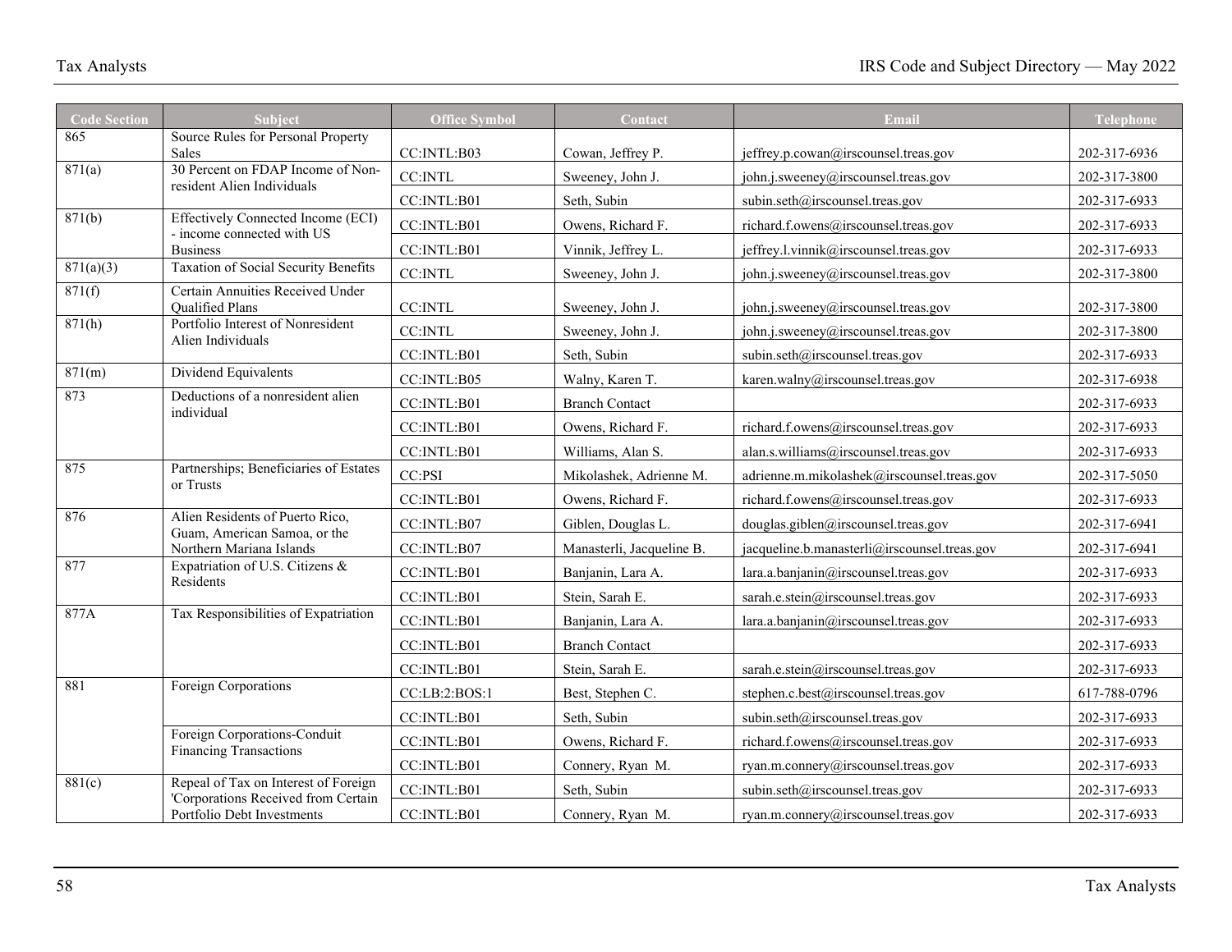| Code Section | Subject | Office Symbol | Contact | Email | Telephone |
|---|---|---|---|---|---|
| 865 | Source Rules for Personal Property Sales | CC:INTL:B03 | Cowan, Jeffrey P. | jeffrey.p.cowan@irscounsel.treas.gov | 202-317-6936 |
| 871(a) | 30 Percent on FDAP Income of Non-resident Alien Individuals | CC:INTL | Sweeney, John J. | john.j.sweeney@irscounsel.treas.gov | 202-317-3800 |
| | | CC:INTL:B01 | Seth, Subin | subin.seth@irscounsel.treas.gov | 202-317-6933 |
| 871(b) | Effectively Connected Income (ECI) - income connected with US Business | CC:INTL:B01 | Owens, Richard F. | richard.f.owens@irscounsel.treas.gov | 202-317-6933 |
| | | CC:INTL:B01 | Vinnik, Jeffrey L. | jeffrey.l.vinnik@irscounsel.treas.gov | 202-317-6933 |
| 871(a)(3) | Taxation of Social Security Benefits | CC:INTL | Sweeney, John J. | john.j.sweeney@irscounsel.treas.gov | 202-317-3800 |
| 871(f) | Certain Annuities Received Under Qualified Plans | CC:INTL | Sweeney, John J. | john.j.sweeney@irscounsel.treas.gov | 202-317-3800 |
| 871(h) | Portfolio Interest of Nonresident Alien Individuals | CC:INTL | Sweeney, John J. | john.j.sweeney@irscounsel.treas.gov | 202-317-3800 |
| | | CC:INTL:B01 | Seth, Subin | subin.seth@irscounsel.treas.gov | 202-317-6933 |
| 871(m) | Dividend Equivalents | CC:INTL:B05 | Walny, Karen T. | karen.walny@irscounsel.treas.gov | 202-317-6938 |
| 873 | Deductions of a nonresident alien individual | CC:INTL:B01 | Branch Contact | | 202-317-6933 |
| | | CC:INTL:B01 | Owens, Richard F. | richard.f.owens@irscounsel.treas.gov | 202-317-6933 |
| | | CC:INTL:B01 | Williams, Alan S. | alan.s.williams@irscounsel.treas.gov | 202-317-6933 |
| 875 | Partnerships; Beneficiaries of Estates or Trusts | CC:PSI | Mikolashek, Adrienne M. | adrienne.m.mikolashek@irscounsel.treas.gov | 202-317-5050 |
| | | CC:INTL:B01 | Owens, Richard F. | richard.f.owens@irscounsel.treas.gov | 202-317-6933 |
| 876 | Alien Residents of Puerto Rico, Guam, American Samoa, or the Northern Mariana Islands | CC:INTL:B07 | Giblen, Douglas L. | douglas.giblen@irscounsel.treas.gov | 202-317-6941 |
| | | CC:INTL:B07 | Manasterli, Jacqueline B. | jacqueline.b.manasterli@irscounsel.treas.gov | 202-317-6941 |
| 877 | Expatriation of U.S. Citizens & Residents | CC:INTL:B01 | Banjanin, Lara A. | lara.a.banjanin@irscounsel.treas.gov | 202-317-6933 |
| | | CC:INTL:B01 | Stein, Sarah E. | sarah.e.stein@irscounsel.treas.gov | 202-317-6933 |
| 877A | Tax Responsibilities of Expatriation | CC:INTL:B01 | Banjanin, Lara A. | lara.a.banjanin@irscounsel.treas.gov | 202-317-6933 |
| | | CC:INTL:B01 | Branch Contact | | 202-317-6933 |
| | | CC:INTL:B01 | Stein, Sarah E. | sarah.e.stein@irscounsel.treas.gov | 202-317-6933 |
| 881 | Foreign Corporations | CC:LB:2:BOS:1 | Best, Stephen C. | stephen.c.best@irscounsel.treas.gov | 617-788-0796 |
| | | CC:INTL:B01 | Seth, Subin | subin.seth@irscounsel.treas.gov | 202-317-6933 |
| | Foreign Corporations-Conduit Financing Transactions | CC:INTL:B01 | Owens, Richard F. | richard.f.owens@irscounsel.treas.gov | 202-317-6933 |
| | | CC:INTL:B01 | Connery, Ryan M. | ryan.m.connery@irscounsel.treas.gov | 202-317-6933 |
| 881(c) | Repeal of Tax on Interest of Foreign 'Corporations Received from Certain Portfolio Debt Investments | CC:INTL:B01 | Seth, Subin | subin.seth@irscounsel.treas.gov | 202-317-6933 |
| | | CC:INTL:B01 | Connery, Ryan M. | ryan.m.connery@irscounsel.treas.gov | 202-317-6933 |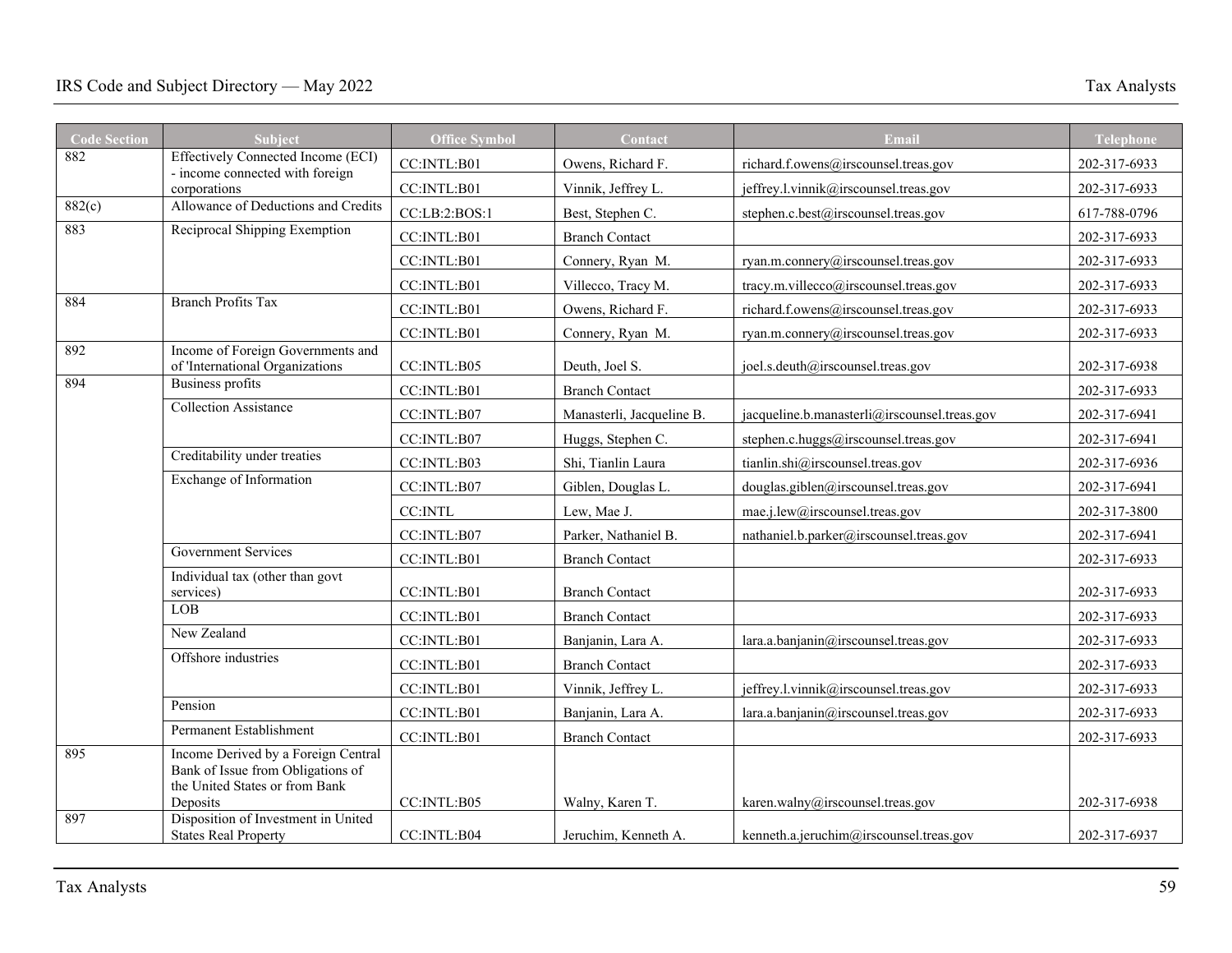| Code Section | Subject | Office Symbol | Contact | Email | Telephone |
|---|---|---|---|---|---|
| 882 | Effectively Connected Income (ECI) - income connected with foreign corporations | CC:INTL:B01 | Owens, Richard F. | richard.f.owens@irscounsel.treas.gov | 202-317-6933 |
| | | CC:INTL:B01 | Vinnik, Jeffrey L. | jeffrey.l.vinnik@irscounsel.treas.gov | 202-317-6933 |
| 882(c) | Allowance of Deductions and Credits | CC:LB:2:BOS:1 | Best, Stephen C. | stephen.c.best@irscounsel.treas.gov | 617-788-0796 |
| 883 | Reciprocal Shipping Exemption | CC:INTL:B01 | Branch Contact | | 202-317-6933 |
| | | CC:INTL:B01 | Connery, Ryan M. | ryan.m.connery@irscounsel.treas.gov | 202-317-6933 |
| | | CC:INTL:B01 | Villecco, Tracy M. | tracy.m.villecco@irscounsel.treas.gov | 202-317-6933 |
| 884 | Branch Profits Tax | CC:INTL:B01 | Owens, Richard F. | richard.f.owens@irscounsel.treas.gov | 202-317-6933 |
| | | CC:INTL:B01 | Connery, Ryan M. | ryan.m.connery@irscounsel.treas.gov | 202-317-6933 |
| 892 | Income of Foreign Governments and of 'International Organizations | CC:INTL:B05 | Deuth, Joel S. | joel.s.deuth@irscounsel.treas.gov | 202-317-6938 |
| 894 | Business profits | CC:INTL:B01 | Branch Contact | | 202-317-6933 |
| | Collection Assistance | CC:INTL:B07 | Manasterli, Jacqueline B. | jacqueline.b.manasterli@irscounsel.treas.gov | 202-317-6941 |
| | | CC:INTL:B07 | Huggs, Stephen C. | stephen.c.huggs@irscounsel.treas.gov | 202-317-6941 |
| | Creditability under treaties | CC:INTL:B03 | Shi, Tianlin Laura | tianlin.shi@irscounsel.treas.gov | 202-317-6936 |
| | Exchange of Information | CC:INTL:B07 | Giblen, Douglas L. | douglas.giblen@irscounsel.treas.gov | 202-317-6941 |
| | | CC:INTL | Lew, Mae J. | mae.j.lew@irscounsel.treas.gov | 202-317-3800 |
| | | CC:INTL:B07 | Parker, Nathaniel B. | nathaniel.b.parker@irscounsel.treas.gov | 202-317-6941 |
| | Government Services | CC:INTL:B01 | Branch Contact | | 202-317-6933 |
| | Individual tax (other than govt services) | CC:INTL:B01 | Branch Contact | | 202-317-6933 |
| | LOB | CC:INTL:B01 | Branch Contact | | 202-317-6933 |
| | New Zealand | CC:INTL:B01 | Banjanin, Lara A. | lara.a.banjanin@irscounsel.treas.gov | 202-317-6933 |
| | Offshore industries | CC:INTL:B01 | Branch Contact | | 202-317-6933 |
| | | CC:INTL:B01 | Vinnik, Jeffrey L. | jeffrey.l.vinnik@irscounsel.treas.gov | 202-317-6933 |
| | Pension | CC:INTL:B01 | Banjanin, Lara A. | lara.a.banjanin@irscounsel.treas.gov | 202-317-6933 |
| | Permanent Establishment | CC:INTL:B01 | Branch Contact | | 202-317-6933 |
| 895 | Income Derived by a Foreign Central Bank of Issue from Obligations of the United States or from Bank Deposits | CC:INTL:B05 | Walny, Karen T. | karen.walny@irscounsel.treas.gov | 202-317-6938 |
| 897 | Disposition of Investment in United States Real Property | CC:INTL:B04 | Jeruchim, Kenneth A. | kenneth.a.jeruchim@irscounsel.treas.gov | 202-317-6937 |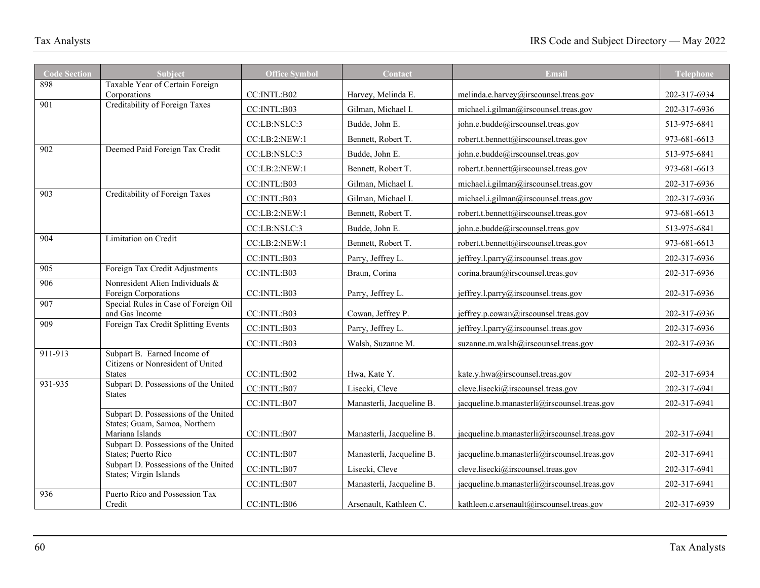| Code Section | Subject | Office Symbol | Contact | Email | Telephone |
| --- | --- | --- | --- | --- | --- |
| 898 | Taxable Year of Certain Foreign Corporations | CC:INTL:B02 | Harvey, Melinda E. | melinda.e.harvey@irscounsel.treas.gov | 202-317-6934 |
| 901 | Creditability of Foreign Taxes | CC:INTL:B03 | Gilman, Michael I. | michael.i.gilman@irscounsel.treas.gov | 202-317-6936 |
| | | CC:LB:NSLC:3 | Budde, John E. | john.e.budde@irscounsel.treas.gov | 513-975-6841 |
| | | CC:LB:2:NEW:1 | Bennett, Robert T. | robert.t.bennett@irscounsel.treas.gov | 973-681-6613 |
| 902 | Deemed Paid Foreign Tax Credit | CC:LB:NSLC:3 | Budde, John E. | john.e.budde@irscounsel.treas.gov | 513-975-6841 |
| | | CC:LB:2:NEW:1 | Bennett, Robert T. | robert.t.bennett@irscounsel.treas.gov | 973-681-6613 |
| | | CC:INTL:B03 | Gilman, Michael I. | michael.i.gilman@irscounsel.treas.gov | 202-317-6936 |
| 903 | Creditability of Foreign Taxes | CC:INTL:B03 | Gilman, Michael I. | michael.i.gilman@irscounsel.treas.gov | 202-317-6936 |
| | | CC:LB:2:NEW:1 | Bennett, Robert T. | robert.t.bennett@irscounsel.treas.gov | 973-681-6613 |
| | | CC:LB:NSLC:3 | Budde, John E. | john.e.budde@irscounsel.treas.gov | 513-975-6841 |
| 904 | Limitation on Credit | CC:LB:2:NEW:1 | Bennett, Robert T. | robert.t.bennett@irscounsel.treas.gov | 973-681-6613 |
| | | CC:INTL:B03 | Parry, Jeffrey L. | jeffrey.l.parry@irscounsel.treas.gov | 202-317-6936 |
| 905 | Foreign Tax Credit Adjustments | CC:INTL:B03 | Braun, Corina | corina.braun@irscounsel.treas.gov | 202-317-6936 |
| 906 | Nonresident Alien Individuals & Foreign Corporations | CC:INTL:B03 | Parry, Jeffrey L. | jeffrey.l.parry@irscounsel.treas.gov | 202-317-6936 |
| 907 | Special Rules in Case of Foreign Oil and Gas Income | CC:INTL:B03 | Cowan, Jeffrey P. | jeffrey.p.cowan@irscounsel.treas.gov | 202-317-6936 |
| 909 | Foreign Tax Credit Splitting Events | CC:INTL:B03 | Parry, Jeffrey L. | jeffrey.l.parry@irscounsel.treas.gov | 202-317-6936 |
| | | CC:INTL:B03 | Walsh, Suzanne M. | suzanne.m.walsh@irscounsel.treas.gov | 202-317-6936 |
| 911-913 | Subpart B. Earned Income of Citizens or Nonresident of United States | CC:INTL:B02 | Hwa, Kate Y. | kate.y.hwa@irscounsel.treas.gov | 202-317-6934 |
| 931-935 | Subpart D. Possessions of the United States | CC:INTL:B07 | Lisecki, Cleve | cleve.lisecki@irscounsel.treas.gov | 202-317-6941 |
| | | CC:INTL:B07 | Manasterli, Jacqueline B. | jacqueline.b.manasterli@irscounsel.treas.gov | 202-317-6941 |
| | Subpart D. Possessions of the United States; Guam, Samoa, Northern Mariana Islands | CC:INTL:B07 | Manasterli, Jacqueline B. | jacqueline.b.manasterli@irscounsel.treas.gov | 202-317-6941 |
| | Subpart D. Possessions of the United States; Puerto Rico | CC:INTL:B07 | Manasterli, Jacqueline B. | jacqueline.b.manasterli@irscounsel.treas.gov | 202-317-6941 |
| | Subpart D. Possessions of the United States; Virgin Islands | CC:INTL:B07 | Lisecki, Cleve | cleve.lisecki@irscounsel.treas.gov | 202-317-6941 |
| | | CC:INTL:B07 | Manasterli, Jacqueline B. | jacqueline.b.manasterli@irscounsel.treas.gov | 202-317-6941 |
| 936 | Puerto Rico and Possession Tax Credit | CC:INTL:B06 | Arsenault, Kathleen C. | kathleen.c.arsenault@irscounsel.treas.gov | 202-317-6939 |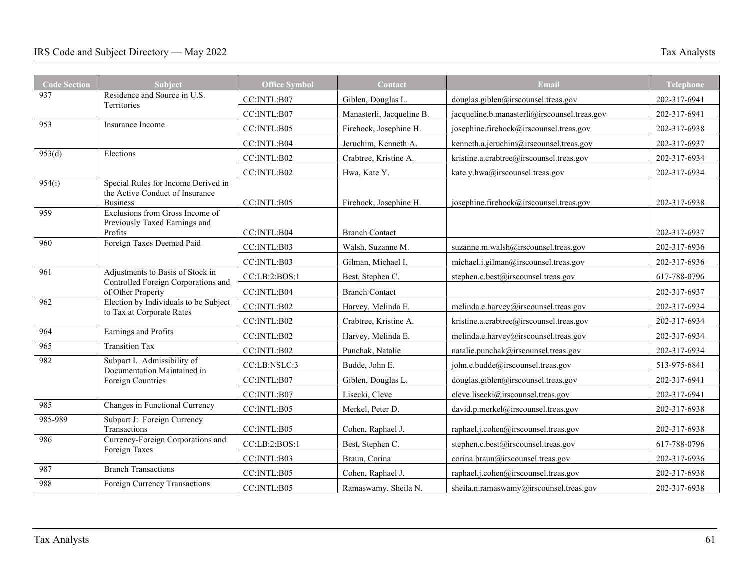| Code Section | Subject | Office Symbol | Contact | Email | Telephone |
| --- | --- | --- | --- | --- | --- |
| 937 | Residence and Source in U.S. Territories | CC:INTL:B07 | Giblen, Douglas L. | douglas.giblen@irscounsel.treas.gov | 202-317-6941 |
| | | CC:INTL:B07 | Manasterli, Jacqueline B. | jacqueline.b.manasterli@irscounsel.treas.gov | 202-317-6941 |
| 953 | Insurance Income | CC:INTL:B05 | Firehock, Josephine H. | josephine.firehock@irscounsel.treas.gov | 202-317-6938 |
| | | CC:INTL:B04 | Jeruchim, Kenneth A. | kenneth.a.jeruchim@irscounsel.treas.gov | 202-317-6937 |
| 953(d) | Elections | CC:INTL:B02 | Crabtree, Kristine A. | kristine.a.crabtree@irscounsel.treas.gov | 202-317-6934 |
| | | CC:INTL:B02 | Hwa, Kate Y. | kate.y.hwa@irscounsel.treas.gov | 202-317-6934 |
| 954(i) | Special Rules for Income Derived in the Active Conduct of Insurance Business | CC:INTL:B05 | Firehock, Josephine H. | josephine.firehock@irscounsel.treas.gov | 202-317-6938 |
| 959 | Exclusions from Gross Income of Previously Taxed Earnings and Profits | CC:INTL:B04 | Branch Contact | | 202-317-6937 |
| 960 | Foreign Taxes Deemed Paid | CC:INTL:B03 | Walsh, Suzanne M. | suzanne.m.walsh@irscounsel.treas.gov | 202-317-6936 |
| | | CC:INTL:B03 | Gilman, Michael I. | michael.i.gilman@irscounsel.treas.gov | 202-317-6936 |
| 961 | Adjustments to Basis of Stock in Controlled Foreign Corporations and of Other Property | CC:LB:2:BOS:1 | Best, Stephen C. | stephen.c.best@irscounsel.treas.gov | 617-788-0796 |
| | | CC:INTL:B04 | Branch Contact | | 202-317-6937 |
| 962 | Election by Individuals to be Subject to Tax at Corporate Rates | CC:INTL:B02 | Harvey, Melinda E. | melinda.e.harvey@irscounsel.treas.gov | 202-317-6934 |
| | | CC:INTL:B02 | Crabtree, Kristine A. | kristine.a.crabtree@irscounsel.treas.gov | 202-317-6934 |
| 964 | Earnings and Profits | CC:INTL:B02 | Harvey, Melinda E. | melinda.e.harvey@irscounsel.treas.gov | 202-317-6934 |
| 965 | Transition Tax | CC:INTL:B02 | Punchak, Natalie | natalie.punchak@irscounsel.treas.gov | 202-317-6934 |
| 982 | Subpart I. Admissibility of Documentation Maintained in Foreign Countries | CC:LB:NSLC:3 | Budde, John E. | john.e.budde@irscounsel.treas.gov | 513-975-6841 |
| | | CC:INTL:B07 | Giblen, Douglas L. | douglas.giblen@irscounsel.treas.gov | 202-317-6941 |
| | | CC:INTL:B07 | Lisecki, Cleve | cleve.lisecki@irscounsel.treas.gov | 202-317-6941 |
| 985 | Changes in Functional Currency | CC:INTL:B05 | Merkel, Peter D. | david.p.merkel@irscounsel.treas.gov | 202-317-6938 |
| 985-989 | Subpart J: Foreign Currency Transactions | CC:INTL:B05 | Cohen, Raphael J. | raphael.j.cohen@irscounsel.treas.gov | 202-317-6938 |
| 986 | Currency-Foreign Corporations and Foreign Taxes | CC:LB:2:BOS:1 | Best, Stephen C. | stephen.c.best@irscounsel.treas.gov | 617-788-0796 |
| | | CC:INTL:B03 | Braun, Corina | corina.braun@irscounsel.treas.gov | 202-317-6936 |
| 987 | Branch Transactions | CC:INTL:B05 | Cohen, Raphael J. | raphael.j.cohen@irscounsel.treas.gov | 202-317-6938 |
| 988 | Foreign Currency Transactions | CC:INTL:B05 | Ramaswamy, Sheila N. | sheila.n.ramaswamy@irscounsel.treas.gov | 202-317-6938 |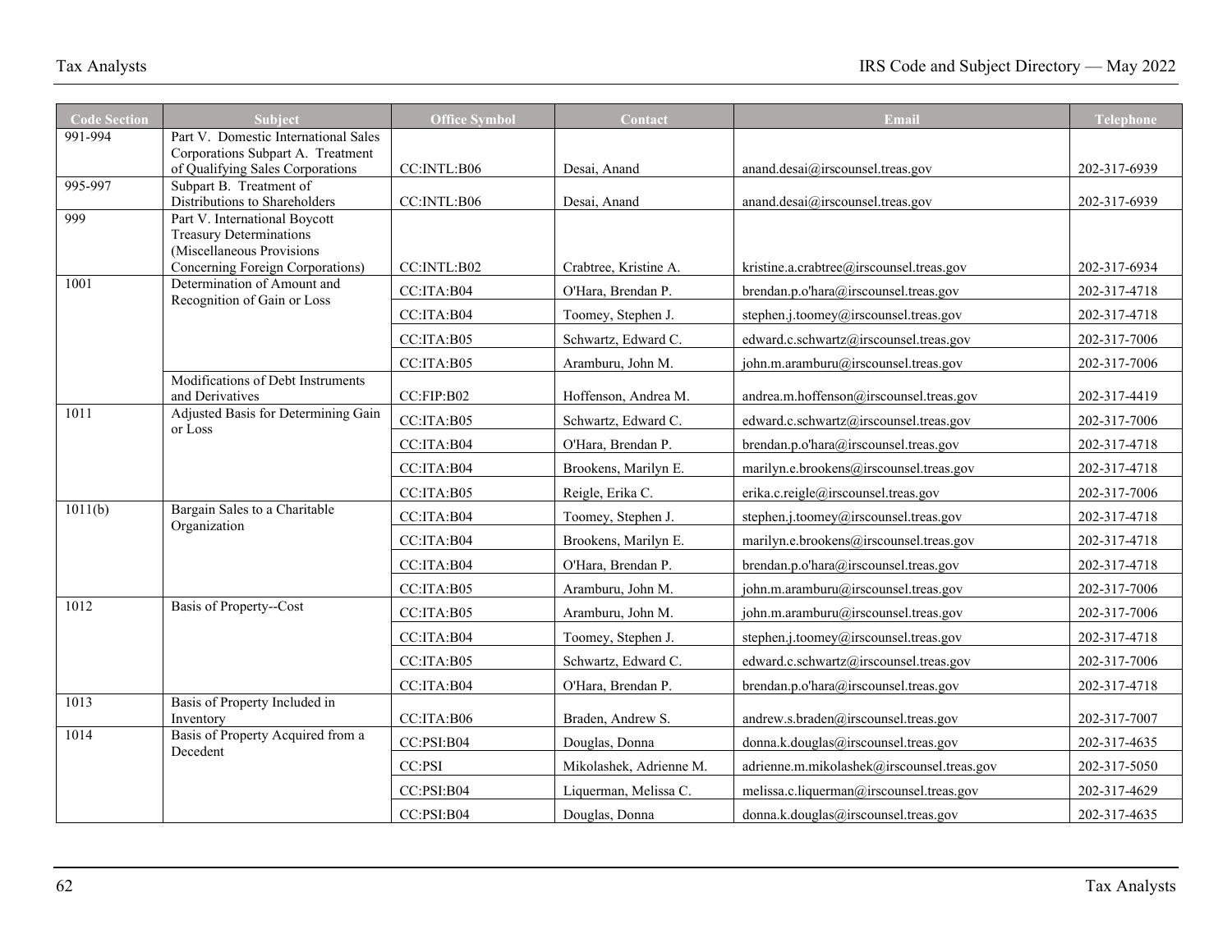| Code Section | Subject | Office Symbol | Contact | Email | Telephone |
|---|---|---|---|---|---|
| 991-994 | Part V. Domestic International Sales Corporations Subpart A. Treatment of Qualifying Sales Corporations | CC:INTL:B06 | Desai, Anand | anand.desai@irscounsel.treas.gov | 202-317-6939 |
| 995-997 | Subpart B. Treatment of Distributions to Shareholders | CC:INTL:B06 | Desai, Anand | anand.desai@irscounsel.treas.gov | 202-317-6939 |
| 999 | Part V. International Boycott Treasury Determinations (Miscellaneous Provisions Concerning Foreign Corporations) | CC:INTL:B02 | Crabtree, Kristine A. | kristine.a.crabtree@irscounsel.treas.gov | 202-317-6934 |
| 1001 | Determination of Amount and Recognition of Gain or Loss | CC:ITA:B04 | O'Hara, Brendan P. | brendan.p.o'hara@irscounsel.treas.gov | 202-317-4718 |
| | | CC:ITA:B04 | Toomey, Stephen J. | stephen.j.toomey@irscounsel.treas.gov | 202-317-4718 |
| | | CC:ITA:B05 | Schwartz, Edward C. | edward.c.schwartz@irscounsel.treas.gov | 202-317-7006 |
| | | CC:ITA:B05 | Aramburu, John M. | john.m.aramburu@irscounsel.treas.gov | 202-317-7006 |
| | Modifications of Debt Instruments and Derivatives | CC:FIP:B02 | Hoffenson, Andrea M. | andrea.m.hoffenson@irscounsel.treas.gov | 202-317-4419 |
| 1011 | Adjusted Basis for Determining Gain or Loss | CC:ITA:B05 | Schwartz, Edward C. | edward.c.schwartz@irscounsel.treas.gov | 202-317-7006 |
| | | CC:ITA:B04 | O'Hara, Brendan P. | brendan.p.o'hara@irscounsel.treas.gov | 202-317-4718 |
| | | CC:ITA:B04 | Brookens, Marilyn E. | marilyn.e.brookens@irscounsel.treas.gov | 202-317-4718 |
| | | CC:ITA:B05 | Reigle, Erika C. | erika.c.reigle@irscounsel.treas.gov | 202-317-7006 |
| 1011(b) | Bargain Sales to a Charitable Organization | CC:ITA:B04 | Toomey, Stephen J. | stephen.j.toomey@irscounsel.treas.gov | 202-317-4718 |
| | | CC:ITA:B04 | Brookens, Marilyn E. | marilyn.e.brookens@irscounsel.treas.gov | 202-317-4718 |
| | | CC:ITA:B04 | O'Hara, Brendan P. | brendan.p.o'hara@irscounsel.treas.gov | 202-317-4718 |
| | | CC:ITA:B05 | Aramburu, John M. | john.m.aramburu@irscounsel.treas.gov | 202-317-7006 |
| 1012 | Basis of Property--Cost | CC:ITA:B05 | Aramburu, John M. | john.m.aramburu@irscounsel.treas.gov | 202-317-7006 |
| | | CC:ITA:B04 | Toomey, Stephen J. | stephen.j.toomey@irscounsel.treas.gov | 202-317-4718 |
| | | CC:ITA:B05 | Schwartz, Edward C. | edward.c.schwartz@irscounsel.treas.gov | 202-317-7006 |
| | | CC:ITA:B04 | O'Hara, Brendan P. | brendan.p.o'hara@irscounsel.treas.gov | 202-317-4718 |
| 1013 | Basis of Property Included in Inventory | CC:ITA:B06 | Braden, Andrew S. | andrew.s.braden@irscounsel.treas.gov | 202-317-7007 |
| 1014 | Basis of Property Acquired from a Decedent | CC:PSI:B04 | Douglas, Donna | donna.k.douglas@irscounsel.treas.gov | 202-317-4635 |
| | | CC:PSI | Mikolashek, Adrienne M. | adrienne.m.mikolashek@irscounsel.treas.gov | 202-317-5050 |
| | | CC:PSI:B04 | Liquerman, Melissa C. | melissa.c.liquerman@irscounsel.treas.gov | 202-317-4629 |
| | | CC:PSI:B04 | Douglas, Donna | donna.k.douglas@irscounsel.treas.gov | 202-317-4635 |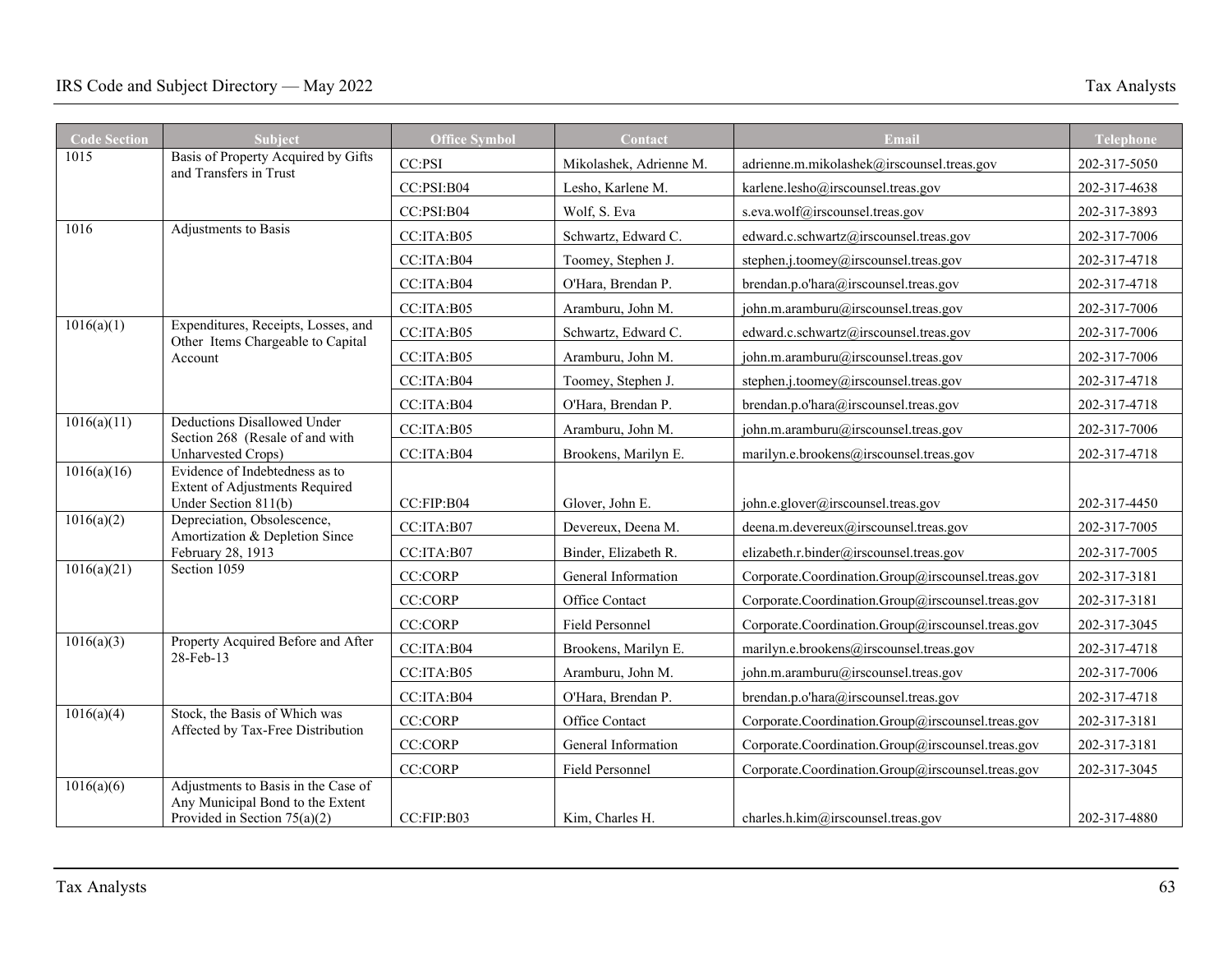| Code Section | Subject | Office Symbol | Contact | Email | Telephone |
|---|---|---|---|---|---|
| 1015 | Basis of Property Acquired by Gifts and Transfers in Trust | CC:PSI | Mikolashek, Adrienne M. | adrienne.m.mikolashek@irscounsel.treas.gov | 202-317-5050 |
| | | CC:PSI:B04 | Lesho, Karlene M. | karlene.lesho@irscounsel.treas.gov | 202-317-4638 |
| | | CC:PSI:B04 | Wolf, S. Eva | s.eva.wolf@irscounsel.treas.gov | 202-317-3893 |
| 1016 | Adjustments to Basis | CC:ITA:B05 | Schwartz, Edward C. | edward.c.schwartz@irscounsel.treas.gov | 202-317-7006 |
| | | CC:ITA:B04 | Toomey, Stephen J. | stephen.j.toomey@irscounsel.treas.gov | 202-317-4718 |
| | | CC:ITA:B04 | O'Hara, Brendan P. | brendan.p.o'hara@irscounsel.treas.gov | 202-317-4718 |
| | | CC:ITA:B05 | Aramburu, John M. | john.m.aramburu@irscounsel.treas.gov | 202-317-7006 |
| 1016(a)(1) | Expenditures, Receipts, Losses, and Other Items Chargeable to Capital Account | CC:ITA:B05 | Schwartz, Edward C. | edward.c.schwartz@irscounsel.treas.gov | 202-317-7006 |
| | | CC:ITA:B05 | Aramburu, John M. | john.m.aramburu@irscounsel.treas.gov | 202-317-7006 |
| | | CC:ITA:B04 | Toomey, Stephen J. | stephen.j.toomey@irscounsel.treas.gov | 202-317-4718 |
| | | CC:ITA:B04 | O'Hara, Brendan P. | brendan.p.o'hara@irscounsel.treas.gov | 202-317-4718 |
| 1016(a)(11) | Deductions Disallowed Under Section 268 (Resale of and with Unharvested Crops) | CC:ITA:B05 | Aramburu, John M. | john.m.aramburu@irscounsel.treas.gov | 202-317-7006 |
| | | CC:ITA:B04 | Brookens, Marilyn E. | marilyn.e.brookens@irscounsel.treas.gov | 202-317-4718 |
| 1016(a)(16) | Evidence of Indebtedness as to Extent of Adjustments Required Under Section 811(b) | CC:FIP:B04 | Glover, John E. | john.e.glover@irscounsel.treas.gov | 202-317-4450 |
| 1016(a)(2) | Depreciation, Obsolescence, Amortization & Depletion Since February 28, 1913 | CC:ITA:B07 | Devereux, Deena M. | deena.m.devereux@irscounsel.treas.gov | 202-317-7005 |
| | | CC:ITA:B07 | Binder, Elizabeth R. | elizabeth.r.binder@irscounsel.treas.gov | 202-317-7005 |
| 1016(a)(21) | Section 1059 | CC:CORP | General Information | Corporate.Coordination.Group@irscounsel.treas.gov | 202-317-3181 |
| | | CC:CORP | Office Contact | Corporate.Coordination.Group@irscounsel.treas.gov | 202-317-3181 |
| | | CC:CORP | Field Personnel | Corporate.Coordination.Group@irscounsel.treas.gov | 202-317-3045 |
| 1016(a)(3) | Property Acquired Before and After 28-Feb-13 | CC:ITA:B04 | Brookens, Marilyn E. | marilyn.e.brookens@irscounsel.treas.gov | 202-317-4718 |
| | | CC:ITA:B05 | Aramburu, John M. | john.m.aramburu@irscounsel.treas.gov | 202-317-7006 |
| | | CC:ITA:B04 | O'Hara, Brendan P. | brendan.p.o'hara@irscounsel.treas.gov | 202-317-4718 |
| 1016(a)(4) | Stock, the Basis of Which was Affected by Tax-Free Distribution | CC:CORP | Office Contact | Corporate.Coordination.Group@irscounsel.treas.gov | 202-317-3181 |
| | | CC:CORP | General Information | Corporate.Coordination.Group@irscounsel.treas.gov | 202-317-3181 |
| | | CC:CORP | Field Personnel | Corporate.Coordination.Group@irscounsel.treas.gov | 202-317-3045 |
| 1016(a)(6) | Adjustments to Basis in the Case of Any Municipal Bond to the Extent Provided in Section 75(a)(2) | CC:FIP:B03 | Kim, Charles H. | charles.h.kim@irscounsel.treas.gov | 202-317-4880 |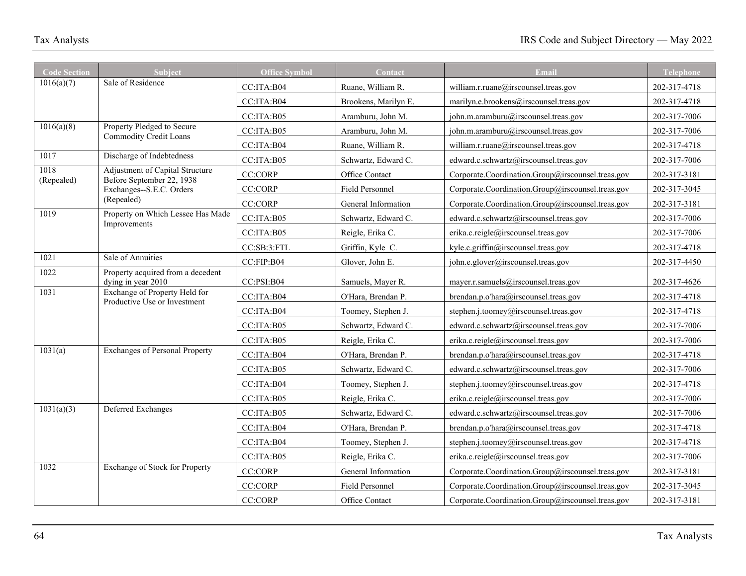| Code Section | Subject | Office Symbol | Contact | Email | Telephone |
|---|---|---|---|---|---|
| 1016(a)(7) | Sale of Residence | CC:ITA:B04 | Ruane, William R. | william.r.ruane@irscounsel.treas.gov | 202-317-4718 |
| | | CC:ITA:B04 | Brookens, Marilyn E. | marilyn.e.brookens@irscounsel.treas.gov | 202-317-4718 |
| | | CC:ITA:B05 | Aramburu, John M. | john.m.aramburu@irscounsel.treas.gov | 202-317-7006 |
| 1016(a)(8) | Property Pledged to Secure Commodity Credit Loans | CC:ITA:B05 | Aramburu, John M. | john.m.aramburu@irscounsel.treas.gov | 202-317-7006 |
| | | CC:ITA:B04 | Ruane, William R. | william.r.ruane@irscounsel.treas.gov | 202-317-4718 |
| 1017 | Discharge of Indebtedness | CC:ITA:B05 | Schwartz, Edward C. | edward.c.schwartz@irscounsel.treas.gov | 202-317-7006 |
| 1018 (Repealed) | Adjustment of Capital Structure Before September 22, 1938 Exchanges--S.E.C. Orders (Repealed) | CC:CORP | Office Contact | Corporate.Coordination.Group@irscounsel.treas.gov | 202-317-3181 |
| | | CC:CORP | Field Personnel | Corporate.Coordination.Group@irscounsel.treas.gov | 202-317-3045 |
| | | CC:CORP | General Information | Corporate.Coordination.Group@irscounsel.treas.gov | 202-317-3181 |
| 1019 | Property on Which Lessee Has Made Improvements | CC:ITA:B05 | Schwartz, Edward C. | edward.c.schwartz@irscounsel.treas.gov | 202-317-7006 |
| | | CC:ITA:B05 | Reigle, Erika C. | erika.c.reigle@irscounsel.treas.gov | 202-317-7006 |
| | | CC:SB:3:FTL | Griffin, Kyle C. | kyle.c.griffin@irscounsel.treas.gov | 202-317-4718 |
| 1021 | Sale of Annuities | CC:FIP:B04 | Glover, John E. | john.e.glover@irscounsel.treas.gov | 202-317-4450 |
| 1022 | Property acquired from a decedent dying in year 2010 | CC:PSI:B04 | Samuels, Mayer R. | mayer.r.samuels@irscounsel.treas.gov | 202-317-4626 |
| 1031 | Exchange of Property Held for Productive Use or Investment | CC:ITA:B04 | O'Hara, Brendan P. | brendan.p.o'hara@irscounsel.treas.gov | 202-317-4718 |
| | | CC:ITA:B04 | Toomey, Stephen J. | stephen.j.toomey@irscounsel.treas.gov | 202-317-4718 |
| | | CC:ITA:B05 | Schwartz, Edward C. | edward.c.schwartz@irscounsel.treas.gov | 202-317-7006 |
| | | CC:ITA:B05 | Reigle, Erika C. | erika.c.reigle@irscounsel.treas.gov | 202-317-7006 |
| 1031(a) | Exchanges of Personal Property | CC:ITA:B04 | O'Hara, Brendan P. | brendan.p.o'hara@irscounsel.treas.gov | 202-317-4718 |
| | | CC:ITA:B05 | Schwartz, Edward C. | edward.c.schwartz@irscounsel.treas.gov | 202-317-7006 |
| | | CC:ITA:B04 | Toomey, Stephen J. | stephen.j.toomey@irscounsel.treas.gov | 202-317-4718 |
| | | CC:ITA:B05 | Reigle, Erika C. | erika.c.reigle@irscounsel.treas.gov | 202-317-7006 |
| 1031(a)(3) | Deferred Exchanges | CC:ITA:B05 | Schwartz, Edward C. | edward.c.schwartz@irscounsel.treas.gov | 202-317-7006 |
| | | CC:ITA:B04 | O'Hara, Brendan P. | brendan.p.o'hara@irscounsel.treas.gov | 202-317-4718 |
| | | CC:ITA:B04 | Toomey, Stephen J. | stephen.j.toomey@irscounsel.treas.gov | 202-317-4718 |
| | | CC:ITA:B05 | Reigle, Erika C. | erika.c.reigle@irscounsel.treas.gov | 202-317-7006 |
| 1032 | Exchange of Stock for Property | CC:CORP | General Information | Corporate.Coordination.Group@irscounsel.treas.gov | 202-317-3181 |
| | | CC:CORP | Field Personnel | Corporate.Coordination.Group@irscounsel.treas.gov | 202-317-3045 |
| | | CC:CORP | Office Contact | Corporate.Coordination.Group@irscounsel.treas.gov | 202-317-3181 |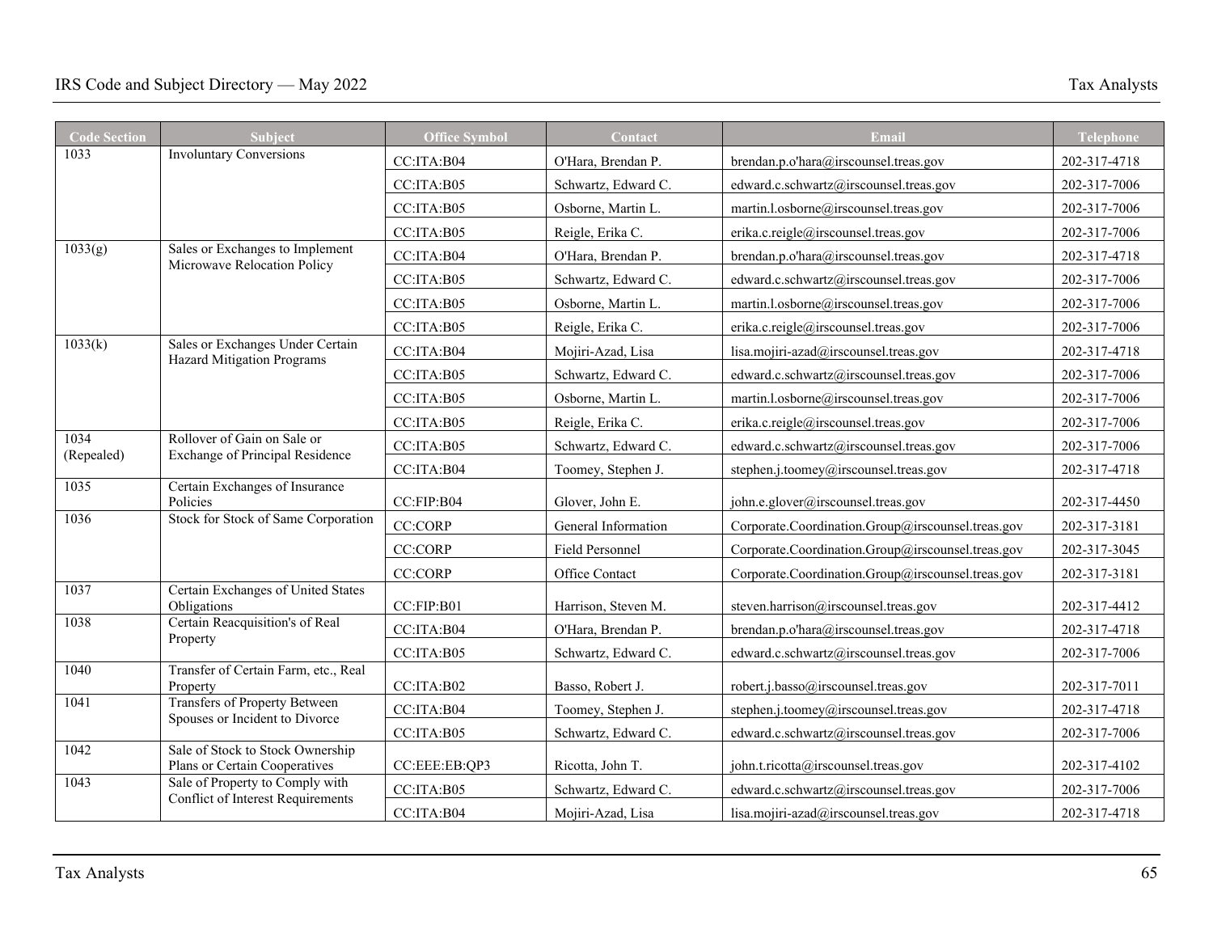| Code Section | Subject | Office Symbol | Contact | Email | Telephone |
|---|---|---|---|---|---|
| 1033 | Involuntary Conversions | CC:ITA:B04 | O'Hara, Brendan P. | brendan.p.o'hara@irscounsel.treas.gov | 202-317-4718 |
| | | CC:ITA:B05 | Schwartz, Edward C. | edward.c.schwartz@irscounsel.treas.gov | 202-317-7006 |
| | | CC:ITA:B05 | Osborne, Martin L. | martin.l.osborne@irscounsel.treas.gov | 202-317-7006 |
| | | CC:ITA:B05 | Reigle, Erika C. | erika.c.reigle@irscounsel.treas.gov | 202-317-7006 |
| 1033(g) | Sales or Exchanges to Implement Microwave Relocation Policy | CC:ITA:B04 | O'Hara, Brendan P. | brendan.p.o'hara@irscounsel.treas.gov | 202-317-4718 |
| | | CC:ITA:B05 | Schwartz, Edward C. | edward.c.schwartz@irscounsel.treas.gov | 202-317-7006 |
| | | CC:ITA:B05 | Osborne, Martin L. | martin.l.osborne@irscounsel.treas.gov | 202-317-7006 |
| | | CC:ITA:B05 | Reigle, Erika C. | erika.c.reigle@irscounsel.treas.gov | 202-317-7006 |
| 1033(k) | Sales or Exchanges Under Certain Hazard Mitigation Programs | CC:ITA:B04 | Mojiri-Azad, Lisa | lisa.mojiri-azad@irscounsel.treas.gov | 202-317-4718 |
| | | CC:ITA:B05 | Schwartz, Edward C. | edward.c.schwartz@irscounsel.treas.gov | 202-317-7006 |
| | | CC:ITA:B05 | Osborne, Martin L. | martin.l.osborne@irscounsel.treas.gov | 202-317-7006 |
| | | CC:ITA:B05 | Reigle, Erika C. | erika.c.reigle@irscounsel.treas.gov | 202-317-7006 |
| 1034 (Repealed) | Rollover of Gain on Sale or Exchange of Principal Residence | CC:ITA:B05 | Schwartz, Edward C. | edward.c.schwartz@irscounsel.treas.gov | 202-317-7006 |
| | | CC:ITA:B04 | Toomey, Stephen J. | stephen.j.toomey@irscounsel.treas.gov | 202-317-4718 |
| 1035 | Certain Exchanges of Insurance Policies | CC:FIP:B04 | Glover, John E. | john.e.glover@irscounsel.treas.gov | 202-317-4450 |
| 1036 | Stock for Stock of Same Corporation | CC:CORP | General Information | Corporate.Coordination.Group@irscounsel.treas.gov | 202-317-3181 |
| | | CC:CORP | Field Personnel | Corporate.Coordination.Group@irscounsel.treas.gov | 202-317-3045 |
| | | CC:CORP | Office Contact | Corporate.Coordination.Group@irscounsel.treas.gov | 202-317-3181 |
| 1037 | Certain Exchanges of United States Obligations | CC:FIP:B01 | Harrison, Steven M. | steven.harrison@irscounsel.treas.gov | 202-317-4412 |
| 1038 | Certain Reacquisition's of Real Property | CC:ITA:B04 | O'Hara, Brendan P. | brendan.p.o'hara@irscounsel.treas.gov | 202-317-4718 |
| | | CC:ITA:B05 | Schwartz, Edward C. | edward.c.schwartz@irscounsel.treas.gov | 202-317-7006 |
| 1040 | Transfer of Certain Farm, etc., Real Property | CC:ITA:B02 | Basso, Robert J. | robert.j.basso@irscounsel.treas.gov | 202-317-7011 |
| 1041 | Transfers of Property Between Spouses or Incident to Divorce | CC:ITA:B04 | Toomey, Stephen J. | stephen.j.toomey@irscounsel.treas.gov | 202-317-4718 |
| | | CC:ITA:B05 | Schwartz, Edward C. | edward.c.schwartz@irscounsel.treas.gov | 202-317-7006 |
| 1042 | Sale of Stock to Stock Ownership Plans or Certain Cooperatives | CC:EEE:EB:QP3 | Ricotta, John T. | john.t.ricotta@irscounsel.treas.gov | 202-317-4102 |
| 1043 | Sale of Property to Comply with Conflict of Interest Requirements | CC:ITA:B05 | Schwartz, Edward C. | edward.c.schwartz@irscounsel.treas.gov | 202-317-7006 |
| | | CC:ITA:B04 | Mojiri-Azad, Lisa | lisa.mojiri-azad@irscounsel.treas.gov | 202-317-4718 |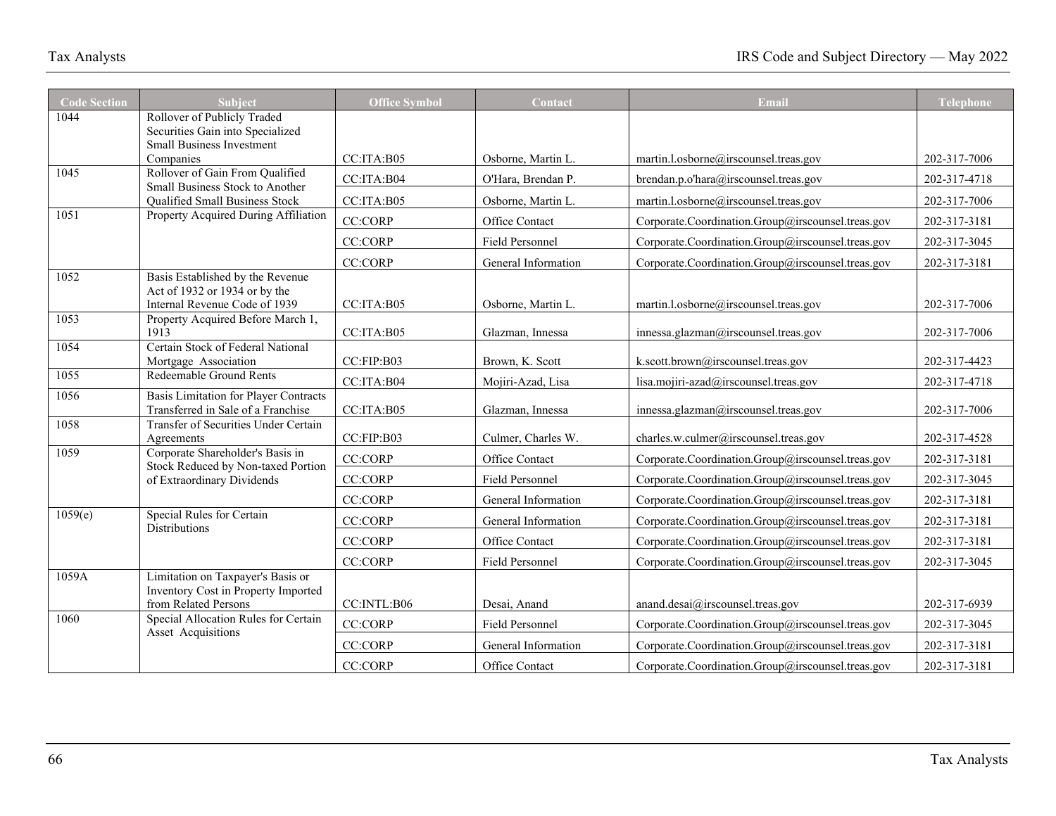| Code Section | Subject | Office Symbol | Contact | Email | Telephone |
|---|---|---|---|---|---|
| 1044 | Rollover of Publicly Traded Securities Gain into Specialized Small Business Investment Companies | CC:ITA:B05 | Osborne, Martin L. | martin.l.osborne@irscounsel.treas.gov | 202-317-7006 |
| 1045 | Rollover of Gain From Qualified Small Business Stock to Another Qualified Small Business Stock | CC:ITA:B04 | O'Hara, Brendan P. | brendan.p.o'hara@irscounsel.treas.gov | 202-317-4718 |
| | | CC:ITA:B05 | Osborne, Martin L. | martin.l.osborne@irscounsel.treas.gov | 202-317-7006 |
| 1051 | Property Acquired During Affiliation | CC:CORP | Office Contact | Corporate.Coordination.Group@irscounsel.treas.gov | 202-317-3181 |
| | | CC:CORP | Field Personnel | Corporate.Coordination.Group@irscounsel.treas.gov | 202-317-3045 |
| | | CC:CORP | General Information | Corporate.Coordination.Group@irscounsel.treas.gov | 202-317-3181 |
| 1052 | Basis Established by the Revenue Act of 1932 or 1934 or by the Internal Revenue Code of 1939 | CC:ITA:B05 | Osborne, Martin L. | martin.l.osborne@irscounsel.treas.gov | 202-317-7006 |
| 1053 | Property Acquired Before March 1, 1913 | CC:ITA:B05 | Glazman, Innessa | innessa.glazman@irscounsel.treas.gov | 202-317-7006 |
| 1054 | Certain Stock of Federal National Mortgage Association | CC:FIP:B03 | Brown, K. Scott | k.scott.brown@irscounsel.treas.gov | 202-317-4423 |
| 1055 | Redeemable Ground Rents | CC:ITA:B04 | Mojiri-Azad, Lisa | lisa.mojiri-azad@irscounsel.treas.gov | 202-317-4718 |
| 1056 | Basis Limitation for Player Contracts Transferred in Sale of a Franchise | CC:ITA:B05 | Glazman, Innessa | innessa.glazman@irscounsel.treas.gov | 202-317-7006 |
| 1058 | Transfer of Securities Under Certain Agreements | CC:FIP:B03 | Culmer, Charles W. | charles.w.culmer@irscounsel.treas.gov | 202-317-4528 |
| 1059 | Corporate Shareholder's Basis in Stock Reduced by Non-taxed Portion of Extraordinary Dividends | CC:CORP | Office Contact | Corporate.Coordination.Group@irscounsel.treas.gov | 202-317-3181 |
| | | CC:CORP | Field Personnel | Corporate.Coordination.Group@irscounsel.treas.gov | 202-317-3045 |
| | | CC:CORP | General Information | Corporate.Coordination.Group@irscounsel.treas.gov | 202-317-3181 |
| 1059(e) | Special Rules for Certain Distributions | CC:CORP | General Information | Corporate.Coordination.Group@irscounsel.treas.gov | 202-317-3181 |
| | | CC:CORP | Office Contact | Corporate.Coordination.Group@irscounsel.treas.gov | 202-317-3181 |
| | | CC:CORP | Field Personnel | Corporate.Coordination.Group@irscounsel.treas.gov | 202-317-3045 |
| 1059A | Limitation on Taxpayer's Basis or Inventory Cost in Property Imported from Related Persons | CC:INTL:B06 | Desai, Anand | anand.desai@irscounsel.treas.gov | 202-317-6939 |
| 1060 | Special Allocation Rules for Certain Asset Acquisitions | CC:CORP | Field Personnel | Corporate.Coordination.Group@irscounsel.treas.gov | 202-317-3045 |
| | | CC:CORP | General Information | Corporate.Coordination.Group@irscounsel.treas.gov | 202-317-3181 |
| | | CC:CORP | Office Contact | Corporate.Coordination.Group@irscounsel.treas.gov | 202-317-3181 |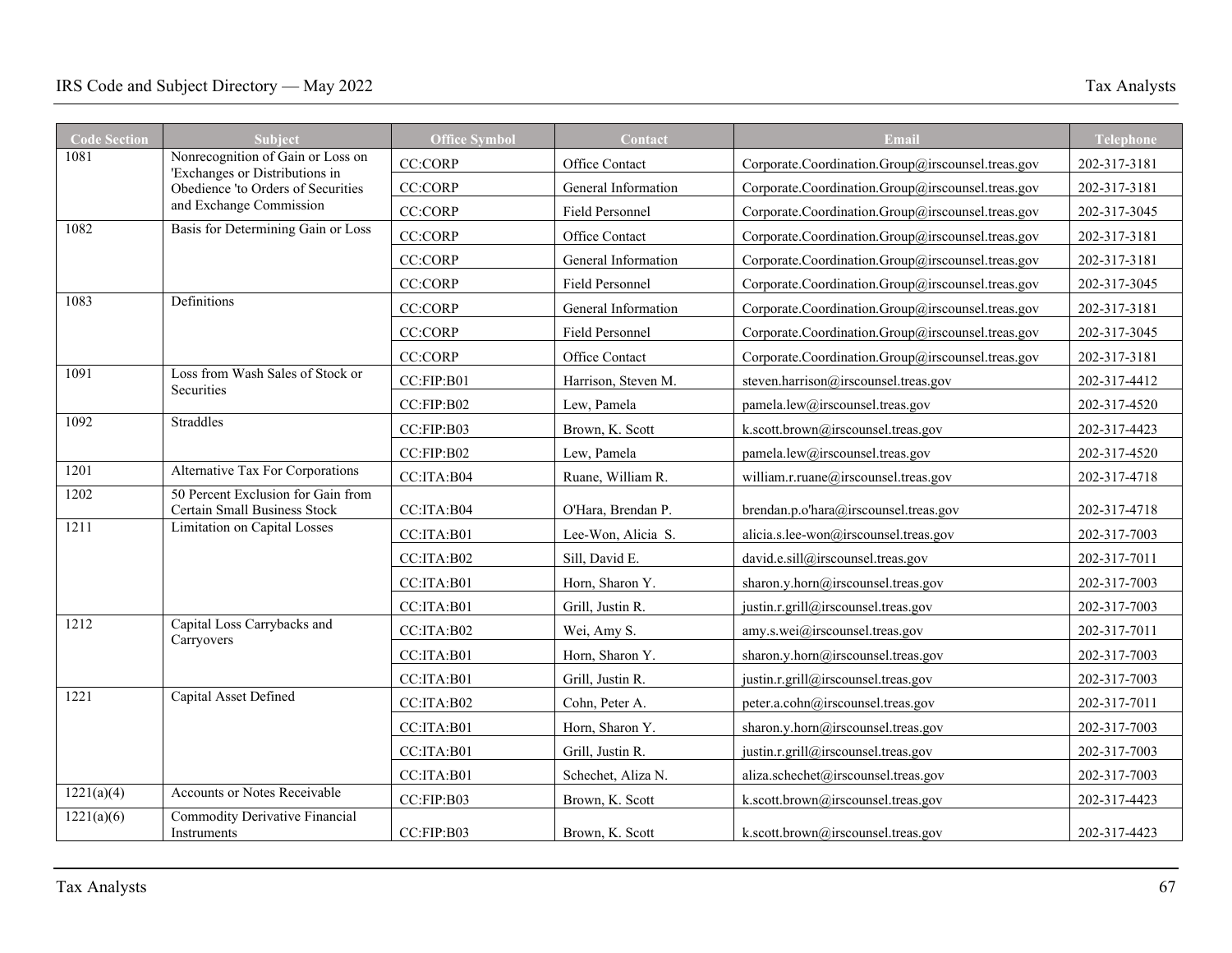| Code Section | Subject | Office Symbol | Contact | Email | Telephone |
| --- | --- | --- | --- | --- | --- |
| 1081 | Nonrecognition of Gain or Loss on 'Exchanges or Distributions in Obedience 'to Orders of Securities and Exchange Commission | CC:CORP | Office Contact | Corporate.Coordination.Group@irscounsel.treas.gov | 202-317-3181 |
| | | CC:CORP | General Information | Corporate.Coordination.Group@irscounsel.treas.gov | 202-317-3181 |
| | | CC:CORP | Field Personnel | Corporate.Coordination.Group@irscounsel.treas.gov | 202-317-3045 |
| 1082 | Basis for Determining Gain or Loss | CC:CORP | Office Contact | Corporate.Coordination.Group@irscounsel.treas.gov | 202-317-3181 |
| | | CC:CORP | General Information | Corporate.Coordination.Group@irscounsel.treas.gov | 202-317-3181 |
| | | CC:CORP | Field Personnel | Corporate.Coordination.Group@irscounsel.treas.gov | 202-317-3045 |
| 1083 | Definitions | CC:CORP | General Information | Corporate.Coordination.Group@irscounsel.treas.gov | 202-317-3181 |
| | | CC:CORP | Field Personnel | Corporate.Coordination.Group@irscounsel.treas.gov | 202-317-3045 |
| | | CC:CORP | Office Contact | Corporate.Coordination.Group@irscounsel.treas.gov | 202-317-3181 |
| 1091 | Loss from Wash Sales of Stock or Securities | CC:FIP:B01 | Harrison, Steven M. | steven.harrison@irscounsel.treas.gov | 202-317-4412 |
| | | CC:FIP:B02 | Lew, Pamela | pamela.lew@irscounsel.treas.gov | 202-317-4520 |
| 1092 | Straddles | CC:FIP:B03 | Brown, K. Scott | k.scott.brown@irscounsel.treas.gov | 202-317-4423 |
| | | CC:FIP:B02 | Lew, Pamela | pamela.lew@irscounsel.treas.gov | 202-317-4520 |
| 1201 | Alternative Tax For Corporations | CC:ITA:B04 | Ruane, William R. | william.r.ruane@irscounsel.treas.gov | 202-317-4718 |
| 1202 | 50 Percent Exclusion for Gain from Certain Small Business Stock | CC:ITA:B04 | O'Hara, Brendan P. | brendan.p.o'hara@irscounsel.treas.gov | 202-317-4718 |
| 1211 | Limitation on Capital Losses | CC:ITA:B01 | Lee-Won, Alicia S. | alicia.s.lee-won@irscounsel.treas.gov | 202-317-7003 |
| | | CC:ITA:B02 | Sill, David E. | david.e.sill@irscounsel.treas.gov | 202-317-7011 |
| | | CC:ITA:B01 | Horn, Sharon Y. | sharon.y.horn@irscounsel.treas.gov | 202-317-7003 |
| | | CC:ITA:B01 | Grill, Justin R. | justin.r.grill@irscounsel.treas.gov | 202-317-7003 |
| 1212 | Capital Loss Carrybacks and Carryovers | CC:ITA:B02 | Wei, Amy S. | amy.s.wei@irscounsel.treas.gov | 202-317-7011 |
| | | CC:ITA:B01 | Horn, Sharon Y. | sharon.y.horn@irscounsel.treas.gov | 202-317-7003 |
| | | CC:ITA:B01 | Grill, Justin R. | justin.r.grill@irscounsel.treas.gov | 202-317-7003 |
| 1221 | Capital Asset Defined | CC:ITA:B02 | Cohn, Peter A. | peter.a.cohn@irscounsel.treas.gov | 202-317-7011 |
| | | CC:ITA:B01 | Horn, Sharon Y. | sharon.y.horn@irscounsel.treas.gov | 202-317-7003 |
| | | CC:ITA:B01 | Grill, Justin R. | justin.r.grill@irscounsel.treas.gov | 202-317-7003 |
| | | CC:ITA:B01 | Schechet, Aliza N. | aliza.schechet@irscounsel.treas.gov | 202-317-7003 |
| 1221(a)(4) | Accounts or Notes Receivable | CC:FIP:B03 | Brown, K. Scott | k.scott.brown@irscounsel.treas.gov | 202-317-4423 |
| 1221(a)(6) | Commodity Derivative Financial Instruments | CC:FIP:B03 | Brown, K. Scott | k.scott.brown@irscounsel.treas.gov | 202-317-4423 |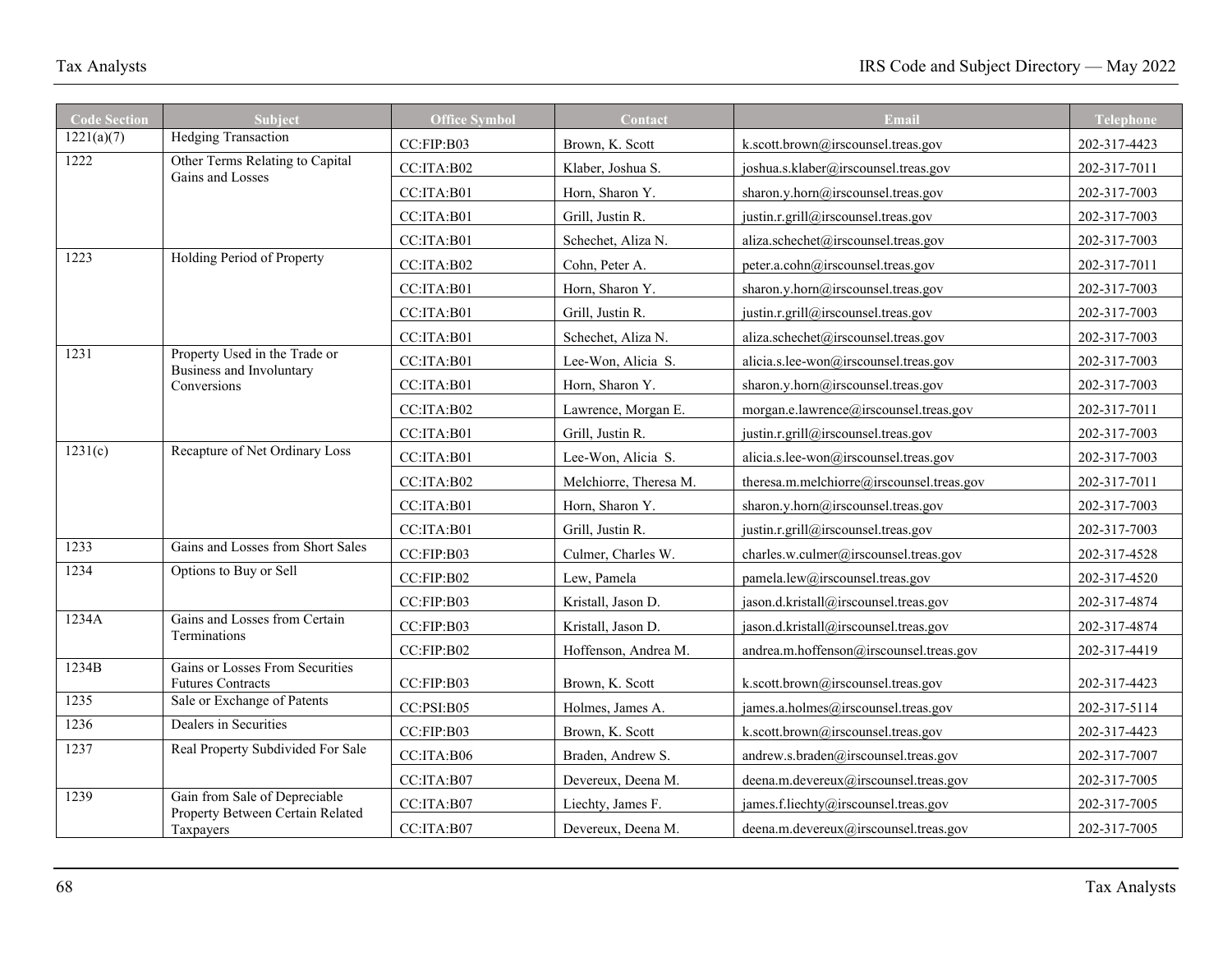| Code Section | Subject | Office Symbol | Contact | Email | Telephone |
|---|---|---|---|---|---|
| 1221(a)(7) | Hedging Transaction | CC:FIP:B03 | Brown, K. Scott | k.scott.brown@irscounsel.treas.gov | 202-317-4423 |
| 1222 | Other Terms Relating to Capital Gains and Losses | CC:ITA:B02 | Klaber, Joshua S. | joshua.s.klaber@irscounsel.treas.gov | 202-317-7011 |
| | | CC:ITA:B01 | Horn, Sharon Y. | sharon.y.horn@irscounsel.treas.gov | 202-317-7003 |
| | | CC:ITA:B01 | Grill, Justin R. | justin.r.grill@irscounsel.treas.gov | 202-317-7003 |
| | | CC:ITA:B01 | Schechet, Aliza N. | aliza.schechet@irscounsel.treas.gov | 202-317-7003 |
| 1223 | Holding Period of Property | CC:ITA:B02 | Cohn, Peter A. | peter.a.cohn@irscounsel.treas.gov | 202-317-7011 |
| | | CC:ITA:B01 | Horn, Sharon Y. | sharon.y.horn@irscounsel.treas.gov | 202-317-7003 |
| | | CC:ITA:B01 | Grill, Justin R. | justin.r.grill@irscounsel.treas.gov | 202-317-7003 |
| | | CC:ITA:B01 | Schechet, Aliza N. | aliza.schechet@irscounsel.treas.gov | 202-317-7003 |
| 1231 | Property Used in the Trade or Business and Involuntary Conversions | CC:ITA:B01 | Lee-Won, Alicia S. | alicia.s.lee-won@irscounsel.treas.gov | 202-317-7003 |
| | | CC:ITA:B01 | Horn, Sharon Y. | sharon.y.horn@irscounsel.treas.gov | 202-317-7003 |
| | | CC:ITA:B02 | Lawrence, Morgan E. | morgan.e.lawrence@irscounsel.treas.gov | 202-317-7011 |
| | | CC:ITA:B01 | Grill, Justin R. | justin.r.grill@irscounsel.treas.gov | 202-317-7003 |
| 1231(c) | Recapture of Net Ordinary Loss | CC:ITA:B01 | Lee-Won, Alicia S. | alicia.s.lee-won@irscounsel.treas.gov | 202-317-7003 |
| | | CC:ITA:B02 | Melchiorre, Theresa M. | theresa.m.melchiorre@irscounsel.treas.gov | 202-317-7011 |
| | | CC:ITA:B01 | Horn, Sharon Y. | sharon.y.horn@irscounsel.treas.gov | 202-317-7003 |
| | | CC:ITA:B01 | Grill, Justin R. | justin.r.grill@irscounsel.treas.gov | 202-317-7003 |
| 1233 | Gains and Losses from Short Sales | CC:FIP:B03 | Culmer, Charles W. | charles.w.culmer@irscounsel.treas.gov | 202-317-4528 |
| 1234 | Options to Buy or Sell | CC:FIP:B02 | Lew, Pamela | pamela.lew@irscounsel.treas.gov | 202-317-4520 |
| | | CC:FIP:B03 | Kristall, Jason D. | jason.d.kristall@irscounsel.treas.gov | 202-317-4874 |
| 1234A | Gains and Losses from Certain Terminations | CC:FIP:B03 | Kristall, Jason D. | jason.d.kristall@irscounsel.treas.gov | 202-317-4874 |
| | | CC:FIP:B02 | Hoffenson, Andrea M. | andrea.m.hoffenson@irscounsel.treas.gov | 202-317-4419 |
| 1234B | Gains or Losses From Securities Futures Contracts | CC:FIP:B03 | Brown, K. Scott | k.scott.brown@irscounsel.treas.gov | 202-317-4423 |
| 1235 | Sale or Exchange of Patents | CC:PSI:B05 | Holmes, James A. | james.a.holmes@irscounsel.treas.gov | 202-317-5114 |
| 1236 | Dealers in Securities | CC:FIP:B03 | Brown, K. Scott | k.scott.brown@irscounsel.treas.gov | 202-317-4423 |
| 1237 | Real Property Subdivided For Sale | CC:ITA:B06 | Braden, Andrew S. | andrew.s.braden@irscounsel.treas.gov | 202-317-7007 |
| | | CC:ITA:B07 | Devereux, Deena M. | deena.m.devereux@irscounsel.treas.gov | 202-317-7005 |
| 1239 | Gain from Sale of Depreciable Property Between Certain Related Taxpayers | CC:ITA:B07 | Liechty, James F. | james.f.liechty@irscounsel.treas.gov | 202-317-7005 |
| | | CC:ITA:B07 | Devereux, Deena M. | deena.m.devereux@irscounsel.treas.gov | 202-317-7005 |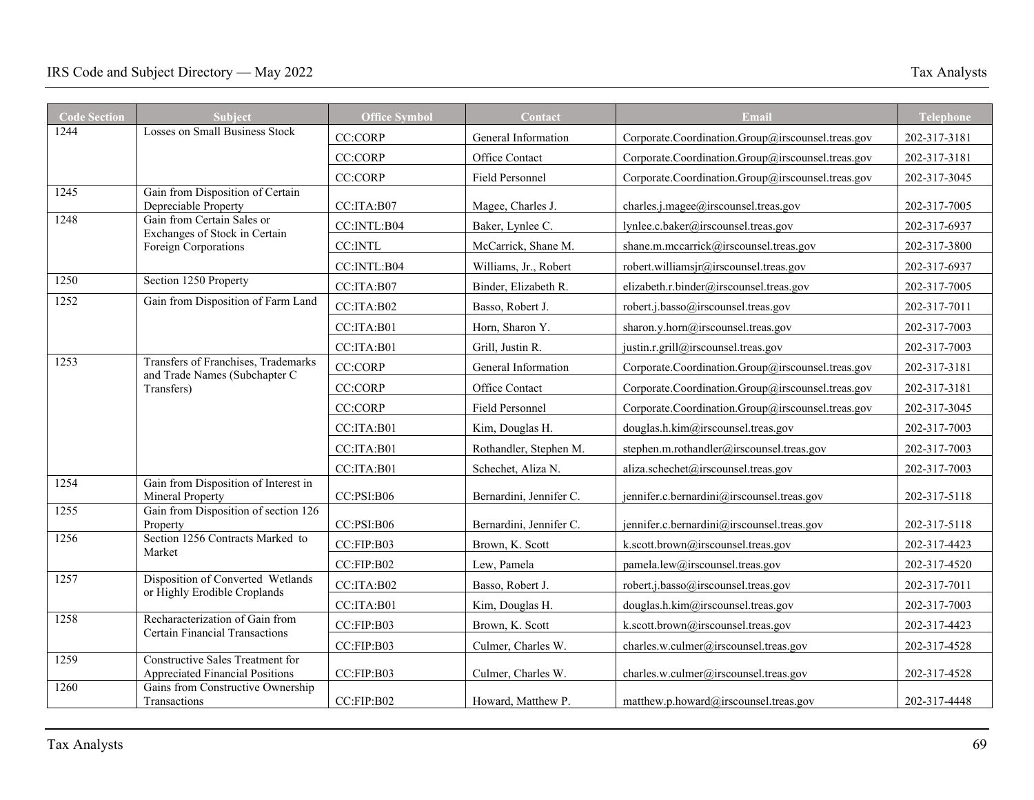| Code Section | Subject | Office Symbol | Contact | Email | Telephone |
|---|---|---|---|---|---|
| 1244 | Losses on Small Business Stock | CC:CORP | General Information | Corporate.Coordination.Group@irscounsel.treas.gov | 202-317-3181 |
| | | CC:CORP | Office Contact | Corporate.Coordination.Group@irscounsel.treas.gov | 202-317-3181 |
| | | CC:CORP | Field Personnel | Corporate.Coordination.Group@irscounsel.treas.gov | 202-317-3045 |
| 1245 | Gain from Disposition of Certain Depreciable Property | CC:ITA:B07 | Magee, Charles J. | charles.j.magee@irscounsel.treas.gov | 202-317-7005 |
| 1248 | Gain from Certain Sales or Exchanges of Stock in Certain Foreign Corporations | CC:INTL:B04 | Baker, Lynlee C. | lynlee.c.baker@irscounsel.treas.gov | 202-317-6937 |
| | | CC:INTL | McCarrick, Shane M. | shane.m.mccarrick@irscounsel.treas.gov | 202-317-3800 |
| | | CC:INTL:B04 | Williams, Jr., Robert | robert.williamsjr@irscounsel.treas.gov | 202-317-6937 |
| 1250 | Section 1250 Property | CC:ITA:B07 | Binder, Elizabeth R. | elizabeth.r.binder@irscounsel.treas.gov | 202-317-7005 |
| 1252 | Gain from Disposition of Farm Land | CC:ITA:B02 | Basso, Robert J. | robert.j.basso@irscounsel.treas.gov | 202-317-7011 |
| | | CC:ITA:B01 | Horn, Sharon Y. | sharon.y.horn@irscounsel.treas.gov | 202-317-7003 |
| | | CC:ITA:B01 | Grill, Justin R. | justin.r.grill@irscounsel.treas.gov | 202-317-7003 |
| 1253 | Transfers of Franchises, Trademarks and Trade Names (Subchapter C Transfers) | CC:CORP | General Information | Corporate.Coordination.Group@irscounsel.treas.gov | 202-317-3181 |
| | | CC:CORP | Office Contact | Corporate.Coordination.Group@irscounsel.treas.gov | 202-317-3181 |
| | | CC:CORP | Field Personnel | Corporate.Coordination.Group@irscounsel.treas.gov | 202-317-3045 |
| | | CC:ITA:B01 | Kim, Douglas H. | douglas.h.kim@irscounsel.treas.gov | 202-317-7003 |
| | | CC:ITA:B01 | Rothandler, Stephen M. | stephen.m.rothandler@irscounsel.treas.gov | 202-317-7003 |
| | | CC:ITA:B01 | Schechet, Aliza N. | aliza.schechet@irscounsel.treas.gov | 202-317-7003 |
| 1254 | Gain from Disposition of Interest in Mineral Property | CC:PSI:B06 | Bernardini, Jennifer C. | jennifer.c.bernardini@irscounsel.treas.gov | 202-317-5118 |
| 1255 | Gain from Disposition of section 126 Property | CC:PSI:B06 | Bernardini, Jennifer C. | jennifer.c.bernardini@irscounsel.treas.gov | 202-317-5118 |
| 1256 | Section 1256 Contracts Marked to Market | CC:FIP:B03 | Brown, K. Scott | k.scott.brown@irscounsel.treas.gov | 202-317-4423 |
| | | CC:FIP:B02 | Lew, Pamela | pamela.lew@irscounsel.treas.gov | 202-317-4520 |
| 1257 | Disposition of Converted Wetlands or Highly Erodible Croplands | CC:ITA:B02 | Basso, Robert J. | robert.j.basso@irscounsel.treas.gov | 202-317-7011 |
| | | CC:ITA:B01 | Kim, Douglas H. | douglas.h.kim@irscounsel.treas.gov | 202-317-7003 |
| 1258 | Recharacterization of Gain from Certain Financial Transactions | CC:FIP:B03 | Brown, K. Scott | k.scott.brown@irscounsel.treas.gov | 202-317-4423 |
| | | CC:FIP:B03 | Culmer, Charles W. | charles.w.culmer@irscounsel.treas.gov | 202-317-4528 |
| 1259 | Constructive Sales Treatment for Appreciated Financial Positions | CC:FIP:B03 | Culmer, Charles W. | charles.w.culmer@irscounsel.treas.gov | 202-317-4528 |
| 1260 | Gains from Constructive Ownership Transactions | CC:FIP:B02 | Howard, Matthew P. | matthew.p.howard@irscounsel.treas.gov | 202-317-4448 |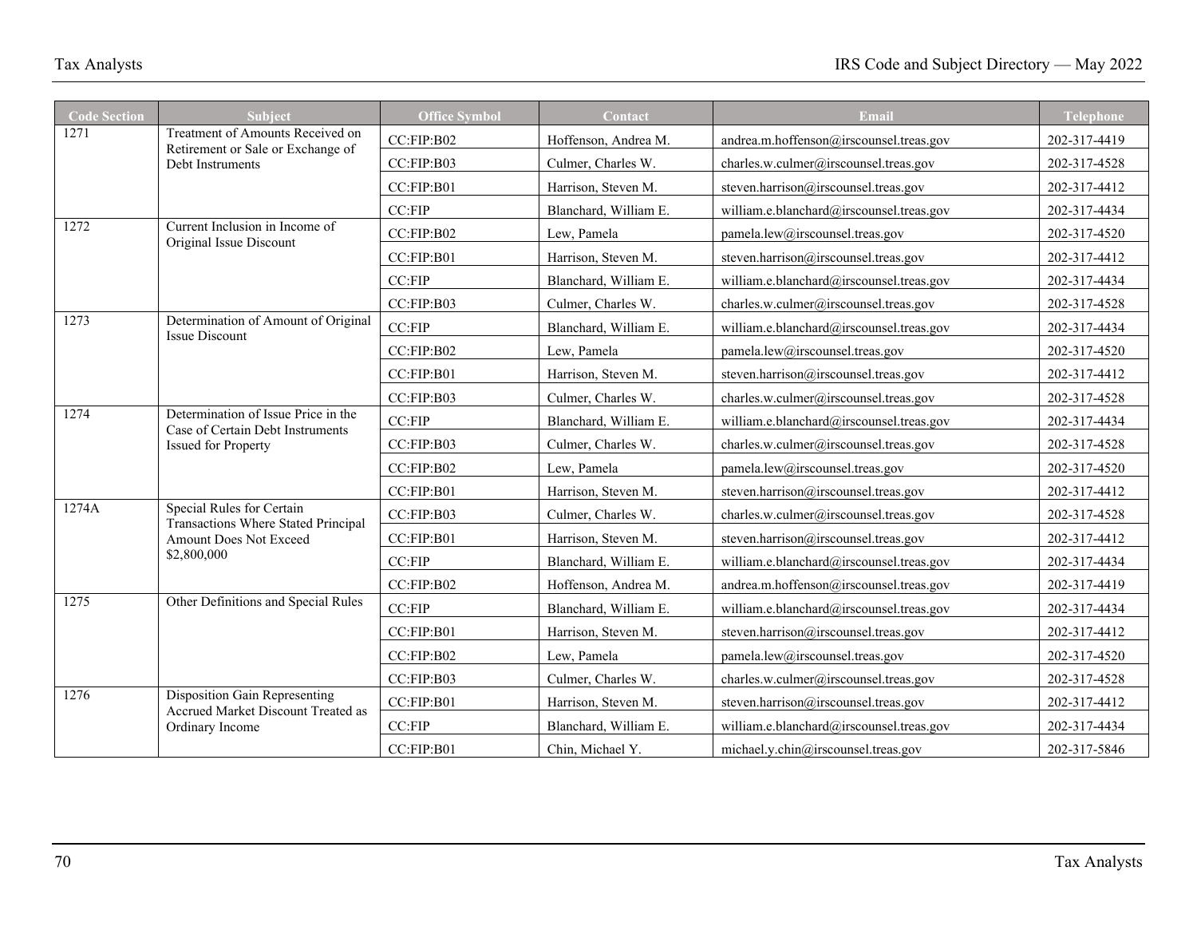| Code Section | Subject | Office Symbol | Contact | Email | Telephone |
|---|---|---|---|---|---|
| 1271 | Treatment of Amounts Received on Retirement or Sale or Exchange of Debt Instruments | CC:FIP:B02 | Hoffenson, Andrea M. | andrea.m.hoffenson@irscounsel.treas.gov | 202-317-4419 |
| | | CC:FIP:B03 | Culmer, Charles W. | charles.w.culmer@irscounsel.treas.gov | 202-317-4528 |
| | | CC:FIP:B01 | Harrison, Steven M. | steven.harrison@irscounsel.treas.gov | 202-317-4412 |
| | | CC:FIP | Blanchard, William E. | william.e.blanchard@irscounsel.treas.gov | 202-317-4434 |
| 1272 | Current Inclusion in Income of Original Issue Discount | CC:FIP:B02 | Lew, Pamela | pamela.lew@irscounsel.treas.gov | 202-317-4520 |
| | | CC:FIP:B01 | Harrison, Steven M. | steven.harrison@irscounsel.treas.gov | 202-317-4412 |
| | | CC:FIP | Blanchard, William E. | william.e.blanchard@irscounsel.treas.gov | 202-317-4434 |
| | | CC:FIP:B03 | Culmer, Charles W. | charles.w.culmer@irscounsel.treas.gov | 202-317-4528 |
| 1273 | Determination of Amount of Original Issue Discount | CC:FIP | Blanchard, William E. | william.e.blanchard@irscounsel.treas.gov | 202-317-4434 |
| | | CC:FIP:B02 | Lew, Pamela | pamela.lew@irscounsel.treas.gov | 202-317-4520 |
| | | CC:FIP:B01 | Harrison, Steven M. | steven.harrison@irscounsel.treas.gov | 202-317-4412 |
| | | CC:FIP:B03 | Culmer, Charles W. | charles.w.culmer@irscounsel.treas.gov | 202-317-4528 |
| 1274 | Determination of Issue Price in the Case of Certain Debt Instruments Issued for Property | CC:FIP | Blanchard, William E. | william.e.blanchard@irscounsel.treas.gov | 202-317-4434 |
| | | CC:FIP:B03 | Culmer, Charles W. | charles.w.culmer@irscounsel.treas.gov | 202-317-4528 |
| | | CC:FIP:B02 | Lew, Pamela | pamela.lew@irscounsel.treas.gov | 202-317-4520 |
| | | CC:FIP:B01 | Harrison, Steven M. | steven.harrison@irscounsel.treas.gov | 202-317-4412 |
| 1274A | Special Rules for Certain Transactions Where Stated Principal Amount Does Not Exceed $2,800,000 | CC:FIP:B03 | Culmer, Charles W. | charles.w.culmer@irscounsel.treas.gov | 202-317-4528 |
| | | CC:FIP:B01 | Harrison, Steven M. | steven.harrison@irscounsel.treas.gov | 202-317-4412 |
| | | CC:FIP | Blanchard, William E. | william.e.blanchard@irscounsel.treas.gov | 202-317-4434 |
| | | CC:FIP:B02 | Hoffenson, Andrea M. | andrea.m.hoffenson@irscounsel.treas.gov | 202-317-4419 |
| 1275 | Other Definitions and Special Rules | CC:FIP | Blanchard, William E. | william.e.blanchard@irscounsel.treas.gov | 202-317-4434 |
| | | CC:FIP:B01 | Harrison, Steven M. | steven.harrison@irscounsel.treas.gov | 202-317-4412 |
| | | CC:FIP:B02 | Lew, Pamela | pamela.lew@irscounsel.treas.gov | 202-317-4520 |
| | | CC:FIP:B03 | Culmer, Charles W. | charles.w.culmer@irscounsel.treas.gov | 202-317-4528 |
| 1276 | Disposition Gain Representing Accrued Market Discount Treated as Ordinary Income | CC:FIP:B01 | Harrison, Steven M. | steven.harrison@irscounsel.treas.gov | 202-317-4412 |
| | | CC:FIP | Blanchard, William E. | william.e.blanchard@irscounsel.treas.gov | 202-317-4434 |
| | | CC:FIP:B01 | Chin, Michael Y. | michael.y.chin@irscounsel.treas.gov | 202-317-5846 |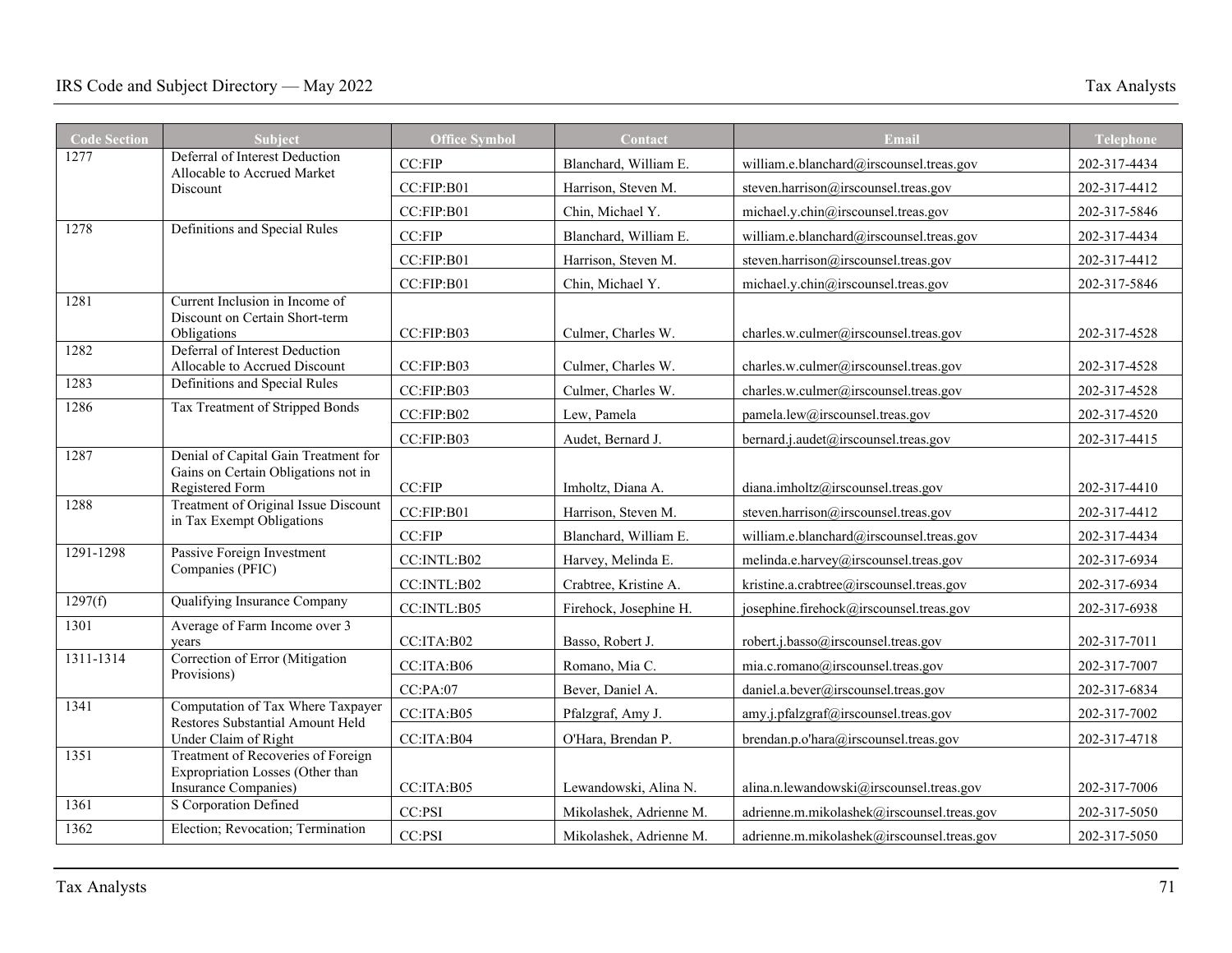| Code Section | Subject | Office Symbol | Contact | Email | Telephone |
|---|---|---|---|---|---|
| 1277 | Deferral of Interest Deduction Allocable to Accrued Market Discount | CC:FIP | Blanchard, William E. | william.e.blanchard@irscounsel.treas.gov | 202-317-4434 |
| | | CC:FIP:B01 | Harrison, Steven M. | steven.harrison@irscounsel.treas.gov | 202-317-4412 |
| | | CC:FIP:B01 | Chin, Michael Y. | michael.y.chin@irscounsel.treas.gov | 202-317-5846 |
| 1278 | Definitions and Special Rules | CC:FIP | Blanchard, William E. | william.e.blanchard@irscounsel.treas.gov | 202-317-4434 |
| | | CC:FIP:B01 | Harrison, Steven M. | steven.harrison@irscounsel.treas.gov | 202-317-4412 |
| | | CC:FIP:B01 | Chin, Michael Y. | michael.y.chin@irscounsel.treas.gov | 202-317-5846 |
| 1281 | Current Inclusion in Income of Discount on Certain Short-term Obligations | CC:FIP:B03 | Culmer, Charles W. | charles.w.culmer@irscounsel.treas.gov | 202-317-4528 |
| 1282 | Deferral of Interest Deduction Allocable to Accrued Discount | CC:FIP:B03 | Culmer, Charles W. | charles.w.culmer@irscounsel.treas.gov | 202-317-4528 |
| 1283 | Definitions and Special Rules | CC:FIP:B03 | Culmer, Charles W. | charles.w.culmer@irscounsel.treas.gov | 202-317-4528 |
| 1286 | Tax Treatment of Stripped Bonds | CC:FIP:B02 | Lew, Pamela | pamela.lew@irscounsel.treas.gov | 202-317-4520 |
| | | CC:FIP:B03 | Audet, Bernard J. | bernard.j.audet@irscounsel.treas.gov | 202-317-4415 |
| 1287 | Denial of Capital Gain Treatment for Gains on Certain Obligations not in Registered Form | CC:FIP | Imholtz, Diana A. | diana.imholtz@irscounsel.treas.gov | 202-317-4410 |
| 1288 | Treatment of Original Issue Discount in Tax Exempt Obligations | CC:FIP:B01 | Harrison, Steven M. | steven.harrison@irscounsel.treas.gov | 202-317-4412 |
| | | CC:FIP | Blanchard, William E. | william.e.blanchard@irscounsel.treas.gov | 202-317-4434 |
| 1291-1298 | Passive Foreign Investment Companies (PFIC) | CC:INTL:B02 | Harvey, Melinda E. | melinda.e.harvey@irscounsel.treas.gov | 202-317-6934 |
| | | CC:INTL:B02 | Crabtree, Kristine A. | kristine.a.crabtree@irscounsel.treas.gov | 202-317-6934 |
| 1297(f) | Qualifying Insurance Company | CC:INTL:B05 | Firehock, Josephine H. | josephine.firehock@irscounsel.treas.gov | 202-317-6938 |
| 1301 | Average of Farm Income over 3 years | CC:ITA:B02 | Basso, Robert J. | robert.j.basso@irscounsel.treas.gov | 202-317-7011 |
| 1311-1314 | Correction of Error (Mitigation Provisions) | CC:ITA:B06 | Romano, Mia C. | mia.c.romano@irscounsel.treas.gov | 202-317-7007 |
| | | CC:PA:07 | Bever, Daniel A. | daniel.a.bever@irscounsel.treas.gov | 202-317-6834 |
| 1341 | Computation of Tax Where Taxpayer Restores Substantial Amount Held Under Claim of Right | CC:ITA:B05 | Pfalzgraf, Amy J. | amy.j.pfalzgraf@irscounsel.treas.gov | 202-317-7002 |
| | | CC:ITA:B04 | O'Hara, Brendan P. | brendan.p.o'hara@irscounsel.treas.gov | 202-317-4718 |
| 1351 | Treatment of Recoveries of Foreign Expropriation Losses (Other than Insurance Companies) | CC:ITA:B05 | Lewandowski, Alina N. | alina.n.lewandowski@irscounsel.treas.gov | 202-317-7006 |
| 1361 | S Corporation Defined | CC:PSI | Mikolashek, Adrienne M. | adrienne.m.mikolashek@irscounsel.treas.gov | 202-317-5050 |
| 1362 | Election; Revocation; Termination | CC:PSI | Mikolashek, Adrienne M. | adrienne.m.mikolashek@irscounsel.treas.gov | 202-317-5050 |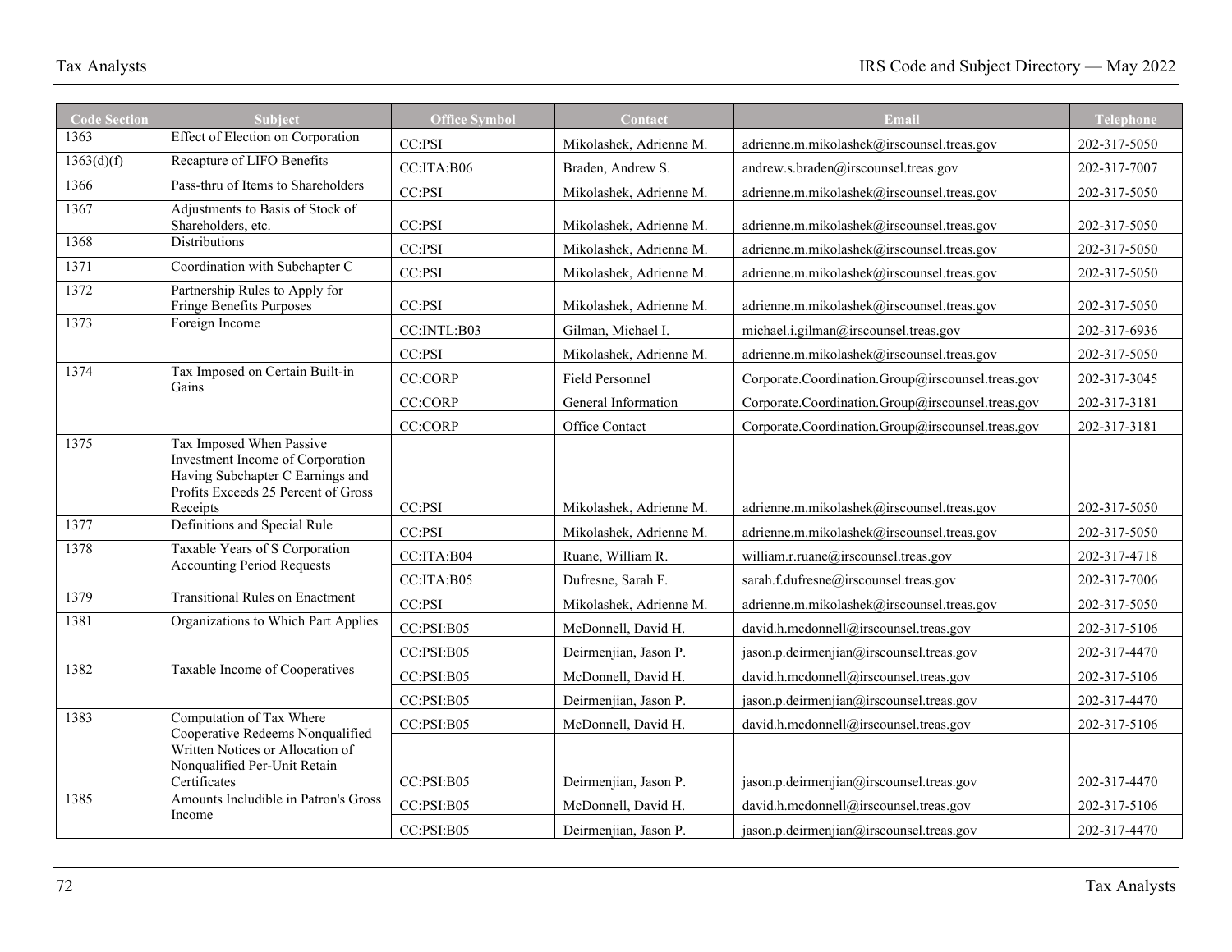| Code Section | Subject | Office Symbol | Contact | Email | Telephone |
|---|---|---|---|---|---|
| 1363 | Effect of Election on Corporation | CC:PSI | Mikolashek, Adrienne M. | adrienne.m.mikolashek@irscounsel.treas.gov | 202-317-5050 |
| 1363(d)(f) | Recapture of LIFO Benefits | CC:ITA:B06 | Braden, Andrew S. | andrew.s.braden@irscounsel.treas.gov | 202-317-7007 |
| 1366 | Pass-thru of Items to Shareholders | CC:PSI | Mikolashek, Adrienne M. | adrienne.m.mikolashek@irscounsel.treas.gov | 202-317-5050 |
| 1367 | Adjustments to Basis of Stock of Shareholders, etc. | CC:PSI | Mikolashek, Adrienne M. | adrienne.m.mikolashek@irscounsel.treas.gov | 202-317-5050 |
| 1368 | Distributions | CC:PSI | Mikolashek, Adrienne M. | adrienne.m.mikolashek@irscounsel.treas.gov | 202-317-5050 |
| 1371 | Coordination with Subchapter C | CC:PSI | Mikolashek, Adrienne M. | adrienne.m.mikolashek@irscounsel.treas.gov | 202-317-5050 |
| 1372 | Partnership Rules to Apply for Fringe Benefits Purposes | CC:PSI | Mikolashek, Adrienne M. | adrienne.m.mikolashek@irscounsel.treas.gov | 202-317-5050 |
| 1373 | Foreign Income | CC:INTL:B03 | Gilman, Michael I. | michael.i.gilman@irscounsel.treas.gov | 202-317-6936 |
| | | CC:PSI | Mikolashek, Adrienne M. | adrienne.m.mikolashek@irscounsel.treas.gov | 202-317-5050 |
| 1374 | Tax Imposed on Certain Built-in Gains | CC:CORP | Field Personnel | Corporate.Coordination.Group@irscounsel.treas.gov | 202-317-3045 |
| | | CC:CORP | General Information | Corporate.Coordination.Group@irscounsel.treas.gov | 202-317-3181 |
| | | CC:CORP | Office Contact | Corporate.Coordination.Group@irscounsel.treas.gov | 202-317-3181 |
| 1375 | Tax Imposed When Passive Investment Income of Corporation Having Subchapter C Earnings and Profits Exceeds 25 Percent of Gross Receipts | CC:PSI | Mikolashek, Adrienne M. | adrienne.m.mikolashek@irscounsel.treas.gov | 202-317-5050 |
| 1377 | Definitions and Special Rule | CC:PSI | Mikolashek, Adrienne M. | adrienne.m.mikolashek@irscounsel.treas.gov | 202-317-5050 |
| 1378 | Taxable Years of S Corporation Accounting Period Requests | CC:ITA:B04 | Ruane, William R. | william.r.ruane@irscounsel.treas.gov | 202-317-4718 |
| | | CC:ITA:B05 | Dufresne, Sarah F. | sarah.f.dufresne@irscounsel.treas.gov | 202-317-7006 |
| 1379 | Transitional Rules on Enactment | CC:PSI | Mikolashek, Adrienne M. | adrienne.m.mikolashek@irscounsel.treas.gov | 202-317-5050 |
| 1381 | Organizations to Which Part Applies | CC:PSI:B05 | McDonnell, David H. | david.h.mcdonnell@irscounsel.treas.gov | 202-317-5106 |
| | | CC:PSI:B05 | Deirmenjian, Jason P. | jason.p.deirmenjian@irscounsel.treas.gov | 202-317-4470 |
| 1382 | Taxable Income of Cooperatives | CC:PSI:B05 | McDonnell, David H. | david.h.mcdonnell@irscounsel.treas.gov | 202-317-5106 |
| | | CC:PSI:B05 | Deirmenjian, Jason P. | jason.p.deirmenjian@irscounsel.treas.gov | 202-317-4470 |
| 1383 | Computation of Tax Where Cooperative Redeems Nonqualified Written Notices or Allocation of Nonqualified Per-Unit Retain Certificates | CC:PSI:B05 | McDonnell, David H. | david.h.mcdonnell@irscounsel.treas.gov | 202-317-5106 |
| | | CC:PSI:B05 | Deirmenjian, Jason P. | jason.p.deirmenjian@irscounsel.treas.gov | 202-317-4470 |
| 1385 | Amounts Includible in Patron's Gross Income | CC:PSI:B05 | McDonnell, David H. | david.h.mcdonnell@irscounsel.treas.gov | 202-317-5106 |
| | | CC:PSI:B05 | Deirmenjian, Jason P. | jason.p.deirmenjian@irscounsel.treas.gov | 202-317-4470 |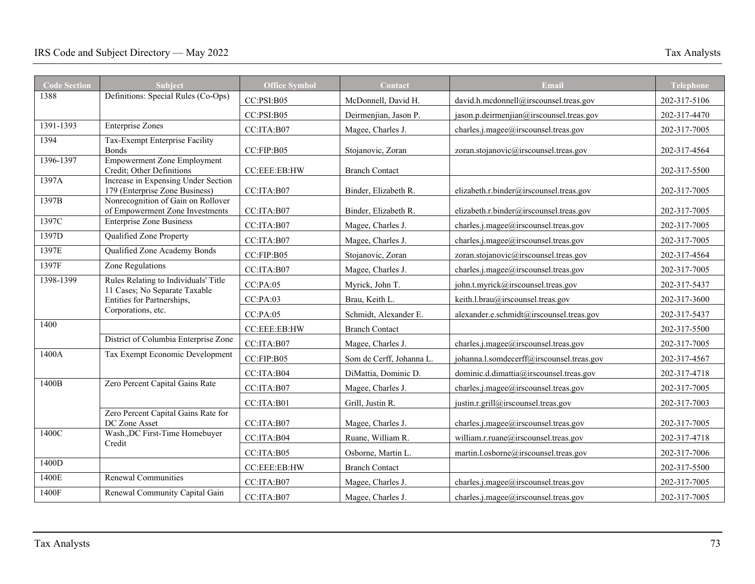| Code Section | Subject | Office Symbol | Contact | Email | Telephone |
| --- | --- | --- | --- | --- | --- |
| 1388 | Definitions: Special Rules (Co-Ops) | CC:PSI:B05 | McDonnell, David H. | david.h.mcdonnell@irscounsel.treas.gov | 202-317-5106 |
| | | CC:PSI:B05 | Deirmenjian, Jason P. | jason.p.deirmenjian@irscounsel.treas.gov | 202-317-4470 |
| 1391-1393 | Enterprise Zones | CC:ITA:B07 | Magee, Charles J. | charles.j.magee@irscounsel.treas.gov | 202-317-7005 |
| 1394 | Tax-Exempt Enterprise Facility Bonds | CC:FIP:B05 | Stojanovic, Zoran | zoran.stojanovic@irscounsel.treas.gov | 202-317-4564 |
| 1396-1397 | Empowerment Zone Employment Credit; Other Definitions | CC:EEE:EB:HW | Branch Contact | | 202-317-5500 |
| 1397A | Increase in Expensing Under Section 179 (Enterprise Zone Business) | CC:ITA:B07 | Binder, Elizabeth R. | elizabeth.r.binder@irscounsel.treas.gov | 202-317-7005 |
| 1397B | Nonrecognition of Gain on Rollover of Empowerment Zone Investments | CC:ITA:B07 | Binder, Elizabeth R. | elizabeth.r.binder@irscounsel.treas.gov | 202-317-7005 |
| 1397C | Enterprise Zone Business | CC:ITA:B07 | Magee, Charles J. | charles.j.magee@irscounsel.treas.gov | 202-317-7005 |
| 1397D | Qualified Zone Property | CC:ITA:B07 | Magee, Charles J. | charles.j.magee@irscounsel.treas.gov | 202-317-7005 |
| 1397E | Qualified Zone Academy Bonds | CC:FIP:B05 | Stojanovic, Zoran | zoran.stojanovic@irscounsel.treas.gov | 202-317-4564 |
| 1397F | Zone Regulations | CC:ITA:B07 | Magee, Charles J. | charles.j.magee@irscounsel.treas.gov | 202-317-7005 |
| 1398-1399 | Rules Relating to Individuals' Title 11 Cases; No Separate Taxable Entities for Partnerships, Corporations, etc. | CC:PA:05 | Myrick, John T. | john.t.myrick@irscounsel.treas.gov | 202-317-5437 |
| | | CC:PA:03 | Brau, Keith L. | keith.l.brau@irscounsel.treas.gov | 202-317-3600 |
| | | CC:PA:05 | Schmidt, Alexander E. | alexander.e.schmidt@irscounsel.treas.gov | 202-317-5437 |
| 1400 | | CC:EEE:EB:HW | Branch Contact | | 202-317-5500 |
| | District of Columbia Enterprise Zone | CC:ITA:B07 | Magee, Charles J. | charles.j.magee@irscounsel.treas.gov | 202-317-7005 |
| 1400A | Tax Exempt Economic Development | CC:FIP:B05 | Som de Cerff, Johanna L. | johanna.l.somdecerff@irscounsel.treas.gov | 202-317-4567 |
| | | CC:ITA:B04 | DiMattia, Dominic D. | dominic.d.dimattia@irscounsel.treas.gov | 202-317-4718 |
| 1400B | Zero Percent Capital Gains Rate | CC:ITA:B07 | Magee, Charles J. | charles.j.magee@irscounsel.treas.gov | 202-317-7005 |
| | | CC:ITA:B01 | Grill, Justin R. | justin.r.grill@irscounsel.treas.gov | 202-317-7003 |
| | Zero Percent Capital Gains Rate for DC Zone Asset | CC:ITA:B07 | Magee, Charles J. | charles.j.magee@irscounsel.treas.gov | 202-317-7005 |
| 1400C | Wash.,DC First-Time Homebuyer Credit | CC:ITA:B04 | Ruane, William R. | william.r.ruane@irscounsel.treas.gov | 202-317-4718 |
| | | CC:ITA:B05 | Osborne, Martin L. | martin.l.osborne@irscounsel.treas.gov | 202-317-7006 |
| 1400D | | CC:EEE:EB:HW | Branch Contact | | 202-317-5500 |
| 1400E | Renewal Communities | CC:ITA:B07 | Magee, Charles J. | charles.j.magee@irscounsel.treas.gov | 202-317-7005 |
| 1400F | Renewal Community Capital Gain | CC:ITA:B07 | Magee, Charles J. | charles.j.magee@irscounsel.treas.gov | 202-317-7005 |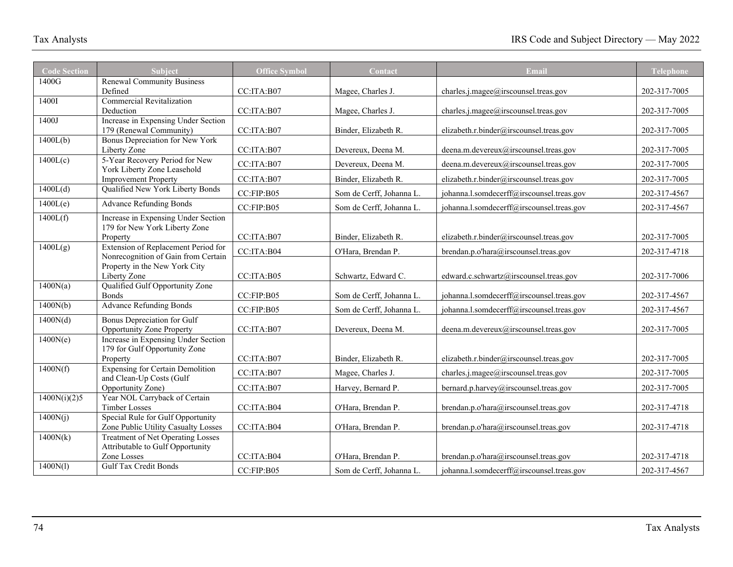| Code Section | Subject | Office Symbol | Contact | Email | Telephone |
|---|---|---|---|---|---|
| 1400G | Renewal Community Business Defined | CC:ITA:B07 | Magee, Charles J. | charles.j.magee@irscounsel.treas.gov | 202-317-7005 |
| 1400I | Commercial Revitalization Deduction | CC:ITA:B07 | Magee, Charles J. | charles.j.magee@irscounsel.treas.gov | 202-317-7005 |
| 1400J | Increase in Expensing Under Section 179 (Renewal Community) | CC:ITA:B07 | Binder, Elizabeth R. | elizabeth.r.binder@irscounsel.treas.gov | 202-317-7005 |
| 1400L(b) | Bonus Depreciation for New York Liberty Zone | CC:ITA:B07 | Devereux, Deena M. | deena.m.devereux@irscounsel.treas.gov | 202-317-7005 |
| 1400L(c) | 5-Year Recovery Period for New York Liberty Zone Leasehold Improvement Property | CC:ITA:B07 | Devereux, Deena M. | deena.m.devereux@irscounsel.treas.gov | 202-317-7005 |
| | | CC:ITA:B07 | Binder, Elizabeth R. | elizabeth.r.binder@irscounsel.treas.gov | 202-317-7005 |
| 1400L(d) | Qualified New York Liberty Bonds | CC:FIP:B05 | Som de Cerff, Johanna L. | johanna.l.somdecerff@irscounsel.treas.gov | 202-317-4567 |
| 1400L(e) | Advance Refunding Bonds | CC:FIP:B05 | Som de Cerff, Johanna L. | johanna.l.somdecerff@irscounsel.treas.gov | 202-317-4567 |
| 1400L(f) | Increase in Expensing Under Section 179 for New York Liberty Zone Property | CC:ITA:B07 | Binder, Elizabeth R. | elizabeth.r.binder@irscounsel.treas.gov | 202-317-7005 |
| 1400L(g) | Extension of Replacement Period for Nonrecognition of Gain from Certain Property in the New York City Liberty Zone | CC:ITA:B04 | O'Hara, Brendan P. | brendan.p.o'hara@irscounsel.treas.gov | 202-317-4718 |
| | | CC:ITA:B05 | Schwartz, Edward C. | edward.c.schwartz@irscounsel.treas.gov | 202-317-7006 |
| 1400N(a) | Qualified Gulf Opportunity Zone Bonds | CC:FIP:B05 | Som de Cerff, Johanna L. | johanna.l.somdecerff@irscounsel.treas.gov | 202-317-4567 |
| 1400N(b) | Advance Refunding Bonds | CC:FIP:B05 | Som de Cerff, Johanna L. | johanna.l.somdecerff@irscounsel.treas.gov | 202-317-4567 |
| 1400N(d) | Bonus Depreciation for Gulf Opportunity Zone Property | CC:ITA:B07 | Devereux, Deena M. | deena.m.devereux@irscounsel.treas.gov | 202-317-7005 |
| 1400N(e) | Increase in Expensing Under Section 179 for Gulf Opportunity Zone Property | CC:ITA:B07 | Binder, Elizabeth R. | elizabeth.r.binder@irscounsel.treas.gov | 202-317-7005 |
| 1400N(f) | Expensing for Certain Demolition and Clean-Up Costs (Gulf Opportunity Zone) | CC:ITA:B07 | Magee, Charles J. | charles.j.magee@irscounsel.treas.gov | 202-317-7005 |
| | | CC:ITA:B07 | Harvey, Bernard P. | bernard.p.harvey@irscounsel.treas.gov | 202-317-7005 |
| 1400N(i)(2)5 | Year NOL Carryback of Certain Timber Losses | CC:ITA:B04 | O'Hara, Brendan P. | brendan.p.o'hara@irscounsel.treas.gov | 202-317-4718 |
| 1400N(j) | Special Rule for Gulf Opportunity Zone Public Utility Casualty Losses | CC:ITA:B04 | O'Hara, Brendan P. | brendan.p.o'hara@irscounsel.treas.gov | 202-317-4718 |
| 1400N(k) | Treatment of Net Operating Losses Attributable to Gulf Opportunity Zone Losses | CC:ITA:B04 | O'Hara, Brendan P. | brendan.p.o'hara@irscounsel.treas.gov | 202-317-4718 |
| 1400N(l) | Gulf Tax Credit Bonds | CC:FIP:B05 | Som de Cerff, Johanna L. | johanna.l.somdecerff@irscounsel.treas.gov | 202-317-4567 |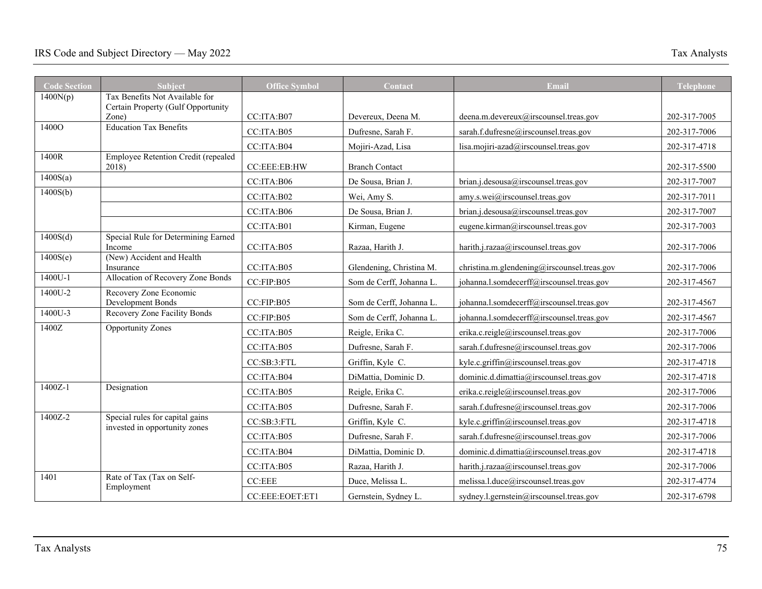| Code Section | Subject | Office Symbol | Contact | Email | Telephone |
|---|---|---|---|---|---|
| 1400N(p) | Tax Benefits Not Available for Certain Property (Gulf Opportunity Zone) | CC:ITA:B07 | Devereux, Deena M. | deena.m.devereux@irscounsel.treas.gov | 202-317-7005 |
| 1400O | Education Tax Benefits | CC:ITA:B05 | Dufresne, Sarah F. | sarah.f.dufresne@irscounsel.treas.gov | 202-317-7006 |
| | | CC:ITA:B04 | Mojiri-Azad, Lisa | lisa.mojiri-azad@irscounsel.treas.gov | 202-317-4718 |
| 1400R | Employee Retention Credit (repealed 2018) | CC:EEE:EB:HW | Branch Contact | | 202-317-5500 |
| 1400S(a) | | CC:ITA:B06 | De Sousa, Brian J. | brian.j.desousa@irscounsel.treas.gov | 202-317-7007 |
| 1400S(b) | | CC:ITA:B02 | Wei, Amy S. | amy.s.wei@irscounsel.treas.gov | 202-317-7011 |
| | | CC:ITA:B06 | De Sousa, Brian J. | brian.j.desousa@irscounsel.treas.gov | 202-317-7007 |
| | | CC:ITA:B01 | Kirman, Eugene | eugene.kirman@irscounsel.treas.gov | 202-317-7003 |
| 1400S(d) | Special Rule for Determining Earned Income | CC:ITA:B05 | Razaa, Harith J. | harith.j.razaa@irscounsel.treas.gov | 202-317-7006 |
| 1400S(e) | (New) Accident and Health Insurance | CC:ITA:B05 | Glendening, Christina M. | christina.m.glendening@irscounsel.treas.gov | 202-317-7006 |
| 1400U-1 | Allocation of Recovery Zone Bonds | CC:FIP:B05 | Som de Cerff, Johanna L. | johanna.l.somdecerff@irscounsel.treas.gov | 202-317-4567 |
| 1400U-2 | Recovery Zone Economic Development Bonds | CC:FIP:B05 | Som de Cerff, Johanna L. | johanna.l.somdecerff@irscounsel.treas.gov | 202-317-4567 |
| 1400U-3 | Recovery Zone Facility Bonds | CC:FIP:B05 | Som de Cerff, Johanna L. | johanna.l.somdecerff@irscounsel.treas.gov | 202-317-4567 |
| 1400Z | Opportunity Zones | CC:ITA:B05 | Reigle, Erika C. | erika.c.reigle@irscounsel.treas.gov | 202-317-7006 |
| | | CC:ITA:B05 | Dufresne, Sarah F. | sarah.f.dufresne@irscounsel.treas.gov | 202-317-7006 |
| | | CC:SB:3:FTL | Griffin, Kyle C. | kyle.c.griffin@irscounsel.treas.gov | 202-317-4718 |
| | | CC:ITA:B04 | DiMattia, Dominic D. | dominic.d.dimattia@irscounsel.treas.gov | 202-317-4718 |
| 1400Z-1 | Designation | CC:ITA:B05 | Reigle, Erika C. | erika.c.reigle@irscounsel.treas.gov | 202-317-7006 |
| | | CC:ITA:B05 | Dufresne, Sarah F. | sarah.f.dufresne@irscounsel.treas.gov | 202-317-7006 |
| 1400Z-2 | Special rules for capital gains invested in opportunity zones | CC:SB:3:FTL | Griffin, Kyle C. | kyle.c.griffin@irscounsel.treas.gov | 202-317-4718 |
| | | CC:ITA:B05 | Dufresne, Sarah F. | sarah.f.dufresne@irscounsel.treas.gov | 202-317-7006 |
| | | CC:ITA:B04 | DiMattia, Dominic D. | dominic.d.dimattia@irscounsel.treas.gov | 202-317-4718 |
| | | CC:ITA:B05 | Razaa, Harith J. | harith.j.razaa@irscounsel.treas.gov | 202-317-7006 |
| 1401 | Rate of Tax (Tax on Self-Employment | CC:EEE | Duce, Melissa L. | melissa.l.duce@irscounsel.treas.gov | 202-317-4774 |
| | | CC:EEE:EOET:ET1 | Gernstein, Sydney L. | sydney.l.gernstein@irscounsel.treas.gov | 202-317-6798 |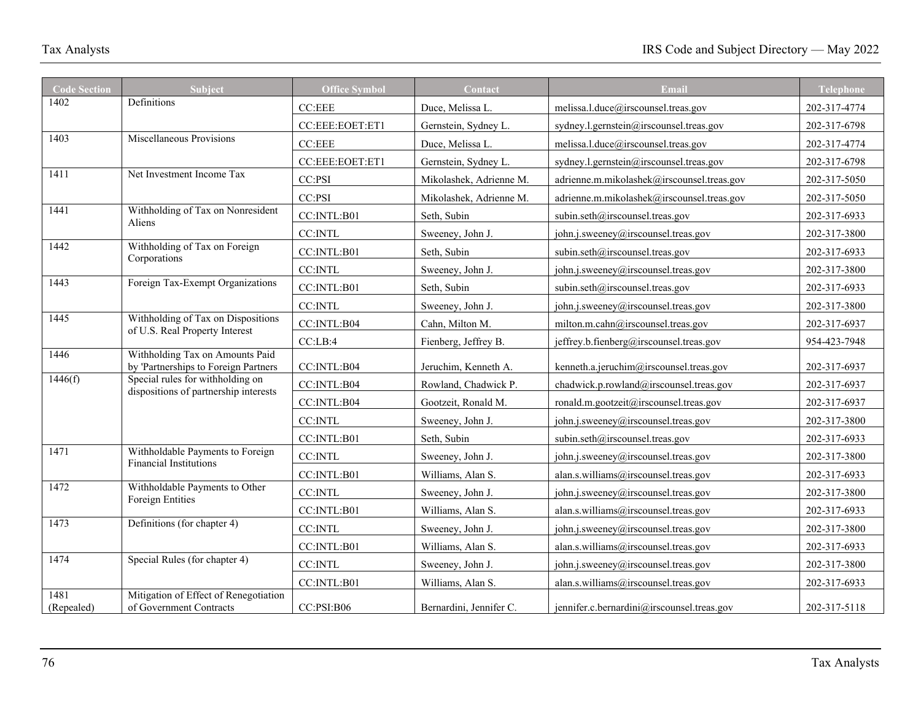| Code Section | Subject | Office Symbol | Contact | Email | Telephone |
|---|---|---|---|---|---|
| 1402 | Definitions | CC:EEE | Duce, Melissa L. | melissa.l.duce@irscounsel.treas.gov | 202-317-4774 |
| | | CC:EEE:EOET:ET1 | Gernstein, Sydney L. | sydney.l.gernstein@irscounsel.treas.gov | 202-317-6798 |
| 1403 | Miscellaneous Provisions | CC:EEE | Duce, Melissa L. | melissa.l.duce@irscounsel.treas.gov | 202-317-4774 |
| | | CC:EEE:EOET:ET1 | Gernstein, Sydney L. | sydney.l.gernstein@irscounsel.treas.gov | 202-317-6798 |
| 1411 | Net Investment Income Tax | CC:PSI | Mikolashek, Adrienne M. | adrienne.m.mikolashek@irscounsel.treas.gov | 202-317-5050 |
| | | CC:PSI | Mikolashek, Adrienne M. | adrienne.m.mikolashek@irscounsel.treas.gov | 202-317-5050 |
| 1441 | Withholding of Tax on Nonresident Aliens | CC:INTL:B01 | Seth, Subin | subin.seth@irscounsel.treas.gov | 202-317-6933 |
| | | CC:INTL | Sweeney, John J. | john.j.sweeney@irscounsel.treas.gov | 202-317-3800 |
| 1442 | Withholding of Tax on Foreign Corporations | CC:INTL:B01 | Seth, Subin | subin.seth@irscounsel.treas.gov | 202-317-6933 |
| | | CC:INTL | Sweeney, John J. | john.j.sweeney@irscounsel.treas.gov | 202-317-3800 |
| 1443 | Foreign Tax-Exempt Organizations | CC:INTL:B01 | Seth, Subin | subin.seth@irscounsel.treas.gov | 202-317-6933 |
| | | CC:INTL | Sweeney, John J. | john.j.sweeney@irscounsel.treas.gov | 202-317-3800 |
| 1445 | Withholding of Tax on Dispositions of U.S. Real Property Interest | CC:INTL:B04 | Cahn, Milton M. | milton.m.cahn@irscounsel.treas.gov | 202-317-6937 |
| | | CC:LB:4 | Fienberg, Jeffrey B. | jeffrey.b.fienberg@irscounsel.treas.gov | 954-423-7948 |
| 1446 | Withholding Tax on Amounts Paid by 'Partnerships to Foreign Partners | CC:INTL:B04 | Jeruchim, Kenneth A. | kenneth.a.jeruchim@irscounsel.treas.gov | 202-317-6937 |
| 1446(f) | Special rules for withholding on dispositions of partnership interests | CC:INTL:B04 | Rowland, Chadwick P. | chadwick.p.rowland@irscounsel.treas.gov | 202-317-6937 |
| | | CC:INTL:B04 | Gootzeit, Ronald M. | ronald.m.gootzeit@irscounsel.treas.gov | 202-317-6937 |
| | | CC:INTL | Sweeney, John J. | john.j.sweeney@irscounsel.treas.gov | 202-317-3800 |
| | | CC:INTL:B01 | Seth, Subin | subin.seth@irscounsel.treas.gov | 202-317-6933 |
| 1471 | Withholdable Payments to Foreign Financial Institutions | CC:INTL | Sweeney, John J. | john.j.sweeney@irscounsel.treas.gov | 202-317-3800 |
| | | CC:INTL:B01 | Williams, Alan S. | alan.s.williams@irscounsel.treas.gov | 202-317-6933 |
| 1472 | Withholdable Payments to Other Foreign Entities | CC:INTL | Sweeney, John J. | john.j.sweeney@irscounsel.treas.gov | 202-317-3800 |
| | | CC:INTL:B01 | Williams, Alan S. | alan.s.williams@irscounsel.treas.gov | 202-317-6933 |
| 1473 | Definitions (for chapter 4) | CC:INTL | Sweeney, John J. | john.j.sweeney@irscounsel.treas.gov | 202-317-3800 |
| | | CC:INTL:B01 | Williams, Alan S. | alan.s.williams@irscounsel.treas.gov | 202-317-6933 |
| 1474 | Special Rules (for chapter 4) | CC:INTL | Sweeney, John J. | john.j.sweeney@irscounsel.treas.gov | 202-317-3800 |
| | | CC:INTL:B01 | Williams, Alan S. | alan.s.williams@irscounsel.treas.gov | 202-317-6933 |
| 1481 (Repealed) | Mitigation of Effect of Renegotiation of Government Contracts | CC:PSI:B06 | Bernardini, Jennifer C. | jennifer.c.bernardini@irscounsel.treas.gov | 202-317-5118 |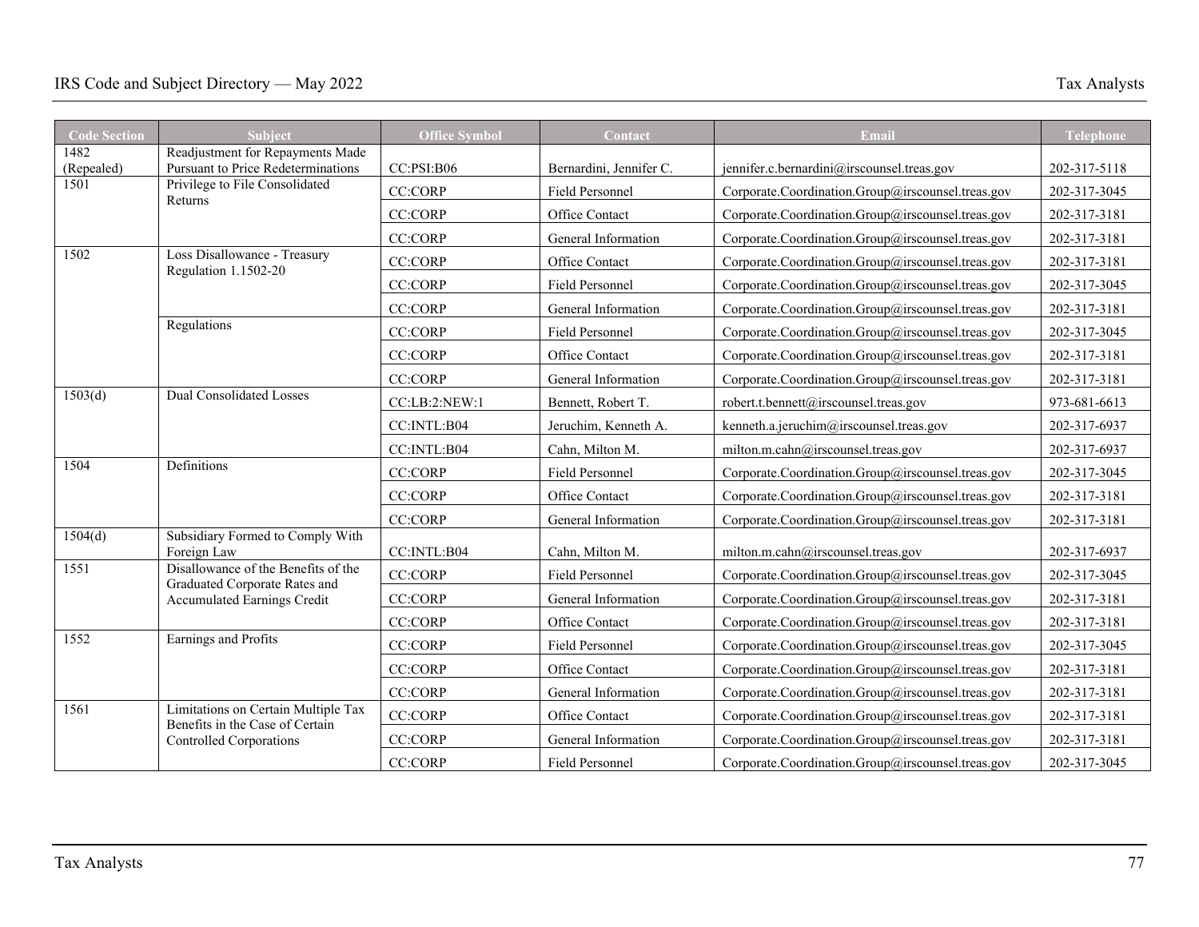| Code Section | Subject | Office Symbol | Contact | Email | Telephone |
|---|---|---|---|---|---|
| 1482 (Repealed) | Readjustment for Repayments Made Pursuant to Price Redeterminations | CC:PSI:B06 | Bernardini, Jennifer C. | jennifer.c.bernardini@irscounsel.treas.gov | 202-317-5118 |
| 1501 | Privilege to File Consolidated Returns | CC:CORP | Field Personnel | Corporate.Coordination.Group@irscounsel.treas.gov | 202-317-3045 |
| | | CC:CORP | Office Contact | Corporate.Coordination.Group@irscounsel.treas.gov | 202-317-3181 |
| | | CC:CORP | General Information | Corporate.Coordination.Group@irscounsel.treas.gov | 202-317-3181 |
| 1502 | Loss Disallowance - Treasury Regulation 1.1502-20 | CC:CORP | Office Contact | Corporate.Coordination.Group@irscounsel.treas.gov | 202-317-3181 |
| | | CC:CORP | Field Personnel | Corporate.Coordination.Group@irscounsel.treas.gov | 202-317-3045 |
| | | CC:CORP | General Information | Corporate.Coordination.Group@irscounsel.treas.gov | 202-317-3181 |
| | Regulations | CC:CORP | Field Personnel | Corporate.Coordination.Group@irscounsel.treas.gov | 202-317-3045 |
| | | CC:CORP | Office Contact | Corporate.Coordination.Group@irscounsel.treas.gov | 202-317-3181 |
| | | CC:CORP | General Information | Corporate.Coordination.Group@irscounsel.treas.gov | 202-317-3181 |
| 1503(d) | Dual Consolidated Losses | CC:LB:2:NEW:1 | Bennett, Robert T. | robert.t.bennett@irscounsel.treas.gov | 973-681-6613 |
| | | CC:INTL:B04 | Jeruchim, Kenneth A. | kenneth.a.jeruchim@irscounsel.treas.gov | 202-317-6937 |
| | | CC:INTL:B04 | Cahn, Milton M. | milton.m.cahn@irscounsel.treas.gov | 202-317-6937 |
| 1504 | Definitions | CC:CORP | Field Personnel | Corporate.Coordination.Group@irscounsel.treas.gov | 202-317-3045 |
| | | CC:CORP | Office Contact | Corporate.Coordination.Group@irscounsel.treas.gov | 202-317-3181 |
| | | CC:CORP | General Information | Corporate.Coordination.Group@irscounsel.treas.gov | 202-317-3181 |
| 1504(d) | Subsidiary Formed to Comply With Foreign Law | CC:INTL:B04 | Cahn, Milton M. | milton.m.cahn@irscounsel.treas.gov | 202-317-6937 |
| 1551 | Disallowance of the Benefits of the Graduated Corporate Rates and Accumulated Earnings Credit | CC:CORP | Field Personnel | Corporate.Coordination.Group@irscounsel.treas.gov | 202-317-3045 |
| | | CC:CORP | General Information | Corporate.Coordination.Group@irscounsel.treas.gov | 202-317-3181 |
| | | CC:CORP | Office Contact | Corporate.Coordination.Group@irscounsel.treas.gov | 202-317-3181 |
| 1552 | Earnings and Profits | CC:CORP | Field Personnel | Corporate.Coordination.Group@irscounsel.treas.gov | 202-317-3045 |
| | | CC:CORP | Office Contact | Corporate.Coordination.Group@irscounsel.treas.gov | 202-317-3181 |
| | | CC:CORP | General Information | Corporate.Coordination.Group@irscounsel.treas.gov | 202-317-3181 |
| 1561 | Limitations on Certain Multiple Tax Benefits in the Case of Certain Controlled Corporations | CC:CORP | Office Contact | Corporate.Coordination.Group@irscounsel.treas.gov | 202-317-3181 |
| | | CC:CORP | General Information | Corporate.Coordination.Group@irscounsel.treas.gov | 202-317-3181 |
| | | CC:CORP | Field Personnel | Corporate.Coordination.Group@irscounsel.treas.gov | 202-317-3045 |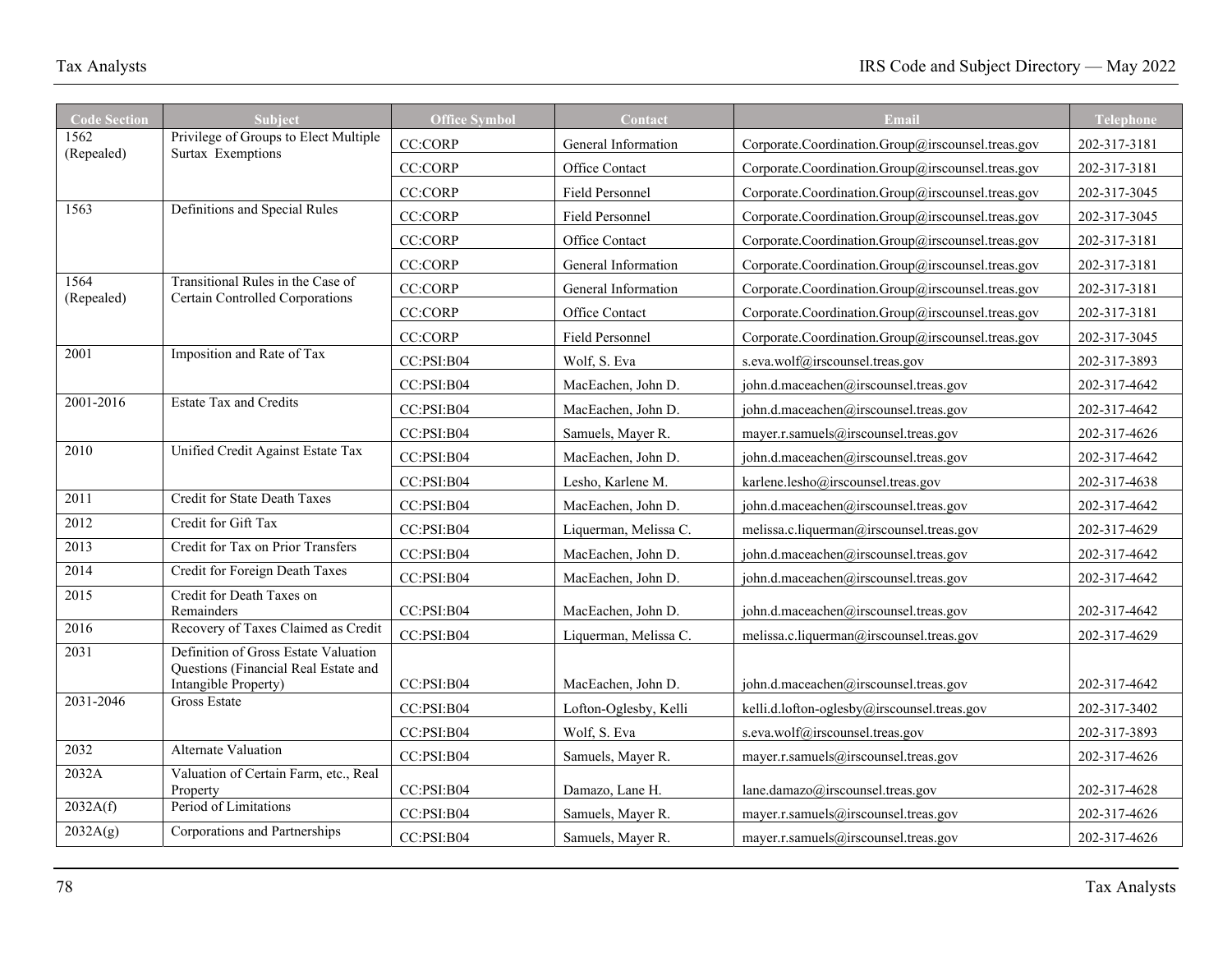| Code Section | Subject | Office Symbol | Contact | Email | Telephone |
|---|---|---|---|---|---|
| 1562 (Repealed) | Privilege of Groups to Elect Multiple Surtax Exemptions | CC:CORP | General Information | Corporate.Coordination.Group@irscounsel.treas.gov | 202-317-3181 |
| | | CC:CORP | Office Contact | Corporate.Coordination.Group@irscounsel.treas.gov | 202-317-3181 |
| | | CC:CORP | Field Personnel | Corporate.Coordination.Group@irscounsel.treas.gov | 202-317-3045 |
| 1563 | Definitions and Special Rules | CC:CORP | Field Personnel | Corporate.Coordination.Group@irscounsel.treas.gov | 202-317-3045 |
| | | CC:CORP | Office Contact | Corporate.Coordination.Group@irscounsel.treas.gov | 202-317-3181 |
| | | CC:CORP | General Information | Corporate.Coordination.Group@irscounsel.treas.gov | 202-317-3181 |
| 1564 (Repealed) | Transitional Rules in the Case of Certain Controlled Corporations | CC:CORP | General Information | Corporate.Coordination.Group@irscounsel.treas.gov | 202-317-3181 |
| | | CC:CORP | Office Contact | Corporate.Coordination.Group@irscounsel.treas.gov | 202-317-3181 |
| | | CC:CORP | Field Personnel | Corporate.Coordination.Group@irscounsel.treas.gov | 202-317-3045 |
| 2001 | Imposition and Rate of Tax | CC:PSI:B04 | Wolf, S. Eva | s.eva.wolf@irscounsel.treas.gov | 202-317-3893 |
| | | CC:PSI:B04 | MacEachen, John D. | john.d.maceachen@irscounsel.treas.gov | 202-317-4642 |
| 2001-2016 | Estate Tax and Credits | CC:PSI:B04 | MacEachen, John D. | john.d.maceachen@irscounsel.treas.gov | 202-317-4642 |
| | | CC:PSI:B04 | Samuels, Mayer R. | mayer.r.samuels@irscounsel.treas.gov | 202-317-4626 |
| 2010 | Unified Credit Against Estate Tax | CC:PSI:B04 | MacEachen, John D. | john.d.maceachen@irscounsel.treas.gov | 202-317-4642 |
| | | CC:PSI:B04 | Lesho, Karlene M. | karlene.lesho@irscounsel.treas.gov | 202-317-4638 |
| 2011 | Credit for State Death Taxes | CC:PSI:B04 | MacEachen, John D. | john.d.maceachen@irscounsel.treas.gov | 202-317-4642 |
| 2012 | Credit for Gift Tax | CC:PSI:B04 | Liquerman, Melissa C. | melissa.c.liquerman@irscounsel.treas.gov | 202-317-4629 |
| 2013 | Credit for Tax on Prior Transfers | CC:PSI:B04 | MacEachen, John D. | john.d.maceachen@irscounsel.treas.gov | 202-317-4642 |
| 2014 | Credit for Foreign Death Taxes | CC:PSI:B04 | MacEachen, John D. | john.d.maceachen@irscounsel.treas.gov | 202-317-4642 |
| 2015 | Credit for Death Taxes on Remainders | CC:PSI:B04 | MacEachen, John D. | john.d.maceachen@irscounsel.treas.gov | 202-317-4642 |
| 2016 | Recovery of Taxes Claimed as Credit | CC:PSI:B04 | Liquerman, Melissa C. | melissa.c.liquerman@irscounsel.treas.gov | 202-317-4629 |
| 2031 | Definition of Gross Estate Valuation Questions (Financial Real Estate and Intangible Property) | CC:PSI:B04 | MacEachen, John D. | john.d.maceachen@irscounsel.treas.gov | 202-317-4642 |
| 2031-2046 | Gross Estate | CC:PSI:B04 | Lofton-Oglesby, Kelli | kelli.d.lofton-oglesby@irscounsel.treas.gov | 202-317-3402 |
| | | CC:PSI:B04 | Wolf, S. Eva | s.eva.wolf@irscounsel.treas.gov | 202-317-3893 |
| 2032 | Alternate Valuation | CC:PSI:B04 | Samuels, Mayer R. | mayer.r.samuels@irscounsel.treas.gov | 202-317-4626 |
| 2032A | Valuation of Certain Farm, etc., Real Property | CC:PSI:B04 | Damazo, Lane H. | lane.damazo@irscounsel.treas.gov | 202-317-4628 |
| 2032A(f) | Period of Limitations | CC:PSI:B04 | Samuels, Mayer R. | mayer.r.samuels@irscounsel.treas.gov | 202-317-4626 |
| 2032A(g) | Corporations and Partnerships | CC:PSI:B04 | Samuels, Mayer R. | mayer.r.samuels@irscounsel.treas.gov | 202-317-4626 |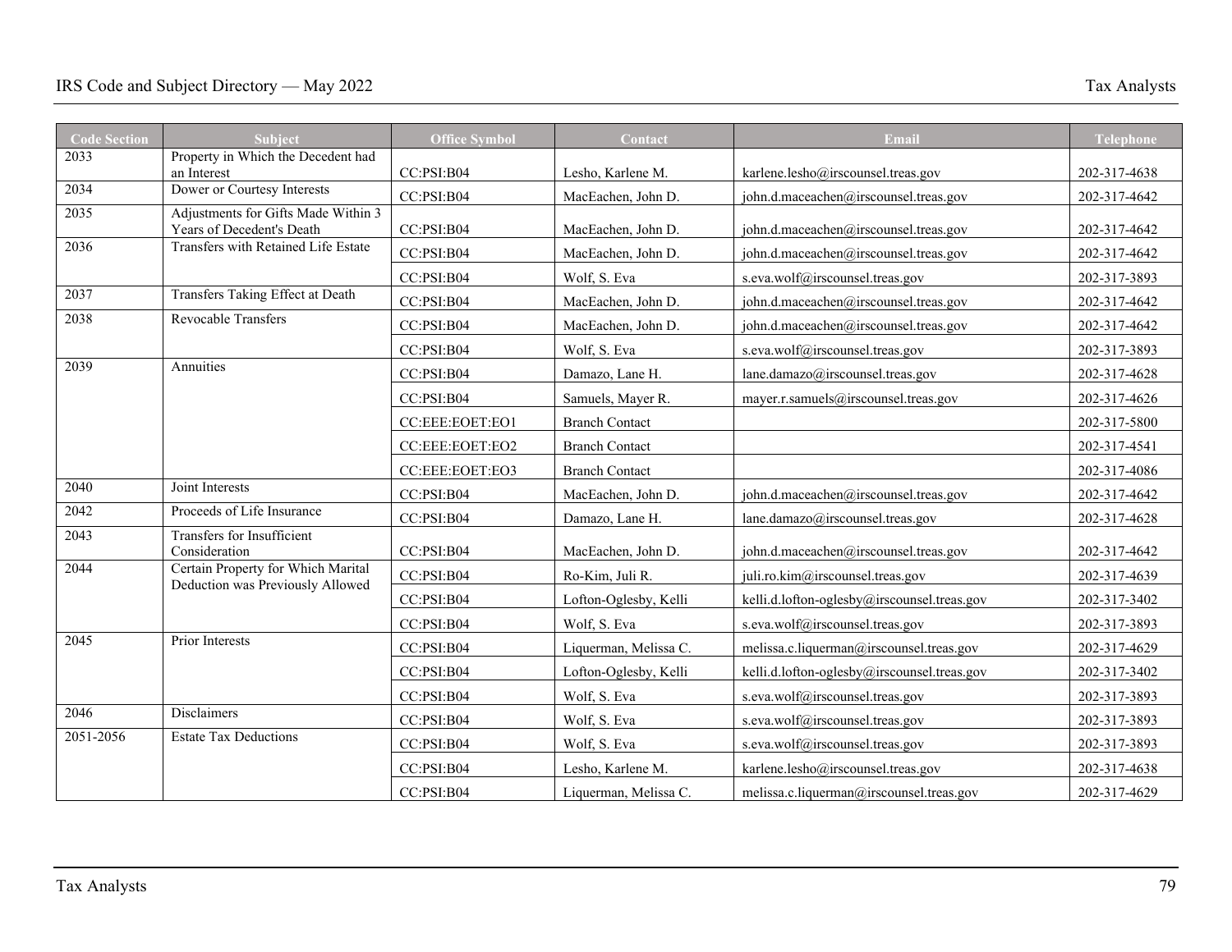| Code Section | Subject | Office Symbol | Contact | Email | Telephone |
| --- | --- | --- | --- | --- | --- |
| 2033 | Property in Which the Decedent had an Interest | CC:PSI:B04 | Lesho, Karlene M. | karlene.lesho@irscounsel.treas.gov | 202-317-4638 |
| 2034 | Dower or Courtesy Interests | CC:PSI:B04 | MacEachen, John D. | john.d.maceachen@irscounsel.treas.gov | 202-317-4642 |
| 2035 | Adjustments for Gifts Made Within 3 Years of Decedent's Death | CC:PSI:B04 | MacEachen, John D. | john.d.maceachen@irscounsel.treas.gov | 202-317-4642 |
| 2036 | Transfers with Retained Life Estate | CC:PSI:B04 | MacEachen, John D. | john.d.maceachen@irscounsel.treas.gov | 202-317-4642 |
| | | CC:PSI:B04 | Wolf, S. Eva | s.eva.wolf@irscounsel.treas.gov | 202-317-3893 |
| 2037 | Transfers Taking Effect at Death | CC:PSI:B04 | MacEachen, John D. | john.d.maceachen@irscounsel.treas.gov | 202-317-4642 |
| 2038 | Revocable Transfers | CC:PSI:B04 | MacEachen, John D. | john.d.maceachen@irscounsel.treas.gov | 202-317-4642 |
| | | CC:PSI:B04 | Wolf, S. Eva | s.eva.wolf@irscounsel.treas.gov | 202-317-3893 |
| 2039 | Annuities | CC:PSI:B04 | Damazo, Lane H. | lane.damazo@irscounsel.treas.gov | 202-317-4628 |
| | | CC:PSI:B04 | Samuels, Mayer R. | mayer.r.samuels@irscounsel.treas.gov | 202-317-4626 |
| | | CC:EEE:EOET:EO1 | Branch Contact | | 202-317-5800 |
| | | CC:EEE:EOET:EO2 | Branch Contact | | 202-317-4541 |
| | | CC:EEE:EOET:EO3 | Branch Contact | | 202-317-4086 |
| 2040 | Joint Interests | CC:PSI:B04 | MacEachen, John D. | john.d.maceachen@irscounsel.treas.gov | 202-317-4642 |
| 2042 | Proceeds of Life Insurance | CC:PSI:B04 | Damazo, Lane H. | lane.damazo@irscounsel.treas.gov | 202-317-4628 |
| 2043 | Transfers for Insufficient Consideration | CC:PSI:B04 | MacEachen, John D. | john.d.maceachen@irscounsel.treas.gov | 202-317-4642 |
| 2044 | Certain Property for Which Marital Deduction was Previously Allowed | CC:PSI:B04 | Ro-Kim, Juli R. | juli.ro.kim@irscounsel.treas.gov | 202-317-4639 |
| | | CC:PSI:B04 | Lofton-Oglesby, Kelli | kelli.d.lofton-oglesby@irscounsel.treas.gov | 202-317-3402 |
| | | CC:PSI:B04 | Wolf, S. Eva | s.eva.wolf@irscounsel.treas.gov | 202-317-3893 |
| 2045 | Prior Interests | CC:PSI:B04 | Liquerman, Melissa C. | melissa.c.liquerman@irscounsel.treas.gov | 202-317-4629 |
| | | CC:PSI:B04 | Lofton-Oglesby, Kelli | kelli.d.lofton-oglesby@irscounsel.treas.gov | 202-317-3402 |
| | | CC:PSI:B04 | Wolf, S. Eva | s.eva.wolf@irscounsel.treas.gov | 202-317-3893 |
| 2046 | Disclaimers | CC:PSI:B04 | Wolf, S. Eva | s.eva.wolf@irscounsel.treas.gov | 202-317-3893 |
| 2051-2056 | Estate Tax Deductions | CC:PSI:B04 | Wolf, S. Eva | s.eva.wolf@irscounsel.treas.gov | 202-317-3893 |
| | | CC:PSI:B04 | Lesho, Karlene M. | karlene.lesho@irscounsel.treas.gov | 202-317-4638 |
| | | CC:PSI:B04 | Liquerman, Melissa C. | melissa.c.liquerman@irscounsel.treas.gov | 202-317-4629 |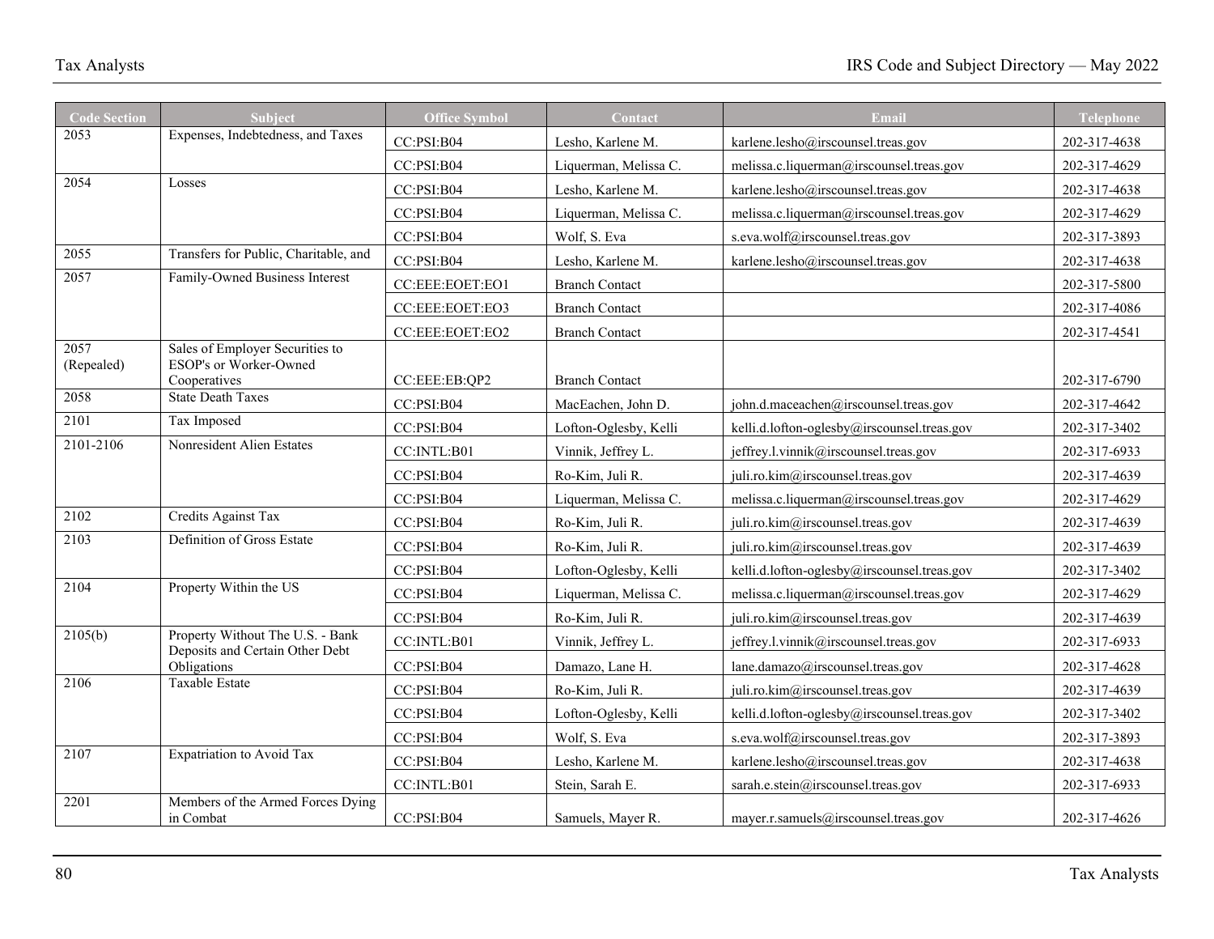| Code Section | Subject | Office Symbol | Contact | Email | Telephone |
|---|---|---|---|---|---|
| 2053 | Expenses, Indebtedness, and Taxes | CC:PSI:B04 | Lesho, Karlene M. | karlene.lesho@irscounsel.treas.gov | 202-317-4638 |
| | | CC:PSI:B04 | Liquerman, Melissa C. | melissa.c.liquerman@irscounsel.treas.gov | 202-317-4629 |
| 2054 | Losses | CC:PSI:B04 | Lesho, Karlene M. | karlene.lesho@irscounsel.treas.gov | 202-317-4638 |
| | | CC:PSI:B04 | Liquerman, Melissa C. | melissa.c.liquerman@irscounsel.treas.gov | 202-317-4629 |
| | | CC:PSI:B04 | Wolf, S. Eva | s.eva.wolf@irscounsel.treas.gov | 202-317-3893 |
| 2055 | Transfers for Public, Charitable, and | CC:PSI:B04 | Lesho, Karlene M. | karlene.lesho@irscounsel.treas.gov | 202-317-4638 |
| 2057 | Family-Owned Business Interest | CC:EEE:EOET:EO1 | Branch Contact | | 202-317-5800 |
| | | CC:EEE:EOET:EO3 | Branch Contact | | 202-317-4086 |
| | | CC:EEE:EOET:EO2 | Branch Contact | | 202-317-4541 |
| 2057 (Repealed) | Sales of Employer Securities to ESOP's or Worker-Owned Cooperatives | CC:EEE:EB:QP2 | Branch Contact | | 202-317-6790 |
| 2058 | State Death Taxes | CC:PSI:B04 | MacEachen, John D. | john.d.maceachen@irscounsel.treas.gov | 202-317-4642 |
| 2101 | Tax Imposed | CC:PSI:B04 | Lofton-Oglesby, Kelli | kelli.d.lofton-oglesby@irscounsel.treas.gov | 202-317-3402 |
| 2101-2106 | Nonresident Alien Estates | CC:INTL:B01 | Vinnik, Jeffrey L. | jeffrey.l.vinnik@irscounsel.treas.gov | 202-317-6933 |
| | | CC:PSI:B04 | Ro-Kim, Juli R. | juli.ro.kim@irscounsel.treas.gov | 202-317-4639 |
| | | CC:PSI:B04 | Liquerman, Melissa C. | melissa.c.liquerman@irscounsel.treas.gov | 202-317-4629 |
| 2102 | Credits Against Tax | CC:PSI:B04 | Ro-Kim, Juli R. | juli.ro.kim@irscounsel.treas.gov | 202-317-4639 |
| 2103 | Definition of Gross Estate | CC:PSI:B04 | Ro-Kim, Juli R. | juli.ro.kim@irscounsel.treas.gov | 202-317-4639 |
| | | CC:PSI:B04 | Lofton-Oglesby, Kelli | kelli.d.lofton-oglesby@irscounsel.treas.gov | 202-317-3402 |
| 2104 | Property Within the US | CC:PSI:B04 | Liquerman, Melissa C. | melissa.c.liquerman@irscounsel.treas.gov | 202-317-4629 |
| | | CC:PSI:B04 | Ro-Kim, Juli R. | juli.ro.kim@irscounsel.treas.gov | 202-317-4639 |
| 2105(b) | Property Without The U.S. - Bank Deposits and Certain Other Debt Obligations | CC:INTL:B01 | Vinnik, Jeffrey L. | jeffrey.l.vinnik@irscounsel.treas.gov | 202-317-6933 |
| | | CC:PSI:B04 | Damazo, Lane H. | lane.damazo@irscounsel.treas.gov | 202-317-4628 |
| 2106 | Taxable Estate | CC:PSI:B04 | Ro-Kim, Juli R. | juli.ro.kim@irscounsel.treas.gov | 202-317-4639 |
| | | CC:PSI:B04 | Lofton-Oglesby, Kelli | kelli.d.lofton-oglesby@irscounsel.treas.gov | 202-317-3402 |
| | | CC:PSI:B04 | Wolf, S. Eva | s.eva.wolf@irscounsel.treas.gov | 202-317-3893 |
| 2107 | Expatriation to Avoid Tax | CC:PSI:B04 | Lesho, Karlene M. | karlene.lesho@irscounsel.treas.gov | 202-317-4638 |
| | | CC:INTL:B01 | Stein, Sarah E. | sarah.e.stein@irscounsel.treas.gov | 202-317-6933 |
| 2201 | Members of the Armed Forces Dying in Combat | CC:PSI:B04 | Samuels, Mayer R. | mayer.r.samuels@irscounsel.treas.gov | 202-317-4626 |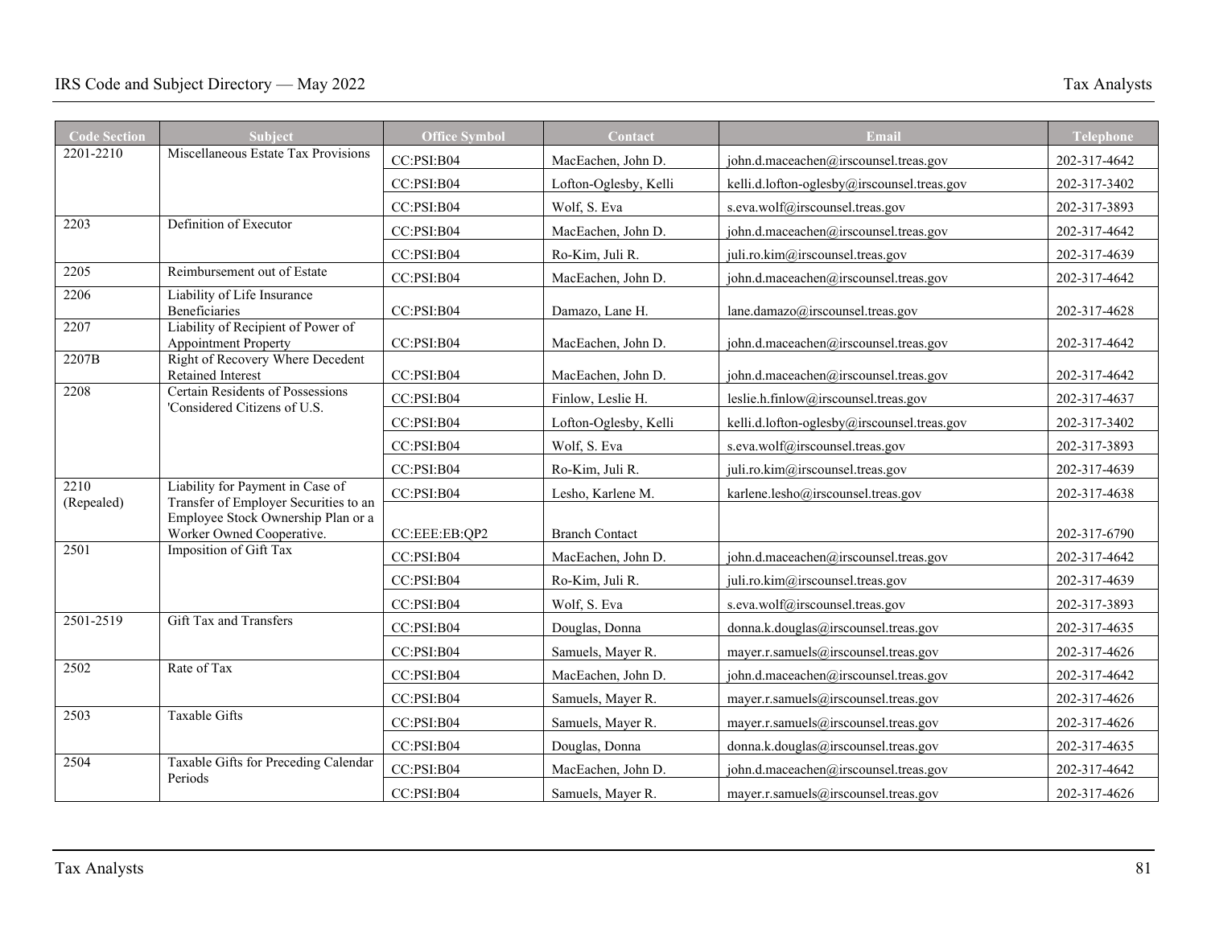| Code Section | Subject | Office Symbol | Contact | Email | Telephone |
|---|---|---|---|---|---|
| 2201-2210 | Miscellaneous Estate Tax Provisions | CC:PSI:B04 | MacEachen, John D. | john.d.maceachen@irscounsel.treas.gov | 202-317-4642 |
| | | CC:PSI:B04 | Lofton-Oglesby, Kelli | kelli.d.lofton-oglesby@irscounsel.treas.gov | 202-317-3402 |
| | | CC:PSI:B04 | Wolf, S. Eva | s.eva.wolf@irscounsel.treas.gov | 202-317-3893 |
| 2203 | Definition of Executor | CC:PSI:B04 | MacEachen, John D. | john.d.maceachen@irscounsel.treas.gov | 202-317-4642 |
| | | CC:PSI:B04 | Ro-Kim, Juli R. | juli.ro.kim@irscounsel.treas.gov | 202-317-4639 |
| 2205 | Reimbursement out of Estate | CC:PSI:B04 | MacEachen, John D. | john.d.maceachen@irscounsel.treas.gov | 202-317-4642 |
| 2206 | Liability of Life Insurance Beneficiaries | CC:PSI:B04 | Damazo, Lane H. | lane.damazo@irscounsel.treas.gov | 202-317-4628 |
| 2207 | Liability of Recipient of Power of Appointment Property | CC:PSI:B04 | MacEachen, John D. | john.d.maceachen@irscounsel.treas.gov | 202-317-4642 |
| 2207B | Right of Recovery Where Decedent Retained Interest | CC:PSI:B04 | MacEachen, John D. | john.d.maceachen@irscounsel.treas.gov | 202-317-4642 |
| 2208 | Certain Residents of Possessions 'Considered Citizens of U.S. | CC:PSI:B04 | Finlow, Leslie H. | leslie.h.finlow@irscounsel.treas.gov | 202-317-4637 |
| | | CC:PSI:B04 | Lofton-Oglesby, Kelli | kelli.d.lofton-oglesby@irscounsel.treas.gov | 202-317-3402 |
| | | CC:PSI:B04 | Wolf, S. Eva | s.eva.wolf@irscounsel.treas.gov | 202-317-3893 |
| | | CC:PSI:B04 | Ro-Kim, Juli R. | juli.ro.kim@irscounsel.treas.gov | 202-317-4639 |
| 2210 (Repealed) | Liability for Payment in Case of Transfer of Employer Securities to an Employee Stock Ownership Plan or a Worker Owned Cooperative. | CC:PSI:B04 | Lesho, Karlene M. | karlene.lesho@irscounsel.treas.gov | 202-317-4638 |
| | | CC:EEE:EB:QP2 | Branch Contact | | 202-317-6790 |
| 2501 | Imposition of Gift Tax | CC:PSI:B04 | MacEachen, John D. | john.d.maceachen@irscounsel.treas.gov | 202-317-4642 |
| | | CC:PSI:B04 | Ro-Kim, Juli R. | juli.ro.kim@irscounsel.treas.gov | 202-317-4639 |
| | | CC:PSI:B04 | Wolf, S. Eva | s.eva.wolf@irscounsel.treas.gov | 202-317-3893 |
| 2501-2519 | Gift Tax and Transfers | CC:PSI:B04 | Douglas, Donna | donna.k.douglas@irscounsel.treas.gov | 202-317-4635 |
| | | CC:PSI:B04 | Samuels, Mayer R. | mayer.r.samuels@irscounsel.treas.gov | 202-317-4626 |
| 2502 | Rate of Tax | CC:PSI:B04 | MacEachen, John D. | john.d.maceachen@irscounsel.treas.gov | 202-317-4642 |
| | | CC:PSI:B04 | Samuels, Mayer R. | mayer.r.samuels@irscounsel.treas.gov | 202-317-4626 |
| 2503 | Taxable Gifts | CC:PSI:B04 | Samuels, Mayer R. | mayer.r.samuels@irscounsel.treas.gov | 202-317-4626 |
| | | CC:PSI:B04 | Douglas, Donna | donna.k.douglas@irscounsel.treas.gov | 202-317-4635 |
| 2504 | Taxable Gifts for Preceding Calendar Periods | CC:PSI:B04 | MacEachen, John D. | john.d.maceachen@irscounsel.treas.gov | 202-317-4642 |
| | | CC:PSI:B04 | Samuels, Mayer R. | mayer.r.samuels@irscounsel.treas.gov | 202-317-4626 |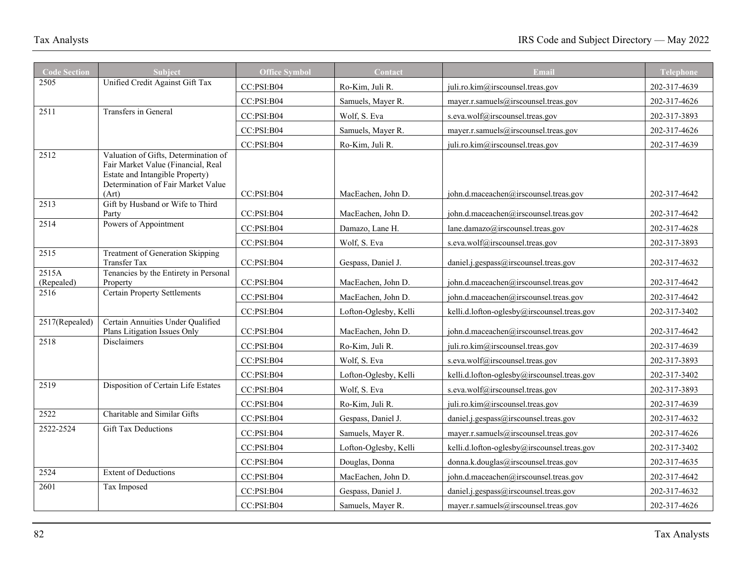| Code Section | Subject | Office Symbol | Contact | Email | Telephone |
|---|---|---|---|---|---|
| 2505 | Unified Credit Against Gift Tax | CC:PSI:B04 | Ro-Kim, Juli R. | juli.ro.kim@irscounsel.treas.gov | 202-317-4639 |
| | | CC:PSI:B04 | Samuels, Mayer R. | mayer.r.samuels@irscounsel.treas.gov | 202-317-4626 |
| 2511 | Transfers in General | CC:PSI:B04 | Wolf, S. Eva | s.eva.wolf@irscounsel.treas.gov | 202-317-3893 |
| | | CC:PSI:B04 | Samuels, Mayer R. | mayer.r.samuels@irscounsel.treas.gov | 202-317-4626 |
| | | CC:PSI:B04 | Ro-Kim, Juli R. | juli.ro.kim@irscounsel.treas.gov | 202-317-4639 |
| 2512 | Valuation of Gifts, Determination of Fair Market Value (Financial, Real Estate and Intangible Property) Determination of Fair Market Value (Art) | CC:PSI:B04 | MacEachen, John D. | john.d.maceachen@irscounsel.treas.gov | 202-317-4642 |
| 2513 | Gift by Husband or Wife to Third Party | CC:PSI:B04 | MacEachen, John D. | john.d.maceachen@irscounsel.treas.gov | 202-317-4642 |
| 2514 | Powers of Appointment | CC:PSI:B04 | Damazo, Lane H. | lane.damazo@irscounsel.treas.gov | 202-317-4628 |
| | | CC:PSI:B04 | Wolf, S. Eva | s.eva.wolf@irscounsel.treas.gov | 202-317-3893 |
| 2515 | Treatment of Generation Skipping Transfer Tax | CC:PSI:B04 | Gespass, Daniel J. | daniel.j.gespass@irscounsel.treas.gov | 202-317-4632 |
| 2515A (Repealed) | Tenancies by the Entirety in Personal Property | CC:PSI:B04 | MacEachen, John D. | john.d.maceachen@irscounsel.treas.gov | 202-317-4642 |
| 2516 | Certain Property Settlements | CC:PSI:B04 | MacEachen, John D. | john.d.maceachen@irscounsel.treas.gov | 202-317-4642 |
| | | CC:PSI:B04 | Lofton-Oglesby, Kelli | kelli.d.lofton-oglesby@irscounsel.treas.gov | 202-317-3402 |
| 2517(Repealed) | Certain Annuities Under Qualified Plans Litigation Issues Only | CC:PSI:B04 | MacEachen, John D. | john.d.maceachen@irscounsel.treas.gov | 202-317-4642 |
| 2518 | Disclaimers | CC:PSI:B04 | Ro-Kim, Juli R. | juli.ro.kim@irscounsel.treas.gov | 202-317-4639 |
| | | CC:PSI:B04 | Wolf, S. Eva | s.eva.wolf@irscounsel.treas.gov | 202-317-3893 |
| | | CC:PSI:B04 | Lofton-Oglesby, Kelli | kelli.d.lofton-oglesby@irscounsel.treas.gov | 202-317-3402 |
| 2519 | Disposition of Certain Life Estates | CC:PSI:B04 | Wolf, S. Eva | s.eva.wolf@irscounsel.treas.gov | 202-317-3893 |
| | | CC:PSI:B04 | Ro-Kim, Juli R. | juli.ro.kim@irscounsel.treas.gov | 202-317-4639 |
| 2522 | Charitable and Similar Gifts | CC:PSI:B04 | Gespass, Daniel J. | daniel.j.gespass@irscounsel.treas.gov | 202-317-4632 |
| 2522-2524 | Gift Tax Deductions | CC:PSI:B04 | Samuels, Mayer R. | mayer.r.samuels@irscounsel.treas.gov | 202-317-4626 |
| | | CC:PSI:B04 | Lofton-Oglesby, Kelli | kelli.d.lofton-oglesby@irscounsel.treas.gov | 202-317-3402 |
| | | CC:PSI:B04 | Douglas, Donna | donna.k.douglas@irscounsel.treas.gov | 202-317-4635 |
| 2524 | Extent of Deductions | CC:PSI:B04 | MacEachen, John D. | john.d.maceachen@irscounsel.treas.gov | 202-317-4642 |
| 2601 | Tax Imposed | CC:PSI:B04 | Gespass, Daniel J. | daniel.j.gespass@irscounsel.treas.gov | 202-317-4632 |
| | | CC:PSI:B04 | Samuels, Mayer R. | mayer.r.samuels@irscounsel.treas.gov | 202-317-4626 |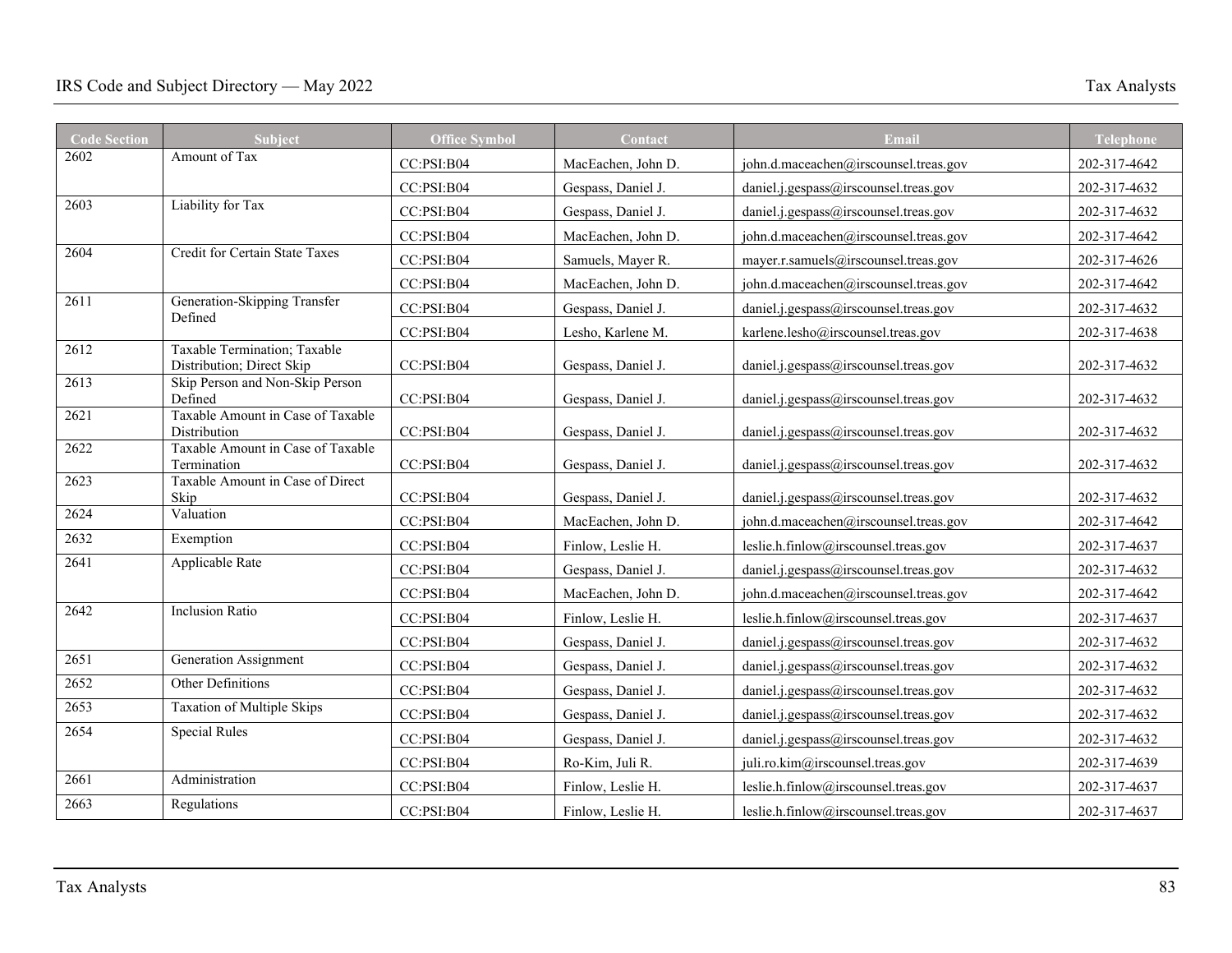| Code Section | Subject | Office Symbol | Contact | Email | Telephone |
|---|---|---|---|---|---|
| 2602 | Amount of Tax | CC:PSI:B04 | MacEachen, John D. | john.d.maceachen@irscounsel.treas.gov | 202-317-4642 |
| | | CC:PSI:B04 | Gespass, Daniel J. | daniel.j.gespass@irscounsel.treas.gov | 202-317-4632 |
| 2603 | Liability for Tax | CC:PSI:B04 | Gespass, Daniel J. | daniel.j.gespass@irscounsel.treas.gov | 202-317-4632 |
| | | CC:PSI:B04 | MacEachen, John D. | john.d.maceachen@irscounsel.treas.gov | 202-317-4642 |
| 2604 | Credit for Certain State Taxes | CC:PSI:B04 | Samuels, Mayer R. | mayer.r.samuels@irscounsel.treas.gov | 202-317-4626 |
| | | CC:PSI:B04 | MacEachen, John D. | john.d.maceachen@irscounsel.treas.gov | 202-317-4642 |
| 2611 | Generation-Skipping Transfer Defined | CC:PSI:B04 | Gespass, Daniel J. | daniel.j.gespass@irscounsel.treas.gov | 202-317-4632 |
| | | CC:PSI:B04 | Lesho, Karlene M. | karlene.lesho@irscounsel.treas.gov | 202-317-4638 |
| 2612 | Taxable Termination; Taxable Distribution; Direct Skip | CC:PSI:B04 | Gespass, Daniel J. | daniel.j.gespass@irscounsel.treas.gov | 202-317-4632 |
| 2613 | Skip Person and Non-Skip Person Defined | CC:PSI:B04 | Gespass, Daniel J. | daniel.j.gespass@irscounsel.treas.gov | 202-317-4632 |
| 2621 | Taxable Amount in Case of Taxable Distribution | CC:PSI:B04 | Gespass, Daniel J. | daniel.j.gespass@irscounsel.treas.gov | 202-317-4632 |
| 2622 | Taxable Amount in Case of Taxable Termination | CC:PSI:B04 | Gespass, Daniel J. | daniel.j.gespass@irscounsel.treas.gov | 202-317-4632 |
| 2623 | Taxable Amount in Case of Direct Skip | CC:PSI:B04 | Gespass, Daniel J. | daniel.j.gespass@irscounsel.treas.gov | 202-317-4632 |
| 2624 | Valuation | CC:PSI:B04 | MacEachen, John D. | john.d.maceachen@irscounsel.treas.gov | 202-317-4642 |
| 2632 | Exemption | CC:PSI:B04 | Finlow, Leslie H. | leslie.h.finlow@irscounsel.treas.gov | 202-317-4637 |
| 2641 | Applicable Rate | CC:PSI:B04 | Gespass, Daniel J. | daniel.j.gespass@irscounsel.treas.gov | 202-317-4632 |
| | | CC:PSI:B04 | MacEachen, John D. | john.d.maceachen@irscounsel.treas.gov | 202-317-4642 |
| 2642 | Inclusion Ratio | CC:PSI:B04 | Finlow, Leslie H. | leslie.h.finlow@irscounsel.treas.gov | 202-317-4637 |
| | | CC:PSI:B04 | Gespass, Daniel J. | daniel.j.gespass@irscounsel.treas.gov | 202-317-4632 |
| 2651 | Generation Assignment | CC:PSI:B04 | Gespass, Daniel J. | daniel.j.gespass@irscounsel.treas.gov | 202-317-4632 |
| 2652 | Other Definitions | CC:PSI:B04 | Gespass, Daniel J. | daniel.j.gespass@irscounsel.treas.gov | 202-317-4632 |
| 2653 | Taxation of Multiple Skips | CC:PSI:B04 | Gespass, Daniel J. | daniel.j.gespass@irscounsel.treas.gov | 202-317-4632 |
| 2654 | Special Rules | CC:PSI:B04 | Gespass, Daniel J. | daniel.j.gespass@irscounsel.treas.gov | 202-317-4632 |
| | | CC:PSI:B04 | Ro-Kim, Juli R. | juli.ro.kim@irscounsel.treas.gov | 202-317-4639 |
| 2661 | Administration | CC:PSI:B04 | Finlow, Leslie H. | leslie.h.finlow@irscounsel.treas.gov | 202-317-4637 |
| 2663 | Regulations | CC:PSI:B04 | Finlow, Leslie H. | leslie.h.finlow@irscounsel.treas.gov | 202-317-4637 |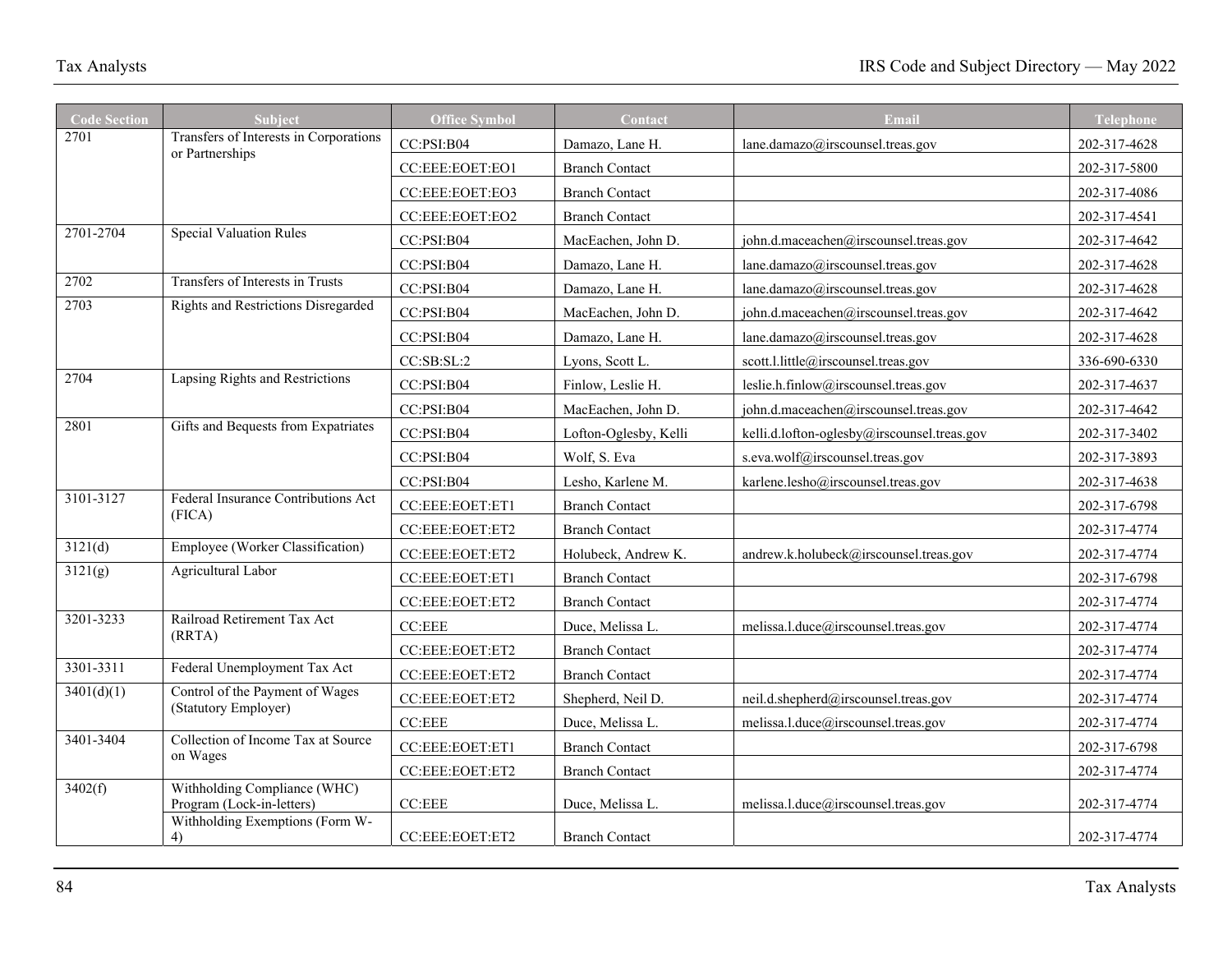| Code Section | Subject | Office Symbol | Contact | Email | Telephone |
|---|---|---|---|---|---|
| 2701 | Transfers of Interests in Corporations or Partnerships | CC:PSI:B04 | Damazo, Lane H. | lane.damazo@irscounsel.treas.gov | 202-317-4628 |
| | | CC:EEE:EOET:EO1 | Branch Contact | | 202-317-5800 |
| | | CC:EEE:EOET:EO3 | Branch Contact | | 202-317-4086 |
| | | CC:EEE:EOET:EO2 | Branch Contact | | 202-317-4541 |
| 2701-2704 | Special Valuation Rules | CC:PSI:B04 | MacEachen, John D. | john.d.maceachen@irscounsel.treas.gov | 202-317-4642 |
| | | CC:PSI:B04 | Damazo, Lane H. | lane.damazo@irscounsel.treas.gov | 202-317-4628 |
| 2702 | Transfers of Interests in Trusts | CC:PSI:B04 | Damazo, Lane H. | lane.damazo@irscounsel.treas.gov | 202-317-4628 |
| 2703 | Rights and Restrictions Disregarded | CC:PSI:B04 | MacEachen, John D. | john.d.maceachen@irscounsel.treas.gov | 202-317-4642 |
| | | CC:PSI:B04 | Damazo, Lane H. | lane.damazo@irscounsel.treas.gov | 202-317-4628 |
| | | CC:SB:SL:2 | Lyons, Scott L. | scott.l.little@irscounsel.treas.gov | 336-690-6330 |
| 2704 | Lapsing Rights and Restrictions | CC:PSI:B04 | Finlow, Leslie H. | leslie.h.finlow@irscounsel.treas.gov | 202-317-4637 |
| | | CC:PSI:B04 | MacEachen, John D. | john.d.maceachen@irscounsel.treas.gov | 202-317-4642 |
| 2801 | Gifts and Bequests from Expatriates | CC:PSI:B04 | Lofton-Oglesby, Kelli | kelli.d.lofton-oglesby@irscounsel.treas.gov | 202-317-3402 |
| | | CC:PSI:B04 | Wolf, S. Eva | s.eva.wolf@irscounsel.treas.gov | 202-317-3893 |
| | | CC:PSI:B04 | Lesho, Karlene M. | karlene.lesho@irscounsel.treas.gov | 202-317-4638 |
| 3101-3127 | Federal Insurance Contributions Act (FICA) | CC:EEE:EOET:ET1 | Branch Contact | | 202-317-6798 |
| | | CC:EEE:EOET:ET2 | Branch Contact | | 202-317-4774 |
| 3121(d) | Employee (Worker Classification) | CC:EEE:EOET:ET2 | Holubeck, Andrew K. | andrew.k.holubeck@irscounsel.treas.gov | 202-317-4774 |
| 3121(g) | Agricultural Labor | CC:EEE:EOET:ET1 | Branch Contact | | 202-317-6798 |
| | | CC:EEE:EOET:ET2 | Branch Contact | | 202-317-4774 |
| 3201-3233 | Railroad Retirement Tax Act (RRTA) | CC:EEE | Duce, Melissa L. | melissa.l.duce@irscounsel.treas.gov | 202-317-4774 |
| | | CC:EEE:EOET:ET2 | Branch Contact | | 202-317-4774 |
| 3301-3311 | Federal Unemployment Tax Act | CC:EEE:EOET:ET2 | Branch Contact | | 202-317-4774 |
| 3401(d)(1) | Control of the Payment of Wages (Statutory Employer) | CC:EEE:EOET:ET2 | Shepherd, Neil D. | neil.d.shepherd@irscounsel.treas.gov | 202-317-4774 |
| | | CC:EEE | Duce, Melissa L. | melissa.l.duce@irscounsel.treas.gov | 202-317-4774 |
| 3401-3404 | Collection of Income Tax at Source on Wages | CC:EEE:EOET:ET1 | Branch Contact | | 202-317-6798 |
| | | CC:EEE:EOET:ET2 | Branch Contact | | 202-317-4774 |
| 3402(f) | Withholding Compliance (WHC) Program (Lock-in-letters) | CC:EEE | Duce, Melissa L. | melissa.l.duce@irscounsel.treas.gov | 202-317-4774 |
| | Withholding Exemptions (Form W-4) | CC:EEE:EOET:ET2 | Branch Contact | | 202-317-4774 |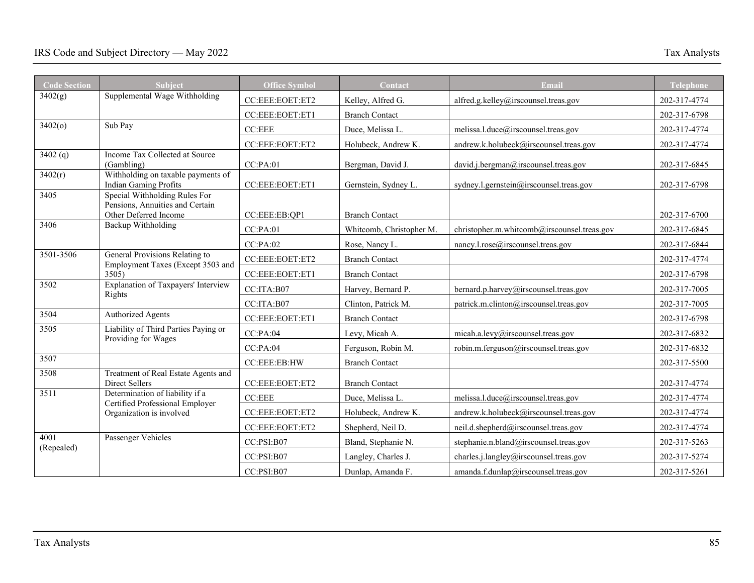| Code Section | Subject | Office Symbol | Contact | Email | Telephone |
|---|---|---|---|---|---|
| 3402(g) | Supplemental Wage Withholding | CC:EEE:EOET:ET2 | Kelley, Alfred G. | alfred.g.kelley@irscounsel.treas.gov | 202-317-4774 |
| | | CC:EEE:EOET:ET1 | Branch Contact | | 202-317-6798 |
| 3402(o) | Sub Pay | CC:EEE | Duce, Melissa L. | melissa.l.duce@irscounsel.treas.gov | 202-317-4774 |
| | | CC:EEE:EOET:ET2 | Holubeck, Andrew K. | andrew.k.holubeck@irscounsel.treas.gov | 202-317-4774 |
| 3402 (q) | Income Tax Collected at Source (Gambling) | CC:PA:01 | Bergman, David J. | david.j.bergman@irscounsel.treas.gov | 202-317-6845 |
| 3402(r) | Withholding on taxable payments of Indian Gaming Profits | CC:EEE:EOET:ET1 | Gernstein, Sydney L. | sydney.l.gernstein@irscounsel.treas.gov | 202-317-6798 |
| 3405 | Special Withholding Rules For Pensions, Annuities and Certain Other Deferred Income | CC:EEE:EB:QP1 | Branch Contact | | 202-317-6700 |
| 3406 | Backup Withholding | CC:PA:01 | Whitcomb, Christopher M. | christopher.m.whitcomb@irscounsel.treas.gov | 202-317-6845 |
| | | CC:PA:02 | Rose, Nancy L. | nancy.l.rose@irscounsel.treas.gov | 202-317-6844 |
| 3501-3506 | General Provisions Relating to Employment Taxes (Except 3503 and 3505) | CC:EEE:EOET:ET2 | Branch Contact | | 202-317-4774 |
| | | CC:EEE:EOET:ET1 | Branch Contact | | 202-317-6798 |
| 3502 | Explanation of Taxpayers' Interview Rights | CC:ITA:B07 | Harvey, Bernard P. | bernard.p.harvey@irscounsel.treas.gov | 202-317-7005 |
| | | CC:ITA:B07 | Clinton, Patrick M. | patrick.m.clinton@irscounsel.treas.gov | 202-317-7005 |
| 3504 | Authorized Agents | CC:EEE:EOET:ET1 | Branch Contact | | 202-317-6798 |
| 3505 | Liability of Third Parties Paying or Providing for Wages | CC:PA:04 | Levy, Micah A. | micah.a.levy@irscounsel.treas.gov | 202-317-6832 |
| | | CC:PA:04 | Ferguson, Robin M. | robin.m.ferguson@irscounsel.treas.gov | 202-317-6832 |
| 3507 | | CC:EEE:EB:HW | Branch Contact | | 202-317-5500 |
| 3508 | Treatment of Real Estate Agents and Direct Sellers | CC:EEE:EOET:ET2 | Branch Contact | | 202-317-4774 |
| 3511 | Determination of liability if a Certified Professional Employer Organization is involved | CC:EEE | Duce, Melissa L. | melissa.l.duce@irscounsel.treas.gov | 202-317-4774 |
| | | CC:EEE:EOET:ET2 | Holubeck, Andrew K. | andrew.k.holubeck@irscounsel.treas.gov | 202-317-4774 |
| | | CC:EEE:EOET:ET2 | Shepherd, Neil D. | neil.d.shepherd@irscounsel.treas.gov | 202-317-4774 |
| 4001 (Repealed) | Passenger Vehicles | CC:PSI:B07 | Bland, Stephanie N. | stephanie.n.bland@irscounsel.treas.gov | 202-317-5263 |
| | | CC:PSI:B07 | Langley, Charles J. | charles.j.langley@irscounsel.treas.gov | 202-317-5274 |
| | | CC:PSI:B07 | Dunlap, Amanda F. | amanda.f.dunlap@irscounsel.treas.gov | 202-317-5261 |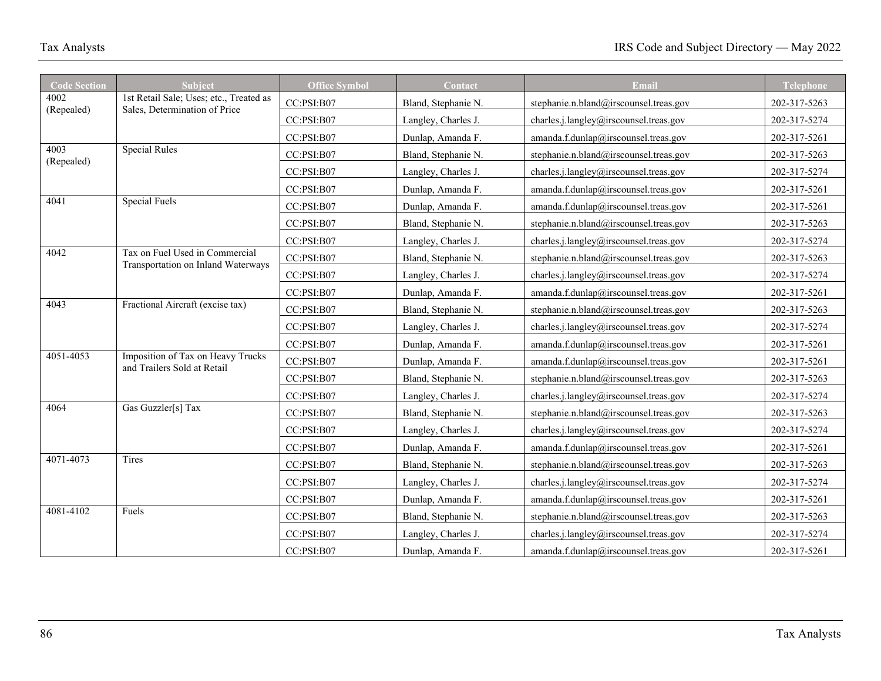| Code Section | Subject | Office Symbol | Contact | Email | Telephone |
|---|---|---|---|---|---|
| 4002 (Repealed) | 1st Retail Sale; Uses; etc., Treated as Sales, Determination of Price | CC:PSI:B07 | Bland, Stephanie N. | stephanie.n.bland@irscounsel.treas.gov | 202-317-5263 |
| | | CC:PSI:B07 | Langley, Charles J. | charles.j.langley@irscounsel.treas.gov | 202-317-5274 |
| | | CC:PSI:B07 | Dunlap, Amanda F. | amanda.f.dunlap@irscounsel.treas.gov | 202-317-5261 |
| 4003 (Repealed) | Special Rules | CC:PSI:B07 | Bland, Stephanie N. | stephanie.n.bland@irscounsel.treas.gov | 202-317-5263 |
| | | CC:PSI:B07 | Langley, Charles J. | charles.j.langley@irscounsel.treas.gov | 202-317-5274 |
| | | CC:PSI:B07 | Dunlap, Amanda F. | amanda.f.dunlap@irscounsel.treas.gov | 202-317-5261 |
| 4041 | Special Fuels | CC:PSI:B07 | Dunlap, Amanda F. | amanda.f.dunlap@irscounsel.treas.gov | 202-317-5261 |
| | | CC:PSI:B07 | Bland, Stephanie N. | stephanie.n.bland@irscounsel.treas.gov | 202-317-5263 |
| | | CC:PSI:B07 | Langley, Charles J. | charles.j.langley@irscounsel.treas.gov | 202-317-5274 |
| 4042 | Tax on Fuel Used in Commercial Transportation on Inland Waterways | CC:PSI:B07 | Bland, Stephanie N. | stephanie.n.bland@irscounsel.treas.gov | 202-317-5263 |
| | | CC:PSI:B07 | Langley, Charles J. | charles.j.langley@irscounsel.treas.gov | 202-317-5274 |
| | | CC:PSI:B07 | Dunlap, Amanda F. | amanda.f.dunlap@irscounsel.treas.gov | 202-317-5261 |
| 4043 | Fractional Aircraft (excise tax) | CC:PSI:B07 | Bland, Stephanie N. | stephanie.n.bland@irscounsel.treas.gov | 202-317-5263 |
| | | CC:PSI:B07 | Langley, Charles J. | charles.j.langley@irscounsel.treas.gov | 202-317-5274 |
| | | CC:PSI:B07 | Dunlap, Amanda F. | amanda.f.dunlap@irscounsel.treas.gov | 202-317-5261 |
| 4051-4053 | Imposition of Tax on Heavy Trucks and Trailers Sold at Retail | CC:PSI:B07 | Dunlap, Amanda F. | amanda.f.dunlap@irscounsel.treas.gov | 202-317-5261 |
| | | CC:PSI:B07 | Bland, Stephanie N. | stephanie.n.bland@irscounsel.treas.gov | 202-317-5263 |
| | | CC:PSI:B07 | Langley, Charles J. | charles.j.langley@irscounsel.treas.gov | 202-317-5274 |
| 4064 | Gas Guzzler[s] Tax | CC:PSI:B07 | Bland, Stephanie N. | stephanie.n.bland@irscounsel.treas.gov | 202-317-5263 |
| | | CC:PSI:B07 | Langley, Charles J. | charles.j.langley@irscounsel.treas.gov | 202-317-5274 |
| | | CC:PSI:B07 | Dunlap, Amanda F. | amanda.f.dunlap@irscounsel.treas.gov | 202-317-5261 |
| 4071-4073 | Tires | CC:PSI:B07 | Bland, Stephanie N. | stephanie.n.bland@irscounsel.treas.gov | 202-317-5263 |
| | | CC:PSI:B07 | Langley, Charles J. | charles.j.langley@irscounsel.treas.gov | 202-317-5274 |
| | | CC:PSI:B07 | Dunlap, Amanda F. | amanda.f.dunlap@irscounsel.treas.gov | 202-317-5261 |
| 4081-4102 | Fuels | CC:PSI:B07 | Bland, Stephanie N. | stephanie.n.bland@irscounsel.treas.gov | 202-317-5263 |
| | | CC:PSI:B07 | Langley, Charles J. | charles.j.langley@irscounsel.treas.gov | 202-317-5274 |
| | | CC:PSI:B07 | Dunlap, Amanda F. | amanda.f.dunlap@irscounsel.treas.gov | 202-317-5261 |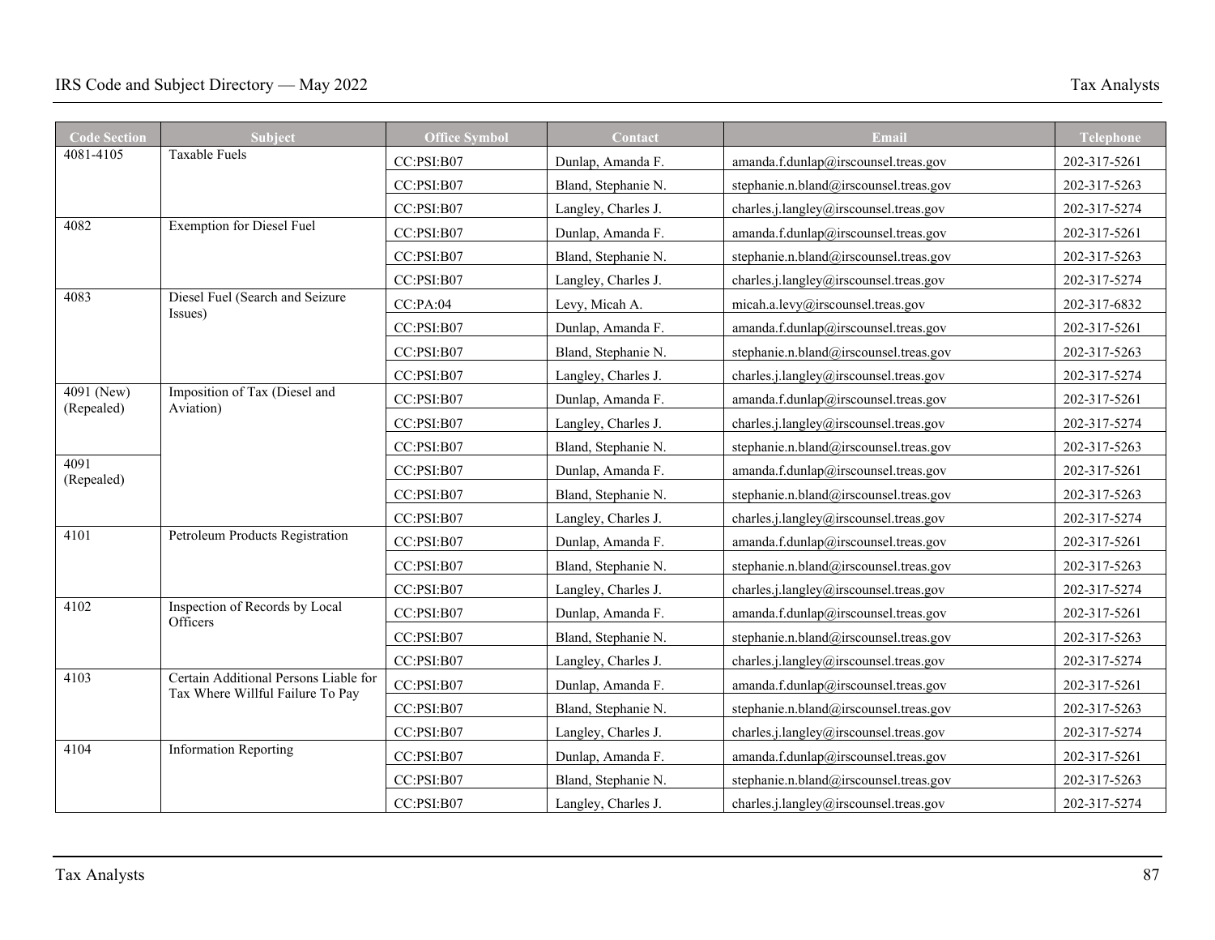| Code Section | Subject | Office Symbol | Contact | Email | Telephone |
|---|---|---|---|---|---|
| 4081-4105 | Taxable Fuels | CC:PSI:B07 | Dunlap, Amanda F. | amanda.f.dunlap@irscounsel.treas.gov | 202-317-5261 |
| | | CC:PSI:B07 | Bland, Stephanie N. | stephanie.n.bland@irscounsel.treas.gov | 202-317-5263 |
| | | CC:PSI:B07 | Langley, Charles J. | charles.j.langley@irscounsel.treas.gov | 202-317-5274 |
| 4082 | Exemption for Diesel Fuel | CC:PSI:B07 | Dunlap, Amanda F. | amanda.f.dunlap@irscounsel.treas.gov | 202-317-5261 |
| | | CC:PSI:B07 | Bland, Stephanie N. | stephanie.n.bland@irscounsel.treas.gov | 202-317-5263 |
| | | CC:PSI:B07 | Langley, Charles J. | charles.j.langley@irscounsel.treas.gov | 202-317-5274 |
| 4083 | Diesel Fuel (Search and Seizure Issues) | CC:PA:04 | Levy, Micah A. | micah.a.levy@irscounsel.treas.gov | 202-317-6832 |
| | | CC:PSI:B07 | Dunlap, Amanda F. | amanda.f.dunlap@irscounsel.treas.gov | 202-317-5261 |
| | | CC:PSI:B07 | Bland, Stephanie N. | stephanie.n.bland@irscounsel.treas.gov | 202-317-5263 |
| | | CC:PSI:B07 | Langley, Charles J. | charles.j.langley@irscounsel.treas.gov | 202-317-5274 |
| 4091 (New) (Repealed) | Imposition of Tax (Diesel and Aviation) | CC:PSI:B07 | Dunlap, Amanda F. | amanda.f.dunlap@irscounsel.treas.gov | 202-317-5261 |
| | | CC:PSI:B07 | Langley, Charles J. | charles.j.langley@irscounsel.treas.gov | 202-317-5274 |
| | | CC:PSI:B07 | Bland, Stephanie N. | stephanie.n.bland@irscounsel.treas.gov | 202-317-5263 |
| 4091 (Repealed) | | CC:PSI:B07 | Dunlap, Amanda F. | amanda.f.dunlap@irscounsel.treas.gov | 202-317-5261 |
| | | CC:PSI:B07 | Bland, Stephanie N. | stephanie.n.bland@irscounsel.treas.gov | 202-317-5263 |
| | | CC:PSI:B07 | Langley, Charles J. | charles.j.langley@irscounsel.treas.gov | 202-317-5274 |
| 4101 | Petroleum Products Registration | CC:PSI:B07 | Dunlap, Amanda F. | amanda.f.dunlap@irscounsel.treas.gov | 202-317-5261 |
| | | CC:PSI:B07 | Bland, Stephanie N. | stephanie.n.bland@irscounsel.treas.gov | 202-317-5263 |
| | | CC:PSI:B07 | Langley, Charles J. | charles.j.langley@irscounsel.treas.gov | 202-317-5274 |
| 4102 | Inspection of Records by Local Officers | CC:PSI:B07 | Dunlap, Amanda F. | amanda.f.dunlap@irscounsel.treas.gov | 202-317-5261 |
| | | CC:PSI:B07 | Bland, Stephanie N. | stephanie.n.bland@irscounsel.treas.gov | 202-317-5263 |
| | | CC:PSI:B07 | Langley, Charles J. | charles.j.langley@irscounsel.treas.gov | 202-317-5274 |
| 4103 | Certain Additional Persons Liable for Tax Where Willful Failure To Pay | CC:PSI:B07 | Dunlap, Amanda F. | amanda.f.dunlap@irscounsel.treas.gov | 202-317-5261 |
| | | CC:PSI:B07 | Bland, Stephanie N. | stephanie.n.bland@irscounsel.treas.gov | 202-317-5263 |
| | | CC:PSI:B07 | Langley, Charles J. | charles.j.langley@irscounsel.treas.gov | 202-317-5274 |
| 4104 | Information Reporting | CC:PSI:B07 | Dunlap, Amanda F. | amanda.f.dunlap@irscounsel.treas.gov | 202-317-5261 |
| | | CC:PSI:B07 | Bland, Stephanie N. | stephanie.n.bland@irscounsel.treas.gov | 202-317-5263 |
| | | CC:PSI:B07 | Langley, Charles J. | charles.j.langley@irscounsel.treas.gov | 202-317-5274 |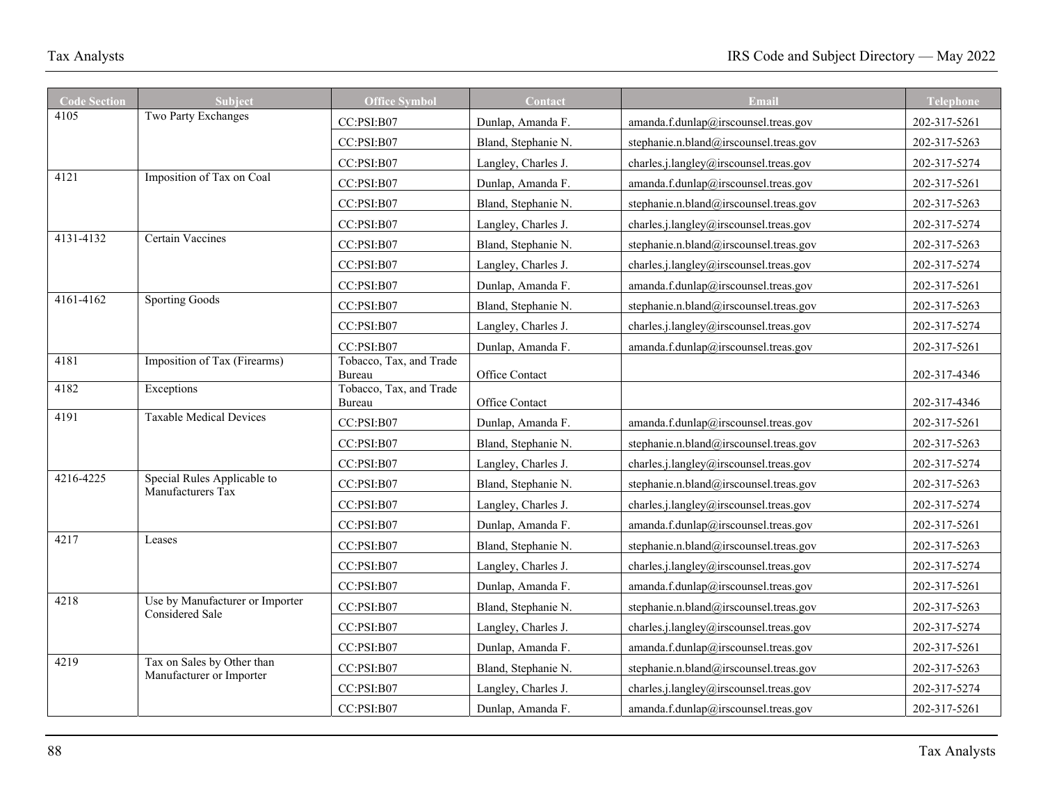| Code Section | Subject | Office Symbol | Contact | Email | Telephone |
|---|---|---|---|---|---|
| 4105 | Two Party Exchanges | CC:PSI:B07 | Dunlap, Amanda F. | amanda.f.dunlap@irscounsel.treas.gov | 202-317-5261 |
| | | CC:PSI:B07 | Bland, Stephanie N. | stephanie.n.bland@irscounsel.treas.gov | 202-317-5263 |
| | | CC:PSI:B07 | Langley, Charles J. | charles.j.langley@irscounsel.treas.gov | 202-317-5274 |
| 4121 | Imposition of Tax on Coal | CC:PSI:B07 | Dunlap, Amanda F. | amanda.f.dunlap@irscounsel.treas.gov | 202-317-5261 |
| | | CC:PSI:B07 | Bland, Stephanie N. | stephanie.n.bland@irscounsel.treas.gov | 202-317-5263 |
| | | CC:PSI:B07 | Langley, Charles J. | charles.j.langley@irscounsel.treas.gov | 202-317-5274 |
| 4131-4132 | Certain Vaccines | CC:PSI:B07 | Bland, Stephanie N. | stephanie.n.bland@irscounsel.treas.gov | 202-317-5263 |
| | | CC:PSI:B07 | Langley, Charles J. | charles.j.langley@irscounsel.treas.gov | 202-317-5274 |
| | | CC:PSI:B07 | Dunlap, Amanda F. | amanda.f.dunlap@irscounsel.treas.gov | 202-317-5261 |
| 4161-4162 | Sporting Goods | CC:PSI:B07 | Bland, Stephanie N. | stephanie.n.bland@irscounsel.treas.gov | 202-317-5263 |
| | | CC:PSI:B07 | Langley, Charles J. | charles.j.langley@irscounsel.treas.gov | 202-317-5274 |
| | | CC:PSI:B07 | Dunlap, Amanda F. | amanda.f.dunlap@irscounsel.treas.gov | 202-317-5261 |
| 4181 | Imposition of Tax (Firearms) | Tobacco, Tax, and Trade Bureau | Office Contact | | 202-317-4346 |
| 4182 | Exceptions | Tobacco, Tax, and Trade Bureau | Office Contact | | 202-317-4346 |
| 4191 | Taxable Medical Devices | CC:PSI:B07 | Dunlap, Amanda F. | amanda.f.dunlap@irscounsel.treas.gov | 202-317-5261 |
| | | CC:PSI:B07 | Bland, Stephanie N. | stephanie.n.bland@irscounsel.treas.gov | 202-317-5263 |
| | | CC:PSI:B07 | Langley, Charles J. | charles.j.langley@irscounsel.treas.gov | 202-317-5274 |
| 4216-4225 | Special Rules Applicable to Manufacturers Tax | CC:PSI:B07 | Bland, Stephanie N. | stephanie.n.bland@irscounsel.treas.gov | 202-317-5263 |
| | | CC:PSI:B07 | Langley, Charles J. | charles.j.langley@irscounsel.treas.gov | 202-317-5274 |
| | | CC:PSI:B07 | Dunlap, Amanda F. | amanda.f.dunlap@irscounsel.treas.gov | 202-317-5261 |
| 4217 | Leases | CC:PSI:B07 | Bland, Stephanie N. | stephanie.n.bland@irscounsel.treas.gov | 202-317-5263 |
| | | CC:PSI:B07 | Langley, Charles J. | charles.j.langley@irscounsel.treas.gov | 202-317-5274 |
| | | CC:PSI:B07 | Dunlap, Amanda F. | amanda.f.dunlap@irscounsel.treas.gov | 202-317-5261 |
| 4218 | Use by Manufacturer or Importer Considered Sale | CC:PSI:B07 | Bland, Stephanie N. | stephanie.n.bland@irscounsel.treas.gov | 202-317-5263 |
| | | CC:PSI:B07 | Langley, Charles J. | charles.j.langley@irscounsel.treas.gov | 202-317-5274 |
| | | CC:PSI:B07 | Dunlap, Amanda F. | amanda.f.dunlap@irscounsel.treas.gov | 202-317-5261 |
| 4219 | Tax on Sales by Other than Manufacturer or Importer | CC:PSI:B07 | Bland, Stephanie N. | stephanie.n.bland@irscounsel.treas.gov | 202-317-5263 |
| | | CC:PSI:B07 | Langley, Charles J. | charles.j.langley@irscounsel.treas.gov | 202-317-5274 |
| | | CC:PSI:B07 | Dunlap, Amanda F. | amanda.f.dunlap@irscounsel.treas.gov | 202-317-5261 |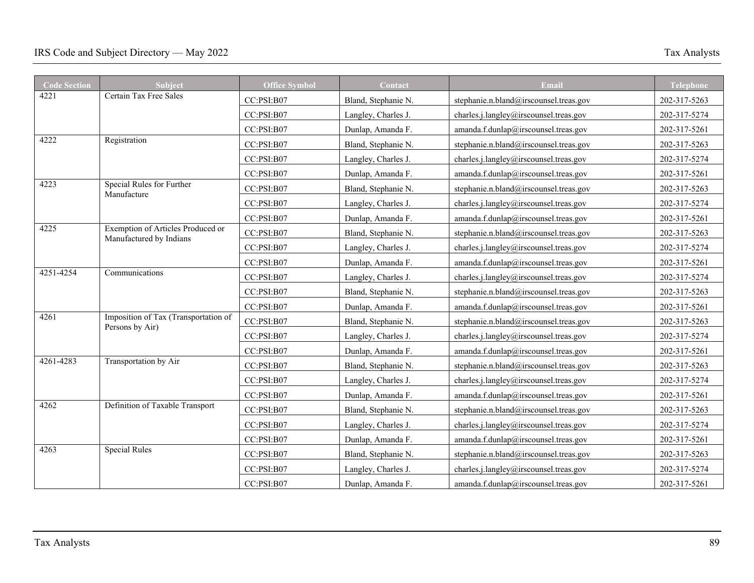| Code Section | Subject | Office Symbol | Contact | Email | Telephone |
|---|---|---|---|---|---|
| 4221 | Certain Tax Free Sales | CC:PSI:B07 | Bland, Stephanie N. | stephanie.n.bland@irscounsel.treas.gov | 202-317-5263 |
| | | CC:PSI:B07 | Langley, Charles J. | charles.j.langley@irscounsel.treas.gov | 202-317-5274 |
| | | CC:PSI:B07 | Dunlap, Amanda F. | amanda.f.dunlap@irscounsel.treas.gov | 202-317-5261 |
| 4222 | Registration | CC:PSI:B07 | Bland, Stephanie N. | stephanie.n.bland@irscounsel.treas.gov | 202-317-5263 |
| | | CC:PSI:B07 | Langley, Charles J. | charles.j.langley@irscounsel.treas.gov | 202-317-5274 |
| | | CC:PSI:B07 | Dunlap, Amanda F. | amanda.f.dunlap@irscounsel.treas.gov | 202-317-5261 |
| 4223 | Special Rules for Further Manufacture | CC:PSI:B07 | Bland, Stephanie N. | stephanie.n.bland@irscounsel.treas.gov | 202-317-5263 |
| | | CC:PSI:B07 | Langley, Charles J. | charles.j.langley@irscounsel.treas.gov | 202-317-5274 |
| | | CC:PSI:B07 | Dunlap, Amanda F. | amanda.f.dunlap@irscounsel.treas.gov | 202-317-5261 |
| 4225 | Exemption of Articles Produced or Manufactured by Indians | CC:PSI:B07 | Bland, Stephanie N. | stephanie.n.bland@irscounsel.treas.gov | 202-317-5263 |
| | | CC:PSI:B07 | Langley, Charles J. | charles.j.langley@irscounsel.treas.gov | 202-317-5274 |
| | | CC:PSI:B07 | Dunlap, Amanda F. | amanda.f.dunlap@irscounsel.treas.gov | 202-317-5261 |
| 4251-4254 | Communications | CC:PSI:B07 | Langley, Charles J. | charles.j.langley@irscounsel.treas.gov | 202-317-5274 |
| | | CC:PSI:B07 | Bland, Stephanie N. | stephanie.n.bland@irscounsel.treas.gov | 202-317-5263 |
| | | CC:PSI:B07 | Dunlap, Amanda F. | amanda.f.dunlap@irscounsel.treas.gov | 202-317-5261 |
| 4261 | Imposition of Tax (Transportation of Persons by Air) | CC:PSI:B07 | Bland, Stephanie N. | stephanie.n.bland@irscounsel.treas.gov | 202-317-5263 |
| | | CC:PSI:B07 | Langley, Charles J. | charles.j.langley@irscounsel.treas.gov | 202-317-5274 |
| | | CC:PSI:B07 | Dunlap, Amanda F. | amanda.f.dunlap@irscounsel.treas.gov | 202-317-5261 |
| 4261-4283 | Transportation by Air | CC:PSI:B07 | Bland, Stephanie N. | stephanie.n.bland@irscounsel.treas.gov | 202-317-5263 |
| | | CC:PSI:B07 | Langley, Charles J. | charles.j.langley@irscounsel.treas.gov | 202-317-5274 |
| | | CC:PSI:B07 | Dunlap, Amanda F. | amanda.f.dunlap@irscounsel.treas.gov | 202-317-5261 |
| 4262 | Definition of Taxable Transport | CC:PSI:B07 | Bland, Stephanie N. | stephanie.n.bland@irscounsel.treas.gov | 202-317-5263 |
| | | CC:PSI:B07 | Langley, Charles J. | charles.j.langley@irscounsel.treas.gov | 202-317-5274 |
| | | CC:PSI:B07 | Dunlap, Amanda F. | amanda.f.dunlap@irscounsel.treas.gov | 202-317-5261 |
| 4263 | Special Rules | CC:PSI:B07 | Bland, Stephanie N. | stephanie.n.bland@irscounsel.treas.gov | 202-317-5263 |
| | | CC:PSI:B07 | Langley, Charles J. | charles.j.langley@irscounsel.treas.gov | 202-317-5274 |
| | | CC:PSI:B07 | Dunlap, Amanda F. | amanda.f.dunlap@irscounsel.treas.gov | 202-317-5261 |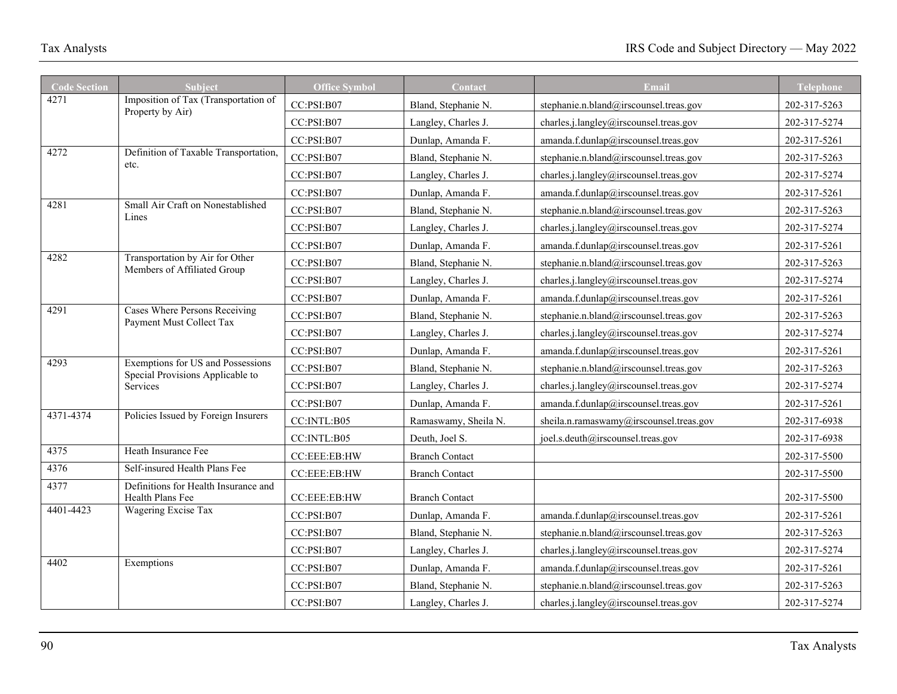| Code Section | Subject | Office Symbol | Contact | Email | Telephone |
|---|---|---|---|---|---|
| 4271 | Imposition of Tax (Transportation of Property by Air) | CC:PSI:B07 | Bland, Stephanie N. | stephanie.n.bland@irscounsel.treas.gov | 202-317-5263 |
| | | CC:PSI:B07 | Langley, Charles J. | charles.j.langley@irscounsel.treas.gov | 202-317-5274 |
| | | CC:PSI:B07 | Dunlap, Amanda F. | amanda.f.dunlap@irscounsel.treas.gov | 202-317-5261 |
| 4272 | Definition of Taxable Transportation, etc. | CC:PSI:B07 | Bland, Stephanie N. | stephanie.n.bland@irscounsel.treas.gov | 202-317-5263 |
| | | CC:PSI:B07 | Langley, Charles J. | charles.j.langley@irscounsel.treas.gov | 202-317-5274 |
| | | CC:PSI:B07 | Dunlap, Amanda F. | amanda.f.dunlap@irscounsel.treas.gov | 202-317-5261 |
| 4281 | Small Air Craft on Nonestablished Lines | CC:PSI:B07 | Bland, Stephanie N. | stephanie.n.bland@irscounsel.treas.gov | 202-317-5263 |
| | | CC:PSI:B07 | Langley, Charles J. | charles.j.langley@irscounsel.treas.gov | 202-317-5274 |
| | | CC:PSI:B07 | Dunlap, Amanda F. | amanda.f.dunlap@irscounsel.treas.gov | 202-317-5261 |
| 4282 | Transportation by Air for Other Members of Affiliated Group | CC:PSI:B07 | Bland, Stephanie N. | stephanie.n.bland@irscounsel.treas.gov | 202-317-5263 |
| | | CC:PSI:B07 | Langley, Charles J. | charles.j.langley@irscounsel.treas.gov | 202-317-5274 |
| | | CC:PSI:B07 | Dunlap, Amanda F. | amanda.f.dunlap@irscounsel.treas.gov | 202-317-5261 |
| 4291 | Cases Where Persons Receiving Payment Must Collect Tax | CC:PSI:B07 | Bland, Stephanie N. | stephanie.n.bland@irscounsel.treas.gov | 202-317-5263 |
| | | CC:PSI:B07 | Langley, Charles J. | charles.j.langley@irscounsel.treas.gov | 202-317-5274 |
| | | CC:PSI:B07 | Dunlap, Amanda F. | amanda.f.dunlap@irscounsel.treas.gov | 202-317-5261 |
| 4293 | Exemptions for US and Possessions Special Provisions Applicable to Services | CC:PSI:B07 | Bland, Stephanie N. | stephanie.n.bland@irscounsel.treas.gov | 202-317-5263 |
| | | CC:PSI:B07 | Langley, Charles J. | charles.j.langley@irscounsel.treas.gov | 202-317-5274 |
| | | CC:PSI:B07 | Dunlap, Amanda F. | amanda.f.dunlap@irscounsel.treas.gov | 202-317-5261 |
| 4371-4374 | Policies Issued by Foreign Insurers | CC:INTL:B05 | Ramaswamy, Sheila N. | sheila.n.ramaswamy@irscounsel.treas.gov | 202-317-6938 |
| | | CC:INTL:B05 | Deuth, Joel S. | joel.s.deuth@irscounsel.treas.gov | 202-317-6938 |
| 4375 | Heath Insurance Fee | CC:EEE:EB:HW | Branch Contact | | 202-317-5500 |
| 4376 | Self-insured Health Plans Fee | CC:EEE:EB:HW | Branch Contact | | 202-317-5500 |
| 4377 | Definitions for Health Insurance and Health Plans Fee | CC:EEE:EB:HW | Branch Contact | | 202-317-5500 |
| 4401-4423 | Wagering Excise Tax | CC:PSI:B07 | Dunlap, Amanda F. | amanda.f.dunlap@irscounsel.treas.gov | 202-317-5261 |
| | | CC:PSI:B07 | Bland, Stephanie N. | stephanie.n.bland@irscounsel.treas.gov | 202-317-5263 |
| | | CC:PSI:B07 | Langley, Charles J. | charles.j.langley@irscounsel.treas.gov | 202-317-5274 |
| 4402 | Exemptions | CC:PSI:B07 | Dunlap, Amanda F. | amanda.f.dunlap@irscounsel.treas.gov | 202-317-5261 |
| | | CC:PSI:B07 | Bland, Stephanie N. | stephanie.n.bland@irscounsel.treas.gov | 202-317-5263 |
| | | CC:PSI:B07 | Langley, Charles J. | charles.j.langley@irscounsel.treas.gov | 202-317-5274 |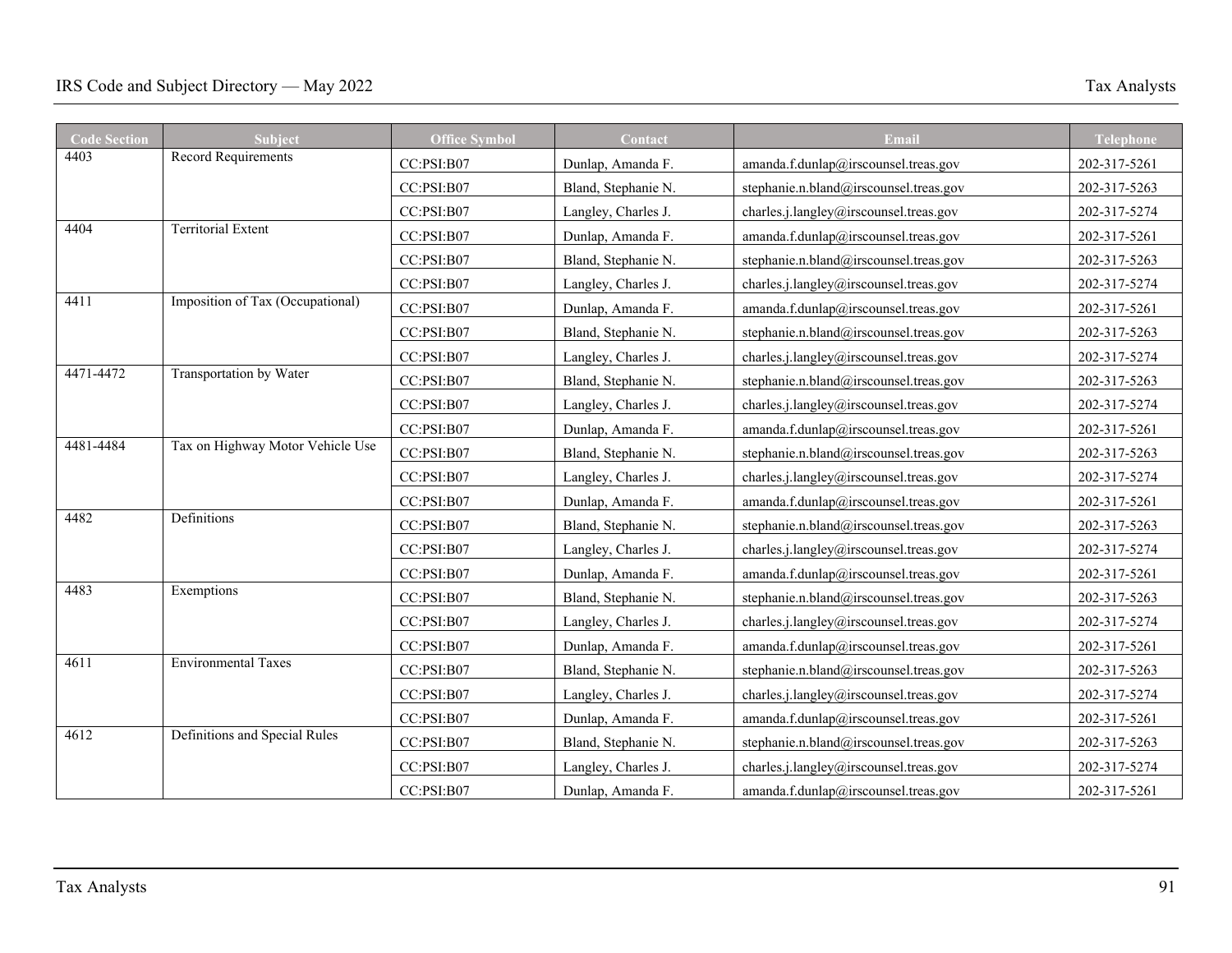| Code Section | Subject | Office Symbol | Contact | Email | Telephone |
|---|---|---|---|---|---|
| 4403 | Record Requirements | CC:PSI:B07 | Dunlap, Amanda F. | amanda.f.dunlap@irscounsel.treas.gov | 202-317-5261 |
| | | CC:PSI:B07 | Bland, Stephanie N. | stephanie.n.bland@irscounsel.treas.gov | 202-317-5263 |
| | | CC:PSI:B07 | Langley, Charles J. | charles.j.langley@irscounsel.treas.gov | 202-317-5274 |
| 4404 | Territorial Extent | CC:PSI:B07 | Dunlap, Amanda F. | amanda.f.dunlap@irscounsel.treas.gov | 202-317-5261 |
| | | CC:PSI:B07 | Bland, Stephanie N. | stephanie.n.bland@irscounsel.treas.gov | 202-317-5263 |
| | | CC:PSI:B07 | Langley, Charles J. | charles.j.langley@irscounsel.treas.gov | 202-317-5274 |
| 4411 | Imposition of Tax (Occupational) | CC:PSI:B07 | Dunlap, Amanda F. | amanda.f.dunlap@irscounsel.treas.gov | 202-317-5261 |
| | | CC:PSI:B07 | Bland, Stephanie N. | stephanie.n.bland@irscounsel.treas.gov | 202-317-5263 |
| | | CC:PSI:B07 | Langley, Charles J. | charles.j.langley@irscounsel.treas.gov | 202-317-5274 |
| 4471-4472 | Transportation by Water | CC:PSI:B07 | Bland, Stephanie N. | stephanie.n.bland@irscounsel.treas.gov | 202-317-5263 |
| | | CC:PSI:B07 | Langley, Charles J. | charles.j.langley@irscounsel.treas.gov | 202-317-5274 |
| | | CC:PSI:B07 | Dunlap, Amanda F. | amanda.f.dunlap@irscounsel.treas.gov | 202-317-5261 |
| 4481-4484 | Tax on Highway Motor Vehicle Use | CC:PSI:B07 | Bland, Stephanie N. | stephanie.n.bland@irscounsel.treas.gov | 202-317-5263 |
| | | CC:PSI:B07 | Langley, Charles J. | charles.j.langley@irscounsel.treas.gov | 202-317-5274 |
| | | CC:PSI:B07 | Dunlap, Amanda F. | amanda.f.dunlap@irscounsel.treas.gov | 202-317-5261 |
| 4482 | Definitions | CC:PSI:B07 | Bland, Stephanie N. | stephanie.n.bland@irscounsel.treas.gov | 202-317-5263 |
| | | CC:PSI:B07 | Langley, Charles J. | charles.j.langley@irscounsel.treas.gov | 202-317-5274 |
| | | CC:PSI:B07 | Dunlap, Amanda F. | amanda.f.dunlap@irscounsel.treas.gov | 202-317-5261 |
| 4483 | Exemptions | CC:PSI:B07 | Bland, Stephanie N. | stephanie.n.bland@irscounsel.treas.gov | 202-317-5263 |
| | | CC:PSI:B07 | Langley, Charles J. | charles.j.langley@irscounsel.treas.gov | 202-317-5274 |
| | | CC:PSI:B07 | Dunlap, Amanda F. | amanda.f.dunlap@irscounsel.treas.gov | 202-317-5261 |
| 4611 | Environmental Taxes | CC:PSI:B07 | Bland, Stephanie N. | stephanie.n.bland@irscounsel.treas.gov | 202-317-5263 |
| | | CC:PSI:B07 | Langley, Charles J. | charles.j.langley@irscounsel.treas.gov | 202-317-5274 |
| | | CC:PSI:B07 | Dunlap, Amanda F. | amanda.f.dunlap@irscounsel.treas.gov | 202-317-5261 |
| 4612 | Definitions and Special Rules | CC:PSI:B07 | Bland, Stephanie N. | stephanie.n.bland@irscounsel.treas.gov | 202-317-5263 |
| | | CC:PSI:B07 | Langley, Charles J. | charles.j.langley@irscounsel.treas.gov | 202-317-5274 |
| | | CC:PSI:B07 | Dunlap, Amanda F. | amanda.f.dunlap@irscounsel.treas.gov | 202-317-5261 |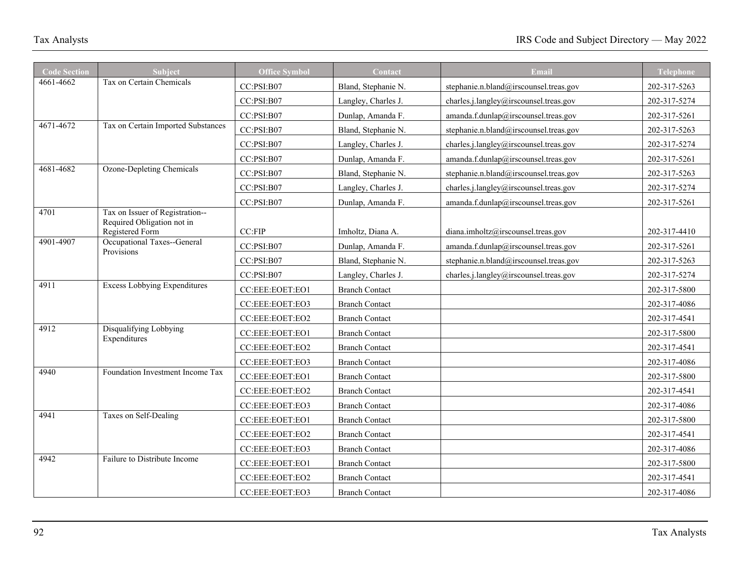| Code Section | Subject | Office Symbol | Contact | Email | Telephone |
|---|---|---|---|---|---|
| 4661-4662 | Tax on Certain Chemicals | CC:PSI:B07 | Bland, Stephanie N. | stephanie.n.bland@irscounsel.treas.gov | 202-317-5263 |
| | | CC:PSI:B07 | Langley, Charles J. | charles.j.langley@irscounsel.treas.gov | 202-317-5274 |
| | | CC:PSI:B07 | Dunlap, Amanda F. | amanda.f.dunlap@irscounsel.treas.gov | 202-317-5261 |
| 4671-4672 | Tax on Certain Imported Substances | CC:PSI:B07 | Bland, Stephanie N. | stephanie.n.bland@irscounsel.treas.gov | 202-317-5263 |
| | | CC:PSI:B07 | Langley, Charles J. | charles.j.langley@irscounsel.treas.gov | 202-317-5274 |
| | | CC:PSI:B07 | Dunlap, Amanda F. | amanda.f.dunlap@irscounsel.treas.gov | 202-317-5261 |
| 4681-4682 | Ozone-Depleting Chemicals | CC:PSI:B07 | Bland, Stephanie N. | stephanie.n.bland@irscounsel.treas.gov | 202-317-5263 |
| | | CC:PSI:B07 | Langley, Charles J. | charles.j.langley@irscounsel.treas.gov | 202-317-5274 |
| | | CC:PSI:B07 | Dunlap, Amanda F. | amanda.f.dunlap@irscounsel.treas.gov | 202-317-5261 |
| 4701 | Tax on Issuer of Registration--Required Obligation not in Registered Form | CC:FIP | Imholtz, Diana A. | diana.imholtz@irscounsel.treas.gov | 202-317-4410 |
| 4901-4907 | Occupational Taxes--General Provisions | CC:PSI:B07 | Dunlap, Amanda F. | amanda.f.dunlap@irscounsel.treas.gov | 202-317-5261 |
| | | CC:PSI:B07 | Bland, Stephanie N. | stephanie.n.bland@irscounsel.treas.gov | 202-317-5263 |
| | | CC:PSI:B07 | Langley, Charles J. | charles.j.langley@irscounsel.treas.gov | 202-317-5274 |
| 4911 | Excess Lobbying Expenditures | CC:EEE:EOET:EO1 | Branch Contact | | 202-317-5800 |
| | | CC:EEE:EOET:EO3 | Branch Contact | | 202-317-4086 |
| | | CC:EEE:EOET:EO2 | Branch Contact | | 202-317-4541 |
| 4912 | Disqualifying Lobbying Expenditures | CC:EEE:EOET:EO1 | Branch Contact | | 202-317-5800 |
| | | CC:EEE:EOET:EO2 | Branch Contact | | 202-317-4541 |
| | | CC:EEE:EOET:EO3 | Branch Contact | | 202-317-4086 |
| 4940 | Foundation Investment Income Tax | CC:EEE:EOET:EO1 | Branch Contact | | 202-317-5800 |
| | | CC:EEE:EOET:EO2 | Branch Contact | | 202-317-4541 |
| | | CC:EEE:EOET:EO3 | Branch Contact | | 202-317-4086 |
| 4941 | Taxes on Self-Dealing | CC:EEE:EOET:EO1 | Branch Contact | | 202-317-5800 |
| | | CC:EEE:EOET:EO2 | Branch Contact | | 202-317-4541 |
| | | CC:EEE:EOET:EO3 | Branch Contact | | 202-317-4086 |
| 4942 | Failure to Distribute Income | CC:EEE:EOET:EO1 | Branch Contact | | 202-317-5800 |
| | | CC:EEE:EOET:EO2 | Branch Contact | | 202-317-4541 |
| | | CC:EEE:EOET:EO3 | Branch Contact | | 202-317-4086 |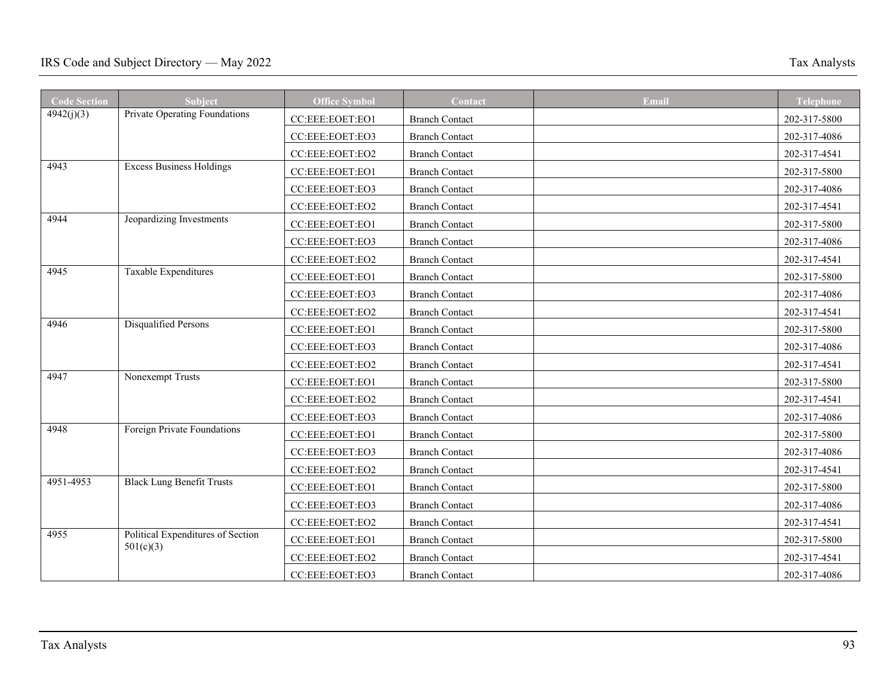| Code Section | Subject | Office Symbol | Contact | Email | Telephone |
|---|---|---|---|---|---|
| 4942(j)(3) | Private Operating Foundations | CC:EEE:EOET:EO1 | Branch Contact | | 202-317-5800 |
| | | CC:EEE:EOET:EO3 | Branch Contact | | 202-317-4086 |
| | | CC:EEE:EOET:EO2 | Branch Contact | | 202-317-4541 |
| 4943 | Excess Business Holdings | CC:EEE:EOET:EO1 | Branch Contact | | 202-317-5800 |
| | | CC:EEE:EOET:EO3 | Branch Contact | | 202-317-4086 |
| | | CC:EEE:EOET:EO2 | Branch Contact | | 202-317-4541 |
| 4944 | Jeopardizing Investments | CC:EEE:EOET:EO1 | Branch Contact | | 202-317-5800 |
| | | CC:EEE:EOET:EO3 | Branch Contact | | 202-317-4086 |
| | | CC:EEE:EOET:EO2 | Branch Contact | | 202-317-4541 |
| 4945 | Taxable Expenditures | CC:EEE:EOET:EO1 | Branch Contact | | 202-317-5800 |
| | | CC:EEE:EOET:EO3 | Branch Contact | | 202-317-4086 |
| | | CC:EEE:EOET:EO2 | Branch Contact | | 202-317-4541 |
| 4946 | Disqualified Persons | CC:EEE:EOET:EO1 | Branch Contact | | 202-317-5800 |
| | | CC:EEE:EOET:EO3 | Branch Contact | | 202-317-4086 |
| | | CC:EEE:EOET:EO2 | Branch Contact | | 202-317-4541 |
| 4947 | Nonexempt Trusts | CC:EEE:EOET:EO1 | Branch Contact | | 202-317-5800 |
| | | CC:EEE:EOET:EO2 | Branch Contact | | 202-317-4541 |
| | | CC:EEE:EOET:EO3 | Branch Contact | | 202-317-4086 |
| 4948 | Foreign Private Foundations | CC:EEE:EOET:EO1 | Branch Contact | | 202-317-5800 |
| | | CC:EEE:EOET:EO3 | Branch Contact | | 202-317-4086 |
| | | CC:EEE:EOET:EO2 | Branch Contact | | 202-317-4541 |
| 4951-4953 | Black Lung Benefit Trusts | CC:EEE:EOET:EO1 | Branch Contact | | 202-317-5800 |
| | | CC:EEE:EOET:EO3 | Branch Contact | | 202-317-4086 |
| | | CC:EEE:EOET:EO2 | Branch Contact | | 202-317-4541 |
| 4955 | Political Expenditures of Section 501(c)(3) | CC:EEE:EOET:EO1 | Branch Contact | | 202-317-5800 |
| | | CC:EEE:EOET:EO2 | Branch Contact | | 202-317-4541 |
| | | CC:EEE:EOET:EO3 | Branch Contact | | 202-317-4086 |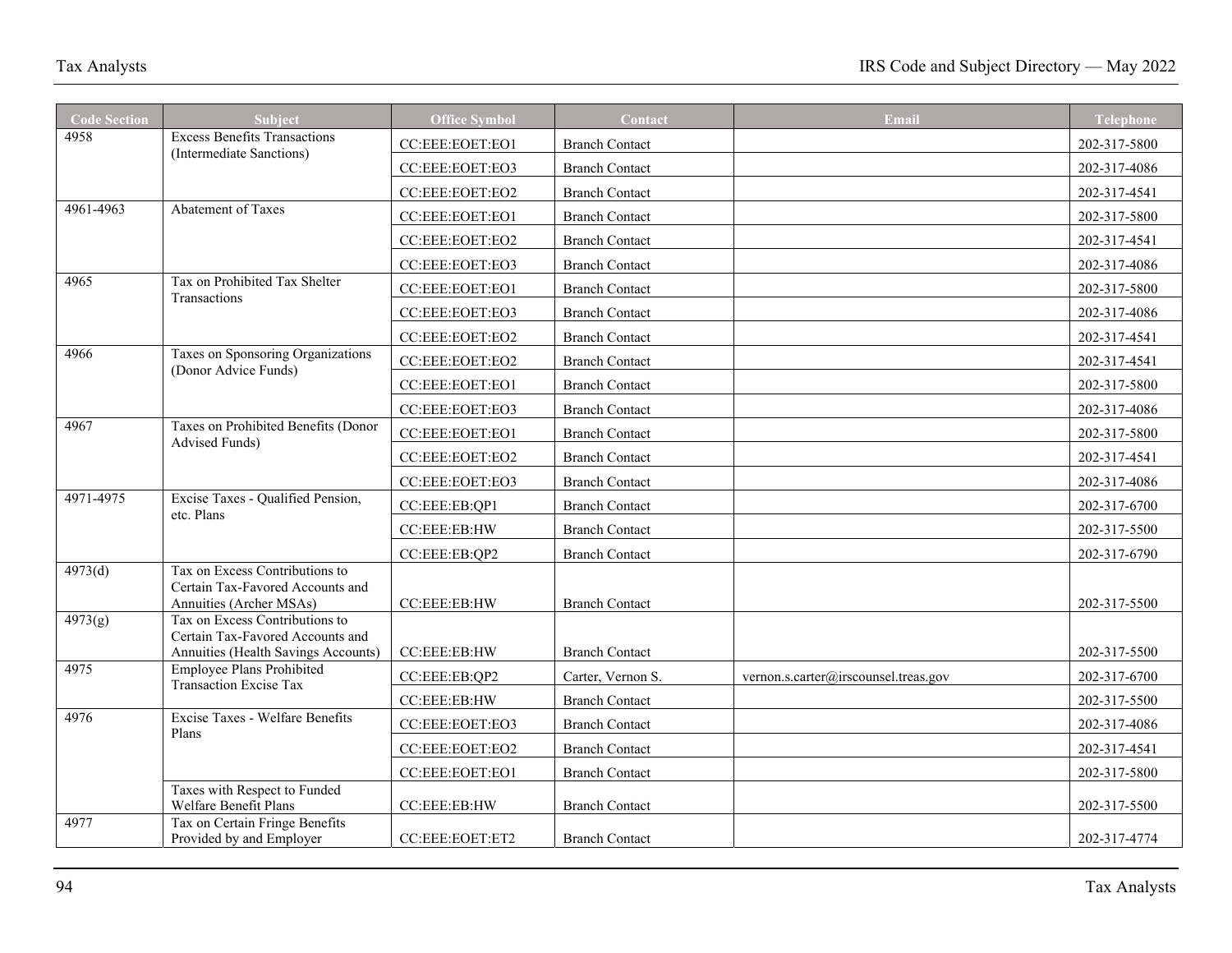| Code Section | Subject | Office Symbol | Contact | Email | Telephone |
|---|---|---|---|---|---|
| 4958 | Excess Benefits Transactions (Intermediate Sanctions) | CC:EEE:EOET:EO1 | Branch Contact | | 202-317-5800 |
| | | CC:EEE:EOET:EO3 | Branch Contact | | 202-317-4086 |
| | | CC:EEE:EOET:EO2 | Branch Contact | | 202-317-4541 |
| 4961-4963 | Abatement of Taxes | CC:EEE:EOET:EO1 | Branch Contact | | 202-317-5800 |
| | | CC:EEE:EOET:EO2 | Branch Contact | | 202-317-4541 |
| | | CC:EEE:EOET:EO3 | Branch Contact | | 202-317-4086 |
| 4965 | Tax on Prohibited Tax Shelter Transactions | CC:EEE:EOET:EO1 | Branch Contact | | 202-317-5800 |
| | | CC:EEE:EOET:EO3 | Branch Contact | | 202-317-4086 |
| | | CC:EEE:EOET:EO2 | Branch Contact | | 202-317-4541 |
| 4966 | Taxes on Sponsoring Organizations (Donor Advice Funds) | CC:EEE:EOET:EO2 | Branch Contact | | 202-317-4541 |
| | | CC:EEE:EOET:EO1 | Branch Contact | | 202-317-5800 |
| | | CC:EEE:EOET:EO3 | Branch Contact | | 202-317-4086 |
| 4967 | Taxes on Prohibited Benefits (Donor Advised Funds) | CC:EEE:EOET:EO1 | Branch Contact | | 202-317-5800 |
| | | CC:EEE:EOET:EO2 | Branch Contact | | 202-317-4541 |
| | | CC:EEE:EOET:EO3 | Branch Contact | | 202-317-4086 |
| 4971-4975 | Excise Taxes - Qualified Pension, etc. Plans | CC:EEE:EB:QP1 | Branch Contact | | 202-317-6700 |
| | | CC:EEE:EB:HW | Branch Contact | | 202-317-5500 |
| | | CC:EEE:EB:QP2 | Branch Contact | | 202-317-6790 |
| 4973(d) | Tax on Excess Contributions to Certain Tax-Favored Accounts and Annuities (Archer MSAs) | CC:EEE:EB:HW | Branch Contact | | 202-317-5500 |
| 4973(g) | Tax on Excess Contributions to Certain Tax-Favored Accounts and Annuities (Health Savings Accounts) | CC:EEE:EB:HW | Branch Contact | | 202-317-5500 |
| 4975 | Employee Plans Prohibited Transaction Excise Tax | CC:EEE:EB:QP2 | Carter, Vernon S. | vernon.s.carter@irscounsel.treas.gov | 202-317-6700 |
| | | CC:EEE:EB:HW | Branch Contact | | 202-317-5500 |
| 4976 | Excise Taxes - Welfare Benefits Plans | CC:EEE:EOET:EO3 | Branch Contact | | 202-317-4086 |
| | | CC:EEE:EOET:EO2 | Branch Contact | | 202-317-4541 |
| | | CC:EEE:EOET:EO1 | Branch Contact | | 202-317-5800 |
| | Taxes with Respect to Funded Welfare Benefit Plans | CC:EEE:EB:HW | Branch Contact | | 202-317-5500 |
| 4977 | Tax on Certain Fringe Benefits Provided by and Employer | CC:EEE:EOET:ET2 | Branch Contact | | 202-317-4774 |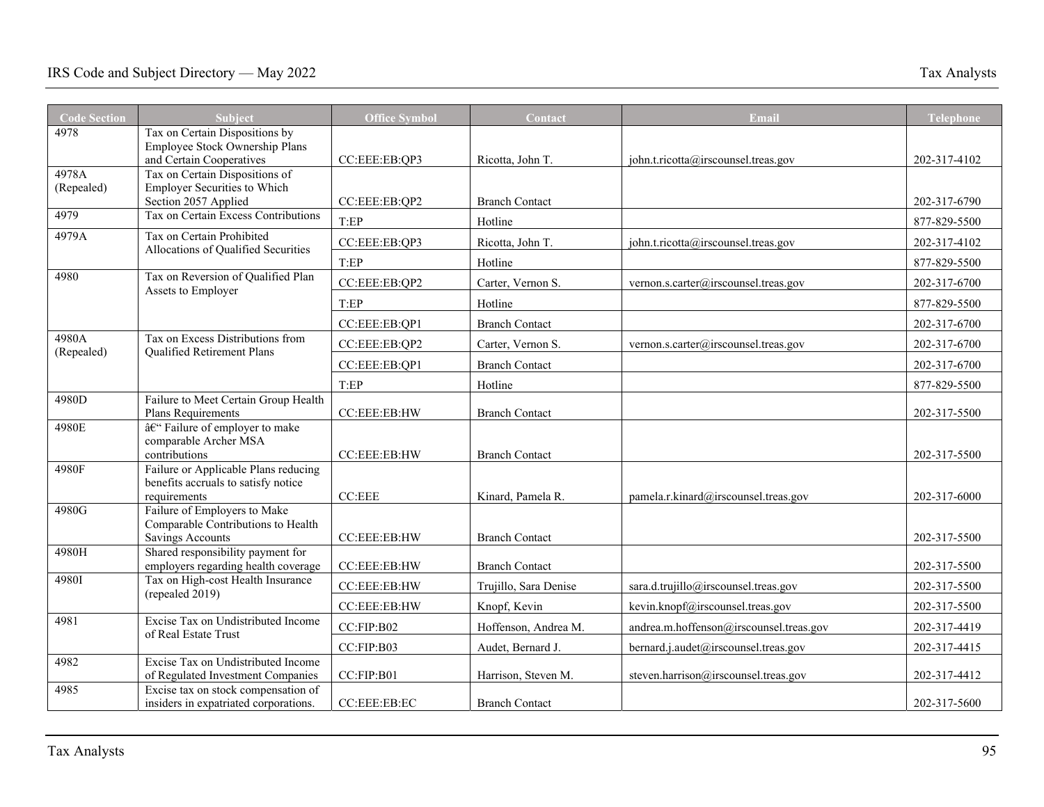| Code Section | Subject | Office Symbol | Contact | Email | Telephone |
|---|---|---|---|---|---|
| 4978 | Tax on Certain Dispositions by Employee Stock Ownership Plans and Certain Cooperatives | CC:EEE:EB:QP3 | Ricotta, John T. | john.t.ricotta@irscounsel.treas.gov | 202-317-4102 |
| 4978A (Repealed) | Tax on Certain Dispositions of Employer Securities to Which Section 2057 Applied | CC:EEE:EB:QP2 | Branch Contact | | 202-317-6790 |
| 4979 | Tax on Certain Excess Contributions | T:EP | Hotline | | 877-829-5500 |
| 4979A | Tax on Certain Prohibited Allocations of Qualified Securities | CC:EEE:EB:QP3 | Ricotta, John T. | john.t.ricotta@irscounsel.treas.gov | 202-317-4102 |
| | | T:EP | Hotline | | 877-829-5500 |
| 4980 | Tax on Reversion of Qualified Plan Assets to Employer | CC:EEE:EB:QP2 | Carter, Vernon S. | vernon.s.carter@irscounsel.treas.gov | 202-317-6700 |
| | | T:EP | Hotline | | 877-829-5500 |
| | | CC:EEE:EB:QP1 | Branch Contact | | 202-317-6700 |
| 4980A (Repealed) | Tax on Excess Distributions from Qualified Retirement Plans | CC:EEE:EB:QP2 | Carter, Vernon S. | vernon.s.carter@irscounsel.treas.gov | 202-317-6700 |
| | | CC:EEE:EB:QP1 | Branch Contact | | 202-317-6700 |
| | | T:EP | Hotline | | 877-829-5500 |
| 4980D | Failure to Meet Certain Group Health Plans Requirements | CC:EEE:EB:HW | Branch Contact | | 202-317-5500 |
| 4980E | â€“ Failure of employer to make comparable Archer MSA contributions | CC:EEE:EB:HW | Branch Contact | | 202-317-5500 |
| 4980F | Failure or Applicable Plans reducing benefits accruals to satisfy notice requirements | CC:EEE | Kinard, Pamela R. | pamela.r.kinard@irscounsel.treas.gov | 202-317-6000 |
| 4980G | Failure of Employers to Make Comparable Contributions to Health Savings Accounts | CC:EEE:EB:HW | Branch Contact | | 202-317-5500 |
| 4980H | Shared responsibility payment for employers regarding health coverage | CC:EEE:EB:HW | Branch Contact | | 202-317-5500 |
| 4980I | Tax on High-cost Health Insurance (repealed 2019) | CC:EEE:EB:HW | Trujillo, Sara Denise | sara.d.trujillo@irscounsel.treas.gov | 202-317-5500 |
| | | CC:EEE:EB:HW | Knopf, Kevin | kevin.knopf@irscounsel.treas.gov | 202-317-5500 |
| 4981 | Excise Tax on Undistributed Income of Real Estate Trust | CC:FIP:B02 | Hoffenson, Andrea M. | andrea.m.hoffenson@irscounsel.treas.gov | 202-317-4419 |
| | | CC:FIP:B03 | Audet, Bernard J. | bernard.j.audet@irscounsel.treas.gov | 202-317-4415 |
| 4982 | Excise Tax on Undistributed Income of Regulated Investment Companies | CC:FIP:B01 | Harrison, Steven M. | steven.harrison@irscounsel.treas.gov | 202-317-4412 |
| 4985 | Excise tax on stock compensation of insiders in expatriated corporations. | CC:EEE:EB:EC | Branch Contact | | 202-317-5600 |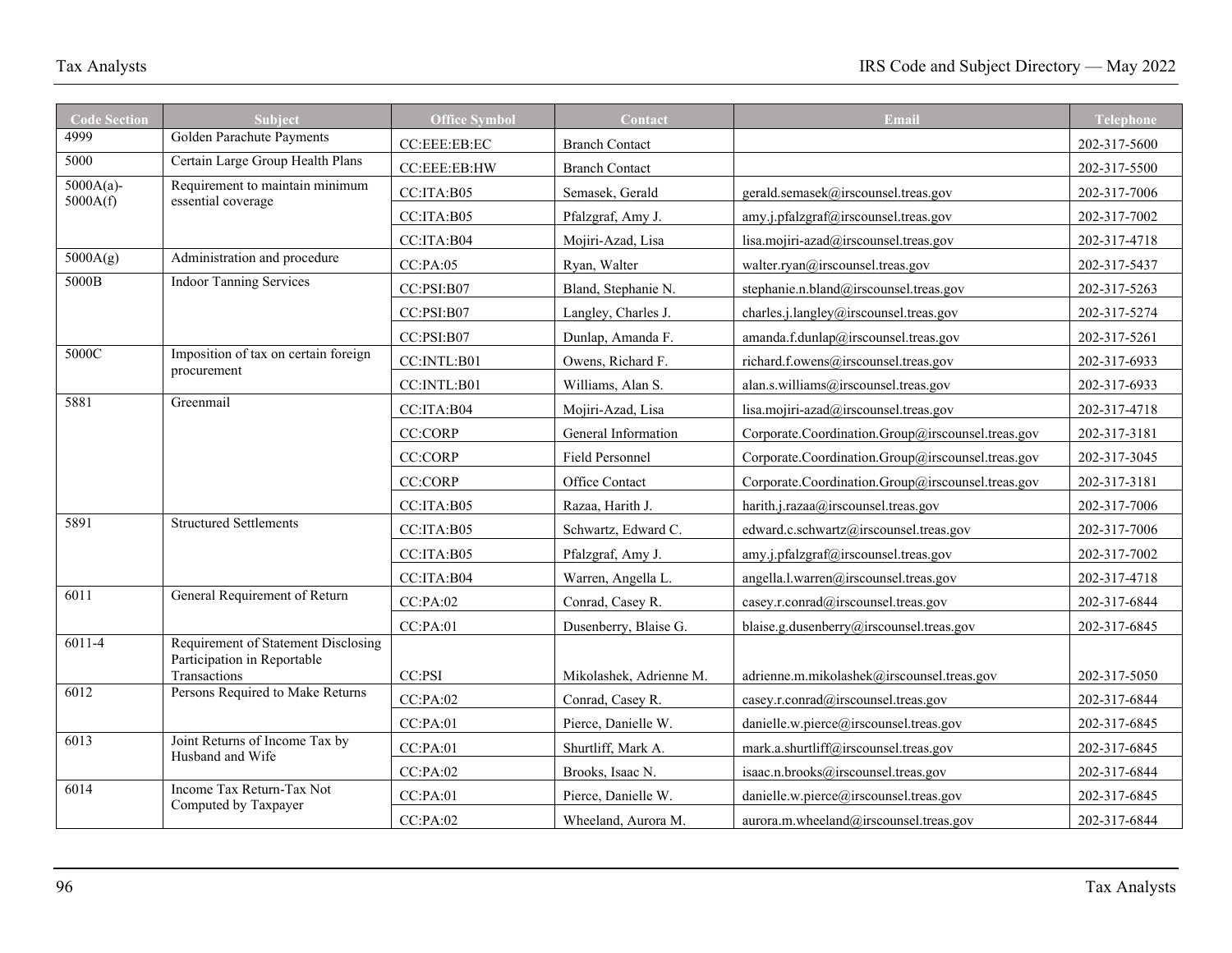| Code Section | Subject | Office Symbol | Contact | Email | Telephone |
|---|---|---|---|---|---|
| 4999 | Golden Parachute Payments | CC:EEE:EB:EC | Branch Contact | | 202-317-5600 |
| 5000 | Certain Large Group Health Plans | CC:EEE:EB:HW | Branch Contact | | 202-317-5500 |
| 5000A(a)-5000A(f) | Requirement to maintain minimum essential coverage | CC:ITA:B05 | Semasek, Gerald | gerald.semasek@irscounsel.treas.gov | 202-317-7006 |
| | | CC:ITA:B05 | Pfalzgraf, Amy J. | amy.j.pfalzgraf@irscounsel.treas.gov | 202-317-7002 |
| | | CC:ITA:B04 | Mojiri-Azad, Lisa | lisa.mojiri-azad@irscounsel.treas.gov | 202-317-4718 |
| 5000A(g) | Administration and procedure | CC:PA:05 | Ryan, Walter | walter.ryan@irscounsel.treas.gov | 202-317-5437 |
| 5000B | Indoor Tanning Services | CC:PSI:B07 | Bland, Stephanie N. | stephanie.n.bland@irscounsel.treas.gov | 202-317-5263 |
| | | CC:PSI:B07 | Langley, Charles J. | charles.j.langley@irscounsel.treas.gov | 202-317-5274 |
| | | CC:PSI:B07 | Dunlap, Amanda F. | amanda.f.dunlap@irscounsel.treas.gov | 202-317-5261 |
| 5000C | Imposition of tax on certain foreign procurement | CC:INTL:B01 | Owens, Richard F. | richard.f.owens@irscounsel.treas.gov | 202-317-6933 |
| | | CC:INTL:B01 | Williams, Alan S. | alan.s.williams@irscounsel.treas.gov | 202-317-6933 |
| 5881 | Greenmail | CC:ITA:B04 | Mojiri-Azad, Lisa | lisa.mojiri-azad@irscounsel.treas.gov | 202-317-4718 |
| | | CC:CORP | General Information | Corporate.Coordination.Group@irscounsel.treas.gov | 202-317-3181 |
| | | CC:CORP | Field Personnel | Corporate.Coordination.Group@irscounsel.treas.gov | 202-317-3045 |
| | | CC:CORP | Office Contact | Corporate.Coordination.Group@irscounsel.treas.gov | 202-317-3181 |
| | | CC:ITA:B05 | Razaa, Harith J. | harith.j.razaa@irscounsel.treas.gov | 202-317-7006 |
| 5891 | Structured Settlements | CC:ITA:B05 | Schwartz, Edward C. | edward.c.schwartz@irscounsel.treas.gov | 202-317-7006 |
| | | CC:ITA:B05 | Pfalzgraf, Amy J. | amy.j.pfalzgraf@irscounsel.treas.gov | 202-317-7002 |
| | | CC:ITA:B04 | Warren, Angella L. | angella.l.warren@irscounsel.treas.gov | 202-317-4718 |
| 6011 | General Requirement of Return | CC:PA:02 | Conrad, Casey R. | casey.r.conrad@irscounsel.treas.gov | 202-317-6844 |
| | | CC:PA:01 | Dusenberry, Blaise G. | blaise.g.dusenberry@irscounsel.treas.gov | 202-317-6845 |
| 6011-4 | Requirement of Statement Disclosing Participation in Reportable Transactions | CC:PSI | Mikolashek, Adrienne M. | adrienne.m.mikolashek@irscounsel.treas.gov | 202-317-5050 |
| 6012 | Persons Required to Make Returns | CC:PA:02 | Conrad, Casey R. | casey.r.conrad@irscounsel.treas.gov | 202-317-6844 |
| | | CC:PA:01 | Pierce, Danielle W. | danielle.w.pierce@irscounsel.treas.gov | 202-317-6845 |
| 6013 | Joint Returns of Income Tax by Husband and Wife | CC:PA:01 | Shurtliff, Mark A. | mark.a.shurtliff@irscounsel.treas.gov | 202-317-6845 |
| | | CC:PA:02 | Brooks, Isaac N. | isaac.n.brooks@irscounsel.treas.gov | 202-317-6844 |
| 6014 | Income Tax Return-Tax Not Computed by Taxpayer | CC:PA:01 | Pierce, Danielle W. | danielle.w.pierce@irscounsel.treas.gov | 202-317-6845 |
| | | CC:PA:02 | Wheeland, Aurora M. | aurora.m.wheeland@irscounsel.treas.gov | 202-317-6844 |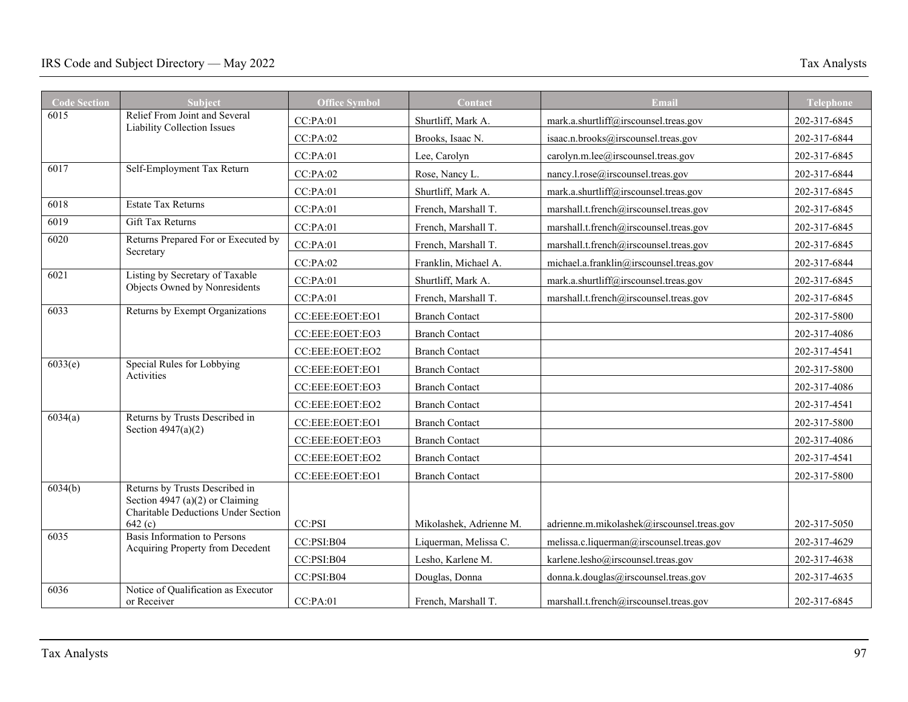| Code Section | Subject | Office Symbol | Contact | Email | Telephone |
|---|---|---|---|---|---|
| 6015 | Relief From Joint and Several Liability Collection Issues | CC:PA:01 | Shurtliff, Mark A. | mark.a.shurtliff@irscounsel.treas.gov | 202-317-6845 |
| | | CC:PA:02 | Brooks, Isaac N. | isaac.n.brooks@irscounsel.treas.gov | 202-317-6844 |
| | | CC:PA:01 | Lee, Carolyn | carolyn.m.lee@irscounsel.treas.gov | 202-317-6845 |
| 6017 | Self-Employment Tax Return | CC:PA:02 | Rose, Nancy L. | nancy.l.rose@irscounsel.treas.gov | 202-317-6844 |
| | | CC:PA:01 | Shurtliff, Mark A. | mark.a.shurtliff@irscounsel.treas.gov | 202-317-6845 |
| 6018 | Estate Tax Returns | CC:PA:01 | French, Marshall T. | marshall.t.french@irscounsel.treas.gov | 202-317-6845 |
| 6019 | Gift Tax Returns | CC:PA:01 | French, Marshall T. | marshall.t.french@irscounsel.treas.gov | 202-317-6845 |
| 6020 | Returns Prepared For or Executed by Secretary | CC:PA:01 | French, Marshall T. | marshall.t.french@irscounsel.treas.gov | 202-317-6845 |
| | | CC:PA:02 | Franklin, Michael A. | michael.a.franklin@irscounsel.treas.gov | 202-317-6844 |
| 6021 | Listing by Secretary of Taxable Objects Owned by Nonresidents | CC:PA:01 | Shurtliff, Mark A. | mark.a.shurtliff@irscounsel.treas.gov | 202-317-6845 |
| | | CC:PA:01 | French, Marshall T. | marshall.t.french@irscounsel.treas.gov | 202-317-6845 |
| 6033 | Returns by Exempt Organizations | CC:EEE:EOET:EO1 | Branch Contact | | 202-317-5800 |
| | | CC:EEE:EOET:EO3 | Branch Contact | | 202-317-4086 |
| | | CC:EEE:EOET:EO2 | Branch Contact | | 202-317-4541 |
| 6033(e) | Special Rules for Lobbying Activities | CC:EEE:EOET:EO1 | Branch Contact | | 202-317-5800 |
| | | CC:EEE:EOET:EO3 | Branch Contact | | 202-317-4086 |
| | | CC:EEE:EOET:EO2 | Branch Contact | | 202-317-4541 |
| 6034(a) | Returns by Trusts Described in Section 4947(a)(2) | CC:EEE:EOET:EO1 | Branch Contact | | 202-317-5800 |
| | | CC:EEE:EOET:EO3 | Branch Contact | | 202-317-4086 |
| | | CC:EEE:EOET:EO2 | Branch Contact | | 202-317-4541 |
| | | CC:EEE:EOET:EO1 | Branch Contact | | 202-317-5800 |
| 6034(b) | Returns by Trusts Described in Section 4947 (a)(2) or Claiming Charitable Deductions Under Section 642 (c) | CC:PSI | Mikolashek, Adrienne M. | adrienne.m.mikolashek@irscounsel.treas.gov | 202-317-5050 |
| 6035 | Basis Information to Persons Acquiring Property from Decedent | CC:PSI:B04 | Liquerman, Melissa C. | melissa.c.liquerman@irscounsel.treas.gov | 202-317-4629 |
| | | CC:PSI:B04 | Lesho, Karlene M. | karlene.lesho@irscounsel.treas.gov | 202-317-4638 |
| | | CC:PSI:B04 | Douglas, Donna | donna.k.douglas@irscounsel.treas.gov | 202-317-4635 |
| 6036 | Notice of Qualification as Executor or Receiver | CC:PA:01 | French, Marshall T. | marshall.t.french@irscounsel.treas.gov | 202-317-6845 |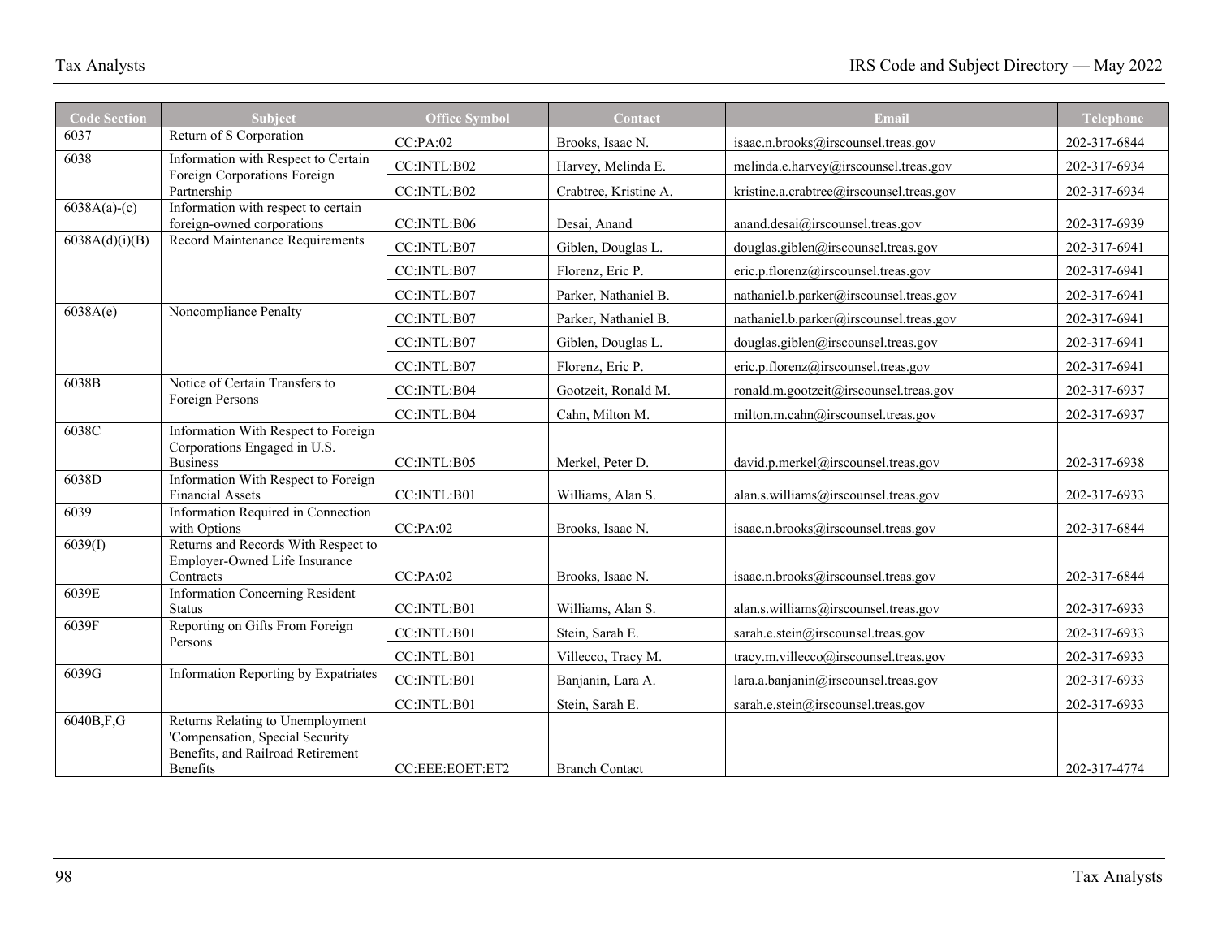| Code Section | Subject | Office Symbol | Contact | Email | Telephone |
|---|---|---|---|---|---|
| 6037 | Return of S Corporation | CC:PA:02 | Brooks, Isaac N. | isaac.n.brooks@irscounsel.treas.gov | 202-317-6844 |
| 6038 | Information with Respect to Certain Foreign Corporations Foreign Partnership | CC:INTL:B02 | Harvey, Melinda E. | melinda.e.harvey@irscounsel.treas.gov | 202-317-6934 |
| | | CC:INTL:B02 | Crabtree, Kristine A. | kristine.a.crabtree@irscounsel.treas.gov | 202-317-6934 |
| 6038A(a)-(c) | Information with respect to certain foreign-owned corporations | CC:INTL:B06 | Desai, Anand | anand.desai@irscounsel.treas.gov | 202-317-6939 |
| 6038A(d)(i)(B) | Record Maintenance Requirements | CC:INTL:B07 | Giblen, Douglas L. | douglas.giblen@irscounsel.treas.gov | 202-317-6941 |
| | | CC:INTL:B07 | Florenz, Eric P. | eric.p.florenz@irscounsel.treas.gov | 202-317-6941 |
| | | CC:INTL:B07 | Parker, Nathaniel B. | nathaniel.b.parker@irscounsel.treas.gov | 202-317-6941 |
| 6038A(e) | Noncompliance Penalty | CC:INTL:B07 | Parker, Nathaniel B. | nathaniel.b.parker@irscounsel.treas.gov | 202-317-6941 |
| | | CC:INTL:B07 | Giblen, Douglas L. | douglas.giblen@irscounsel.treas.gov | 202-317-6941 |
| | | CC:INTL:B07 | Florenz, Eric P. | eric.p.florenz@irscounsel.treas.gov | 202-317-6941 |
| 6038B | Notice of Certain Transfers to Foreign Persons | CC:INTL:B04 | Gootzeit, Ronald M. | ronald.m.gootzeit@irscounsel.treas.gov | 202-317-6937 |
| | | CC:INTL:B04 | Cahn, Milton M. | milton.m.cahn@irscounsel.treas.gov | 202-317-6937 |
| 6038C | Information With Respect to Foreign Corporations Engaged in U.S. Business | CC:INTL:B05 | Merkel, Peter D. | david.p.merkel@irscounsel.treas.gov | 202-317-6938 |
| 6038D | Information With Respect to Foreign Financial Assets | CC:INTL:B01 | Williams, Alan S. | alan.s.williams@irscounsel.treas.gov | 202-317-6933 |
| 6039 | Information Required in Connection with Options | CC:PA:02 | Brooks, Isaac N. | isaac.n.brooks@irscounsel.treas.gov | 202-317-6844 |
| 6039(I) | Returns and Records With Respect to Employer-Owned Life Insurance Contracts | CC:PA:02 | Brooks, Isaac N. | isaac.n.brooks@irscounsel.treas.gov | 202-317-6844 |
| 6039E | Information Concerning Resident Status | CC:INTL:B01 | Williams, Alan S. | alan.s.williams@irscounsel.treas.gov | 202-317-6933 |
| 6039F | Reporting on Gifts From Foreign Persons | CC:INTL:B01 | Stein, Sarah E. | sarah.e.stein@irscounsel.treas.gov | 202-317-6933 |
| | | CC:INTL:B01 | Villecco, Tracy M. | tracy.m.villecco@irscounsel.treas.gov | 202-317-6933 |
| 6039G | Information Reporting by Expatriates | CC:INTL:B01 | Banjanin, Lara A. | lara.a.banjanin@irscounsel.treas.gov | 202-317-6933 |
| | | CC:INTL:B01 | Stein, Sarah E. | sarah.e.stein@irscounsel.treas.gov | 202-317-6933 |
| 6040B,F,G | Returns Relating to Unemployment 'Compensation, Special Security Benefits, and Railroad Retirement Benefits | CC:EEE:EOET:ET2 | Branch Contact | | 202-317-4774 |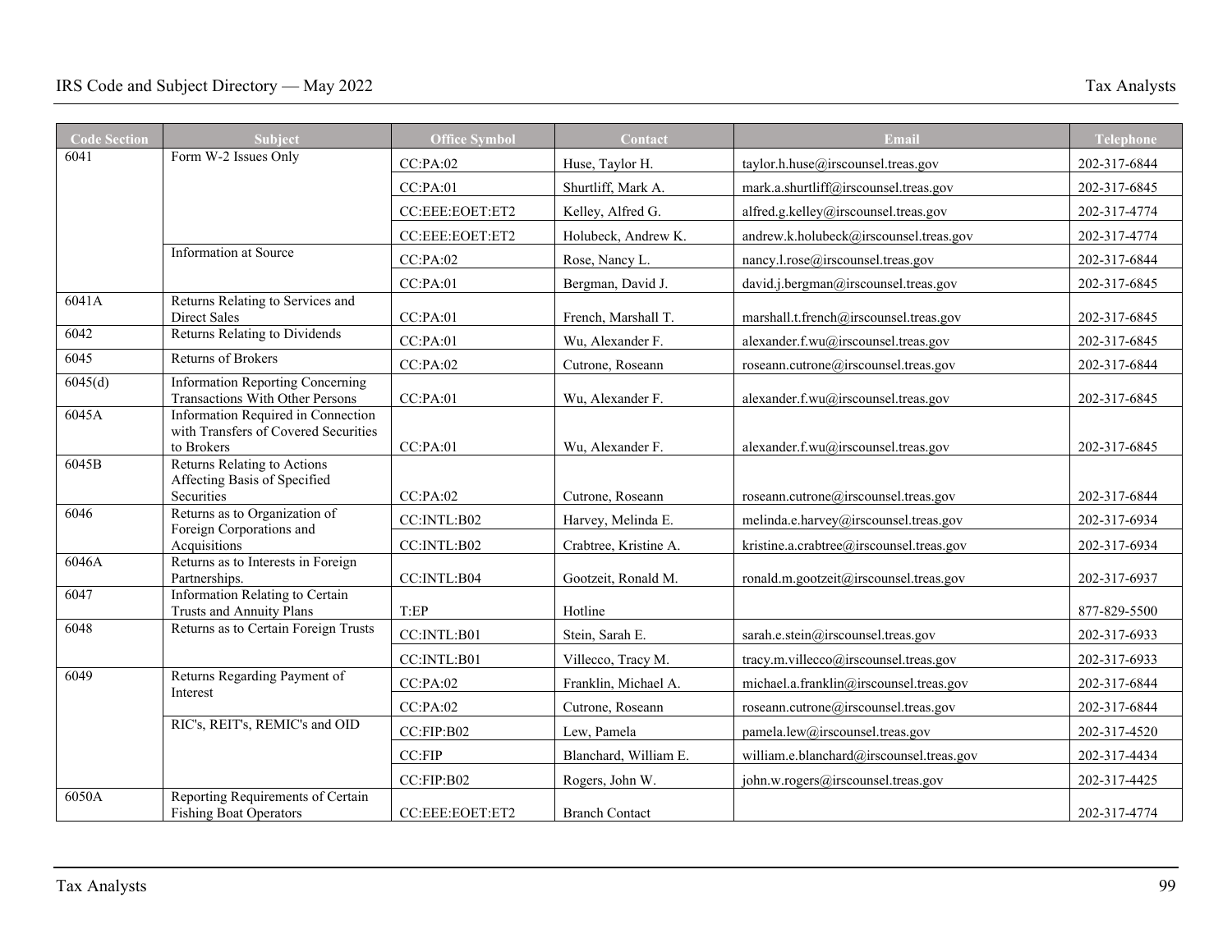| Code Section | Subject | Office Symbol | Contact | Email | Telephone |
|---|---|---|---|---|---|
| 6041 | Form W-2 Issues Only | CC:PA:02 | Huse, Taylor H. | taylor.h.huse@irscounsel.treas.gov | 202-317-6844 |
| | | CC:PA:01 | Shurtliff, Mark A. | mark.a.shurtliff@irscounsel.treas.gov | 202-317-6845 |
| | | CC:EEE:EOET:ET2 | Kelley, Alfred G. | alfred.g.kelley@irscounsel.treas.gov | 202-317-4774 |
| | | CC:EEE:EOET:ET2 | Holubeck, Andrew K. | andrew.k.holubeck@irscounsel.treas.gov | 202-317-4774 |
| | Information at Source | CC:PA:02 | Rose, Nancy L. | nancy.l.rose@irscounsel.treas.gov | 202-317-6844 |
| | | CC:PA:01 | Bergman, David J. | david.j.bergman@irscounsel.treas.gov | 202-317-6845 |
| 6041A | Returns Relating to Services and Direct Sales | CC:PA:01 | French, Marshall T. | marshall.t.french@irscounsel.treas.gov | 202-317-6845 |
| 6042 | Returns Relating to Dividends | CC:PA:01 | Wu, Alexander F. | alexander.f.wu@irscounsel.treas.gov | 202-317-6845 |
| 6045 | Returns of Brokers | CC:PA:02 | Cutrone, Roseann | roseann.cutrone@irscounsel.treas.gov | 202-317-6844 |
| 6045(d) | Information Reporting Concerning Transactions With Other Persons | CC:PA:01 | Wu, Alexander F. | alexander.f.wu@irscounsel.treas.gov | 202-317-6845 |
| 6045A | Information Required in Connection with Transfers of Covered Securities to Brokers | CC:PA:01 | Wu, Alexander F. | alexander.f.wu@irscounsel.treas.gov | 202-317-6845 |
| 6045B | Returns Relating to Actions Affecting Basis of Specified Securities | CC:PA:02 | Cutrone, Roseann | roseann.cutrone@irscounsel.treas.gov | 202-317-6844 |
| 6046 | Returns as to Organization of Foreign Corporations and Acquisitions | CC:INTL:B02 | Harvey, Melinda E. | melinda.e.harvey@irscounsel.treas.gov | 202-317-6934 |
| | | CC:INTL:B02 | Crabtree, Kristine A. | kristine.a.crabtree@irscounsel.treas.gov | 202-317-6934 |
| 6046A | Returns as to Interests in Foreign Partnerships. | CC:INTL:B04 | Gootzeit, Ronald M. | ronald.m.gootzeit@irscounsel.treas.gov | 202-317-6937 |
| 6047 | Information Relating to Certain Trusts and Annuity Plans | T:EP | Hotline | | 877-829-5500 |
| 6048 | Returns as to Certain Foreign Trusts | CC:INTL:B01 | Stein, Sarah E. | sarah.e.stein@irscounsel.treas.gov | 202-317-6933 |
| | | CC:INTL:B01 | Villecco, Tracy M. | tracy.m.villecco@irscounsel.treas.gov | 202-317-6933 |
| 6049 | Returns Regarding Payment of Interest | CC:PA:02 | Franklin, Michael A. | michael.a.franklin@irscounsel.treas.gov | 202-317-6844 |
| | | CC:PA:02 | Cutrone, Roseann | roseann.cutrone@irscounsel.treas.gov | 202-317-6844 |
| | RIC's, REIT's, REMIC's and OID | CC:FIP:B02 | Lew, Pamela | pamela.lew@irscounsel.treas.gov | 202-317-4520 |
| | | CC:FIP | Blanchard, William E. | william.e.blanchard@irscounsel.treas.gov | 202-317-4434 |
| | | CC:FIP:B02 | Rogers, John W. | john.w.rogers@irscounsel.treas.gov | 202-317-4425 |
| 6050A | Reporting Requirements of Certain Fishing Boat Operators | CC:EEE:EOET:ET2 | Branch Contact | | 202-317-4774 |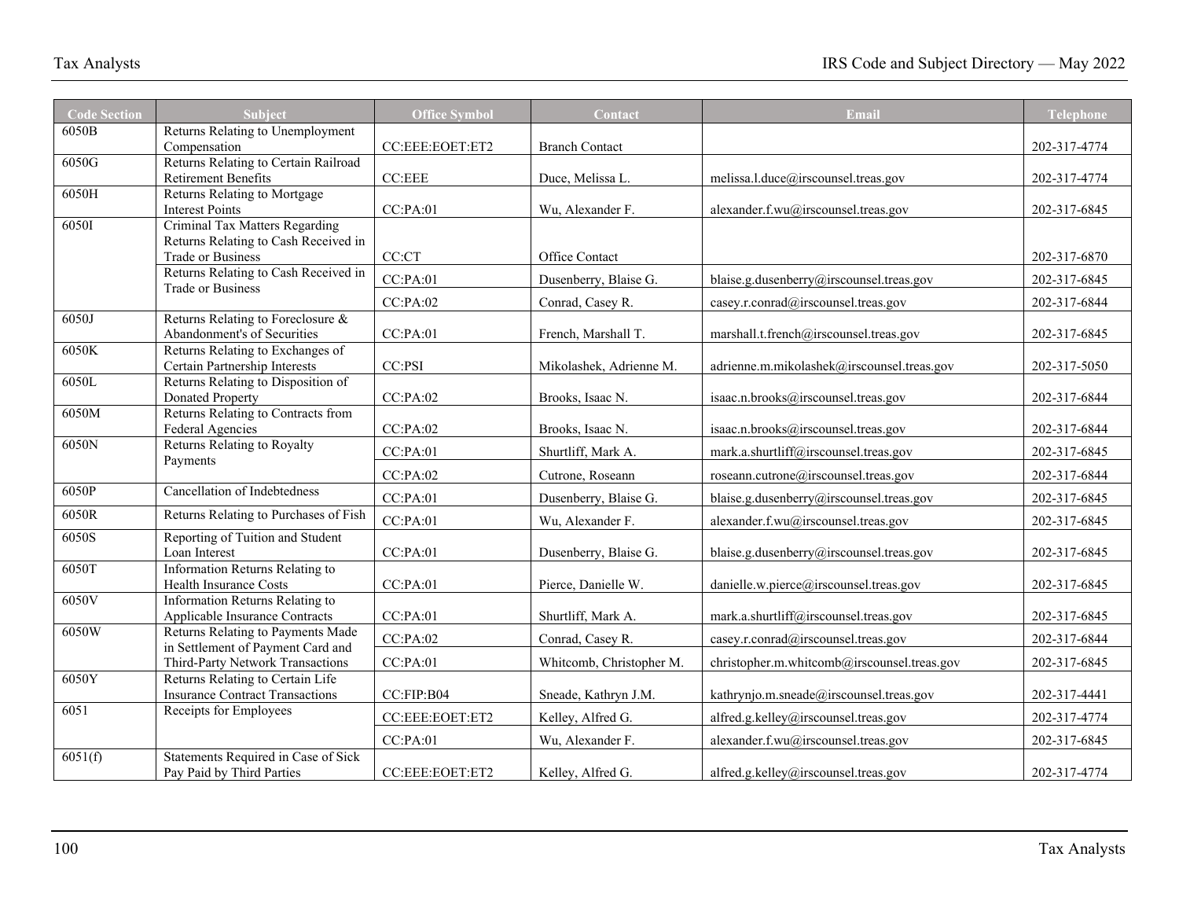| Code Section | Subject | Office Symbol | Contact | Email | Telephone |
|---|---|---|---|---|---|
| 6050B | Returns Relating to Unemployment Compensation | CC:EEE:EOET:ET2 | Branch Contact | | 202-317-4774 |
| 6050G | Returns Relating to Certain Railroad Retirement Benefits | CC:EEE | Duce, Melissa L. | melissa.l.duce@irscounsel.treas.gov | 202-317-4774 |
| 6050H | Returns Relating to Mortgage Interest Points | CC:PA:01 | Wu, Alexander F. | alexander.f.wu@irscounsel.treas.gov | 202-317-6845 |
| 6050I | Criminal Tax Matters Regarding Returns Relating to Cash Received in Trade or Business | CC:CT | Office Contact | | 202-317-6870 |
| | Returns Relating to Cash Received in Trade or Business | CC:PA:01 | Dusenberry, Blaise G. | blaise.g.dusenberry@irscounsel.treas.gov | 202-317-6845 |
| | | CC:PA:02 | Conrad, Casey R. | casey.r.conrad@irscounsel.treas.gov | 202-317-6844 |
| 6050J | Returns Relating to Foreclosure & Abandonment's of Securities | CC:PA:01 | French, Marshall T. | marshall.t.french@irscounsel.treas.gov | 202-317-6845 |
| 6050K | Returns Relating to Exchanges of Certain Partnership Interests | CC:PSI | Mikolashek, Adrienne M. | adrienne.m.mikolashek@irscounsel.treas.gov | 202-317-5050 |
| 6050L | Returns Relating to Disposition of Donated Property | CC:PA:02 | Brooks, Isaac N. | isaac.n.brooks@irscounsel.treas.gov | 202-317-6844 |
| 6050M | Returns Relating to Contracts from Federal Agencies | CC:PA:02 | Brooks, Isaac N. | isaac.n.brooks@irscounsel.treas.gov | 202-317-6844 |
| 6050N | Returns Relating to Royalty Payments | CC:PA:01 | Shurtliff, Mark A. | mark.a.shurtliff@irscounsel.treas.gov | 202-317-6845 |
| | | CC:PA:02 | Cutrone, Roseann | roseann.cutrone@irscounsel.treas.gov | 202-317-6844 |
| 6050P | Cancellation of Indebtedness | CC:PA:01 | Dusenberry, Blaise G. | blaise.g.dusenberry@irscounsel.treas.gov | 202-317-6845 |
| 6050R | Returns Relating to Purchases of Fish | CC:PA:01 | Wu, Alexander F. | alexander.f.wu@irscounsel.treas.gov | 202-317-6845 |
| 6050S | Reporting of Tuition and Student Loan Interest | CC:PA:01 | Dusenberry, Blaise G. | blaise.g.dusenberry@irscounsel.treas.gov | 202-317-6845 |
| 6050T | Information Returns Relating to Health Insurance Costs | CC:PA:01 | Pierce, Danielle W. | danielle.w.pierce@irscounsel.treas.gov | 202-317-6845 |
| 6050V | Information Returns Relating to Applicable Insurance Contracts | CC:PA:01 | Shurtliff, Mark A. | mark.a.shurtliff@irscounsel.treas.gov | 202-317-6845 |
| 6050W | Returns Relating to Payments Made in Settlement of Payment Card and Third-Party Network Transactions | CC:PA:02 | Conrad, Casey R. | casey.r.conrad@irscounsel.treas.gov | 202-317-6844 |
| | | CC:PA:01 | Whitcomb, Christopher M. | christopher.m.whitcomb@irscounsel.treas.gov | 202-317-6845 |
| 6050Y | Returns Relating to Certain Life Insurance Contract Transactions | CC:FIP:B04 | Sneade, Kathryn J.M. | kathrynjo.m.sneade@irscounsel.treas.gov | 202-317-4441 |
| 6051 | Receipts for Employees | CC:EEE:EOET:ET2 | Kelley, Alfred G. | alfred.g.kelley@irscounsel.treas.gov | 202-317-4774 |
| | | CC:PA:01 | Wu, Alexander F. | alexander.f.wu@irscounsel.treas.gov | 202-317-6845 |
| 6051(f) | Statements Required in Case of Sick Pay Paid by Third Parties | CC:EEE:EOET:ET2 | Kelley, Alfred G. | alfred.g.kelley@irscounsel.treas.gov | 202-317-4774 |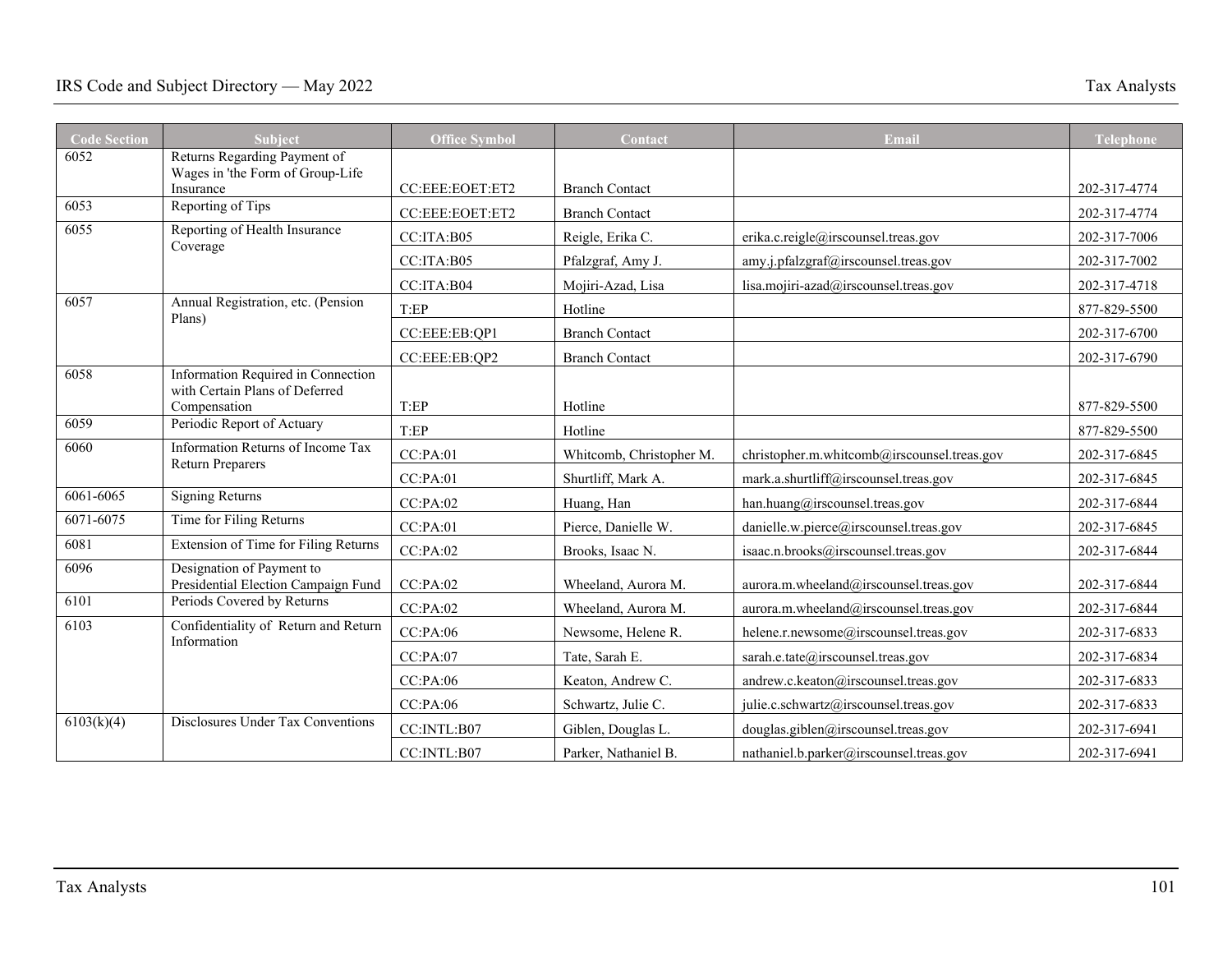| Code Section | Subject | Office Symbol | Contact | Email | Telephone |
| --- | --- | --- | --- | --- | --- |
| 6052 | Returns Regarding Payment of Wages in 'the Form of Group-Life Insurance | CC:EEE:EOET:ET2 | Branch Contact | | 202-317-4774 |
| 6053 | Reporting of Tips | CC:EEE:EOET:ET2 | Branch Contact | | 202-317-4774 |
| 6055 | Reporting of Health Insurance Coverage | CC:ITA:B05 | Reigle, Erika C. | erika.c.reigle@irscounsel.treas.gov | 202-317-7006 |
| | | CC:ITA:B05 | Pfalzgraf, Amy J. | amy.j.pfalzgraf@irscounsel.treas.gov | 202-317-7002 |
| | | CC:ITA:B04 | Mojiri-Azad, Lisa | lisa.mojiri-azad@irscounsel.treas.gov | 202-317-4718 |
| 6057 | Annual Registration, etc. (Pension Plans) | T:EP | Hotline | | 877-829-5500 |
| | | CC:EEE:EB:QP1 | Branch Contact | | 202-317-6700 |
| | | CC:EEE:EB:QP2 | Branch Contact | | 202-317-6790 |
| 6058 | Information Required in Connection with Certain Plans of Deferred Compensation | T:EP | Hotline | | 877-829-5500 |
| 6059 | Periodic Report of Actuary | T:EP | Hotline | | 877-829-5500 |
| 6060 | Information Returns of Income Tax Return Preparers | CC:PA:01 | Whitcomb, Christopher M. | christopher.m.whitcomb@irscounsel.treas.gov | 202-317-6845 |
| | | CC:PA:01 | Shurtliff, Mark A. | mark.a.shurtliff@irscounsel.treas.gov | 202-317-6845 |
| 6061-6065 | Signing Returns | CC:PA:02 | Huang, Han | han.huang@irscounsel.treas.gov | 202-317-6844 |
| 6071-6075 | Time for Filing Returns | CC:PA:01 | Pierce, Danielle W. | danielle.w.pierce@irscounsel.treas.gov | 202-317-6845 |
| 6081 | Extension of Time for Filing Returns | CC:PA:02 | Brooks, Isaac N. | isaac.n.brooks@irscounsel.treas.gov | 202-317-6844 |
| 6096 | Designation of Payment to Presidential Election Campaign Fund | CC:PA:02 | Wheeland, Aurora M. | aurora.m.wheeland@irscounsel.treas.gov | 202-317-6844 |
| 6101 | Periods Covered by Returns | CC:PA:02 | Wheeland, Aurora M. | aurora.m.wheeland@irscounsel.treas.gov | 202-317-6844 |
| 6103 | Confidentiality of Return and Return Information | CC:PA:06 | Newsome, Helene R. | helene.r.newsome@irscounsel.treas.gov | 202-317-6833 |
| | | CC:PA:07 | Tate, Sarah E. | sarah.e.tate@irscounsel.treas.gov | 202-317-6834 |
| | | CC:PA:06 | Keaton, Andrew C. | andrew.c.keaton@irscounsel.treas.gov | 202-317-6833 |
| | | CC:PA:06 | Schwartz, Julie C. | julie.c.schwartz@irscounsel.treas.gov | 202-317-6833 |
| 6103(k)(4) | Disclosures Under Tax Conventions | CC:INTL:B07 | Giblen, Douglas L. | douglas.giblen@irscounsel.treas.gov | 202-317-6941 |
| | | CC:INTL:B07 | Parker, Nathaniel B. | nathaniel.b.parker@irscounsel.treas.gov | 202-317-6941 |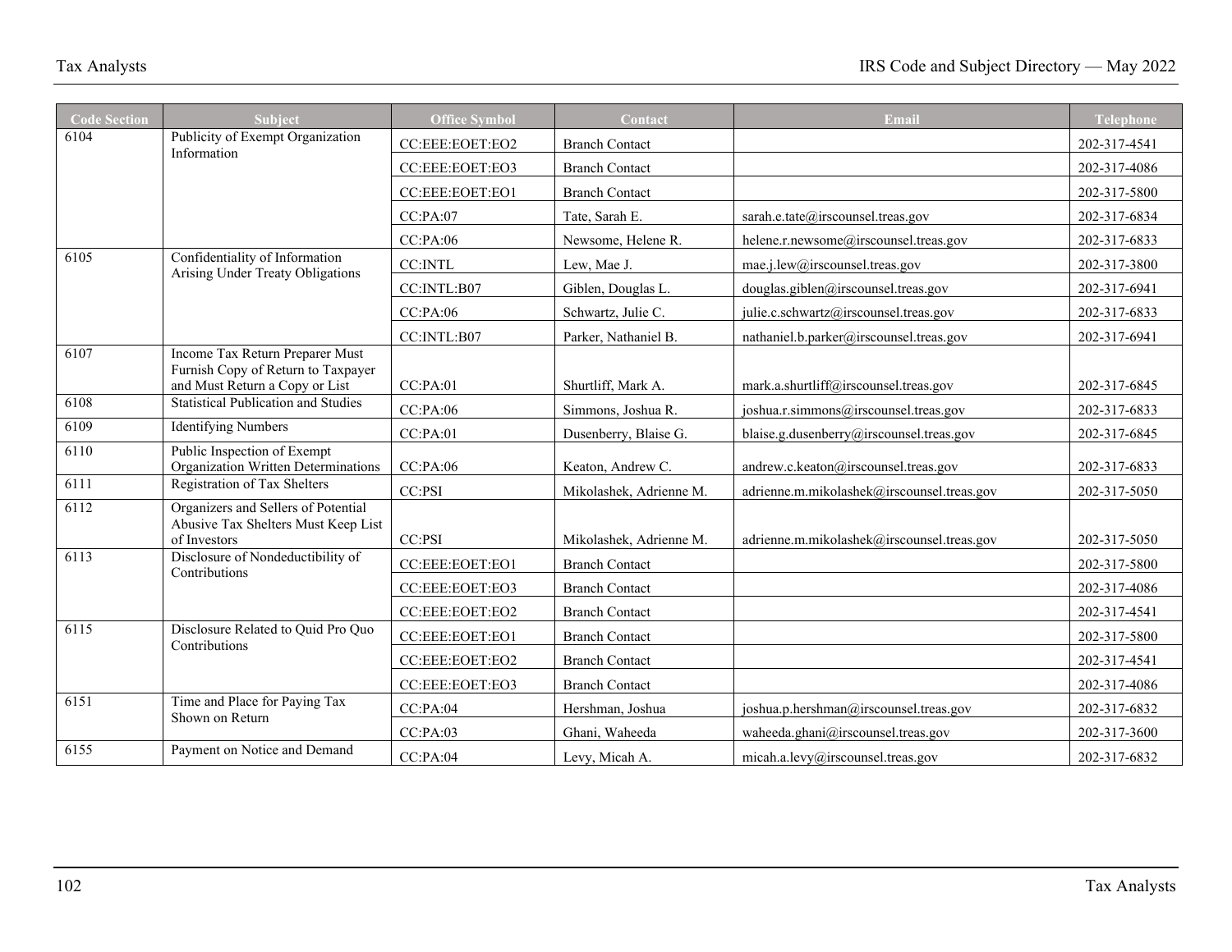| Code Section | Subject | Office Symbol | Contact | Email | Telephone |
|---|---|---|---|---|---|
| 6104 | Publicity of Exempt Organization Information | CC:EEE:EOET:EO2 | Branch Contact | | 202-317-4541 |
| | | CC:EEE:EOET:EO3 | Branch Contact | | 202-317-4086 |
| | | CC:EEE:EOET:EO1 | Branch Contact | | 202-317-5800 |
| | | CC:PA:07 | Tate, Sarah E. | sarah.e.tate@irscounsel.treas.gov | 202-317-6834 |
| | | CC:PA:06 | Newsome, Helene R. | helene.r.newsome@irscounsel.treas.gov | 202-317-6833 |
| 6105 | Confidentiality of Information Arising Under Treaty Obligations | CC:INTL | Lew, Mae J. | mae.j.lew@irscounsel.treas.gov | 202-317-3800 |
| | | CC:INTL:B07 | Giblen, Douglas L. | douglas.giblen@irscounsel.treas.gov | 202-317-6941 |
| | | CC:PA:06 | Schwartz, Julie C. | julie.c.schwartz@irscounsel.treas.gov | 202-317-6833 |
| | | CC:INTL:B07 | Parker, Nathaniel B. | nathaniel.b.parker@irscounsel.treas.gov | 202-317-6941 |
| 6107 | Income Tax Return Preparer Must Furnish Copy of Return to Taxpayer and Must Return a Copy or List | CC:PA:01 | Shurtliff, Mark A. | mark.a.shurtliff@irscounsel.treas.gov | 202-317-6845 |
| 6108 | Statistical Publication and Studies | CC:PA:06 | Simmons, Joshua R. | joshua.r.simmons@irscounsel.treas.gov | 202-317-6833 |
| 6109 | Identifying Numbers | CC:PA:01 | Dusenberry, Blaise G. | blaise.g.dusenberry@irscounsel.treas.gov | 202-317-6845 |
| 6110 | Public Inspection of Exempt Organization Written Determinations | CC:PA:06 | Keaton, Andrew C. | andrew.c.keaton@irscounsel.treas.gov | 202-317-6833 |
| 6111 | Registration of Tax Shelters | CC:PSI | Mikolashek, Adrienne M. | adrienne.m.mikolashek@irscounsel.treas.gov | 202-317-5050 |
| 6112 | Organizers and Sellers of Potential Abusive Tax Shelters Must Keep List of Investors | CC:PSI | Mikolashek, Adrienne M. | adrienne.m.mikolashek@irscounsel.treas.gov | 202-317-5050 |
| 6113 | Disclosure of Nondeductibility of Contributions | CC:EEE:EOET:EO1 | Branch Contact | | 202-317-5800 |
| | | CC:EEE:EOET:EO3 | Branch Contact | | 202-317-4086 |
| | | CC:EEE:EOET:EO2 | Branch Contact | | 202-317-4541 |
| 6115 | Disclosure Related to Quid Pro Quo Contributions | CC:EEE:EOET:EO1 | Branch Contact | | 202-317-5800 |
| | | CC:EEE:EOET:EO2 | Branch Contact | | 202-317-4541 |
| | | CC:EEE:EOET:EO3 | Branch Contact | | 202-317-4086 |
| 6151 | Time and Place for Paying Tax Shown on Return | CC:PA:04 | Hershman, Joshua | joshua.p.hershman@irscounsel.treas.gov | 202-317-6832 |
| | | CC:PA:03 | Ghani, Waheeda | waheeda.ghani@irscounsel.treas.gov | 202-317-3600 |
| 6155 | Payment on Notice and Demand | CC:PA:04 | Levy, Micah A. | micah.a.levy@irscounsel.treas.gov | 202-317-6832 |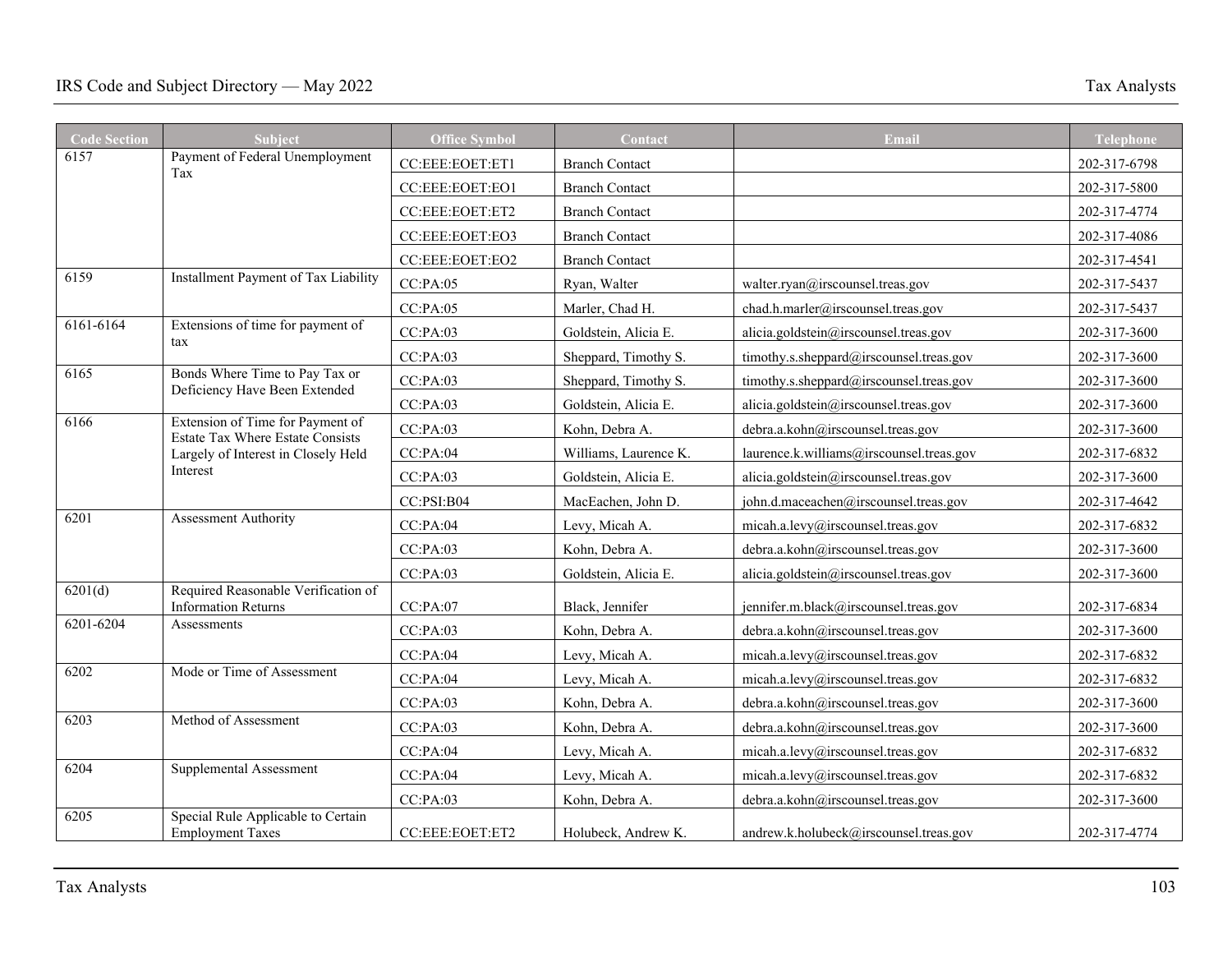| Code Section | Subject | Office Symbol | Contact | Email | Telephone |
|---|---|---|---|---|---|
| 6157 | Payment of Federal Unemployment Tax | CC:EEE:EOET:ET1 | Branch Contact | | 202-317-6798 |
| | | CC:EEE:EOET:EO1 | Branch Contact | | 202-317-5800 |
| | | CC:EEE:EOET:ET2 | Branch Contact | | 202-317-4774 |
| | | CC:EEE:EOET:EO3 | Branch Contact | | 202-317-4086 |
| | | CC:EEE:EOET:EO2 | Branch Contact | | 202-317-4541 |
| 6159 | Installment Payment of Tax Liability | CC:PA:05 | Ryan, Walter | walter.ryan@irscounsel.treas.gov | 202-317-5437 |
| | | CC:PA:05 | Marler, Chad H. | chad.h.marler@irscounsel.treas.gov | 202-317-5437 |
| 6161-6164 | Extensions of time for payment of tax | CC:PA:03 | Goldstein, Alicia E. | alicia.goldstein@irscounsel.treas.gov | 202-317-3600 |
| | | CC:PA:03 | Sheppard, Timothy S. | timothy.s.sheppard@irscounsel.treas.gov | 202-317-3600 |
| 6165 | Bonds Where Time to Pay Tax or Deficiency Have Been Extended | CC:PA:03 | Sheppard, Timothy S. | timothy.s.sheppard@irscounsel.treas.gov | 202-317-3600 |
| | | CC:PA:03 | Goldstein, Alicia E. | alicia.goldstein@irscounsel.treas.gov | 202-317-3600 |
| 6166 | Extension of Time for Payment of Estate Tax Where Estate Consists Largely of Interest in Closely Held Interest | CC:PA:03 | Kohn, Debra A. | debra.a.kohn@irscounsel.treas.gov | 202-317-3600 |
| | | CC:PA:04 | Williams, Laurence K. | laurence.k.williams@irscounsel.treas.gov | 202-317-6832 |
| | | CC:PA:03 | Goldstein, Alicia E. | alicia.goldstein@irscounsel.treas.gov | 202-317-3600 |
| | | CC:PSI:B04 | MacEachen, John D. | john.d.maceachen@irscounsel.treas.gov | 202-317-4642 |
| 6201 | Assessment Authority | CC:PA:04 | Levy, Micah A. | micah.a.levy@irscounsel.treas.gov | 202-317-6832 |
| | | CC:PA:03 | Kohn, Debra A. | debra.a.kohn@irscounsel.treas.gov | 202-317-3600 |
| | | CC:PA:03 | Goldstein, Alicia E. | alicia.goldstein@irscounsel.treas.gov | 202-317-3600 |
| 6201(d) | Required Reasonable Verification of Information Returns | CC:PA:07 | Black, Jennifer | jennifer.m.black@irscounsel.treas.gov | 202-317-6834 |
| 6201-6204 | Assessments | CC:PA:03 | Kohn, Debra A. | debra.a.kohn@irscounsel.treas.gov | 202-317-3600 |
| | | CC:PA:04 | Levy, Micah A. | micah.a.levy@irscounsel.treas.gov | 202-317-6832 |
| 6202 | Mode or Time of Assessment | CC:PA:04 | Levy, Micah A. | micah.a.levy@irscounsel.treas.gov | 202-317-6832 |
| | | CC:PA:03 | Kohn, Debra A. | debra.a.kohn@irscounsel.treas.gov | 202-317-3600 |
| 6203 | Method of Assessment | CC:PA:03 | Kohn, Debra A. | debra.a.kohn@irscounsel.treas.gov | 202-317-3600 |
| | | CC:PA:04 | Levy, Micah A. | micah.a.levy@irscounsel.treas.gov | 202-317-6832 |
| 6204 | Supplemental Assessment | CC:PA:04 | Levy, Micah A. | micah.a.levy@irscounsel.treas.gov | 202-317-6832 |
| | | CC:PA:03 | Kohn, Debra A. | debra.a.kohn@irscounsel.treas.gov | 202-317-3600 |
| 6205 | Special Rule Applicable to Certain Employment Taxes | CC:EEE:EOET:ET2 | Holubeck, Andrew K. | andrew.k.holubeck@irscounsel.treas.gov | 202-317-4774 |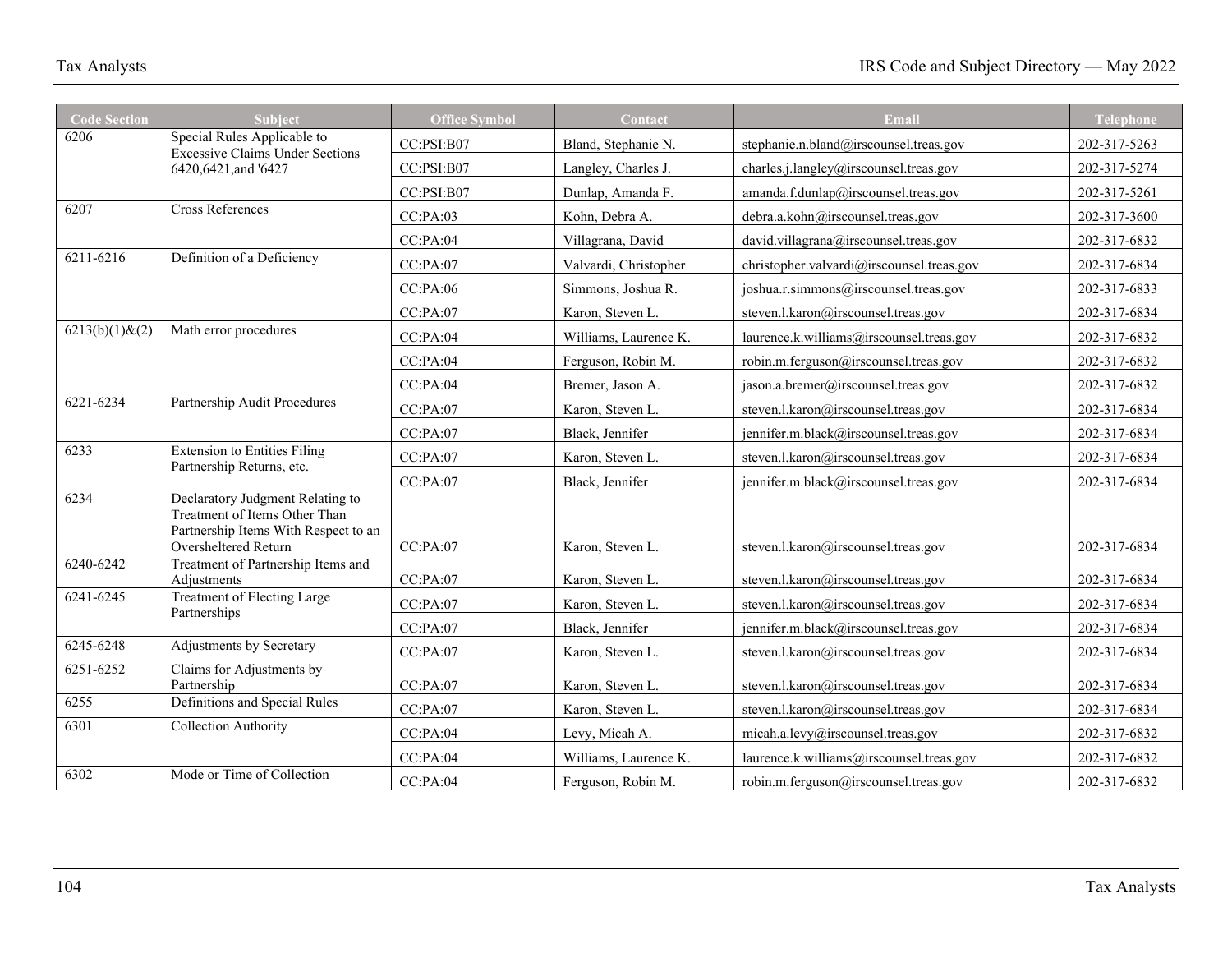| Code Section | Subject | Office Symbol | Contact | Email | Telephone |
|---|---|---|---|---|---|
| 6206 | Special Rules Applicable to Excessive Claims Under Sections 6420,6421,and '6427 | CC:PSI:B07 | Bland, Stephanie N. | stephanie.n.bland@irscounsel.treas.gov | 202-317-5263 |
| | | CC:PSI:B07 | Langley, Charles J. | charles.j.langley@irscounsel.treas.gov | 202-317-5274 |
| | | CC:PSI:B07 | Dunlap, Amanda F. | amanda.f.dunlap@irscounsel.treas.gov | 202-317-5261 |
| 6207 | Cross References | CC:PA:03 | Kohn, Debra A. | debra.a.kohn@irscounsel.treas.gov | 202-317-3600 |
| | | CC:PA:04 | Villagrana, David | david.villagrana@irscounsel.treas.gov | 202-317-6832 |
| 6211-6216 | Definition of a Deficiency | CC:PA:07 | Valvardi, Christopher | christopher.valvardi@irscounsel.treas.gov | 202-317-6834 |
| | | CC:PA:06 | Simmons, Joshua R. | joshua.r.simmons@irscounsel.treas.gov | 202-317-6833 |
| | | CC:PA:07 | Karon, Steven L. | steven.l.karon@irscounsel.treas.gov | 202-317-6834 |
| 6213(b)(1)&(2) | Math error procedures | CC:PA:04 | Williams, Laurence K. | laurence.k.williams@irscounsel.treas.gov | 202-317-6832 |
| | | CC:PA:04 | Ferguson, Robin M. | robin.m.ferguson@irscounsel.treas.gov | 202-317-6832 |
| | | CC:PA:04 | Bremer, Jason A. | jason.a.bremer@irscounsel.treas.gov | 202-317-6832 |
| 6221-6234 | Partnership Audit Procedures | CC:PA:07 | Karon, Steven L. | steven.l.karon@irscounsel.treas.gov | 202-317-6834 |
| | | CC:PA:07 | Black, Jennifer | jennifer.m.black@irscounsel.treas.gov | 202-317-6834 |
| 6233 | Extension to Entities Filing Partnership Returns, etc. | CC:PA:07 | Karon, Steven L. | steven.l.karon@irscounsel.treas.gov | 202-317-6834 |
| | | CC:PA:07 | Black, Jennifer | jennifer.m.black@irscounsel.treas.gov | 202-317-6834 |
| 6234 | Declaratory Judgment Relating to Treatment of Items Other Than Partnership Items With Respect to an Oversheltered Return | CC:PA:07 | Karon, Steven L. | steven.l.karon@irscounsel.treas.gov | 202-317-6834 |
| 6240-6242 | Treatment of Partnership Items and Adjustments | CC:PA:07 | Karon, Steven L. | steven.l.karon@irscounsel.treas.gov | 202-317-6834 |
| 6241-6245 | Treatment of Electing Large Partnerships | CC:PA:07 | Karon, Steven L. | steven.l.karon@irscounsel.treas.gov | 202-317-6834 |
| | | CC:PA:07 | Black, Jennifer | jennifer.m.black@irscounsel.treas.gov | 202-317-6834 |
| 6245-6248 | Adjustments by Secretary | CC:PA:07 | Karon, Steven L. | steven.l.karon@irscounsel.treas.gov | 202-317-6834 |
| 6251-6252 | Claims for Adjustments by Partnership | CC:PA:07 | Karon, Steven L. | steven.l.karon@irscounsel.treas.gov | 202-317-6834 |
| 6255 | Definitions and Special Rules | CC:PA:07 | Karon, Steven L. | steven.l.karon@irscounsel.treas.gov | 202-317-6834 |
| 6301 | Collection Authority | CC:PA:04 | Levy, Micah A. | micah.a.levy@irscounsel.treas.gov | 202-317-6832 |
| | | CC:PA:04 | Williams, Laurence K. | laurence.k.williams@irscounsel.treas.gov | 202-317-6832 |
| 6302 | Mode or Time of Collection | CC:PA:04 | Ferguson, Robin M. | robin.m.ferguson@irscounsel.treas.gov | 202-317-6832 |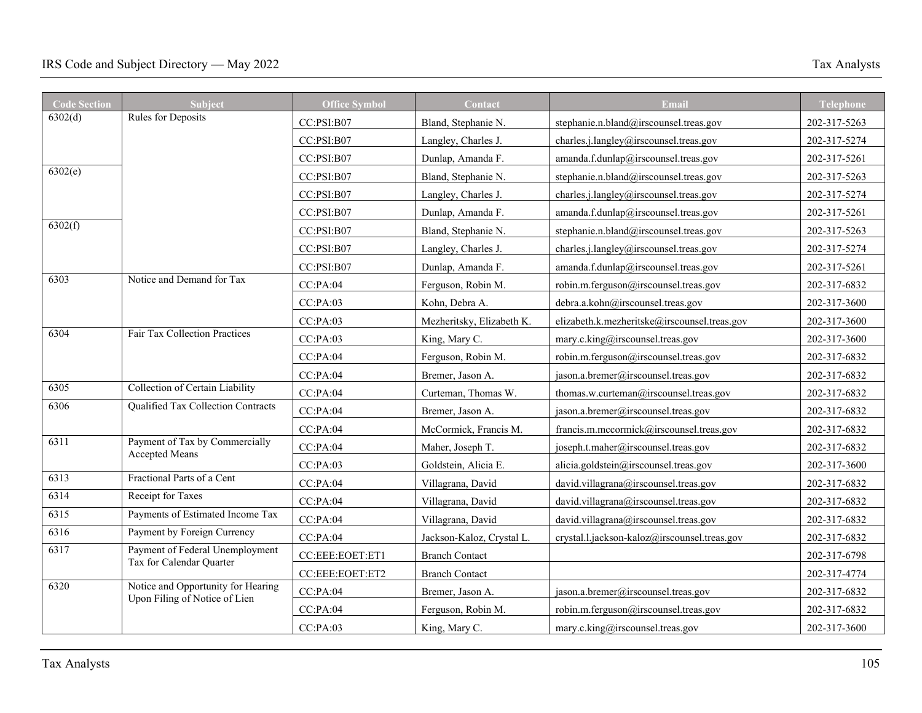| Code Section | Subject | Office Symbol | Contact | Email | Telephone |
|---|---|---|---|---|---|
| 6302(d) | Rules for Deposits | CC:PSI:B07 | Bland, Stephanie N. | stephanie.n.bland@irscounsel.treas.gov | 202-317-5263 |
| | | CC:PSI:B07 | Langley, Charles J. | charles.j.langley@irscounsel.treas.gov | 202-317-5274 |
| | | CC:PSI:B07 | Dunlap, Amanda F. | amanda.f.dunlap@irscounsel.treas.gov | 202-317-5261 |
| 6302(e) | | CC:PSI:B07 | Bland, Stephanie N. | stephanie.n.bland@irscounsel.treas.gov | 202-317-5263 |
| | | CC:PSI:B07 | Langley, Charles J. | charles.j.langley@irscounsel.treas.gov | 202-317-5274 |
| | | CC:PSI:B07 | Dunlap, Amanda F. | amanda.f.dunlap@irscounsel.treas.gov | 202-317-5261 |
| 6302(f) | | CC:PSI:B07 | Bland, Stephanie N. | stephanie.n.bland@irscounsel.treas.gov | 202-317-5263 |
| | | CC:PSI:B07 | Langley, Charles J. | charles.j.langley@irscounsel.treas.gov | 202-317-5274 |
| | | CC:PSI:B07 | Dunlap, Amanda F. | amanda.f.dunlap@irscounsel.treas.gov | 202-317-5261 |
| 6303 | Notice and Demand for Tax | CC:PA:04 | Ferguson, Robin M. | robin.m.ferguson@irscounsel.treas.gov | 202-317-6832 |
| | | CC:PA:03 | Kohn, Debra A. | debra.a.kohn@irscounsel.treas.gov | 202-317-3600 |
| | | CC:PA:03 | Mezheritsky, Elizabeth K. | elizabeth.k.mezheritske@irscounsel.treas.gov | 202-317-3600 |
| 6304 | Fair Tax Collection Practices | CC:PA:03 | King, Mary C. | mary.c.king@irscounsel.treas.gov | 202-317-3600 |
| | | CC:PA:04 | Ferguson, Robin M. | robin.m.ferguson@irscounsel.treas.gov | 202-317-6832 |
| | | CC:PA:04 | Bremer, Jason A. | jason.a.bremer@irscounsel.treas.gov | 202-317-6832 |
| 6305 | Collection of Certain Liability | CC:PA:04 | Curteman, Thomas W. | thomas.w.curteman@irscounsel.treas.gov | 202-317-6832 |
| 6306 | Qualified Tax Collection Contracts | CC:PA:04 | Bremer, Jason A. | jason.a.bremer@irscounsel.treas.gov | 202-317-6832 |
| | | CC:PA:04 | McCormick, Francis M. | francis.m.mccormick@irscounsel.treas.gov | 202-317-6832 |
| 6311 | Payment of Tax by Commercially Accepted Means | CC:PA:04 | Maher, Joseph T. | joseph.t.maher@irscounsel.treas.gov | 202-317-6832 |
| | | CC:PA:03 | Goldstein, Alicia E. | alicia.goldstein@irscounsel.treas.gov | 202-317-3600 |
| 6313 | Fractional Parts of a Cent | CC:PA:04 | Villagrana, David | david.villagrana@irscounsel.treas.gov | 202-317-6832 |
| 6314 | Receipt for Taxes | CC:PA:04 | Villagrana, David | david.villagrana@irscounsel.treas.gov | 202-317-6832 |
| 6315 | Payments of Estimated Income Tax | CC:PA:04 | Villagrana, David | david.villagrana@irscounsel.treas.gov | 202-317-6832 |
| 6316 | Payment by Foreign Currency | CC:PA:04 | Jackson-Kaloz, Crystal L. | crystal.l.jackson-kaloz@irscounsel.treas.gov | 202-317-6832 |
| 6317 | Payment of Federal Unemployment Tax for Calendar Quarter | CC:EEE:EOET:ET1 | Branch Contact | | 202-317-6798 |
| | | CC:EEE:EOET:ET2 | Branch Contact | | 202-317-4774 |
| 6320 | Notice and Opportunity for Hearing Upon Filing of Notice of Lien | CC:PA:04 | Bremer, Jason A. | jason.a.bremer@irscounsel.treas.gov | 202-317-6832 |
| | | CC:PA:04 | Ferguson, Robin M. | robin.m.ferguson@irscounsel.treas.gov | 202-317-6832 |
| | | CC:PA:03 | King, Mary C. | mary.c.king@irscounsel.treas.gov | 202-317-3600 |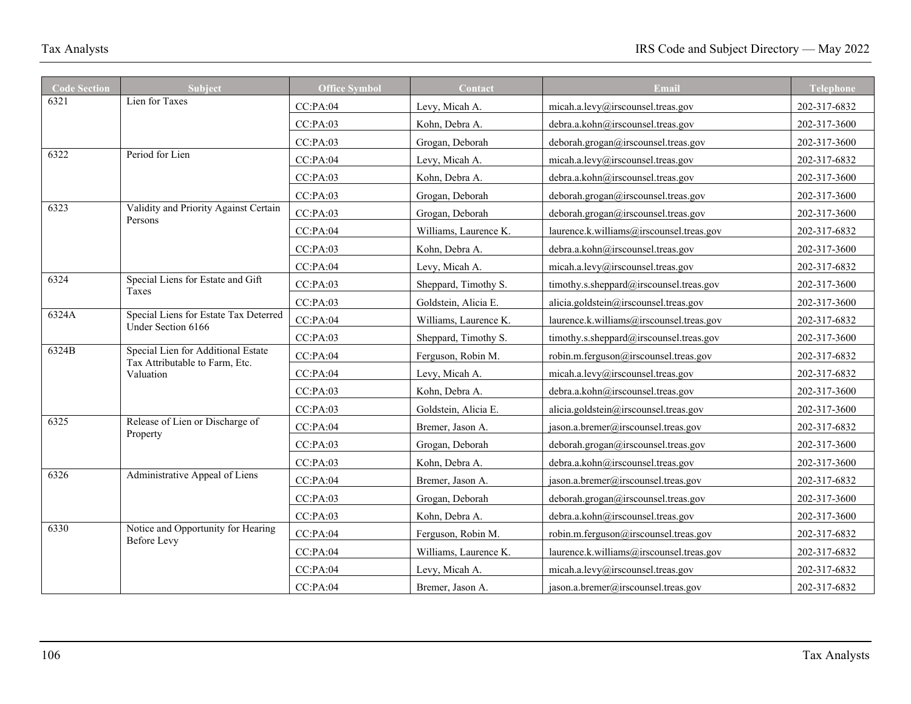| Code Section | Subject | Office Symbol | Contact | Email | Telephone |
|---|---|---|---|---|---|
| 6321 | Lien for Taxes | CC:PA:04 | Levy, Micah A. | micah.a.levy@irscounsel.treas.gov | 202-317-6832 |
| | | CC:PA:03 | Kohn, Debra A. | debra.a.kohn@irscounsel.treas.gov | 202-317-3600 |
| | | CC:PA:03 | Grogan, Deborah | deborah.grogan@irscounsel.treas.gov | 202-317-3600 |
| 6322 | Period for Lien | CC:PA:04 | Levy, Micah A. | micah.a.levy@irscounsel.treas.gov | 202-317-6832 |
| | | CC:PA:03 | Kohn, Debra A. | debra.a.kohn@irscounsel.treas.gov | 202-317-3600 |
| | | CC:PA:03 | Grogan, Deborah | deborah.grogan@irscounsel.treas.gov | 202-317-3600 |
| 6323 | Validity and Priority Against Certain Persons | CC:PA:03 | Grogan, Deborah | deborah.grogan@irscounsel.treas.gov | 202-317-3600 |
| | | CC:PA:04 | Williams, Laurence K. | laurence.k.williams@irscounsel.treas.gov | 202-317-6832 |
| | | CC:PA:03 | Kohn, Debra A. | debra.a.kohn@irscounsel.treas.gov | 202-317-3600 |
| | | CC:PA:04 | Levy, Micah A. | micah.a.levy@irscounsel.treas.gov | 202-317-6832 |
| 6324 | Special Liens for Estate and Gift Taxes | CC:PA:03 | Sheppard, Timothy S. | timothy.s.sheppard@irscounsel.treas.gov | 202-317-3600 |
| | | CC:PA:03 | Goldstein, Alicia E. | alicia.goldstein@irscounsel.treas.gov | 202-317-3600 |
| 6324A | Special Liens for Estate Tax Deferred Under Section 6166 | CC:PA:04 | Williams, Laurence K. | laurence.k.williams@irscounsel.treas.gov | 202-317-6832 |
| | | CC:PA:03 | Sheppard, Timothy S. | timothy.s.sheppard@irscounsel.treas.gov | 202-317-3600 |
| 6324B | Special Lien for Additional Estate Tax Attributable to Farm, Etc. Valuation | CC:PA:04 | Ferguson, Robin M. | robin.m.ferguson@irscounsel.treas.gov | 202-317-6832 |
| | | CC:PA:04 | Levy, Micah A. | micah.a.levy@irscounsel.treas.gov | 202-317-6832 |
| | | CC:PA:03 | Kohn, Debra A. | debra.a.kohn@irscounsel.treas.gov | 202-317-3600 |
| | | CC:PA:03 | Goldstein, Alicia E. | alicia.goldstein@irscounsel.treas.gov | 202-317-3600 |
| 6325 | Release of Lien or Discharge of Property | CC:PA:04 | Bremer, Jason A. | jason.a.bremer@irscounsel.treas.gov | 202-317-6832 |
| | | CC:PA:03 | Grogan, Deborah | deborah.grogan@irscounsel.treas.gov | 202-317-3600 |
| | | CC:PA:03 | Kohn, Debra A. | debra.a.kohn@irscounsel.treas.gov | 202-317-3600 |
| 6326 | Administrative Appeal of Liens | CC:PA:04 | Bremer, Jason A. | jason.a.bremer@irscounsel.treas.gov | 202-317-6832 |
| | | CC:PA:03 | Grogan, Deborah | deborah.grogan@irscounsel.treas.gov | 202-317-3600 |
| | | CC:PA:03 | Kohn, Debra A. | debra.a.kohn@irscounsel.treas.gov | 202-317-3600 |
| 6330 | Notice and Opportunity for Hearing Before Levy | CC:PA:04 | Ferguson, Robin M. | robin.m.ferguson@irscounsel.treas.gov | 202-317-6832 |
| | | CC:PA:04 | Williams, Laurence K. | laurence.k.williams@irscounsel.treas.gov | 202-317-6832 |
| | | CC:PA:04 | Levy, Micah A. | micah.a.levy@irscounsel.treas.gov | 202-317-6832 |
| | | CC:PA:04 | Bremer, Jason A. | jason.a.bremer@irscounsel.treas.gov | 202-317-6832 |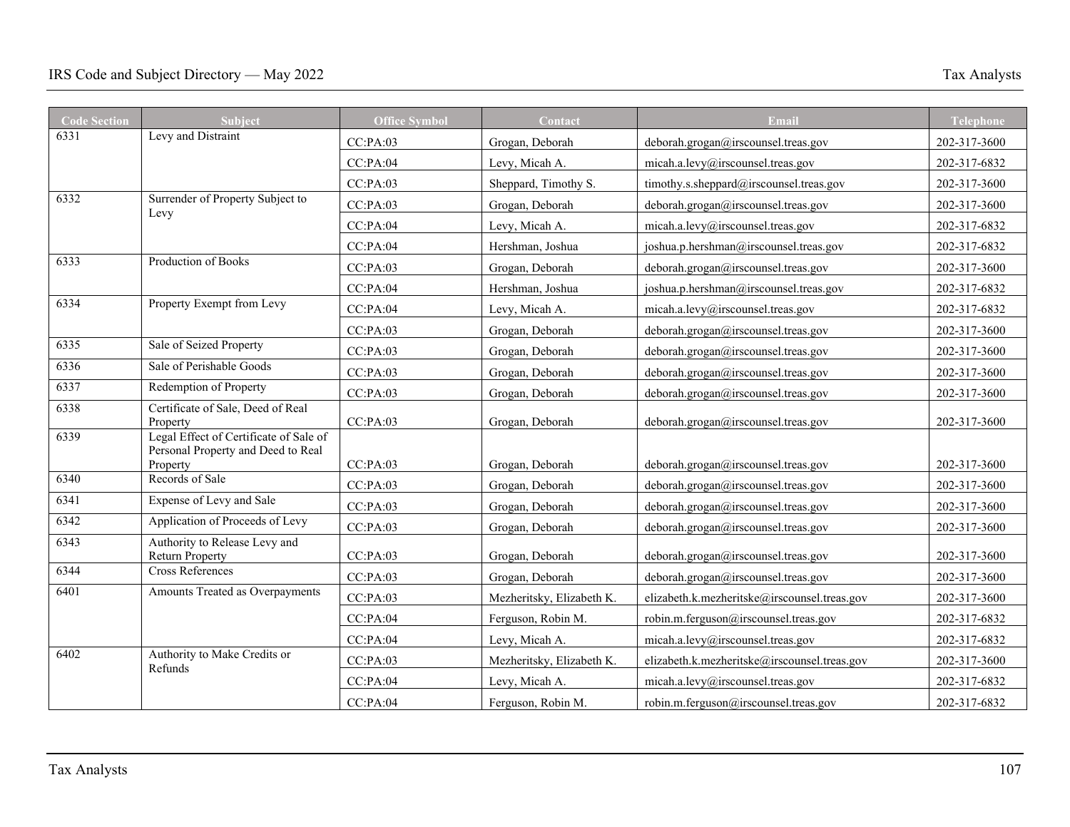| Code Section | Subject | Office Symbol | Contact | Email | Telephone |
|---|---|---|---|---|---|
| 6331 | Levy and Distraint | CC:PA:03 | Grogan, Deborah | deborah.grogan@irscounsel.treas.gov | 202-317-3600 |
| | | CC:PA:04 | Levy, Micah A. | micah.a.levy@irscounsel.treas.gov | 202-317-6832 |
| | | CC:PA:03 | Sheppard, Timothy S. | timothy.s.sheppard@irscounsel.treas.gov | 202-317-3600 |
| 6332 | Surrender of Property Subject to Levy | CC:PA:03 | Grogan, Deborah | deborah.grogan@irscounsel.treas.gov | 202-317-3600 |
| | | CC:PA:04 | Levy, Micah A. | micah.a.levy@irscounsel.treas.gov | 202-317-6832 |
| | | CC:PA:04 | Hershman, Joshua | joshua.p.hershman@irscounsel.treas.gov | 202-317-6832 |
| 6333 | Production of Books | CC:PA:03 | Grogan, Deborah | deborah.grogan@irscounsel.treas.gov | 202-317-3600 |
| | | CC:PA:04 | Hershman, Joshua | joshua.p.hershman@irscounsel.treas.gov | 202-317-6832 |
| 6334 | Property Exempt from Levy | CC:PA:04 | Levy, Micah A. | micah.a.levy@irscounsel.treas.gov | 202-317-6832 |
| | | CC:PA:03 | Grogan, Deborah | deborah.grogan@irscounsel.treas.gov | 202-317-3600 |
| 6335 | Sale of Seized Property | CC:PA:03 | Grogan, Deborah | deborah.grogan@irscounsel.treas.gov | 202-317-3600 |
| 6336 | Sale of Perishable Goods | CC:PA:03 | Grogan, Deborah | deborah.grogan@irscounsel.treas.gov | 202-317-3600 |
| 6337 | Redemption of Property | CC:PA:03 | Grogan, Deborah | deborah.grogan@irscounsel.treas.gov | 202-317-3600 |
| 6338 | Certificate of Sale, Deed of Real Property | CC:PA:03 | Grogan, Deborah | deborah.grogan@irscounsel.treas.gov | 202-317-3600 |
| 6339 | Legal Effect of Certificate of Sale of Personal Property and Deed to Real Property | CC:PA:03 | Grogan, Deborah | deborah.grogan@irscounsel.treas.gov | 202-317-3600 |
| 6340 | Records of Sale | CC:PA:03 | Grogan, Deborah | deborah.grogan@irscounsel.treas.gov | 202-317-3600 |
| 6341 | Expense of Levy and Sale | CC:PA:03 | Grogan, Deborah | deborah.grogan@irscounsel.treas.gov | 202-317-3600 |
| 6342 | Application of Proceeds of Levy | CC:PA:03 | Grogan, Deborah | deborah.grogan@irscounsel.treas.gov | 202-317-3600 |
| 6343 | Authority to Release Levy and Return Property | CC:PA:03 | Grogan, Deborah | deborah.grogan@irscounsel.treas.gov | 202-317-3600 |
| 6344 | Cross References | CC:PA:03 | Grogan, Deborah | deborah.grogan@irscounsel.treas.gov | 202-317-3600 |
| 6401 | Amounts Treated as Overpayments | CC:PA:03 | Mezheritsky, Elizabeth K. | elizabeth.k.mezheritske@irscounsel.treas.gov | 202-317-3600 |
| | | CC:PA:04 | Ferguson, Robin M. | robin.m.ferguson@irscounsel.treas.gov | 202-317-6832 |
| | | CC:PA:04 | Levy, Micah A. | micah.a.levy@irscounsel.treas.gov | 202-317-6832 |
| 6402 | Authority to Make Credits or Refunds | CC:PA:03 | Mezheritsky, Elizabeth K. | elizabeth.k.mezheritske@irscounsel.treas.gov | 202-317-3600 |
| | | CC:PA:04 | Levy, Micah A. | micah.a.levy@irscounsel.treas.gov | 202-317-6832 |
| | | CC:PA:04 | Ferguson, Robin M. | robin.m.ferguson@irscounsel.treas.gov | 202-317-6832 |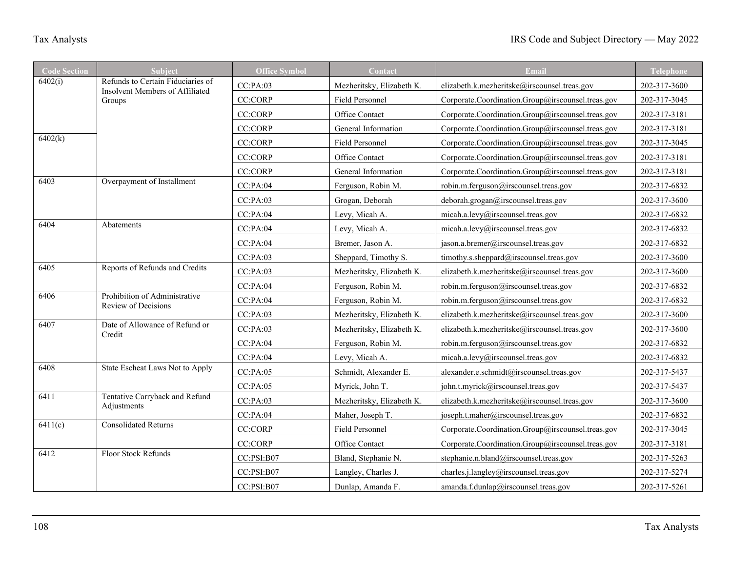| Code Section | Subject | Office Symbol | Contact | Email | Telephone |
|---|---|---|---|---|---|
| 6402(i) | Refunds to Certain Fiduciaries of Insolvent Members of Affiliated Groups | CC:PA:03 | Mezheritsky, Elizabeth K. | elizabeth.k.mezheritske@irscounsel.treas.gov | 202-317-3600 |
| | | CC:CORP | Field Personnel | Corporate.Coordination.Group@irscounsel.treas.gov | 202-317-3045 |
| | | CC:CORP | Office Contact | Corporate.Coordination.Group@irscounsel.treas.gov | 202-317-3181 |
| | | CC:CORP | General Information | Corporate.Coordination.Group@irscounsel.treas.gov | 202-317-3181 |
| 6402(k) | | CC:CORP | Field Personnel | Corporate.Coordination.Group@irscounsel.treas.gov | 202-317-3045 |
| | | CC:CORP | Office Contact | Corporate.Coordination.Group@irscounsel.treas.gov | 202-317-3181 |
| | | CC:CORP | General Information | Corporate.Coordination.Group@irscounsel.treas.gov | 202-317-3181 |
| 6403 | Overpayment of Installment | CC:PA:04 | Ferguson, Robin M. | robin.m.ferguson@irscounsel.treas.gov | 202-317-6832 |
| | | CC:PA:03 | Grogan, Deborah | deborah.grogan@irscounsel.treas.gov | 202-317-3600 |
| | | CC:PA:04 | Levy, Micah A. | micah.a.levy@irscounsel.treas.gov | 202-317-6832 |
| 6404 | Abatements | CC:PA:04 | Levy, Micah A. | micah.a.levy@irscounsel.treas.gov | 202-317-6832 |
| | | CC:PA:04 | Bremer, Jason A. | jason.a.bremer@irscounsel.treas.gov | 202-317-6832 |
| | | CC:PA:03 | Sheppard, Timothy S. | timothy.s.sheppard@irscounsel.treas.gov | 202-317-3600 |
| 6405 | Reports of Refunds and Credits | CC:PA:03 | Mezheritsky, Elizabeth K. | elizabeth.k.mezheritske@irscounsel.treas.gov | 202-317-3600 |
| | | CC:PA:04 | Ferguson, Robin M. | robin.m.ferguson@irscounsel.treas.gov | 202-317-6832 |
| 6406 | Prohibition of Administrative Review of Decisions | CC:PA:04 | Ferguson, Robin M. | robin.m.ferguson@irscounsel.treas.gov | 202-317-6832 |
| | | CC:PA:03 | Mezheritsky, Elizabeth K. | elizabeth.k.mezheritske@irscounsel.treas.gov | 202-317-3600 |
| 6407 | Date of Allowance of Refund or Credit | CC:PA:03 | Mezheritsky, Elizabeth K. | elizabeth.k.mezheritske@irscounsel.treas.gov | 202-317-3600 |
| | | CC:PA:04 | Ferguson, Robin M. | robin.m.ferguson@irscounsel.treas.gov | 202-317-6832 |
| | | CC:PA:04 | Levy, Micah A. | micah.a.levy@irscounsel.treas.gov | 202-317-6832 |
| 6408 | State Escheat Laws Not to Apply | CC:PA:05 | Schmidt, Alexander E. | alexander.e.schmidt@irscounsel.treas.gov | 202-317-5437 |
| | | CC:PA:05 | Myrick, John T. | john.t.myrick@irscounsel.treas.gov | 202-317-5437 |
| 6411 | Tentative Carryback and Refund Adjustments | CC:PA:03 | Mezheritsky, Elizabeth K. | elizabeth.k.mezheritske@irscounsel.treas.gov | 202-317-3600 |
| | | CC:PA:04 | Maher, Joseph T. | joseph.t.maher@irscounsel.treas.gov | 202-317-6832 |
| 6411(c) | Consolidated Returns | CC:CORP | Field Personnel | Corporate.Coordination.Group@irscounsel.treas.gov | 202-317-3045 |
| | | CC:CORP | Office Contact | Corporate.Coordination.Group@irscounsel.treas.gov | 202-317-3181 |
| 6412 | Floor Stock Refunds | CC:PSI:B07 | Bland, Stephanie N. | stephanie.n.bland@irscounsel.treas.gov | 202-317-5263 |
| | | CC:PSI:B07 | Langley, Charles J. | charles.j.langley@irscounsel.treas.gov | 202-317-5274 |
| | | CC:PSI:B07 | Dunlap, Amanda F. | amanda.f.dunlap@irscounsel.treas.gov | 202-317-5261 |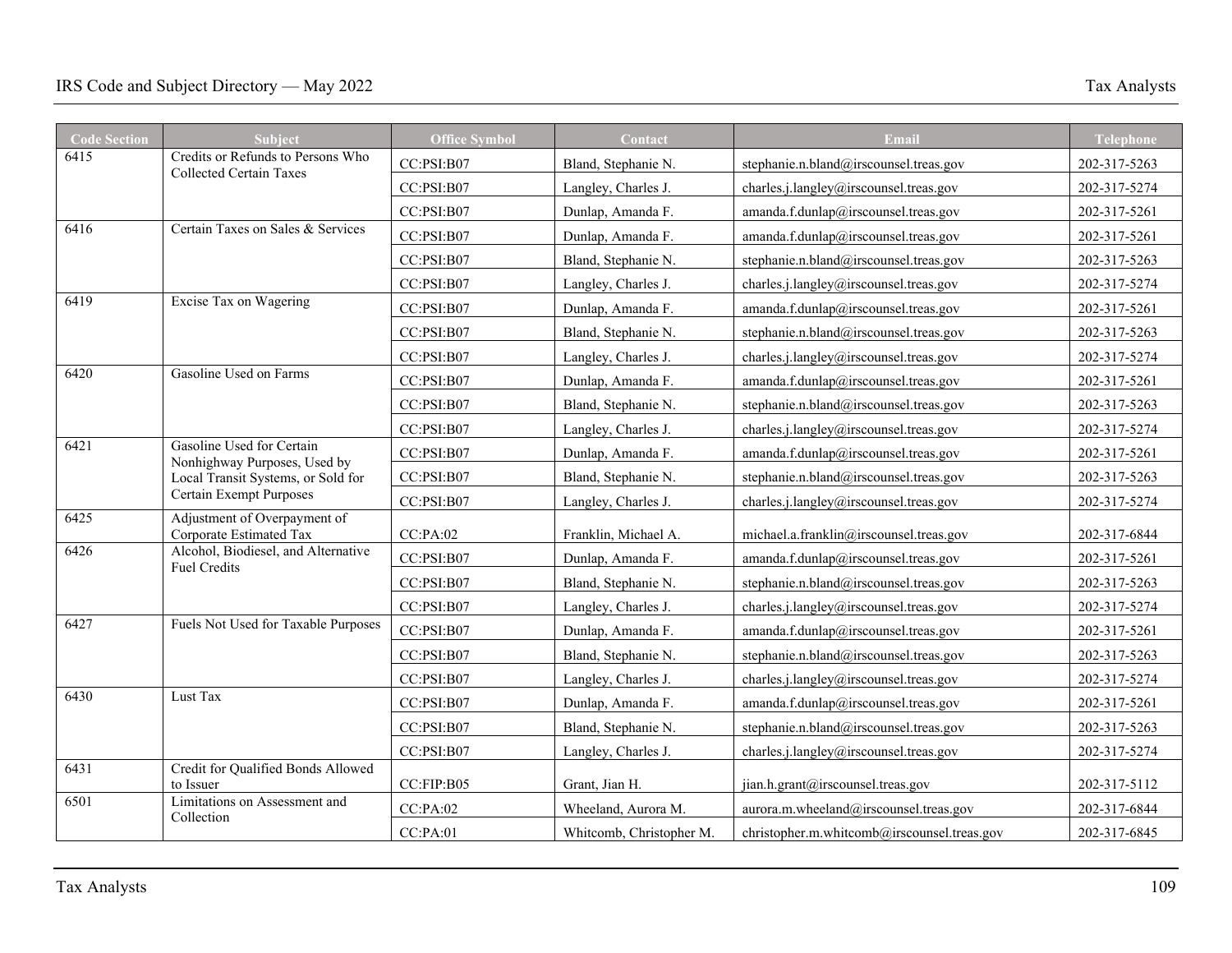| Code Section | Subject | Office Symbol | Contact | Email | Telephone |
|---|---|---|---|---|---|
| 6415 | Credits or Refunds to Persons Who Collected Certain Taxes | CC:PSI:B07 | Bland, Stephanie N. | stephanie.n.bland@irscounsel.treas.gov | 202-317-5263 |
| | | CC:PSI:B07 | Langley, Charles J. | charles.j.langley@irscounsel.treas.gov | 202-317-5274 |
| | | CC:PSI:B07 | Dunlap, Amanda F. | amanda.f.dunlap@irscounsel.treas.gov | 202-317-5261 |
| 6416 | Certain Taxes on Sales & Services | CC:PSI:B07 | Dunlap, Amanda F. | amanda.f.dunlap@irscounsel.treas.gov | 202-317-5261 |
| | | CC:PSI:B07 | Bland, Stephanie N. | stephanie.n.bland@irscounsel.treas.gov | 202-317-5263 |
| | | CC:PSI:B07 | Langley, Charles J. | charles.j.langley@irscounsel.treas.gov | 202-317-5274 |
| 6419 | Excise Tax on Wagering | CC:PSI:B07 | Dunlap, Amanda F. | amanda.f.dunlap@irscounsel.treas.gov | 202-317-5261 |
| | | CC:PSI:B07 | Bland, Stephanie N. | stephanie.n.bland@irscounsel.treas.gov | 202-317-5263 |
| | | CC:PSI:B07 | Langley, Charles J. | charles.j.langley@irscounsel.treas.gov | 202-317-5274 |
| 6420 | Gasoline Used on Farms | CC:PSI:B07 | Dunlap, Amanda F. | amanda.f.dunlap@irscounsel.treas.gov | 202-317-5261 |
| | | CC:PSI:B07 | Bland, Stephanie N. | stephanie.n.bland@irscounsel.treas.gov | 202-317-5263 |
| | | CC:PSI:B07 | Langley, Charles J. | charles.j.langley@irscounsel.treas.gov | 202-317-5274 |
| 6421 | Gasoline Used for Certain Nonhighway Purposes, Used by Local Transit Systems, or Sold for Certain Exempt Purposes | CC:PSI:B07 | Dunlap, Amanda F. | amanda.f.dunlap@irscounsel.treas.gov | 202-317-5261 |
| | | CC:PSI:B07 | Bland, Stephanie N. | stephanie.n.bland@irscounsel.treas.gov | 202-317-5263 |
| | | CC:PSI:B07 | Langley, Charles J. | charles.j.langley@irscounsel.treas.gov | 202-317-5274 |
| 6425 | Adjustment of Overpayment of Corporate Estimated Tax | CC:PA:02 | Franklin, Michael A. | michael.a.franklin@irscounsel.treas.gov | 202-317-6844 |
| 6426 | Alcohol, Biodiesel, and Alternative Fuel Credits | CC:PSI:B07 | Dunlap, Amanda F. | amanda.f.dunlap@irscounsel.treas.gov | 202-317-5261 |
| | | CC:PSI:B07 | Bland, Stephanie N. | stephanie.n.bland@irscounsel.treas.gov | 202-317-5263 |
| | | CC:PSI:B07 | Langley, Charles J. | charles.j.langley@irscounsel.treas.gov | 202-317-5274 |
| 6427 | Fuels Not Used for Taxable Purposes | CC:PSI:B07 | Dunlap, Amanda F. | amanda.f.dunlap@irscounsel.treas.gov | 202-317-5261 |
| | | CC:PSI:B07 | Bland, Stephanie N. | stephanie.n.bland@irscounsel.treas.gov | 202-317-5263 |
| | | CC:PSI:B07 | Langley, Charles J. | charles.j.langley@irscounsel.treas.gov | 202-317-5274 |
| 6430 | Lust Tax | CC:PSI:B07 | Dunlap, Amanda F. | amanda.f.dunlap@irscounsel.treas.gov | 202-317-5261 |
| | | CC:PSI:B07 | Bland, Stephanie N. | stephanie.n.bland@irscounsel.treas.gov | 202-317-5263 |
| | | CC:PSI:B07 | Langley, Charles J. | charles.j.langley@irscounsel.treas.gov | 202-317-5274 |
| 6431 | Credit for Qualified Bonds Allowed to Issuer | CC:FIP:B05 | Grant, Jian H. | jian.h.grant@irscounsel.treas.gov | 202-317-5112 |
| 6501 | Limitations on Assessment and Collection | CC:PA:02 | Wheeland, Aurora M. | aurora.m.wheeland@irscounsel.treas.gov | 202-317-6844 |
| | | CC:PA:01 | Whitcomb, Christopher M. | christopher.m.whitcomb@irscounsel.treas.gov | 202-317-6845 |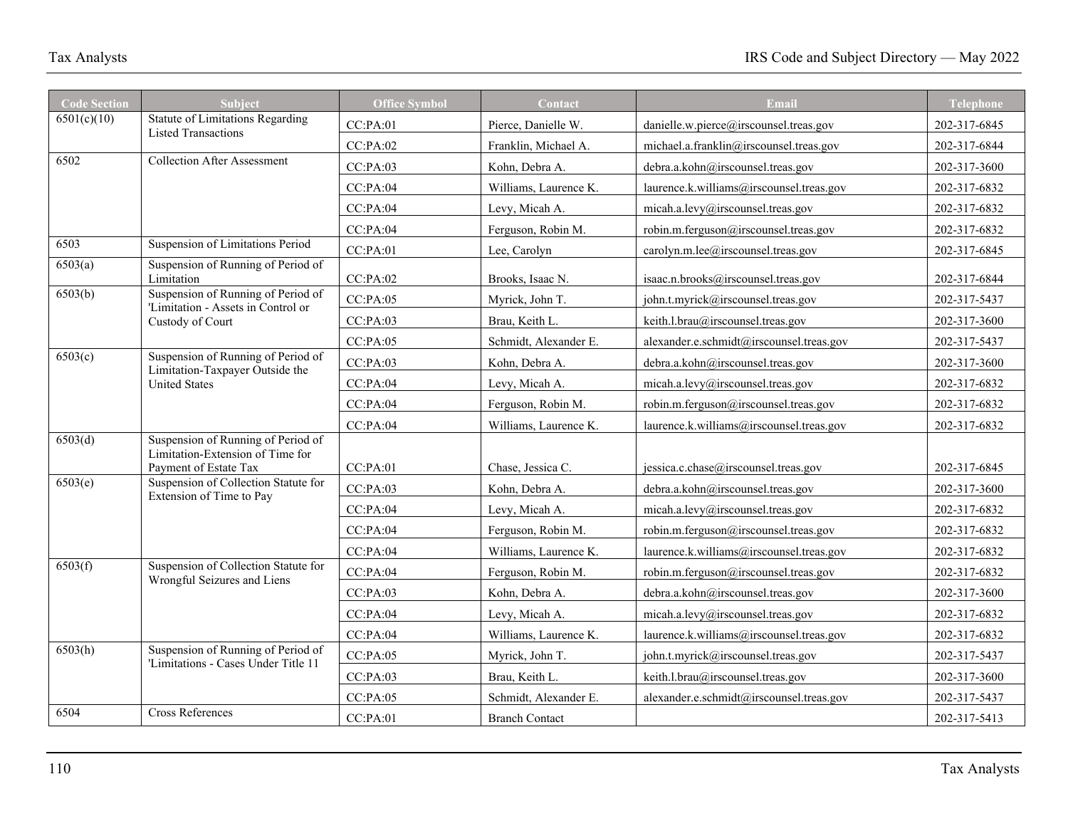| Code Section | Subject | Office Symbol | Contact | Email | Telephone |
|---|---|---|---|---|---|
| 6501(c)(10) | Statute of Limitations Regarding Listed Transactions | CC:PA:01 | Pierce, Danielle W. | danielle.w.pierce@irscounsel.treas.gov | 202-317-6845 |
| | | CC:PA:02 | Franklin, Michael A. | michael.a.franklin@irscounsel.treas.gov | 202-317-6844 |
| 6502 | Collection After Assessment | CC:PA:03 | Kohn, Debra A. | debra.a.kohn@irscounsel.treas.gov | 202-317-3600 |
| | | CC:PA:04 | Williams, Laurence K. | laurence.k.williams@irscounsel.treas.gov | 202-317-6832 |
| | | CC:PA:04 | Levy, Micah A. | micah.a.levy@irscounsel.treas.gov | 202-317-6832 |
| | | CC:PA:04 | Ferguson, Robin M. | robin.m.ferguson@irscounsel.treas.gov | 202-317-6832 |
| 6503 | Suspension of Limitations Period | CC:PA:01 | Lee, Carolyn | carolyn.m.lee@irscounsel.treas.gov | 202-317-6845 |
| 6503(a) | Suspension of Running of Period of Limitation | CC:PA:02 | Brooks, Isaac N. | isaac.n.brooks@irscounsel.treas.gov | 202-317-6844 |
| 6503(b) | Suspension of Running of Period of 'Limitation - Assets in Control or Custody of Court | CC:PA:05 | Myrick, John T. | john.t.myrick@irscounsel.treas.gov | 202-317-5437 |
| | | CC:PA:03 | Brau, Keith L. | keith.l.brau@irscounsel.treas.gov | 202-317-3600 |
| | | CC:PA:05 | Schmidt, Alexander E. | alexander.e.schmidt@irscounsel.treas.gov | 202-317-5437 |
| 6503(c) | Suspension of Running of Period of Limitation-Taxpayer Outside the United States | CC:PA:03 | Kohn, Debra A. | debra.a.kohn@irscounsel.treas.gov | 202-317-3600 |
| | | CC:PA:04 | Levy, Micah A. | micah.a.levy@irscounsel.treas.gov | 202-317-6832 |
| | | CC:PA:04 | Ferguson, Robin M. | robin.m.ferguson@irscounsel.treas.gov | 202-317-6832 |
| | | CC:PA:04 | Williams, Laurence K. | laurence.k.williams@irscounsel.treas.gov | 202-317-6832 |
| 6503(d) | Suspension of Running of Period of Limitation-Extension of Time for Payment of Estate Tax | CC:PA:01 | Chase, Jessica C. | jessica.c.chase@irscounsel.treas.gov | 202-317-6845 |
| 6503(e) | Suspension of Collection Statute for Extension of Time to Pay | CC:PA:03 | Kohn, Debra A. | debra.a.kohn@irscounsel.treas.gov | 202-317-3600 |
| | | CC:PA:04 | Levy, Micah A. | micah.a.levy@irscounsel.treas.gov | 202-317-6832 |
| | | CC:PA:04 | Ferguson, Robin M. | robin.m.ferguson@irscounsel.treas.gov | 202-317-6832 |
| | | CC:PA:04 | Williams, Laurence K. | laurence.k.williams@irscounsel.treas.gov | 202-317-6832 |
| 6503(f) | Suspension of Collection Statute for Wrongful Seizures and Liens | CC:PA:04 | Ferguson, Robin M. | robin.m.ferguson@irscounsel.treas.gov | 202-317-6832 |
| | | CC:PA:03 | Kohn, Debra A. | debra.a.kohn@irscounsel.treas.gov | 202-317-3600 |
| | | CC:PA:04 | Levy, Micah A. | micah.a.levy@irscounsel.treas.gov | 202-317-6832 |
| | | CC:PA:04 | Williams, Laurence K. | laurence.k.williams@irscounsel.treas.gov | 202-317-6832 |
| 6503(h) | Suspension of Running of Period of 'Limitations - Cases Under Title 11 | CC:PA:05 | Myrick, John T. | john.t.myrick@irscounsel.treas.gov | 202-317-5437 |
| | | CC:PA:03 | Brau, Keith L. | keith.l.brau@irscounsel.treas.gov | 202-317-3600 |
| | | CC:PA:05 | Schmidt, Alexander E. | alexander.e.schmidt@irscounsel.treas.gov | 202-317-5437 |
| 6504 | Cross References | CC:PA:01 | Branch Contact | | 202-317-5413 |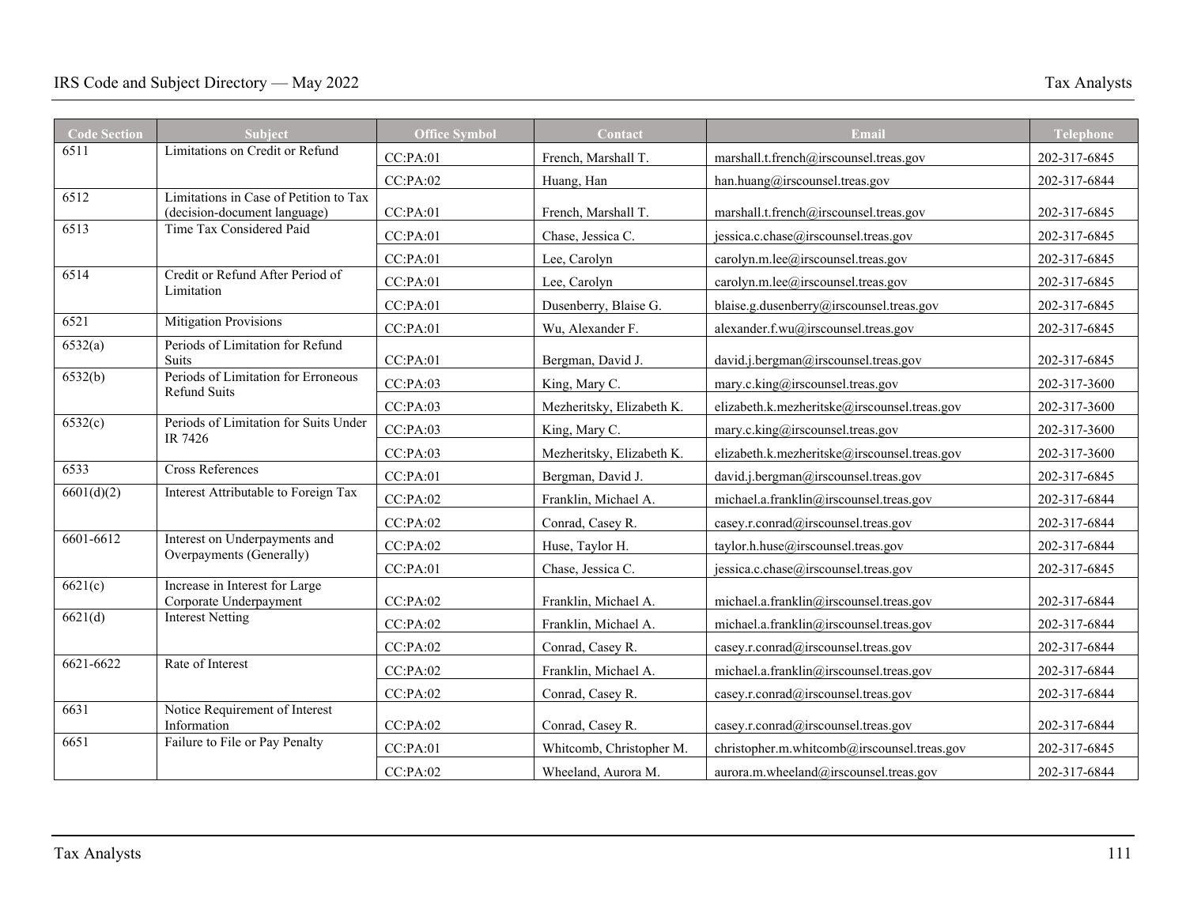| Code Section | Subject | Office Symbol | Contact | Email | Telephone |
|---|---|---|---|---|---|
| 6511 | Limitations on Credit or Refund | CC:PA:01 | French, Marshall T. | marshall.t.french@irscounsel.treas.gov | 202-317-6845 |
| | | CC:PA:02 | Huang, Han | han.huang@irscounsel.treas.gov | 202-317-6844 |
| 6512 | Limitations in Case of Petition to Tax (decision-document language) | CC:PA:01 | French, Marshall T. | marshall.t.french@irscounsel.treas.gov | 202-317-6845 |
| 6513 | Time Tax Considered Paid | CC:PA:01 | Chase, Jessica C. | jessica.c.chase@irscounsel.treas.gov | 202-317-6845 |
| | | CC:PA:01 | Lee, Carolyn | carolyn.m.lee@irscounsel.treas.gov | 202-317-6845 |
| 6514 | Credit or Refund After Period of Limitation | CC:PA:01 | Lee, Carolyn | carolyn.m.lee@irscounsel.treas.gov | 202-317-6845 |
| | | CC:PA:01 | Dusenberry, Blaise G. | blaise.g.dusenberry@irscounsel.treas.gov | 202-317-6845 |
| 6521 | Mitigation Provisions | CC:PA:01 | Wu, Alexander F. | alexander.f.wu@irscounsel.treas.gov | 202-317-6845 |
| 6532(a) | Periods of Limitation for Refund Suits | CC:PA:01 | Bergman, David J. | david.j.bergman@irscounsel.treas.gov | 202-317-6845 |
| 6532(b) | Periods of Limitation for Erroneous Refund Suits | CC:PA:03 | King, Mary C. | mary.c.king@irscounsel.treas.gov | 202-317-3600 |
| | | CC:PA:03 | Mezheritsky, Elizabeth K. | elizabeth.k.mezheritske@irscounsel.treas.gov | 202-317-3600 |
| 6532(c) | Periods of Limitation for Suits Under IR 7426 | CC:PA:03 | King, Mary C. | mary.c.king@irscounsel.treas.gov | 202-317-3600 |
| | | CC:PA:03 | Mezheritsky, Elizabeth K. | elizabeth.k.mezheritske@irscounsel.treas.gov | 202-317-3600 |
| 6533 | Cross References | CC:PA:01 | Bergman, David J. | david.j.bergman@irscounsel.treas.gov | 202-317-6845 |
| 6601(d)(2) | Interest Attributable to Foreign Tax | CC:PA:02 | Franklin, Michael A. | michael.a.franklin@irscounsel.treas.gov | 202-317-6844 |
| | | CC:PA:02 | Conrad, Casey R. | casey.r.conrad@irscounsel.treas.gov | 202-317-6844 |
| 6601-6612 | Interest on Underpayments and Overpayments (Generally) | CC:PA:02 | Huse, Taylor H. | taylor.h.huse@irscounsel.treas.gov | 202-317-6844 |
| | | CC:PA:01 | Chase, Jessica C. | jessica.c.chase@irscounsel.treas.gov | 202-317-6845 |
| 6621(c) | Increase in Interest for Large Corporate Underpayment | CC:PA:02 | Franklin, Michael A. | michael.a.franklin@irscounsel.treas.gov | 202-317-6844 |
| 6621(d) | Interest Netting | CC:PA:02 | Franklin, Michael A. | michael.a.franklin@irscounsel.treas.gov | 202-317-6844 |
| | | CC:PA:02 | Conrad, Casey R. | casey.r.conrad@irscounsel.treas.gov | 202-317-6844 |
| 6621-6622 | Rate of Interest | CC:PA:02 | Franklin, Michael A. | michael.a.franklin@irscounsel.treas.gov | 202-317-6844 |
| | | CC:PA:02 | Conrad, Casey R. | casey.r.conrad@irscounsel.treas.gov | 202-317-6844 |
| 6631 | Notice Requirement of Interest Information | CC:PA:02 | Conrad, Casey R. | casey.r.conrad@irscounsel.treas.gov | 202-317-6844 |
| 6651 | Failure to File or Pay Penalty | CC:PA:01 | Whitcomb, Christopher M. | christopher.m.whitcomb@irscounsel.treas.gov | 202-317-6845 |
| | | CC:PA:02 | Wheeland, Aurora M. | aurora.m.wheeland@irscounsel.treas.gov | 202-317-6844 |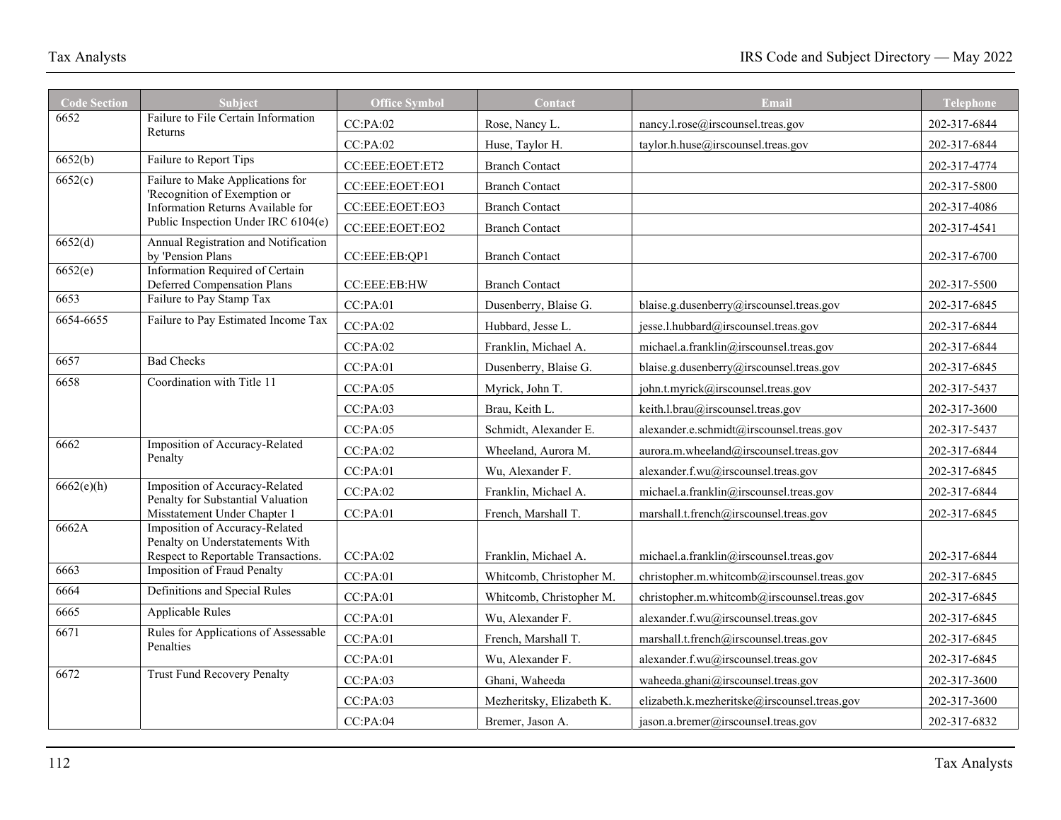| Code Section | Subject | Office Symbol | Contact | Email | Telephone |
|---|---|---|---|---|---|
| 6652 | Failure to File Certain Information Returns | CC:PA:02 | Rose, Nancy L. | nancy.l.rose@irscounsel.treas.gov | 202-317-6844 |
| | | CC:PA:02 | Huse, Taylor H. | taylor.h.huse@irscounsel.treas.gov | 202-317-6844 |
| 6652(b) | Failure to Report Tips | CC:EEE:EOET:ET2 | Branch Contact | | 202-317-4774 |
| 6652(c) | Failure to Make Applications for 'Recognition of Exemption or Information Returns Available for Public Inspection Under IRC 6104(e) | CC:EEE:EOET:EO1 | Branch Contact | | 202-317-5800 |
| | | CC:EEE:EOET:EO3 | Branch Contact | | 202-317-4086 |
| | | CC:EEE:EOET:EO2 | Branch Contact | | 202-317-4541 |
| 6652(d) | Annual Registration and Notification by 'Pension Plans | CC:EEE:EB:QP1 | Branch Contact | | 202-317-6700 |
| 6652(e) | Information Required of Certain Deferred Compensation Plans | CC:EEE:EB:HW | Branch Contact | | 202-317-5500 |
| 6653 | Failure to Pay Stamp Tax | CC:PA:01 | Dusenberry, Blaise G. | blaise.g.dusenberry@irscounsel.treas.gov | 202-317-6845 |
| 6654-6655 | Failure to Pay Estimated Income Tax | CC:PA:02 | Hubbard, Jesse L. | jesse.l.hubbard@irscounsel.treas.gov | 202-317-6844 |
| | | CC:PA:02 | Franklin, Michael A. | michael.a.franklin@irscounsel.treas.gov | 202-317-6844 |
| 6657 | Bad Checks | CC:PA:01 | Dusenberry, Blaise G. | blaise.g.dusenberry@irscounsel.treas.gov | 202-317-6845 |
| 6658 | Coordination with Title 11 | CC:PA:05 | Myrick, John T. | john.t.myrick@irscounsel.treas.gov | 202-317-5437 |
| | | CC:PA:03 | Brau, Keith L. | keith.l.brau@irscounsel.treas.gov | 202-317-3600 |
| | | CC:PA:05 | Schmidt, Alexander E. | alexander.e.schmidt@irscounsel.treas.gov | 202-317-5437 |
| 6662 | Imposition of Accuracy-Related Penalty | CC:PA:02 | Wheeland, Aurora M. | aurora.m.wheeland@irscounsel.treas.gov | 202-317-6844 |
| | | CC:PA:01 | Wu, Alexander F. | alexander.f.wu@irscounsel.treas.gov | 202-317-6845 |
| 6662(e)(h) | Imposition of Accuracy-Related Penalty for Substantial Valuation Misstatement Under Chapter 1 | CC:PA:02 | Franklin, Michael A. | michael.a.franklin@irscounsel.treas.gov | 202-317-6844 |
| | | CC:PA:01 | French, Marshall T. | marshall.t.french@irscounsel.treas.gov | 202-317-6845 |
| 6662A | Imposition of Accuracy-Related Penalty on Understatements With Respect to Reportable Transactions. | CC:PA:02 | Franklin, Michael A. | michael.a.franklin@irscounsel.treas.gov | 202-317-6844 |
| 6663 | Imposition of Fraud Penalty | CC:PA:01 | Whitcomb, Christopher M. | christopher.m.whitcomb@irscounsel.treas.gov | 202-317-6845 |
| 6664 | Definitions and Special Rules | CC:PA:01 | Whitcomb, Christopher M. | christopher.m.whitcomb@irscounsel.treas.gov | 202-317-6845 |
| 6665 | Applicable Rules | CC:PA:01 | Wu, Alexander F. | alexander.f.wu@irscounsel.treas.gov | 202-317-6845 |
| 6671 | Rules for Applications of Assessable Penalties | CC:PA:01 | French, Marshall T. | marshall.t.french@irscounsel.treas.gov | 202-317-6845 |
| | | CC:PA:01 | Wu, Alexander F. | alexander.f.wu@irscounsel.treas.gov | 202-317-6845 |
| 6672 | Trust Fund Recovery Penalty | CC:PA:03 | Ghani, Waheeda | waheeda.ghani@irscounsel.treas.gov | 202-317-3600 |
| | | CC:PA:03 | Mezheritsky, Elizabeth K. | elizabeth.k.mezheritske@irscounsel.treas.gov | 202-317-3600 |
| | | CC:PA:04 | Bremer, Jason A. | jason.a.bremer@irscounsel.treas.gov | 202-317-6832 |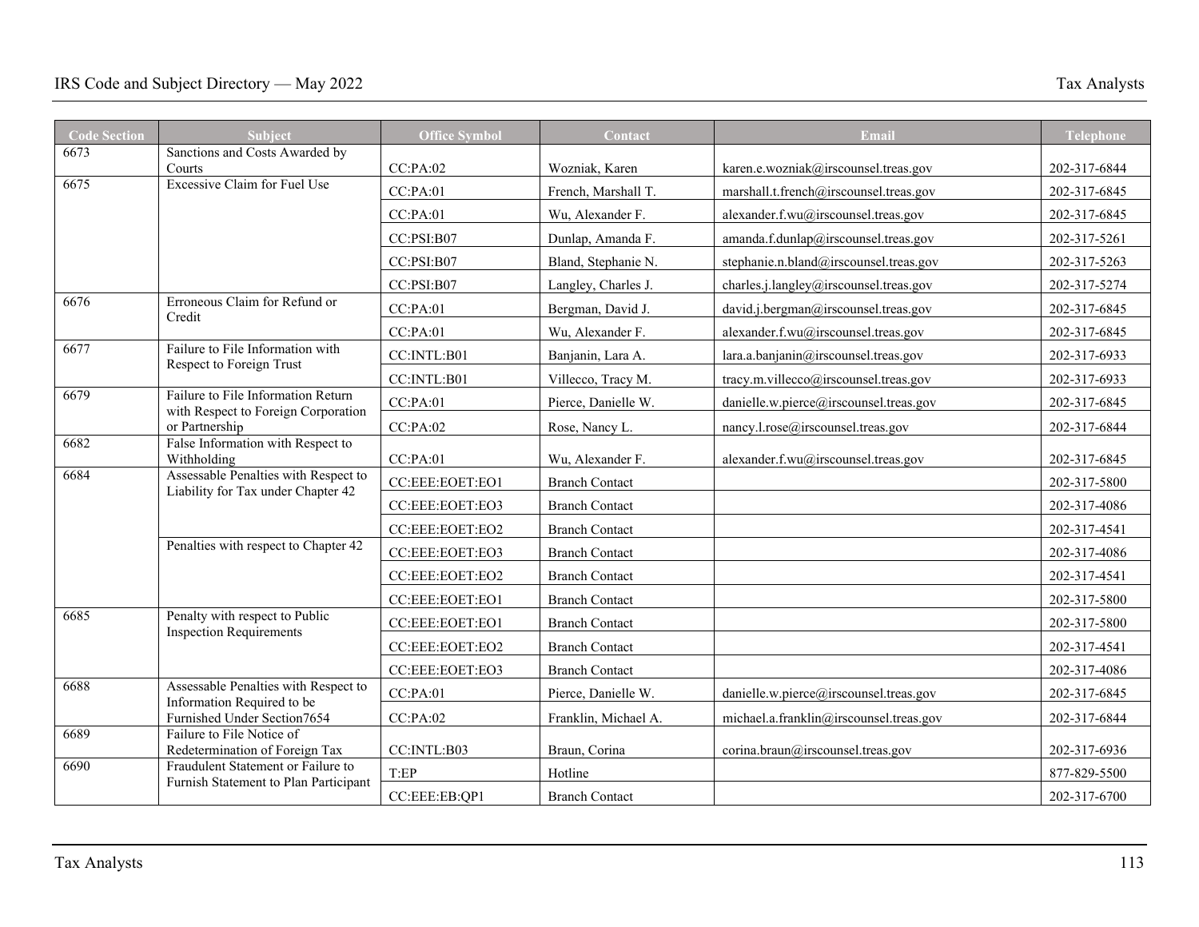| Code Section | Subject | Office Symbol | Contact | Email | Telephone |
|---|---|---|---|---|---|
| 6673 | Sanctions and Costs Awarded by Courts | CC:PA:02 | Wozniak, Karen | karen.e.wozniak@irscounsel.treas.gov | 202-317-6844 |
| 6675 | Excessive Claim for Fuel Use | CC:PA:01 | French, Marshall T. | marshall.t.french@irscounsel.treas.gov | 202-317-6845 |
| | | CC:PA:01 | Wu, Alexander F. | alexander.f.wu@irscounsel.treas.gov | 202-317-6845 |
| | | CC:PSI:B07 | Dunlap, Amanda F. | amanda.f.dunlap@irscounsel.treas.gov | 202-317-5261 |
| | | CC:PSI:B07 | Bland, Stephanie N. | stephanie.n.bland@irscounsel.treas.gov | 202-317-5263 |
| | | CC:PSI:B07 | Langley, Charles J. | charles.j.langley@irscounsel.treas.gov | 202-317-5274 |
| 6676 | Erroneous Claim for Refund or Credit | CC:PA:01 | Bergman, David J. | david.j.bergman@irscounsel.treas.gov | 202-317-6845 |
| | | CC:PA:01 | Wu, Alexander F. | alexander.f.wu@irscounsel.treas.gov | 202-317-6845 |
| 6677 | Failure to File Information with Respect to Foreign Trust | CC:INTL:B01 | Banjanin, Lara A. | lara.a.banjanin@irscounsel.treas.gov | 202-317-6933 |
| | | CC:INTL:B01 | Villecco, Tracy M. | tracy.m.villecco@irscounsel.treas.gov | 202-317-6933 |
| 6679 | Failure to File Information Return with Respect to Foreign Corporation or Partnership | CC:PA:01 | Pierce, Danielle W. | danielle.w.pierce@irscounsel.treas.gov | 202-317-6845 |
| | | CC:PA:02 | Rose, Nancy L. | nancy.l.rose@irscounsel.treas.gov | 202-317-6844 |
| 6682 | False Information with Respect to Withholding | CC:PA:01 | Wu, Alexander F. | alexander.f.wu@irscounsel.treas.gov | 202-317-6845 |
| 6684 | Assessable Penalties with Respect to Liability for Tax under Chapter 42 | CC:EEE:EOET:EO1 | Branch Contact | | 202-317-5800 |
| | | CC:EEE:EOET:EO3 | Branch Contact | | 202-317-4086 |
| | | CC:EEE:EOET:EO2 | Branch Contact | | 202-317-4541 |
| | Penalties with respect to Chapter 42 | CC:EEE:EOET:EO3 | Branch Contact | | 202-317-4086 |
| | | CC:EEE:EOET:EO2 | Branch Contact | | 202-317-4541 |
| | | CC:EEE:EOET:EO1 | Branch Contact | | 202-317-5800 |
| 6685 | Penalty with respect to Public Inspection Requirements | CC:EEE:EOET:EO1 | Branch Contact | | 202-317-5800 |
| | | CC:EEE:EOET:EO2 | Branch Contact | | 202-317-4541 |
| | | CC:EEE:EOET:EO3 | Branch Contact | | 202-317-4086 |
| 6688 | Assessable Penalties with Respect to Information Required to be Furnished Under Section7654 | CC:PA:01 | Pierce, Danielle W. | danielle.w.pierce@irscounsel.treas.gov | 202-317-6845 |
| | | CC:PA:02 | Franklin, Michael A. | michael.a.franklin@irscounsel.treas.gov | 202-317-6844 |
| 6689 | Failure to File Notice of Redetermination of Foreign Tax | CC:INTL:B03 | Braun, Corina | corina.braun@irscounsel.treas.gov | 202-317-6936 |
| 6690 | Fraudulent Statement or Failure to Furnish Statement to Plan Participant | T:EP | Hotline | | 877-829-5500 |
| | | CC:EEE:EB:QP1 | Branch Contact | | 202-317-6700 |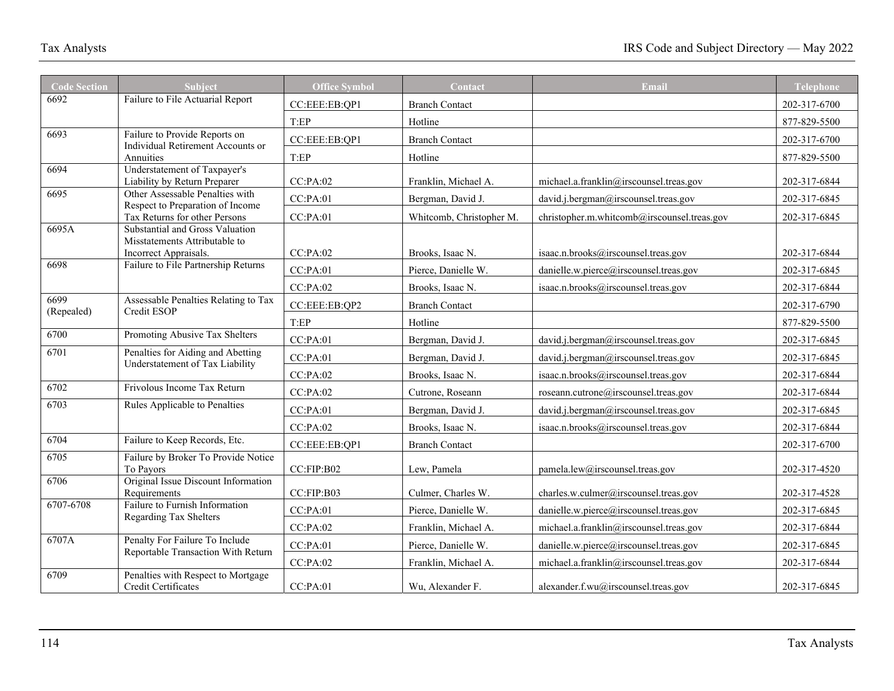| Code Section | Subject | Office Symbol | Contact | Email | Telephone |
|---|---|---|---|---|---|
| 6692 | Failure to File Actuarial Report | CC:EEE:EB:QP1 | Branch Contact | | 202-317-6700 |
| | | T:EP | Hotline | | 877-829-5500 |
| 6693 | Failure to Provide Reports on Individual Retirement Accounts or Annuities | CC:EEE:EB:QP1 | Branch Contact | | 202-317-6700 |
| | | T:EP | Hotline | | 877-829-5500 |
| 6694 | Understatement of Taxpayer's Liability by Return Preparer | CC:PA:02 | Franklin, Michael A. | michael.a.franklin@irscounsel.treas.gov | 202-317-6844 |
| 6695 | Other Assessable Penalties with Respect to Preparation of Income Tax Returns for other Persons | CC:PA:01 | Bergman, David J. | david.j.bergman@irscounsel.treas.gov | 202-317-6845 |
| | | CC:PA:01 | Whitcomb, Christopher M. | christopher.m.whitcomb@irscounsel.treas.gov | 202-317-6845 |
| 6695A | Substantial and Gross Valuation Misstatements Attributable to Incorrect Appraisals. | CC:PA:02 | Brooks, Isaac N. | isaac.n.brooks@irscounsel.treas.gov | 202-317-6844 |
| 6698 | Failure to File Partnership Returns | CC:PA:01 | Pierce, Danielle W. | danielle.w.pierce@irscounsel.treas.gov | 202-317-6845 |
| | | CC:PA:02 | Brooks, Isaac N. | isaac.n.brooks@irscounsel.treas.gov | 202-317-6844 |
| 6699 (Repealed) | Assessable Penalties Relating to Tax Credit ESOP | CC:EEE:EB:QP2 | Branch Contact | | 202-317-6790 |
| | | T:EP | Hotline | | 877-829-5500 |
| 6700 | Promoting Abusive Tax Shelters | CC:PA:01 | Bergman, David J. | david.j.bergman@irscounsel.treas.gov | 202-317-6845 |
| 6701 | Penalties for Aiding and Abetting Understatement of Tax Liability | CC:PA:01 | Bergman, David J. | david.j.bergman@irscounsel.treas.gov | 202-317-6845 |
| | | CC:PA:02 | Brooks, Isaac N. | isaac.n.brooks@irscounsel.treas.gov | 202-317-6844 |
| 6702 | Frivolous Income Tax Return | CC:PA:02 | Cutrone, Roseann | roseann.cutrone@irscounsel.treas.gov | 202-317-6844 |
| 6703 | Rules Applicable to Penalties | CC:PA:01 | Bergman, David J. | david.j.bergman@irscounsel.treas.gov | 202-317-6845 |
| | | CC:PA:02 | Brooks, Isaac N. | isaac.n.brooks@irscounsel.treas.gov | 202-317-6844 |
| 6704 | Failure to Keep Records, Etc. | CC:EEE:EB:QP1 | Branch Contact | | 202-317-6700 |
| 6705 | Failure by Broker To Provide Notice To Payors | CC:FIP:B02 | Lew, Pamela | pamela.lew@irscounsel.treas.gov | 202-317-4520 |
| 6706 | Original Issue Discount Information Requirements | CC:FIP:B03 | Culmer, Charles W. | charles.w.culmer@irscounsel.treas.gov | 202-317-4528 |
| 6707-6708 | Failure to Furnish Information Regarding Tax Shelters | CC:PA:01 | Pierce, Danielle W. | danielle.w.pierce@irscounsel.treas.gov | 202-317-6845 |
| | | CC:PA:02 | Franklin, Michael A. | michael.a.franklin@irscounsel.treas.gov | 202-317-6844 |
| 6707A | Penalty For Failure To Include Reportable Transaction With Return | CC:PA:01 | Pierce, Danielle W. | danielle.w.pierce@irscounsel.treas.gov | 202-317-6845 |
| | | CC:PA:02 | Franklin, Michael A. | michael.a.franklin@irscounsel.treas.gov | 202-317-6844 |
| 6709 | Penalties with Respect to Mortgage Credit Certificates | CC:PA:01 | Wu, Alexander F. | alexander.f.wu@irscounsel.treas.gov | 202-317-6845 |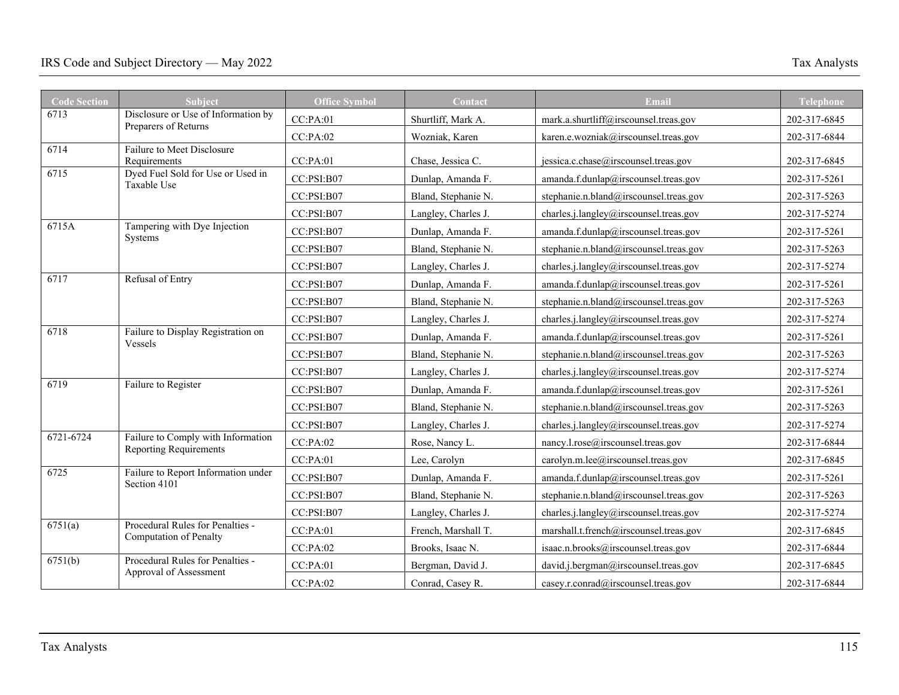| Code Section | Subject | Office Symbol | Contact | Email | Telephone |
| --- | --- | --- | --- | --- | --- |
| 6713 | Disclosure or Use of Information by Preparers of Returns | CC:PA:01 | Shurtliff, Mark A. | mark.a.shurtliff@irscounsel.treas.gov | 202-317-6845 |
| | | CC:PA:02 | Wozniak, Karen | karen.e.wozniak@irscounsel.treas.gov | 202-317-6844 |
| 6714 | Failure to Meet Disclosure Requirements | CC:PA:01 | Chase, Jessica C. | jessica.c.chase@irscounsel.treas.gov | 202-317-6845 |
| 6715 | Dyed Fuel Sold for Use or Used in Taxable Use | CC:PSI:B07 | Dunlap, Amanda F. | amanda.f.dunlap@irscounsel.treas.gov | 202-317-5261 |
| | | CC:PSI:B07 | Bland, Stephanie N. | stephanie.n.bland@irscounsel.treas.gov | 202-317-5263 |
| | | CC:PSI:B07 | Langley, Charles J. | charles.j.langley@irscounsel.treas.gov | 202-317-5274 |
| 6715A | Tampering with Dye Injection Systems | CC:PSI:B07 | Dunlap, Amanda F. | amanda.f.dunlap@irscounsel.treas.gov | 202-317-5261 |
| | | CC:PSI:B07 | Bland, Stephanie N. | stephanie.n.bland@irscounsel.treas.gov | 202-317-5263 |
| | | CC:PSI:B07 | Langley, Charles J. | charles.j.langley@irscounsel.treas.gov | 202-317-5274 |
| 6717 | Refusal of Entry | CC:PSI:B07 | Dunlap, Amanda F. | amanda.f.dunlap@irscounsel.treas.gov | 202-317-5261 |
| | | CC:PSI:B07 | Bland, Stephanie N. | stephanie.n.bland@irscounsel.treas.gov | 202-317-5263 |
| | | CC:PSI:B07 | Langley, Charles J. | charles.j.langley@irscounsel.treas.gov | 202-317-5274 |
| 6718 | Failure to Display Registration on Vessels | CC:PSI:B07 | Dunlap, Amanda F. | amanda.f.dunlap@irscounsel.treas.gov | 202-317-5261 |
| | | CC:PSI:B07 | Bland, Stephanie N. | stephanie.n.bland@irscounsel.treas.gov | 202-317-5263 |
| | | CC:PSI:B07 | Langley, Charles J. | charles.j.langley@irscounsel.treas.gov | 202-317-5274 |
| 6719 | Failure to Register | CC:PSI:B07 | Dunlap, Amanda F. | amanda.f.dunlap@irscounsel.treas.gov | 202-317-5261 |
| | | CC:PSI:B07 | Bland, Stephanie N. | stephanie.n.bland@irscounsel.treas.gov | 202-317-5263 |
| | | CC:PSI:B07 | Langley, Charles J. | charles.j.langley@irscounsel.treas.gov | 202-317-5274 |
| 6721-6724 | Failure to Comply with Information Reporting Requirements | CC:PA:02 | Rose, Nancy L. | nancy.l.rose@irscounsel.treas.gov | 202-317-6844 |
| | | CC:PA:01 | Lee, Carolyn | carolyn.m.lee@irscounsel.treas.gov | 202-317-6845 |
| 6725 | Failure to Report Information under Section 4101 | CC:PSI:B07 | Dunlap, Amanda F. | amanda.f.dunlap@irscounsel.treas.gov | 202-317-5261 |
| | | CC:PSI:B07 | Bland, Stephanie N. | stephanie.n.bland@irscounsel.treas.gov | 202-317-5263 |
| | | CC:PSI:B07 | Langley, Charles J. | charles.j.langley@irscounsel.treas.gov | 202-317-5274 |
| 6751(a) | Procedural Rules for Penalties - Computation of Penalty | CC:PA:01 | French, Marshall T. | marshall.t.french@irscounsel.treas.gov | 202-317-6845 |
| | | CC:PA:02 | Brooks, Isaac N. | isaac.n.brooks@irscounsel.treas.gov | 202-317-6844 |
| 6751(b) | Procedural Rules for Penalties - Approval of Assessment | CC:PA:01 | Bergman, David J. | david.j.bergman@irscounsel.treas.gov | 202-317-6845 |
| | | CC:PA:02 | Conrad, Casey R. | casey.r.conrad@irscounsel.treas.gov | 202-317-6844 |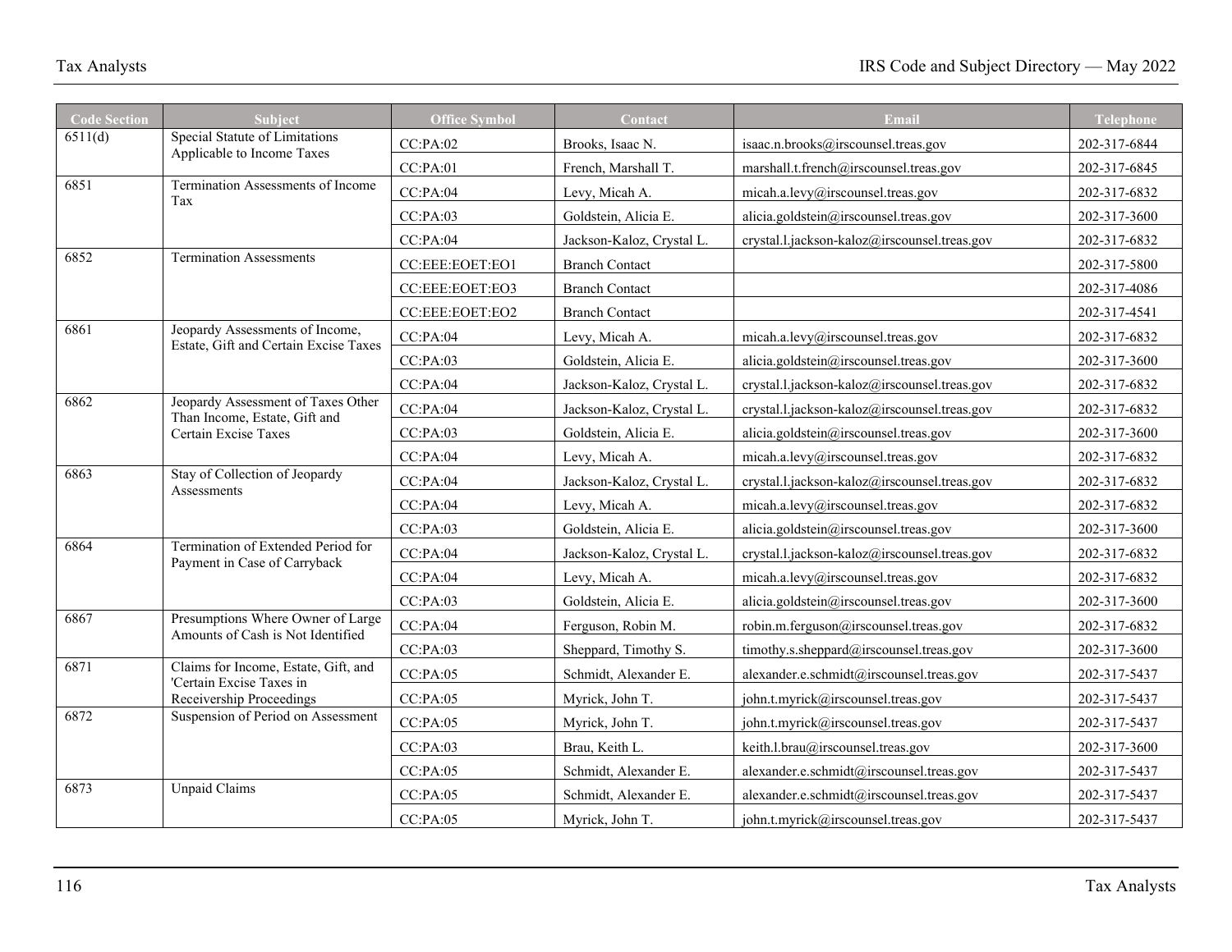| Code Section | Subject | Office Symbol | Contact | Email | Telephone |
|---|---|---|---|---|---|
| 6511(d) | Special Statute of Limitations Applicable to Income Taxes | CC:PA:02 | Brooks, Isaac N. | isaac.n.brooks@irscounsel.treas.gov | 202-317-6844 |
| | | CC:PA:01 | French, Marshall T. | marshall.t.french@irscounsel.treas.gov | 202-317-6845 |
| 6851 | Termination Assessments of Income Tax | CC:PA:04 | Levy, Micah A. | micah.a.levy@irscounsel.treas.gov | 202-317-6832 |
| | | CC:PA:03 | Goldstein, Alicia E. | alicia.goldstein@irscounsel.treas.gov | 202-317-3600 |
| | | CC:PA:04 | Jackson-Kaloz, Crystal L. | crystal.l.jackson-kaloz@irscounsel.treas.gov | 202-317-6832 |
| 6852 | Termination Assessments | CC:EEE:EOET:EO1 | Branch Contact | | 202-317-5800 |
| | | CC:EEE:EOET:EO3 | Branch Contact | | 202-317-4086 |
| | | CC:EEE:EOET:EO2 | Branch Contact | | 202-317-4541 |
| 6861 | Jeopardy Assessments of Income, Estate, Gift and Certain Excise Taxes | CC:PA:04 | Levy, Micah A. | micah.a.levy@irscounsel.treas.gov | 202-317-6832 |
| | | CC:PA:03 | Goldstein, Alicia E. | alicia.goldstein@irscounsel.treas.gov | 202-317-3600 |
| | | CC:PA:04 | Jackson-Kaloz, Crystal L. | crystal.l.jackson-kaloz@irscounsel.treas.gov | 202-317-6832 |
| 6862 | Jeopardy Assessment of Taxes Other Than Income, Estate, Gift and Certain Excise Taxes | CC:PA:04 | Jackson-Kaloz, Crystal L. | crystal.l.jackson-kaloz@irscounsel.treas.gov | 202-317-6832 |
| | | CC:PA:03 | Goldstein, Alicia E. | alicia.goldstein@irscounsel.treas.gov | 202-317-3600 |
| | | CC:PA:04 | Levy, Micah A. | micah.a.levy@irscounsel.treas.gov | 202-317-6832 |
| 6863 | Stay of Collection of Jeopardy Assessments | CC:PA:04 | Jackson-Kaloz, Crystal L. | crystal.l.jackson-kaloz@irscounsel.treas.gov | 202-317-6832 |
| | | CC:PA:04 | Levy, Micah A. | micah.a.levy@irscounsel.treas.gov | 202-317-6832 |
| | | CC:PA:03 | Goldstein, Alicia E. | alicia.goldstein@irscounsel.treas.gov | 202-317-3600 |
| 6864 | Termination of Extended Period for Payment in Case of Carryback | CC:PA:04 | Jackson-Kaloz, Crystal L. | crystal.l.jackson-kaloz@irscounsel.treas.gov | 202-317-6832 |
| | | CC:PA:04 | Levy, Micah A. | micah.a.levy@irscounsel.treas.gov | 202-317-6832 |
| | | CC:PA:03 | Goldstein, Alicia E. | alicia.goldstein@irscounsel.treas.gov | 202-317-3600 |
| 6867 | Presumptions Where Owner of Large Amounts of Cash is Not Identified | CC:PA:04 | Ferguson, Robin M. | robin.m.ferguson@irscounsel.treas.gov | 202-317-6832 |
| | | CC:PA:03 | Sheppard, Timothy S. | timothy.s.sheppard@irscounsel.treas.gov | 202-317-3600 |
| 6871 | Claims for Income, Estate, Gift, and 'Certain Excise Taxes in Receivership Proceedings | CC:PA:05 | Schmidt, Alexander E. | alexander.e.schmidt@irscounsel.treas.gov | 202-317-5437 |
| | | CC:PA:05 | Myrick, John T. | john.t.myrick@irscounsel.treas.gov | 202-317-5437 |
| 6872 | Suspension of Period on Assessment | CC:PA:05 | Myrick, John T. | john.t.myrick@irscounsel.treas.gov | 202-317-5437 |
| | | CC:PA:03 | Brau, Keith L. | keith.l.brau@irscounsel.treas.gov | 202-317-3600 |
| | | CC:PA:05 | Schmidt, Alexander E. | alexander.e.schmidt@irscounsel.treas.gov | 202-317-5437 |
| 6873 | Unpaid Claims | CC:PA:05 | Schmidt, Alexander E. | alexander.e.schmidt@irscounsel.treas.gov | 202-317-5437 |
| | | CC:PA:05 | Myrick, John T. | john.t.myrick@irscounsel.treas.gov | 202-317-5437 |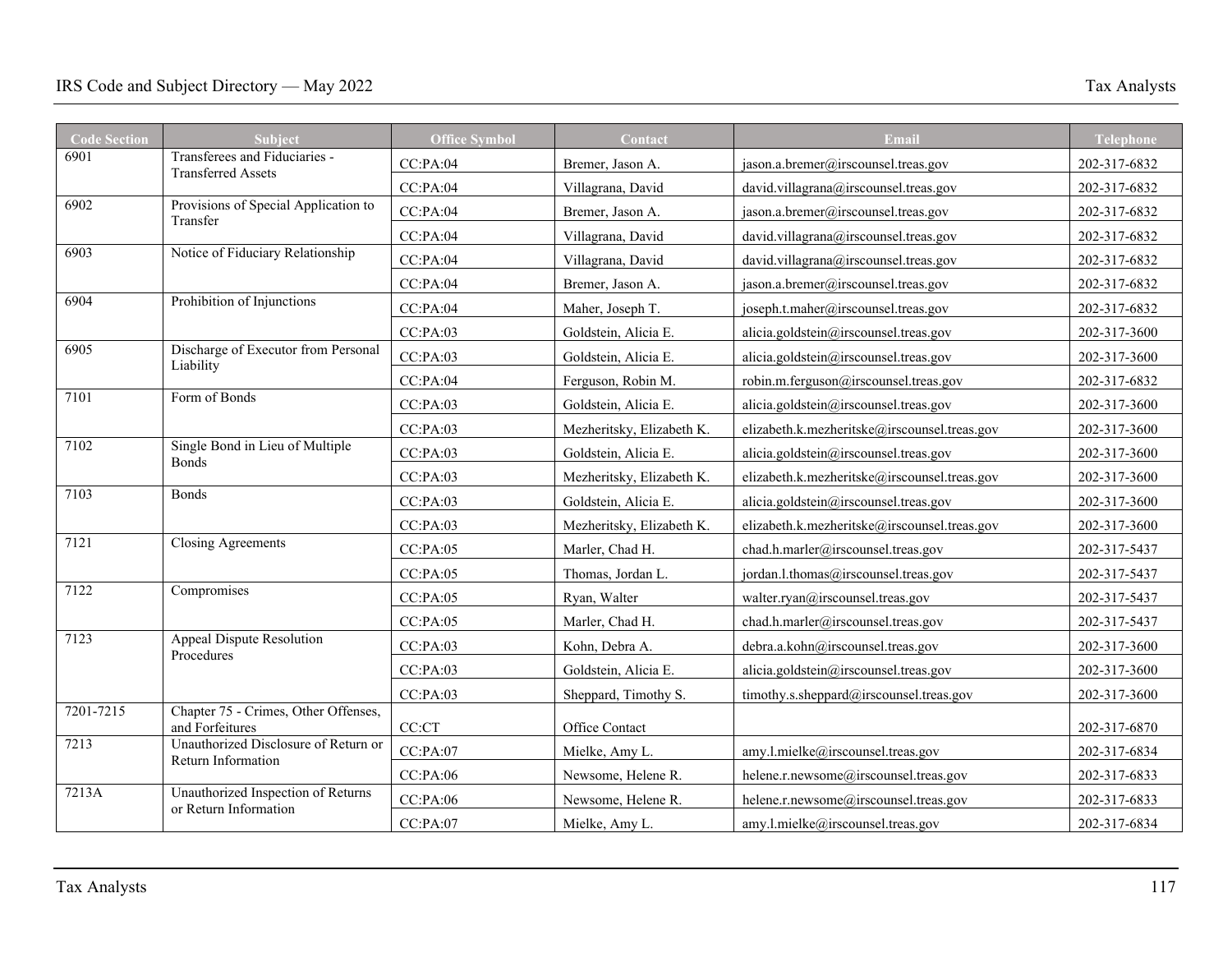| Code Section | Subject | Office Symbol | Contact | Email | Telephone |
|---|---|---|---|---|---|
| 6901 | Transferees and Fiduciaries - Transferred Assets | CC:PA:04 | Bremer, Jason A. | jason.a.bremer@irscounsel.treas.gov | 202-317-6832 |
| | | CC:PA:04 | Villagrana, David | david.villagrana@irscounsel.treas.gov | 202-317-6832 |
| 6902 | Provisions of Special Application to Transfer | CC:PA:04 | Bremer, Jason A. | jason.a.bremer@irscounsel.treas.gov | 202-317-6832 |
| | | CC:PA:04 | Villagrana, David | david.villagrana@irscounsel.treas.gov | 202-317-6832 |
| 6903 | Notice of Fiduciary Relationship | CC:PA:04 | Villagrana, David | david.villagrana@irscounsel.treas.gov | 202-317-6832 |
| | | CC:PA:04 | Bremer, Jason A. | jason.a.bremer@irscounsel.treas.gov | 202-317-6832 |
| 6904 | Prohibition of Injunctions | CC:PA:04 | Maher, Joseph T. | joseph.t.maher@irscounsel.treas.gov | 202-317-6832 |
| | | CC:PA:03 | Goldstein, Alicia E. | alicia.goldstein@irscounsel.treas.gov | 202-317-3600 |
| 6905 | Discharge of Executor from Personal Liability | CC:PA:03 | Goldstein, Alicia E. | alicia.goldstein@irscounsel.treas.gov | 202-317-3600 |
| | | CC:PA:04 | Ferguson, Robin M. | robin.m.ferguson@irscounsel.treas.gov | 202-317-6832 |
| 7101 | Form of Bonds | CC:PA:03 | Goldstein, Alicia E. | alicia.goldstein@irscounsel.treas.gov | 202-317-3600 |
| | | CC:PA:03 | Mezheritsky, Elizabeth K. | elizabeth.k.mezheritske@irscounsel.treas.gov | 202-317-3600 |
| 7102 | Single Bond in Lieu of Multiple Bonds | CC:PA:03 | Goldstein, Alicia E. | alicia.goldstein@irscounsel.treas.gov | 202-317-3600 |
| | | CC:PA:03 | Mezheritsky, Elizabeth K. | elizabeth.k.mezheritske@irscounsel.treas.gov | 202-317-3600 |
| 7103 | Bonds | CC:PA:03 | Goldstein, Alicia E. | alicia.goldstein@irscounsel.treas.gov | 202-317-3600 |
| | | CC:PA:03 | Mezheritsky, Elizabeth K. | elizabeth.k.mezheritske@irscounsel.treas.gov | 202-317-3600 |
| 7121 | Closing Agreements | CC:PA:05 | Marler, Chad H. | chad.h.marler@irscounsel.treas.gov | 202-317-5437 |
| | | CC:PA:05 | Thomas, Jordan L. | jordan.l.thomas@irscounsel.treas.gov | 202-317-5437 |
| 7122 | Compromises | CC:PA:05 | Ryan, Walter | walter.ryan@irscounsel.treas.gov | 202-317-5437 |
| | | CC:PA:05 | Marler, Chad H. | chad.h.marler@irscounsel.treas.gov | 202-317-5437 |
| 7123 | Appeal Dispute Resolution Procedures | CC:PA:03 | Kohn, Debra A. | debra.a.kohn@irscounsel.treas.gov | 202-317-3600 |
| | | CC:PA:03 | Goldstein, Alicia E. | alicia.goldstein@irscounsel.treas.gov | 202-317-3600 |
| | | CC:PA:03 | Sheppard, Timothy S. | timothy.s.sheppard@irscounsel.treas.gov | 202-317-3600 |
| 7201-7215 | Chapter 75 - Crimes, Other Offenses, and Forfeitures | CC:CT | Office Contact | | 202-317-6870 |
| 7213 | Unauthorized Disclosure of Return or Return Information | CC:PA:07 | Mielke, Amy L. | amy.l.mielke@irscounsel.treas.gov | 202-317-6834 |
| | | CC:PA:06 | Newsome, Helene R. | helene.r.newsome@irscounsel.treas.gov | 202-317-6833 |
| 7213A | Unauthorized Inspection of Returns or Return Information | CC:PA:06 | Newsome, Helene R. | helene.r.newsome@irscounsel.treas.gov | 202-317-6833 |
| | | CC:PA:07 | Mielke, Amy L. | amy.l.mielke@irscounsel.treas.gov | 202-317-6834 |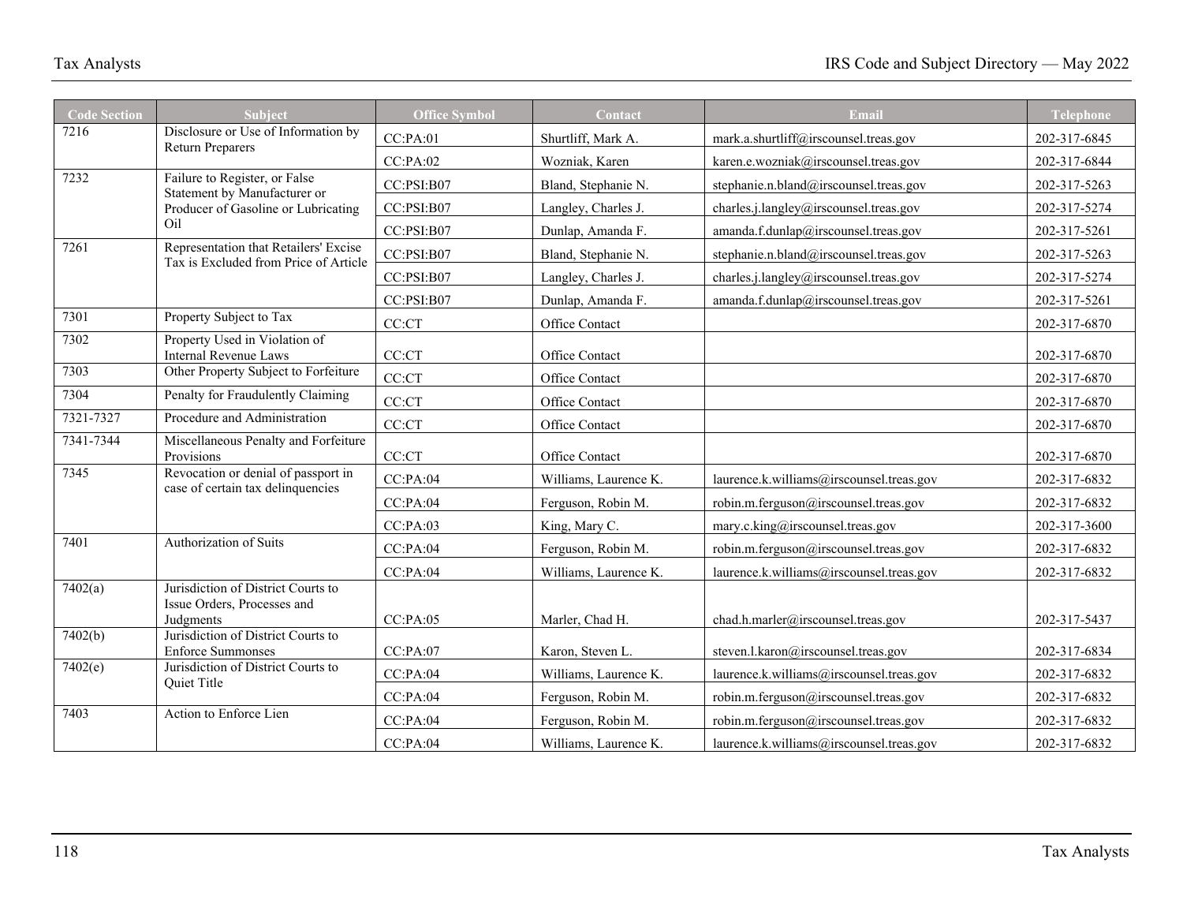| Code Section | Subject | Office Symbol | Contact | Email | Telephone |
|---|---|---|---|---|---|
| 7216 | Disclosure or Use of Information by Return Preparers | CC:PA:01 | Shurtliff, Mark A. | mark.a.shurtliff@irscounsel.treas.gov | 202-317-6845 |
| | | CC:PA:02 | Wozniak, Karen | karen.e.wozniak@irscounsel.treas.gov | 202-317-6844 |
| 7232 | Failure to Register, or False Statement by Manufacturer or Producer of Gasoline or Lubricating Oil | CC:PSI:B07 | Bland, Stephanie N. | stephanie.n.bland@irscounsel.treas.gov | 202-317-5263 |
| | | CC:PSI:B07 | Langley, Charles J. | charles.j.langley@irscounsel.treas.gov | 202-317-5274 |
| | | CC:PSI:B07 | Dunlap, Amanda F. | amanda.f.dunlap@irscounsel.treas.gov | 202-317-5261 |
| 7261 | Representation that Retailers' Excise Tax is Excluded from Price of Article | CC:PSI:B07 | Bland, Stephanie N. | stephanie.n.bland@irscounsel.treas.gov | 202-317-5263 |
| | | CC:PSI:B07 | Langley, Charles J. | charles.j.langley@irscounsel.treas.gov | 202-317-5274 |
| | | CC:PSI:B07 | Dunlap, Amanda F. | amanda.f.dunlap@irscounsel.treas.gov | 202-317-5261 |
| 7301 | Property Subject to Tax | CC:CT | Office Contact | | 202-317-6870 |
| 7302 | Property Used in Violation of Internal Revenue Laws | CC:CT | Office Contact | | 202-317-6870 |
| 7303 | Other Property Subject to Forfeiture | CC:CT | Office Contact | | 202-317-6870 |
| 7304 | Penalty for Fraudulently Claiming | CC:CT | Office Contact | | 202-317-6870 |
| 7321-7327 | Procedure and Administration | CC:CT | Office Contact | | 202-317-6870 |
| 7341-7344 | Miscellaneous Penalty and Forfeiture Provisions | CC:CT | Office Contact | | 202-317-6870 |
| 7345 | Revocation or denial of passport in case of certain tax delinquencies | CC:PA:04 | Williams, Laurence K. | laurence.k.williams@irscounsel.treas.gov | 202-317-6832 |
| | | CC:PA:04 | Ferguson, Robin M. | robin.m.ferguson@irscounsel.treas.gov | 202-317-6832 |
| | | CC:PA:03 | King, Mary C. | mary.c.king@irscounsel.treas.gov | 202-317-3600 |
| 7401 | Authorization of Suits | CC:PA:04 | Ferguson, Robin M. | robin.m.ferguson@irscounsel.treas.gov | 202-317-6832 |
| | | CC:PA:04 | Williams, Laurence K. | laurence.k.williams@irscounsel.treas.gov | 202-317-6832 |
| 7402(a) | Jurisdiction of District Courts to Issue Orders, Processes and Judgments | CC:PA:05 | Marler, Chad H. | chad.h.marler@irscounsel.treas.gov | 202-317-5437 |
| 7402(b) | Jurisdiction of District Courts to Enforce Summonses | CC:PA:07 | Karon, Steven L. | steven.l.karon@irscounsel.treas.gov | 202-317-6834 |
| 7402(e) | Jurisdiction of District Courts to Quiet Title | CC:PA:04 | Williams, Laurence K. | laurence.k.williams@irscounsel.treas.gov | 202-317-6832 |
| | | CC:PA:04 | Ferguson, Robin M. | robin.m.ferguson@irscounsel.treas.gov | 202-317-6832 |
| 7403 | Action to Enforce Lien | CC:PA:04 | Ferguson, Robin M. | robin.m.ferguson@irscounsel.treas.gov | 202-317-6832 |
| | | CC:PA:04 | Williams, Laurence K. | laurence.k.williams@irscounsel.treas.gov | 202-317-6832 |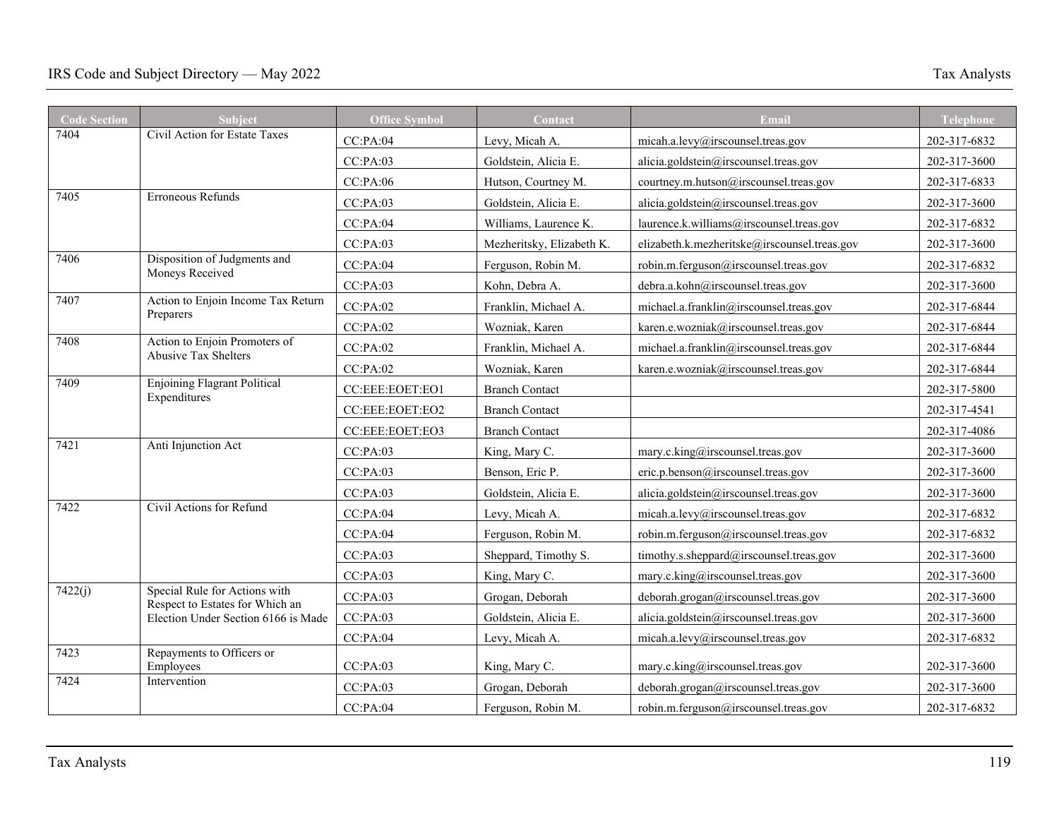| Code Section | Subject | Office Symbol | Contact | Email | Telephone |
|---|---|---|---|---|---|
| 7404 | Civil Action for Estate Taxes | CC:PA:04 | Levy, Micah A. | micah.a.levy@irscounsel.treas.gov | 202-317-6832 |
| | | CC:PA:03 | Goldstein, Alicia E. | alicia.goldstein@irscounsel.treas.gov | 202-317-3600 |
| | | CC:PA:06 | Hutson, Courtney M. | courtney.m.hutson@irscounsel.treas.gov | 202-317-6833 |
| 7405 | Erroneous Refunds | CC:PA:03 | Goldstein, Alicia E. | alicia.goldstein@irscounsel.treas.gov | 202-317-3600 |
| | | CC:PA:04 | Williams, Laurence K. | laurence.k.williams@irscounsel.treas.gov | 202-317-6832 |
| | | CC:PA:03 | Mezheritsky, Elizabeth K. | elizabeth.k.mezheritske@irscounsel.treas.gov | 202-317-3600 |
| 7406 | Disposition of Judgments and Moneys Received | CC:PA:04 | Ferguson, Robin M. | robin.m.ferguson@irscounsel.treas.gov | 202-317-6832 |
| | | CC:PA:03 | Kohn, Debra A. | debra.a.kohn@irscounsel.treas.gov | 202-317-3600 |
| 7407 | Action to Enjoin Income Tax Return Preparers | CC:PA:02 | Franklin, Michael A. | michael.a.franklin@irscounsel.treas.gov | 202-317-6844 |
| | | CC:PA:02 | Wozniak, Karen | karen.e.wozniak@irscounsel.treas.gov | 202-317-6844 |
| 7408 | Action to Enjoin Promoters of Abusive Tax Shelters | CC:PA:02 | Franklin, Michael A. | michael.a.franklin@irscounsel.treas.gov | 202-317-6844 |
| | | CC:PA:02 | Wozniak, Karen | karen.e.wozniak@irscounsel.treas.gov | 202-317-6844 |
| 7409 | Enjoining Flagrant Political Expenditures | CC:EEE:EOET:EO1 | Branch Contact | | 202-317-5800 |
| | | CC:EEE:EOET:EO2 | Branch Contact | | 202-317-4541 |
| | | CC:EEE:EOET:EO3 | Branch Contact | | 202-317-4086 |
| 7421 | Anti Injunction Act | CC:PA:03 | King, Mary C. | mary.c.king@irscounsel.treas.gov | 202-317-3600 |
| | | CC:PA:03 | Benson, Eric P. | eric.p.benson@irscounsel.treas.gov | 202-317-3600 |
| | | CC:PA:03 | Goldstein, Alicia E. | alicia.goldstein@irscounsel.treas.gov | 202-317-3600 |
| 7422 | Civil Actions for Refund | CC:PA:04 | Levy, Micah A. | micah.a.levy@irscounsel.treas.gov | 202-317-6832 |
| | | CC:PA:04 | Ferguson, Robin M. | robin.m.ferguson@irscounsel.treas.gov | 202-317-6832 |
| | | CC:PA:03 | Sheppard, Timothy S. | timothy.s.sheppard@irscounsel.treas.gov | 202-317-3600 |
| | | CC:PA:03 | King, Mary C. | mary.c.king@irscounsel.treas.gov | 202-317-3600 |
| 7422(j) | Special Rule for Actions with Respect to Estates for Which an Election Under Section 6166 is Made | CC:PA:03 | Grogan, Deborah | deborah.grogan@irscounsel.treas.gov | 202-317-3600 |
| | | CC:PA:03 | Goldstein, Alicia E. | alicia.goldstein@irscounsel.treas.gov | 202-317-3600 |
| | | CC:PA:04 | Levy, Micah A. | micah.a.levy@irscounsel.treas.gov | 202-317-6832 |
| 7423 | Repayments to Officers or Employees | CC:PA:03 | King, Mary C. | mary.c.king@irscounsel.treas.gov | 202-317-3600 |
| 7424 | Intervention | CC:PA:03 | Grogan, Deborah | deborah.grogan@irscounsel.treas.gov | 202-317-3600 |
| | | CC:PA:04 | Ferguson, Robin M. | robin.m.ferguson@irscounsel.treas.gov | 202-317-6832 |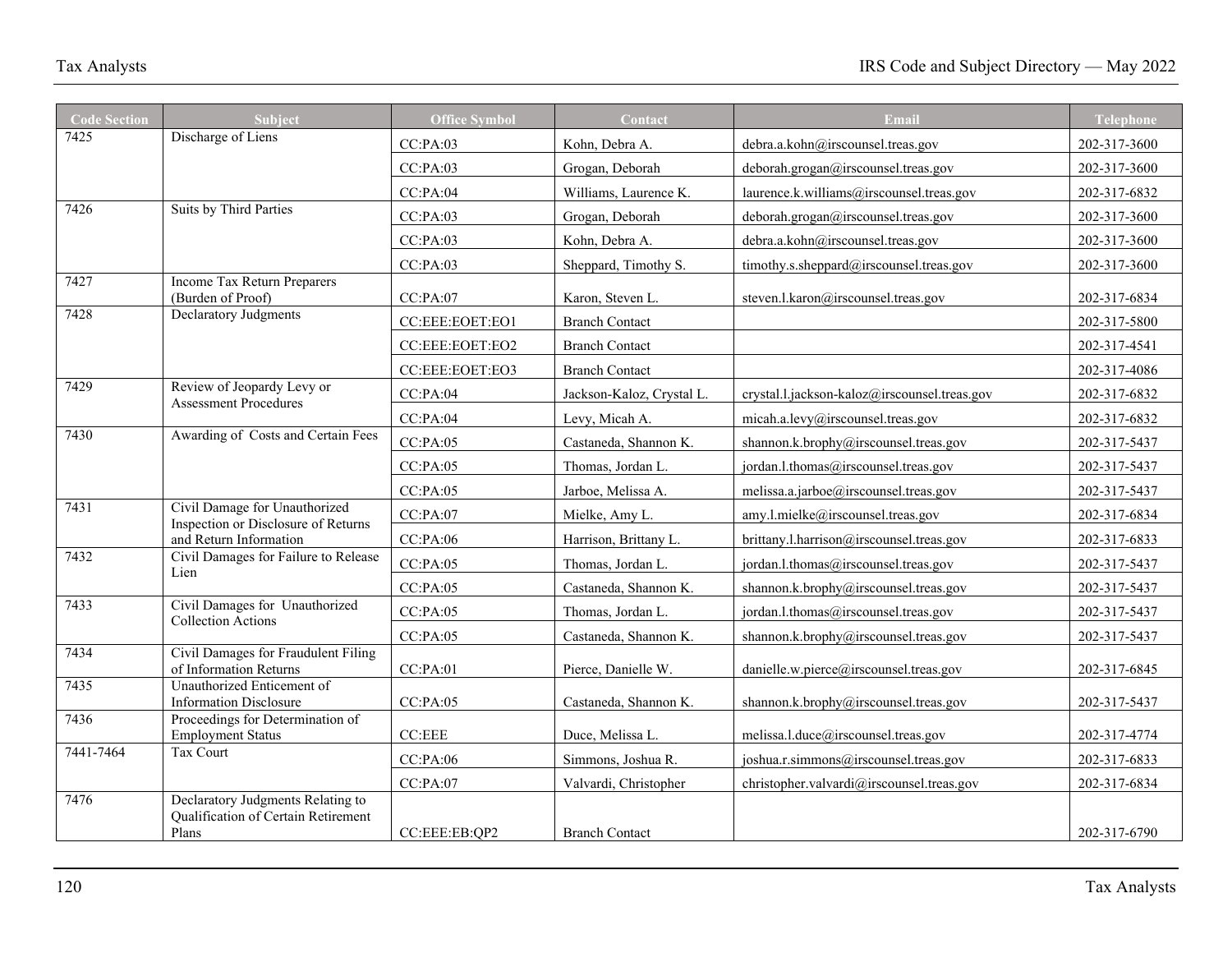| Code Section | Subject | Office Symbol | Contact | Email | Telephone |
| --- | --- | --- | --- | --- | --- |
| 7425 | Discharge of Liens | CC:PA:03 | Kohn, Debra A. | debra.a.kohn@irscounsel.treas.gov | 202-317-3600 |
| | | CC:PA:03 | Grogan, Deborah | deborah.grogan@irscounsel.treas.gov | 202-317-3600 |
| | | CC:PA:04 | Williams, Laurence K. | laurence.k.williams@irscounsel.treas.gov | 202-317-6832 |
| 7426 | Suits by Third Parties | CC:PA:03 | Grogan, Deborah | deborah.grogan@irscounsel.treas.gov | 202-317-3600 |
| | | CC:PA:03 | Kohn, Debra A. | debra.a.kohn@irscounsel.treas.gov | 202-317-3600 |
| | | CC:PA:03 | Sheppard, Timothy S. | timothy.s.sheppard@irscounsel.treas.gov | 202-317-3600 |
| 7427 | Income Tax Return Preparers (Burden of Proof) | CC:PA:07 | Karon, Steven L. | steven.l.karon@irscounsel.treas.gov | 202-317-6834 |
| 7428 | Declaratory Judgments | CC:EEE:EOET:EO1 | Branch Contact | | 202-317-5800 |
| | | CC:EEE:EOET:EO2 | Branch Contact | | 202-317-4541 |
| | | CC:EEE:EOET:EO3 | Branch Contact | | 202-317-4086 |
| 7429 | Review of Jeopardy Levy or Assessment Procedures | CC:PA:04 | Jackson-Kaloz, Crystal L. | crystal.l.jackson-kaloz@irscounsel.treas.gov | 202-317-6832 |
| | | CC:PA:04 | Levy, Micah A. | micah.a.levy@irscounsel.treas.gov | 202-317-6832 |
| 7430 | Awarding of Costs and Certain Fees | CC:PA:05 | Castaneda, Shannon K. | shannon.k.brophy@irscounsel.treas.gov | 202-317-5437 |
| | | CC:PA:05 | Thomas, Jordan L. | jordan.l.thomas@irscounsel.treas.gov | 202-317-5437 |
| | | CC:PA:05 | Jarboe, Melissa A. | melissa.a.jarboe@irscounsel.treas.gov | 202-317-5437 |
| 7431 | Civil Damage for Unauthorized Inspection or Disclosure of Returns and Return Information | CC:PA:07 | Mielke, Amy L. | amy.l.mielke@irscounsel.treas.gov | 202-317-6834 |
| | | CC:PA:06 | Harrison, Brittany L. | brittany.l.harrison@irscounsel.treas.gov | 202-317-6833 |
| 7432 | Civil Damages for Failure to Release Lien | CC:PA:05 | Thomas, Jordan L. | jordan.l.thomas@irscounsel.treas.gov | 202-317-5437 |
| | | CC:PA:05 | Castaneda, Shannon K. | shannon.k.brophy@irscounsel.treas.gov | 202-317-5437 |
| 7433 | Civil Damages for Unauthorized Collection Actions | CC:PA:05 | Thomas, Jordan L. | jordan.l.thomas@irscounsel.treas.gov | 202-317-5437 |
| | | CC:PA:05 | Castaneda, Shannon K. | shannon.k.brophy@irscounsel.treas.gov | 202-317-5437 |
| 7434 | Civil Damages for Fraudulent Filing of Information Returns | CC:PA:01 | Pierce, Danielle W. | danielle.w.pierce@irscounsel.treas.gov | 202-317-6845 |
| 7435 | Unauthorized Enticement of Information Disclosure | CC:PA:05 | Castaneda, Shannon K. | shannon.k.brophy@irscounsel.treas.gov | 202-317-5437 |
| 7436 | Proceedings for Determination of Employment Status | CC:EEE | Duce, Melissa L. | melissa.l.duce@irscounsel.treas.gov | 202-317-4774 |
| 7441-7464 | Tax Court | CC:PA:06 | Simmons, Joshua R. | joshua.r.simmons@irscounsel.treas.gov | 202-317-6833 |
| | | CC:PA:07 | Valvardi, Christopher | christopher.valvardi@irscounsel.treas.gov | 202-317-6834 |
| 7476 | Declaratory Judgments Relating to Qualification of Certain Retirement Plans | CC:EEE:EB:QP2 | Branch Contact | | 202-317-6790 |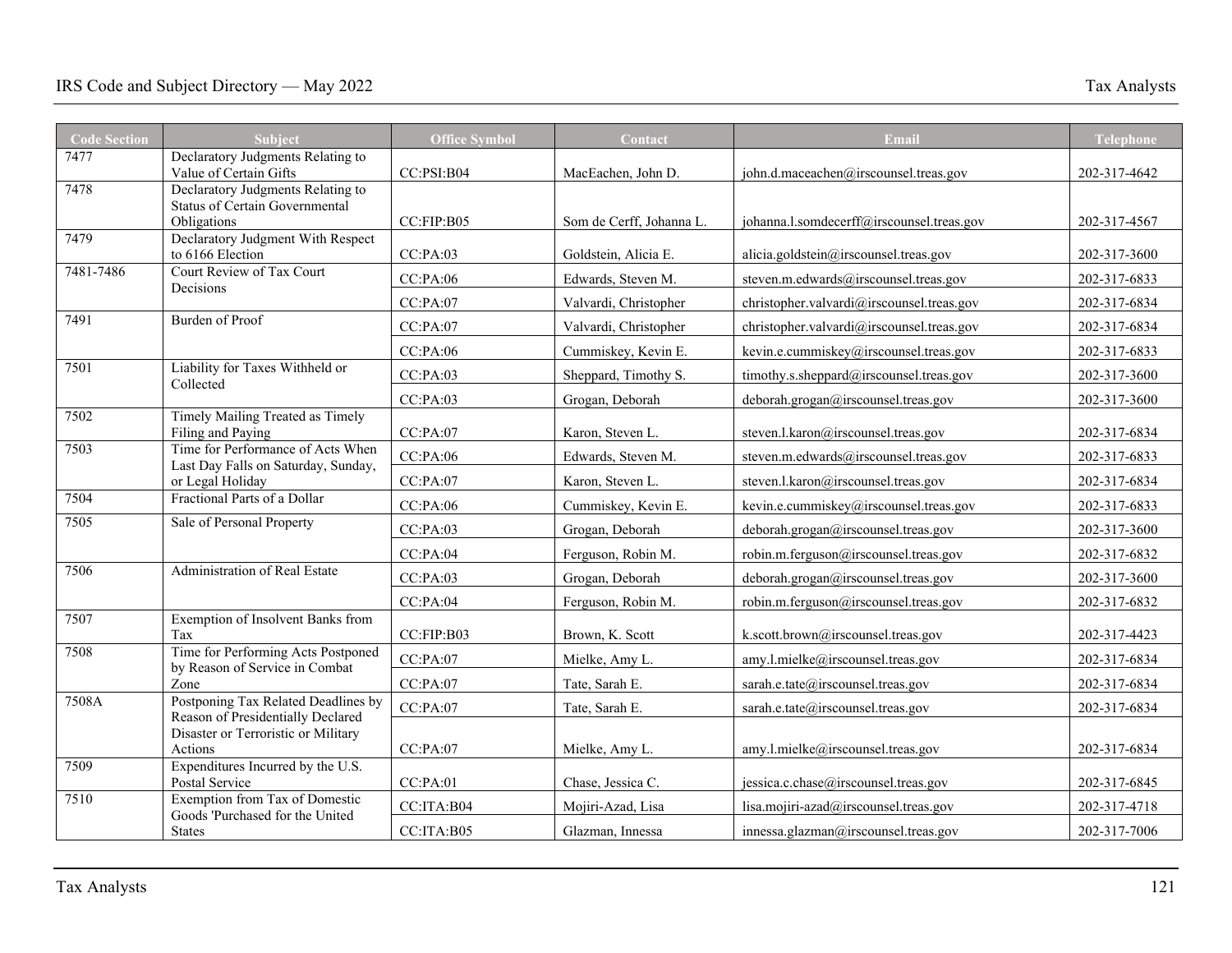| Code Section | Subject | Office Symbol | Contact | Email | Telephone |
| --- | --- | --- | --- | --- | --- |
| 7477 | Declaratory Judgments Relating to Value of Certain Gifts | CC:PSI:B04 | MacEachen, John D. | john.d.maceachen@irscounsel.treas.gov | 202-317-4642 |
| 7478 | Declaratory Judgments Relating to Status of Certain Governmental Obligations | CC:FIP:B05 | Som de Cerff, Johanna L. | johanna.l.somdecerff@irscounsel.treas.gov | 202-317-4567 |
| 7479 | Declaratory Judgment With Respect to 6166 Election | CC:PA:03 | Goldstein, Alicia E. | alicia.goldstein@irscounsel.treas.gov | 202-317-3600 |
| 7481-7486 | Court Review of Tax Court Decisions | CC:PA:06 | Edwards, Steven M. | steven.m.edwards@irscounsel.treas.gov | 202-317-6833 |
| | | CC:PA:07 | Valvardi, Christopher | christopher.valvardi@irscounsel.treas.gov | 202-317-6834 |
| 7491 | Burden of Proof | CC:PA:07 | Valvardi, Christopher | christopher.valvardi@irscounsel.treas.gov | 202-317-6834 |
| | | CC:PA:06 | Cummiskey, Kevin E. | kevin.e.cummiskey@irscounsel.treas.gov | 202-317-6833 |
| 7501 | Liability for Taxes Withheld or Collected | CC:PA:03 | Sheppard, Timothy S. | timothy.s.sheppard@irscounsel.treas.gov | 202-317-3600 |
| | | CC:PA:03 | Grogan, Deborah | deborah.grogan@irscounsel.treas.gov | 202-317-3600 |
| 7502 | Timely Mailing Treated as Timely Filing and Paying | CC:PA:07 | Karon, Steven L. | steven.l.karon@irscounsel.treas.gov | 202-317-6834 |
| 7503 | Time for Performance of Acts When Last Day Falls on Saturday, Sunday, or Legal Holiday | CC:PA:06 | Edwards, Steven M. | steven.m.edwards@irscounsel.treas.gov | 202-317-6833 |
| | | CC:PA:07 | Karon, Steven L. | steven.l.karon@irscounsel.treas.gov | 202-317-6834 |
| 7504 | Fractional Parts of a Dollar | CC:PA:06 | Cummiskey, Kevin E. | kevin.e.cummiskey@irscounsel.treas.gov | 202-317-6833 |
| 7505 | Sale of Personal Property | CC:PA:03 | Grogan, Deborah | deborah.grogan@irscounsel.treas.gov | 202-317-3600 |
| | | CC:PA:04 | Ferguson, Robin M. | robin.m.ferguson@irscounsel.treas.gov | 202-317-6832 |
| 7506 | Administration of Real Estate | CC:PA:03 | Grogan, Deborah | deborah.grogan@irscounsel.treas.gov | 202-317-3600 |
| | | CC:PA:04 | Ferguson, Robin M. | robin.m.ferguson@irscounsel.treas.gov | 202-317-6832 |
| 7507 | Exemption of Insolvent Banks from Tax | CC:FIP:B03 | Brown, K. Scott | k.scott.brown@irscounsel.treas.gov | 202-317-4423 |
| 7508 | Time for Performing Acts Postponed by Reason of Service in Combat Zone | CC:PA:07 | Mielke, Amy L. | amy.l.mielke@irscounsel.treas.gov | 202-317-6834 |
| | | CC:PA:07 | Tate, Sarah E. | sarah.e.tate@irscounsel.treas.gov | 202-317-6834 |
| 7508A | Postponing Tax Related Deadlines by Reason of Presidentially Declared Disaster or Terroristic or Military Actions | CC:PA:07 | Tate, Sarah E. | sarah.e.tate@irscounsel.treas.gov | 202-317-6834 |
| | | CC:PA:07 | Mielke, Amy L. | amy.l.mielke@irscounsel.treas.gov | 202-317-6834 |
| 7509 | Expenditures Incurred by the U.S. Postal Service | CC:PA:01 | Chase, Jessica C. | jessica.c.chase@irscounsel.treas.gov | 202-317-6845 |
| 7510 | Exemption from Tax of Domestic Goods 'Purchased for the United States | CC:ITA:B04 | Mojiri-Azad, Lisa | lisa.mojiri-azad@irscounsel.treas.gov | 202-317-4718 |
| | | CC:ITA:B05 | Glazman, Innessa | innessa.glazman@irscounsel.treas.gov | 202-317-7006 |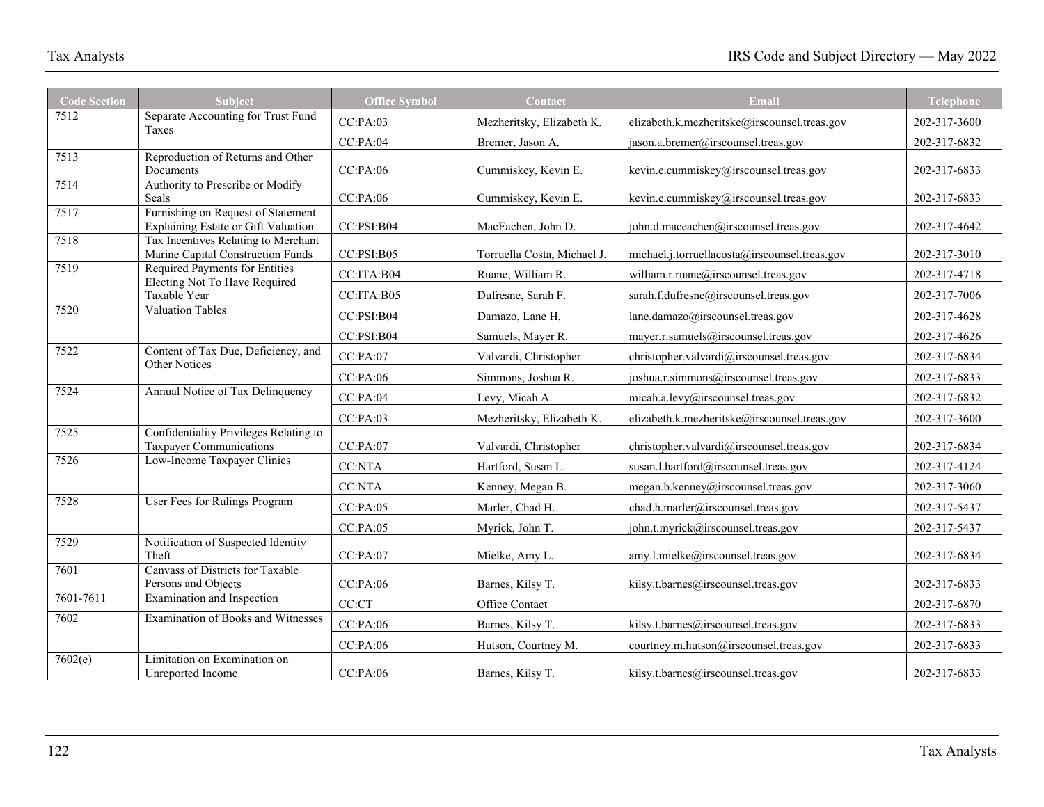| Code Section | Subject | Office Symbol | Contact | Email | Telephone |
|---|---|---|---|---|---|
| 7512 | Separate Accounting for Trust Fund Taxes | CC:PA:03 | Mezheritsky, Elizabeth K. | elizabeth.k.mezheritske@irscounsel.treas.gov | 202-317-3600 |
| | | CC:PA:04 | Bremer, Jason A. | jason.a.bremer@irscounsel.treas.gov | 202-317-6832 |
| 7513 | Reproduction of Returns and Other Documents | CC:PA:06 | Cummiskey, Kevin E. | kevin.e.cummiskey@irscounsel.treas.gov | 202-317-6833 |
| 7514 | Authority to Prescribe or Modify Seals | CC:PA:06 | Cummiskey, Kevin E. | kevin.e.cummiskey@irscounsel.treas.gov | 202-317-6833 |
| 7517 | Furnishing on Request of Statement Explaining Estate or Gift Valuation | CC:PSI:B04 | MacEachen, John D. | john.d.maceachen@irscounsel.treas.gov | 202-317-4642 |
| 7518 | Tax Incentives Relating to Merchant Marine Capital Construction Funds | CC:PSI:B05 | Torruella Costa, Michael J. | michael.j.torruellacosta@irscounsel.treas.gov | 202-317-3010 |
| 7519 | Required Payments for Entities Electing Not To Have Required Taxable Year | CC:ITA:B04 | Ruane, William R. | william.r.ruane@irscounsel.treas.gov | 202-317-4718 |
| | | CC:ITA:B05 | Dufresne, Sarah F. | sarah.f.dufresne@irscounsel.treas.gov | 202-317-7006 |
| 7520 | Valuation Tables | CC:PSI:B04 | Damazo, Lane H. | lane.damazo@irscounsel.treas.gov | 202-317-4628 |
| | | CC:PSI:B04 | Samuels, Mayer R. | mayer.r.samuels@irscounsel.treas.gov | 202-317-4626 |
| 7522 | Content of Tax Due, Deficiency, and Other Notices | CC:PA:07 | Valvardi, Christopher | christopher.valvardi@irscounsel.treas.gov | 202-317-6834 |
| | | CC:PA:06 | Simmons, Joshua R. | joshua.r.simmons@irscounsel.treas.gov | 202-317-6833 |
| 7524 | Annual Notice of Tax Delinquency | CC:PA:04 | Levy, Micah A. | micah.a.levy@irscounsel.treas.gov | 202-317-6832 |
| | | CC:PA:03 | Mezheritsky, Elizabeth K. | elizabeth.k.mezheritske@irscounsel.treas.gov | 202-317-3600 |
| 7525 | Confidentiality Privileges Relating to Taxpayer Communications | CC:PA:07 | Valvardi, Christopher | christopher.valvardi@irscounsel.treas.gov | 202-317-6834 |
| 7526 | Low-Income Taxpayer Clinics | CC:NTA | Hartford, Susan L. | susan.l.hartford@irscounsel.treas.gov | 202-317-4124 |
| | | CC:NTA | Kenney, Megan B. | megan.b.kenney@irscounsel.treas.gov | 202-317-3060 |
| 7528 | User Fees for Rulings Program | CC:PA:05 | Marler, Chad H. | chad.h.marler@irscounsel.treas.gov | 202-317-5437 |
| | | CC:PA:05 | Myrick, John T. | john.t.myrick@irscounsel.treas.gov | 202-317-5437 |
| 7529 | Notification of Suspected Identity Theft | CC:PA:07 | Mielke, Amy L. | amy.l.mielke@irscounsel.treas.gov | 202-317-6834 |
| 7601 | Canvass of Districts for Taxable Persons and Objects | CC:PA:06 | Barnes, Kilsy T. | kilsy.t.barnes@irscounsel.treas.gov | 202-317-6833 |
| 7601-7611 | Examination and Inspection | CC:CT | Office Contact | | 202-317-6870 |
| 7602 | Examination of Books and Witnesses | CC:PA:06 | Barnes, Kilsy T. | kilsy.t.barnes@irscounsel.treas.gov | 202-317-6833 |
| | | CC:PA:06 | Hutson, Courtney M. | courtney.m.hutson@irscounsel.treas.gov | 202-317-6833 |
| 7602(e) | Limitation on Examination on Unreported Income | CC:PA:06 | Barnes, Kilsy T. | kilsy.t.barnes@irscounsel.treas.gov | 202-317-6833 |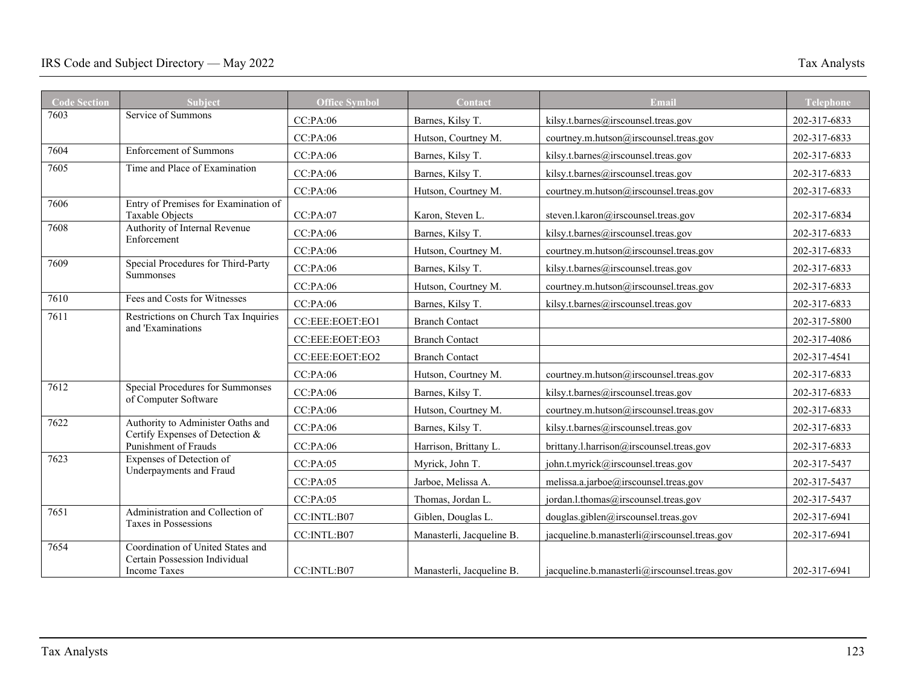| Code Section | Subject | Office Symbol | Contact | Email | Telephone |
|---|---|---|---|---|---|
| 7603 | Service of Summons | CC:PA:06 | Barnes, Kilsy T. | kilsy.t.barnes@irscounsel.treas.gov | 202-317-6833 |
| | | CC:PA:06 | Hutson, Courtney M. | courtney.m.hutson@irscounsel.treas.gov | 202-317-6833 |
| 7604 | Enforcement of Summons | CC:PA:06 | Barnes, Kilsy T. | kilsy.t.barnes@irscounsel.treas.gov | 202-317-6833 |
| 7605 | Time and Place of Examination | CC:PA:06 | Barnes, Kilsy T. | kilsy.t.barnes@irscounsel.treas.gov | 202-317-6833 |
| | | CC:PA:06 | Hutson, Courtney M. | courtney.m.hutson@irscounsel.treas.gov | 202-317-6833 |
| 7606 | Entry of Premises for Examination of Taxable Objects | CC:PA:07 | Karon, Steven L. | steven.l.karon@irscounsel.treas.gov | 202-317-6834 |
| 7608 | Authority of Internal Revenue Enforcement | CC:PA:06 | Barnes, Kilsy T. | kilsy.t.barnes@irscounsel.treas.gov | 202-317-6833 |
| | | CC:PA:06 | Hutson, Courtney M. | courtney.m.hutson@irscounsel.treas.gov | 202-317-6833 |
| 7609 | Special Procedures for Third-Party Summonses | CC:PA:06 | Barnes, Kilsy T. | kilsy.t.barnes@irscounsel.treas.gov | 202-317-6833 |
| | | CC:PA:06 | Hutson, Courtney M. | courtney.m.hutson@irscounsel.treas.gov | 202-317-6833 |
| 7610 | Fees and Costs for Witnesses | CC:PA:06 | Barnes, Kilsy T. | kilsy.t.barnes@irscounsel.treas.gov | 202-317-6833 |
| 7611 | Restrictions on Church Tax Inquiries and 'Examinations | CC:EEE:EOET:EO1 | Branch Contact | | 202-317-5800 |
| | | CC:EEE:EOET:EO3 | Branch Contact | | 202-317-4086 |
| | | CC:EEE:EOET:EO2 | Branch Contact | | 202-317-4541 |
| | | CC:PA:06 | Hutson, Courtney M. | courtney.m.hutson@irscounsel.treas.gov | 202-317-6833 |
| 7612 | Special Procedures for Summonses of Computer Software | CC:PA:06 | Barnes, Kilsy T. | kilsy.t.barnes@irscounsel.treas.gov | 202-317-6833 |
| | | CC:PA:06 | Hutson, Courtney M. | courtney.m.hutson@irscounsel.treas.gov | 202-317-6833 |
| 7622 | Authority to Administer Oaths and Certify Expenses of Detection & Punishment of Frauds | CC:PA:06 | Barnes, Kilsy T. | kilsy.t.barnes@irscounsel.treas.gov | 202-317-6833 |
| | | CC:PA:06 | Harrison, Brittany L. | brittany.l.harrison@irscounsel.treas.gov | 202-317-6833 |
| 7623 | Expenses of Detection of Underpayments and Fraud | CC:PA:05 | Myrick, John T. | john.t.myrick@irscounsel.treas.gov | 202-317-5437 |
| | | CC:PA:05 | Jarboe, Melissa A. | melissa.a.jarboe@irscounsel.treas.gov | 202-317-5437 |
| | | CC:PA:05 | Thomas, Jordan L. | jordan.l.thomas@irscounsel.treas.gov | 202-317-5437 |
| 7651 | Administration and Collection of Taxes in Possessions | CC:INTL:B07 | Giblen, Douglas L. | douglas.giblen@irscounsel.treas.gov | 202-317-6941 |
| | | CC:INTL:B07 | Manasterli, Jacqueline B. | jacqueline.b.manasterli@irscounsel.treas.gov | 202-317-6941 |
| 7654 | Coordination of United States and Certain Possession Individual Income Taxes | CC:INTL:B07 | Manasterli, Jacqueline B. | jacqueline.b.manasterli@irscounsel.treas.gov | 202-317-6941 |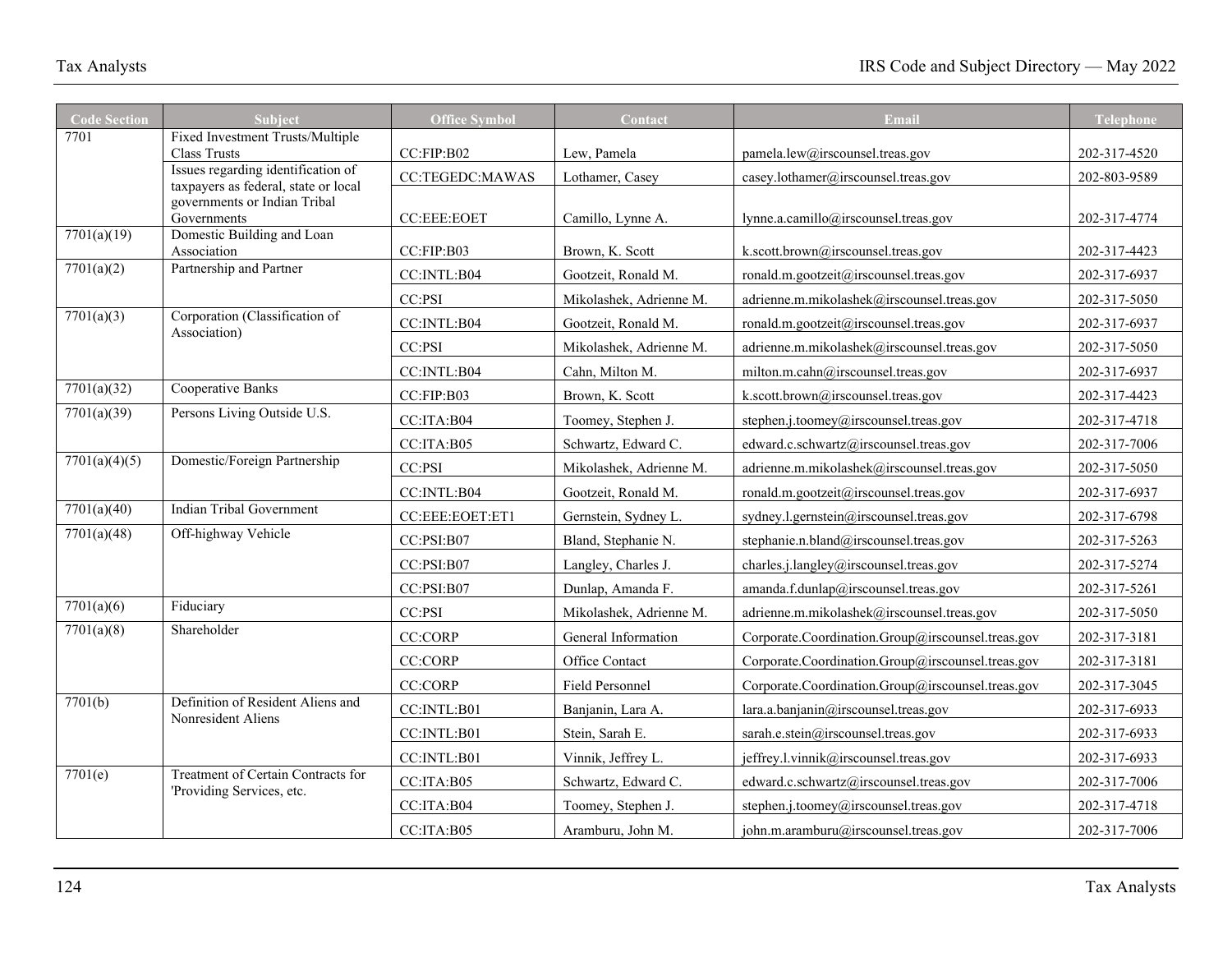| Code Section | Subject | Office Symbol | Contact | Email | Telephone |
|---|---|---|---|---|---|
| 7701 | Fixed Investment Trusts/Multiple Class Trusts | CC:FIP:B02 | Lew, Pamela | pamela.lew@irscounsel.treas.gov | 202-317-4520 |
| | Issues regarding identification of taxpayers as federal, state or local governments or Indian Tribal Governments | CC:TEGEDC:MAWAS | Lothamer, Casey | casey.lothamer@irscounsel.treas.gov | 202-803-9589 |
| | | CC:EEE:EOET | Camillo, Lynne A. | lynne.a.camillo@irscounsel.treas.gov | 202-317-4774 |
| 7701(a)(19) | Domestic Building and Loan Association | CC:FIP:B03 | Brown, K. Scott | k.scott.brown@irscounsel.treas.gov | 202-317-4423 |
| 7701(a)(2) | Partnership and Partner | CC:INTL:B04 | Gootzeit, Ronald M. | ronald.m.gootzeit@irscounsel.treas.gov | 202-317-6937 |
| | | CC:PSI | Mikolashek, Adrienne M. | adrienne.m.mikolashek@irscounsel.treas.gov | 202-317-5050 |
| 7701(a)(3) | Corporation (Classification of Association) | CC:INTL:B04 | Gootzeit, Ronald M. | ronald.m.gootzeit@irscounsel.treas.gov | 202-317-6937 |
| | | CC:PSI | Mikolashek, Adrienne M. | adrienne.m.mikolashek@irscounsel.treas.gov | 202-317-5050 |
| | | CC:INTL:B04 | Cahn, Milton M. | milton.m.cahn@irscounsel.treas.gov | 202-317-6937 |
| 7701(a)(32) | Cooperative Banks | CC:FIP:B03 | Brown, K. Scott | k.scott.brown@irscounsel.treas.gov | 202-317-4423 |
| 7701(a)(39) | Persons Living Outside U.S. | CC:ITA:B04 | Toomey, Stephen J. | stephen.j.toomey@irscounsel.treas.gov | 202-317-4718 |
| | | CC:ITA:B05 | Schwartz, Edward C. | edward.c.schwartz@irscounsel.treas.gov | 202-317-7006 |
| 7701(a)(4)(5) | Domestic/Foreign Partnership | CC:PSI | Mikolashek, Adrienne M. | adrienne.m.mikolashek@irscounsel.treas.gov | 202-317-5050 |
| | | CC:INTL:B04 | Gootzeit, Ronald M. | ronald.m.gootzeit@irscounsel.treas.gov | 202-317-6937 |
| 7701(a)(40) | Indian Tribal Government | CC:EEE:EOET:ET1 | Gernstein, Sydney L. | sydney.l.gernstein@irscounsel.treas.gov | 202-317-6798 |
| 7701(a)(48) | Off-highway Vehicle | CC:PSI:B07 | Bland, Stephanie N. | stephanie.n.bland@irscounsel.treas.gov | 202-317-5263 |
| | | CC:PSI:B07 | Langley, Charles J. | charles.j.langley@irscounsel.treas.gov | 202-317-5274 |
| | | CC:PSI:B07 | Dunlap, Amanda F. | amanda.f.dunlap@irscounsel.treas.gov | 202-317-5261 |
| 7701(a)(6) | Fiduciary | CC:PSI | Mikolashek, Adrienne M. | adrienne.m.mikolashek@irscounsel.treas.gov | 202-317-5050 |
| 7701(a)(8) | Shareholder | CC:CORP | General Information | Corporate.Coordination.Group@irscounsel.treas.gov | 202-317-3181 |
| | | CC:CORP | Office Contact | Corporate.Coordination.Group@irscounsel.treas.gov | 202-317-3181 |
| | | CC:CORP | Field Personnel | Corporate.Coordination.Group@irscounsel.treas.gov | 202-317-3045 |
| 7701(b) | Definition of Resident Aliens and Nonresident Aliens | CC:INTL:B01 | Banjanin, Lara A. | lara.a.banjanin@irscounsel.treas.gov | 202-317-6933 |
| | | CC:INTL:B01 | Stein, Sarah E. | sarah.e.stein@irscounsel.treas.gov | 202-317-6933 |
| | | CC:INTL:B01 | Vinnik, Jeffrey L. | jeffrey.l.vinnik@irscounsel.treas.gov | 202-317-6933 |
| 7701(e) | Treatment of Certain Contracts for 'Providing Services, etc. | CC:ITA:B05 | Schwartz, Edward C. | edward.c.schwartz@irscounsel.treas.gov | 202-317-7006 |
| | | CC:ITA:B04 | Toomey, Stephen J. | stephen.j.toomey@irscounsel.treas.gov | 202-317-4718 |
| | | CC:ITA:B05 | Aramburu, John M. | john.m.aramburu@irscounsel.treas.gov | 202-317-7006 |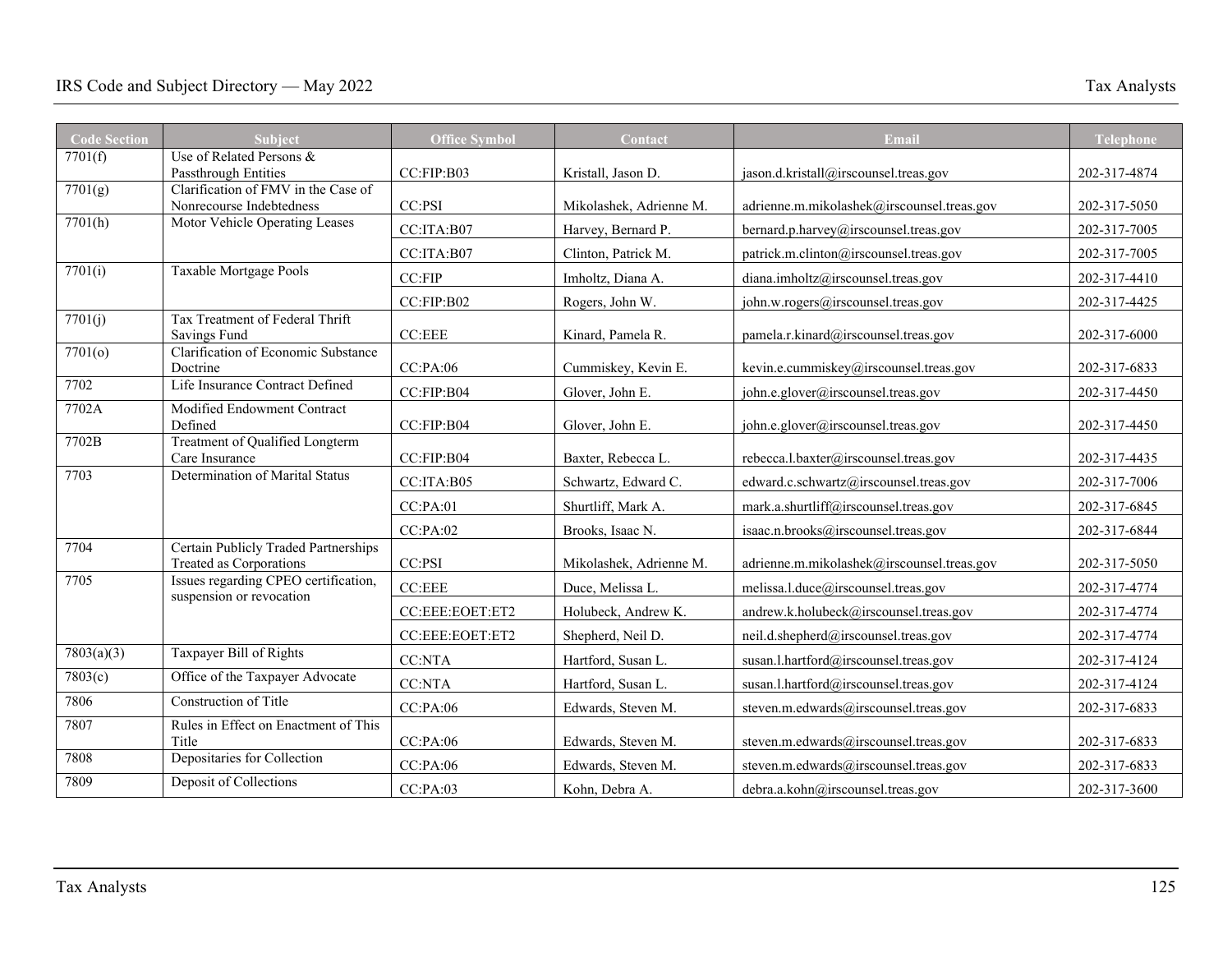| Code Section | Subject | Office Symbol | Contact | Email | Telephone |
|---|---|---|---|---|---|
| 7701(f) | Use of Related Persons & Passthrough Entities | CC:FIP:B03 | Kristall, Jason D. | jason.d.kristall@irscounsel.treas.gov | 202-317-4874 |
| 7701(g) | Clarification of FMV in the Case of Nonrecourse Indebtedness | CC:PSI | Mikolashek, Adrienne M. | adrienne.m.mikolashek@irscounsel.treas.gov | 202-317-5050 |
| 7701(h) | Motor Vehicle Operating Leases | CC:ITA:B07 | Harvey, Bernard P. | bernard.p.harvey@irscounsel.treas.gov | 202-317-7005 |
| | | CC:ITA:B07 | Clinton, Patrick M. | patrick.m.clinton@irscounsel.treas.gov | 202-317-7005 |
| 7701(i) | Taxable Mortgage Pools | CC:FIP | Imholtz, Diana A. | diana.imholtz@irscounsel.treas.gov | 202-317-4410 |
| | | CC:FIP:B02 | Rogers, John W. | john.w.rogers@irscounsel.treas.gov | 202-317-4425 |
| 7701(j) | Tax Treatment of Federal Thrift Savings Fund | CC:EEE | Kinard, Pamela R. | pamela.r.kinard@irscounsel.treas.gov | 202-317-6000 |
| 7701(o) | Clarification of Economic Substance Doctrine | CC:PA:06 | Cummiskey, Kevin E. | kevin.e.cummiskey@irscounsel.treas.gov | 202-317-6833 |
| 7702 | Life Insurance Contract Defined | CC:FIP:B04 | Glover, John E. | john.e.glover@irscounsel.treas.gov | 202-317-4450 |
| 7702A | Modified Endowment Contract Defined | CC:FIP:B04 | Glover, John E. | john.e.glover@irscounsel.treas.gov | 202-317-4450 |
| 7702B | Treatment of Qualified Longterm Care Insurance | CC:FIP:B04 | Baxter, Rebecca L. | rebecca.l.baxter@irscounsel.treas.gov | 202-317-4435 |
| 7703 | Determination of Marital Status | CC:ITA:B05 | Schwartz, Edward C. | edward.c.schwartz@irscounsel.treas.gov | 202-317-7006 |
| | | CC:PA:01 | Shurtliff, Mark A. | mark.a.shurtliff@irscounsel.treas.gov | 202-317-6845 |
| | | CC:PA:02 | Brooks, Isaac N. | isaac.n.brooks@irscounsel.treas.gov | 202-317-6844 |
| 7704 | Certain Publicly Traded Partnerships Treated as Corporations | CC:PSI | Mikolashek, Adrienne M. | adrienne.m.mikolashek@irscounsel.treas.gov | 202-317-5050 |
| 7705 | Issues regarding CPEO certification, suspension or revocation | CC:EEE | Duce, Melissa L. | melissa.l.duce@irscounsel.treas.gov | 202-317-4774 |
| | | CC:EEE:EOET:ET2 | Holubeck, Andrew K. | andrew.k.holubeck@irscounsel.treas.gov | 202-317-4774 |
| | | CC:EEE:EOET:ET2 | Shepherd, Neil D. | neil.d.shepherd@irscounsel.treas.gov | 202-317-4774 |
| 7803(a)(3) | Taxpayer Bill of Rights | CC:NTA | Hartford, Susan L. | susan.l.hartford@irscounsel.treas.gov | 202-317-4124 |
| 7803(c) | Office of the Taxpayer Advocate | CC:NTA | Hartford, Susan L. | susan.l.hartford@irscounsel.treas.gov | 202-317-4124 |
| 7806 | Construction of Title | CC:PA:06 | Edwards, Steven M. | steven.m.edwards@irscounsel.treas.gov | 202-317-6833 |
| 7807 | Rules in Effect on Enactment of This Title | CC:PA:06 | Edwards, Steven M. | steven.m.edwards@irscounsel.treas.gov | 202-317-6833 |
| 7808 | Depositaries for Collection | CC:PA:06 | Edwards, Steven M. | steven.m.edwards@irscounsel.treas.gov | 202-317-6833 |
| 7809 | Deposit of Collections | CC:PA:03 | Kohn, Debra A. | debra.a.kohn@irscounsel.treas.gov | 202-317-3600 |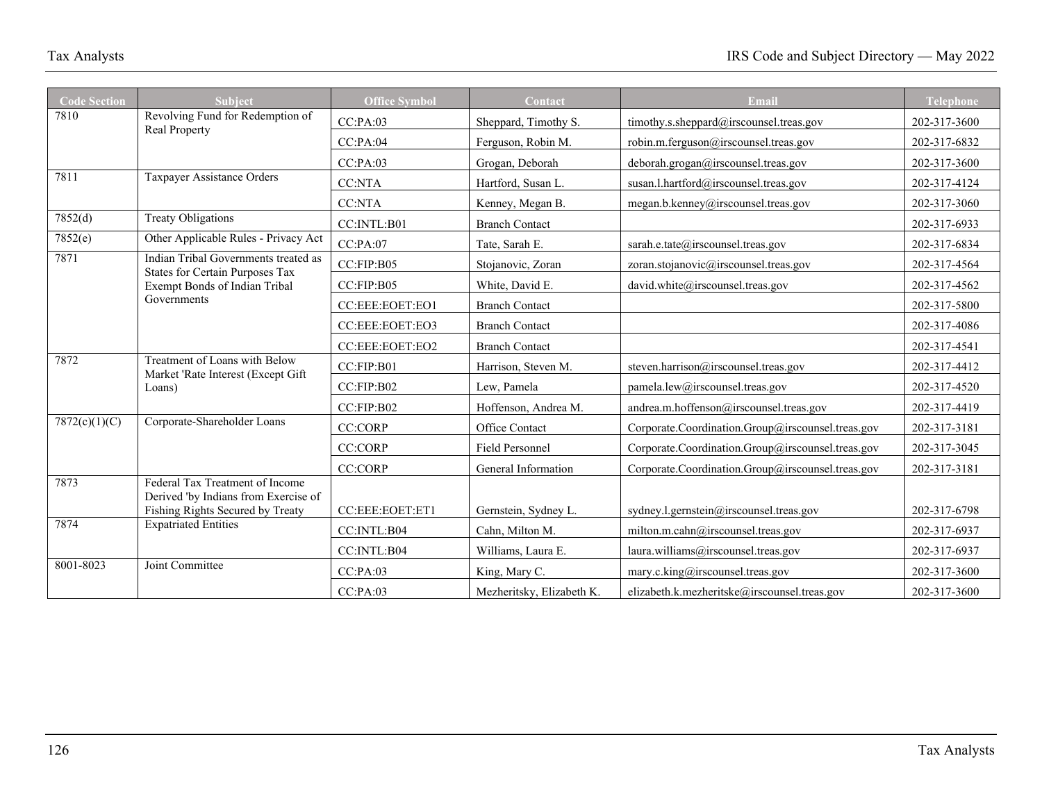| Code Section | Subject | Office Symbol | Contact | Email | Telephone |
| --- | --- | --- | --- | --- | --- |
| 7810 | Revolving Fund for Redemption of Real Property | CC:PA:03 | Sheppard, Timothy S. | timothy.s.sheppard@irscounsel.treas.gov | 202-317-3600 |
| | | CC:PA:04 | Ferguson, Robin M. | robin.m.ferguson@irscounsel.treas.gov | 202-317-6832 |
| | | CC:PA:03 | Grogan, Deborah | deborah.grogan@irscounsel.treas.gov | 202-317-3600 |
| 7811 | Taxpayer Assistance Orders | CC:NTA | Hartford, Susan L. | susan.l.hartford@irscounsel.treas.gov | 202-317-4124 |
| | | CC:NTA | Kenney, Megan B. | megan.b.kenney@irscounsel.treas.gov | 202-317-3060 |
| 7852(d) | Treaty Obligations | CC:INTL:B01 | Branch Contact | | 202-317-6933 |
| 7852(e) | Other Applicable Rules - Privacy Act | CC:PA:07 | Tate, Sarah E. | sarah.e.tate@irscounsel.treas.gov | 202-317-6834 |
| 7871 | Indian Tribal Governments treated as States for Certain Purposes Tax Exempt Bonds of Indian Tribal Governments | CC:FIP:B05 | Stojanovic, Zoran | zoran.stojanovic@irscounsel.treas.gov | 202-317-4564 |
| | | CC:FIP:B05 | White, David E. | david.white@irscounsel.treas.gov | 202-317-4562 |
| | | CC:EEE:EOET:EO1 | Branch Contact | | 202-317-5800 |
| | | CC:EEE:EOET:EO3 | Branch Contact | | 202-317-4086 |
| | | CC:EEE:EOET:EO2 | Branch Contact | | 202-317-4541 |
| 7872 | Treatment of Loans with Below Market 'Rate Interest (Except Gift Loans) | CC:FIP:B01 | Harrison, Steven M. | steven.harrison@irscounsel.treas.gov | 202-317-4412 |
| | | CC:FIP:B02 | Lew, Pamela | pamela.lew@irscounsel.treas.gov | 202-317-4520 |
| | | CC:FIP:B02 | Hoffenson, Andrea M. | andrea.m.hoffenson@irscounsel.treas.gov | 202-317-4419 |
| 7872(c)(1)(C) | Corporate-Shareholder Loans | CC:CORP | Office Contact | Corporate.Coordination.Group@irscounsel.treas.gov | 202-317-3181 |
| | | CC:CORP | Field Personnel | Corporate.Coordination.Group@irscounsel.treas.gov | 202-317-3045 |
| | | CC:CORP | General Information | Corporate.Coordination.Group@irscounsel.treas.gov | 202-317-3181 |
| 7873 | Federal Tax Treatment of Income Derived 'by Indians from Exercise of Fishing Rights Secured by Treaty | CC:EEE:EOET:ET1 | Gernstein, Sydney L. | sydney.l.gernstein@irscounsel.treas.gov | 202-317-6798 |
| 7874 | Expatriated Entities | CC:INTL:B04 | Cahn, Milton M. | milton.m.cahn@irscounsel.treas.gov | 202-317-6937 |
| | | CC:INTL:B04 | Williams, Laura E. | laura.williams@irscounsel.treas.gov | 202-317-6937 |
| 8001-8023 | Joint Committee | CC:PA:03 | King, Mary C. | mary.c.king@irscounsel.treas.gov | 202-317-3600 |
| | | CC:PA:03 | Mezheritsky, Elizabeth K. | elizabeth.k.mezheritske@irscounsel.treas.gov | 202-317-3600 |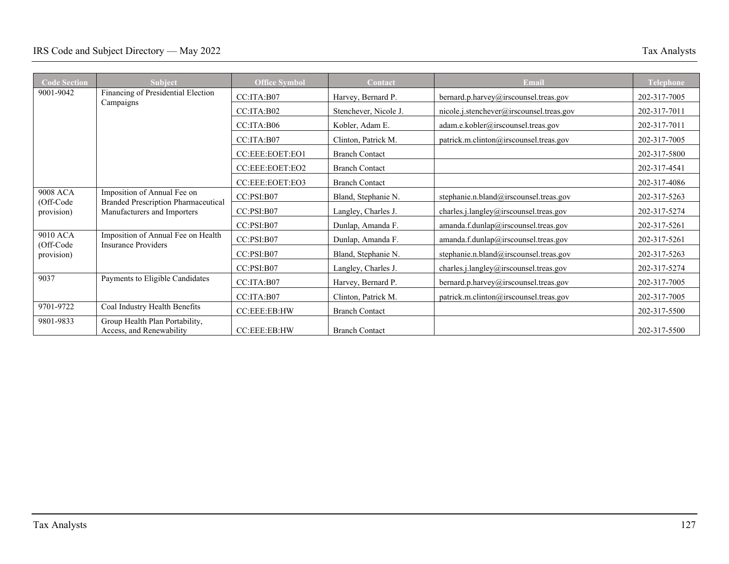| Code Section | Subject | Office Symbol | Contact | Email | Telephone |
|---|---|---|---|---|---|
| 9001-9042 | Financing of Presidential Election Campaigns | CC:ITA:B07 | Harvey, Bernard P. | bernard.p.harvey@irscounsel.treas.gov | 202-317-7005 |
| | | CC:ITA:B02 | Stenchever, Nicole J. | nicole.j.stenchever@irscounsel.treas.gov | 202-317-7011 |
| | | CC:ITA:B06 | Kobler, Adam E. | adam.e.kobler@irscounsel.treas.gov | 202-317-7011 |
| | | CC:ITA:B07 | Clinton, Patrick M. | patrick.m.clinton@irscounsel.treas.gov | 202-317-7005 |
| | | CC:EEE:EOET:EO1 | Branch Contact | | 202-317-5800 |
| | | CC:EEE:EOET:EO2 | Branch Contact | | 202-317-4541 |
| | | CC:EEE:EOET:EO3 | Branch Contact | | 202-317-4086 |
| 9008 ACA (Off-Code provision) | Imposition of Annual Fee on Branded Prescription Pharmaceutical Manufacturers and Importers | CC:PSI:B07 | Bland, Stephanie N. | stephanie.n.bland@irscounsel.treas.gov | 202-317-5263 |
| | | CC:PSI:B07 | Langley, Charles J. | charles.j.langley@irscounsel.treas.gov | 202-317-5274 |
| | | CC:PSI:B07 | Dunlap, Amanda F. | amanda.f.dunlap@irscounsel.treas.gov | 202-317-5261 |
| 9010 ACA (Off-Code provision) | Imposition of Annual Fee on Health Insurance Providers | CC:PSI:B07 | Dunlap, Amanda F. | amanda.f.dunlap@irscounsel.treas.gov | 202-317-5261 |
| | | CC:PSI:B07 | Bland, Stephanie N. | stephanie.n.bland@irscounsel.treas.gov | 202-317-5263 |
| | | CC:PSI:B07 | Langley, Charles J. | charles.j.langley@irscounsel.treas.gov | 202-317-5274 |
| 9037 | Payments to Eligible Candidates | CC:ITA:B07 | Harvey, Bernard P. | bernard.p.harvey@irscounsel.treas.gov | 202-317-7005 |
| | | CC:ITA:B07 | Clinton, Patrick M. | patrick.m.clinton@irscounsel.treas.gov | 202-317-7005 |
| 9701-9722 | Coal Industry Health Benefits | CC:EEE:EB:HW | Branch Contact | | 202-317-5500 |
| 9801-9833 | Group Health Plan Portability, Access, and Renewability | CC:EEE:EB:HW | Branch Contact | | 202-317-5500 |